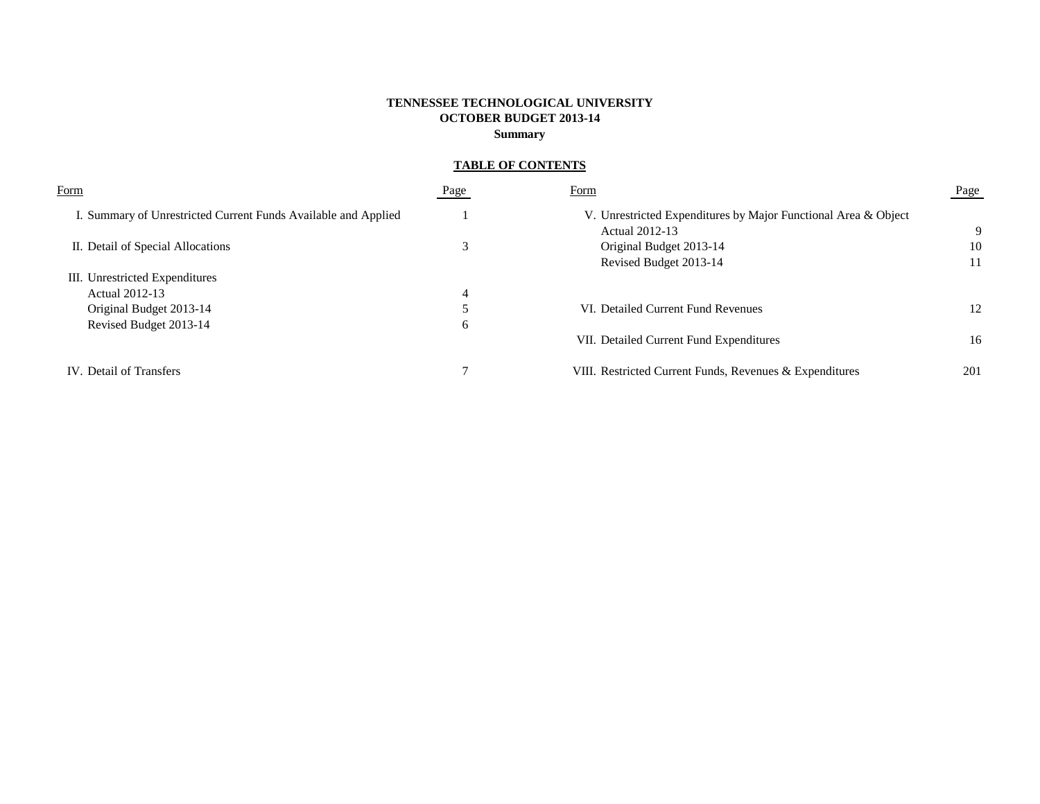# TENNESSEE TECHNOLOGICAL UNIVERSITY
## OCTOBER BUDGET 2013-14
### Summary

**TABLE OF CONTENTS**

| Form | Page | Form | Page |
|---|---|---|---|
| I. Summary of Unrestricted Current Funds Available and Applied | 1 | V. Unrestricted Expenditures by Major Functional Area & Object | |
| | | Actual 2012-13 | 9 |
| II. Detail of Special Allocations | 3 | Original Budget 2013-14 | 10 |
| | | Revised Budget 2013-14 | 11 |
| III. Unrestricted Expenditures | | | |
| Actual 2012-13 | 4 | | |
| Original Budget 2013-14 | 5 | VI. Detailed Current Fund Revenues | 12 |
| Revised Budget 2013-14 | 6 | | |
| | | VII. Detailed Current Fund Expenditures | 16 |
| IV. Detail of Transfers | 7 | VIII. Restricted Current Funds, Revenues & Expenditures | 201 |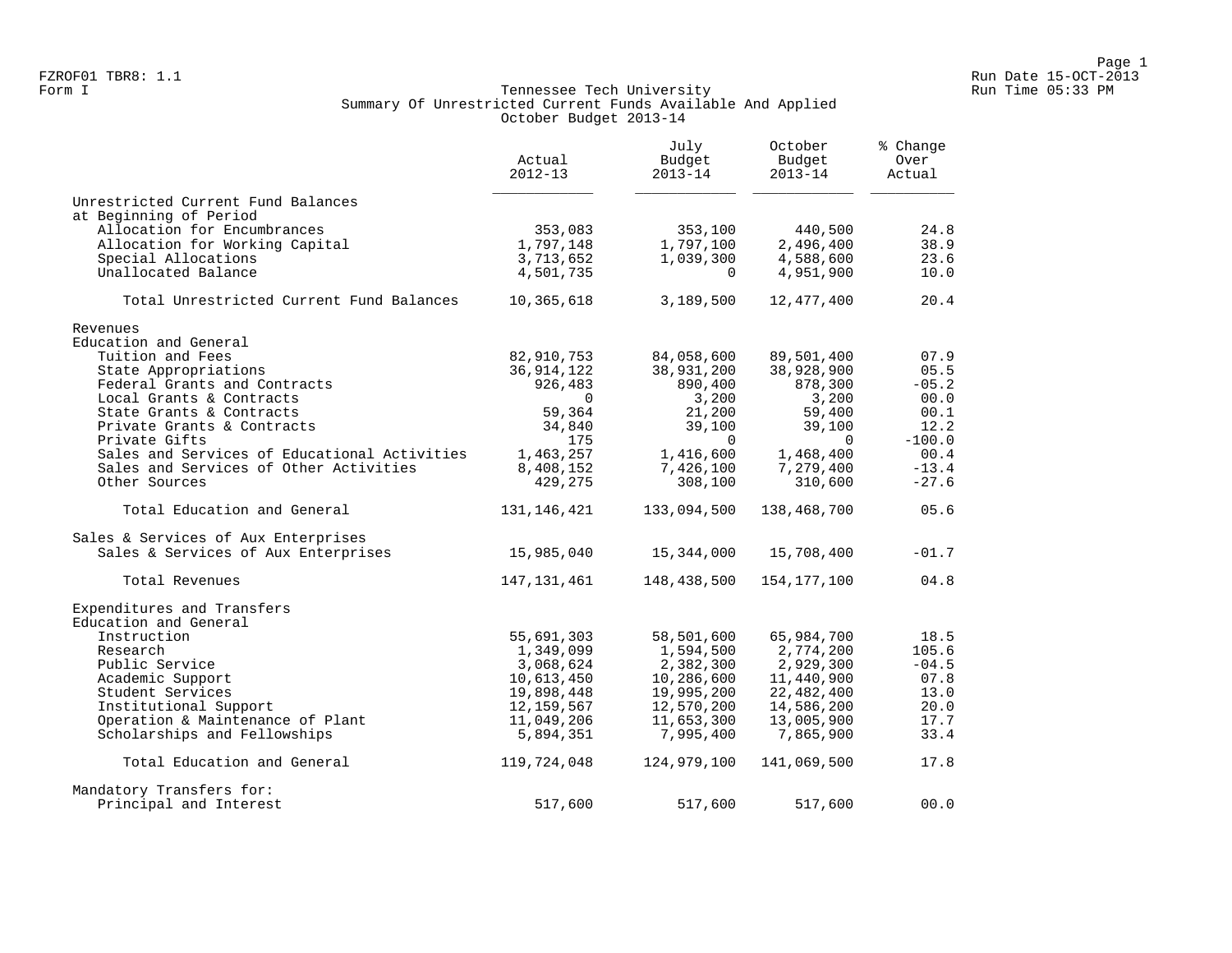FZROF01 TBR8: 1.1
Form I

# Tennessee Tech University
## Summary Of Unrestricted Current Funds Available And Applied
### October Budget 2013-14

| | Actual 2012-13 | July Budget 2013-14 | October Budget 2013-14 | % Change Over Actual |
|---|---|---|---|---|
| **Unrestricted Current Fund Balances at Beginning of Period** | | | | |
| Allocation for Encumbrances | 353,083 | 353,100 | 440,500 | 24.8 |
| Allocation for Working Capital | 1,797,148 | 1,797,100 | 2,496,400 | 38.9 |
| Special Allocations | 3,713,652 | 1,039,300 | 4,588,600 | 23.6 |
| Unallocated Balance | 4,501,735 | 0 | 4,951,900 | 10.0 |
| Total Unrestricted Current Fund Balances | 10,365,618 | 3,189,500 | 12,477,400 | 20.4 |
| **Revenues** | | | | |
| **Education and General** | | | | |
| Tuition and Fees | 82,910,753 | 84,058,600 | 89,501,400 | 07.9 |
| State Appropriations | 36,914,122 | 38,931,200 | 38,928,900 | 05.5 |
| Federal Grants and Contracts | 926,483 | 890,400 | 878,300 | -05.2 |
| Local Grants & Contracts | 0 | 3,200 | 3,200 | 00.0 |
| State Grants & Contracts | 59,364 | 21,200 | 59,400 | 00.1 |
| Private Grants & Contracts | 34,840 | 39,100 | 39,100 | 12.2 |
| Private Gifts | 175 | 0 | 0 | -100.0 |
| Sales and Services of Educational Activities | 1,463,257 | 1,416,600 | 1,468,400 | 00.4 |
| Sales and Services of Other Activities | 8,408,152 | 7,426,100 | 7,279,400 | -13.4 |
| Other Sources | 429,275 | 308,100 | 310,600 | -27.6 |
| Total Education and General | 131,146,421 | 133,094,500 | 138,468,700 | 05.6 |
| **Sales & Services of Aux Enterprises** | | | | |
| Sales & Services of Aux Enterprises | 15,985,040 | 15,344,000 | 15,708,400 | -01.7 |
| Total Revenues | 147,131,461 | 148,438,500 | 154,177,100 | 04.8 |
| **Expenditures and Transfers** | | | | |
| **Education and General** | | | | |
| Instruction | 55,691,303 | 58,501,600 | 65,984,700 | 18.5 |
| Research | 1,349,099 | 1,594,500 | 2,774,200 | 105.6 |
| Public Service | 3,068,624 | 2,382,300 | 2,929,300 | -04.5 |
| Academic Support | 10,613,450 | 10,286,600 | 11,440,900 | 07.8 |
| Student Services | 19,898,448 | 19,995,200 | 22,482,400 | 13.0 |
| Institutional Support | 12,159,567 | 12,570,200 | 14,586,200 | 20.0 |
| Operation & Maintenance of Plant | 11,049,206 | 11,653,300 | 13,005,900 | 17.7 |
| Scholarships and Fellowships | 5,894,351 | 7,995,400 | 7,865,900 | 33.4 |
| Total Education and General | 119,724,048 | 124,979,100 | 141,069,500 | 17.8 |
| **Mandatory Transfers for:** | | | | |
| Principal and Interest | 517,600 | 517,600 | 517,600 | 00.0 |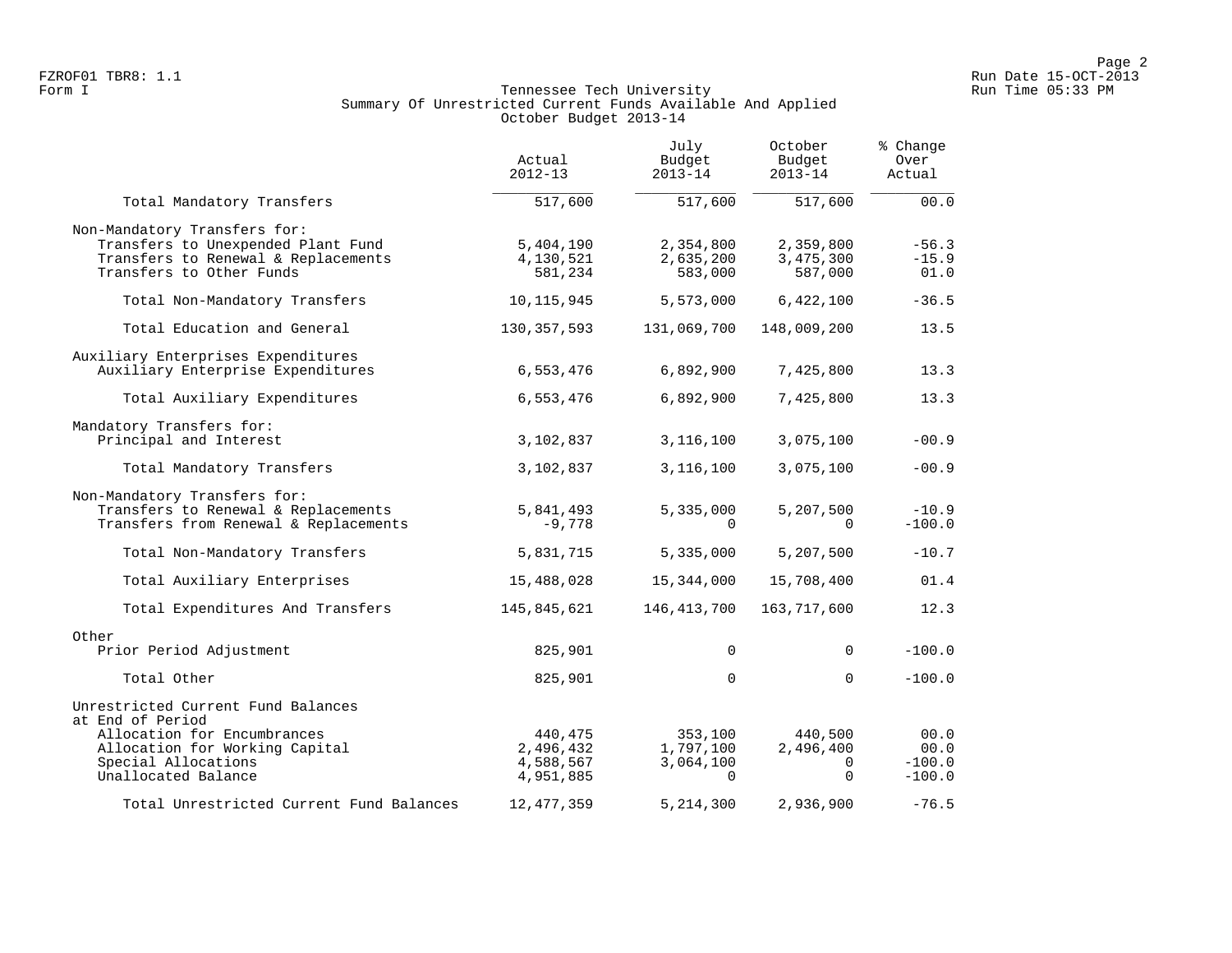FZROF01 TBR8: 1.1
Form I

# Tennessee Tech University
## Summary Of Unrestricted Current Funds Available And Applied
### October Budget 2013-14

| | Actual 2012-13 | July Budget 2013-14 | October Budget 2013-14 | % Change Over Actual |
|---|---|---|---|---|
| Total Mandatory Transfers | 517,600 | 517,600 | 517,600 | 00.0 |
| Non-Mandatory Transfers for: | | | | |
| Transfers to Unexpended Plant Fund | 5,404,190 | 2,354,800 | 2,359,800 | -56.3 |
| Transfers to Renewal & Replacements | 4,130,521 | 2,635,200 | 3,475,300 | -15.9 |
| Transfers to Other Funds | 581,234 | 583,000 | 587,000 | 01.0 |
| Total Non-Mandatory Transfers | 10,115,945 | 5,573,000 | 6,422,100 | -36.5 |
| Total Education and General | 130,357,593 | 131,069,700 | 148,009,200 | 13.5 |
| Auxiliary Enterprises Expenditures | | | | |
| Auxiliary Enterprise Expenditures | 6,553,476 | 6,892,900 | 7,425,800 | 13.3 |
| Total Auxiliary Expenditures | 6,553,476 | 6,892,900 | 7,425,800 | 13.3 |
| Mandatory Transfers for: | | | | |
| Principal and Interest | 3,102,837 | 3,116,100 | 3,075,100 | -00.9 |
| Total Mandatory Transfers | 3,102,837 | 3,116,100 | 3,075,100 | -00.9 |
| Non-Mandatory Transfers for: | | | | |
| Transfers to Renewal & Replacements | 5,841,493 | 5,335,000 | 5,207,500 | -10.9 |
| Transfers from Renewal & Replacements | -9,778 | 0 | 0 | -100.0 |
| Total Non-Mandatory Transfers | 5,831,715 | 5,335,000 | 5,207,500 | -10.7 |
| Total Auxiliary Enterprises | 15,488,028 | 15,344,000 | 15,708,400 | 01.4 |
| Total Expenditures And Transfers | 145,845,621 | 146,413,700 | 163,717,600 | 12.3 |
| Other | | | | |
| Prior Period Adjustment | 825,901 | 0 | 0 | -100.0 |
| Total Other | 825,901 | 0 | 0 | -100.0 |
| Unrestricted Current Fund Balances at End of Period | | | | |
| Allocation for Encumbrances | 440,475 | 353,100 | 440,500 | 00.0 |
| Allocation for Working Capital | 2,496,432 | 1,797,100 | 2,496,400 | 00.0 |
| Special Allocations | 4,588,567 | 3,064,100 | 0 | -100.0 |
| Unallocated Balance | 4,951,885 | 0 | 0 | -100.0 |
| Total Unrestricted Current Fund Balances | 12,477,359 | 5,214,300 | 2,936,900 | -76.5 |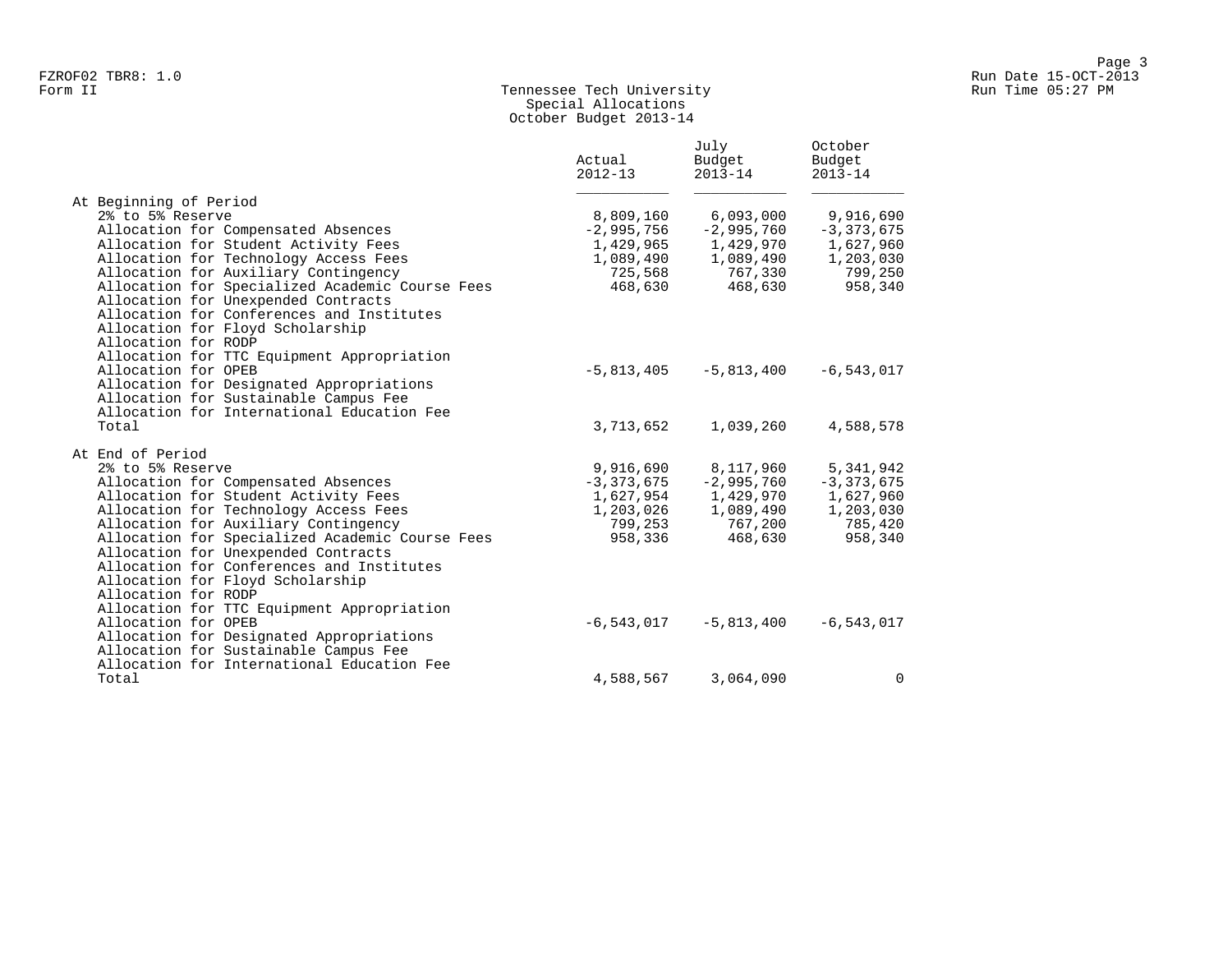FZROF02 TBR8: 1.0
Form II

# Tennessee Tech University
## Special Allocations
## October Budget 2013-14

Run Date 15-OCT-2013
Run Time 05:27 PM

| | Actual 2012-13 | July Budget 2013-14 | October Budget 2013-14 |
|---|---|---|---|
| At Beginning of Period | | | |
| 2% to 5% Reserve | 8,809,160 | 6,093,000 | 9,916,690 |
| Allocation for Compensated Absences | -2,995,756 | -2,995,760 | -3,373,675 |
| Allocation for Student Activity Fees | 1,429,965 | 1,429,970 | 1,627,960 |
| Allocation for Technology Access Fees | 1,089,490 | 1,089,490 | 1,203,030 |
| Allocation for Auxiliary Contingency | 725,568 | 767,330 | 799,250 |
| Allocation for Specialized Academic Course Fees | 468,630 | 468,630 | 958,340 |
| Allocation for Unexpended Contracts | | | |
| Allocation for Conferences and Institutes | | | |
| Allocation for Floyd Scholarship | | | |
| Allocation for RODP | | | |
| Allocation for TTC Equipment Appropriation | | | |
| Allocation for OPEB | -5,813,405 | -5,813,400 | -6,543,017 |
| Allocation for Designated Appropriations | | | |
| Allocation for Sustainable Campus Fee | | | |
| Allocation for International Education Fee | | | |
| Total | 3,713,652 | 1,039,260 | 4,588,578 |
| At End of Period | | | |
| 2% to 5% Reserve | 9,916,690 | 8,117,960 | 5,341,942 |
| Allocation for Compensated Absences | -3,373,675 | -2,995,760 | -3,373,675 |
| Allocation for Student Activity Fees | 1,627,954 | 1,429,970 | 1,627,960 |
| Allocation for Technology Access Fees | 1,203,026 | 1,089,490 | 1,203,030 |
| Allocation for Auxiliary Contingency | 799,253 | 767,200 | 785,420 |
| Allocation for Specialized Academic Course Fees | 958,336 | 468,630 | 958,340 |
| Allocation for Unexpended Contracts | | | |
| Allocation for Conferences and Institutes | | | |
| Allocation for Floyd Scholarship | | | |
| Allocation for RODP | | | |
| Allocation for TTC Equipment Appropriation | | | |
| Allocation for OPEB | -6,543,017 | -5,813,400 | -6,543,017 |
| Allocation for Designated Appropriations | | | |
| Allocation for Sustainable Campus Fee | | | |
| Allocation for International Education Fee | | | |
| Total | 4,588,567 | 3,064,090 | 0 |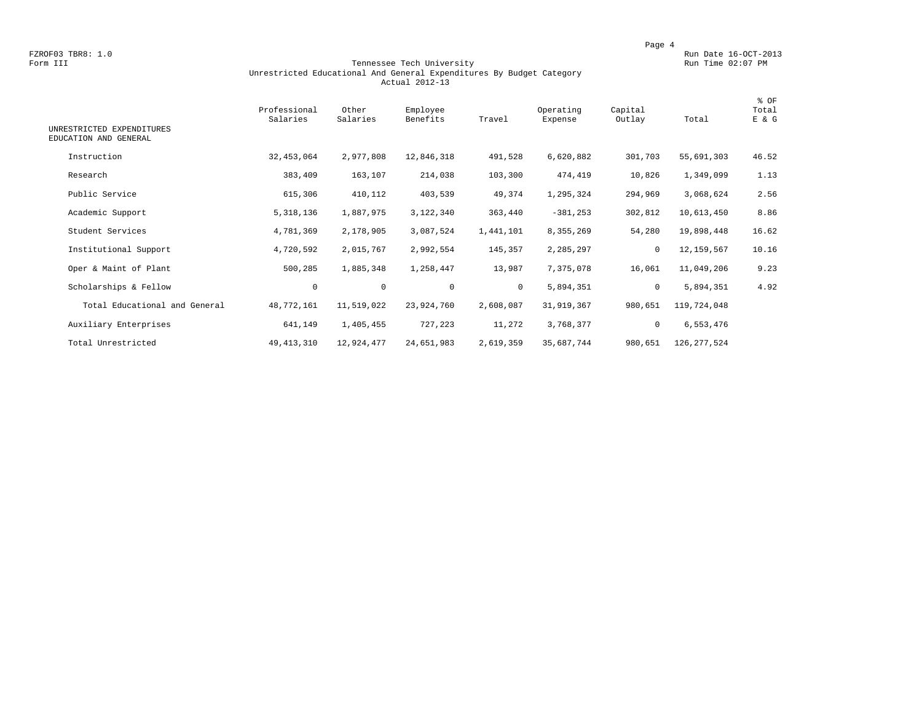FZROF03 TBR8: 1.0
Form III

Run Date 16-OCT-2013
Run Time 02:07 PM

# Tennessee Tech University
## Unrestricted Educational And General Expenditures By Budget Category
### Actual 2012-13

| UNRESTRICTED EXPENDITURES EDUCATION AND GENERAL | Professional Salaries | Other Salaries | Employee Benefits | Travel | Operating Expense | Capital Outlay | Total | % OF Total E & G |
|---|---|---|---|---|---|---|---|---|
| Instruction | 32,453,064 | 2,977,808 | 12,846,318 | 491,528 | 6,620,882 | 301,703 | 55,691,303 | 46.52 |
| Research | 383,409 | 163,107 | 214,038 | 103,300 | 474,419 | 10,826 | 1,349,099 | 1.13 |
| Public Service | 615,306 | 410,112 | 403,539 | 49,374 | 1,295,324 | 294,969 | 3,068,624 | 2.56 |
| Academic Support | 5,318,136 | 1,887,975 | 3,122,340 | 363,440 | -381,253 | 302,812 | 10,613,450 | 8.86 |
| Student Services | 4,781,369 | 2,178,905 | 3,087,524 | 1,441,101 | 8,355,269 | 54,280 | 19,898,448 | 16.62 |
| Institutional Support | 4,720,592 | 2,015,767 | 2,992,554 | 145,357 | 2,285,297 | 0 | 12,159,567 | 10.16 |
| Oper & Maint of Plant | 500,285 | 1,885,348 | 1,258,447 | 13,987 | 7,375,078 | 16,061 | 11,049,206 | 9.23 |
| Scholarships & Fellow | 0 | 0 | 0 | 0 | 5,894,351 | 0 | 5,894,351 | 4.92 |
| Total Educational and General | 48,772,161 | 11,519,022 | 23,924,760 | 2,608,087 | 31,919,367 | 980,651 | 119,724,048 | |
| Auxiliary Enterprises | 641,149 | 1,405,455 | 727,223 | 11,272 | 3,768,377 | 0 | 6,553,476 | |
| Total Unrestricted | 49,413,310 | 12,924,477 | 24,651,983 | 2,619,359 | 35,687,744 | 980,651 | 126,277,524 | |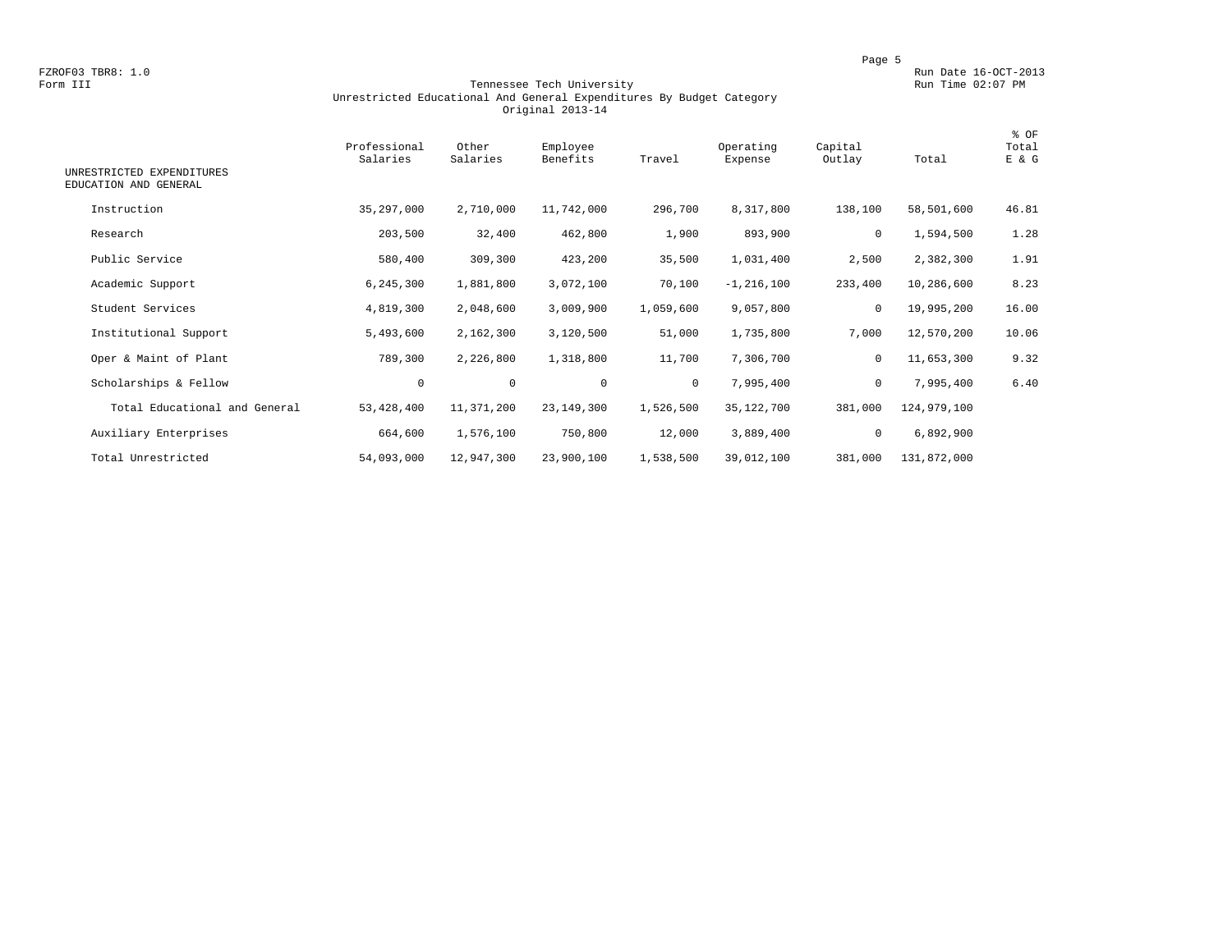FZROF03 TBR8: 1.0
Form III

Run Date 16-OCT-2013
Run Time 02:07 PM

# Tennessee Tech University
## Unrestricted Educational And General Expenditures By Budget Category
### Original 2013-14

| UNRESTRICTED EXPENDITURES EDUCATION AND GENERAL | Professional Salaries | Other Salaries | Employee Benefits | Travel | Operating Expense | Capital Outlay | Total | % OF Total E & G |
|---|---|---|---|---|---|---|---|---|
| Instruction | 35,297,000 | 2,710,000 | 11,742,000 | 296,700 | 8,317,800 | 138,100 | 58,501,600 | 46.81 |
| Research | 203,500 | 32,400 | 462,800 | 1,900 | 893,900 | 0 | 1,594,500 | 1.28 |
| Public Service | 580,400 | 309,300 | 423,200 | 35,500 | 1,031,400 | 2,500 | 2,382,300 | 1.91 |
| Academic Support | 6,245,300 | 1,881,800 | 3,072,100 | 70,100 | -1,216,100 | 233,400 | 10,286,600 | 8.23 |
| Student Services | 4,819,300 | 2,048,600 | 3,009,900 | 1,059,600 | 9,057,800 | 0 | 19,995,200 | 16.00 |
| Institutional Support | 5,493,600 | 2,162,300 | 3,120,500 | 51,000 | 1,735,800 | 7,000 | 12,570,200 | 10.06 |
| Oper & Maint of Plant | 789,300 | 2,226,800 | 1,318,800 | 11,700 | 7,306,700 | 0 | 11,653,300 | 9.32 |
| Scholarships & Fellow | 0 | 0 | 0 | 0 | 7,995,400 | 0 | 7,995,400 | 6.40 |
| Total Educational and General | 53,428,400 | 11,371,200 | 23,149,300 | 1,526,500 | 35,122,700 | 381,000 | 124,979,100 | |
| Auxiliary Enterprises | 664,600 | 1,576,100 | 750,800 | 12,000 | 3,889,400 | 0 | 6,892,900 | |
| Total Unrestricted | 54,093,000 | 12,947,300 | 23,900,100 | 1,538,500 | 39,012,100 | 381,000 | 131,872,000 | |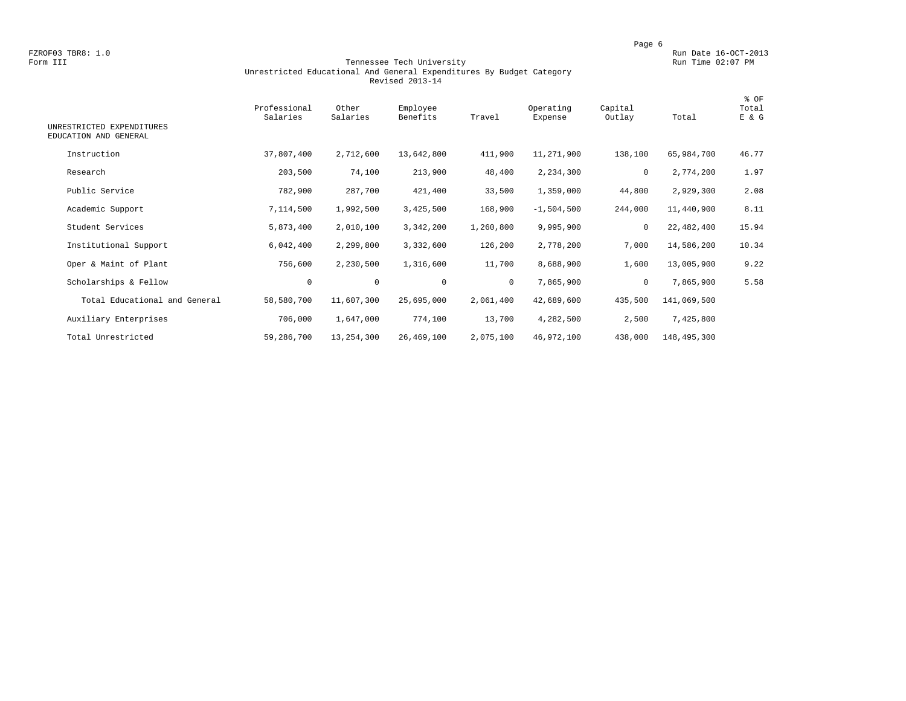FZROF03 TBR8: 1.0
Form III

Run Date 16-OCT-2013
Run Time 02:07 PM

# Tennessee Tech University
## Unrestricted Educational And General Expenditures By Budget Category
### Revised 2013-14

| UNRESTRICTED EXPENDITURES EDUCATION AND GENERAL | Professional Salaries | Other Salaries | Employee Benefits | Travel | Operating Expense | Capital Outlay | Total | % OF Total E & G |
|---|---|---|---|---|---|---|---|---|
| Instruction | 37,807,400 | 2,712,600 | 13,642,800 | 411,900 | 11,271,900 | 138,100 | 65,984,700 | 46.77 |
| Research | 203,500 | 74,100 | 213,900 | 48,400 | 2,234,300 | 0 | 2,774,200 | 1.97 |
| Public Service | 782,900 | 287,700 | 421,400 | 33,500 | 1,359,000 | 44,800 | 2,929,300 | 2.08 |
| Academic Support | 7,114,500 | 1,992,500 | 3,425,500 | 168,900 | -1,504,500 | 244,000 | 11,440,900 | 8.11 |
| Student Services | 5,873,400 | 2,010,100 | 3,342,200 | 1,260,800 | 9,995,900 | 0 | 22,482,400 | 15.94 |
| Institutional Support | 6,042,400 | 2,299,800 | 3,332,600 | 126,200 | 2,778,200 | 7,000 | 14,586,200 | 10.34 |
| Oper & Maint of Plant | 756,600 | 2,230,500 | 1,316,600 | 11,700 | 8,688,900 | 1,600 | 13,005,900 | 9.22 |
| Scholarships & Fellow | 0 | 0 | 0 | 0 | 7,865,900 | 0 | 7,865,900 | 5.58 |
| Total Educational and General | 58,580,700 | 11,607,300 | 25,695,000 | 2,061,400 | 42,689,600 | 435,500 | 141,069,500 | |
| Auxiliary Enterprises | 706,000 | 1,647,000 | 774,100 | 13,700 | 4,282,500 | 2,500 | 7,425,800 | |
| Total Unrestricted | 59,286,700 | 13,254,300 | 26,469,100 | 2,075,100 | 46,972,100 | 438,000 | 148,495,300 | |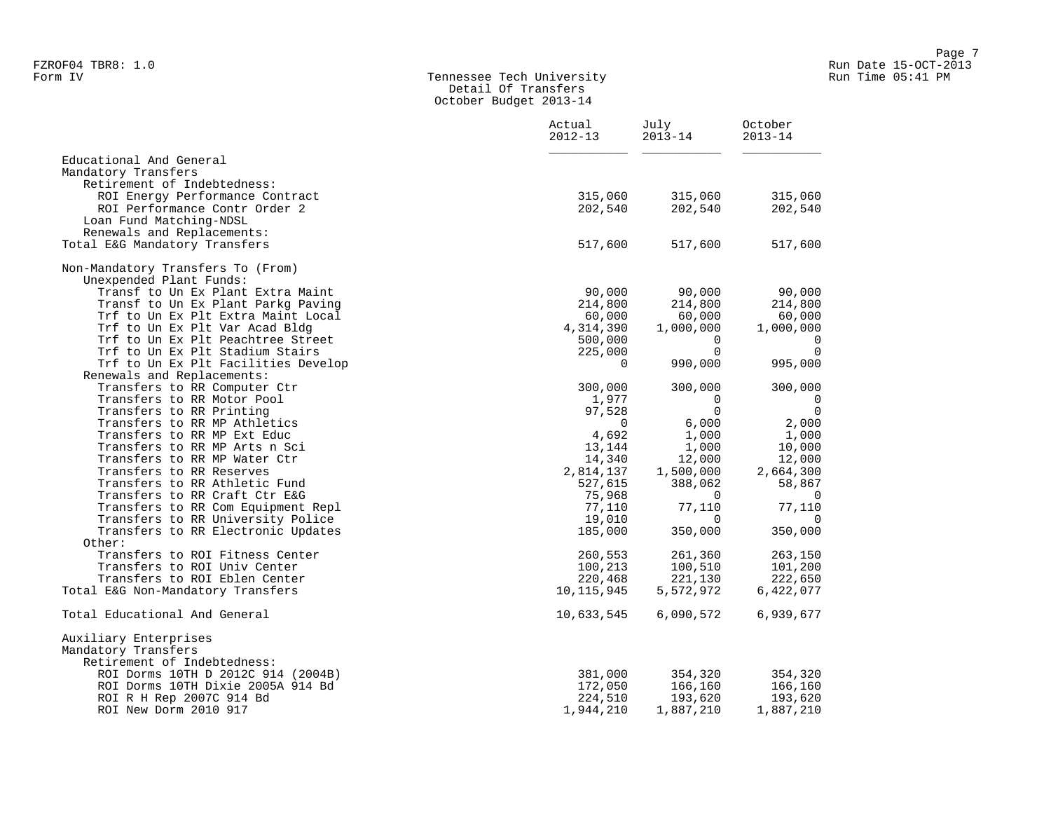FZROF04 TBR8: 1.0
Form IV

Run Date 15-OCT-2013
Run Time 05:41 PM

# Tennessee Tech University
## Detail Of Transfers
### October Budget 2013-14

| | Actual 2012-13 | July 2013-14 | October 2013-14 |
|---|---|---|---|
| Educational And General | | | |
| Mandatory Transfers | | | |
| Retirement of Indebtedness: | | | |
| ROI Energy Performance Contract | 315,060 | 315,060 | 315,060 |
| ROI Performance Contr Order 2 | 202,540 | 202,540 | 202,540 |
| Loan Fund Matching-NDSL | | | |
| Renewals and Replacements: | | | |
| Total E&G Mandatory Transfers | 517,600 | 517,600 | 517,600 |
| | | | |
| Non-Mandatory Transfers To (From) | | | |
| Unexpended Plant Funds: | | | |
| Transf to Un Ex Plant Extra Maint | 90,000 | 90,000 | 90,000 |
| Transf to Un Ex Plant Parkg Paving | 214,800 | 214,800 | 214,800 |
| Trf to Un Ex Plt Extra Maint Local | 60,000 | 60,000 | 60,000 |
| Trf to Un Ex Plt Var Acad Bldg | 4,314,390 | 1,000,000 | 1,000,000 |
| Trf to Un Ex Plt Peachtree Street | 500,000 | 0 | 0 |
| Trf to Un Ex Plt Stadium Stairs | 225,000 | 0 | 0 |
| Trf to Un Ex Plt Facilities Develop | 0 | 990,000 | 995,000 |
| Renewals and Replacements: | | | |
| Transfers to RR Computer Ctr | 300,000 | 300,000 | 300,000 |
| Transfers to RR Motor Pool | 1,977 | 0 | 0 |
| Transfers to RR Printing | 97,528 | 0 | 0 |
| Transfers to RR MP Athletics | 0 | 6,000 | 2,000 |
| Transfers to RR MP Ext Educ | 4,692 | 1,000 | 1,000 |
| Transfers to RR MP Arts n Sci | 13,144 | 1,000 | 10,000 |
| Transfers to RR MP Water Ctr | 14,340 | 12,000 | 12,000 |
| Transfers to RR Reserves | 2,814,137 | 1,500,000 | 2,664,300 |
| Transfers to RR Athletic Fund | 527,615 | 388,062 | 58,867 |
| Transfers to RR Craft Ctr E&G | 75,968 | 0 | 0 |
| Transfers to RR Com Equipment Repl | 77,110 | 77,110 | 77,110 |
| Transfers to RR University Police | 19,010 | 0 | 0 |
| Transfers to RR Electronic Updates | 185,000 | 350,000 | 350,000 |
| Other: | | | |
| Transfers to ROI Fitness Center | 260,553 | 261,360 | 263,150 |
| Transfers to ROI Univ Center | 100,213 | 100,510 | 101,200 |
| Transfers to ROI Eblen Center | 220,468 | 221,130 | 222,650 |
| Total E&G Non-Mandatory Transfers | 10,115,945 | 5,572,972 | 6,422,077 |
| | | | |
| Total Educational And General | 10,633,545 | 6,090,572 | 6,939,677 |
| | | | |
| Auxiliary Enterprises | | | |
| Mandatory Transfers | | | |
| Retirement of Indebtedness: | | | |
| ROI Dorms 10TH D 2012C 914 (2004B) | 381,000 | 354,320 | 354,320 |
| ROI Dorms 10TH Dixie 2005A 914 Bd | 172,050 | 166,160 | 166,160 |
| ROI R H Rep 2007C 914 Bd | 224,510 | 193,620 | 193,620 |
| ROI New Dorm 2010 917 | 1,944,210 | 1,887,210 | 1,887,210 |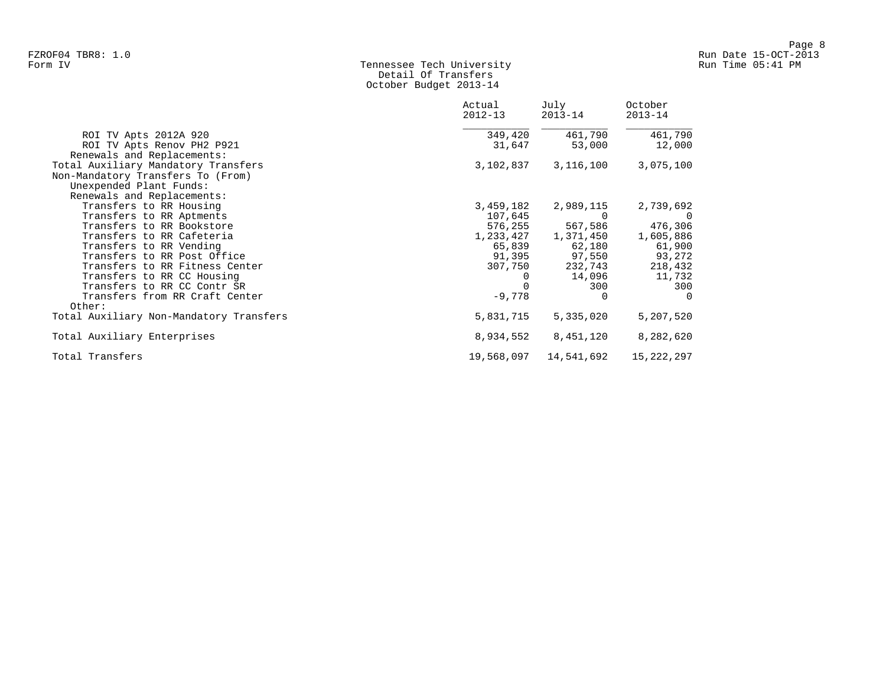FZROF04 TBR8: 1.0
Form IV

Tennessee Tech University
Detail Of Transfers
October Budget 2013-14

Run Date 15-OCT-2013
Run Time 05:41 PM

| | Actual 2012-13 | July 2013-14 | October 2013-14 |
|---|---|---|---|
| ROI TV Apts 2012A 920 | 349,420 | 461,790 | 461,790 |
| ROI TV Apts Renov PH2 P921 | 31,647 | 53,000 | 12,000 |
| Renewals and Replacements: | | | |
| Total Auxiliary Mandatory Transfers | 3,102,837 | 3,116,100 | 3,075,100 |
| Non-Mandatory Transfers To (From) | | | |
| Unexpended Plant Funds: | | | |
| Renewals and Replacements: | | | |
| Transfers to RR Housing | 3,459,182 | 2,989,115 | 2,739,692 |
| Transfers to RR Aptments | 107,645 | 0 | 0 |
| Transfers to RR Bookstore | 576,255 | 567,586 | 476,306 |
| Transfers to RR Cafeteria | 1,233,427 | 1,371,450 | 1,605,886 |
| Transfers to RR Vending | 65,839 | 62,180 | 61,900 |
| Transfers to RR Post Office | 91,395 | 97,550 | 93,272 |
| Transfers to RR Fitness Center | 307,750 | 232,743 | 218,432 |
| Transfers to RR CC Housing | 0 | 14,096 | 11,732 |
| Transfers to RR CC Contr SR | 0 | 300 | 300 |
| Transfers from RR Craft Center | -9,778 | 0 | 0 |
| Other: | | | |
| Total Auxiliary Non-Mandatory Transfers | 5,831,715 | 5,335,020 | 5,207,520 |
| Total Auxiliary Enterprises | 8,934,552 | 8,451,120 | 8,282,620 |
| Total Transfers | 19,568,097 | 14,541,692 | 15,222,297 |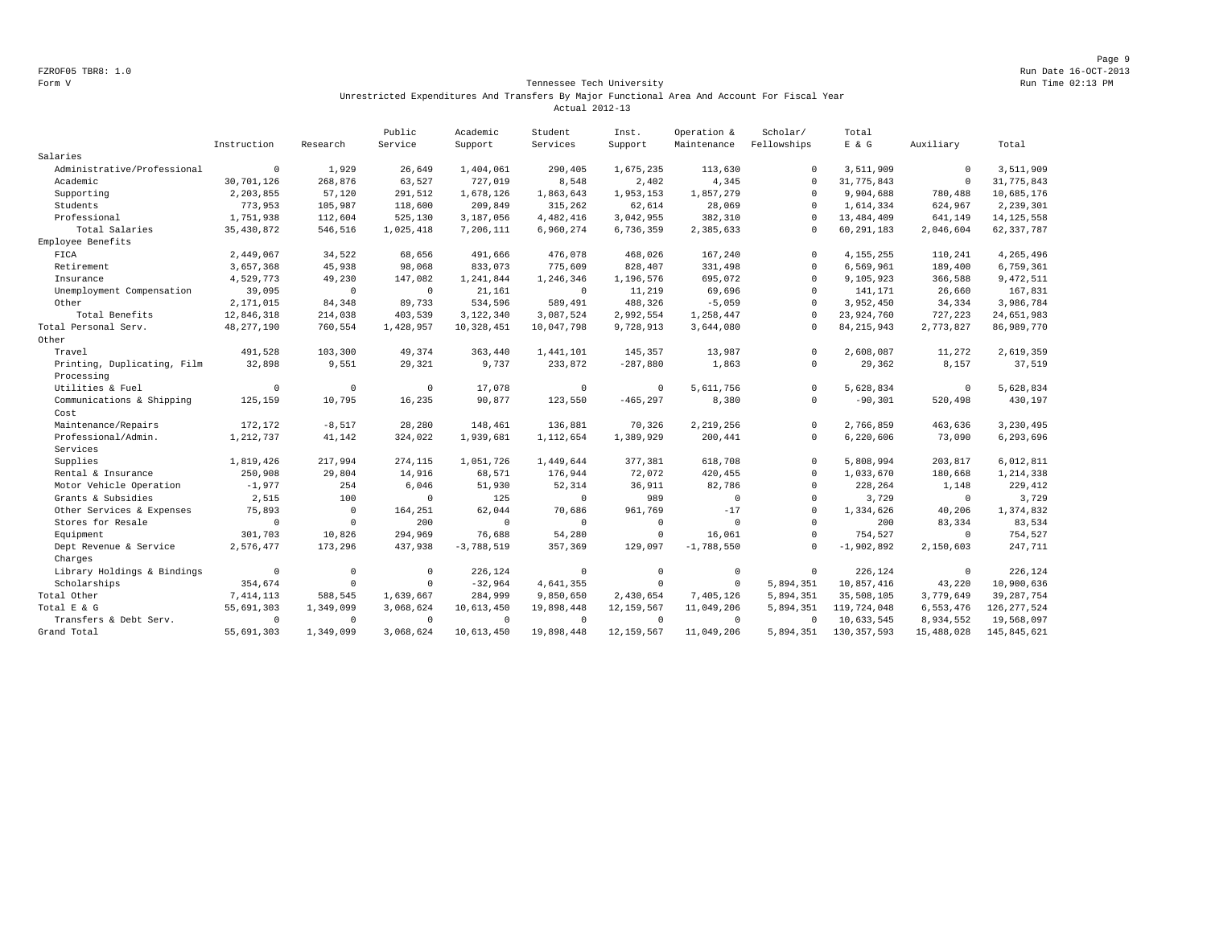FZROF05 TBR8: 1.0
Form V

Run Date 16-OCT-2013
Run Time 02:13 PM

Tennessee Tech University
Unrestricted Expenditures And Transfers By Major Functional Area And Account For Fiscal Year
Actual 2012-13

| | Instruction | Research | Public Service | Academic Support | Student Services | Inst. Support | Operation & Maintenance | Scholar/ Fellowships | Total E & G | Auxiliary | Total |
|---|---|---|---|---|---|---|---|---|---|---|---|
| Salaries | | | | | | | | | | | |
| Administrative/Professional | 0 | 1,929 | 26,649 | 1,404,061 | 290,405 | 1,675,235 | 113,630 | 0 | 3,511,909 | 0 | 3,511,909 |
| Academic | 30,701,126 | 268,876 | 63,527 | 727,019 | 8,548 | 2,402 | 4,345 | 0 | 31,775,843 | 0 | 31,775,843 |
| Supporting | 2,203,855 | 57,120 | 291,512 | 1,678,126 | 1,863,643 | 1,953,153 | 1,857,279 | 0 | 9,904,688 | 780,488 | 10,685,176 |
| Students | 773,953 | 105,987 | 118,600 | 209,849 | 315,262 | 62,614 | 28,069 | 0 | 1,614,334 | 624,967 | 2,239,301 |
| Professional | 1,751,938 | 112,604 | 525,130 | 3,187,056 | 4,482,416 | 3,042,955 | 382,310 | 0 | 13,484,409 | 641,149 | 14,125,558 |
| Total Salaries | 35,430,872 | 546,516 | 1,025,418 | 7,206,111 | 6,960,274 | 6,736,359 | 2,385,633 | 0 | 60,291,183 | 2,046,604 | 62,337,787 |
| Employee Benefits | | | | | | | | | | | |
| FICA | 2,449,067 | 34,522 | 68,656 | 491,666 | 476,078 | 468,026 | 167,240 | 0 | 4,155,255 | 110,241 | 4,265,496 |
| Retirement | 3,657,368 | 45,938 | 98,068 | 833,073 | 775,609 | 828,407 | 331,498 | 0 | 6,569,961 | 189,400 | 6,759,361 |
| Insurance | 4,529,773 | 49,230 | 147,082 | 1,241,844 | 1,246,346 | 1,196,576 | 695,072 | 0 | 9,105,923 | 366,588 | 9,472,511 |
| Unemployment Compensation | 39,095 | 0 | 0 | 21,161 | 0 | 11,219 | 69,696 | 0 | 141,171 | 26,660 | 167,831 |
| Other | 2,171,015 | 84,348 | 89,733 | 534,596 | 589,491 | 488,326 | -5,059 | 0 | 3,952,450 | 34,334 | 3,986,784 |
| Total Benefits | 12,846,318 | 214,038 | 403,539 | 3,122,340 | 3,087,524 | 2,992,554 | 1,258,447 | 0 | 23,924,760 | 727,223 | 24,651,983 |
| Total Personal Serv. | 48,277,190 | 760,554 | 1,428,957 | 10,328,451 | 10,047,798 | 9,728,913 | 3,644,080 | 0 | 84,215,943 | 2,773,827 | 86,989,770 |
| Other | | | | | | | | | | | |
| Travel | 491,528 | 103,300 | 49,374 | 363,440 | 1,441,101 | 145,357 | 13,987 | 0 | 2,608,087 | 11,272 | 2,619,359 |
| Printing, Duplicating, Film Processing | 32,898 | 9,551 | 29,321 | 9,737 | 233,872 | -287,880 | 1,863 | 0 | 29,362 | 8,157 | 37,519 |
| Utilities & Fuel | 0 | 0 | 0 | 17,078 | 0 | 0 | 5,611,756 | 0 | 5,628,834 | 0 | 5,628,834 |
| Communications & Shipping Cost | 125,159 | 10,795 | 16,235 | 90,877 | 123,550 | -465,297 | 8,380 | 0 | -90,301 | 520,498 | 430,197 |
| Maintenance/Repairs | 172,172 | -8,517 | 28,280 | 148,461 | 136,881 | 70,326 | 2,219,256 | 0 | 2,766,859 | 463,636 | 3,230,495 |
| Professional/Admin. Services | 1,212,737 | 41,142 | 324,022 | 1,939,681 | 1,112,654 | 1,389,929 | 200,441 | 0 | 6,220,606 | 73,090 | 6,293,696 |
| Supplies | 1,819,426 | 217,994 | 274,115 | 1,051,726 | 1,449,644 | 377,381 | 618,708 | 0 | 5,808,994 | 203,817 | 6,012,811 |
| Rental & Insurance | 250,908 | 29,804 | 14,916 | 68,571 | 176,944 | 72,072 | 420,455 | 0 | 1,033,670 | 180,668 | 1,214,338 |
| Motor Vehicle Operation | -1,977 | 254 | 6,046 | 51,930 | 52,314 | 36,911 | 82,786 | 0 | 228,264 | 1,148 | 229,412 |
| Grants & Subsidies | 2,515 | 100 | 0 | 125 | 0 | 989 | 0 | 0 | 3,729 | 0 | 3,729 |
| Other Services & Expenses | 75,893 | 0 | 164,251 | 62,044 | 70,686 | 961,769 | -17 | 0 | 1,334,626 | 40,206 | 1,374,832 |
| Stores for Resale | 0 | 0 | 200 | 0 | 0 | 0 | 0 | 0 | 200 | 83,334 | 83,534 |
| Equipment | 301,703 | 10,826 | 294,969 | 76,688 | 54,280 | 0 | 16,061 | 0 | 754,527 | 0 | 754,527 |
| Dept Revenue & Service Charges | 2,576,477 | 173,296 | 437,938 | -3,788,519 | 357,369 | 129,097 | -1,788,550 | 0 | -1,902,892 | 2,150,603 | 247,711 |
| Library Holdings & Bindings | 0 | 0 | 0 | 226,124 | 0 | 0 | 0 | 0 | 226,124 | 0 | 226,124 |
| Scholarships | 354,674 | 0 | 0 | -32,964 | 4,641,355 | 0 | 0 | 5,894,351 | 10,857,416 | 43,220 | 10,900,636 |
| Total Other | 7,414,113 | 588,545 | 1,639,667 | 284,999 | 9,850,650 | 2,430,654 | 7,405,126 | 5,894,351 | 35,508,105 | 3,779,649 | 39,287,754 |
| Total E & G | 55,691,303 | 1,349,099 | 3,068,624 | 10,613,450 | 19,898,448 | 12,159,567 | 11,049,206 | 5,894,351 | 119,724,048 | 6,553,476 | 126,277,524 |
| Transfers & Debt Serv. | 0 | 0 | 0 | 0 | 0 | 0 | 0 | 0 | 10,633,545 | 8,934,552 | 19,568,097 |
| Grand Total | 55,691,303 | 1,349,099 | 3,068,624 | 10,613,450 | 19,898,448 | 12,159,567 | 11,049,206 | 5,894,351 | 130,357,593 | 15,488,028 | 145,845,621 |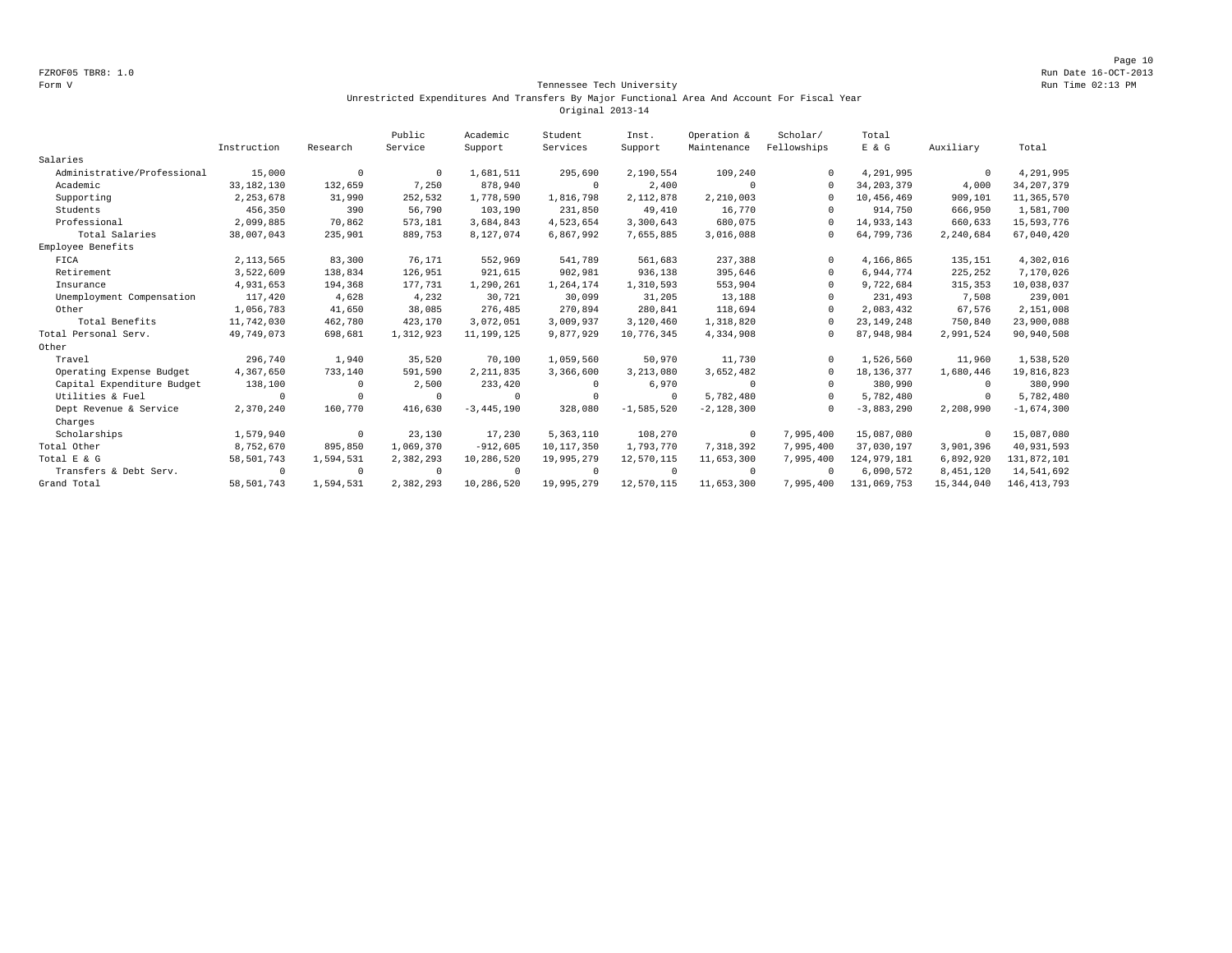FZROF05 TBR8: 1.0
Form V

Run Date 16-OCT-2013
Run Time 02:13 PM

## Tennessee Tech University
### Unrestricted Expenditures And Transfers By Major Functional Area And Account For Fiscal Year
### Original 2013-14

| | Instruction | Research | Public Service | Academic Support | Student Services | Inst. Support | Operation & Maintenance | Scholar/ Fellowships | Total E & G | Auxiliary | Total |
|---|---|---|---|---|---|---|---|---|---|---|---|
| Salaries | | | | | | | | | | | |
| Administrative/Professional | 15,000 | 0 | 0 | 1,681,511 | 295,690 | 2,190,554 | 109,240 | 0 | 4,291,995 | 0 | 4,291,995 |
| Academic | 33,182,130 | 132,659 | 7,250 | 878,940 | 0 | 2,400 | 0 | 0 | 34,203,379 | 4,000 | 34,207,379 |
| Supporting | 2,253,678 | 31,990 | 252,532 | 1,778,590 | 1,816,798 | 2,112,878 | 2,210,003 | 0 | 10,456,469 | 909,101 | 11,365,570 |
| Students | 456,350 | 390 | 56,790 | 103,190 | 231,850 | 49,410 | 16,770 | 0 | 914,750 | 666,950 | 1,581,700 |
| Professional | 2,099,885 | 70,862 | 573,181 | 3,684,843 | 4,523,654 | 3,300,643 | 680,075 | 0 | 14,933,143 | 660,633 | 15,593,776 |
| Total Salaries | 38,007,043 | 235,901 | 889,753 | 8,127,074 | 6,867,992 | 7,655,885 | 3,016,088 | 0 | 64,799,736 | 2,240,684 | 67,040,420 |
| Employee Benefits | | | | | | | | | | | |
| FICA | 2,113,565 | 83,300 | 76,171 | 552,969 | 541,789 | 561,683 | 237,388 | 0 | 4,166,865 | 135,151 | 4,302,016 |
| Retirement | 3,522,609 | 138,834 | 126,951 | 921,615 | 902,981 | 936,138 | 395,646 | 0 | 6,944,774 | 225,252 | 7,170,026 |
| Insurance | 4,931,653 | 194,368 | 177,731 | 1,290,261 | 1,264,174 | 1,310,593 | 553,904 | 0 | 9,722,684 | 315,353 | 10,038,037 |
| Unemployment Compensation | 117,420 | 4,628 | 4,232 | 30,721 | 30,099 | 31,205 | 13,188 | 0 | 231,493 | 7,508 | 239,001 |
| Other | 1,056,783 | 41,650 | 38,085 | 276,485 | 270,894 | 280,841 | 118,694 | 0 | 2,083,432 | 67,576 | 2,151,008 |
| Total Benefits | 11,742,030 | 462,780 | 423,170 | 3,072,051 | 3,009,937 | 3,120,460 | 1,318,820 | 0 | 23,149,248 | 750,840 | 23,900,088 |
| Total Personal Serv. | 49,749,073 | 698,681 | 1,312,923 | 11,199,125 | 9,877,929 | 10,776,345 | 4,334,908 | 0 | 87,948,984 | 2,991,524 | 90,940,508 |
| Other | | | | | | | | | | | |
| Travel | 296,740 | 1,940 | 35,520 | 70,100 | 1,059,560 | 50,970 | 11,730 | 0 | 1,526,560 | 11,960 | 1,538,520 |
| Operating Expense Budget | 4,367,650 | 733,140 | 591,590 | 2,211,835 | 3,366,600 | 3,213,080 | 3,652,482 | 0 | 18,136,377 | 1,680,446 | 19,816,823 |
| Capital Expenditure Budget | 138,100 | 0 | 2,500 | 233,420 | 0 | 6,970 | 0 | 0 | 380,990 | 0 | 380,990 |
| Utilities & Fuel | 0 | 0 | 0 | 0 | 0 | 0 | 5,782,480 | 0 | 5,782,480 | 0 | 5,782,480 |
| Dept Revenue & Service Charges | 2,370,240 | 160,770 | 416,630 | -3,445,190 | 328,080 | -1,585,520 | -2,128,300 | 0 | -3,883,290 | 2,208,990 | -1,674,300 |
| Scholarships | 1,579,940 | 0 | 23,130 | 17,230 | 5,363,110 | 108,270 | 0 | 7,995,400 | 15,087,080 | 0 | 15,087,080 |
| Total Other | 8,752,670 | 895,850 | 1,069,370 | -912,605 | 10,117,350 | 1,793,770 | 7,318,392 | 7,995,400 | 37,030,197 | 3,901,396 | 40,931,593 |
| Total E & G | 58,501,743 | 1,594,531 | 2,382,293 | 10,286,520 | 19,995,279 | 12,570,115 | 11,653,300 | 7,995,400 | 124,979,181 | 6,892,920 | 131,872,101 |
| Transfers & Debt Serv. | 0 | 0 | 0 | 0 | 0 | 0 | 0 | 0 | 6,090,572 | 8,451,120 | 14,541,692 |
| Grand Total | 58,501,743 | 1,594,531 | 2,382,293 | 10,286,520 | 19,995,279 | 12,570,115 | 11,653,300 | 7,995,400 | 131,069,753 | 15,344,040 | 146,413,793 |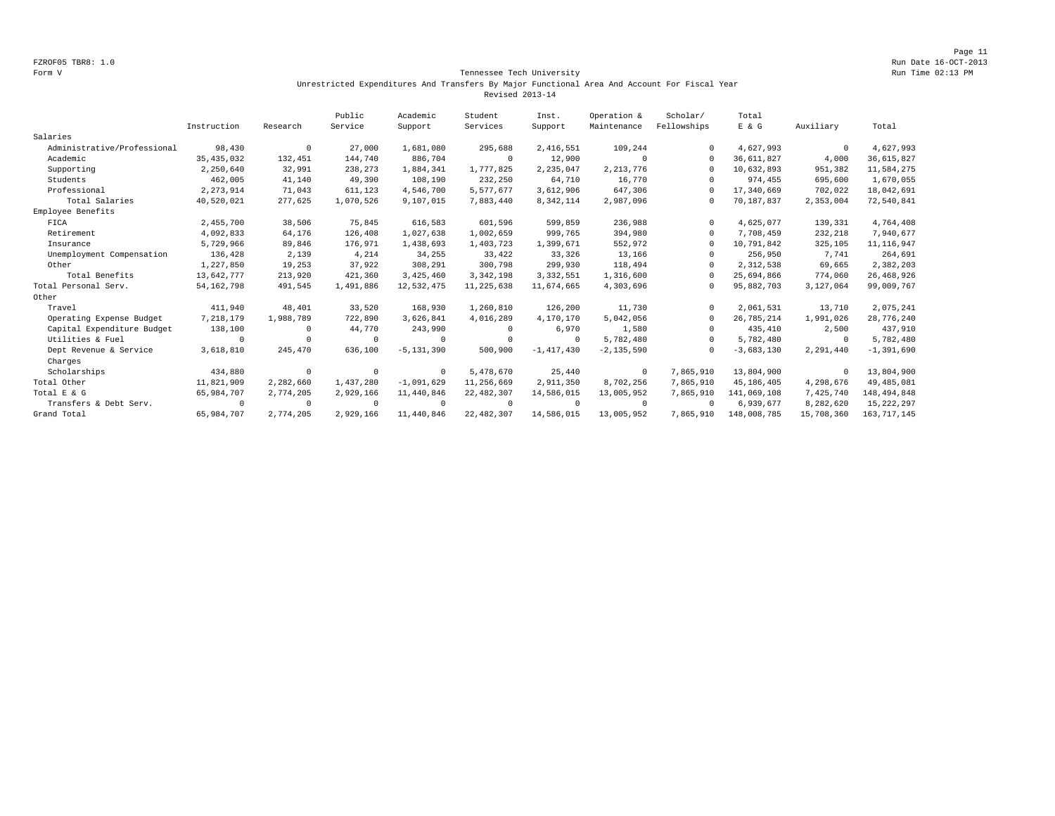FZROF05 TBR8: 1.0
Form V

# Tennessee Tech University

## Unrestricted Expenditures And Transfers By Major Functional Area And Account For Fiscal Year Revised 2013-14

Run Date 16-OCT-2013
Run Time 02:13 PM

| | Instruction | Research | Public Service | Academic Support | Student Services | Inst. Support | Operation & Maintenance | Scholar/ Fellowships | Total E & G | Auxiliary | Total |
|---|---|---|---|---|---|---|---|---|---|---|---|
| Salaries | | | | | | | | | | | |
| Administrative/Professional | 98,430 | 0 | 27,000 | 1,681,080 | 295,688 | 2,416,551 | 109,244 | 0 | 4,627,993 | 0 | 4,627,993 |
| Academic | 35,435,032 | 132,451 | 144,740 | 886,704 | 0 | 12,900 | 0 | 0 | 36,611,827 | 4,000 | 36,615,827 |
| Supporting | 2,250,640 | 32,991 | 238,273 | 1,884,341 | 1,777,825 | 2,235,047 | 2,213,776 | 0 | 10,632,893 | 951,382 | 11,584,275 |
| Students | 462,005 | 41,140 | 49,390 | 108,190 | 232,250 | 64,710 | 16,770 | 0 | 974,455 | 695,600 | 1,670,055 |
| Professional | 2,273,914 | 71,043 | 611,123 | 4,546,700 | 5,577,677 | 3,612,906 | 647,306 | 0 | 17,340,669 | 702,022 | 18,042,691 |
| Total Salaries | 40,520,021 | 277,625 | 1,070,526 | 9,107,015 | 7,883,440 | 8,342,114 | 2,987,096 | 0 | 70,187,837 | 2,353,004 | 72,540,841 |
| Employee Benefits | | | | | | | | | | | |
| FICA | 2,455,700 | 38,506 | 75,845 | 616,583 | 601,596 | 599,859 | 236,988 | 0 | 4,625,077 | 139,331 | 4,764,408 |
| Retirement | 4,092,833 | 64,176 | 126,408 | 1,027,638 | 1,002,659 | 999,765 | 394,980 | 0 | 7,708,459 | 232,218 | 7,940,677 |
| Insurance | 5,729,966 | 89,846 | 176,971 | 1,438,693 | 1,403,723 | 1,399,671 | 552,972 | 0 | 10,791,842 | 325,105 | 11,116,947 |
| Unemployment Compensation | 136,428 | 2,139 | 4,214 | 34,255 | 33,422 | 33,326 | 13,166 | 0 | 256,950 | 7,741 | 264,691 |
| Other | 1,227,850 | 19,253 | 37,922 | 308,291 | 300,798 | 299,930 | 118,494 | 0 | 2,312,538 | 69,665 | 2,382,203 |
| Total Benefits | 13,642,777 | 213,920 | 421,360 | 3,425,460 | 3,342,198 | 3,332,551 | 1,316,600 | 0 | 25,694,866 | 774,060 | 26,468,926 |
| Total Personal Serv. | 54,162,798 | 491,545 | 1,491,886 | 12,532,475 | 11,225,638 | 11,674,665 | 4,303,696 | 0 | 95,882,703 | 3,127,064 | 99,009,767 |
| Other | | | | | | | | | | | |
| Travel | 411,940 | 48,401 | 33,520 | 168,930 | 1,260,810 | 126,200 | 11,730 | 0 | 2,061,531 | 13,710 | 2,075,241 |
| Operating Expense Budget | 7,218,179 | 1,988,789 | 722,890 | 3,626,841 | 4,016,289 | 4,170,170 | 5,042,056 | 0 | 26,785,214 | 1,991,026 | 28,776,240 |
| Capital Expenditure Budget | 138,100 | 0 | 44,770 | 243,990 | 0 | 6,970 | 1,580 | 0 | 435,410 | 2,500 | 437,910 |
| Utilities & Fuel | 0 | 0 | 0 | 0 | 0 | 0 | 5,782,480 | 0 | 5,782,480 | 0 | 5,782,480 |
| Dept Revenue & Service Charges | 3,618,810 | 245,470 | 636,100 | -5,131,390 | 500,900 | -1,417,430 | -2,135,590 | 0 | -3,683,130 | 2,291,440 | -1,391,690 |
| Scholarships | 434,880 | 0 | 0 | 0 | 5,478,670 | 25,440 | 0 | 7,865,910 | 13,804,900 | 0 | 13,804,900 |
| Total Other | 11,821,909 | 2,282,660 | 1,437,280 | -1,091,629 | 11,256,669 | 2,911,350 | 8,702,256 | 7,865,910 | 45,186,405 | 4,298,676 | 49,485,081 |
| Total E & G | 65,984,707 | 2,774,205 | 2,929,166 | 11,440,846 | 22,482,307 | 14,586,015 | 13,005,952 | 7,865,910 | 141,069,108 | 7,425,740 | 148,494,848 |
| Transfers & Debt Serv. | 0 | 0 | 0 | 0 | 0 | 0 | 0 | 0 | 6,939,677 | 8,282,620 | 15,222,297 |
| Grand Total | 65,984,707 | 2,774,205 | 2,929,166 | 11,440,846 | 22,482,307 | 14,586,015 | 13,005,952 | 7,865,910 | 148,008,785 | 15,708,360 | 163,717,145 |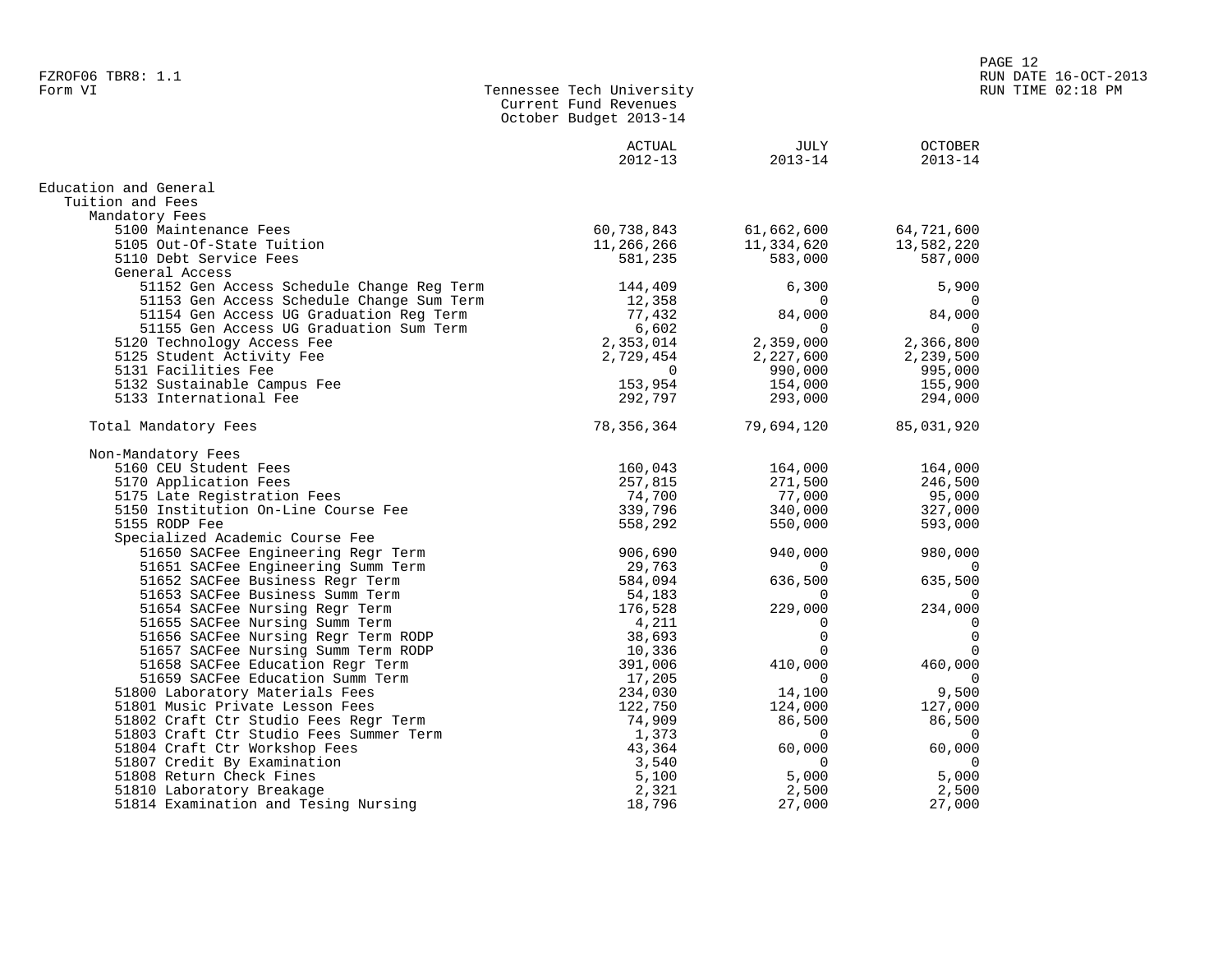Form VI

# Tennessee Tech University
## Current Fund Revenues
### October Budget 2013-14

| | ACTUAL 2012-13 | JULY 2013-14 | OCTOBER 2013-14 |
|---|---|---|---|
| **Education and General** | | | |
| Tuition and Fees | | | |
| Mandatory Fees | | | |
| 5100 Maintenance Fees | 60,738,843 | 61,662,600 | 64,721,600 |
| 5105 Out-Of-State Tuition | 11,266,266 | 11,334,620 | 13,582,220 |
| 5110 Debt Service Fees | 581,235 | 583,000 | 587,000 |
| General Access | | | |
| 51152 Gen Access Schedule Change Reg Term | 144,409 | 6,300 | 5,900 |
| 51153 Gen Access Schedule Change Sum Term | 12,358 | 0 | 0 |
| 51154 Gen Access UG Graduation Reg Term | 77,432 | 84,000 | 84,000 |
| 51155 Gen Access UG Graduation Sum Term | 6,602 | 0 | 0 |
| 5120 Technology Access Fee | 2,353,014 | 2,359,000 | 2,366,800 |
| 5125 Student Activity Fee | 2,729,454 | 2,227,600 | 2,239,500 |
| 5131 Facilities Fee | 0 | 990,000 | 995,000 |
| 5132 Sustainable Campus Fee | 153,954 | 154,000 | 155,900 |
| 5133 International Fee | 292,797 | 293,000 | 294,000 |
| Total Mandatory Fees | 78,356,364 | 79,694,120 | 85,031,920 |
| Non-Mandatory Fees | | | |
| 5160 CEU Student Fees | 160,043 | 164,000 | 164,000 |
| 5170 Application Fees | 257,815 | 271,500 | 246,500 |
| 5175 Late Registration Fees | 74,700 | 77,000 | 95,000 |
| 5150 Institution On-Line Course Fee | 339,796 | 340,000 | 327,000 |
| 5155 RODP Fee | 558,292 | 550,000 | 593,000 |
| Specialized Academic Course Fee | | | |
| 51650 SACFee Engineering Regr Term | 906,690 | 940,000 | 980,000 |
| 51651 SACFee Engineering Summ Term | 29,763 | 0 | 0 |
| 51652 SACFee Business Regr Term | 584,094 | 636,500 | 635,500 |
| 51653 SACFee Business Summ Term | 54,183 | 0 | 0 |
| 51654 SACFee Nursing Regr Term | 176,528 | 229,000 | 234,000 |
| 51655 SACFee Nursing Summ Term | 4,211 | 0 | 0 |
| 51656 SACFee Nursing Regr Term RODP | 38,693 | 0 | 0 |
| 51657 SACFee Nursing Summ Term RODP | 10,336 | 0 | 0 |
| 51658 SACFee Education Regr Term | 391,006 | 410,000 | 460,000 |
| 51659 SACFee Education Summ Term | 17,205 | 0 | 0 |
| 51800 Laboratory Materials Fees | 234,030 | 14,100 | 9,500 |
| 51801 Music Private Lesson Fees | 122,750 | 124,000 | 127,000 |
| 51802 Craft Ctr Studio Fees Regr Term | 74,909 | 86,500 | 86,500 |
| 51803 Craft Ctr Studio Fees Summer Term | 1,373 | 0 | 0 |
| 51804 Craft Ctr Workshop Fees | 43,364 | 60,000 | 60,000 |
| 51807 Credit By Examination | 3,540 | 0 | 0 |
| 51808 Return Check Fines | 5,100 | 5,000 | 5,000 |
| 51810 Laboratory Breakage | 2,321 | 2,500 | 2,500 |
| 51814 Examination and Tesing Nursing | 18,796 | 27,000 | 27,000 |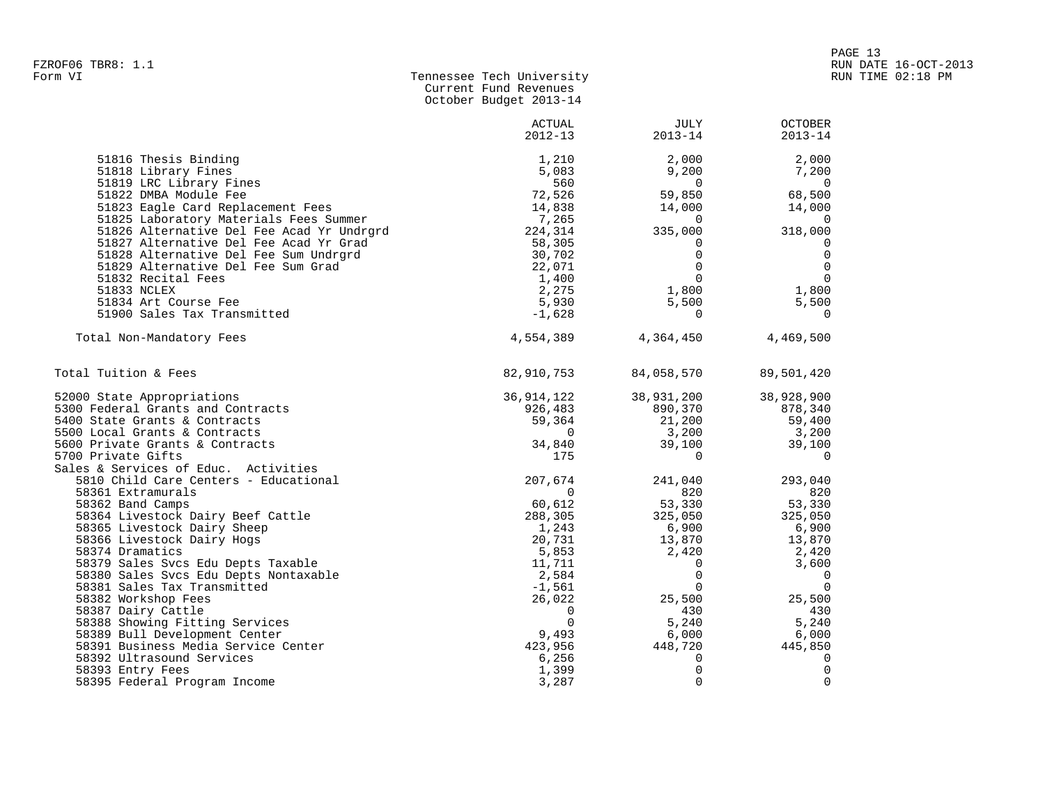FZROF06 TBR8: 1.1
Form VI

Tennessee Tech University
Current Fund Revenues
October Budget 2013-14

| | ACTUAL 2012-13 | JULY 2013-14 | OCTOBER 2013-14 |
|---|---|---|---|
| 51816 Thesis Binding | 1,210 | 2,000 | 2,000 |
| 51818 Library Fines | 5,083 | 9,200 | 7,200 |
| 51819 LRC Library Fines | 560 | 0 | 0 |
| 51822 DMBA Module Fee | 72,526 | 59,850 | 68,500 |
| 51823 Eagle Card Replacement Fees | 14,838 | 14,000 | 14,000 |
| 51825 Laboratory Materials Fees Summer | 7,265 | 0 | 0 |
| 51826 Alternative Del Fee Acad Yr Undrgrd | 224,314 | 335,000 | 318,000 |
| 51827 Alternative Del Fee Acad Yr Grad | 58,305 | 0 | 0 |
| 51828 Alternative Del Fee Sum Undrgrd | 30,702 | 0 | 0 |
| 51829 Alternative Del Fee Sum Grad | 22,071 | 0 | 0 |
| 51832 Recital Fees | 1,400 | 0 | 0 |
| 51833 NCLEX | 2,275 | 1,800 | 1,800 |
| 51834 Art Course Fee | 5,930 | 5,500 | 5,500 |
| 51900 Sales Tax Transmitted | -1,628 | 0 | 0 |
| Total Non-Mandatory Fees | 4,554,389 | 4,364,450 | 4,469,500 |
| Total Tuition & Fees | 82,910,753 | 84,058,570 | 89,501,420 |
| 52000 State Appropriations | 36,914,122 | 38,931,200 | 38,928,900 |
| 5300 Federal Grants and Contracts | 926,483 | 890,370 | 878,340 |
| 5400 State Grants & Contracts | 59,364 | 21,200 | 59,400 |
| 5500 Local Grants & Contracts | 0 | 3,200 | 3,200 |
| 5600 Private Grants & Contracts | 34,840 | 39,100 | 39,100 |
| 5700 Private Gifts | 175 | 0 | 0 |
| Sales & Services of Educ. Activities | | | |
| 5810 Child Care Centers - Educational | 207,674 | 241,040 | 293,040 |
| 58361 Extramurals | 0 | 820 | 820 |
| 58362 Band Camps | 60,612 | 53,330 | 53,330 |
| 58364 Livestock Dairy Beef Cattle | 288,305 | 325,050 | 325,050 |
| 58365 Livestock Dairy Sheep | 1,243 | 6,900 | 6,900 |
| 58366 Livestock Dairy Hogs | 20,731 | 13,870 | 13,870 |
| 58374 Dramatics | 5,853 | 2,420 | 2,420 |
| 58379 Sales Svcs Edu Depts Taxable | 11,711 | 0 | 3,600 |
| 58380 Sales Svcs Edu Depts Nontaxable | 2,584 | 0 | 0 |
| 58381 Sales Tax Transmitted | -1,561 | 0 | 0 |
| 58382 Workshop Fees | 26,022 | 25,500 | 25,500 |
| 58387 Dairy Cattle | 0 | 430 | 430 |
| 58388 Showing Fitting Services | 0 | 5,240 | 5,240 |
| 58389 Bull Development Center | 9,493 | 6,000 | 6,000 |
| 58391 Business Media Service Center | 423,956 | 448,720 | 445,850 |
| 58392 Ultrasound Services | 6,256 | 0 | 0 |
| 58393 Entry Fees | 1,399 | 0 | 0 |
| 58395 Federal Program Income | 3,287 | 0 | 0 |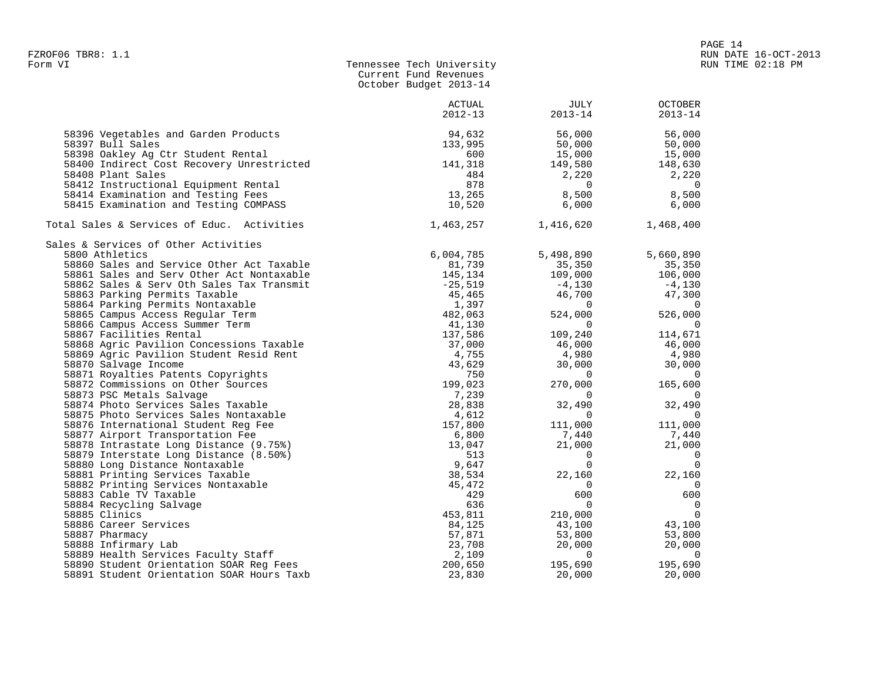Form VI

## Tennessee Tech University
### Current Fund Revenues
### October Budget 2013-14

| | ACTUAL 2012-13 | JULY 2013-14 | OCTOBER 2013-14 |
|---|---|---|---|
| 58396 Vegetables and Garden Products | 94,632 | 56,000 | 56,000 |
| 58397 Bull Sales | 133,995 | 50,000 | 50,000 |
| 58398 Oakley Ag Ctr Student Rental | 600 | 15,000 | 15,000 |
| 58400 Indirect Cost Recovery Unrestricted | 141,318 | 149,580 | 148,630 |
| 58408 Plant Sales | 484 | 2,220 | 2,220 |
| 58412 Instructional Equipment Rental | 878 | 0 | 0 |
| 58414 Examination and Testing Fees | 13,265 | 8,500 | 8,500 |
| 58415 Examination and Testing COMPASS | 10,520 | 6,000 | 6,000 |
| Total Sales & Services of Educ. Activities | 1,463,257 | 1,416,620 | 1,468,400 |
| Sales & Services of Other Activities | | | |
| 5800 Athletics | 6,004,785 | 5,498,890 | 5,660,890 |
| 58860 Sales and Service Other Act Taxable | 81,739 | 35,350 | 35,350 |
| 58861 Sales and Serv Other Act Nontaxable | 145,134 | 109,000 | 106,000 |
| 58862 Sales & Serv Oth Sales Tax Transmit | -25,519 | -4,130 | -4,130 |
| 58863 Parking Permits Taxable | 45,465 | 46,700 | 47,300 |
| 58864 Parking Permits Nontaxable | 1,397 | 0 | 0 |
| 58865 Campus Access Regular Term | 482,063 | 524,000 | 526,000 |
| 58866 Campus Access Summer Term | 41,130 | 0 | 0 |
| 58867 Facilities Rental | 137,586 | 109,240 | 114,671 |
| 58868 Agric Pavilion Concessions Taxable | 37,000 | 46,000 | 46,000 |
| 58869 Agric Pavilion Student Resid Rent | 4,755 | 4,980 | 4,980 |
| 58870 Salvage Income | 43,629 | 30,000 | 30,000 |
| 58871 Royalties Patents Copyrights | 750 | 0 | 0 |
| 58872 Commissions on Other Sources | 199,023 | 270,000 | 165,600 |
| 58873 PSC Metals Salvage | 7,239 | 0 | 0 |
| 58874 Photo Services Sales Taxable | 28,838 | 32,490 | 32,490 |
| 58875 Photo Services Sales Nontaxable | 4,612 | 0 | 0 |
| 58876 International Student Reg Fee | 157,800 | 111,000 | 111,000 |
| 58877 Airport Transportation Fee | 6,800 | 7,440 | 7,440 |
| 58878 Intrastate Long Distance (9.75%) | 13,047 | 21,000 | 21,000 |
| 58879 Interstate Long Distance (8.50%) | 513 | 0 | 0 |
| 58880 Long Distance Nontaxable | 9,647 | 0 | 0 |
| 58881 Printing Services Taxable | 38,534 | 22,160 | 22,160 |
| 58882 Printing Services Nontaxable | 45,472 | 0 | 0 |
| 58883 Cable TV Taxable | 429 | 600 | 600 |
| 58884 Recycling Salvage | 636 | 0 | 0 |
| 58885 Clinics | 453,811 | 210,000 | 0 |
| 58886 Career Services | 84,125 | 43,100 | 43,100 |
| 58887 Pharmacy | 57,871 | 53,800 | 53,800 |
| 58888 Infirmary Lab | 23,708 | 20,000 | 20,000 |
| 58889 Health Services Faculty Staff | 2,109 | 0 | 0 |
| 58890 Student Orientation SOAR Reg Fees | 200,650 | 195,690 | 195,690 |
| 58891 Student Orientation SOAR Hours Taxb | 23,830 | 20,000 | 20,000 |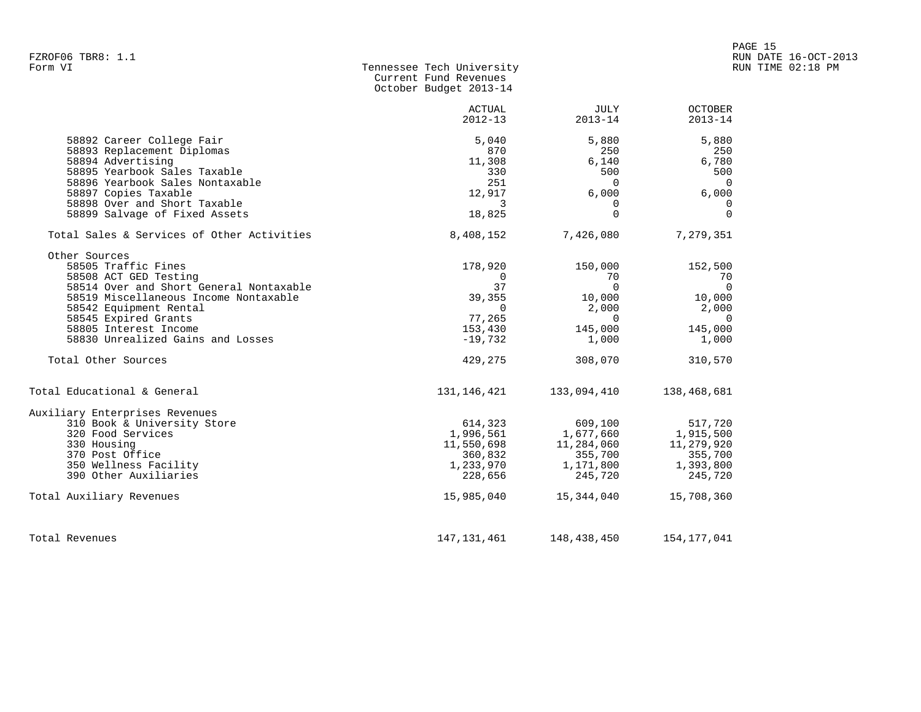FZROF06 TBR8: 1.1
Form VI

**Tennessee Tech University**
**Current Fund Revenues**
**October Budget 2013-14**

| | ACTUAL 2012-13 | JULY 2013-14 | OCTOBER 2013-14 |
|---|---:|---:|---:|
| 58892 Career College Fair | 5,040 | 5,880 | 5,880 |
| 58893 Replacement Diplomas | 870 | 250 | 250 |
| 58894 Advertising | 11,308 | 6,140 | 6,780 |
| 58895 Yearbook Sales Taxable | 330 | 500 | 500 |
| 58896 Yearbook Sales Nontaxable | 251 | 0 | 0 |
| 58897 Copies Taxable | 12,917 | 6,000 | 6,000 |
| 58898 Over and Short Taxable | 3 | 0 | 0 |
| 58899 Salvage of Fixed Assets | 18,825 | 0 | 0 |
| Total Sales & Services of Other Activities | 8,408,152 | 7,426,080 | 7,279,351 |
| Other Sources | | | |
| 58505 Traffic Fines | 178,920 | 150,000 | 152,500 |
| 58508 ACT GED Testing | 0 | 70 | 70 |
| 58514 Over and Short General Nontaxable | 37 | 0 | 0 |
| 58519 Miscellaneous Income Nontaxable | 39,355 | 10,000 | 10,000 |
| 58542 Equipment Rental | 0 | 2,000 | 2,000 |
| 58545 Expired Grants | 77,265 | 0 | 0 |
| 58805 Interest Income | 153,430 | 145,000 | 145,000 |
| 58830 Unrealized Gains and Losses | -19,732 | 1,000 | 1,000 |
| Total Other Sources | 429,275 | 308,070 | 310,570 |
| Total Educational & General | 131,146,421 | 133,094,410 | 138,468,681 |
| Auxiliary Enterprises Revenues | | | |
| 310 Book & University Store | 614,323 | 609,100 | 517,720 |
| 320 Food Services | 1,996,561 | 1,677,660 | 1,915,500 |
| 330 Housing | 11,550,698 | 11,284,060 | 11,279,920 |
| 370 Post Office | 360,832 | 355,700 | 355,700 |
| 350 Wellness Facility | 1,233,970 | 1,171,800 | 1,393,800 |
| 390 Other Auxiliaries | 228,656 | 245,720 | 245,720 |
| Total Auxiliary Revenues | 15,985,040 | 15,344,040 | 15,708,360 |
| Total Revenues | 147,131,461 | 148,438,450 | 154,177,041 |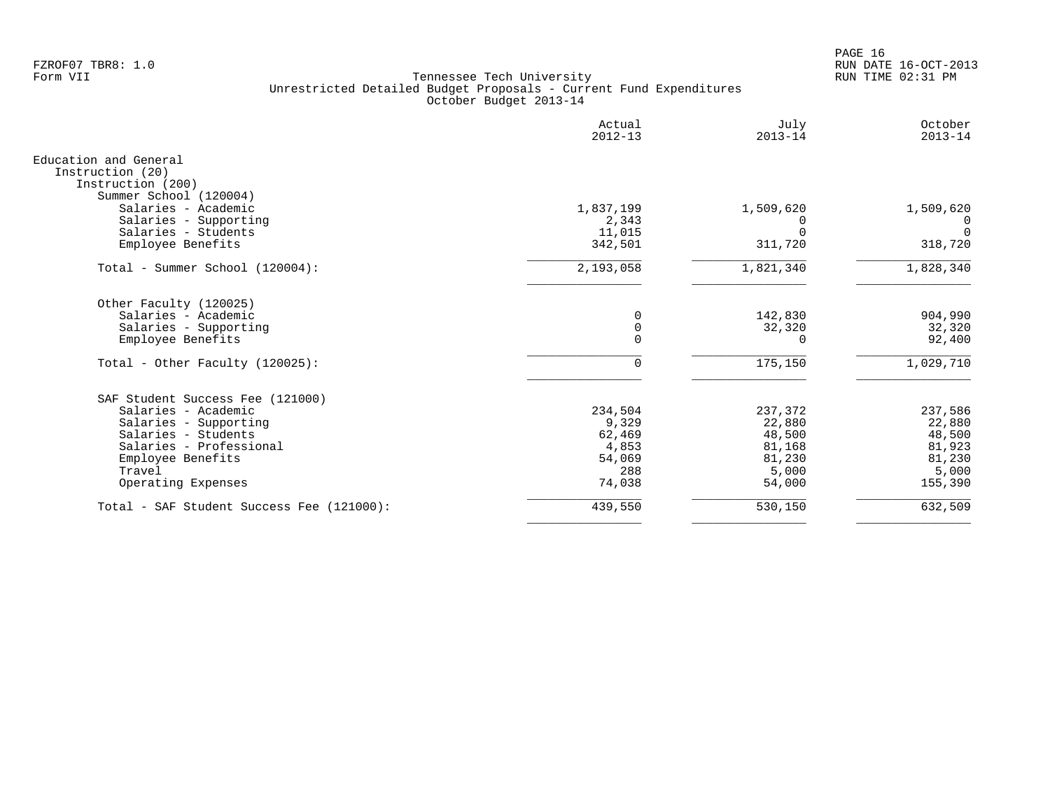FZROF07 TBR8: 1.0
Form VII

Tennessee Tech University
Unrestricted Detailed Budget Proposals - Current Fund Expenditures
October Budget 2013-14

RUN DATE 16-OCT-2013
RUN TIME 02:31 PM

| | Actual 2012-13 | July 2013-14 | October 2013-14 |
|---|---|---|---|
| Education and General | | | |
| Instruction (20) | | | |
| Instruction (200) | | | |
| Summer School (120004) | | | |
| Salaries - Academic | 1,837,199 | 1,509,620 | 1,509,620 |
| Salaries - Supporting | 2,343 | 0 | 0 |
| Salaries - Students | 11,015 | 0 | 0 |
| Employee Benefits | 342,501 | 311,720 | 318,720 |
| Total - Summer School (120004): | 2,193,058 | 1,821,340 | 1,828,340 |
| Other Faculty (120025) | | | |
| Salaries - Academic | 0 | 142,830 | 904,990 |
| Salaries - Supporting | 0 | 32,320 | 32,320 |
| Employee Benefits | 0 | 0 | 92,400 |
| Total - Other Faculty (120025): | 0 | 175,150 | 1,029,710 |
| SAF Student Success Fee (121000) | | | |
| Salaries - Academic | 234,504 | 237,372 | 237,586 |
| Salaries - Supporting | 9,329 | 22,880 | 22,880 |
| Salaries - Students | 62,469 | 48,500 | 48,500 |
| Salaries - Professional | 4,853 | 81,168 | 81,923 |
| Employee Benefits | 54,069 | 81,230 | 81,230 |
| Travel | 288 | 5,000 | 5,000 |
| Operating Expenses | 74,038 | 54,000 | 155,390 |
| Total - SAF Student Success Fee (121000): | 439,550 | 530,150 | 632,509 |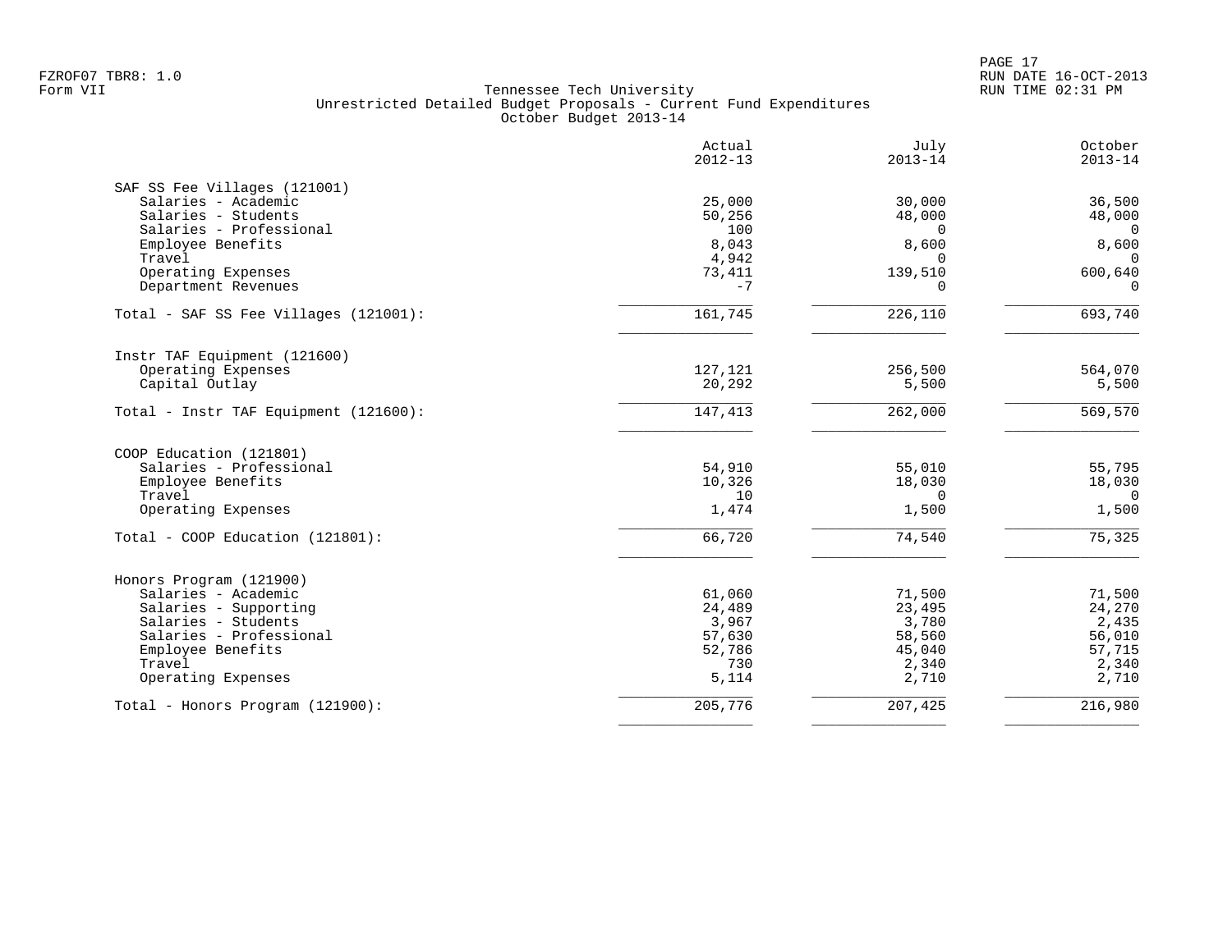FZROF07 TBR8: 1.0
Form VII

Tennessee Tech University
Unrestricted Detailed Budget Proposals - Current Fund Expenditures
October Budget 2013-14

RUN DATE 16-OCT-2013
RUN TIME 02:31 PM

| | Actual 2012-13 | July 2013-14 | October 2013-14 |
|---|---|---|---|
| **SAF SS Fee Villages (121001)** | | | |
| Salaries - Academic | 25,000 | 30,000 | 36,500 |
| Salaries - Students | 50,256 | 48,000 | 48,000 |
| Salaries - Professional | 100 | 0 | 0 |
| Employee Benefits | 8,043 | 8,600 | 8,600 |
| Travel | 4,942 | 0 | 0 |
| Operating Expenses | 73,411 | 139,510 | 600,640 |
| Department Revenues | -7 | 0 | 0 |
| Total - SAF SS Fee Villages (121001): | 161,745 | 226,110 | 693,740 |
| **Instr TAF Equipment (121600)** | | | |
| Operating Expenses | 127,121 | 256,500 | 564,070 |
| Capital Outlay | 20,292 | 5,500 | 5,500 |
| Total - Instr TAF Equipment (121600): | 147,413 | 262,000 | 569,570 |
| **COOP Education (121801)** | | | |
| Salaries - Professional | 54,910 | 55,010 | 55,795 |
| Employee Benefits | 10,326 | 18,030 | 18,030 |
| Travel | 10 | 0 | 0 |
| Operating Expenses | 1,474 | 1,500 | 1,500 |
| Total - COOP Education (121801): | 66,720 | 74,540 | 75,325 |
| **Honors Program (121900)** | | | |
| Salaries - Academic | 61,060 | 71,500 | 71,500 |
| Salaries - Supporting | 24,489 | 23,495 | 24,270 |
| Salaries - Students | 3,967 | 3,780 | 2,435 |
| Salaries - Professional | 57,630 | 58,560 | 56,010 |
| Employee Benefits | 52,786 | 45,040 | 57,715 |
| Travel | 730 | 2,340 | 2,340 |
| Operating Expenses | 5,114 | 2,710 | 2,710 |
| Total - Honors Program (121900): | 205,776 | 207,425 | 216,980 |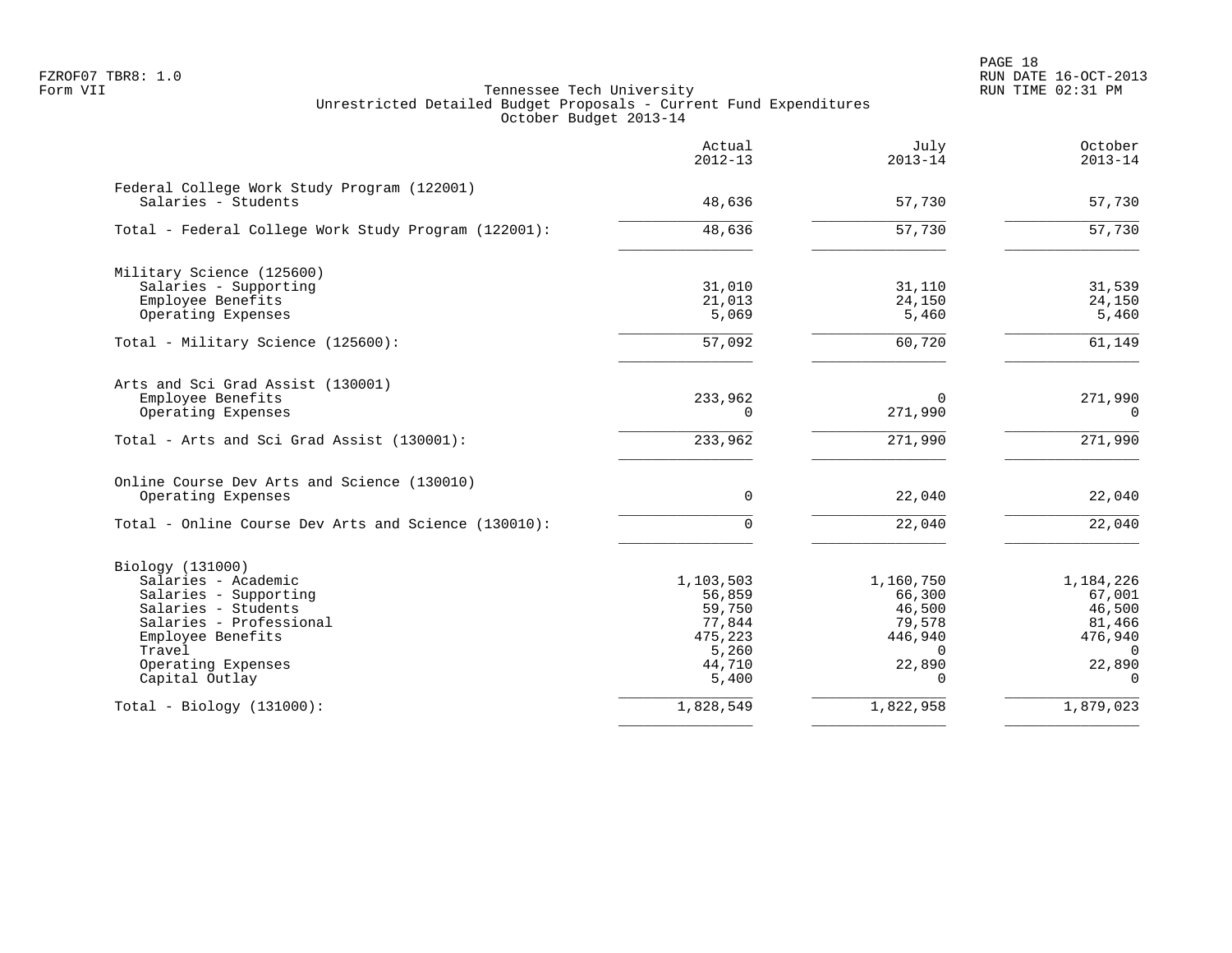Tennessee Tech University
Unrestricted Detailed Budget Proposals - Current Fund Expenditures
October Budget 2013-14

| | Actual 2012-13 | July 2013-14 | October 2013-14 |
|---|---|---|---|
| **Federal College Work Study Program (122001)** | | | |
| Salaries - Students | 48,636 | 57,730 | 57,730 |
| Total - Federal College Work Study Program (122001): | 48,636 | 57,730 | 57,730 |
| **Military Science (125600)** | | | |
| Salaries - Supporting | 31,010 | 31,110 | 31,539 |
| Employee Benefits | 21,013 | 24,150 | 24,150 |
| Operating Expenses | 5,069 | 5,460 | 5,460 |
| Total - Military Science (125600): | 57,092 | 60,720 | 61,149 |
| **Arts and Sci Grad Assist (130001)** | | | |
| Employee Benefits | 233,962 | 0 | 271,990 |
| Operating Expenses | 0 | 271,990 | 0 |
| Total - Arts and Sci Grad Assist (130001): | 233,962 | 271,990 | 271,990 |
| **Online Course Dev Arts and Science (130010)** | | | |
| Operating Expenses | 0 | 22,040 | 22,040 |
| Total - Online Course Dev Arts and Science (130010): | 0 | 22,040 | 22,040 |
| **Biology (131000)** | | | |
| Salaries - Academic | 1,103,503 | 1,160,750 | 1,184,226 |
| Salaries - Supporting | 56,859 | 66,300 | 67,001 |
| Salaries - Students | 59,750 | 46,500 | 46,500 |
| Salaries - Professional | 77,844 | 79,578 | 81,466 |
| Employee Benefits | 475,223 | 446,940 | 476,940 |
| Travel | 5,260 | 0 | 0 |
| Operating Expenses | 44,710 | 22,890 | 22,890 |
| Capital Outlay | 5,400 | 0 | 0 |
| Total - Biology (131000): | 1,828,549 | 1,822,958 | 1,879,023 |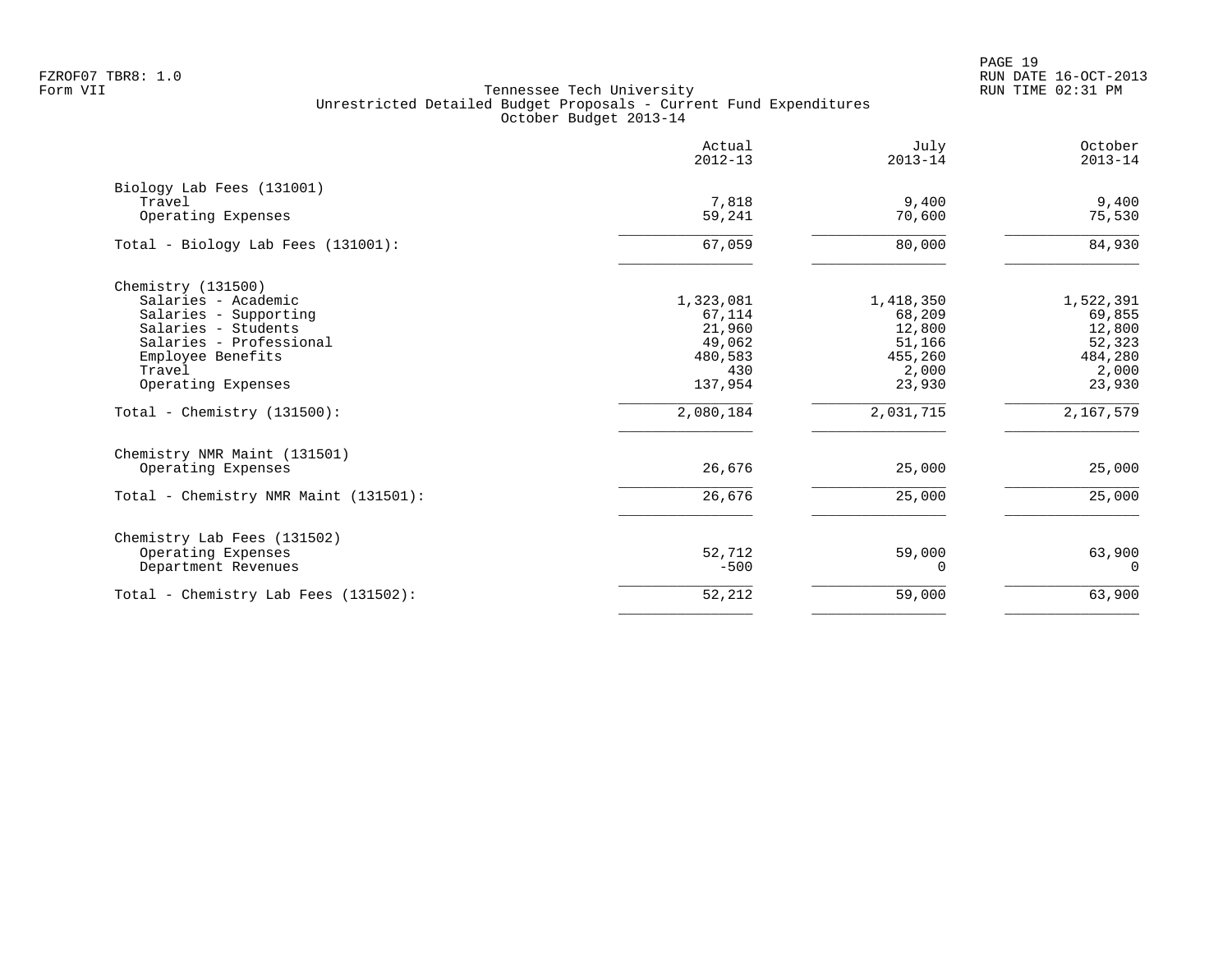Tennessee Tech University
Unrestricted Detailed Budget Proposals - Current Fund Expenditures
October Budget 2013-14

| | Actual 2012-13 | July 2013-14 | October 2013-14 |
|---|---|---|---|
| **Biology Lab Fees (131001)** | | | |
| Travel | 7,818 | 9,400 | 9,400 |
| Operating Expenses | 59,241 | 70,600 | 75,530 |
| Total - Biology Lab Fees (131001): | 67,059 | 80,000 | 84,930 |
| **Chemistry (131500)** | | | |
| Salaries - Academic | 1,323,081 | 1,418,350 | 1,522,391 |
| Salaries - Supporting | 67,114 | 68,209 | 69,855 |
| Salaries - Students | 21,960 | 12,800 | 12,800 |
| Salaries - Professional | 49,062 | 51,166 | 52,323 |
| Employee Benefits | 480,583 | 455,260 | 484,280 |
| Travel | 430 | 2,000 | 2,000 |
| Operating Expenses | 137,954 | 23,930 | 23,930 |
| Total - Chemistry (131500): | 2,080,184 | 2,031,715 | 2,167,579 |
| **Chemistry NMR Maint (131501)** | | | |
| Operating Expenses | 26,676 | 25,000 | 25,000 |
| Total - Chemistry NMR Maint (131501): | 26,676 | 25,000 | 25,000 |
| **Chemistry Lab Fees (131502)** | | | |
| Operating Expenses | 52,712 | 59,000 | 63,900 |
| Department Revenues | -500 | 0 | 0 |
| Total - Chemistry Lab Fees (131502): | 52,212 | 59,000 | 63,900 |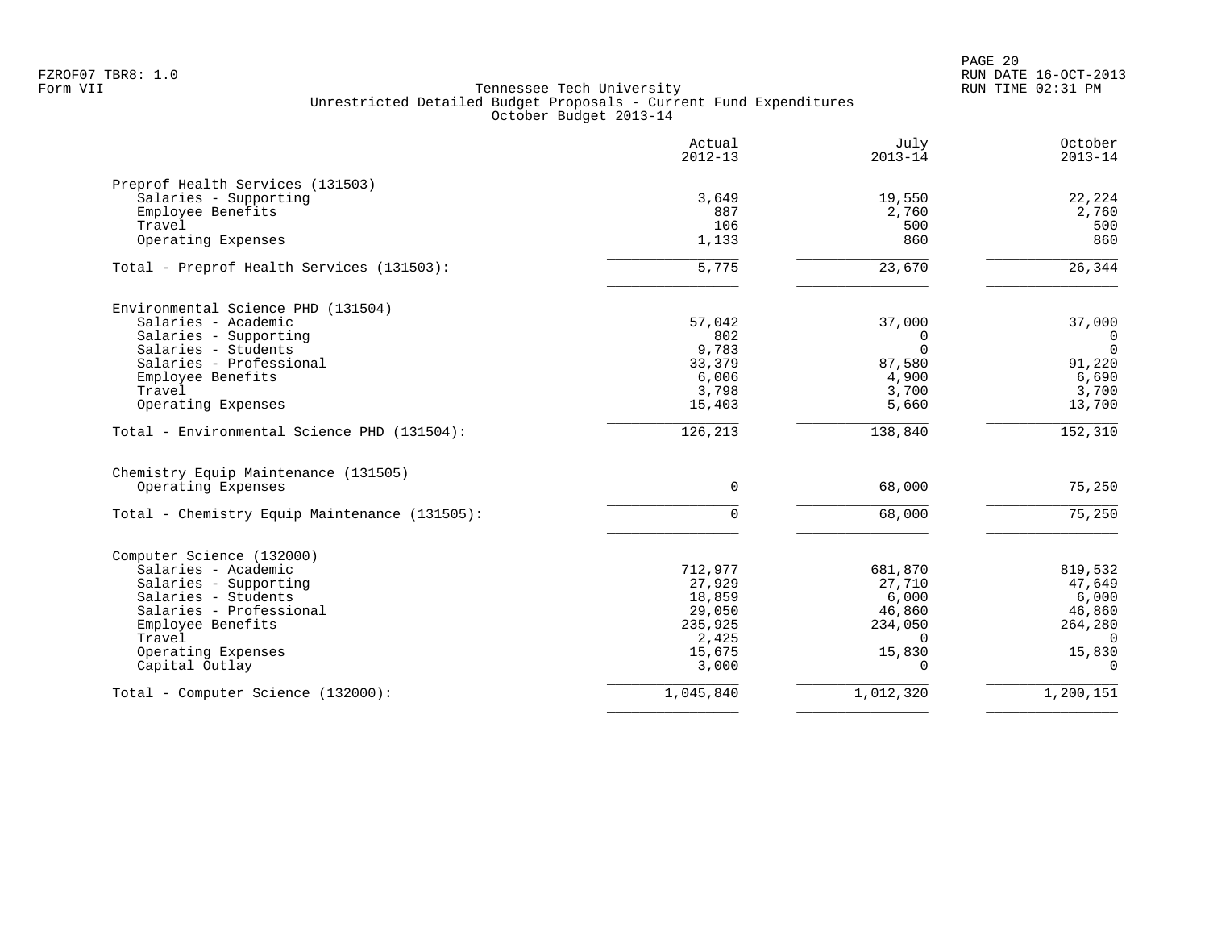FZROF07 TBR8: 1.0
Form VII

# Tennessee Tech University
## Unrestricted Detailed Budget Proposals - Current Fund Expenditures
### October Budget 2013-14

RUN DATE 16-OCT-2013
RUN TIME 02:31 PM

| | Actual 2012-13 | July 2013-14 | October 2013-14 |
|---|---|---|---|
| **Preprof Health Services (131503)** | | | |
| Salaries - Supporting | 3,649 | 19,550 | 22,224 |
| Employee Benefits | 887 | 2,760 | 2,760 |
| Travel | 106 | 500 | 500 |
| Operating Expenses | 1,133 | 860 | 860 |
| Total - Preprof Health Services (131503): | 5,775 | 23,670 | 26,344 |
| **Environmental Science PHD (131504)** | | | |
| Salaries - Academic | 57,042 | 37,000 | 37,000 |
| Salaries - Supporting | 802 | 0 | 0 |
| Salaries - Students | 9,783 | 0 | 0 |
| Salaries - Professional | 33,379 | 87,580 | 91,220 |
| Employee Benefits | 6,006 | 4,900 | 6,690 |
| Travel | 3,798 | 3,700 | 3,700 |
| Operating Expenses | 15,403 | 5,660 | 13,700 |
| Total - Environmental Science PHD (131504): | 126,213 | 138,840 | 152,310 |
| **Chemistry Equip Maintenance (131505)** | | | |
| Operating Expenses | 0 | 68,000 | 75,250 |
| Total - Chemistry Equip Maintenance (131505): | 0 | 68,000 | 75,250 |
| **Computer Science (132000)** | | | |
| Salaries - Academic | 712,977 | 681,870 | 819,532 |
| Salaries - Supporting | 27,929 | 27,710 | 47,649 |
| Salaries - Students | 18,859 | 6,000 | 6,000 |
| Salaries - Professional | 29,050 | 46,860 | 46,860 |
| Employee Benefits | 235,925 | 234,050 | 264,280 |
| Travel | 2,425 | 0 | 0 |
| Operating Expenses | 15,675 | 15,830 | 15,830 |
| Capital Outlay | 3,000 | 0 | 0 |
| Total - Computer Science (132000): | 1,045,840 | 1,012,320 | 1,200,151 |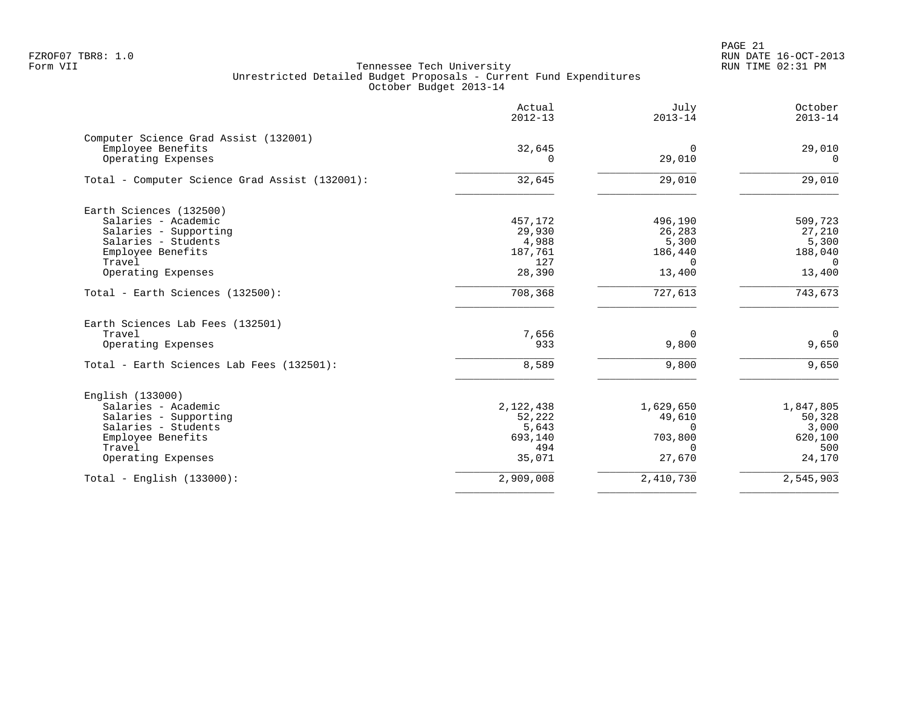FZROF07 TBR8: 1.0
Form VII

Tennessee Tech University
Unrestricted Detailed Budget Proposals - Current Fund Expenditures
October Budget 2013-14

RUN DATE 16-OCT-2013
RUN TIME 02:31 PM

| | Actual 2012-13 | July 2013-14 | October 2013-14 |
|---|---|---|---|
| **Computer Science Grad Assist (132001)** | | | |
| Employee Benefits | 32,645 | 0 | 29,010 |
| Operating Expenses | 0 | 29,010 | 0 |
| Total - Computer Science Grad Assist (132001): | 32,645 | 29,010 | 29,010 |
| **Earth Sciences (132500)** | | | |
| Salaries - Academic | 457,172 | 496,190 | 509,723 |
| Salaries - Supporting | 29,930 | 26,283 | 27,210 |
| Salaries - Students | 4,988 | 5,300 | 5,300 |
| Employee Benefits | 187,761 | 186,440 | 188,040 |
| Travel | 127 | 0 | 0 |
| Operating Expenses | 28,390 | 13,400 | 13,400 |
| Total - Earth Sciences (132500): | 708,368 | 727,613 | 743,673 |
| **Earth Sciences Lab Fees (132501)** | | | |
| Travel | 7,656 | 0 | 0 |
| Operating Expenses | 933 | 9,800 | 9,650 |
| Total - Earth Sciences Lab Fees (132501): | 8,589 | 9,800 | 9,650 |
| **English (133000)** | | | |
| Salaries - Academic | 2,122,438 | 1,629,650 | 1,847,805 |
| Salaries - Supporting | 52,222 | 49,610 | 50,328 |
| Salaries - Students | 5,643 | 0 | 3,000 |
| Employee Benefits | 693,140 | 703,800 | 620,100 |
| Travel | 494 | 0 | 500 |
| Operating Expenses | 35,071 | 27,670 | 24,170 |
| Total - English (133000): | 2,909,008 | 2,410,730 | 2,545,903 |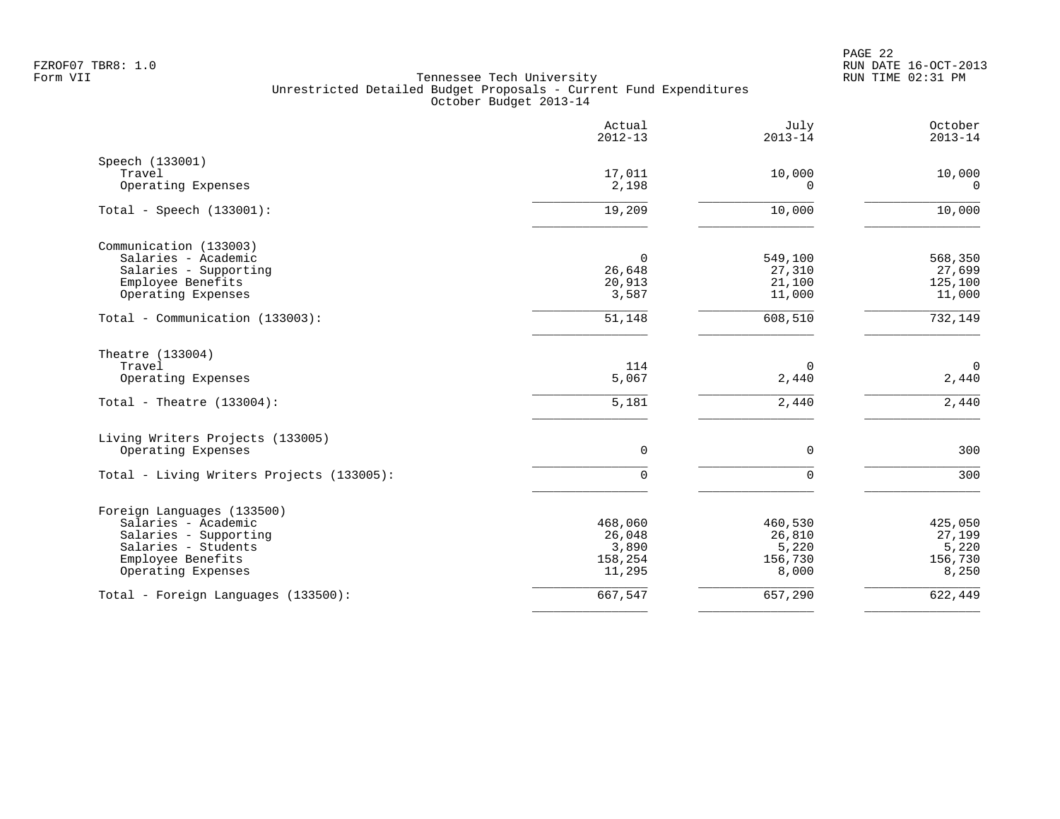FZROF07 TBR8: 1.0
Form VII

RUN DATE 16-OCT-2013
RUN TIME 02:31 PM

# Tennessee Tech University
## Unrestricted Detailed Budget Proposals - Current Fund Expenditures
### October Budget 2013-14

| | Actual 2012-13 | July 2013-14 | October 2013-14 |
|---|---:|---:|---:|
| **Speech (133001)** | | | |
| Travel | 17,011 | 10,000 | 10,000 |
| Operating Expenses | 2,198 | 0 | 0 |
| Total - Speech (133001): | 19,209 | 10,000 | 10,000 |
| **Communication (133003)** | | | |
| Salaries - Academic | 0 | 549,100 | 568,350 |
| Salaries - Supporting | 26,648 | 27,310 | 27,699 |
| Employee Benefits | 20,913 | 21,100 | 125,100 |
| Operating Expenses | 3,587 | 11,000 | 11,000 |
| Total - Communication (133003): | 51,148 | 608,510 | 732,149 |
| **Theatre (133004)** | | | |
| Travel | 114 | 0 | 0 |
| Operating Expenses | 5,067 | 2,440 | 2,440 |
| Total - Theatre (133004): | 5,181 | 2,440 | 2,440 |
| **Living Writers Projects (133005)** | | | |
| Operating Expenses | 0 | 0 | 300 |
| Total - Living Writers Projects (133005): | 0 | 0 | 300 |
| **Foreign Languages (133500)** | | | |
| Salaries - Academic | 468,060 | 460,530 | 425,050 |
| Salaries - Supporting | 26,048 | 26,810 | 27,199 |
| Salaries - Students | 3,890 | 5,220 | 5,220 |
| Employee Benefits | 158,254 | 156,730 | 156,730 |
| Operating Expenses | 11,295 | 8,000 | 8,250 |
| Total - Foreign Languages (133500): | 667,547 | 657,290 | 622,449 |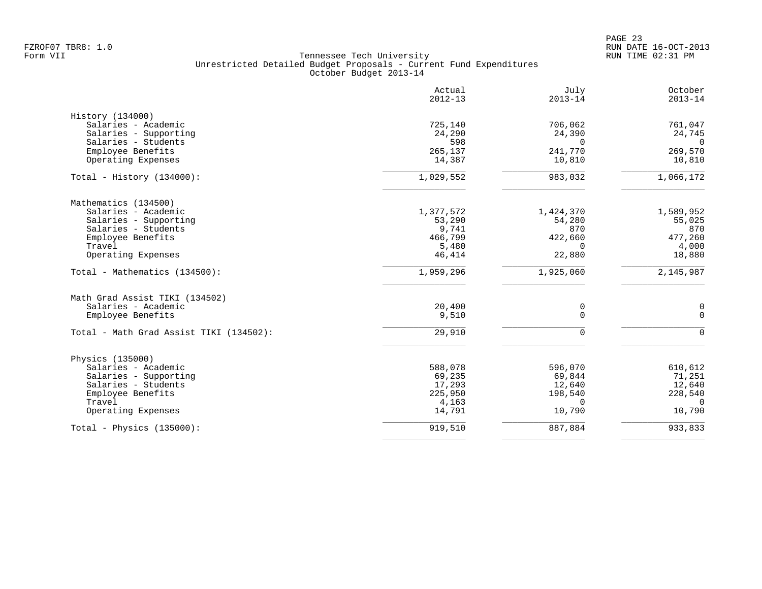FZROF07 TBR8: 1.0
Form VII

Tennessee Tech University
Unrestricted Detailed Budget Proposals - Current Fund Expenditures
October Budget 2013-14

RUN DATE 16-OCT-2013
RUN TIME 02:31 PM

| | Actual 2012-13 | July 2013-14 | October 2013-14 |
|---|---|---|---|
| **History (134000)** | | | |
| Salaries - Academic | 725,140 | 706,062 | 761,047 |
| Salaries - Supporting | 24,290 | 24,390 | 24,745 |
| Salaries - Students | 598 | 0 | 0 |
| Employee Benefits | 265,137 | 241,770 | 269,570 |
| Operating Expenses | 14,387 | 10,810 | 10,810 |
| Total - History (134000): | 1,029,552 | 983,032 | 1,066,172 |
| **Mathematics (134500)** | | | |
| Salaries - Academic | 1,377,572 | 1,424,370 | 1,589,952 |
| Salaries - Supporting | 53,290 | 54,280 | 55,025 |
| Salaries - Students | 9,741 | 870 | 870 |
| Employee Benefits | 466,799 | 422,660 | 477,260 |
| Travel | 5,480 | 0 | 4,000 |
| Operating Expenses | 46,414 | 22,880 | 18,880 |
| Total - Mathematics (134500): | 1,959,296 | 1,925,060 | 2,145,987 |
| **Math Grad Assist TIKI (134502)** | | | |
| Salaries - Academic | 20,400 | 0 | 0 |
| Employee Benefits | 9,510 | 0 | 0 |
| Total - Math Grad Assist TIKI (134502): | 29,910 | 0 | 0 |
| **Physics (135000)** | | | |
| Salaries - Academic | 588,078 | 596,070 | 610,612 |
| Salaries - Supporting | 69,235 | 69,844 | 71,251 |
| Salaries - Students | 17,293 | 12,640 | 12,640 |
| Employee Benefits | 225,950 | 198,540 | 228,540 |
| Travel | 4,163 | 0 | 0 |
| Operating Expenses | 14,791 | 10,790 | 10,790 |
| Total - Physics (135000): | 919,510 | 887,884 | 933,833 |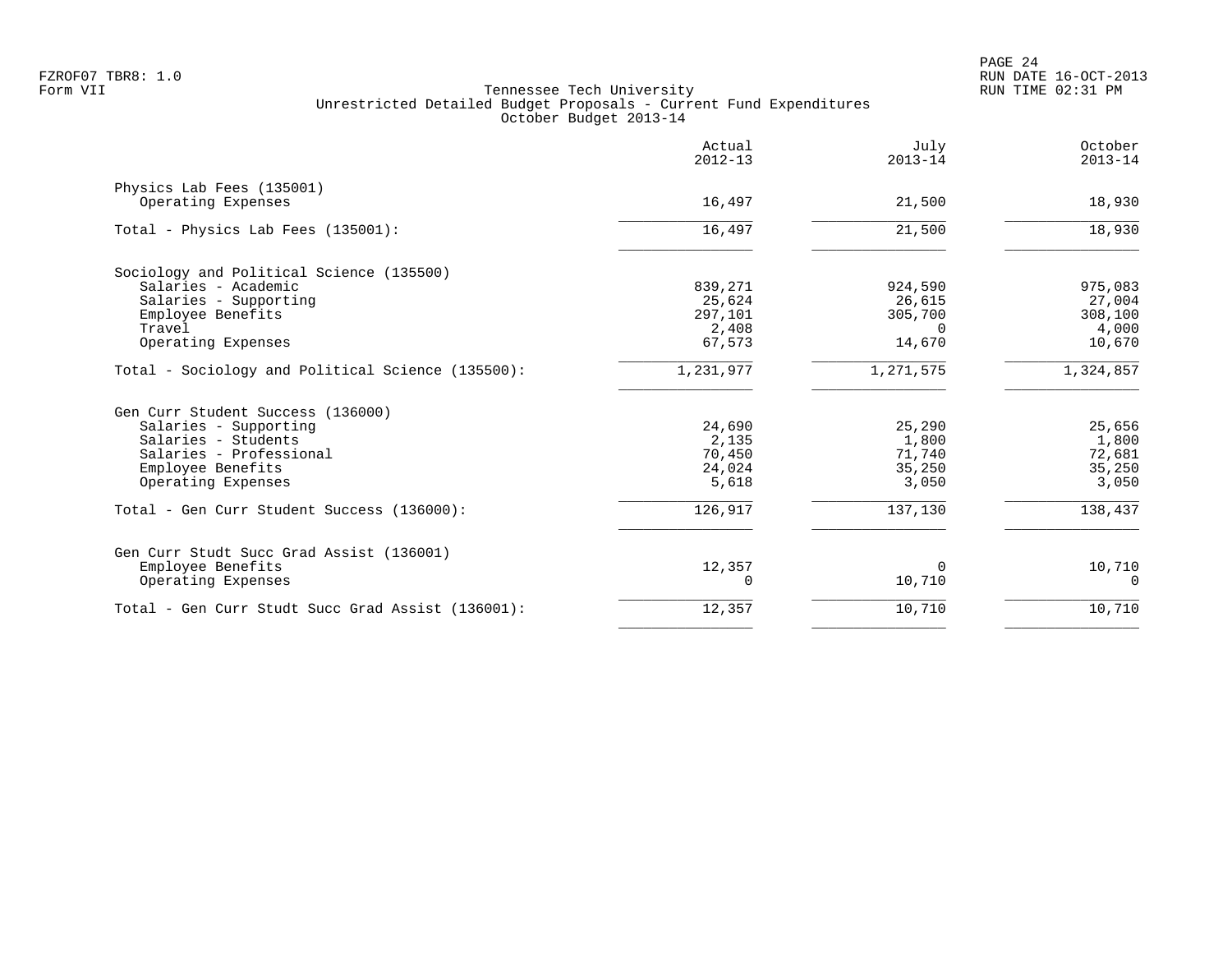Tennessee Tech University
Unrestricted Detailed Budget Proposals - Current Fund Expenditures
October Budget 2013-14

| | Actual 2012-13 | July 2013-14 | October 2013-14 |
|---|---|---|---|
| **Physics Lab Fees (135001)** | | | |
| Operating Expenses | 16,497 | 21,500 | 18,930 |
| Total - Physics Lab Fees (135001): | 16,497 | 21,500 | 18,930 |
| **Sociology and Political Science (135500)** | | | |
| Salaries - Academic | 839,271 | 924,590 | 975,083 |
| Salaries - Supporting | 25,624 | 26,615 | 27,004 |
| Employee Benefits | 297,101 | 305,700 | 308,100 |
| Travel | 2,408 | 0 | 4,000 |
| Operating Expenses | 67,573 | 14,670 | 10,670 |
| Total - Sociology and Political Science (135500): | 1,231,977 | 1,271,575 | 1,324,857 |
| **Gen Curr Student Success (136000)** | | | |
| Salaries - Supporting | 24,690 | 25,290 | 25,656 |
| Salaries - Students | 2,135 | 1,800 | 1,800 |
| Salaries - Professional | 70,450 | 71,740 | 72,681 |
| Employee Benefits | 24,024 | 35,250 | 35,250 |
| Operating Expenses | 5,618 | 3,050 | 3,050 |
| Total - Gen Curr Student Success (136000): | 126,917 | 137,130 | 138,437 |
| **Gen Curr Studt Succ Grad Assist (136001)** | | | |
| Employee Benefits | 12,357 | 0 | 10,710 |
| Operating Expenses | 0 | 10,710 | 0 |
| Total - Gen Curr Studt Succ Grad Assist (136001): | 12,357 | 10,710 | 10,710 |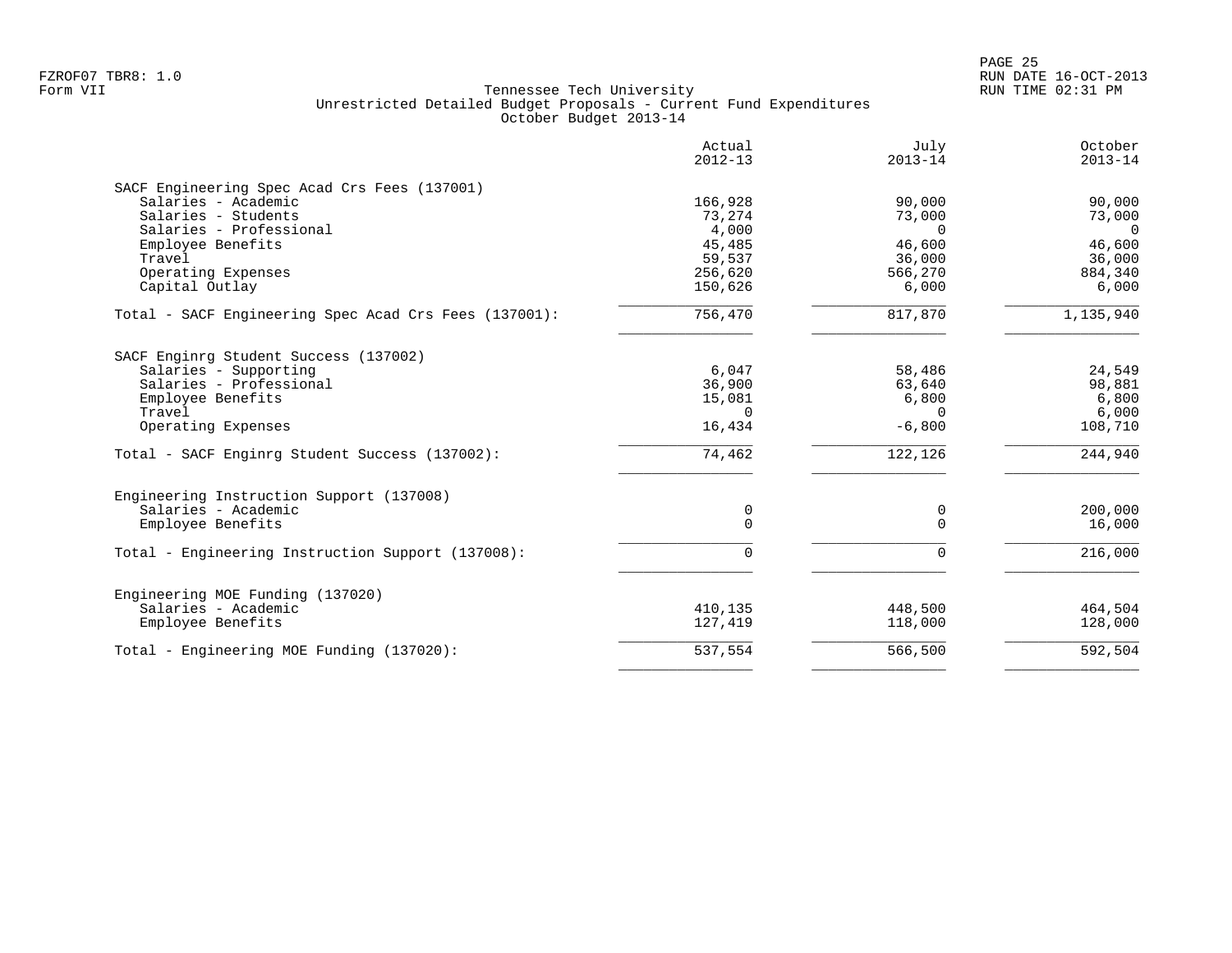Tennessee Tech University
Unrestricted Detailed Budget Proposals - Current Fund Expenditures
October Budget 2013-14

| | Actual 2012-13 | July 2013-14 | October 2013-14 |
|---|---|---|---|
| **SACF Engineering Spec Acad Crs Fees (137001)** | | | |
| Salaries - Academic | 166,928 | 90,000 | 90,000 |
| Salaries - Students | 73,274 | 73,000 | 73,000 |
| Salaries - Professional | 4,000 | 0 | 0 |
| Employee Benefits | 45,485 | 46,600 | 46,600 |
| Travel | 59,537 | 36,000 | 36,000 |
| Operating Expenses | 256,620 | 566,270 | 884,340 |
| Capital Outlay | 150,626 | 6,000 | 6,000 |
| Total - SACF Engineering Spec Acad Crs Fees (137001): | 756,470 | 817,870 | 1,135,940 |
| **SACF Enginrg Student Success (137002)** | | | |
| Salaries - Supporting | 6,047 | 58,486 | 24,549 |
| Salaries - Professional | 36,900 | 63,640 | 98,881 |
| Employee Benefits | 15,081 | 6,800 | 6,800 |
| Travel | 0 | 0 | 6,000 |
| Operating Expenses | 16,434 | -6,800 | 108,710 |
| Total - SACF Enginrg Student Success (137002): | 74,462 | 122,126 | 244,940 |
| **Engineering Instruction Support (137008)** | | | |
| Salaries - Academic | 0 | 0 | 200,000 |
| Employee Benefits | 0 | 0 | 16,000 |
| Total - Engineering Instruction Support (137008): | 0 | 0 | 216,000 |
| **Engineering MOE Funding (137020)** | | | |
| Salaries - Academic | 410,135 | 448,500 | 464,504 |
| Employee Benefits | 127,419 | 118,000 | 128,000 |
| Total - Engineering MOE Funding (137020): | 537,554 | 566,500 | 592,504 |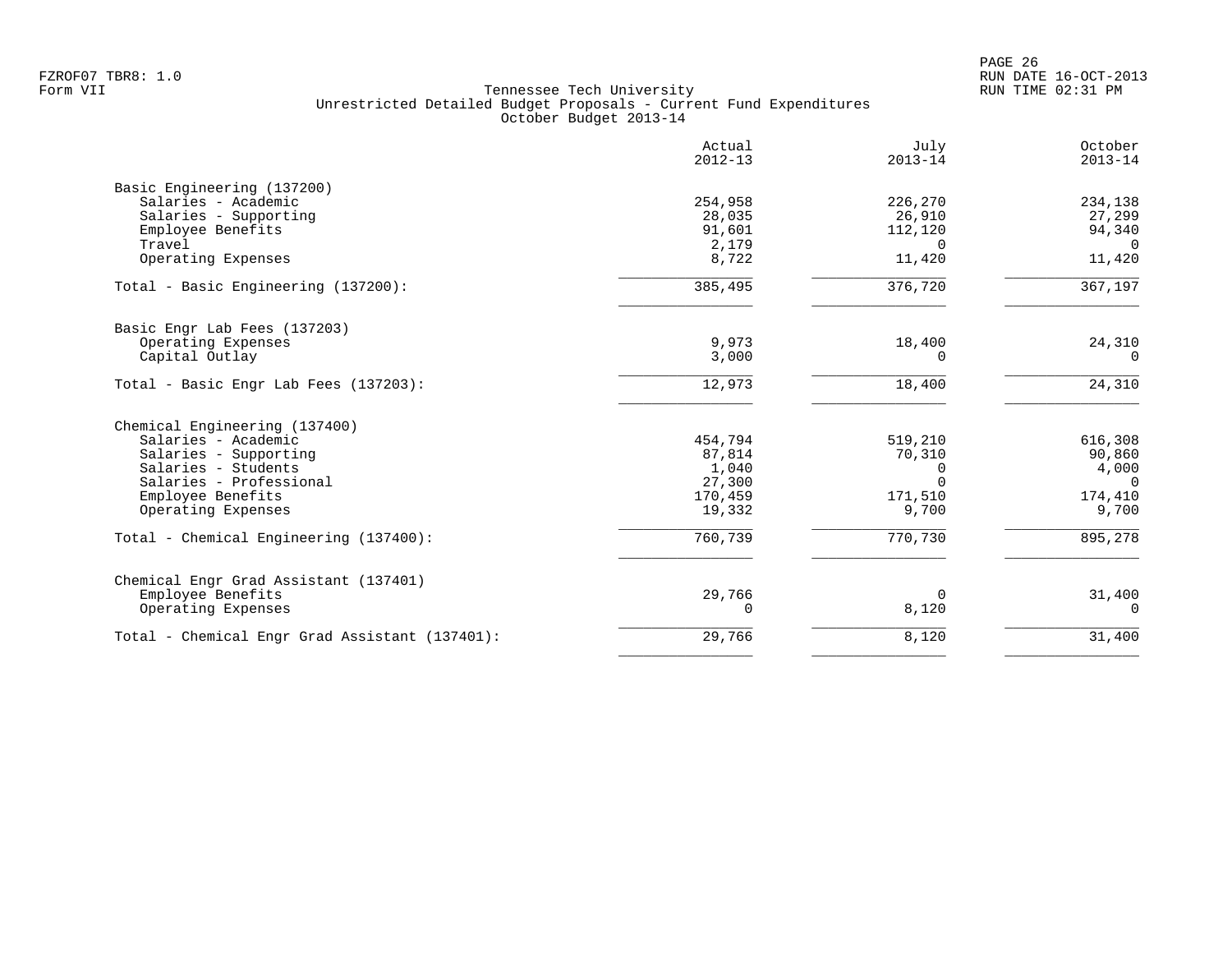FZROF07 TBR8: 1.0
Form VII

Tennessee Tech University
Unrestricted Detailed Budget Proposals - Current Fund Expenditures
October Budget 2013-14

RUN DATE 16-OCT-2013
RUN TIME 02:31 PM

| | Actual 2012-13 | July 2013-14 | October 2013-14 |
|---|---|---|---|
| Basic Engineering (137200) | | | |
| Salaries - Academic | 254,958 | 226,270 | 234,138 |
| Salaries - Supporting | 28,035 | 26,910 | 27,299 |
| Employee Benefits | 91,601 | 112,120 | 94,340 |
| Travel | 2,179 | 0 | 0 |
| Operating Expenses | 8,722 | 11,420 | 11,420 |
| Total - Basic Engineering (137200): | 385,495 | 376,720 | 367,197 |
| Basic Engr Lab Fees (137203) | | | |
| Operating Expenses | 9,973 | 18,400 | 24,310 |
| Capital Outlay | 3,000 | 0 | 0 |
| Total - Basic Engr Lab Fees (137203): | 12,973 | 18,400 | 24,310 |
| Chemical Engineering (137400) | | | |
| Salaries - Academic | 454,794 | 519,210 | 616,308 |
| Salaries - Supporting | 87,814 | 70,310 | 90,860 |
| Salaries - Students | 1,040 | 0 | 4,000 |
| Salaries - Professional | 27,300 | 0 | 0 |
| Employee Benefits | 170,459 | 171,510 | 174,410 |
| Operating Expenses | 19,332 | 9,700 | 9,700 |
| Total - Chemical Engineering (137400): | 760,739 | 770,730 | 895,278 |
| Chemical Engr Grad Assistant (137401) | | | |
| Employee Benefits | 29,766 | 0 | 31,400 |
| Operating Expenses | 0 | 8,120 | 0 |
| Total - Chemical Engr Grad Assistant (137401): | 29,766 | 8,120 | 31,400 |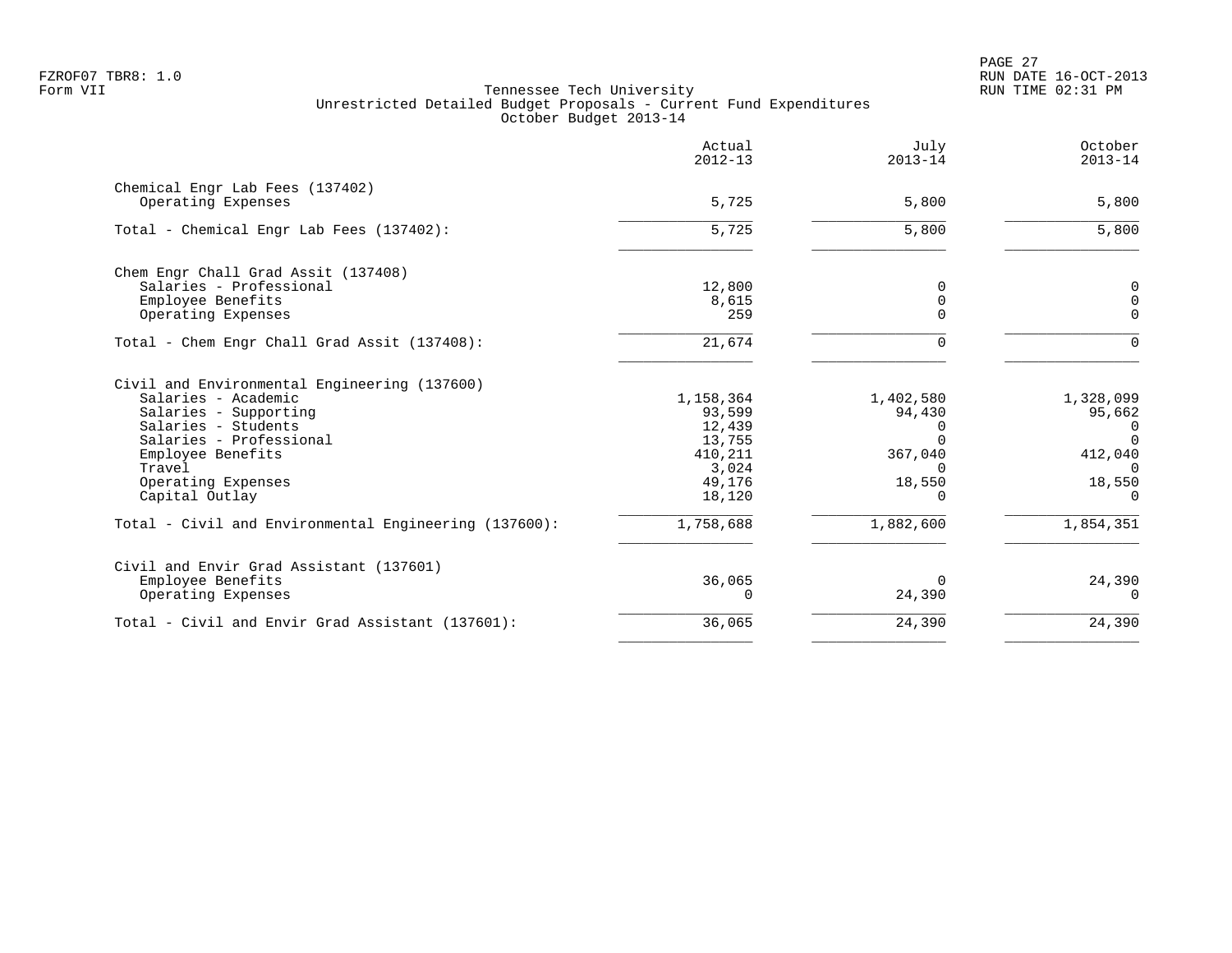Tennessee Tech University
Unrestricted Detailed Budget Proposals - Current Fund Expenditures
October Budget 2013-14

| | Actual 2012-13 | July 2013-14 | October 2013-14 |
|---|---|---|---|
| **Chemical Engr Lab Fees (137402)** | | | |
| Operating Expenses | 5,725 | 5,800 | 5,800 |
| Total - Chemical Engr Lab Fees (137402): | 5,725 | 5,800 | 5,800 |
| **Chem Engr Chall Grad Assit (137408)** | | | |
| Salaries - Professional | 12,800 | 0 | 0 |
| Employee Benefits | 8,615 | 0 | 0 |
| Operating Expenses | 259 | 0 | 0 |
| Total - Chem Engr Chall Grad Assit (137408): | 21,674 | 0 | 0 |
| **Civil and Environmental Engineering (137600)** | | | |
| Salaries - Academic | 1,158,364 | 1,402,580 | 1,328,099 |
| Salaries - Supporting | 93,599 | 94,430 | 95,662 |
| Salaries - Students | 12,439 | 0 | 0 |
| Salaries - Professional | 13,755 | 0 | 0 |
| Employee Benefits | 410,211 | 367,040 | 412,040 |
| Travel | 3,024 | 0 | 0 |
| Operating Expenses | 49,176 | 18,550 | 18,550 |
| Capital Outlay | 18,120 | 0 | 0 |
| Total - Civil and Environmental Engineering (137600): | 1,758,688 | 1,882,600 | 1,854,351 |
| **Civil and Envir Grad Assistant (137601)** | | | |
| Employee Benefits | 36,065 | 0 | 24,390 |
| Operating Expenses | 0 | 24,390 | 0 |
| Total - Civil and Envir Grad Assistant (137601): | 36,065 | 24,390 | 24,390 |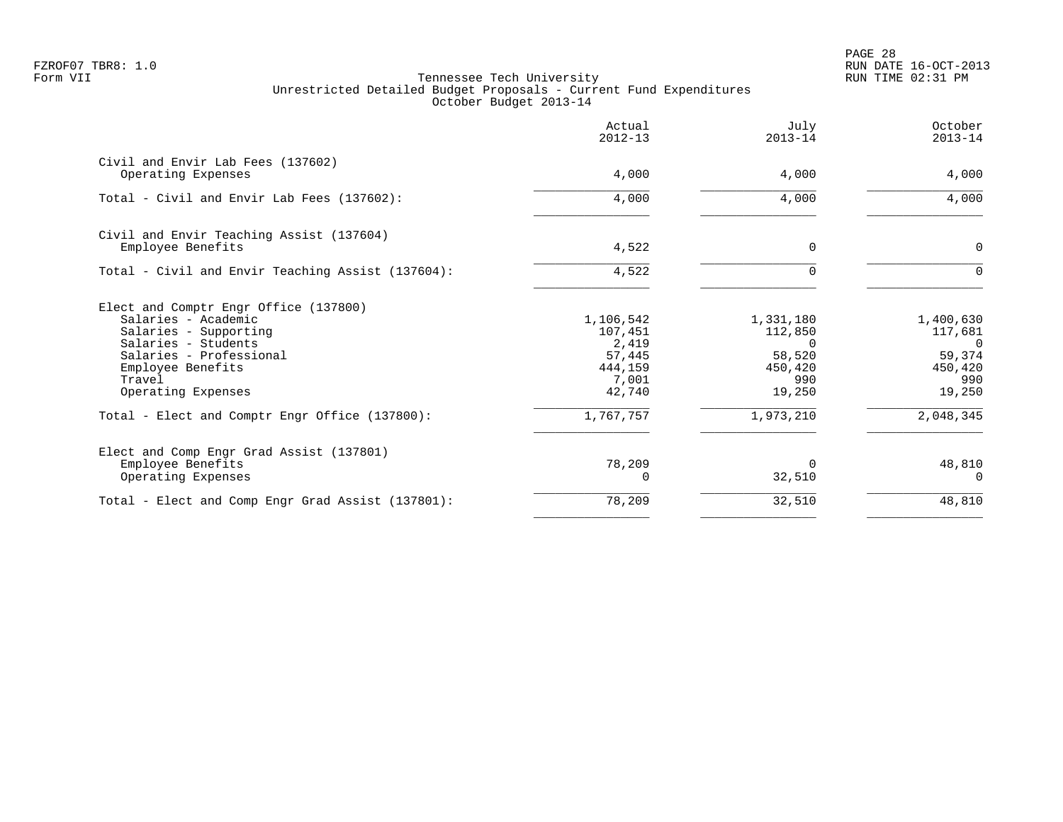FZROF07 TBR8: 1.0
Form VII

Tennessee Tech University
Unrestricted Detailed Budget Proposals - Current Fund Expenditures
October Budget 2013-14

| | Actual 2012-13 | July 2013-14 | October 2013-14 |
|---|---|---|---|
| Civil and Envir Lab Fees (137602) | | | |
| Operating Expenses | 4,000 | 4,000 | 4,000 |
| Total - Civil and Envir Lab Fees (137602): | 4,000 | 4,000 | 4,000 |
| Civil and Envir Teaching Assist (137604) | | | |
| Employee Benefits | 4,522 | 0 | 0 |
| Total - Civil and Envir Teaching Assist (137604): | 4,522 | 0 | 0 |
| Elect and Comptr Engr Office (137800) | | | |
| Salaries - Academic | 1,106,542 | 1,331,180 | 1,400,630 |
| Salaries - Supporting | 107,451 | 112,850 | 117,681 |
| Salaries - Students | 2,419 | 0 | 0 |
| Salaries - Professional | 57,445 | 58,520 | 59,374 |
| Employee Benefits | 444,159 | 450,420 | 450,420 |
| Travel | 7,001 | 990 | 990 |
| Operating Expenses | 42,740 | 19,250 | 19,250 |
| Total - Elect and Comptr Engr Office (137800): | 1,767,757 | 1,973,210 | 2,048,345 |
| Elect and Comp Engr Grad Assist (137801) | | | |
| Employee Benefits | 78,209 | 0 | 48,810 |
| Operating Expenses | 0 | 32,510 | 0 |
| Total - Elect and Comp Engr Grad Assist (137801): | 78,209 | 32,510 | 48,810 |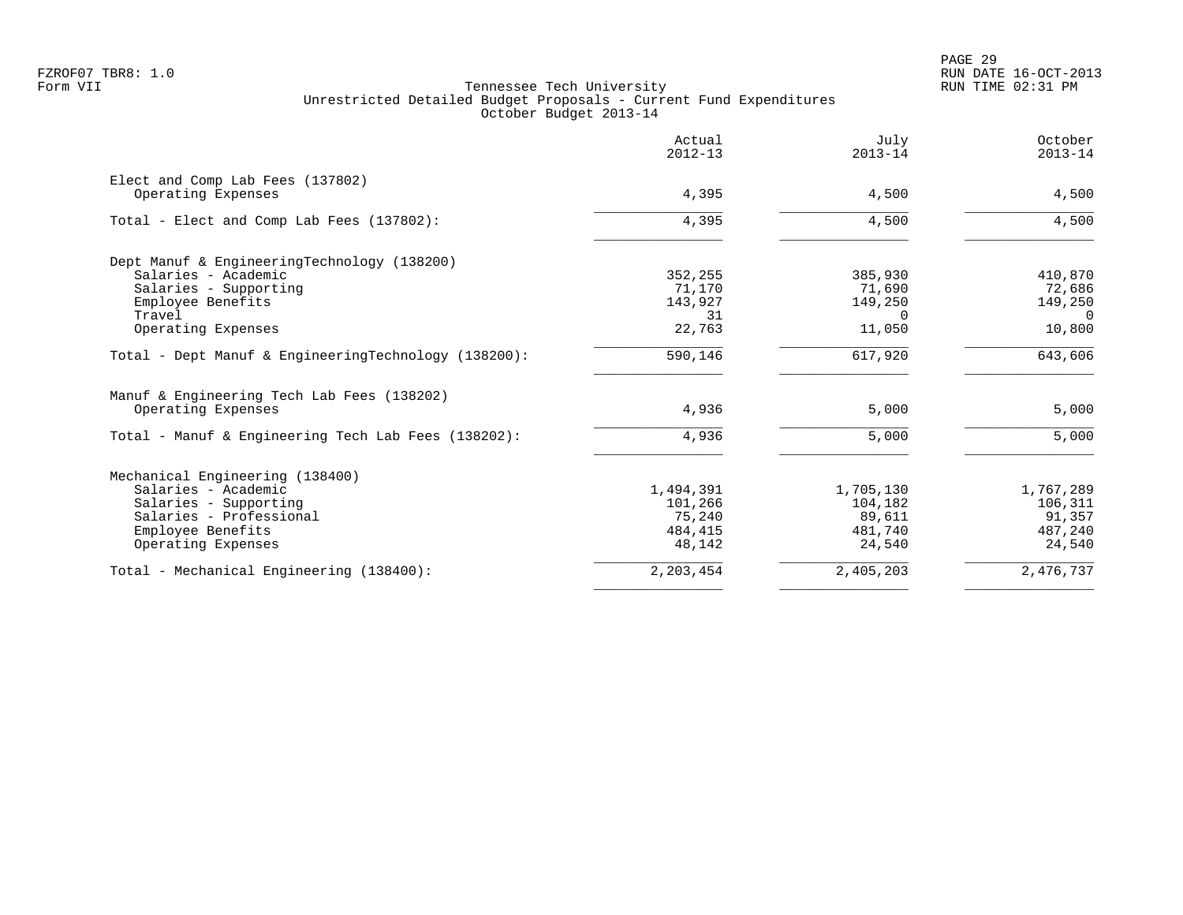FZROF07 TBR8: 1.0
Form VII

Tennessee Tech University
Unrestricted Detailed Budget Proposals - Current Fund Expenditures
October Budget 2013-14

RUN DATE 16-OCT-2013
RUN TIME 02:31 PM

| | Actual 2012-13 | July 2013-14 | October 2013-14 |
|---|---|---|---|
| Elect and Comp Lab Fees (137802) | | | |
| Operating Expenses | 4,395 | 4,500 | 4,500 |
| Total - Elect and Comp Lab Fees (137802): | 4,395 | 4,500 | 4,500 |
| Dept Manuf & EngineeringTechnology (138200) | | | |
| Salaries - Academic | 352,255 | 385,930 | 410,870 |
| Salaries - Supporting | 71,170 | 71,690 | 72,686 |
| Employee Benefits | 143,927 | 149,250 | 149,250 |
| Travel | 31 | 0 | 0 |
| Operating Expenses | 22,763 | 11,050 | 10,800 |
| Total - Dept Manuf & EngineeringTechnology (138200): | 590,146 | 617,920 | 643,606 |
| Manuf & Engineering Tech Lab Fees (138202) | | | |
| Operating Expenses | 4,936 | 5,000 | 5,000 |
| Total - Manuf & Engineering Tech Lab Fees (138202): | 4,936 | 5,000 | 5,000 |
| Mechanical Engineering (138400) | | | |
| Salaries - Academic | 1,494,391 | 1,705,130 | 1,767,289 |
| Salaries - Supporting | 101,266 | 104,182 | 106,311 |
| Salaries - Professional | 75,240 | 89,611 | 91,357 |
| Employee Benefits | 484,415 | 481,740 | 487,240 |
| Operating Expenses | 48,142 | 24,540 | 24,540 |
| Total - Mechanical Engineering (138400): | 2,203,454 | 2,405,203 | 2,476,737 |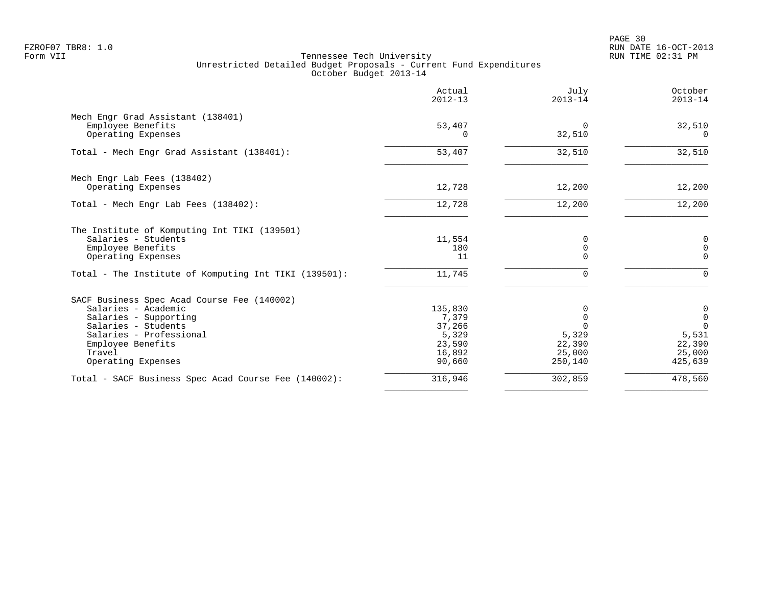FZROF07 TBR8: 1.0
Form VII

Tennessee Tech University
Unrestricted Detailed Budget Proposals - Current Fund Expenditures
October Budget 2013-14

RUN DATE 16-OCT-2013
RUN TIME 02:31 PM

| | Actual 2012-13 | July 2013-14 | October 2013-14 |
|---|---|---|---|
| **Mech Engr Grad Assistant (138401)** | | | |
| Employee Benefits | 53,407 | 0 | 32,510 |
| Operating Expenses | 0 | 32,510 | 0 |
| Total - Mech Engr Grad Assistant (138401): | 53,407 | 32,510 | 32,510 |
| **Mech Engr Lab Fees (138402)** | | | |
| Operating Expenses | 12,728 | 12,200 | 12,200 |
| Total - Mech Engr Lab Fees (138402): | 12,728 | 12,200 | 12,200 |
| **The Institute of Komputing Int TIKI (139501)** | | | |
| Salaries - Students | 11,554 | 0 | 0 |
| Employee Benefits | 180 | 0 | 0 |
| Operating Expenses | 11 | 0 | 0 |
| Total - The Institute of Komputing Int TIKI (139501): | 11,745 | 0 | 0 |
| **SACF Business Spec Acad Course Fee (140002)** | | | |
| Salaries - Academic | 135,830 | 0 | 0 |
| Salaries - Supporting | 7,379 | 0 | 0 |
| Salaries - Students | 37,266 | 0 | 0 |
| Salaries - Professional | 5,329 | 5,329 | 5,531 |
| Employee Benefits | 23,590 | 22,390 | 22,390 |
| Travel | 16,892 | 25,000 | 25,000 |
| Operating Expenses | 90,660 | 250,140 | 425,639 |
| Total - SACF Business Spec Acad Course Fee (140002): | 316,946 | 302,859 | 478,560 |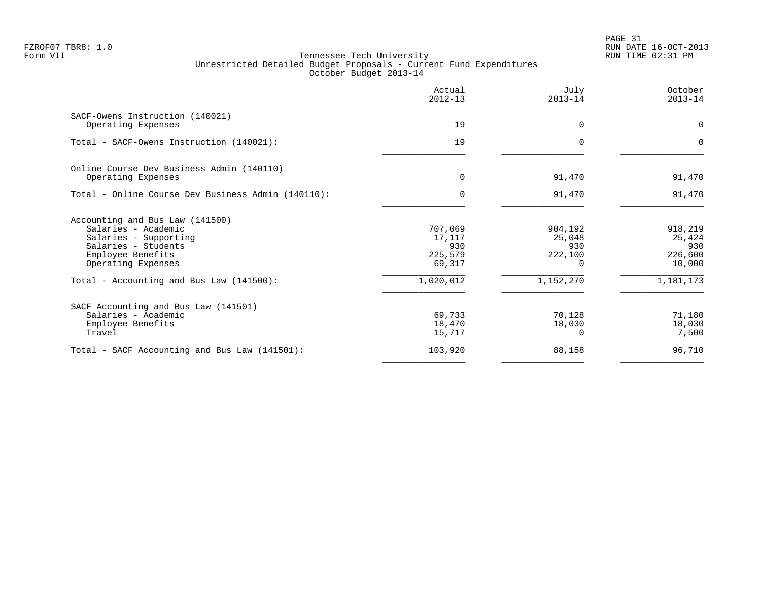FZROF07 TBR8: 1.0
Form VII

Tennessee Tech University
Unrestricted Detailed Budget Proposals - Current Fund Expenditures
October Budget 2013-14

RUN DATE 16-OCT-2013
RUN TIME 02:31 PM

| | Actual 2012-13 | July 2013-14 | October 2013-14 |
|---|---|---|---|
| SACF-Owens Instruction (140021) | | | |
| Operating Expenses | 19 | 0 | 0 |
| Total - SACF-Owens Instruction (140021): | 19 | 0 | 0 |
| Online Course Dev Business Admin (140110) | | | |
| Operating Expenses | 0 | 91,470 | 91,470 |
| Total - Online Course Dev Business Admin (140110): | 0 | 91,470 | 91,470 |
| Accounting and Bus Law (141500) | | | |
| Salaries - Academic | 707,069 | 904,192 | 918,219 |
| Salaries - Supporting | 17,117 | 25,048 | 25,424 |
| Salaries - Students | 930 | 930 | 930 |
| Employee Benefits | 225,579 | 222,100 | 226,600 |
| Operating Expenses | 69,317 | 0 | 10,000 |
| Total - Accounting and Bus Law (141500): | 1,020,012 | 1,152,270 | 1,181,173 |
| SACF Accounting and Bus Law (141501) | | | |
| Salaries - Academic | 69,733 | 70,128 | 71,180 |
| Employee Benefits | 18,470 | 18,030 | 18,030 |
| Travel | 15,717 | 0 | 7,500 |
| Total - SACF Accounting and Bus Law (141501): | 103,920 | 88,158 | 96,710 |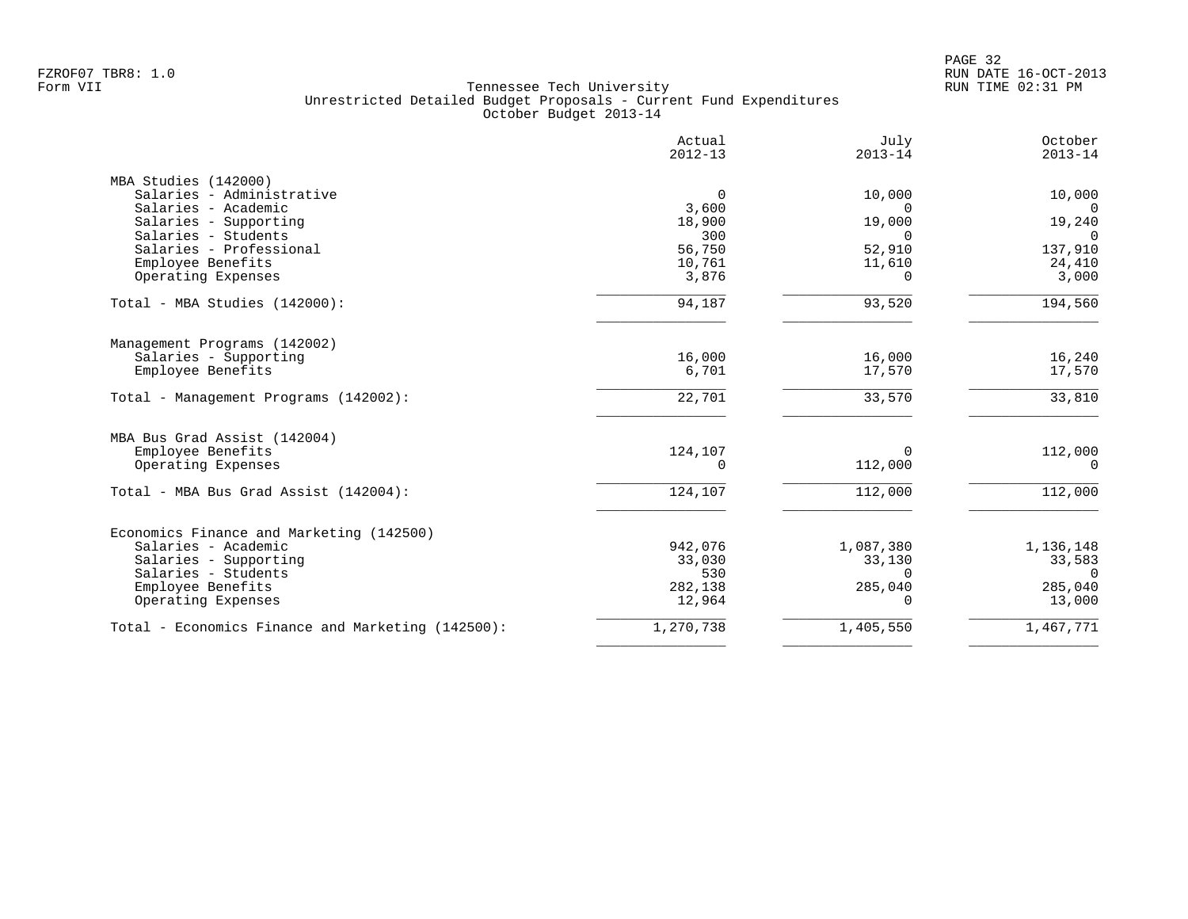Tennessee Tech University
Unrestricted Detailed Budget Proposals - Current Fund Expenditures
October Budget 2013-14

| | Actual 2012-13 | July 2013-14 | October 2013-14 |
|---|---|---|---|
| **MBA Studies (142000)** | | | |
| Salaries - Administrative | 0 | 10,000 | 10,000 |
| Salaries - Academic | 3,600 | 0 | 0 |
| Salaries - Supporting | 18,900 | 19,000 | 19,240 |
| Salaries - Students | 300 | 0 | 0 |
| Salaries - Professional | 56,750 | 52,910 | 137,910 |
| Employee Benefits | 10,761 | 11,610 | 24,410 |
| Operating Expenses | 3,876 | 0 | 3,000 |
| Total - MBA Studies (142000): | 94,187 | 93,520 | 194,560 |
| **Management Programs (142002)** | | | |
| Salaries - Supporting | 16,000 | 16,000 | 16,240 |
| Employee Benefits | 6,701 | 17,570 | 17,570 |
| Total - Management Programs (142002): | 22,701 | 33,570 | 33,810 |
| **MBA Bus Grad Assist (142004)** | | | |
| Employee Benefits | 124,107 | 0 | 112,000 |
| Operating Expenses | 0 | 112,000 | 0 |
| Total - MBA Bus Grad Assist (142004): | 124,107 | 112,000 | 112,000 |
| **Economics Finance and Marketing (142500)** | | | |
| Salaries - Academic | 942,076 | 1,087,380 | 1,136,148 |
| Salaries - Supporting | 33,030 | 33,130 | 33,583 |
| Salaries - Students | 530 | 0 | 0 |
| Employee Benefits | 282,138 | 285,040 | 285,040 |
| Operating Expenses | 12,964 | 0 | 13,000 |
| Total - Economics Finance and Marketing (142500): | 1,270,738 | 1,405,550 | 1,467,771 |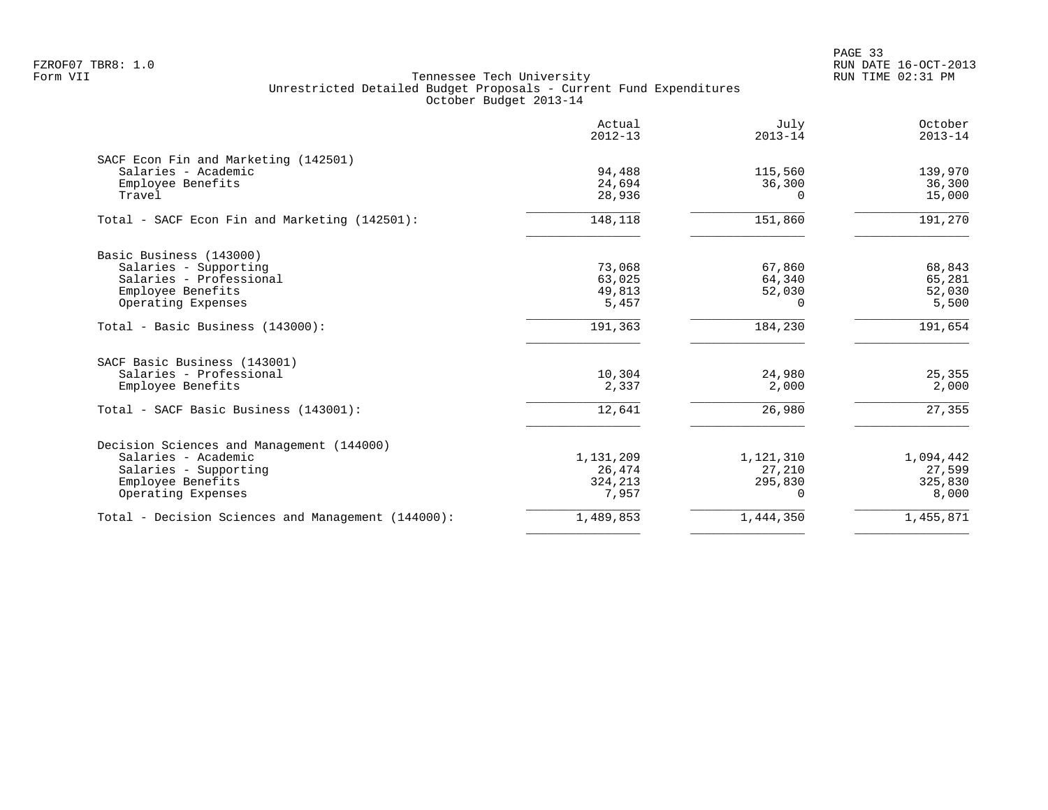Tennessee Tech University
Unrestricted Detailed Budget Proposals - Current Fund Expenditures
October Budget 2013-14

| | Actual 2012-13 | July 2013-14 | October 2013-14 |
|---|---|---|---|
| **SACF Econ Fin and Marketing (142501)** | | | |
| Salaries - Academic | 94,488 | 115,560 | 139,970 |
| Employee Benefits | 24,694 | 36,300 | 36,300 |
| Travel | 28,936 | 0 | 15,000 |
| Total - SACF Econ Fin and Marketing (142501): | 148,118 | 151,860 | 191,270 |
| **Basic Business (143000)** | | | |
| Salaries - Supporting | 73,068 | 67,860 | 68,843 |
| Salaries - Professional | 63,025 | 64,340 | 65,281 |
| Employee Benefits | 49,813 | 52,030 | 52,030 |
| Operating Expenses | 5,457 | 0 | 5,500 |
| Total - Basic Business (143000): | 191,363 | 184,230 | 191,654 |
| **SACF Basic Business (143001)** | | | |
| Salaries - Professional | 10,304 | 24,980 | 25,355 |
| Employee Benefits | 2,337 | 2,000 | 2,000 |
| Total - SACF Basic Business (143001): | 12,641 | 26,980 | 27,355 |
| **Decision Sciences and Management (144000)** | | | |
| Salaries - Academic | 1,131,209 | 1,121,310 | 1,094,442 |
| Salaries - Supporting | 26,474 | 27,210 | 27,599 |
| Employee Benefits | 324,213 | 295,830 | 325,830 |
| Operating Expenses | 7,957 | 0 | 8,000 |
| Total - Decision Sciences and Management (144000): | 1,489,853 | 1,444,350 | 1,455,871 |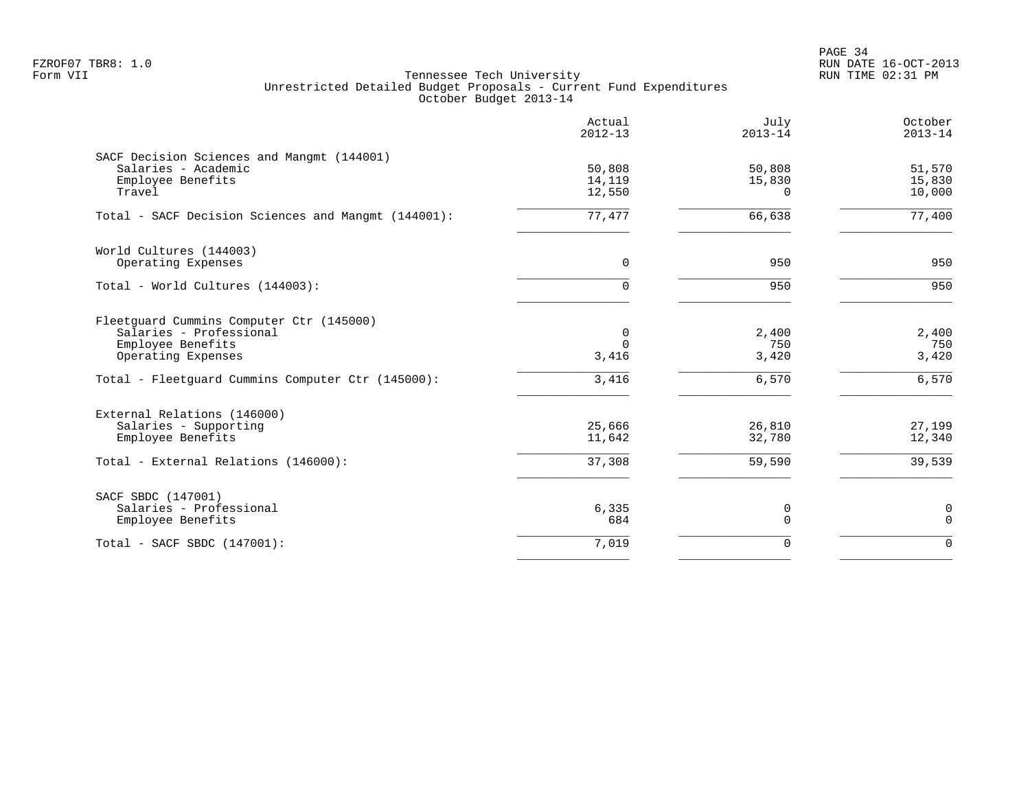Tennessee Tech University
Unrestricted Detailed Budget Proposals - Current Fund Expenditures
October Budget 2013-14

| | Actual 2012-13 | July 2013-14 | October 2013-14 |
|---|---|---|---|
| **SACF Decision Sciences and Mangmt (144001)** | | | |
| Salaries - Academic | 50,808 | 50,808 | 51,570 |
| Employee Benefits | 14,119 | 15,830 | 15,830 |
| Travel | 12,550 | 0 | 10,000 |
| Total - SACF Decision Sciences and Mangmt (144001): | 77,477 | 66,638 | 77,400 |
| **World Cultures (144003)** | | | |
| Operating Expenses | 0 | 950 | 950 |
| Total - World Cultures (144003): | 0 | 950 | 950 |
| **Fleetguard Cummins Computer Ctr (145000)** | | | |
| Salaries - Professional | 0 | 2,400 | 2,400 |
| Employee Benefits | 0 | 750 | 750 |
| Operating Expenses | 3,416 | 3,420 | 3,420 |
| Total - Fleetguard Cummins Computer Ctr (145000): | 3,416 | 6,570 | 6,570 |
| **External Relations (146000)** | | | |
| Salaries - Supporting | 25,666 | 26,810 | 27,199 |
| Employee Benefits | 11,642 | 32,780 | 12,340 |
| Total - External Relations (146000): | 37,308 | 59,590 | 39,539 |
| **SACF SBDC (147001)** | | | |
| Salaries - Professional | 6,335 | 0 | 0 |
| Employee Benefits | 684 | 0 | 0 |
| Total - SACF SBDC (147001): | 7,019 | 0 | 0 |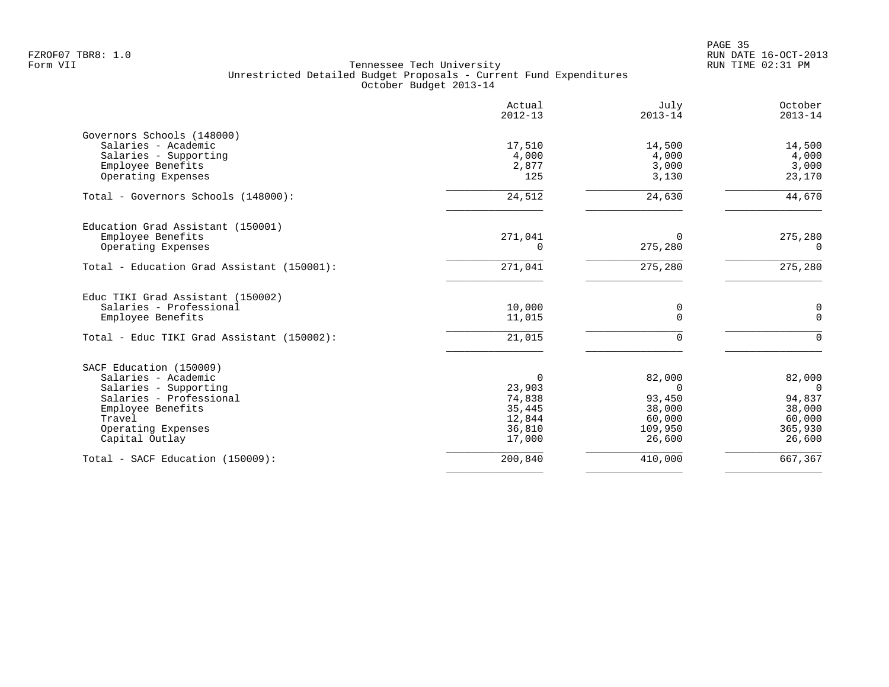Tennessee Tech University
Unrestricted Detailed Budget Proposals - Current Fund Expenditures
October Budget 2013-14

| | Actual 2012-13 | July 2013-14 | October 2013-14 |
|---|---|---|---|
| **Governors Schools (148000)** | | | |
| Salaries - Academic | 17,510 | 14,500 | 14,500 |
| Salaries - Supporting | 4,000 | 4,000 | 4,000 |
| Employee Benefits | 2,877 | 3,000 | 3,000 |
| Operating Expenses | 125 | 3,130 | 23,170 |
| Total - Governors Schools (148000): | 24,512 | 24,630 | 44,670 |
| **Education Grad Assistant (150001)** | | | |
| Employee Benefits | 271,041 | 0 | 275,280 |
| Operating Expenses | 0 | 275,280 | 0 |
| Total - Education Grad Assistant (150001): | 271,041 | 275,280 | 275,280 |
| **Educ TIKI Grad Assistant (150002)** | | | |
| Salaries - Professional | 10,000 | 0 | 0 |
| Employee Benefits | 11,015 | 0 | 0 |
| Total - Educ TIKI Grad Assistant (150002): | 21,015 | 0 | 0 |
| **SACF Education (150009)** | | | |
| Salaries - Academic | 0 | 82,000 | 82,000 |
| Salaries - Supporting | 23,903 | 0 | 0 |
| Salaries - Professional | 74,838 | 93,450 | 94,837 |
| Employee Benefits | 35,445 | 38,000 | 38,000 |
| Travel | 12,844 | 60,000 | 60,000 |
| Operating Expenses | 36,810 | 109,950 | 365,930 |
| Capital Outlay | 17,000 | 26,600 | 26,600 |
| Total - SACF Education (150009): | 200,840 | 410,000 | 667,367 |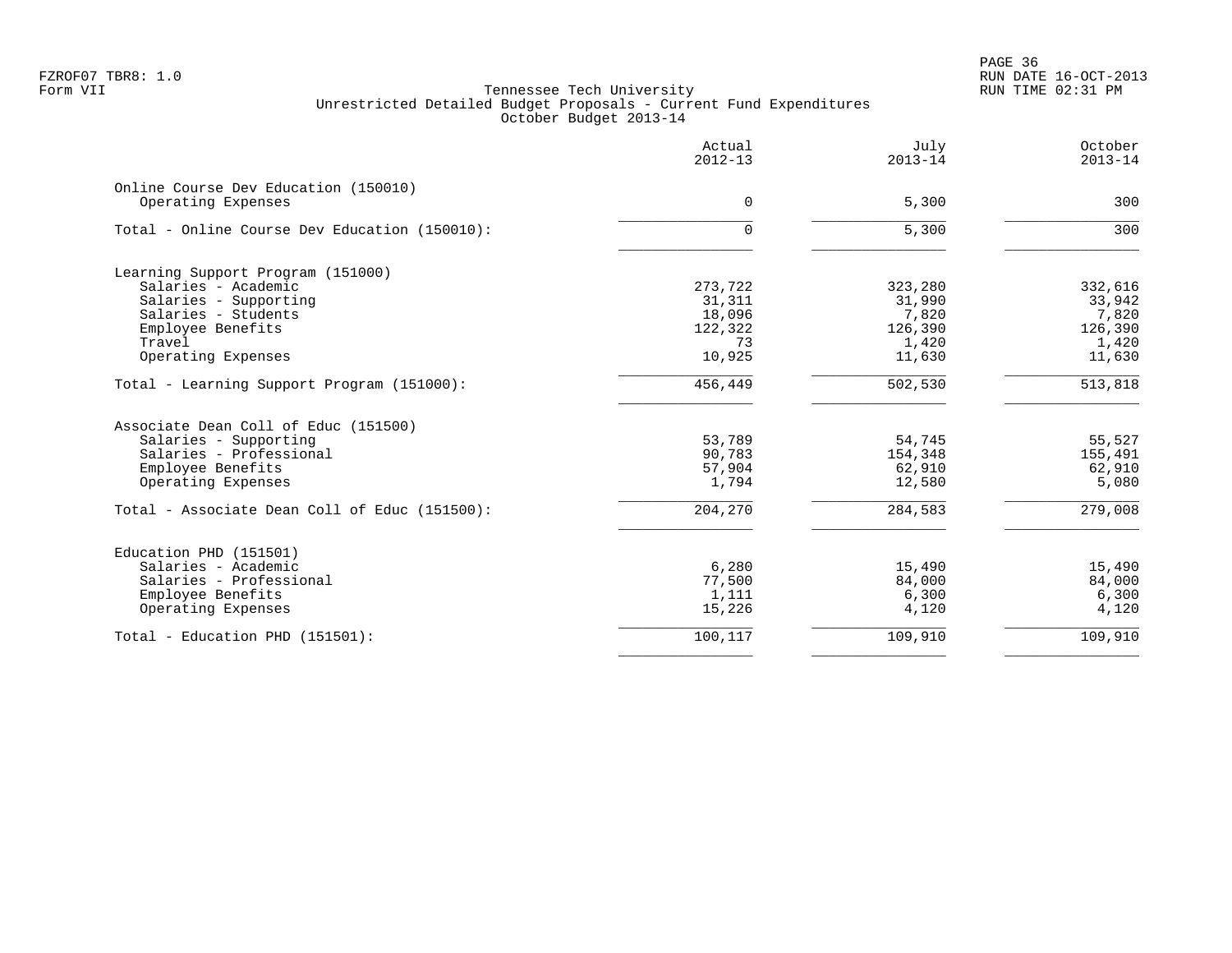Tennessee Tech University
Unrestricted Detailed Budget Proposals - Current Fund Expenditures
October Budget 2013-14

| | Actual 2012-13 | July 2013-14 | October 2013-14 |
|---|---|---|---|
| **Online Course Dev Education (150010)** | | | |
| Operating Expenses | 0 | 5,300 | 300 |
| Total - Online Course Dev Education (150010): | 0 | 5,300 | 300 |
| **Learning Support Program (151000)** | | | |
| Salaries - Academic | 273,722 | 323,280 | 332,616 |
| Salaries - Supporting | 31,311 | 31,990 | 33,942 |
| Salaries - Students | 18,096 | 7,820 | 7,820 |
| Employee Benefits | 122,322 | 126,390 | 126,390 |
| Travel | 73 | 1,420 | 1,420 |
| Operating Expenses | 10,925 | 11,630 | 11,630 |
| Total - Learning Support Program (151000): | 456,449 | 502,530 | 513,818 |
| **Associate Dean Coll of Educ (151500)** | | | |
| Salaries - Supporting | 53,789 | 54,745 | 55,527 |
| Salaries - Professional | 90,783 | 154,348 | 155,491 |
| Employee Benefits | 57,904 | 62,910 | 62,910 |
| Operating Expenses | 1,794 | 12,580 | 5,080 |
| Total - Associate Dean Coll of Educ (151500): | 204,270 | 284,583 | 279,008 |
| **Education PHD (151501)** | | | |
| Salaries - Academic | 6,280 | 15,490 | 15,490 |
| Salaries - Professional | 77,500 | 84,000 | 84,000 |
| Employee Benefits | 1,111 | 6,300 | 6,300 |
| Operating Expenses | 15,226 | 4,120 | 4,120 |
| Total - Education PHD (151501): | 100,117 | 109,910 | 109,910 |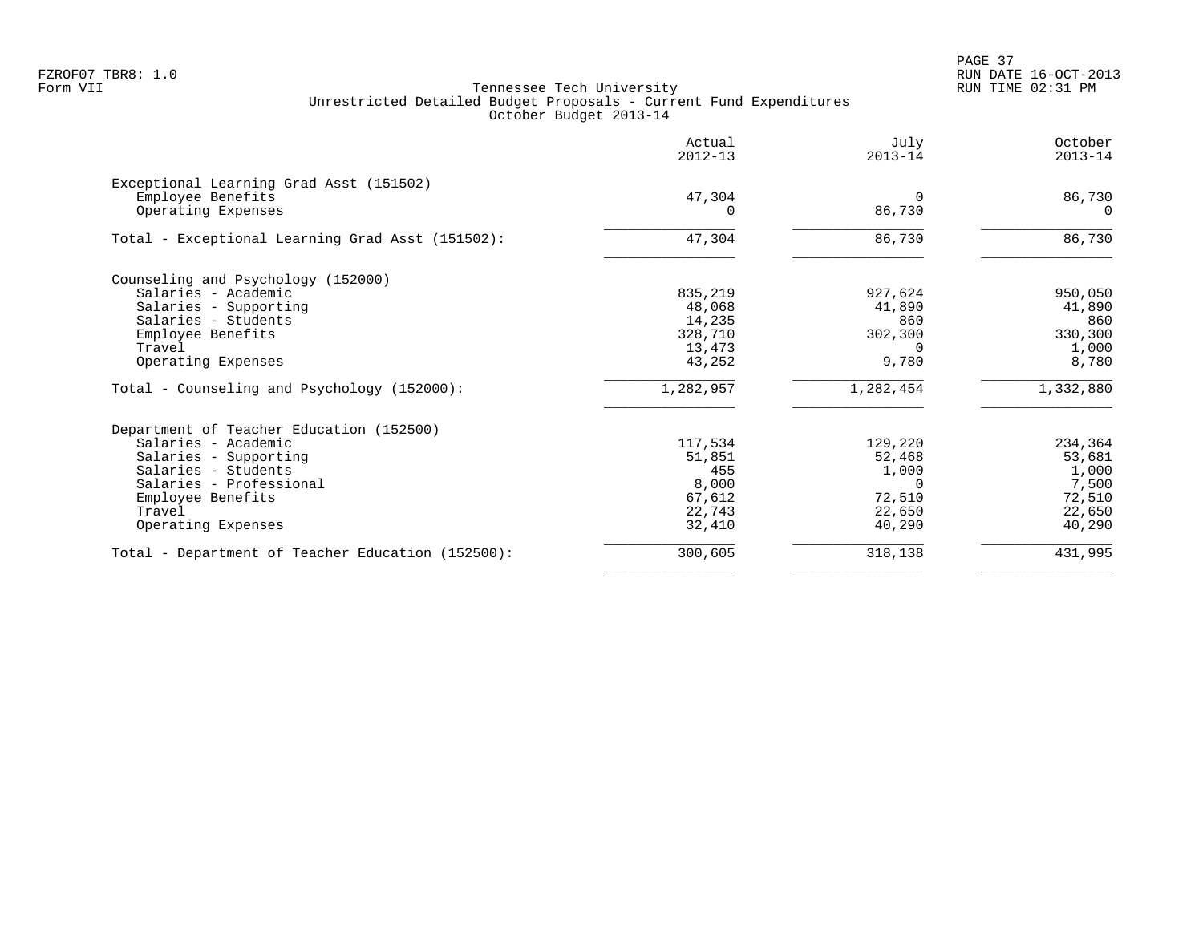FZROF07 TBR8: 1.0
Form VII

Tennessee Tech University
Unrestricted Detailed Budget Proposals - Current Fund Expenditures
October Budget 2013-14

RUN DATE 16-OCT-2013
RUN TIME 02:31 PM

| | Actual 2012-13 | July 2013-14 | October 2013-14 |
|---|---|---|---|
| **Exceptional Learning Grad Asst (151502)** | | | |
| Employee Benefits | 47,304 | 0 | 86,730 |
| Operating Expenses | 0 | 86,730 | 0 |
| Total - Exceptional Learning Grad Asst (151502): | 47,304 | 86,730 | 86,730 |
| **Counseling and Psychology (152000)** | | | |
| Salaries - Academic | 835,219 | 927,624 | 950,050 |
| Salaries - Supporting | 48,068 | 41,890 | 41,890 |
| Salaries - Students | 14,235 | 860 | 860 |
| Employee Benefits | 328,710 | 302,300 | 330,300 |
| Travel | 13,473 | 0 | 1,000 |
| Operating Expenses | 43,252 | 9,780 | 8,780 |
| Total - Counseling and Psychology (152000): | 1,282,957 | 1,282,454 | 1,332,880 |
| **Department of Teacher Education (152500)** | | | |
| Salaries - Academic | 117,534 | 129,220 | 234,364 |
| Salaries - Supporting | 51,851 | 52,468 | 53,681 |
| Salaries - Students | 455 | 1,000 | 1,000 |
| Salaries - Professional | 8,000 | 0 | 7,500 |
| Employee Benefits | 67,612 | 72,510 | 72,510 |
| Travel | 22,743 | 22,650 | 22,650 |
| Operating Expenses | 32,410 | 40,290 | 40,290 |
| Total - Department of Teacher Education (152500): | 300,605 | 318,138 | 431,995 |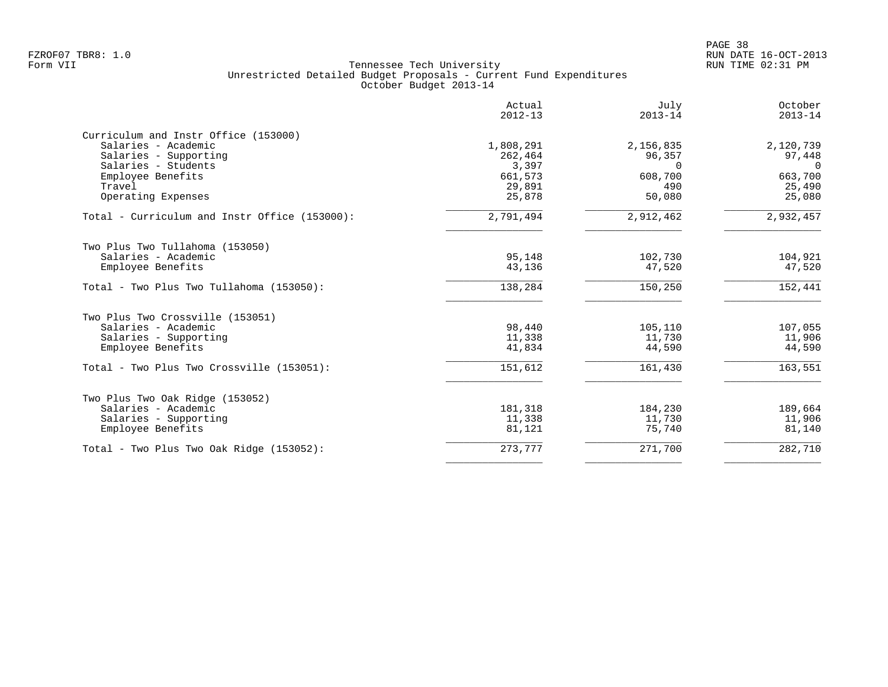Tennessee Tech University
Unrestricted Detailed Budget Proposals - Current Fund Expenditures
October Budget 2013-14

Form VII

| | Actual 2012-13 | July 2013-14 | October 2013-14 |
|---|---|---|---|
| **Curriculum and Instr Office (153000)** | | | |
| Salaries - Academic | 1,808,291 | 2,156,835 | 2,120,739 |
| Salaries - Supporting | 262,464 | 96,357 | 97,448 |
| Salaries - Students | 3,397 | 0 | 0 |
| Employee Benefits | 661,573 | 608,700 | 663,700 |
| Travel | 29,891 | 490 | 25,490 |
| Operating Expenses | 25,878 | 50,080 | 25,080 |
| Total - Curriculum and Instr Office (153000): | 2,791,494 | 2,912,462 | 2,932,457 |
| **Two Plus Two Tullahoma (153050)** | | | |
| Salaries - Academic | 95,148 | 102,730 | 104,921 |
| Employee Benefits | 43,136 | 47,520 | 47,520 |
| Total - Two Plus Two Tullahoma (153050): | 138,284 | 150,250 | 152,441 |
| **Two Plus Two Crossville (153051)** | | | |
| Salaries - Academic | 98,440 | 105,110 | 107,055 |
| Salaries - Supporting | 11,338 | 11,730 | 11,906 |
| Employee Benefits | 41,834 | 44,590 | 44,590 |
| Total - Two Plus Two Crossville (153051): | 151,612 | 161,430 | 163,551 |
| **Two Plus Two Oak Ridge (153052)** | | | |
| Salaries - Academic | 181,318 | 184,230 | 189,664 |
| Salaries - Supporting | 11,338 | 11,730 | 11,906 |
| Employee Benefits | 81,121 | 75,740 | 81,140 |
| Total - Two Plus Two Oak Ridge (153052): | 273,777 | 271,700 | 282,710 |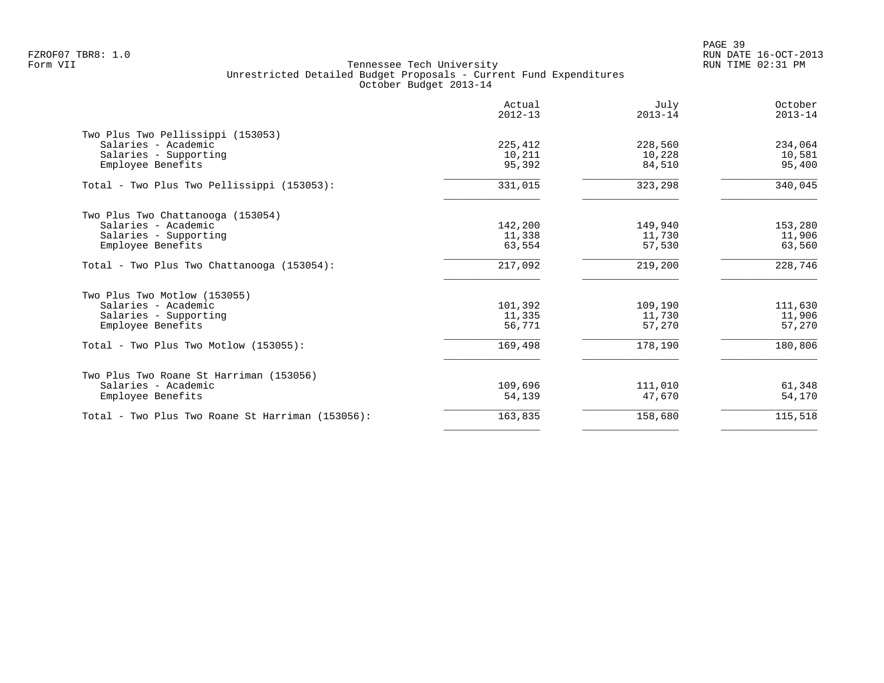Tennessee Tech University
Unrestricted Detailed Budget Proposals - Current Fund Expenditures
October Budget 2013-14

| | Actual 2012-13 | July 2013-14 | October 2013-14 |
|---|---|---|---|
| **Two Plus Two Pellissippi (153053)** | | | |
| Salaries - Academic | 225,412 | 228,560 | 234,064 |
| Salaries - Supporting | 10,211 | 10,228 | 10,581 |
| Employee Benefits | 95,392 | 84,510 | 95,400 |
| Total - Two Plus Two Pellissippi (153053): | 331,015 | 323,298 | 340,045 |
| **Two Plus Two Chattanooga (153054)** | | | |
| Salaries - Academic | 142,200 | 149,940 | 153,280 |
| Salaries - Supporting | 11,338 | 11,730 | 11,906 |
| Employee Benefits | 63,554 | 57,530 | 63,560 |
| Total - Two Plus Two Chattanooga (153054): | 217,092 | 219,200 | 228,746 |
| **Two Plus Two Motlow (153055)** | | | |
| Salaries - Academic | 101,392 | 109,190 | 111,630 |
| Salaries - Supporting | 11,335 | 11,730 | 11,906 |
| Employee Benefits | 56,771 | 57,270 | 57,270 |
| Total - Two Plus Two Motlow (153055): | 169,498 | 178,190 | 180,806 |
| **Two Plus Two Roane St Harriman (153056)** | | | |
| Salaries - Academic | 109,696 | 111,010 | 61,348 |
| Employee Benefits | 54,139 | 47,670 | 54,170 |
| Total - Two Plus Two Roane St Harriman (153056): | 163,835 | 158,680 | 115,518 |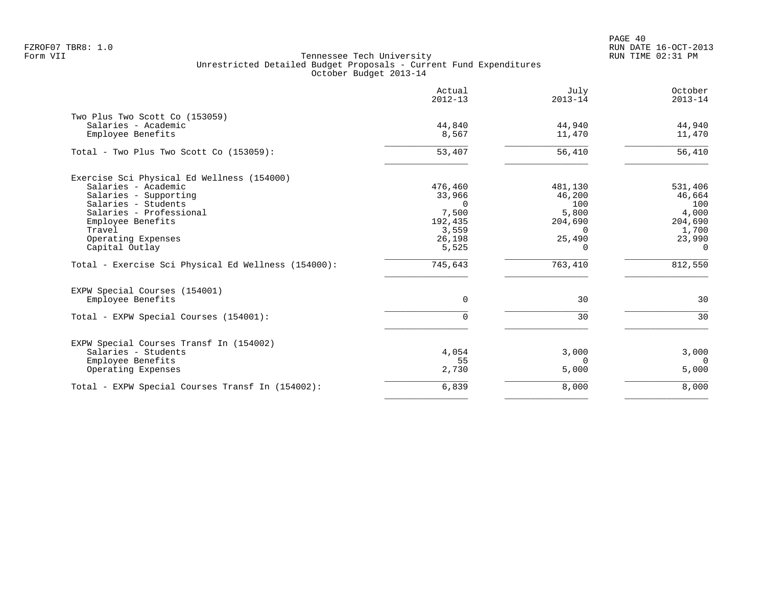Tennessee Tech University
Unrestricted Detailed Budget Proposals - Current Fund Expenditures
October Budget 2013-14

| | Actual 2012-13 | July 2013-14 | October 2013-14 |
|---|---|---|---|
| **Two Plus Two Scott Co (153059)** | | | |
| Salaries - Academic | 44,840 | 44,940 | 44,940 |
| Employee Benefits | 8,567 | 11,470 | 11,470 |
| Total - Two Plus Two Scott Co (153059): | 53,407 | 56,410 | 56,410 |
| **Exercise Sci Physical Ed Wellness (154000)** | | | |
| Salaries - Academic | 476,460 | 481,130 | 531,406 |
| Salaries - Supporting | 33,966 | 46,200 | 46,664 |
| Salaries - Students | 0 | 100 | 100 |
| Salaries - Professional | 7,500 | 5,800 | 4,000 |
| Employee Benefits | 192,435 | 204,690 | 204,690 |
| Travel | 3,559 | 0 | 1,700 |
| Operating Expenses | 26,198 | 25,490 | 23,990 |
| Capital Outlay | 5,525 | 0 | 0 |
| Total - Exercise Sci Physical Ed Wellness (154000): | 745,643 | 763,410 | 812,550 |
| **EXPW Special Courses (154001)** | | | |
| Employee Benefits | 0 | 30 | 30 |
| Total - EXPW Special Courses (154001): | 0 | 30 | 30 |
| **EXPW Special Courses Transf In (154002)** | | | |
| Salaries - Students | 4,054 | 3,000 | 3,000 |
| Employee Benefits | 55 | 0 | 0 |
| Operating Expenses | 2,730 | 5,000 | 5,000 |
| Total - EXPW Special Courses Transf In (154002): | 6,839 | 8,000 | 8,000 |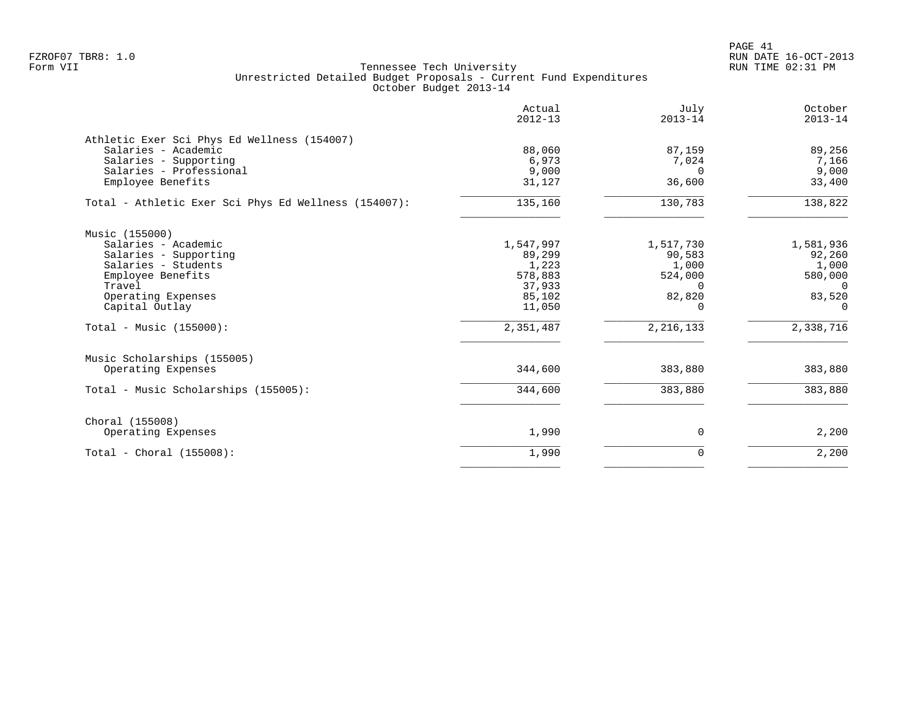Tennessee Tech University
Unrestricted Detailed Budget Proposals - Current Fund Expenditures
October Budget 2013-14

| | Actual 2012-13 | July 2013-14 | October 2013-14 |
|---|---|---|---|
| **Athletic Exer Sci Phys Ed Wellness (154007)** | | | |
| Salaries - Academic | 88,060 | 87,159 | 89,256 |
| Salaries - Supporting | 6,973 | 7,024 | 7,166 |
| Salaries - Professional | 9,000 | 0 | 9,000 |
| Employee Benefits | 31,127 | 36,600 | 33,400 |
| Total - Athletic Exer Sci Phys Ed Wellness (154007): | 135,160 | 130,783 | 138,822 |
| **Music (155000)** | | | |
| Salaries - Academic | 1,547,997 | 1,517,730 | 1,581,936 |
| Salaries - Supporting | 89,299 | 90,583 | 92,260 |
| Salaries - Students | 1,223 | 1,000 | 1,000 |
| Employee Benefits | 578,883 | 524,000 | 580,000 |
| Travel | 37,933 | 0 | 0 |
| Operating Expenses | 85,102 | 82,820 | 83,520 |
| Capital Outlay | 11,050 | 0 | 0 |
| Total - Music (155000): | 2,351,487 | 2,216,133 | 2,338,716 |
| **Music Scholarships (155005)** | | | |
| Operating Expenses | 344,600 | 383,880 | 383,880 |
| Total - Music Scholarships (155005): | 344,600 | 383,880 | 383,880 |
| **Choral (155008)** | | | |
| Operating Expenses | 1,990 | 0 | 2,200 |
| Total - Choral (155008): | 1,990 | 0 | 2,200 |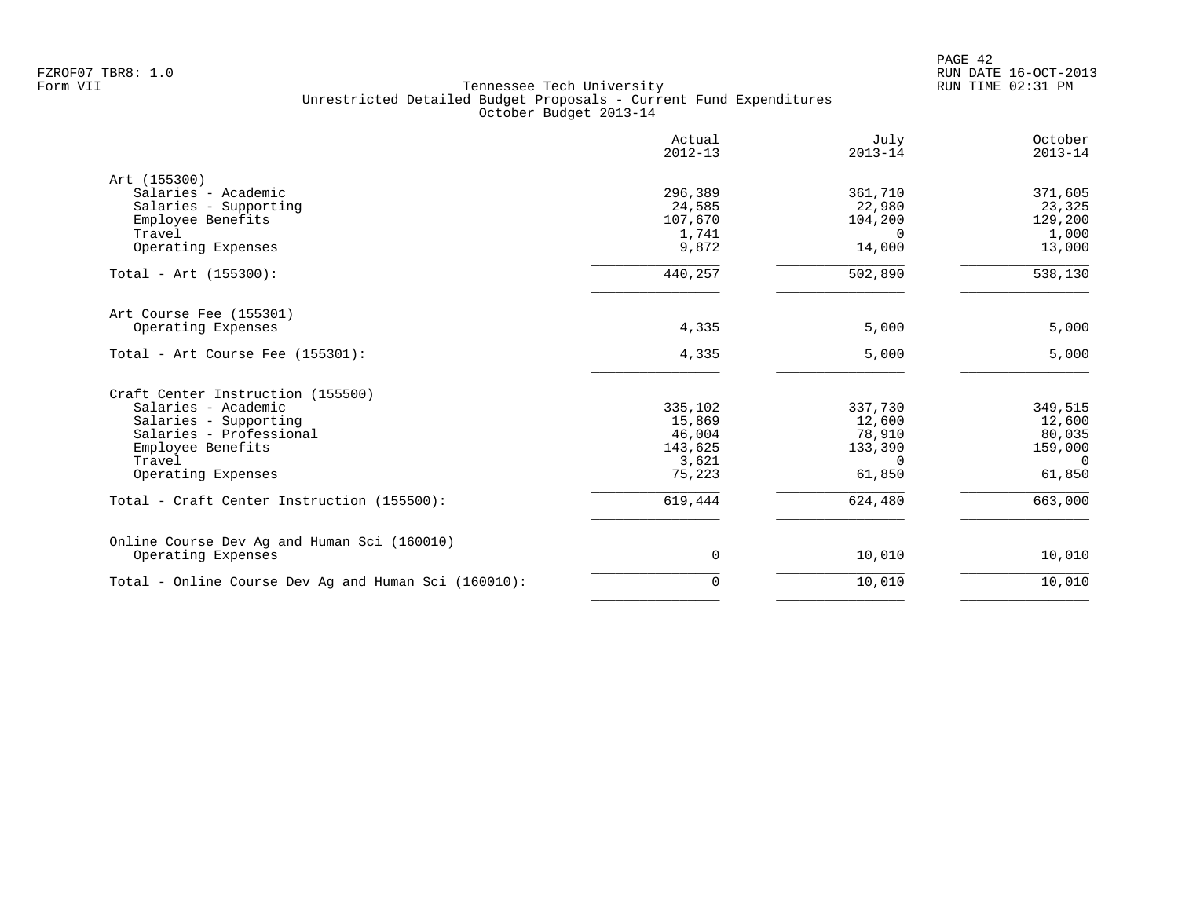Tennessee Tech University
Unrestricted Detailed Budget Proposals - Current Fund Expenditures
October Budget 2013-14

| | Actual 2012-13 | July 2013-14 | October 2013-14 |
|---|---|---|---|
| **Art (155300)** | | | |
| Salaries - Academic | 296,389 | 361,710 | 371,605 |
| Salaries - Supporting | 24,585 | 22,980 | 23,325 |
| Employee Benefits | 107,670 | 104,200 | 129,200 |
| Travel | 1,741 | 0 | 1,000 |
| Operating Expenses | 9,872 | 14,000 | 13,000 |
| Total - Art (155300): | 440,257 | 502,890 | 538,130 |
| **Art Course Fee (155301)** | | | |
| Operating Expenses | 4,335 | 5,000 | 5,000 |
| Total - Art Course Fee (155301): | 4,335 | 5,000 | 5,000 |
| **Craft Center Instruction (155500)** | | | |
| Salaries - Academic | 335,102 | 337,730 | 349,515 |
| Salaries - Supporting | 15,869 | 12,600 | 12,600 |
| Salaries - Professional | 46,004 | 78,910 | 80,035 |
| Employee Benefits | 143,625 | 133,390 | 159,000 |
| Travel | 3,621 | 0 | 0 |
| Operating Expenses | 75,223 | 61,850 | 61,850 |
| Total - Craft Center Instruction (155500): | 619,444 | 624,480 | 663,000 |
| **Online Course Dev Ag and Human Sci (160010)** | | | |
| Operating Expenses | 0 | 10,010 | 10,010 |
| Total - Online Course Dev Ag and Human Sci (160010): | 0 | 10,010 | 10,010 |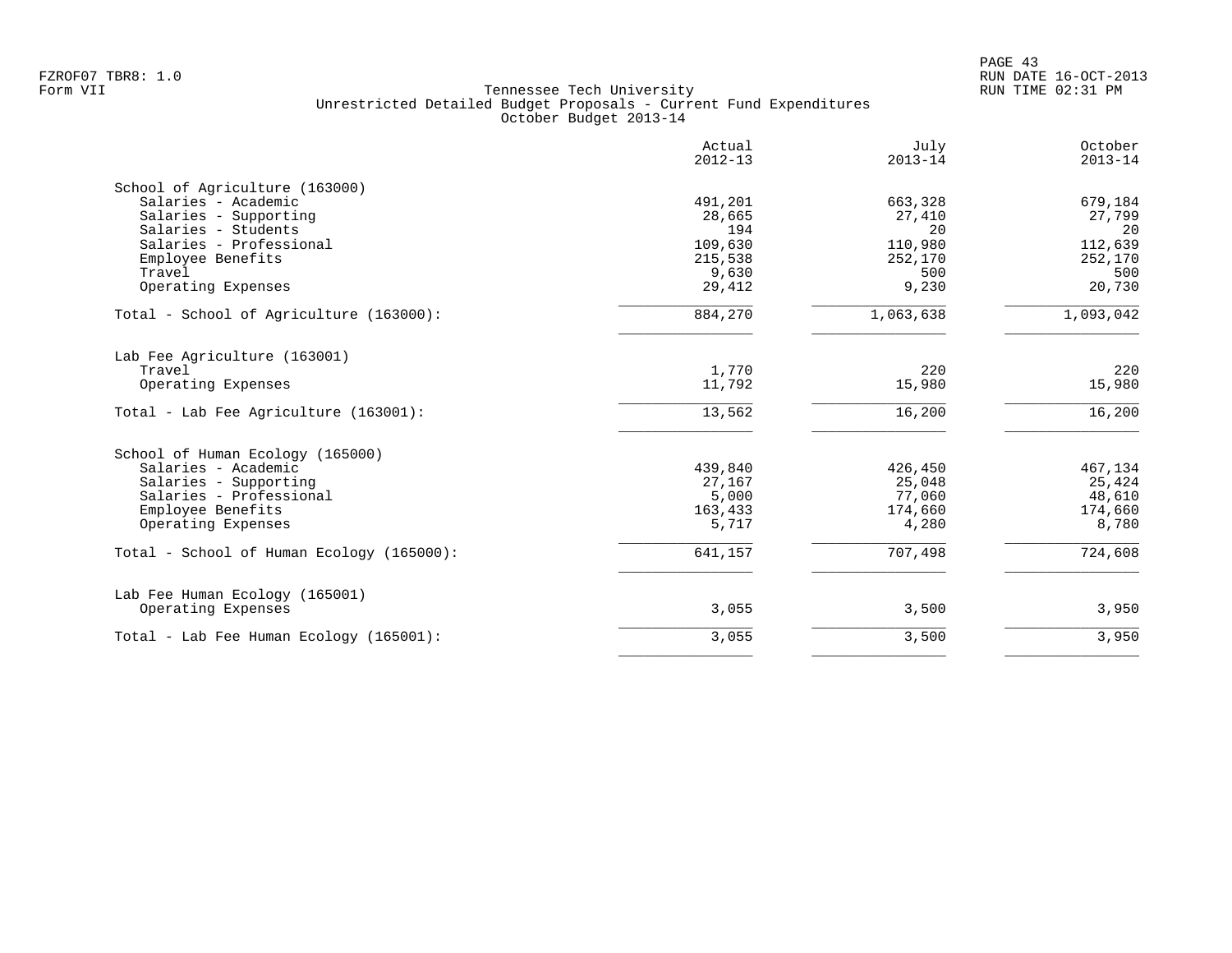Tennessee Tech University
Unrestricted Detailed Budget Proposals - Current Fund Expenditures
October Budget 2013-14

| | Actual 2012-13 | July 2013-14 | October 2013-14 |
|---|---|---|---|
| **School of Agriculture (163000)** | | | |
| Salaries - Academic | 491,201 | 663,328 | 679,184 |
| Salaries - Supporting | 28,665 | 27,410 | 27,799 |
| Salaries - Students | 194 | 20 | 20 |
| Salaries - Professional | 109,630 | 110,980 | 112,639 |
| Employee Benefits | 215,538 | 252,170 | 252,170 |
| Travel | 9,630 | 500 | 500 |
| Operating Expenses | 29,412 | 9,230 | 20,730 |
| Total - School of Agriculture (163000): | 884,270 | 1,063,638 | 1,093,042 |
| **Lab Fee Agriculture (163001)** | | | |
| Travel | 1,770 | 220 | 220 |
| Operating Expenses | 11,792 | 15,980 | 15,980 |
| Total - Lab Fee Agriculture (163001): | 13,562 | 16,200 | 16,200 |
| **School of Human Ecology (165000)** | | | |
| Salaries - Academic | 439,840 | 426,450 | 467,134 |
| Salaries - Supporting | 27,167 | 25,048 | 25,424 |
| Salaries - Professional | 5,000 | 77,060 | 48,610 |
| Employee Benefits | 163,433 | 174,660 | 174,660 |
| Operating Expenses | 5,717 | 4,280 | 8,780 |
| Total - School of Human Ecology (165000): | 641,157 | 707,498 | 724,608 |
| **Lab Fee Human Ecology (165001)** | | | |
| Operating Expenses | 3,055 | 3,500 | 3,950 |
| Total - Lab Fee Human Ecology (165001): | 3,055 | 3,500 | 3,950 |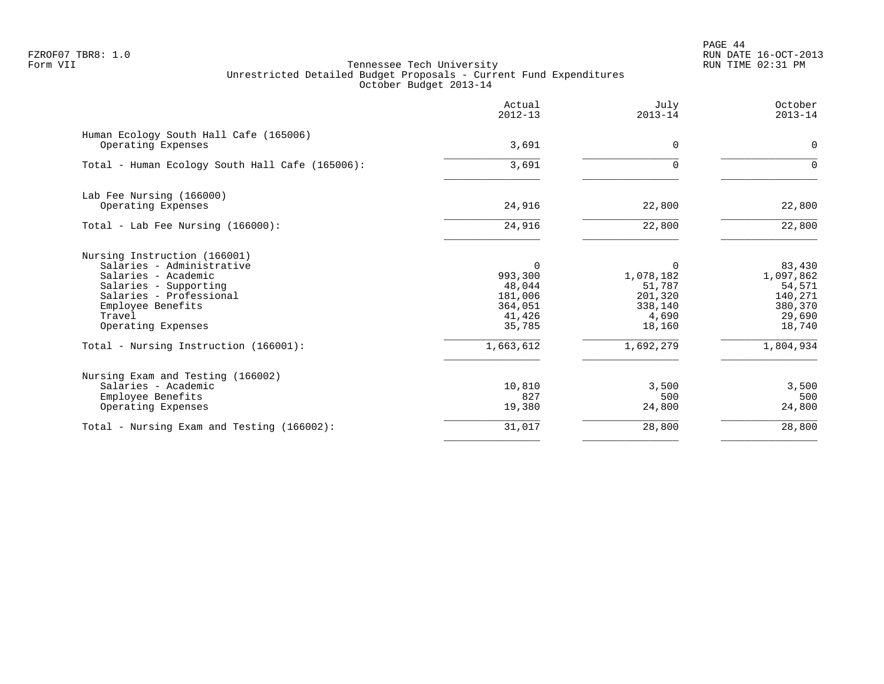Tennessee Tech University
Unrestricted Detailed Budget Proposals - Current Fund Expenditures
October Budget 2013-14

| | Actual 2012-13 | July 2013-14 | October 2013-14 |
|---|---|---|---|
| **Human Ecology South Hall Cafe (165006)** | | | |
| Operating Expenses | 3,691 | 0 | 0 |
| Total - Human Ecology South Hall Cafe (165006): | 3,691 | 0 | 0 |
| **Lab Fee Nursing (166000)** | | | |
| Operating Expenses | 24,916 | 22,800 | 22,800 |
| Total - Lab Fee Nursing (166000): | 24,916 | 22,800 | 22,800 |
| **Nursing Instruction (166001)** | | | |
| Salaries - Administrative | 0 | 0 | 83,430 |
| Salaries - Academic | 993,300 | 1,078,182 | 1,097,862 |
| Salaries - Supporting | 48,044 | 51,787 | 54,571 |
| Salaries - Professional | 181,006 | 201,320 | 140,271 |
| Employee Benefits | 364,051 | 338,140 | 380,370 |
| Travel | 41,426 | 4,690 | 29,690 |
| Operating Expenses | 35,785 | 18,160 | 18,740 |
| Total - Nursing Instruction (166001): | 1,663,612 | 1,692,279 | 1,804,934 |
| **Nursing Exam and Testing (166002)** | | | |
| Salaries - Academic | 10,810 | 3,500 | 3,500 |
| Employee Benefits | 827 | 500 | 500 |
| Operating Expenses | 19,380 | 24,800 | 24,800 |
| Total - Nursing Exam and Testing (166002): | 31,017 | 28,800 | 28,800 |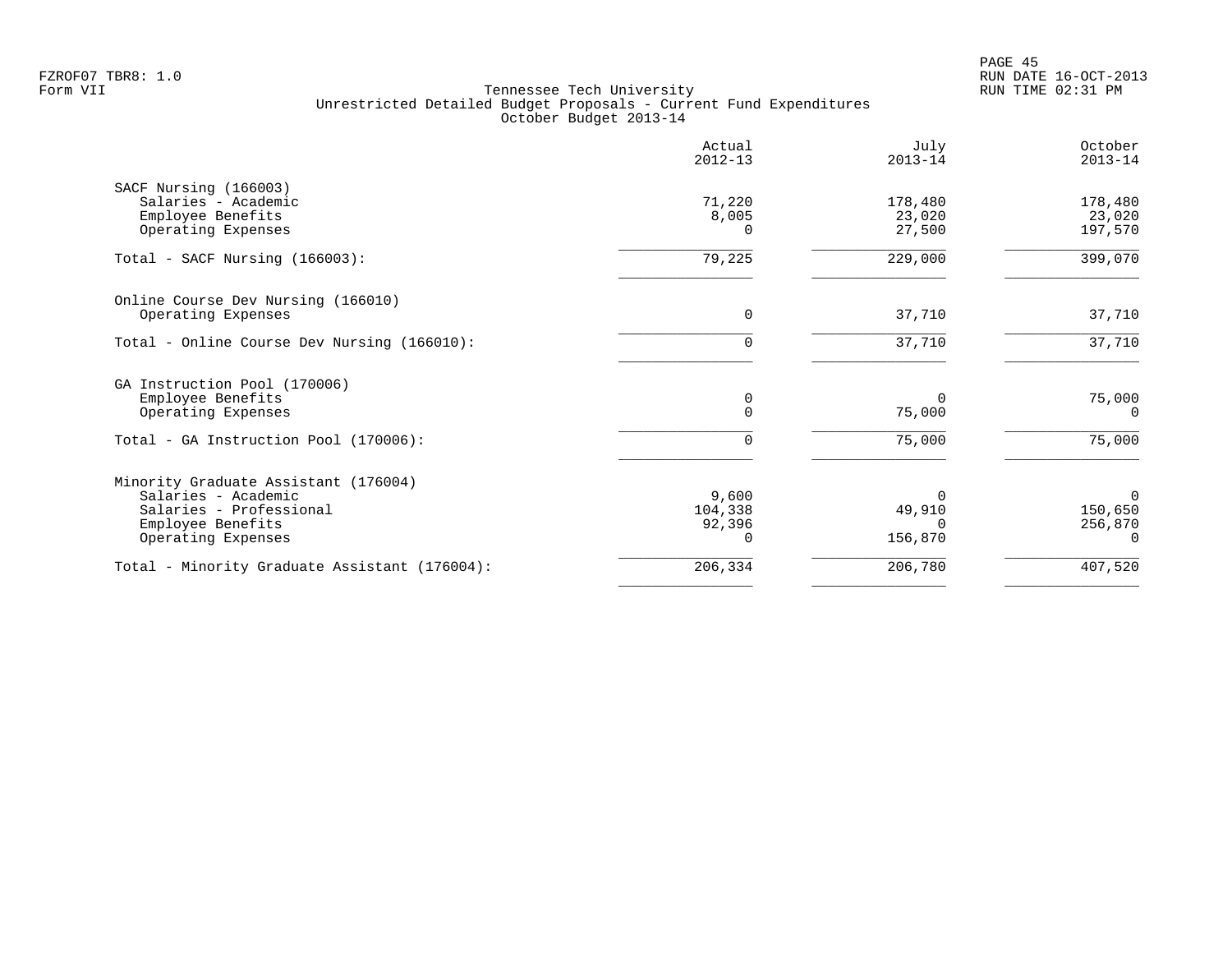Tennessee Tech University
Unrestricted Detailed Budget Proposals - Current Fund Expenditures
October Budget 2013-14

| | Actual 2012-13 | July 2013-14 | October 2013-14 |
|---|---|---|---|
| **SACF Nursing (166003)** | | | |
| Salaries - Academic | 71,220 | 178,480 | 178,480 |
| Employee Benefits | 8,005 | 23,020 | 23,020 |
| Operating Expenses | 0 | 27,500 | 197,570 |
| Total - SACF Nursing (166003): | 79,225 | 229,000 | 399,070 |
| **Online Course Dev Nursing (166010)** | | | |
| Operating Expenses | 0 | 37,710 | 37,710 |
| Total - Online Course Dev Nursing (166010): | 0 | 37,710 | 37,710 |
| **GA Instruction Pool (170006)** | | | |
| Employee Benefits | 0 | 0 | 75,000 |
| Operating Expenses | 0 | 75,000 | 0 |
| Total - GA Instruction Pool (170006): | 0 | 75,000 | 75,000 |
| **Minority Graduate Assistant (176004)** | | | |
| Salaries - Academic | 9,600 | 0 | 0 |
| Salaries - Professional | 104,338 | 49,910 | 150,650 |
| Employee Benefits | 92,396 | 0 | 256,870 |
| Operating Expenses | 0 | 156,870 | 0 |
| Total - Minority Graduate Assistant (176004): | 206,334 | 206,780 | 407,520 |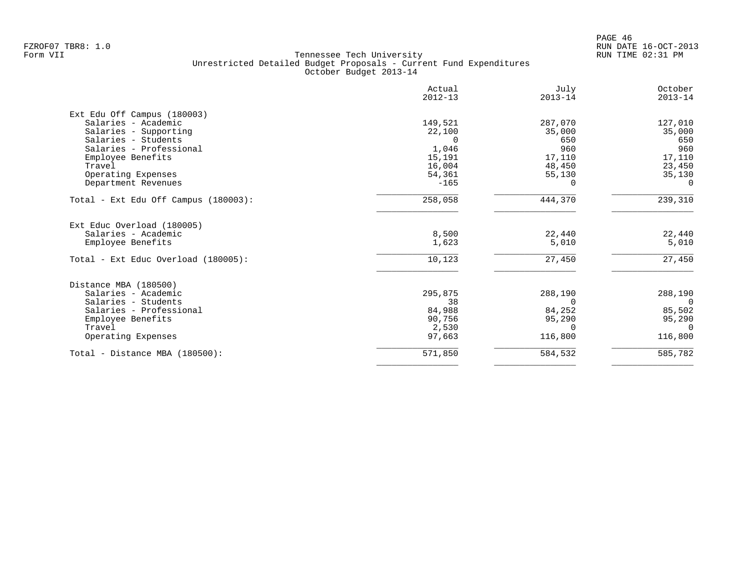FZROF07 TBR8: 1.0
Form VII

Tennessee Tech University
Unrestricted Detailed Budget Proposals - Current Fund Expenditures
October Budget 2013-14

RUN DATE 16-OCT-2013
RUN TIME 02:31 PM

| | Actual 2012-13 | July 2013-14 | October 2013-14 |
|---|---|---|---|
| **Ext Edu Off Campus (180003)** | | | |
| Salaries - Academic | 149,521 | 287,070 | 127,010 |
| Salaries - Supporting | 22,100 | 35,000 | 35,000 |
| Salaries - Students | 0 | 650 | 650 |
| Salaries - Professional | 1,046 | 960 | 960 |
| Employee Benefits | 15,191 | 17,110 | 17,110 |
| Travel | 16,004 | 48,450 | 23,450 |
| Operating Expenses | 54,361 | 55,130 | 35,130 |
| Department Revenues | -165 | 0 | 0 |
| Total - Ext Edu Off Campus (180003): | 258,058 | 444,370 | 239,310 |
| **Ext Educ Overload (180005)** | | | |
| Salaries - Academic | 8,500 | 22,440 | 22,440 |
| Employee Benefits | 1,623 | 5,010 | 5,010 |
| Total - Ext Educ Overload (180005): | 10,123 | 27,450 | 27,450 |
| **Distance MBA (180500)** | | | |
| Salaries - Academic | 295,875 | 288,190 | 288,190 |
| Salaries - Students | 38 | 0 | 0 |
| Salaries - Professional | 84,988 | 84,252 | 85,502 |
| Employee Benefits | 90,756 | 95,290 | 95,290 |
| Travel | 2,530 | 0 | 0 |
| Operating Expenses | 97,663 | 116,800 | 116,800 |
| Total - Distance MBA (180500): | 571,850 | 584,532 | 585,782 |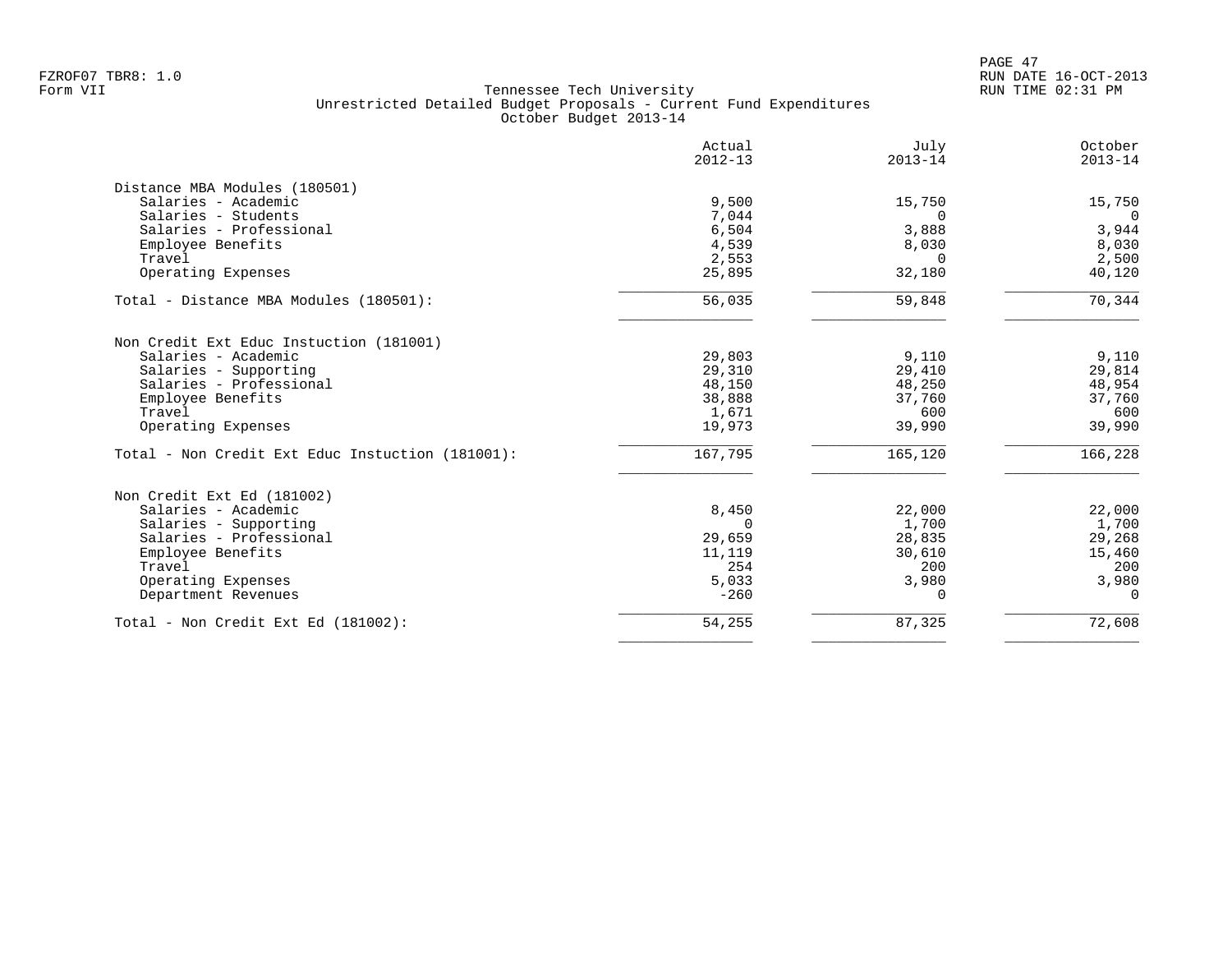Tennessee Tech University
Unrestricted Detailed Budget Proposals - Current Fund Expenditures
October Budget 2013-14

| | Actual 2012-13 | July 2013-14 | October 2013-14 |
|---|---|---|---|
| **Distance MBA Modules (180501)** | | | |
| Salaries - Academic | 9,500 | 15,750 | 15,750 |
| Salaries - Students | 7,044 | 0 | 0 |
| Salaries - Professional | 6,504 | 3,888 | 3,944 |
| Employee Benefits | 4,539 | 8,030 | 8,030 |
| Travel | 2,553 | 0 | 2,500 |
| Operating Expenses | 25,895 | 32,180 | 40,120 |
| Total - Distance MBA Modules (180501): | 56,035 | 59,848 | 70,344 |
| **Non Credit Ext Educ Instuction (181001)** | | | |
| Salaries - Academic | 29,803 | 9,110 | 9,110 |
| Salaries - Supporting | 29,310 | 29,410 | 29,814 |
| Salaries - Professional | 48,150 | 48,250 | 48,954 |
| Employee Benefits | 38,888 | 37,760 | 37,760 |
| Travel | 1,671 | 600 | 600 |
| Operating Expenses | 19,973 | 39,990 | 39,990 |
| Total - Non Credit Ext Educ Instuction (181001): | 167,795 | 165,120 | 166,228 |
| **Non Credit Ext Ed (181002)** | | | |
| Salaries - Academic | 8,450 | 22,000 | 22,000 |
| Salaries - Supporting | 0 | 1,700 | 1,700 |
| Salaries - Professional | 29,659 | 28,835 | 29,268 |
| Employee Benefits | 11,119 | 30,610 | 15,460 |
| Travel | 254 | 200 | 200 |
| Operating Expenses | 5,033 | 3,980 | 3,980 |
| Department Revenues | -260 | 0 | 0 |
| Total - Non Credit Ext Ed (181002): | 54,255 | 87,325 | 72,608 |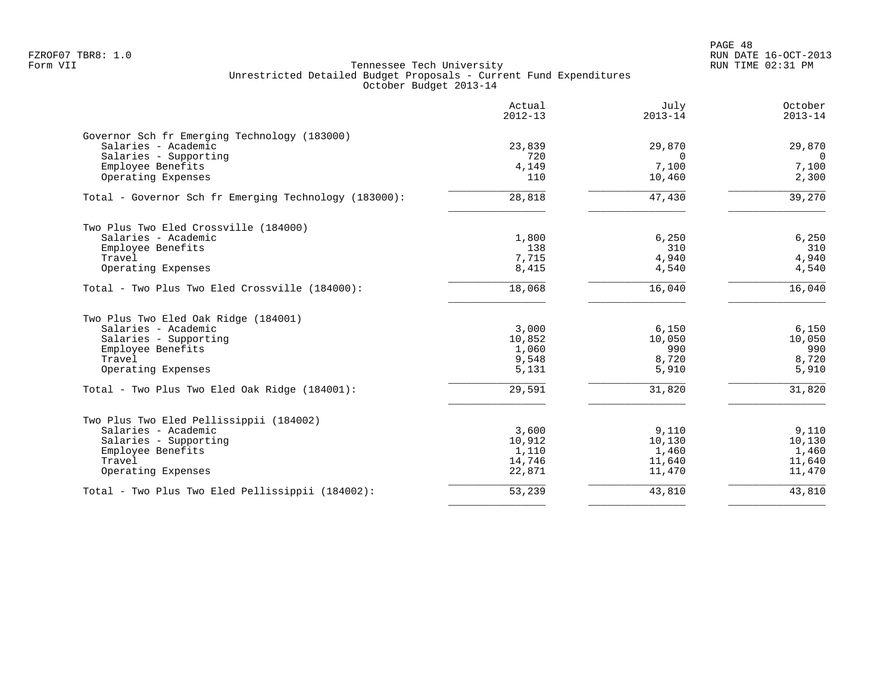| | Actual 2012-13 | July 2013-14 | October 2013-14 |
|---|---|---|---|
| **Governor Sch fr Emerging Technology (183000)** | | | |
| Salaries - Academic | 23,839 | 29,870 | 29,870 |
| Salaries - Supporting | 720 | 0 | 0 |
| Employee Benefits | 4,149 | 7,100 | 7,100 |
| Operating Expenses | 110 | 10,460 | 2,300 |
| Total - Governor Sch fr Emerging Technology (183000): | 28,818 | 47,430 | 39,270 |
| **Two Plus Two Eled Crossville (184000)** | | | |
| Salaries - Academic | 1,800 | 6,250 | 6,250 |
| Employee Benefits | 138 | 310 | 310 |
| Travel | 7,715 | 4,940 | 4,940 |
| Operating Expenses | 8,415 | 4,540 | 4,540 |
| Total - Two Plus Two Eled Crossville (184000): | 18,068 | 16,040 | 16,040 |
| **Two Plus Two Eled Oak Ridge (184001)** | | | |
| Salaries - Academic | 3,000 | 6,150 | 6,150 |
| Salaries - Supporting | 10,852 | 10,050 | 10,050 |
| Employee Benefits | 1,060 | 990 | 990 |
| Travel | 9,548 | 8,720 | 8,720 |
| Operating Expenses | 5,131 | 5,910 | 5,910 |
| Total - Two Plus Two Eled Oak Ridge (184001): | 29,591 | 31,820 | 31,820 |
| **Two Plus Two Eled Pellissippii (184002)** | | | |
| Salaries - Academic | 3,600 | 9,110 | 9,110 |
| Salaries - Supporting | 10,912 | 10,130 | 10,130 |
| Employee Benefits | 1,110 | 1,460 | 1,460 |
| Travel | 14,746 | 11,640 | 11,640 |
| Operating Expenses | 22,871 | 11,470 | 11,470 |
| Total - Two Plus Two Eled Pellissippii (184002): | 53,239 | 43,810 | 43,810 |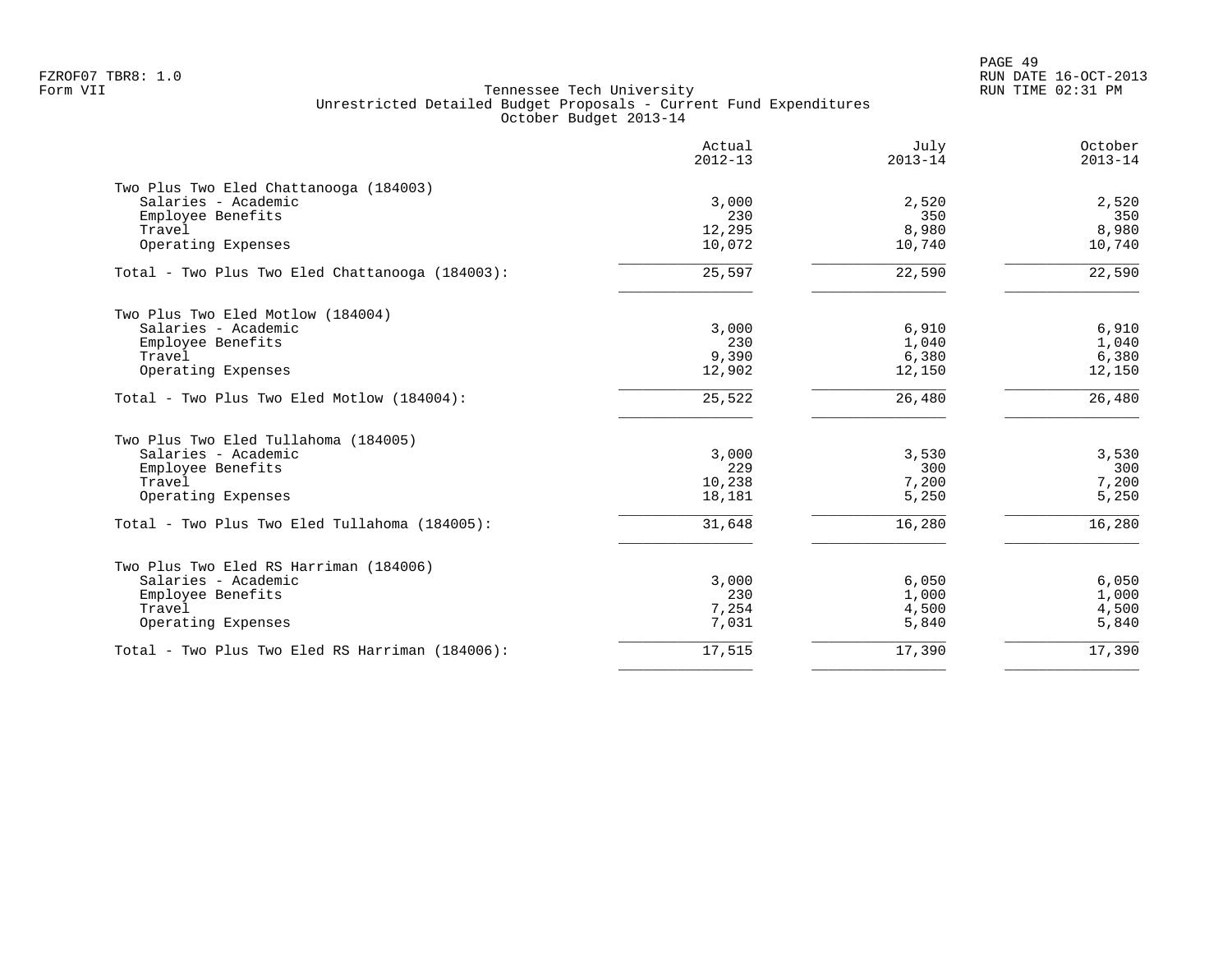Tennessee Tech University
Unrestricted Detailed Budget Proposals - Current Fund Expenditures
October Budget 2013-14

| | Actual 2012-13 | July 2013-14 | October 2013-14 |
|---|---|---|---|
| **Two Plus Two Eled Chattanooga (184003)** | | | |
| Salaries - Academic | 3,000 | 2,520 | 2,520 |
| Employee Benefits | 230 | 350 | 350 |
| Travel | 12,295 | 8,980 | 8,980 |
| Operating Expenses | 10,072 | 10,740 | 10,740 |
| Total - Two Plus Two Eled Chattanooga (184003): | 25,597 | 22,590 | 22,590 |
| **Two Plus Two Eled Motlow (184004)** | | | |
| Salaries - Academic | 3,000 | 6,910 | 6,910 |
| Employee Benefits | 230 | 1,040 | 1,040 |
| Travel | 9,390 | 6,380 | 6,380 |
| Operating Expenses | 12,902 | 12,150 | 12,150 |
| Total - Two Plus Two Eled Motlow (184004): | 25,522 | 26,480 | 26,480 |
| **Two Plus Two Eled Tullahoma (184005)** | | | |
| Salaries - Academic | 3,000 | 3,530 | 3,530 |
| Employee Benefits | 229 | 300 | 300 |
| Travel | 10,238 | 7,200 | 7,200 |
| Operating Expenses | 18,181 | 5,250 | 5,250 |
| Total - Two Plus Two Eled Tullahoma (184005): | 31,648 | 16,280 | 16,280 |
| **Two Plus Two Eled RS Harriman (184006)** | | | |
| Salaries - Academic | 3,000 | 6,050 | 6,050 |
| Employee Benefits | 230 | 1,000 | 1,000 |
| Travel | 7,254 | 4,500 | 4,500 |
| Operating Expenses | 7,031 | 5,840 | 5,840 |
| Total - Two Plus Two Eled RS Harriman (184006): | 17,515 | 17,390 | 17,390 |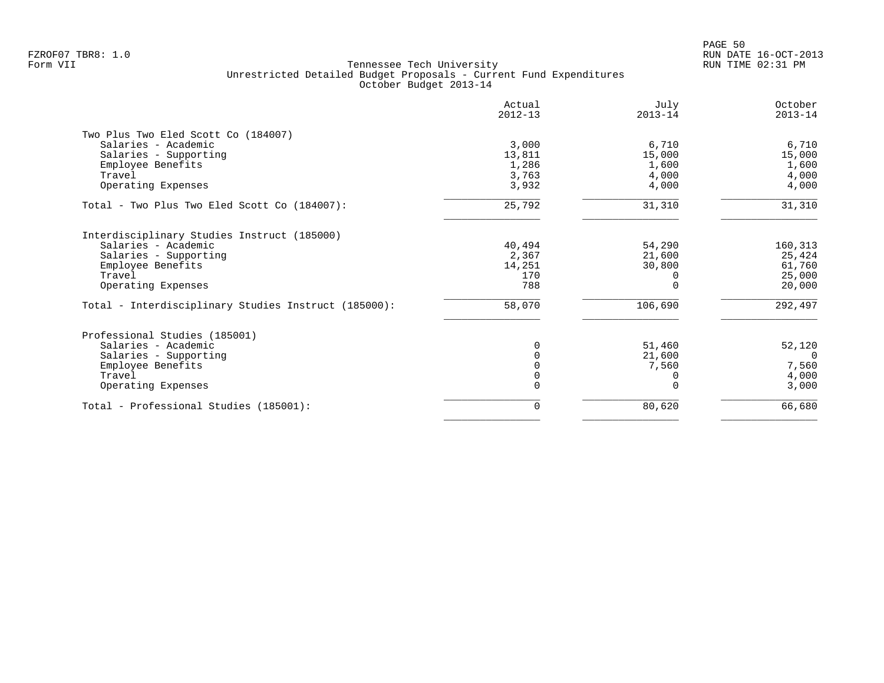Tennessee Tech University
Unrestricted Detailed Budget Proposals - Current Fund Expenditures
October Budget 2013-14

| | Actual 2012-13 | July 2013-14 | October 2013-14 |
|---|---|---|---|
| **Two Plus Two Eled Scott Co (184007)** | | | |
| Salaries - Academic | 3,000 | 6,710 | 6,710 |
| Salaries - Supporting | 13,811 | 15,000 | 15,000 |
| Employee Benefits | 1,286 | 1,600 | 1,600 |
| Travel | 3,763 | 4,000 | 4,000 |
| Operating Expenses | 3,932 | 4,000 | 4,000 |
| Total - Two Plus Two Eled Scott Co (184007): | 25,792 | 31,310 | 31,310 |
| **Interdisciplinary Studies Instruct (185000)** | | | |
| Salaries - Academic | 40,494 | 54,290 | 160,313 |
| Salaries - Supporting | 2,367 | 21,600 | 25,424 |
| Employee Benefits | 14,251 | 30,800 | 61,760 |
| Travel | 170 | 0 | 25,000 |
| Operating Expenses | 788 | 0 | 20,000 |
| Total - Interdisciplinary Studies Instruct (185000): | 58,070 | 106,690 | 292,497 |
| **Professional Studies (185001)** | | | |
| Salaries - Academic | 0 | 51,460 | 52,120 |
| Salaries - Supporting | 0 | 21,600 | 0 |
| Employee Benefits | 0 | 7,560 | 7,560 |
| Travel | 0 | 0 | 4,000 |
| Operating Expenses | 0 | 0 | 3,000 |
| Total - Professional Studies (185001): | 0 | 80,620 | 66,680 |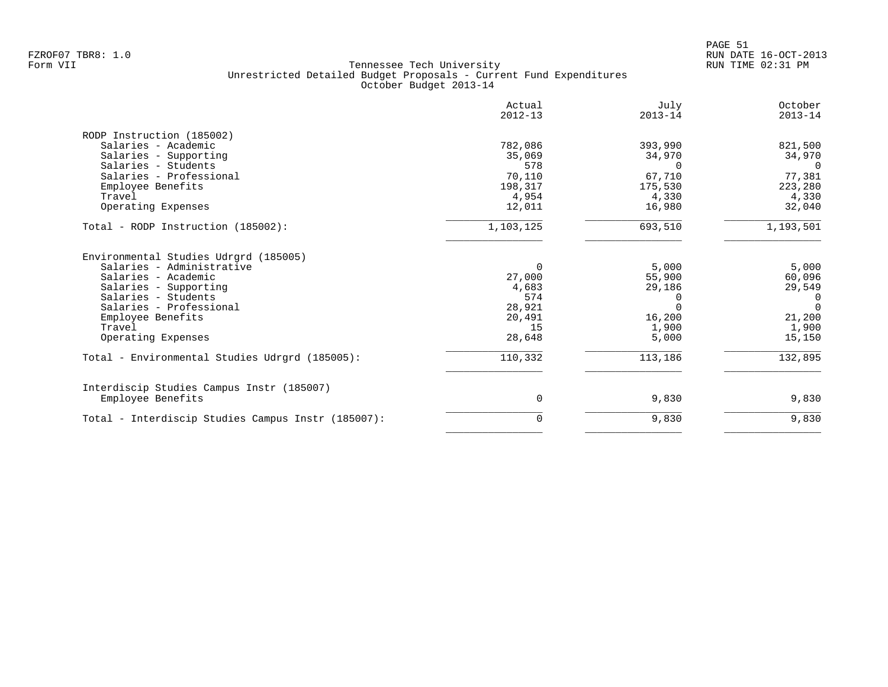Tennessee Tech University
Unrestricted Detailed Budget Proposals - Current Fund Expenditures
October Budget 2013-14

| | Actual 2012-13 | July 2013-14 | October 2013-14 |
|---|---|---|---|
| **RODP Instruction (185002)** | | | |
| Salaries - Academic | 782,086 | 393,990 | 821,500 |
| Salaries - Supporting | 35,069 | 34,970 | 34,970 |
| Salaries - Students | 578 | 0 | 0 |
| Salaries - Professional | 70,110 | 67,710 | 77,381 |
| Employee Benefits | 198,317 | 175,530 | 223,280 |
| Travel | 4,954 | 4,330 | 4,330 |
| Operating Expenses | 12,011 | 16,980 | 32,040 |
| Total - RODP Instruction (185002): | 1,103,125 | 693,510 | 1,193,501 |
| **Environmental Studies Udrgrd (185005)** | | | |
| Salaries - Administrative | 0 | 5,000 | 5,000 |
| Salaries - Academic | 27,000 | 55,900 | 60,096 |
| Salaries - Supporting | 4,683 | 29,186 | 29,549 |
| Salaries - Students | 574 | 0 | 0 |
| Salaries - Professional | 28,921 | 0 | 0 |
| Employee Benefits | 20,491 | 16,200 | 21,200 |
| Travel | 15 | 1,900 | 1,900 |
| Operating Expenses | 28,648 | 5,000 | 15,150 |
| Total - Environmental Studies Udrgrd (185005): | 110,332 | 113,186 | 132,895 |
| **Interdiscip Studies Campus Instr (185007)** | | | |
| Employee Benefits | 0 | 9,830 | 9,830 |
| Total - Interdiscip Studies Campus Instr (185007): | 0 | 9,830 | 9,830 |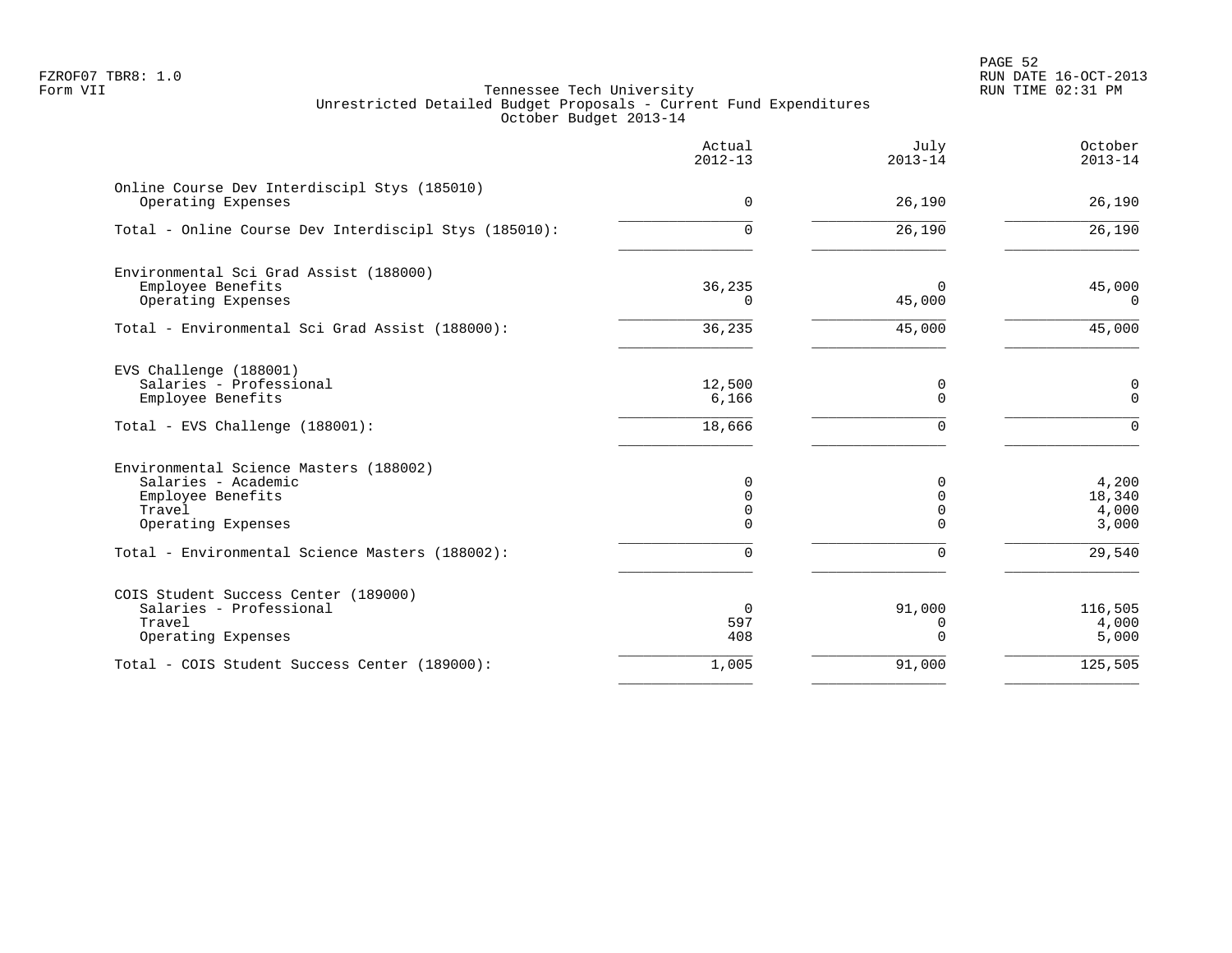Tennessee Tech University
Unrestricted Detailed Budget Proposals - Current Fund Expenditures
October Budget 2013-14

| | Actual 2012-13 | July 2013-14 | October 2013-14 |
|---|---:|---:|---:|
| **Online Course Dev Interdiscipl Stys (185010)** | | | |
| Operating Expenses | 0 | 26,190 | 26,190 |
| Total - Online Course Dev Interdiscipl Stys (185010): | 0 | 26,190 | 26,190 |
| **Environmental Sci Grad Assist (188000)** | | | |
| Employee Benefits | 36,235 | 0 | 45,000 |
| Operating Expenses | 0 | 45,000 | 0 |
| Total - Environmental Sci Grad Assist (188000): | 36,235 | 45,000 | 45,000 |
| **EVS Challenge (188001)** | | | |
| Salaries - Professional | 12,500 | 0 | 0 |
| Employee Benefits | 6,166 | 0 | 0 |
| Total - EVS Challenge (188001): | 18,666 | 0 | 0 |
| **Environmental Science Masters (188002)** | | | |
| Salaries - Academic | 0 | 0 | 4,200 |
| Employee Benefits | 0 | 0 | 18,340 |
| Travel | 0 | 0 | 4,000 |
| Operating Expenses | 0 | 0 | 3,000 |
| Total - Environmental Science Masters (188002): | 0 | 0 | 29,540 |
| **COIS Student Success Center (189000)** | | | |
| Salaries - Professional | 0 | 91,000 | 116,505 |
| Travel | 597 | 0 | 4,000 |
| Operating Expenses | 408 | 0 | 5,000 |
| Total - COIS Student Success Center (189000): | 1,005 | 91,000 | 125,505 |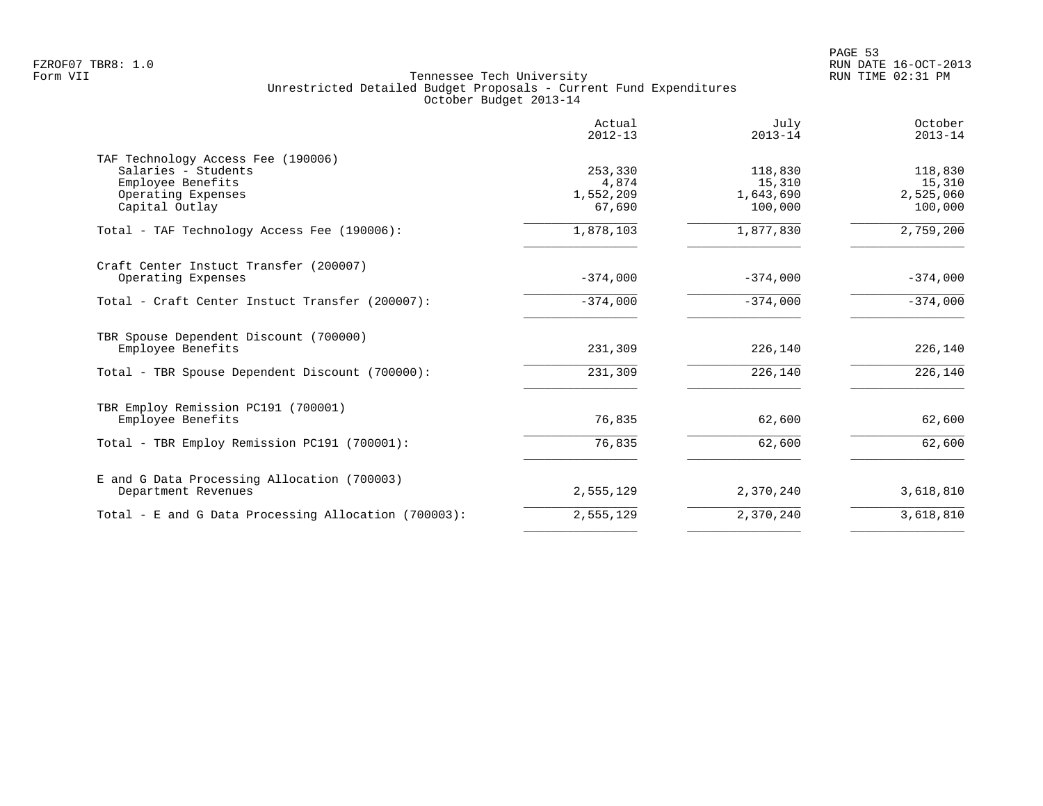Tennessee Tech University
Unrestricted Detailed Budget Proposals - Current Fund Expenditures
October Budget 2013-14

| | Actual 2012-13 | July 2013-14 | October 2013-14 |
|---|---|---|---|
| TAF Technology Access Fee (190006) | | | |
| Salaries - Students | 253,330 | 118,830 | 118,830 |
| Employee Benefits | 4,874 | 15,310 | 15,310 |
| Operating Expenses | 1,552,209 | 1,643,690 | 2,525,060 |
| Capital Outlay | 67,690 | 100,000 | 100,000 |
| Total - TAF Technology Access Fee (190006): | 1,878,103 | 1,877,830 | 2,759,200 |
| Craft Center Instuct Transfer (200007) | | | |
| Operating Expenses | -374,000 | -374,000 | -374,000 |
| Total - Craft Center Instuct Transfer (200007): | -374,000 | -374,000 | -374,000 |
| TBR Spouse Dependent Discount (700000) | | | |
| Employee Benefits | 231,309 | 226,140 | 226,140 |
| Total - TBR Spouse Dependent Discount (700000): | 231,309 | 226,140 | 226,140 |
| TBR Employ Remission PC191 (700001) | | | |
| Employee Benefits | 76,835 | 62,600 | 62,600 |
| Total - TBR Employ Remission PC191 (700001): | 76,835 | 62,600 | 62,600 |
| E and G Data Processing Allocation (700003) | | | |
| Department Revenues | 2,555,129 | 2,370,240 | 3,618,810 |
| Total - E and G Data Processing Allocation (700003): | 2,555,129 | 2,370,240 | 3,618,810 |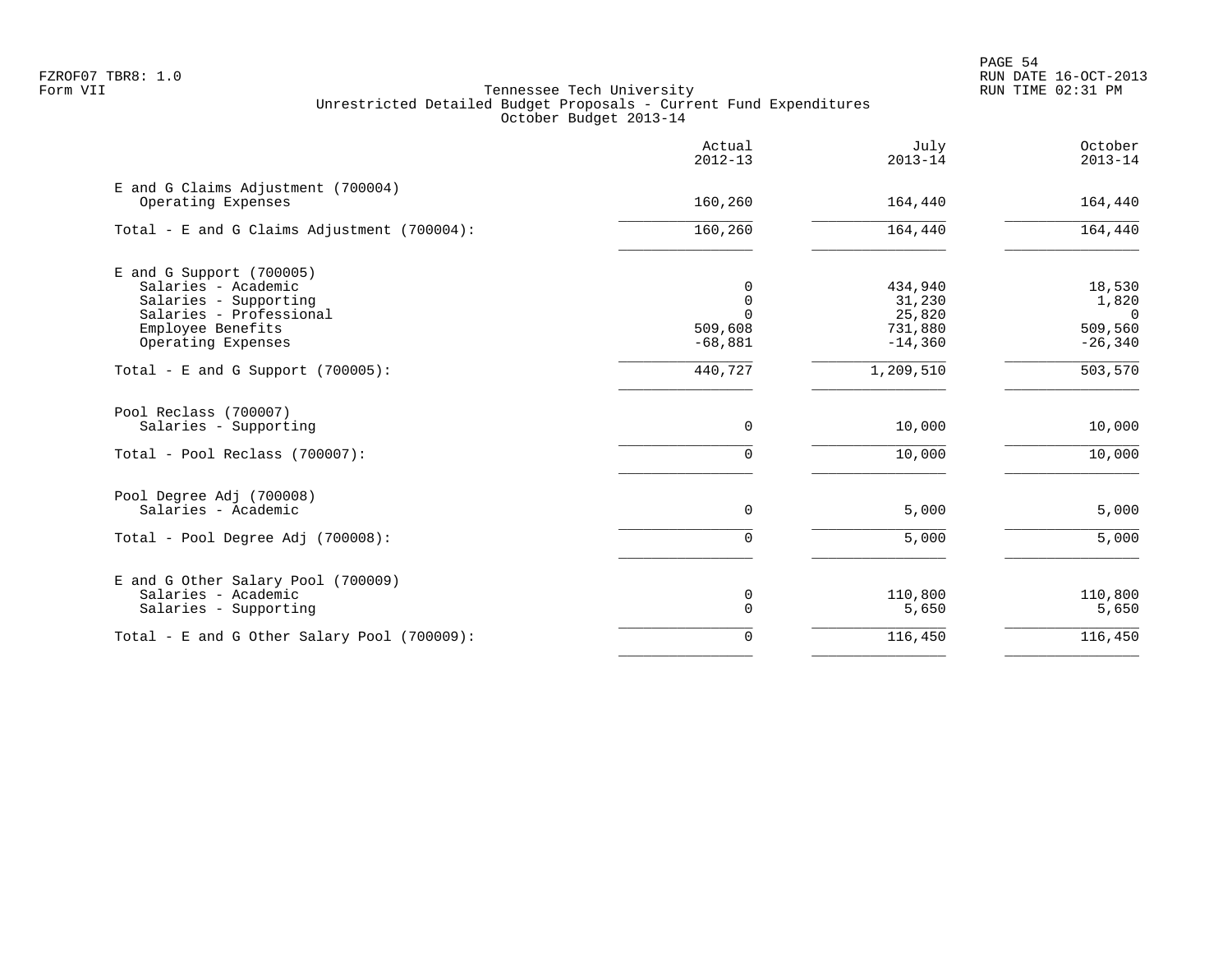FZROF07 TBR8: 1.0
Form VII

Tennessee Tech University
Unrestricted Detailed Budget Proposals - Current Fund Expenditures
October Budget 2013-14

RUN DATE 16-OCT-2013
RUN TIME 02:31 PM

| | Actual 2012-13 | July 2013-14 | October 2013-14 |
|---|---|---|---|
| **E and G Claims Adjustment (700004)** | | | |
| Operating Expenses | 160,260 | 164,440 | 164,440 |
| Total - E and G Claims Adjustment (700004): | 160,260 | 164,440 | 164,440 |
| **E and G Support (700005)** | | | |
| Salaries - Academic | 0 | 434,940 | 18,530 |
| Salaries - Supporting | 0 | 31,230 | 1,820 |
| Salaries - Professional | 0 | 25,820 | 0 |
| Employee Benefits | 509,608 | 731,880 | 509,560 |
| Operating Expenses | -68,881 | -14,360 | -26,340 |
| Total - E and G Support (700005): | 440,727 | 1,209,510 | 503,570 |
| **Pool Reclass (700007)** | | | |
| Salaries - Supporting | 0 | 10,000 | 10,000 |
| Total - Pool Reclass (700007): | 0 | 10,000 | 10,000 |
| **Pool Degree Adj (700008)** | | | |
| Salaries - Academic | 0 | 5,000 | 5,000 |
| Total - Pool Degree Adj (700008): | 0 | 5,000 | 5,000 |
| **E and G Other Salary Pool (700009)** | | | |
| Salaries - Academic | 0 | 110,800 | 110,800 |
| Salaries - Supporting | 0 | 5,650 | 5,650 |
| Total - E and G Other Salary Pool (700009): | 0 | 116,450 | 116,450 |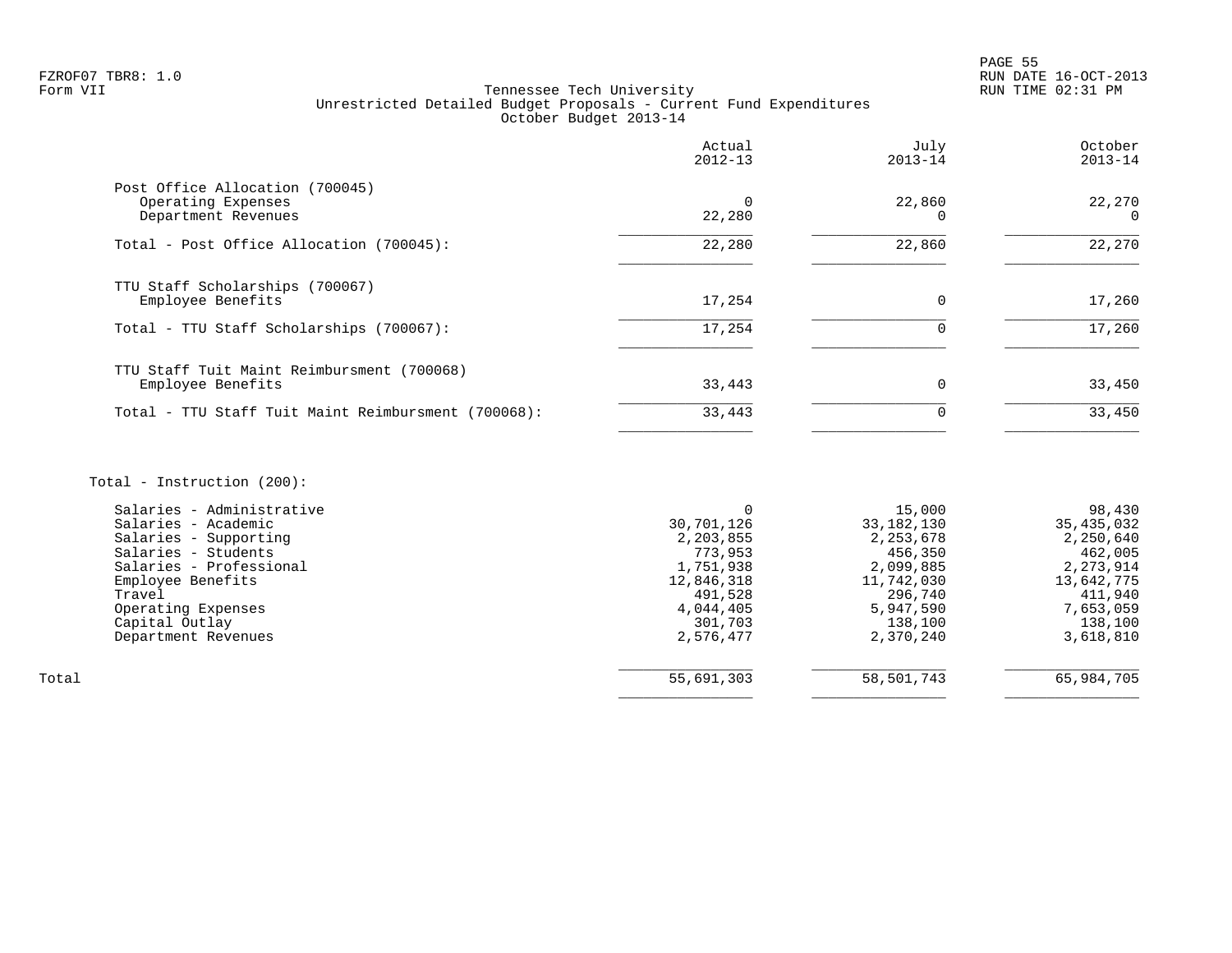FZROF07 TBR8: 1.0
Form VII

Tennessee Tech University
Unrestricted Detailed Budget Proposals - Current Fund Expenditures
October Budget 2013-14

RUN DATE 16-OCT-2013
RUN TIME 02:31 PM

| | Actual 2012-13 | July 2013-14 | October 2013-14 |
|---|---|---|---|
| **Post Office Allocation (700045)** | | | |
| Operating Expenses | 0 | 22,860 | 22,270 |
| Department Revenues | 22,280 | 0 | 0 |
| Total - Post Office Allocation (700045): | 22,280 | 22,860 | 22,270 |
| **TTU Staff Scholarships (700067)** | | | |
| Employee Benefits | 17,254 | 0 | 17,260 |
| Total - TTU Staff Scholarships (700067): | 17,254 | 0 | 17,260 |
| **TTU Staff Tuit Maint Reimbursment (700068)** | | | |
| Employee Benefits | 33,443 | 0 | 33,450 |
| Total - TTU Staff Tuit Maint Reimbursment (700068): | 33,443 | 0 | 33,450 |
| **Total - Instruction (200):** | | | |
| Salaries - Administrative | 0 | 15,000 | 98,430 |
| Salaries - Academic | 30,701,126 | 33,182,130 | 35,435,032 |
| Salaries - Supporting | 2,203,855 | 2,253,678 | 2,250,640 |
| Salaries - Students | 773,953 | 456,350 | 462,005 |
| Salaries - Professional | 1,751,938 | 2,099,885 | 2,273,914 |
| Employee Benefits | 12,846,318 | 11,742,030 | 13,642,775 |
| Travel | 491,528 | 296,740 | 411,940 |
| Operating Expenses | 4,044,405 | 5,947,590 | 7,653,059 |
| Capital Outlay | 301,703 | 138,100 | 138,100 |
| Department Revenues | 2,576,477 | 2,370,240 | 3,618,810 |
| Total | 55,691,303 | 58,501,743 | 65,984,705 |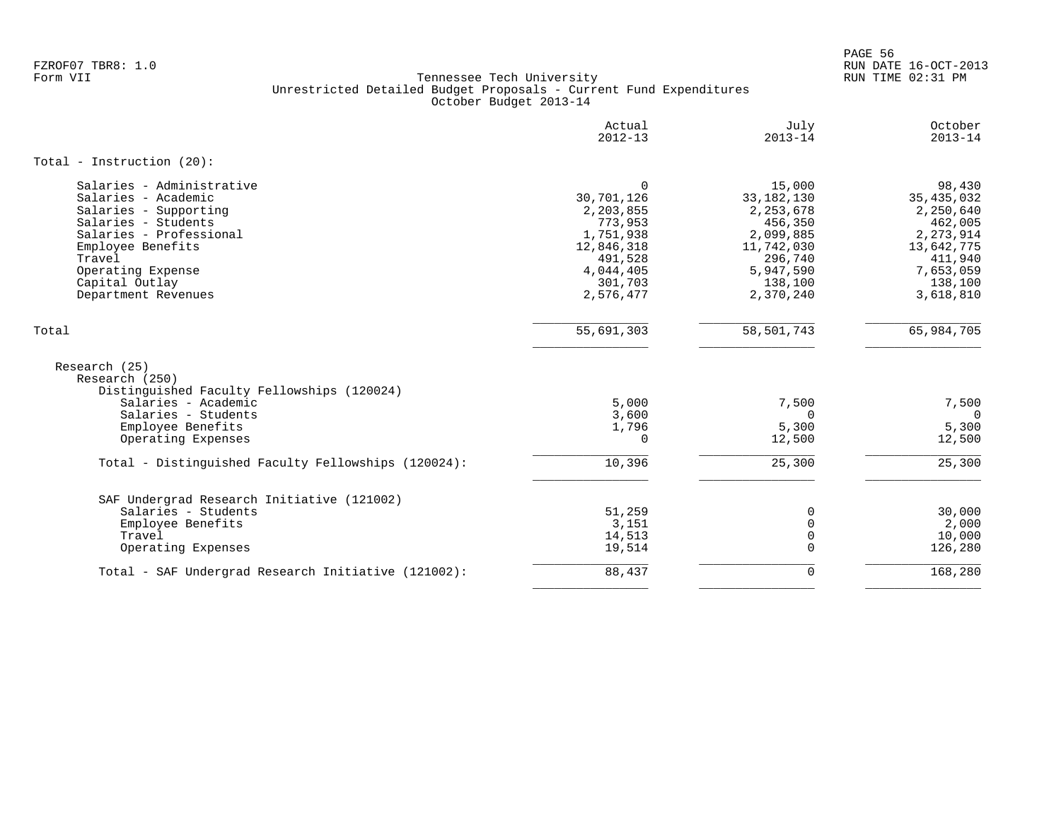FZROF07 TBR8: 1.0
Form VII

Tennessee Tech University
Unrestricted Detailed Budget Proposals - Current Fund Expenditures
October Budget 2013-14

| | Actual 2012-13 | July 2013-14 | October 2013-14 |
|---|---|---|---|
| **Total - Instruction (20):** | | | |
| Salaries - Administrative | 0 | 15,000 | 98,430 |
| Salaries - Academic | 30,701,126 | 33,182,130 | 35,435,032 |
| Salaries - Supporting | 2,203,855 | 2,253,678 | 2,250,640 |
| Salaries - Students | 773,953 | 456,350 | 462,005 |
| Salaries - Professional | 1,751,938 | 2,099,885 | 2,273,914 |
| Employee Benefits | 12,846,318 | 11,742,030 | 13,642,775 |
| Travel | 491,528 | 296,740 | 411,940 |
| Operating Expense | 4,044,405 | 5,947,590 | 7,653,059 |
| Capital Outlay | 301,703 | 138,100 | 138,100 |
| Department Revenues | 2,576,477 | 2,370,240 | 3,618,810 |
| **Total** | 55,691,303 | 58,501,743 | 65,984,705 |
| Research (25) | | | |
| Research (250) | | | |
| Distinguished Faculty Fellowships (120024) | | | |
| Salaries - Academic | 5,000 | 7,500 | 7,500 |
| Salaries - Students | 3,600 | 0 | 0 |
| Employee Benefits | 1,796 | 5,300 | 5,300 |
| Operating Expenses | 0 | 12,500 | 12,500 |
| Total - Distinguished Faculty Fellowships (120024): | 10,396 | 25,300 | 25,300 |
| SAF Undergrad Research Initiative (121002) | | | |
| Salaries - Students | 51,259 | 0 | 30,000 |
| Employee Benefits | 3,151 | 0 | 2,000 |
| Travel | 14,513 | 0 | 10,000 |
| Operating Expenses | 19,514 | 0 | 126,280 |
| Total - SAF Undergrad Research Initiative (121002): | 88,437 | 0 | 168,280 |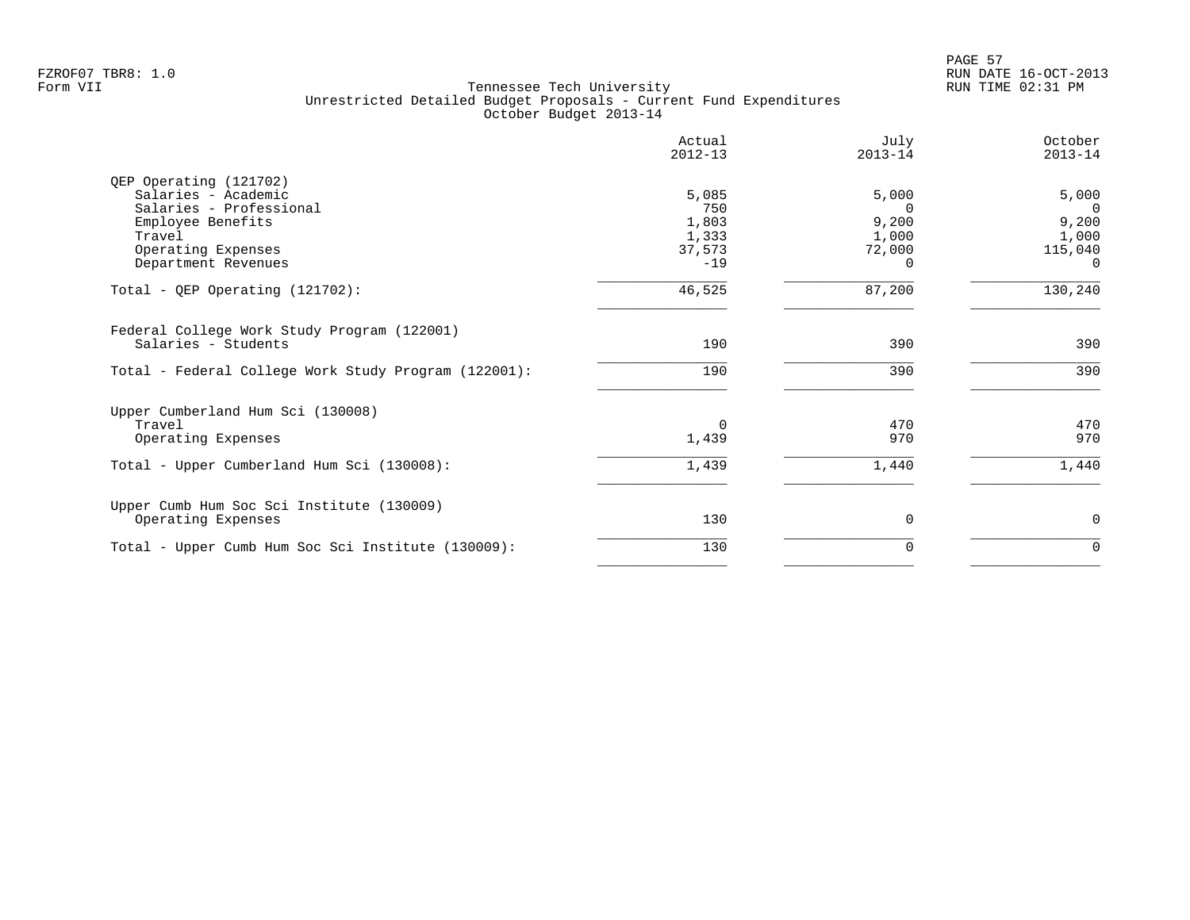Tennessee Tech University
Unrestricted Detailed Budget Proposals - Current Fund Expenditures
October Budget 2013-14

| | Actual 2012-13 | July 2013-14 | October 2013-14 |
|---|---|---|---|
| QEP Operating (121702) | | | |
| Salaries - Academic | 5,085 | 5,000 | 5,000 |
| Salaries - Professional | 750 | 0 | 0 |
| Employee Benefits | 1,803 | 9,200 | 9,200 |
| Travel | 1,333 | 1,000 | 1,000 |
| Operating Expenses | 37,573 | 72,000 | 115,040 |
| Department Revenues | -19 | 0 | 0 |
| Total - QEP Operating (121702): | 46,525 | 87,200 | 130,240 |
| Federal College Work Study Program (122001) | | | |
| Salaries - Students | 190 | 390 | 390 |
| Total - Federal College Work Study Program (122001): | 190 | 390 | 390 |
| Upper Cumberland Hum Sci (130008) | | | |
| Travel | 0 | 470 | 470 |
| Operating Expenses | 1,439 | 970 | 970 |
| Total - Upper Cumberland Hum Sci (130008): | 1,439 | 1,440 | 1,440 |
| Upper Cumb Hum Soc Sci Institute (130009) | | | |
| Operating Expenses | 130 | 0 | 0 |
| Total - Upper Cumb Hum Soc Sci Institute (130009): | 130 | 0 | 0 |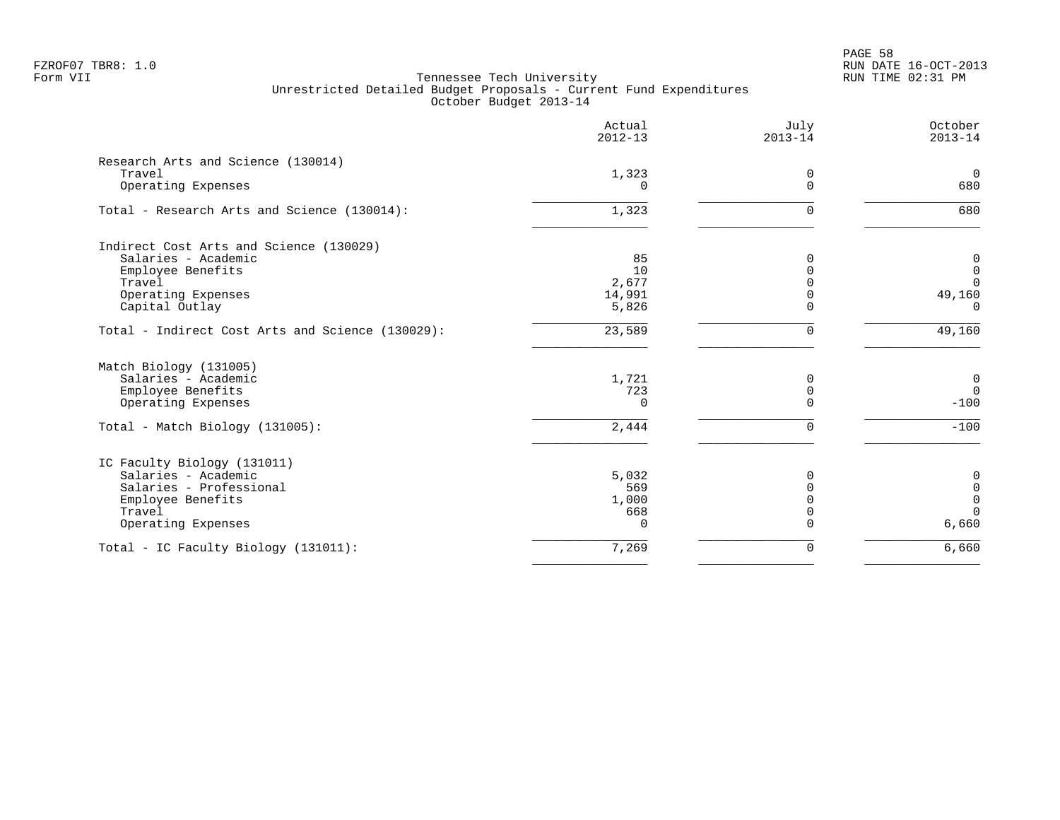Tennessee Tech University
Unrestricted Detailed Budget Proposals - Current Fund Expenditures
October Budget 2013-14

| | Actual 2012-13 | July 2013-14 | October 2013-14 |
|---|---|---|---|
| **Research Arts and Science (130014)** | | | |
| Travel | 1,323 | 0 | 0 |
| Operating Expenses | 0 | 0 | 680 |
| Total - Research Arts and Science (130014): | 1,323 | 0 | 680 |
| **Indirect Cost Arts and Science (130029)** | | | |
| Salaries - Academic | 85 | 0 | 0 |
| Employee Benefits | 10 | 0 | 0 |
| Travel | 2,677 | 0 | 0 |
| Operating Expenses | 14,991 | 0 | 49,160 |
| Capital Outlay | 5,826 | 0 | 0 |
| Total - Indirect Cost Arts and Science (130029): | 23,589 | 0 | 49,160 |
| **Match Biology (131005)** | | | |
| Salaries - Academic | 1,721 | 0 | 0 |
| Employee Benefits | 723 | 0 | 0 |
| Operating Expenses | 0 | 0 | -100 |
| Total - Match Biology (131005): | 2,444 | 0 | -100 |
| **IC Faculty Biology (131011)** | | | |
| Salaries - Academic | 5,032 | 0 | 0 |
| Salaries - Professional | 569 | 0 | 0 |
| Employee Benefits | 1,000 | 0 | 0 |
| Travel | 668 | 0 | 0 |
| Operating Expenses | 0 | 0 | 6,660 |
| Total - IC Faculty Biology (131011): | 7,269 | 0 | 6,660 |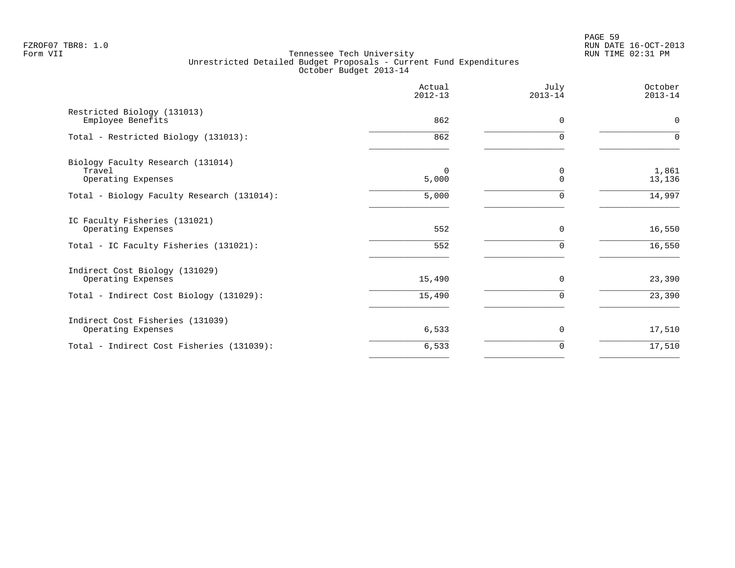FZROF07 TBR8: 1.0
Form VII

# Tennessee Tech University
## Unrestricted Detailed Budget Proposals - Current Fund Expenditures
### October Budget 2013-14

| | Actual 2012-13 | July 2013-14 | October 2013-14 |
|---|---|---|---|
| **Restricted Biology (131013)** | | | |
| Employee Benefits | 862 | 0 | 0 |
| Total - Restricted Biology (131013): | 862 | 0 | 0 |
| **Biology Faculty Research (131014)** | | | |
| Travel | 0 | 0 | 1,861 |
| Operating Expenses | 5,000 | 0 | 13,136 |
| Total - Biology Faculty Research (131014): | 5,000 | 0 | 14,997 |
| **IC Faculty Fisheries (131021)** | | | |
| Operating Expenses | 552 | 0 | 16,550 |
| Total - IC Faculty Fisheries (131021): | 552 | 0 | 16,550 |
| **Indirect Cost Biology (131029)** | | | |
| Operating Expenses | 15,490 | 0 | 23,390 |
| Total - Indirect Cost Biology (131029): | 15,490 | 0 | 23,390 |
| **Indirect Cost Fisheries (131039)** | | | |
| Operating Expenses | 6,533 | 0 | 17,510 |
| Total - Indirect Cost Fisheries (131039): | 6,533 | 0 | 17,510 |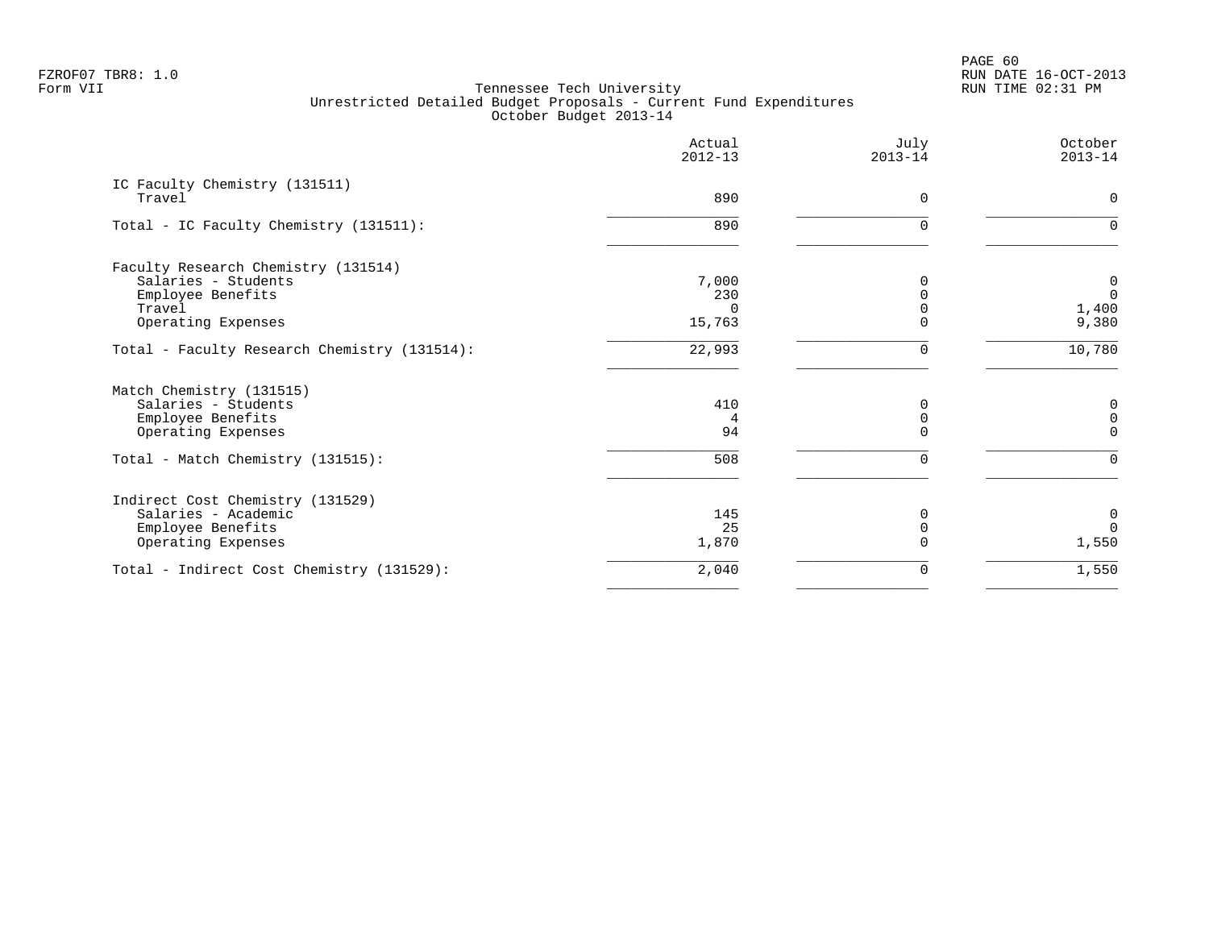FZROF07 TBR8: 1.0
Form VII

RUN DATE 16-OCT-2013
RUN TIME 02:31 PM

Tennessee Tech University
Unrestricted Detailed Budget Proposals - Current Fund Expenditures
October Budget 2013-14

| | Actual 2012-13 | July 2013-14 | October 2013-14 |
|---|---|---|---|
| IC Faculty Chemistry (131511) | | | |
| Travel | 890 | 0 | 0 |
| Total - IC Faculty Chemistry (131511): | 890 | 0 | 0 |
| Faculty Research Chemistry (131514) | | | |
| Salaries - Students | 7,000 | 0 | 0 |
| Employee Benefits | 230 | 0 | 0 |
| Travel | 0 | 0 | 1,400 |
| Operating Expenses | 15,763 | 0 | 9,380 |
| Total - Faculty Research Chemistry (131514): | 22,993 | 0 | 10,780 |
| Match Chemistry (131515) | | | |
| Salaries - Students | 410 | 0 | 0 |
| Employee Benefits | 4 | 0 | 0 |
| Operating Expenses | 94 | 0 | 0 |
| Total - Match Chemistry (131515): | 508 | 0 | 0 |
| Indirect Cost Chemistry (131529) | | | |
| Salaries - Academic | 145 | 0 | 0 |
| Employee Benefits | 25 | 0 | 0 |
| Operating Expenses | 1,870 | 0 | 1,550 |
| Total - Indirect Cost Chemistry (131529): | 2,040 | 0 | 1,550 |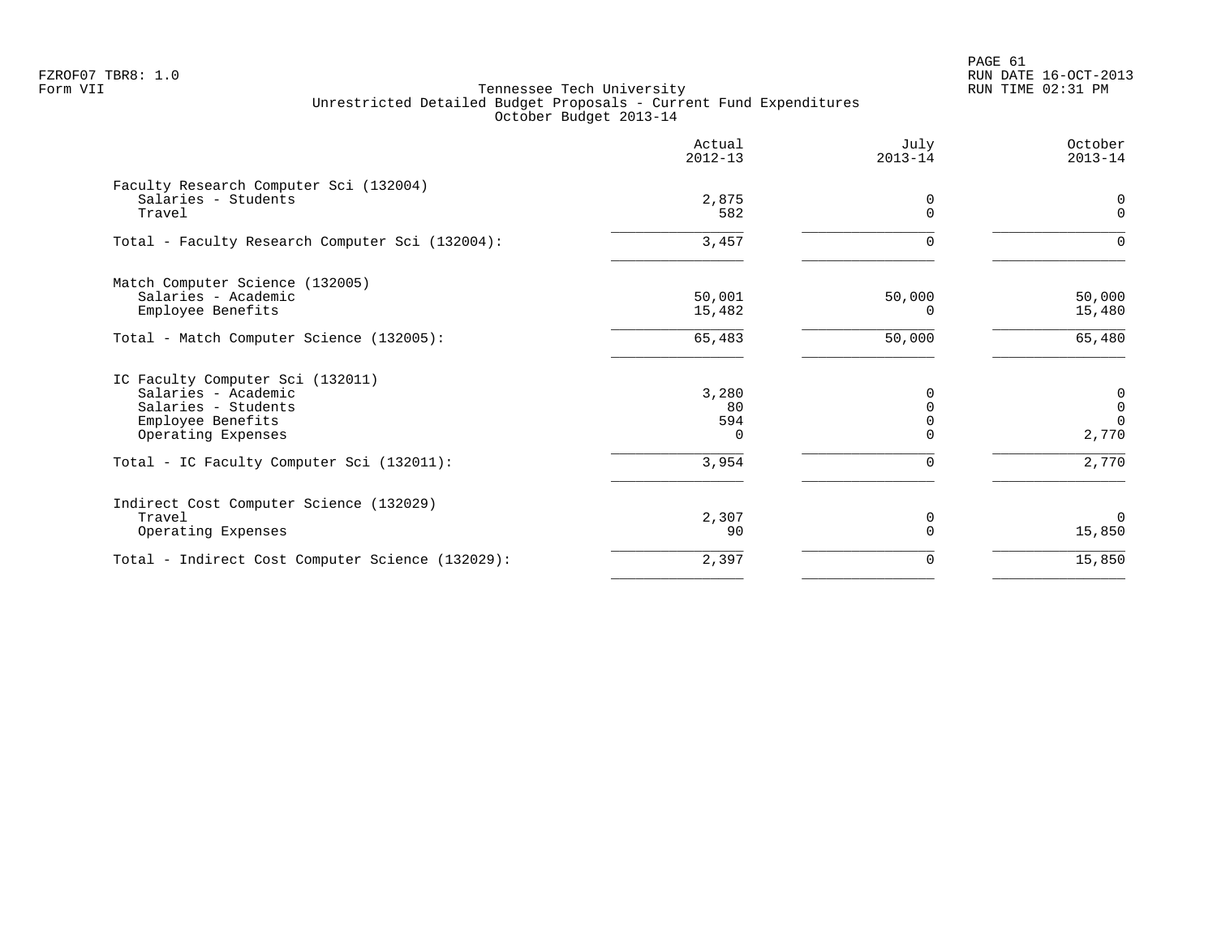Tennessee Tech University
Unrestricted Detailed Budget Proposals - Current Fund Expenditures
October Budget 2013-14

| | Actual 2012-13 | July 2013-14 | October 2013-14 |
|---|---|---|---|
| **Faculty Research Computer Sci (132004)** | | | |
| Salaries - Students | 2,875 | 0 | 0 |
| Travel | 582 | 0 | 0 |
| Total - Faculty Research Computer Sci (132004): | 3,457 | 0 | 0 |
| **Match Computer Science (132005)** | | | |
| Salaries - Academic | 50,001 | 50,000 | 50,000 |
| Employee Benefits | 15,482 | 0 | 15,480 |
| Total - Match Computer Science (132005): | 65,483 | 50,000 | 65,480 |
| **IC Faculty Computer Sci (132011)** | | | |
| Salaries - Academic | 3,280 | 0 | 0 |
| Salaries - Students | 80 | 0 | 0 |
| Employee Benefits | 594 | 0 | 0 |
| Operating Expenses | 0 | 0 | 2,770 |
| Total - IC Faculty Computer Sci (132011): | 3,954 | 0 | 2,770 |
| **Indirect Cost Computer Science (132029)** | | | |
| Travel | 2,307 | 0 | 0 |
| Operating Expenses | 90 | 0 | 15,850 |
| Total - Indirect Cost Computer Science (132029): | 2,397 | 0 | 15,850 |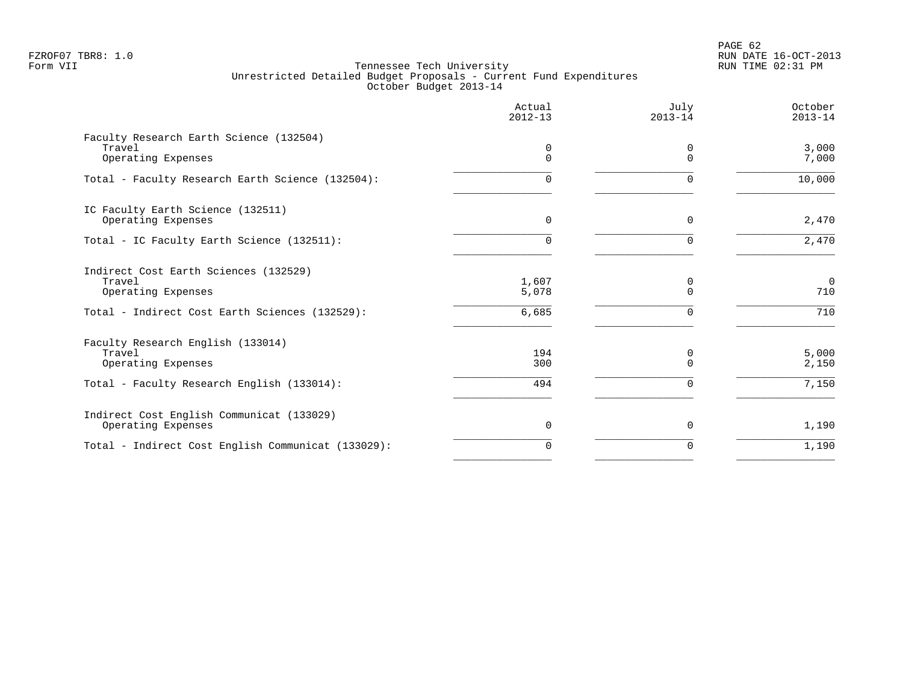FZROF07 TBR8: 1.0
Form VII

# Tennessee Tech University
## Unrestricted Detailed Budget Proposals - Current Fund Expenditures
### October Budget 2013-14

| | Actual 2012-13 | July 2013-14 | October 2013-14 |
|---|---|---|---|
| **Faculty Research Earth Science (132504)** | | | |
| Travel | 0 | 0 | 3,000 |
| Operating Expenses | 0 | 0 | 7,000 |
| Total - Faculty Research Earth Science (132504): | 0 | 0 | 10,000 |
| **IC Faculty Earth Science (132511)** | | | |
| Operating Expenses | 0 | 0 | 2,470 |
| Total - IC Faculty Earth Science (132511): | 0 | 0 | 2,470 |
| **Indirect Cost Earth Sciences (132529)** | | | |
| Travel | 1,607 | 0 | 0 |
| Operating Expenses | 5,078 | 0 | 710 |
| Total - Indirect Cost Earth Sciences (132529): | 6,685 | 0 | 710 |
| **Faculty Research English (133014)** | | | |
| Travel | 194 | 0 | 5,000 |
| Operating Expenses | 300 | 0 | 2,150 |
| Total - Faculty Research English (133014): | 494 | 0 | 7,150 |
| **Indirect Cost English Communicat (133029)** | | | |
| Operating Expenses | 0 | 0 | 1,190 |
| Total - Indirect Cost English Communicat (133029): | 0 | 0 | 1,190 |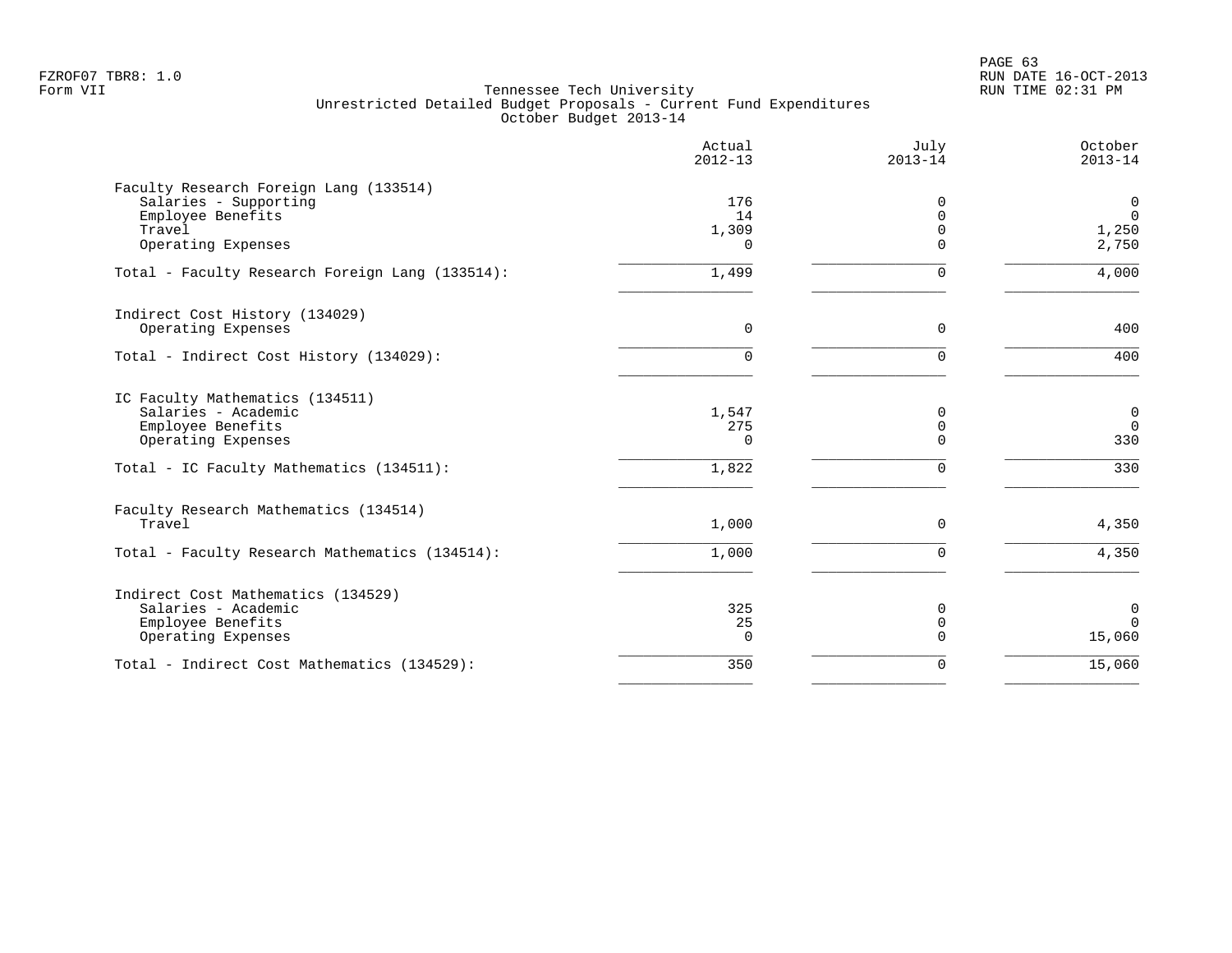FZROF07 TBR8: 1.0
Form VII

Tennessee Tech University
Unrestricted Detailed Budget Proposals - Current Fund Expenditures
October Budget 2013-14

RUN DATE 16-OCT-2013
RUN TIME 02:31 PM

| | Actual 2012-13 | July 2013-14 | October 2013-14 |
|---|---|---|---|
| **Faculty Research Foreign Lang (133514)** | | | |
| Salaries - Supporting | 176 | 0 | 0 |
| Employee Benefits | 14 | 0 | 0 |
| Travel | 1,309 | 0 | 1,250 |
| Operating Expenses | 0 | 0 | 2,750 |
| Total - Faculty Research Foreign Lang (133514): | 1,499 | 0 | 4,000 |
| **Indirect Cost History (134029)** | | | |
| Operating Expenses | 0 | 0 | 400 |
| Total - Indirect Cost History (134029): | 0 | 0 | 400 |
| **IC Faculty Mathematics (134511)** | | | |
| Salaries - Academic | 1,547 | 0 | 0 |
| Employee Benefits | 275 | 0 | 0 |
| Operating Expenses | 0 | 0 | 330 |
| Total - IC Faculty Mathematics (134511): | 1,822 | 0 | 330 |
| **Faculty Research Mathematics (134514)** | | | |
| Travel | 1,000 | 0 | 4,350 |
| Total - Faculty Research Mathematics (134514): | 1,000 | 0 | 4,350 |
| **Indirect Cost Mathematics (134529)** | | | |
| Salaries - Academic | 325 | 0 | 0 |
| Employee Benefits | 25 | 0 | 0 |
| Operating Expenses | 0 | 0 | 15,060 |
| Total - Indirect Cost Mathematics (134529): | 350 | 0 | 15,060 |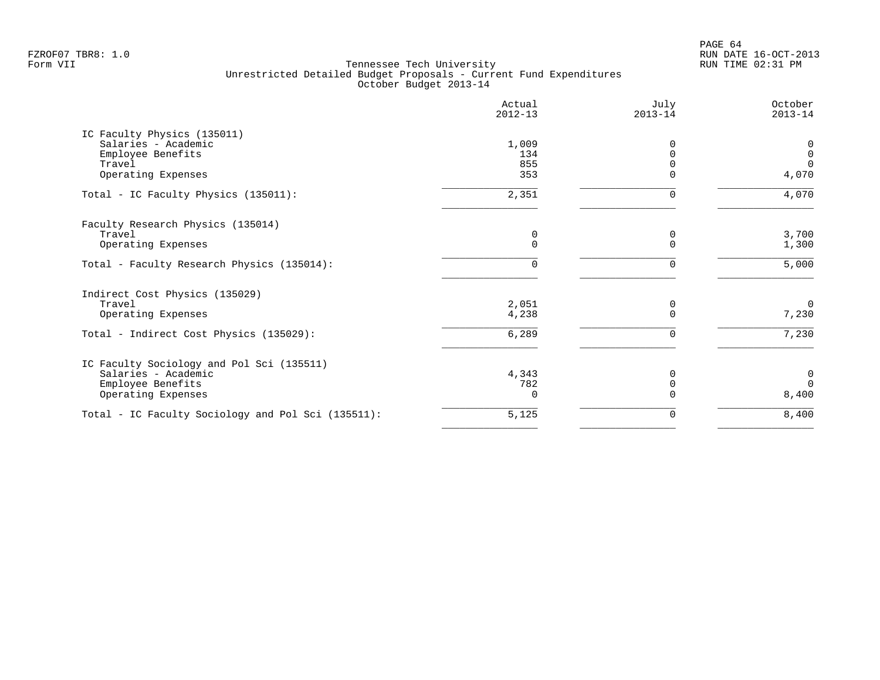Tennessee Tech University
Unrestricted Detailed Budget Proposals - Current Fund Expenditures
October Budget 2013-14

| | Actual 2012-13 | July 2013-14 | October 2013-14 |
|---|---|---|---|
| **IC Faculty Physics (135011)** | | | |
| Salaries - Academic | 1,009 | 0 | 0 |
| Employee Benefits | 134 | 0 | 0 |
| Travel | 855 | 0 | 0 |
| Operating Expenses | 353 | 0 | 4,070 |
| Total - IC Faculty Physics (135011): | 2,351 | 0 | 4,070 |
| **Faculty Research Physics (135014)** | | | |
| Travel | 0 | 0 | 3,700 |
| Operating Expenses | 0 | 0 | 1,300 |
| Total - Faculty Research Physics (135014): | 0 | 0 | 5,000 |
| **Indirect Cost Physics (135029)** | | | |
| Travel | 2,051 | 0 | 0 |
| Operating Expenses | 4,238 | 0 | 7,230 |
| Total - Indirect Cost Physics (135029): | 6,289 | 0 | 7,230 |
| **IC Faculty Sociology and Pol Sci (135511)** | | | |
| Salaries - Academic | 4,343 | 0 | 0 |
| Employee Benefits | 782 | 0 | 0 |
| Operating Expenses | 0 | 0 | 8,400 |
| Total - IC Faculty Sociology and Pol Sci (135511): | 5,125 | 0 | 8,400 |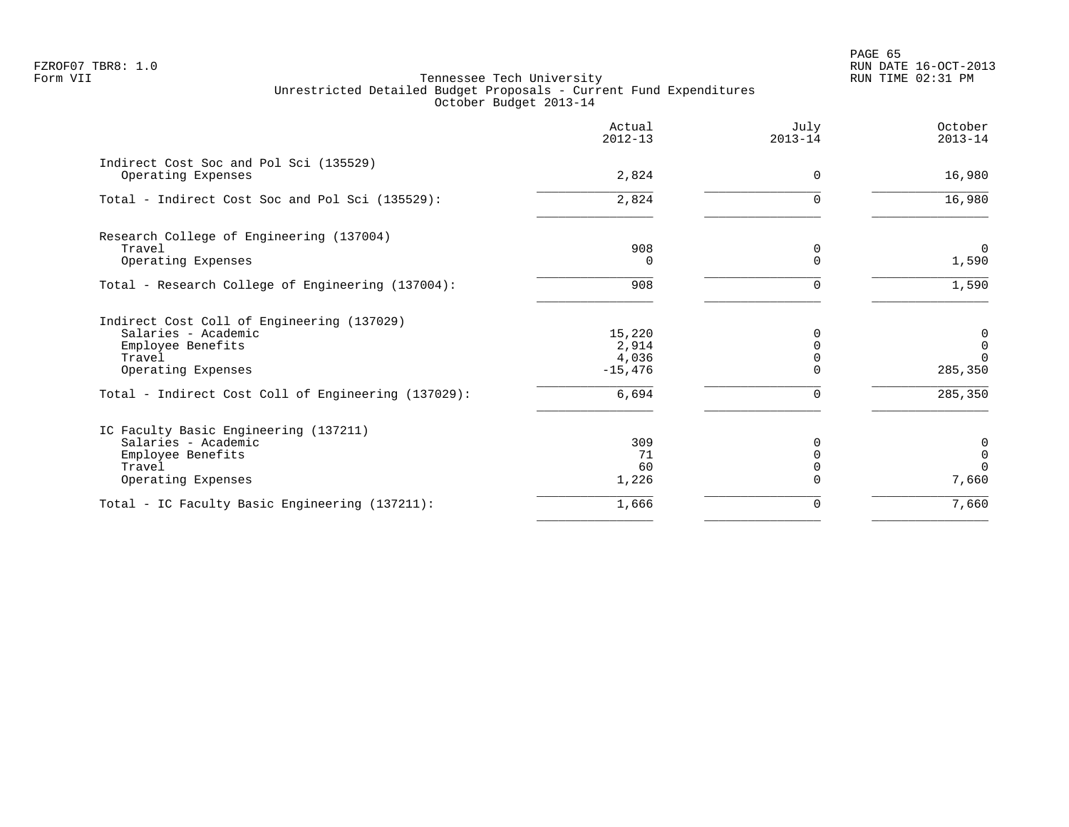Tennessee Tech University
Unrestricted Detailed Budget Proposals - Current Fund Expenditures
October Budget 2013-14

| | Actual 2012-13 | July 2013-14 | October 2013-14 |
|---|---|---|---|
| **Indirect Cost Soc and Pol Sci (135529)** | | | |
| Operating Expenses | 2,824 | 0 | 16,980 |
| Total - Indirect Cost Soc and Pol Sci (135529): | 2,824 | 0 | 16,980 |
| **Research College of Engineering (137004)** | | | |
| Travel | 908 | 0 | 0 |
| Operating Expenses | 0 | 0 | 1,590 |
| Total - Research College of Engineering (137004): | 908 | 0 | 1,590 |
| **Indirect Cost Coll of Engineering (137029)** | | | |
| Salaries - Academic | 15,220 | 0 | 0 |
| Employee Benefits | 2,914 | 0 | 0 |
| Travel | 4,036 | 0 | 0 |
| Operating Expenses | -15,476 | 0 | 285,350 |
| Total - Indirect Cost Coll of Engineering (137029): | 6,694 | 0 | 285,350 |
| **IC Faculty Basic Engineering (137211)** | | | |
| Salaries - Academic | 309 | 0 | 0 |
| Employee Benefits | 71 | 0 | 0 |
| Travel | 60 | 0 | 0 |
| Operating Expenses | 1,226 | 0 | 7,660 |
| Total - IC Faculty Basic Engineering (137211): | 1,666 | 0 | 7,660 |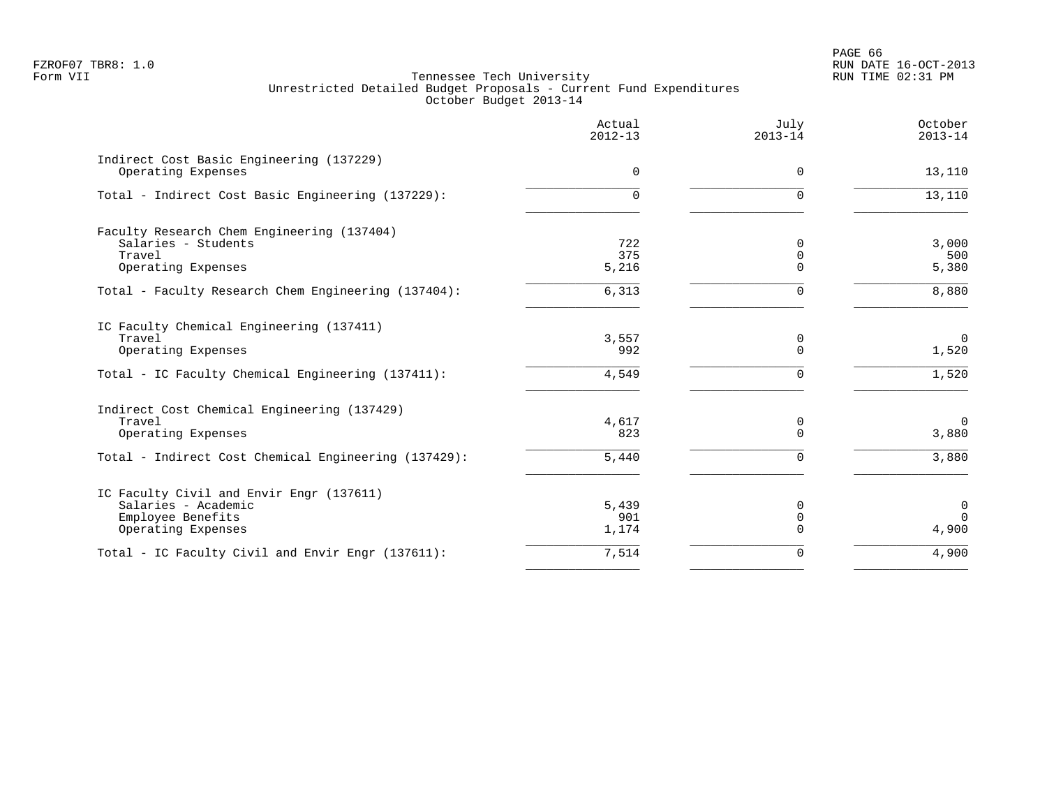FZROF07 TBR8: 1.0
Form VII

# Tennessee Tech University
## Unrestricted Detailed Budget Proposals - Current Fund Expenditures
### October Budget 2013-14

| | Actual 2012-13 | July 2013-14 | October 2013-14 |
|---|---|---|---|
| **Indirect Cost Basic Engineering (137229)** | | | |
| Operating Expenses | 0 | 0 | 13,110 |
| Total - Indirect Cost Basic Engineering (137229): | 0 | 0 | 13,110 |
| **Faculty Research Chem Engineering (137404)** | | | |
| Salaries - Students | 722 | 0 | 3,000 |
| Travel | 375 | 0 | 500 |
| Operating Expenses | 5,216 | 0 | 5,380 |
| Total - Faculty Research Chem Engineering (137404): | 6,313 | 0 | 8,880 |
| **IC Faculty Chemical Engineering (137411)** | | | |
| Travel | 3,557 | 0 | 0 |
| Operating Expenses | 992 | 0 | 1,520 |
| Total - IC Faculty Chemical Engineering (137411): | 4,549 | 0 | 1,520 |
| **Indirect Cost Chemical Engineering (137429)** | | | |
| Travel | 4,617 | 0 | 0 |
| Operating Expenses | 823 | 0 | 3,880 |
| Total - Indirect Cost Chemical Engineering (137429): | 5,440 | 0 | 3,880 |
| **IC Faculty Civil and Envir Engr (137611)** | | | |
| Salaries - Academic | 5,439 | 0 | 0 |
| Employee Benefits | 901 | 0 | 0 |
| Operating Expenses | 1,174 | 0 | 4,900 |
| Total - IC Faculty Civil and Envir Engr (137611): | 7,514 | 0 | 4,900 |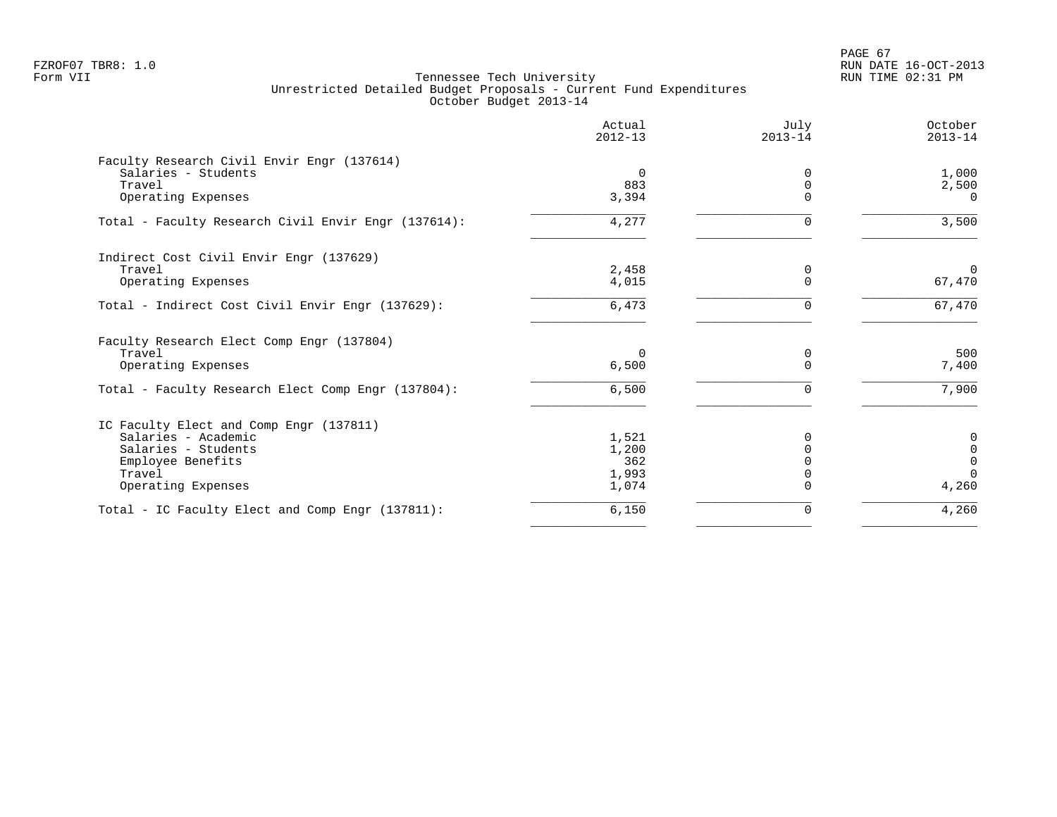FZROF07 TBR8: 1.0
Form VII

Tennessee Tech University
Unrestricted Detailed Budget Proposals - Current Fund Expenditures
October Budget 2013-14

RUN DATE 16-OCT-2013
RUN TIME 02:31 PM

| | Actual 2012-13 | July 2013-14 | October 2013-14 |
|---|---|---|---|
| **Faculty Research Civil Envir Engr (137614)** | | | |
| Salaries - Students | 0 | 0 | 1,000 |
| Travel | 883 | 0 | 2,500 |
| Operating Expenses | 3,394 | 0 | 0 |
| Total - Faculty Research Civil Envir Engr (137614): | 4,277 | 0 | 3,500 |
| **Indirect Cost Civil Envir Engr (137629)** | | | |
| Travel | 2,458 | 0 | 0 |
| Operating Expenses | 4,015 | 0 | 67,470 |
| Total - Indirect Cost Civil Envir Engr (137629): | 6,473 | 0 | 67,470 |
| **Faculty Research Elect Comp Engr (137804)** | | | |
| Travel | 0 | 0 | 500 |
| Operating Expenses | 6,500 | 0 | 7,400 |
| Total - Faculty Research Elect Comp Engr (137804): | 6,500 | 0 | 7,900 |
| **IC Faculty Elect and Comp Engr (137811)** | | | |
| Salaries - Academic | 1,521 | 0 | 0 |
| Salaries - Students | 1,200 | 0 | 0 |
| Employee Benefits | 362 | 0 | 0 |
| Travel | 1,993 | 0 | 0 |
| Operating Expenses | 1,074 | 0 | 4,260 |
| Total - IC Faculty Elect and Comp Engr (137811): | 6,150 | 0 | 4,260 |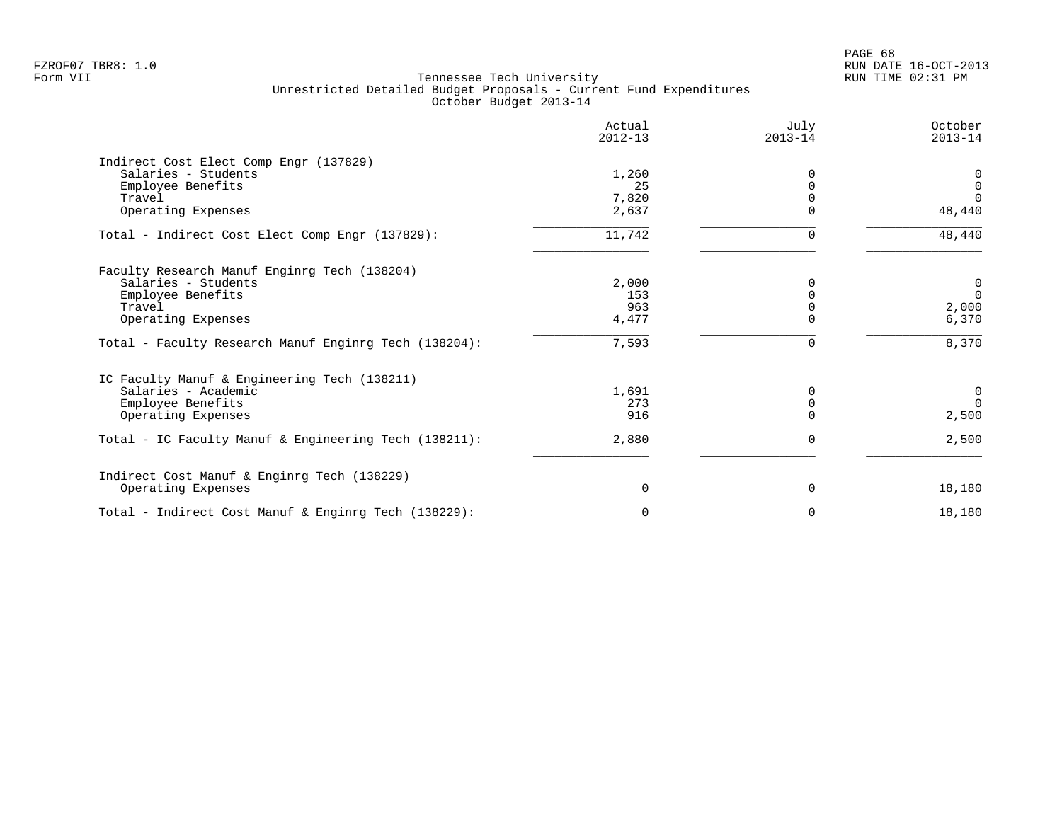Tennessee Tech University
Unrestricted Detailed Budget Proposals - Current Fund Expenditures
October Budget 2013-14

| | Actual 2012-13 | July 2013-14 | October 2013-14 |
|---|---|---|---|
| **Indirect Cost Elect Comp Engr (137829)** | | | |
| Salaries - Students | 1,260 | 0 | 0 |
| Employee Benefits | 25 | 0 | 0 |
| Travel | 7,820 | 0 | 0 |
| Operating Expenses | 2,637 | 0 | 48,440 |
| Total - Indirect Cost Elect Comp Engr (137829): | 11,742 | 0 | 48,440 |
| **Faculty Research Manuf Enginrg Tech (138204)** | | | |
| Salaries - Students | 2,000 | 0 | 0 |
| Employee Benefits | 153 | 0 | 0 |
| Travel | 963 | 0 | 2,000 |
| Operating Expenses | 4,477 | 0 | 6,370 |
| Total - Faculty Research Manuf Enginrg Tech (138204): | 7,593 | 0 | 8,370 |
| **IC Faculty Manuf & Engineering Tech (138211)** | | | |
| Salaries - Academic | 1,691 | 0 | 0 |
| Employee Benefits | 273 | 0 | 0 |
| Operating Expenses | 916 | 0 | 2,500 |
| Total - IC Faculty Manuf & Engineering Tech (138211): | 2,880 | 0 | 2,500 |
| **Indirect Cost Manuf & Enginrg Tech (138229)** | | | |
| Operating Expenses | 0 | 0 | 18,180 |
| Total - Indirect Cost Manuf & Enginrg Tech (138229): | 0 | 0 | 18,180 |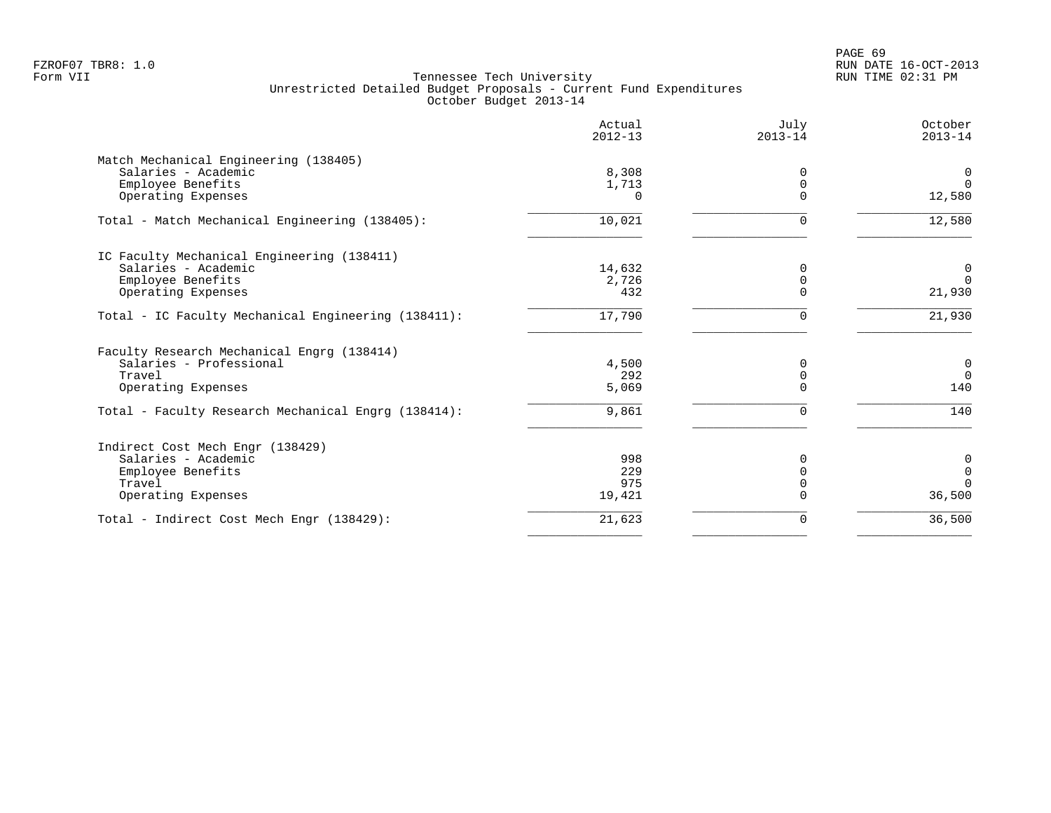Tennessee Tech University
Unrestricted Detailed Budget Proposals - Current Fund Expenditures
October Budget 2013-14

| | Actual 2012-13 | July 2013-14 | October 2013-14 |
|---|---|---|---|
| **Match Mechanical Engineering (138405)** | | | |
| Salaries - Academic | 8,308 | 0 | 0 |
| Employee Benefits | 1,713 | 0 | 0 |
| Operating Expenses | 0 | 0 | 12,580 |
| Total - Match Mechanical Engineering (138405): | 10,021 | 0 | 12,580 |
| **IC Faculty Mechanical Engineering (138411)** | | | |
| Salaries - Academic | 14,632 | 0 | 0 |
| Employee Benefits | 2,726 | 0 | 0 |
| Operating Expenses | 432 | 0 | 21,930 |
| Total - IC Faculty Mechanical Engineering (138411): | 17,790 | 0 | 21,930 |
| **Faculty Research Mechanical Engrg (138414)** | | | |
| Salaries - Professional | 4,500 | 0 | 0 |
| Travel | 292 | 0 | 0 |
| Operating Expenses | 5,069 | 0 | 140 |
| Total - Faculty Research Mechanical Engrg (138414): | 9,861 | 0 | 140 |
| **Indirect Cost Mech Engr (138429)** | | | |
| Salaries - Academic | 998 | 0 | 0 |
| Employee Benefits | 229 | 0 | 0 |
| Travel | 975 | 0 | 0 |
| Operating Expenses | 19,421 | 0 | 36,500 |
| Total - Indirect Cost Mech Engr (138429): | 21,623 | 0 | 36,500 |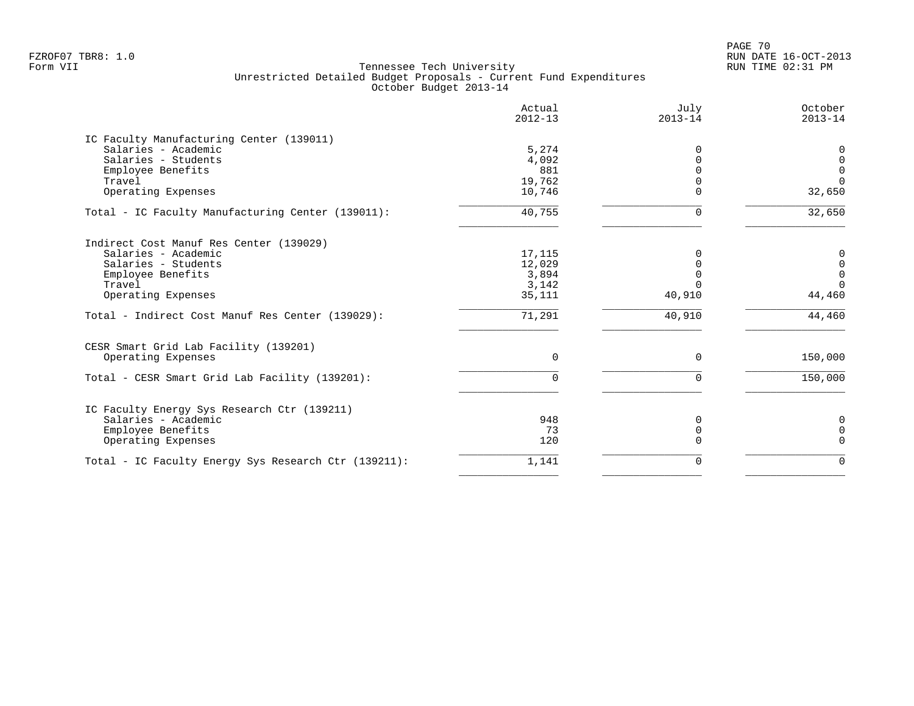FZROF07 TBR8: 1.0
Form VII

Tennessee Tech University
Unrestricted Detailed Budget Proposals - Current Fund Expenditures
October Budget 2013-14

RUN DATE 16-OCT-2013
RUN TIME 02:31 PM

| | Actual 2012-13 | July 2013-14 | October 2013-14 |
|---|---|---|---|
| **IC Faculty Manufacturing Center (139011)** | | | |
| Salaries - Academic | 5,274 | 0 | 0 |
| Salaries - Students | 4,092 | 0 | 0 |
| Employee Benefits | 881 | 0 | 0 |
| Travel | 19,762 | 0 | 0 |
| Operating Expenses | 10,746 | 0 | 32,650 |
| Total - IC Faculty Manufacturing Center (139011): | 40,755 | 0 | 32,650 |
| **Indirect Cost Manuf Res Center (139029)** | | | |
| Salaries - Academic | 17,115 | 0 | 0 |
| Salaries - Students | 12,029 | 0 | 0 |
| Employee Benefits | 3,894 | 0 | 0 |
| Travel | 3,142 | 0 | 0 |
| Operating Expenses | 35,111 | 40,910 | 44,460 |
| Total - Indirect Cost Manuf Res Center (139029): | 71,291 | 40,910 | 44,460 |
| **CESR Smart Grid Lab Facility (139201)** | | | |
| Operating Expenses | 0 | 0 | 150,000 |
| Total - CESR Smart Grid Lab Facility (139201): | 0 | 0 | 150,000 |
| **IC Faculty Energy Sys Research Ctr (139211)** | | | |
| Salaries - Academic | 948 | 0 | 0 |
| Employee Benefits | 73 | 0 | 0 |
| Operating Expenses | 120 | 0 | 0 |
| Total - IC Faculty Energy Sys Research Ctr (139211): | 1,141 | 0 | 0 |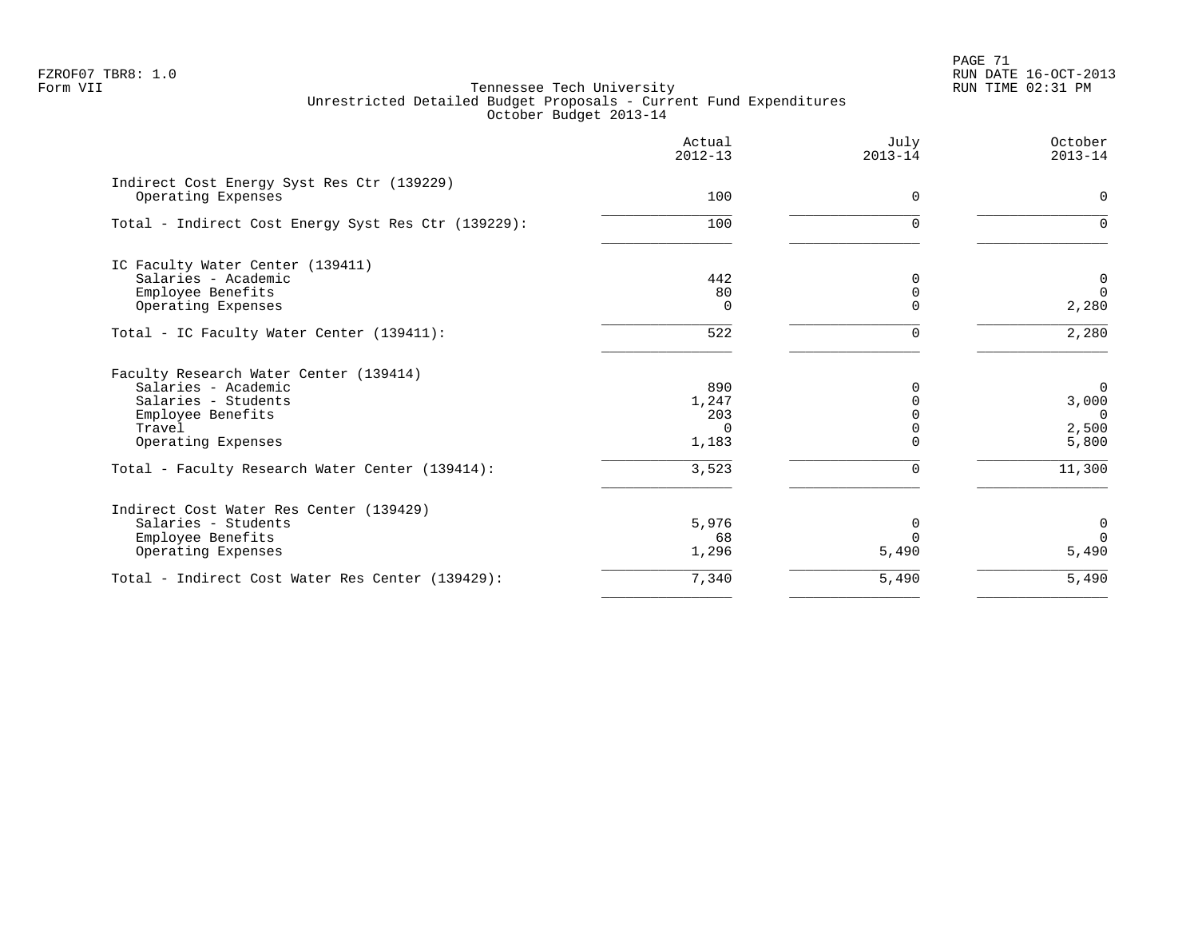FZROF07 TBR8: 1.0
Form VII

Tennessee Tech University
Unrestricted Detailed Budget Proposals - Current Fund Expenditures
October Budget 2013-14

RUN DATE 16-OCT-2013
RUN TIME 02:31 PM

| | Actual 2012-13 | July 2013-14 | October 2013-14 |
|---|---|---|---|
| **Indirect Cost Energy Syst Res Ctr (139229)** | | | |
| Operating Expenses | 100 | 0 | 0 |
| Total - Indirect Cost Energy Syst Res Ctr (139229): | 100 | 0 | 0 |
| **IC Faculty Water Center (139411)** | | | |
| Salaries - Academic | 442 | 0 | 0 |
| Employee Benefits | 80 | 0 | 0 |
| Operating Expenses | 0 | 0 | 2,280 |
| Total - IC Faculty Water Center (139411): | 522 | 0 | 2,280 |
| **Faculty Research Water Center (139414)** | | | |
| Salaries - Academic | 890 | 0 | 0 |
| Salaries - Students | 1,247 | 0 | 3,000 |
| Employee Benefits | 203 | 0 | 0 |
| Travel | 0 | 0 | 2,500 |
| Operating Expenses | 1,183 | 0 | 5,800 |
| Total - Faculty Research Water Center (139414): | 3,523 | 0 | 11,300 |
| **Indirect Cost Water Res Center (139429)** | | | |
| Salaries - Students | 5,976 | 0 | 0 |
| Employee Benefits | 68 | 0 | 0 |
| Operating Expenses | 1,296 | 5,490 | 5,490 |
| Total - Indirect Cost Water Res Center (139429): | 7,340 | 5,490 | 5,490 |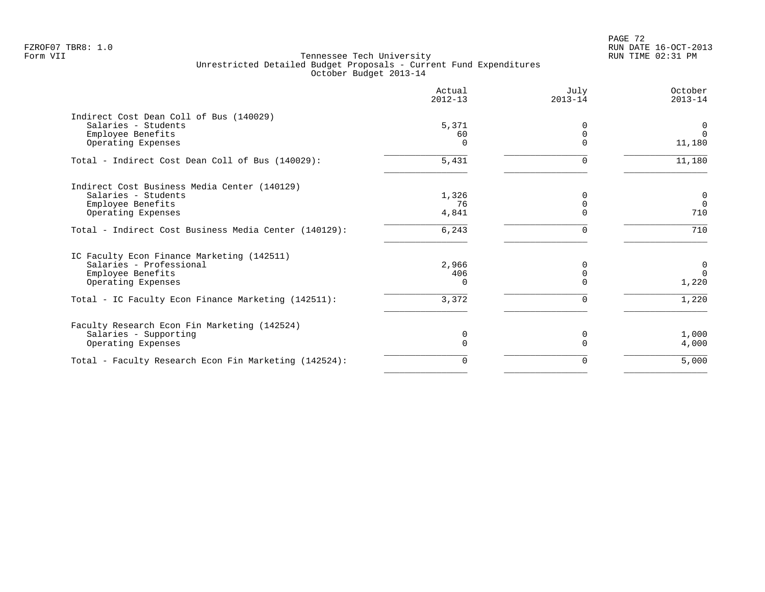Tennessee Tech University
Unrestricted Detailed Budget Proposals - Current Fund Expenditures
October Budget 2013-14

| | Actual 2012-13 | July 2013-14 | October 2013-14 |
|---|---|---|---|
| **Indirect Cost Dean Coll of Bus (140029)** | | | |
| Salaries - Students | 5,371 | 0 | 0 |
| Employee Benefits | 60 | 0 | 0 |
| Operating Expenses | 0 | 0 | 11,180 |
| Total - Indirect Cost Dean Coll of Bus (140029): | 5,431 | 0 | 11,180 |
| **Indirect Cost Business Media Center (140129)** | | | |
| Salaries - Students | 1,326 | 0 | 0 |
| Employee Benefits | 76 | 0 | 0 |
| Operating Expenses | 4,841 | 0 | 710 |
| Total - Indirect Cost Business Media Center (140129): | 6,243 | 0 | 710 |
| **IC Faculty Econ Finance Marketing (142511)** | | | |
| Salaries - Professional | 2,966 | 0 | 0 |
| Employee Benefits | 406 | 0 | 0 |
| Operating Expenses | 0 | 0 | 1,220 |
| Total - IC Faculty Econ Finance Marketing (142511): | 3,372 | 0 | 1,220 |
| **Faculty Research Econ Fin Marketing (142524)** | | | |
| Salaries - Supporting | 0 | 0 | 1,000 |
| Operating Expenses | 0 | 0 | 4,000 |
| Total - Faculty Research Econ Fin Marketing (142524): | 0 | 0 | 5,000 |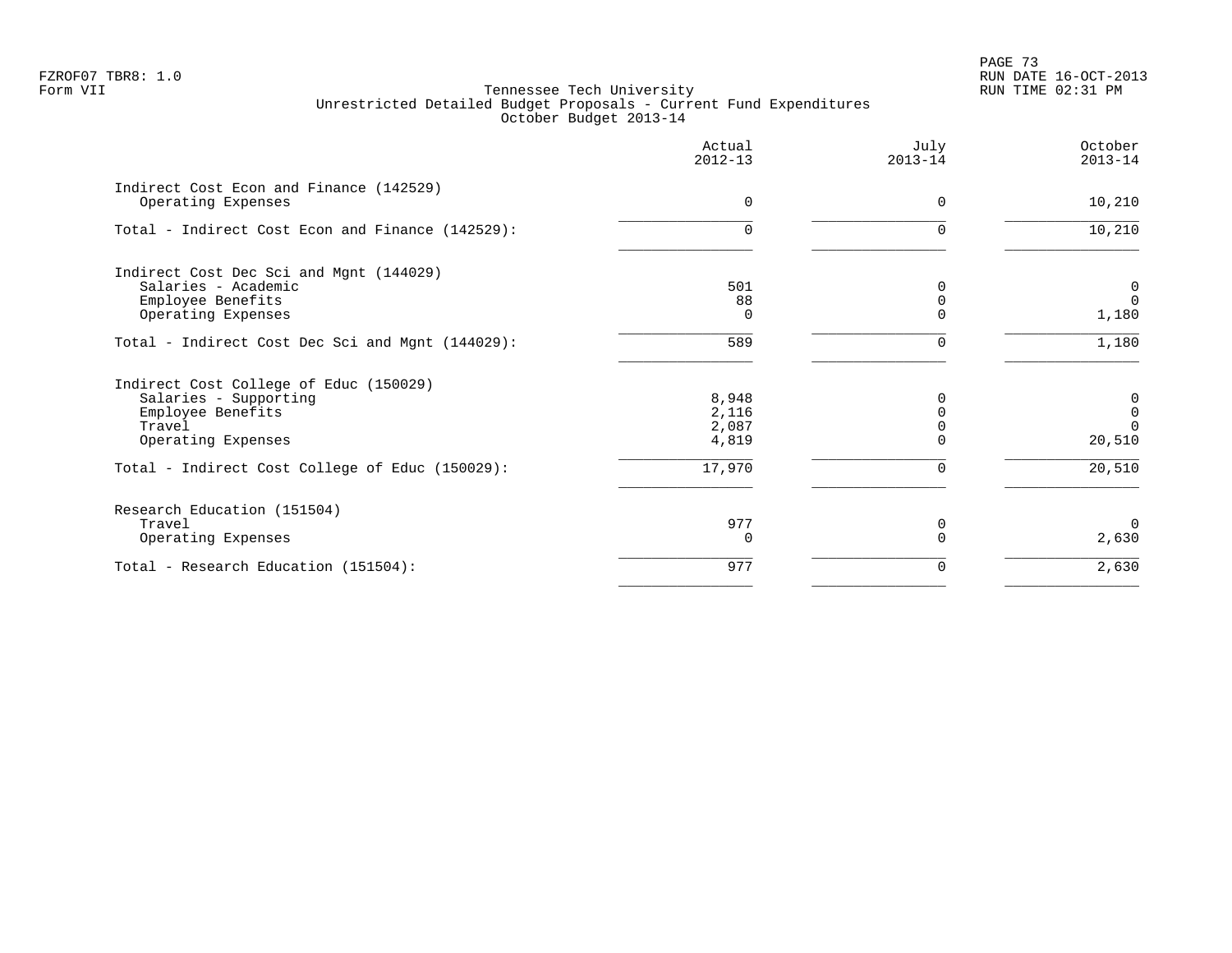Tennessee Tech University
Unrestricted Detailed Budget Proposals - Current Fund Expenditures
October Budget 2013-14

| | Actual 2012-13 | July 2013-14 | October 2013-14 |
|---|---|---|---|
| **Indirect Cost Econ and Finance (142529)** | | | |
| Operating Expenses | 0 | 0 | 10,210 |
| Total - Indirect Cost Econ and Finance (142529): | 0 | 0 | 10,210 |
| **Indirect Cost Dec Sci and Mgnt (144029)** | | | |
| Salaries - Academic | 501 | 0 | 0 |
| Employee Benefits | 88 | 0 | 0 |
| Operating Expenses | 0 | 0 | 1,180 |
| Total - Indirect Cost Dec Sci and Mgnt (144029): | 589 | 0 | 1,180 |
| **Indirect Cost College of Educ (150029)** | | | |
| Salaries - Supporting | 8,948 | 0 | 0 |
| Employee Benefits | 2,116 | 0 | 0 |
| Travel | 2,087 | 0 | 0 |
| Operating Expenses | 4,819 | 0 | 20,510 |
| Total - Indirect Cost College of Educ (150029): | 17,970 | 0 | 20,510 |
| **Research Education (151504)** | | | |
| Travel | 977 | 0 | 0 |
| Operating Expenses | 0 | 0 | 2,630 |
| Total - Research Education (151504): | 977 | 0 | 2,630 |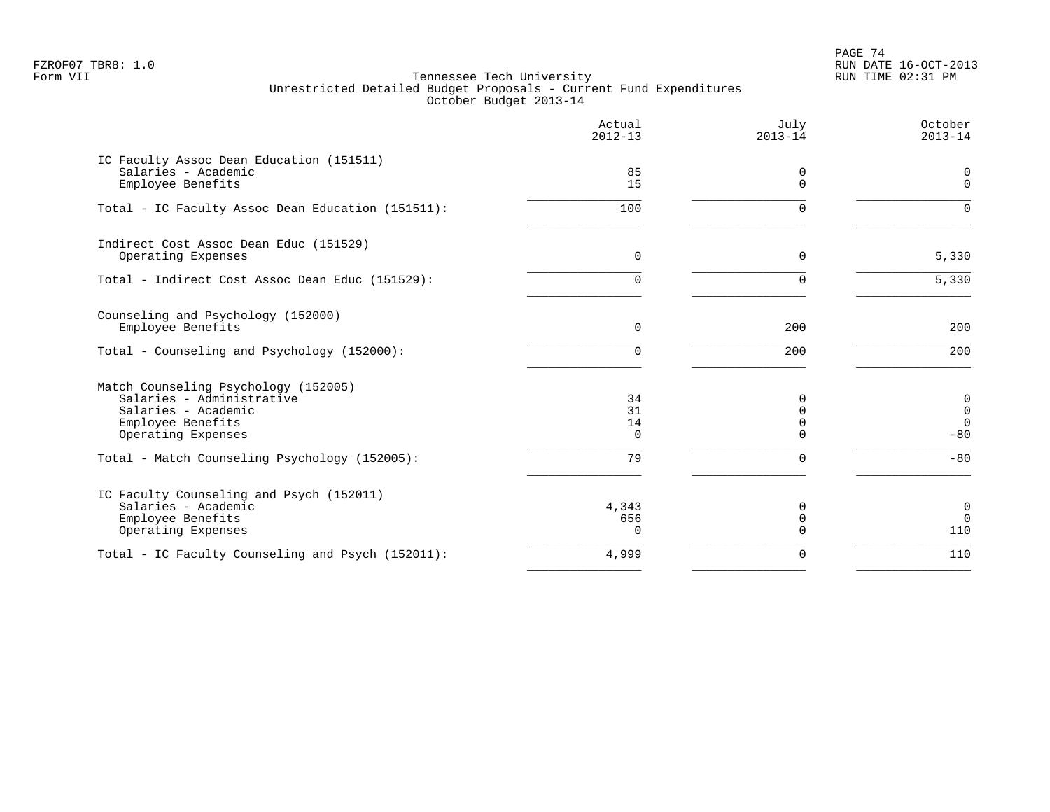FZROF07 TBR8: 1.0
Form VII

Tennessee Tech University
Unrestricted Detailed Budget Proposals - Current Fund Expenditures
October Budget 2013-14

RUN DATE 16-OCT-2013
RUN TIME 02:31 PM

| | Actual 2012-13 | July 2013-14 | October 2013-14 |
|---|---|---|---|
| IC Faculty Assoc Dean Education (151511) | | | |
| Salaries - Academic | 85 | 0 | 0 |
| Employee Benefits | 15 | 0 | 0 |
| Total - IC Faculty Assoc Dean Education (151511): | 100 | 0 | 0 |
| Indirect Cost Assoc Dean Educ (151529) | | | |
| Operating Expenses | 0 | 0 | 5,330 |
| Total - Indirect Cost Assoc Dean Educ (151529): | 0 | 0 | 5,330 |
| Counseling and Psychology (152000) | | | |
| Employee Benefits | 0 | 200 | 200 |
| Total - Counseling and Psychology (152000): | 0 | 200 | 200 |
| Match Counseling Psychology (152005) | | | |
| Salaries - Administrative | 34 | 0 | 0 |
| Salaries - Academic | 31 | 0 | 0 |
| Employee Benefits | 14 | 0 | 0 |
| Operating Expenses | 0 | 0 | -80 |
| Total - Match Counseling Psychology (152005): | 79 | 0 | -80 |
| IC Faculty Counseling and Psych (152011) | | | |
| Salaries - Academic | 4,343 | 0 | 0 |
| Employee Benefits | 656 | 0 | 0 |
| Operating Expenses | 0 | 0 | 110 |
| Total - IC Faculty Counseling and Psych (152011): | 4,999 | 0 | 110 |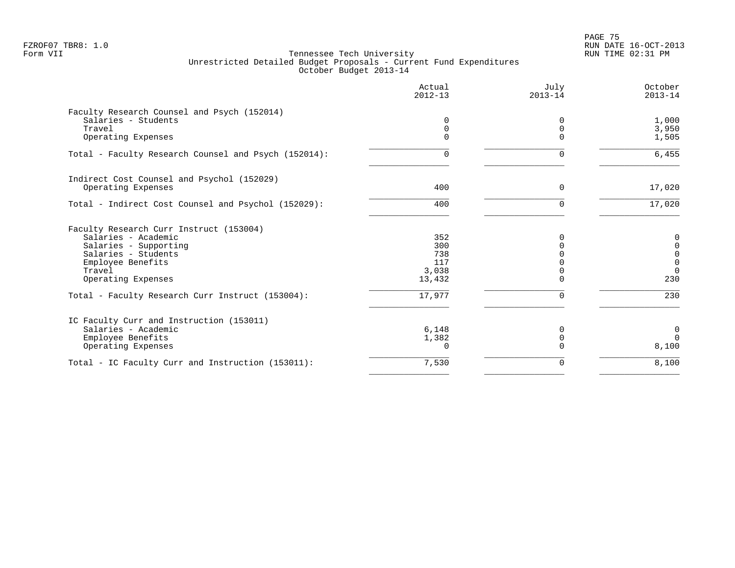Tennessee Tech University
Unrestricted Detailed Budget Proposals - Current Fund Expenditures
October Budget 2013-14

FZROF07 TBR8: 1.0
Form VII

RUN DATE 16-OCT-2013
RUN TIME 02:31 PM

| | Actual 2012-13 | July 2013-14 | October 2013-14 |
|---|---|---|---|
| **Faculty Research Counsel and Psych (152014)** | | | |
| Salaries - Students | 0 | 0 | 1,000 |
| Travel | 0 | 0 | 3,950 |
| Operating Expenses | 0 | 0 | 1,505 |
| Total - Faculty Research Counsel and Psych (152014): | 0 | 0 | 6,455 |
| **Indirect Cost Counsel and Psychol (152029)** | | | |
| Operating Expenses | 400 | 0 | 17,020 |
| Total - Indirect Cost Counsel and Psychol (152029): | 400 | 0 | 17,020 |
| **Faculty Research Curr Instruct (153004)** | | | |
| Salaries - Academic | 352 | 0 | 0 |
| Salaries - Supporting | 300 | 0 | 0 |
| Salaries - Students | 738 | 0 | 0 |
| Employee Benefits | 117 | 0 | 0 |
| Travel | 3,038 | 0 | 0 |
| Operating Expenses | 13,432 | 0 | 230 |
| Total - Faculty Research Curr Instruct (153004): | 17,977 | 0 | 230 |
| **IC Faculty Curr and Instruction (153011)** | | | |
| Salaries - Academic | 6,148 | 0 | 0 |
| Employee Benefits | 1,382 | 0 | 0 |
| Operating Expenses | 0 | 0 | 8,100 |
| Total - IC Faculty Curr and Instruction (153011): | 7,530 | 0 | 8,100 |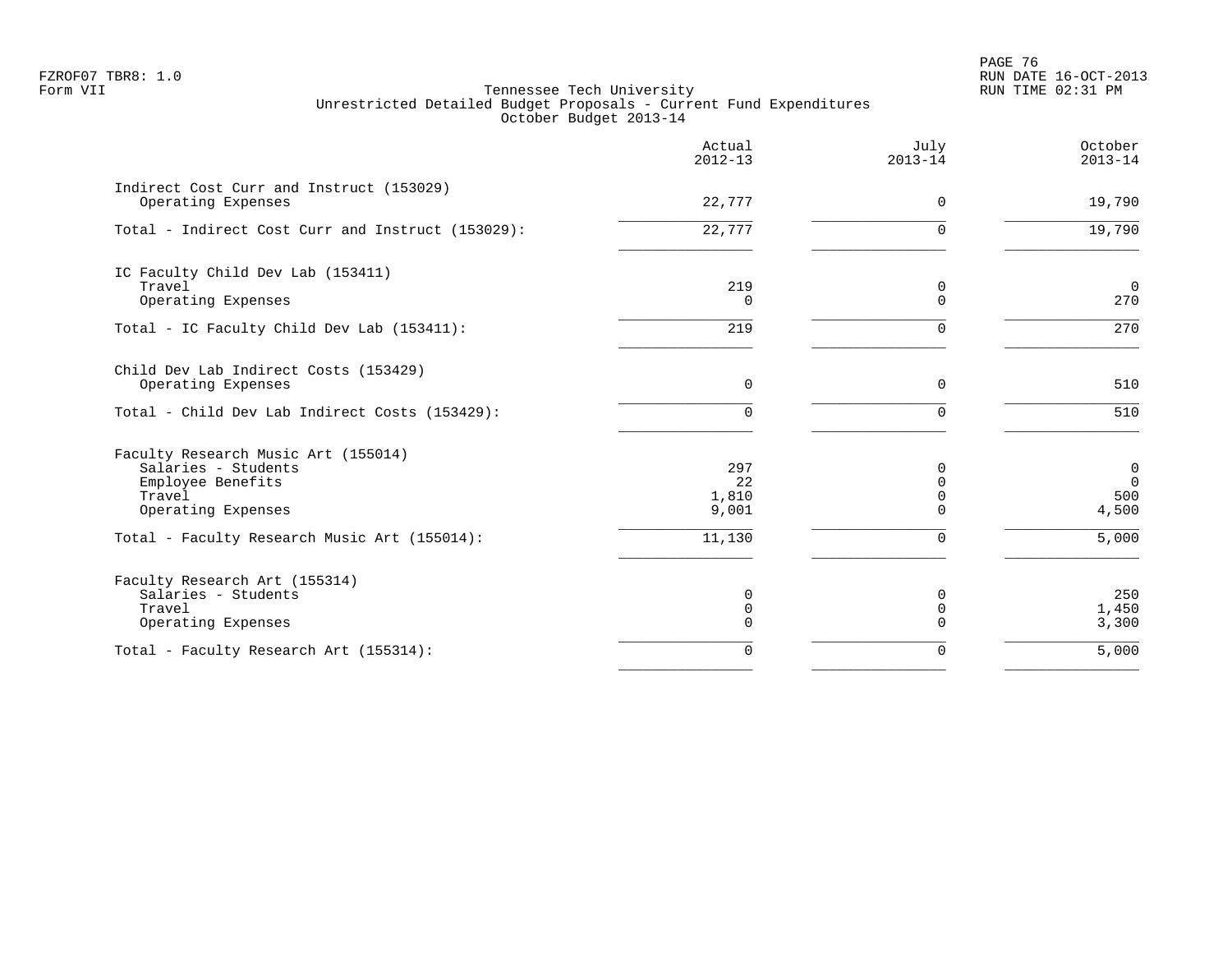Tennessee Tech University
Unrestricted Detailed Budget Proposals - Current Fund Expenditures
October Budget 2013-14

| | Actual 2012-13 | July 2013-14 | October 2013-14 |
|---|---|---|---|
| Indirect Cost Curr and Instruct (153029) | | | |
| Operating Expenses | 22,777 | 0 | 19,790 |
| Total - Indirect Cost Curr and Instruct (153029): | 22,777 | 0 | 19,790 |
| IC Faculty Child Dev Lab (153411) | | | |
| Travel | 219 | 0 | 0 |
| Operating Expenses | 0 | 0 | 270 |
| Total - IC Faculty Child Dev Lab (153411): | 219 | 0 | 270 |
| Child Dev Lab Indirect Costs (153429) | | | |
| Operating Expenses | 0 | 0 | 510 |
| Total - Child Dev Lab Indirect Costs (153429): | 0 | 0 | 510 |
| Faculty Research Music Art (155014) | | | |
| Salaries - Students | 297 | 0 | 0 |
| Employee Benefits | 22 | 0 | 0 |
| Travel | 1,810 | 0 | 500 |
| Operating Expenses | 9,001 | 0 | 4,500 |
| Total - Faculty Research Music Art (155014): | 11,130 | 0 | 5,000 |
| Faculty Research Art (155314) | | | |
| Salaries - Students | 0 | 0 | 250 |
| Travel | 0 | 0 | 1,450 |
| Operating Expenses | 0 | 0 | 3,300 |
| Total - Faculty Research Art (155314): | 0 | 0 | 5,000 |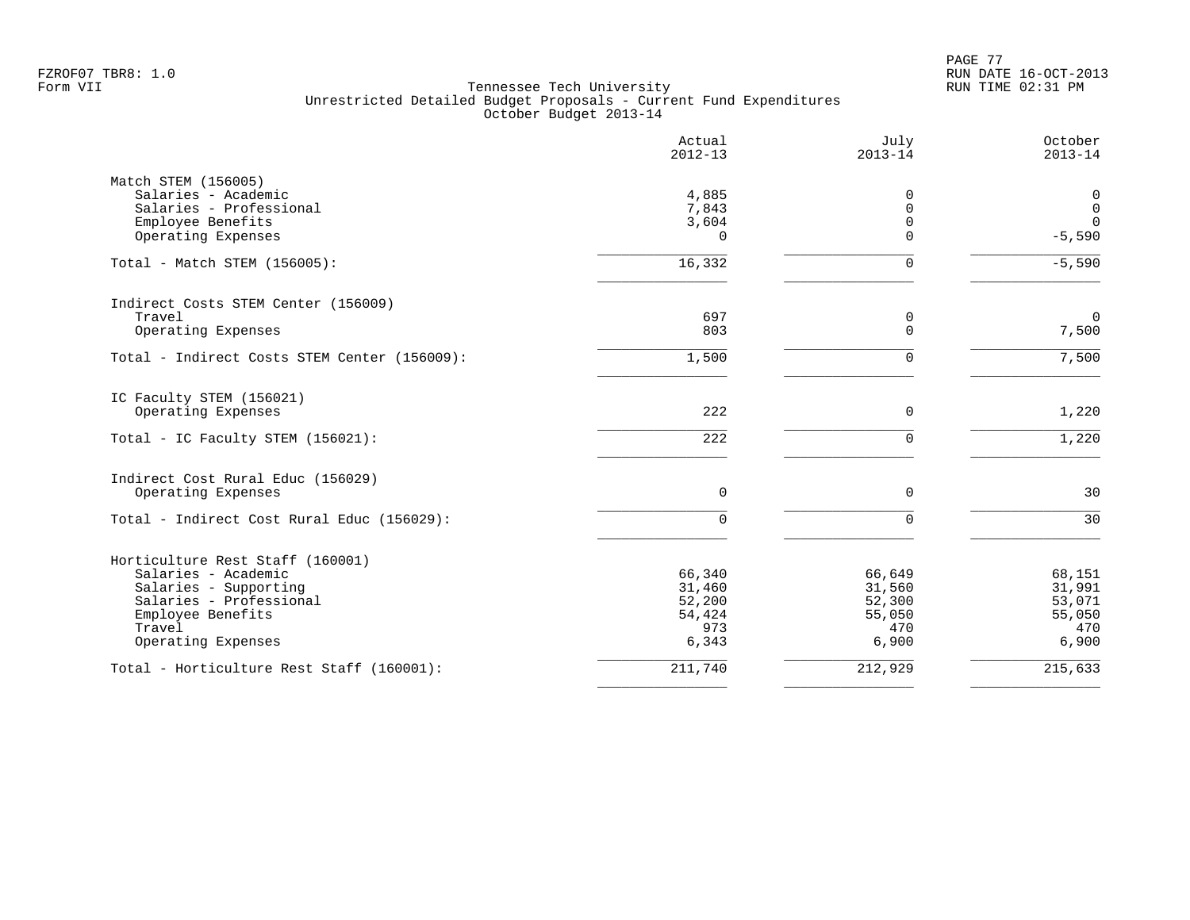FZROF07 TBR8: 1.0
Form VII

Tennessee Tech University
Unrestricted Detailed Budget Proposals - Current Fund Expenditures
October Budget 2013-14

RUN DATE 16-OCT-2013
RUN TIME 02:31 PM

| | Actual 2012-13 | July 2013-14 | October 2013-14 |
|---|---|---|---|
| **Match STEM (156005)** | | | |
| Salaries - Academic | 4,885 | 0 | 0 |
| Salaries - Professional | 7,843 | 0 | 0 |
| Employee Benefits | 3,604 | 0 | 0 |
| Operating Expenses | 0 | 0 | -5,590 |
| Total - Match STEM (156005): | 16,332 | 0 | -5,590 |
| **Indirect Costs STEM Center (156009)** | | | |
| Travel | 697 | 0 | 0 |
| Operating Expenses | 803 | 0 | 7,500 |
| Total - Indirect Costs STEM Center (156009): | 1,500 | 0 | 7,500 |
| **IC Faculty STEM (156021)** | | | |
| Operating Expenses | 222 | 0 | 1,220 |
| Total - IC Faculty STEM (156021): | 222 | 0 | 1,220 |
| **Indirect Cost Rural Educ (156029)** | | | |
| Operating Expenses | 0 | 0 | 30 |
| Total - Indirect Cost Rural Educ (156029): | 0 | 0 | 30 |
| **Horticulture Rest Staff (160001)** | | | |
| Salaries - Academic | 66,340 | 66,649 | 68,151 |
| Salaries - Supporting | 31,460 | 31,560 | 31,991 |
| Salaries - Professional | 52,200 | 52,300 | 53,071 |
| Employee Benefits | 54,424 | 55,050 | 55,050 |
| Travel | 973 | 470 | 470 |
| Operating Expenses | 6,343 | 6,900 | 6,900 |
| Total - Horticulture Rest Staff (160001): | 211,740 | 212,929 | 215,633 |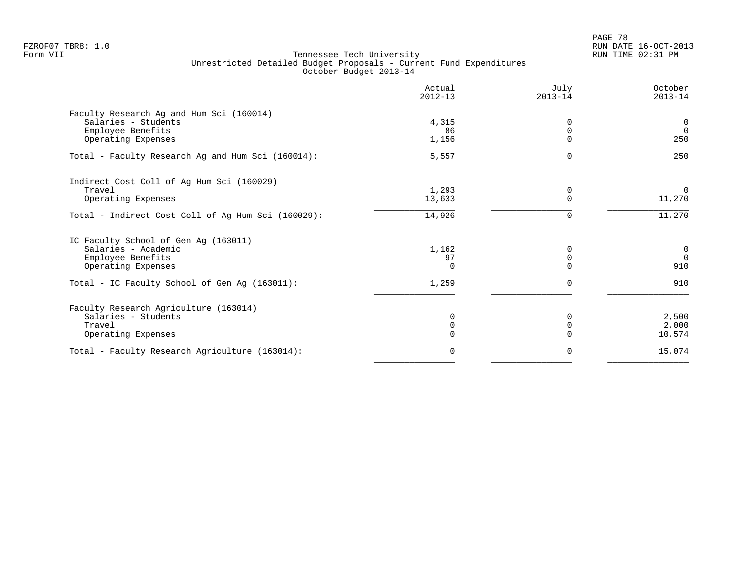FZROF07 TBR8: 1.0
Form VII

# Tennessee Tech University
## Unrestricted Detailed Budget Proposals - Current Fund Expenditures
### October Budget 2013-14

| | Actual 2012-13 | July 2013-14 | October 2013-14 |
|---|---|---|---|
| **Faculty Research Ag and Hum Sci (160014)** | | | |
| Salaries - Students | 4,315 | 0 | 0 |
| Employee Benefits | 86 | 0 | 0 |
| Operating Expenses | 1,156 | 0 | 250 |
| Total - Faculty Research Ag and Hum Sci (160014): | 5,557 | 0 | 250 |
| **Indirect Cost Coll of Ag Hum Sci (160029)** | | | |
| Travel | 1,293 | 0 | 0 |
| Operating Expenses | 13,633 | 0 | 11,270 |
| Total - Indirect Cost Coll of Ag Hum Sci (160029): | 14,926 | 0 | 11,270 |
| **IC Faculty School of Gen Ag (163011)** | | | |
| Salaries - Academic | 1,162 | 0 | 0 |
| Employee Benefits | 97 | 0 | 0 |
| Operating Expenses | 0 | 0 | 910 |
| Total - IC Faculty School of Gen Ag (163011): | 1,259 | 0 | 910 |
| **Faculty Research Agriculture (163014)** | | | |
| Salaries - Students | 0 | 0 | 2,500 |
| Travel | 0 | 0 | 2,000 |
| Operating Expenses | 0 | 0 | 10,574 |
| Total - Faculty Research Agriculture (163014): | 0 | 0 | 15,074 |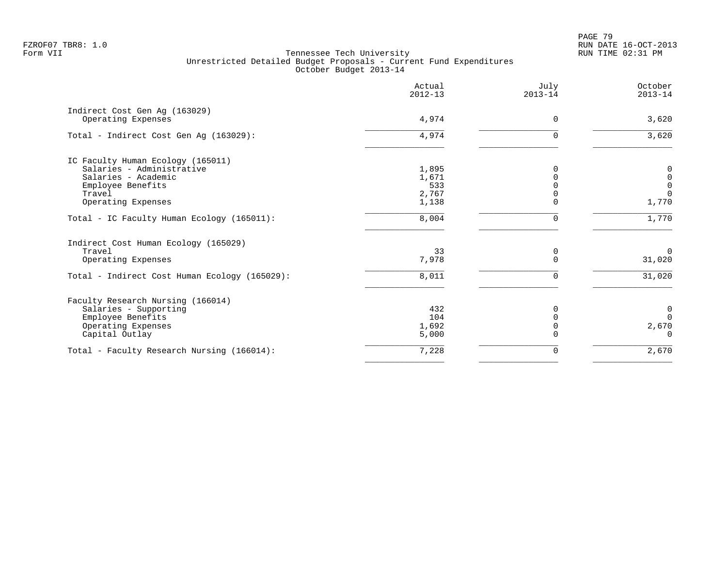Tennessee Tech University
Unrestricted Detailed Budget Proposals - Current Fund Expenditures
October Budget 2013-14

| | Actual 2012-13 | July 2013-14 | October 2013-14 |
|---|---|---|---|
| **Indirect Cost Gen Ag (163029)** | | | |
| Operating Expenses | 4,974 | 0 | 3,620 |
| Total - Indirect Cost Gen Ag (163029): | 4,974 | 0 | 3,620 |
| **IC Faculty Human Ecology (165011)** | | | |
| Salaries - Administrative | 1,895 | 0 | 0 |
| Salaries - Academic | 1,671 | 0 | 0 |
| Employee Benefits | 533 | 0 | 0 |
| Travel | 2,767 | 0 | 0 |
| Operating Expenses | 1,138 | 0 | 1,770 |
| Total - IC Faculty Human Ecology (165011): | 8,004 | 0 | 1,770 |
| **Indirect Cost Human Ecology (165029)** | | | |
| Travel | 33 | 0 | 0 |
| Operating Expenses | 7,978 | 0 | 31,020 |
| Total - Indirect Cost Human Ecology (165029): | 8,011 | 0 | 31,020 |
| **Faculty Research Nursing (166014)** | | | |
| Salaries - Supporting | 432 | 0 | 0 |
| Employee Benefits | 104 | 0 | 0 |
| Operating Expenses | 1,692 | 0 | 2,670 |
| Capital Outlay | 5,000 | 0 | 0 |
| Total - Faculty Research Nursing (166014): | 7,228 | 0 | 2,670 |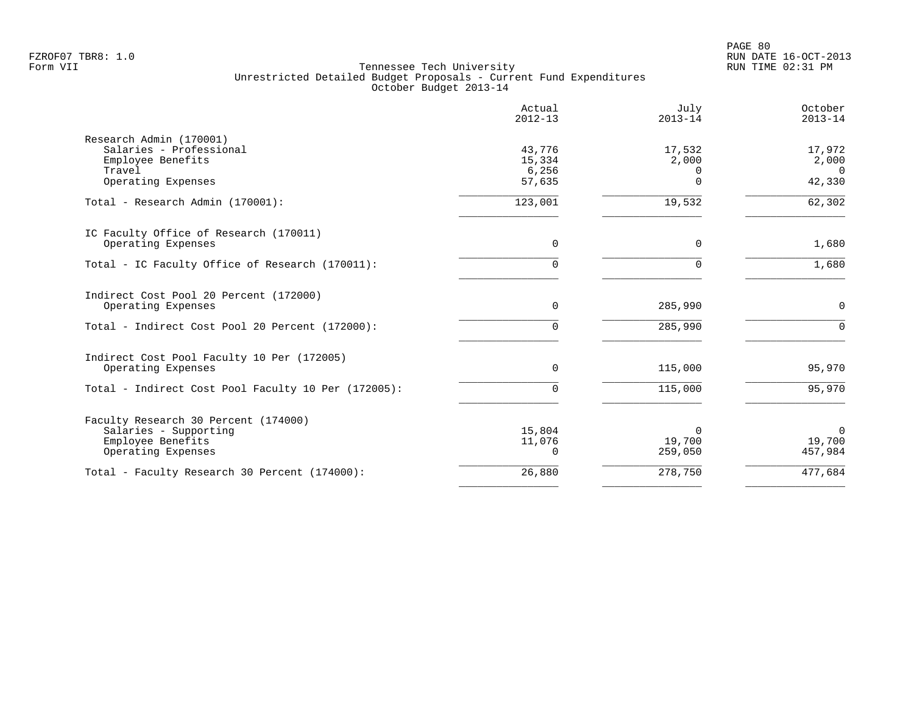Tennessee Tech University
Unrestricted Detailed Budget Proposals - Current Fund Expenditures
October Budget 2013-14

| | Actual 2012-13 | July 2013-14 | October 2013-14 |
|---|---|---|---|
| **Research Admin (170001)** | | | |
| Salaries - Professional | 43,776 | 17,532 | 17,972 |
| Employee Benefits | 15,334 | 2,000 | 2,000 |
| Travel | 6,256 | 0 | 0 |
| Operating Expenses | 57,635 | 0 | 42,330 |
| Total - Research Admin (170001): | 123,001 | 19,532 | 62,302 |
| **IC Faculty Office of Research (170011)** | | | |
| Operating Expenses | 0 | 0 | 1,680 |
| Total - IC Faculty Office of Research (170011): | 0 | 0 | 1,680 |
| **Indirect Cost Pool 20 Percent (172000)** | | | |
| Operating Expenses | 0 | 285,990 | 0 |
| Total - Indirect Cost Pool 20 Percent (172000): | 0 | 285,990 | 0 |
| **Indirect Cost Pool Faculty 10 Per (172005)** | | | |
| Operating Expenses | 0 | 115,000 | 95,970 |
| Total - Indirect Cost Pool Faculty 10 Per (172005): | 0 | 115,000 | 95,970 |
| **Faculty Research 30 Percent (174000)** | | | |
| Salaries - Supporting | 15,804 | 0 | 0 |
| Employee Benefits | 11,076 | 19,700 | 19,700 |
| Operating Expenses | 0 | 259,050 | 457,984 |
| Total - Faculty Research 30 Percent (174000): | 26,880 | 278,750 | 477,684 |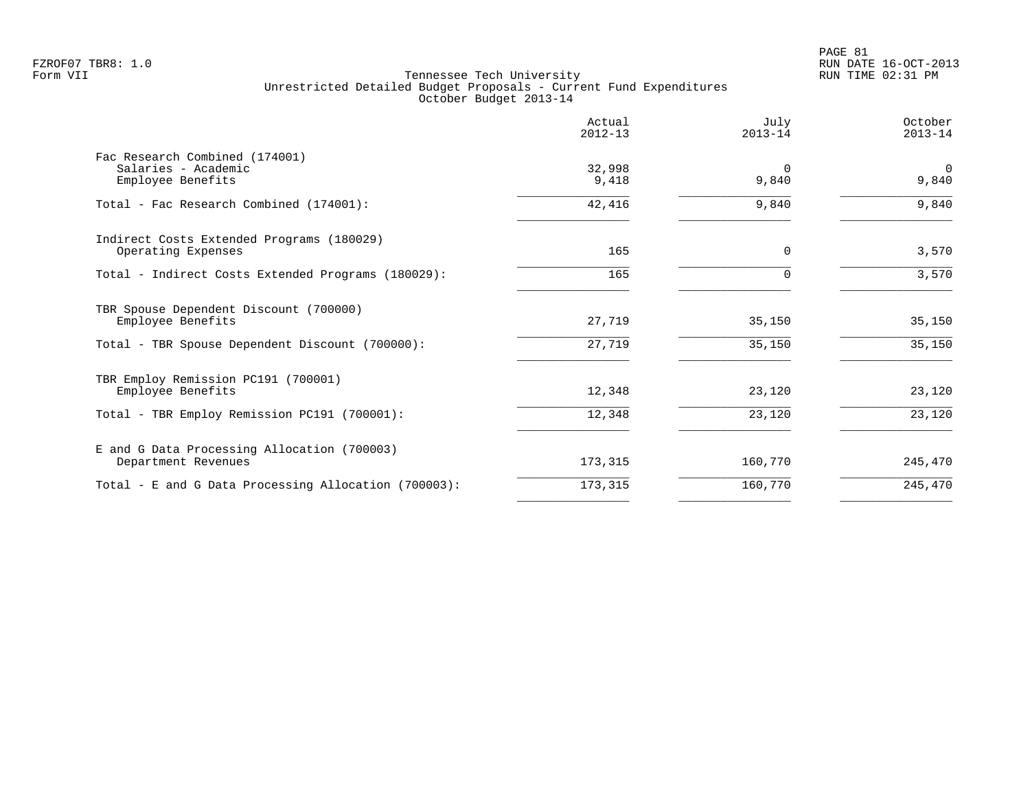Tennessee Tech University
Unrestricted Detailed Budget Proposals - Current Fund Expenditures
October Budget 2013-14

| | Actual 2012-13 | July 2013-14 | October 2013-14 |
|---|---|---|---|
| Fac Research Combined (174001) | | | |
| Salaries - Academic | 32,998 | 0 | 0 |
| Employee Benefits | 9,418 | 9,840 | 9,840 |
| Total - Fac Research Combined (174001): | 42,416 | 9,840 | 9,840 |
| Indirect Costs Extended Programs (180029) | | | |
| Operating Expenses | 165 | 0 | 3,570 |
| Total - Indirect Costs Extended Programs (180029): | 165 | 0 | 3,570 |
| TBR Spouse Dependent Discount (700000) | | | |
| Employee Benefits | 27,719 | 35,150 | 35,150 |
| Total - TBR Spouse Dependent Discount (700000): | 27,719 | 35,150 | 35,150 |
| TBR Employ Remission PC191 (700001) | | | |
| Employee Benefits | 12,348 | 23,120 | 23,120 |
| Total - TBR Employ Remission PC191 (700001): | 12,348 | 23,120 | 23,120 |
| E and G Data Processing Allocation (700003) | | | |
| Department Revenues | 173,315 | 160,770 | 245,470 |
| Total - E and G Data Processing Allocation (700003): | 173,315 | 160,770 | 245,470 |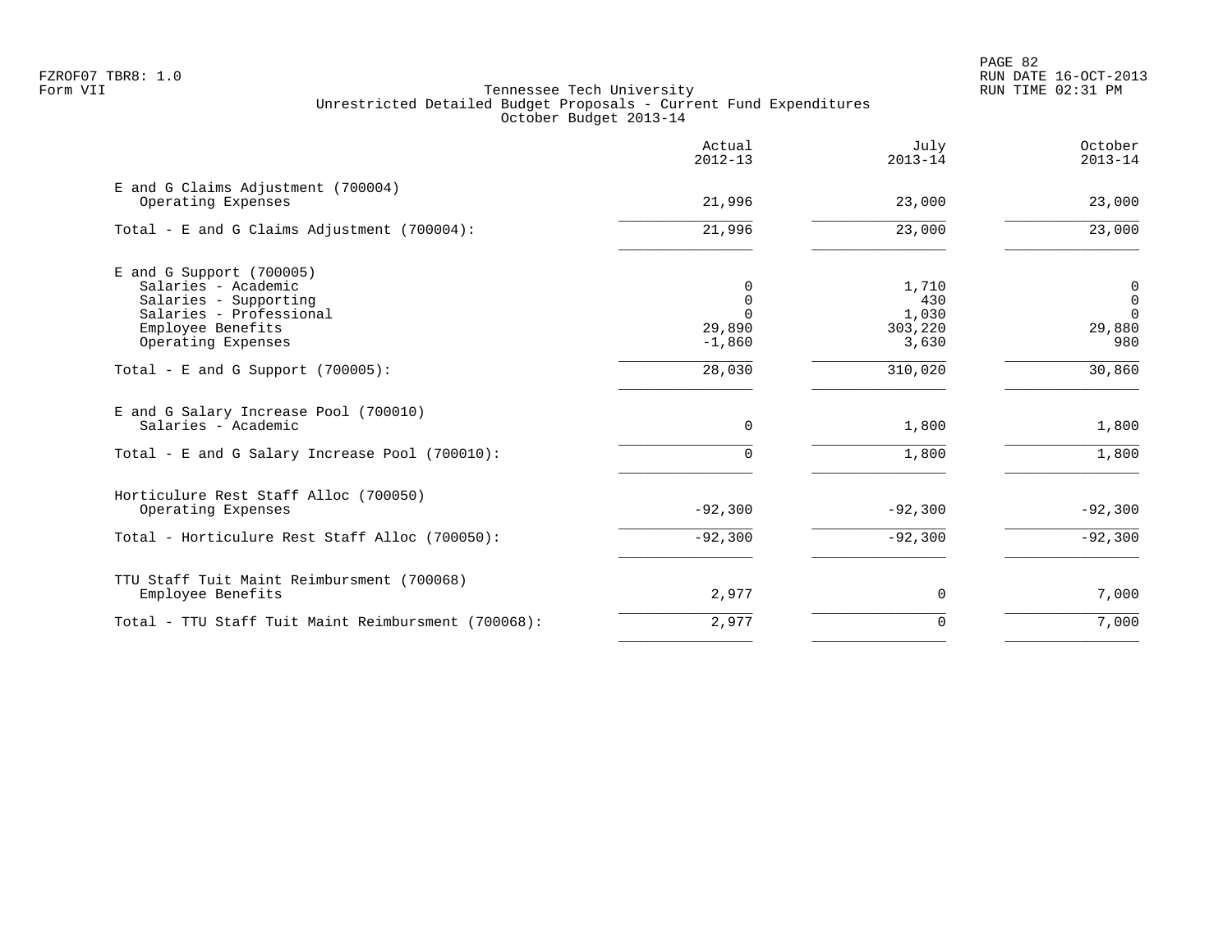FZROF07 TBR8: 1.0
Form VII

# Tennessee Tech University
## Unrestricted Detailed Budget Proposals - Current Fund Expenditures
### October Budget 2013-14

| | Actual 2012-13 | July 2013-14 | October 2013-14 |
|---|---|---|---|
| E and G Claims Adjustment (700004) | | | |
| Operating Expenses | 21,996 | 23,000 | 23,000 |
| Total - E and G Claims Adjustment (700004): | 21,996 | 23,000 | 23,000 |
| E and G Support (700005) | | | |
| Salaries - Academic | 0 | 1,710 | 0 |
| Salaries - Supporting | 0 | 430 | 0 |
| Salaries - Professional | 0 | 1,030 | 0 |
| Employee Benefits | 29,890 | 303,220 | 29,880 |
| Operating Expenses | -1,860 | 3,630 | 980 |
| Total - E and G Support (700005): | 28,030 | 310,020 | 30,860 |
| E and G Salary Increase Pool (700010) | | | |
| Salaries - Academic | 0 | 1,800 | 1,800 |
| Total - E and G Salary Increase Pool (700010): | 0 | 1,800 | 1,800 |
| Horticulure Rest Staff Alloc (700050) | | | |
| Operating Expenses | -92,300 | -92,300 | -92,300 |
| Total - Horticulure Rest Staff Alloc (700050): | -92,300 | -92,300 | -92,300 |
| TTU Staff Tuit Maint Reimbursment (700068) | | | |
| Employee Benefits | 2,977 | 0 | 7,000 |
| Total - TTU Staff Tuit Maint Reimbursment (700068): | 2,977 | 0 | 7,000 |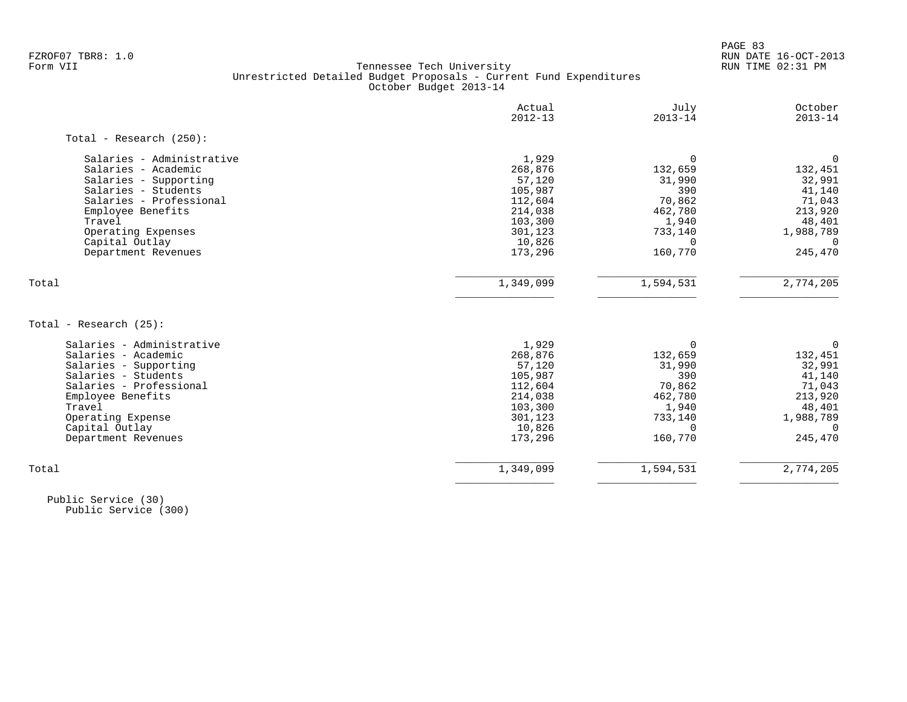Tennessee Tech University
Unrestricted Detailed Budget Proposals - Current Fund Expenditures
October Budget 2013-14

Form VII

| | Actual 2012-13 | July 2013-14 | October 2013-14 |
|---|---|---|---|
| **Total - Research (250):** | | | |
| Salaries - Administrative | 1,929 | 0 | 0 |
| Salaries - Academic | 268,876 | 132,659 | 132,451 |
| Salaries - Supporting | 57,120 | 31,990 | 32,991 |
| Salaries - Students | 105,987 | 390 | 41,140 |
| Salaries - Professional | 112,604 | 70,862 | 71,043 |
| Employee Benefits | 214,038 | 462,780 | 213,920 |
| Travel | 103,300 | 1,940 | 48,401 |
| Operating Expenses | 301,123 | 733,140 | 1,988,789 |
| Capital Outlay | 10,826 | 0 | 0 |
| Department Revenues | 173,296 | 160,770 | 245,470 |
| Total | 1,349,099 | 1,594,531 | 2,774,205 |

| | Actual 2012-13 | July 2013-14 | October 2013-14 |
|---|---|---|---|
| **Total - Research (25):** | | | |
| Salaries - Administrative | 1,929 | 0 | 0 |
| Salaries - Academic | 268,876 | 132,659 | 132,451 |
| Salaries - Supporting | 57,120 | 31,990 | 32,991 |
| Salaries - Students | 105,987 | 390 | 41,140 |
| Salaries - Professional | 112,604 | 70,862 | 71,043 |
| Employee Benefits | 214,038 | 462,780 | 213,920 |
| Travel | 103,300 | 1,940 | 48,401 |
| Operating Expense | 301,123 | 733,140 | 1,988,789 |
| Capital Outlay | 10,826 | 0 | 0 |
| Department Revenues | 173,296 | 160,770 | 245,470 |
| Total | 1,349,099 | 1,594,531 | 2,774,205 |

Public Service (30)
Public Service (300)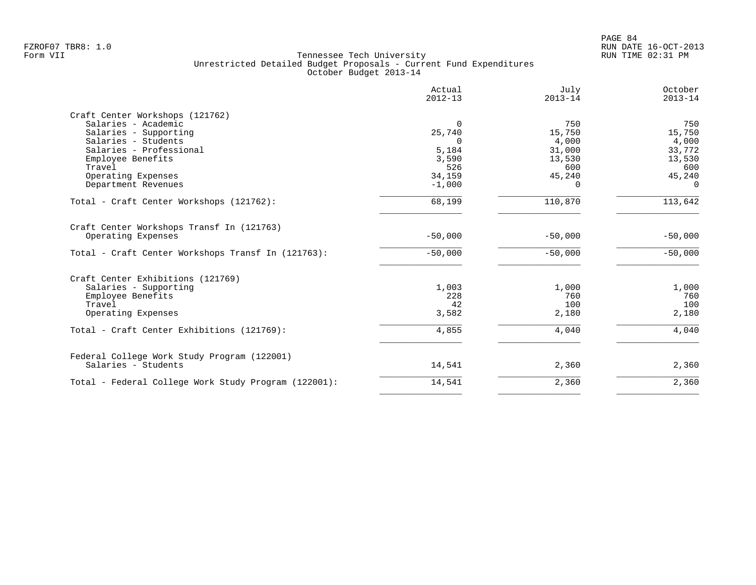FZROF07 TBR8: 1.0
Form VII

Tennessee Tech University
Unrestricted Detailed Budget Proposals - Current Fund Expenditures
October Budget 2013-14

RUN DATE 16-OCT-2013
RUN TIME 02:31 PM

| | Actual 2012-13 | July 2013-14 | October 2013-14 |
|---|---:|---:|---:|
| **Craft Center Workshops (121762)** | | | |
| Salaries - Academic | 0 | 750 | 750 |
| Salaries - Supporting | 25,740 | 15,750 | 15,750 |
| Salaries - Students | 0 | 4,000 | 4,000 |
| Salaries - Professional | 5,184 | 31,000 | 33,772 |
| Employee Benefits | 3,590 | 13,530 | 13,530 |
| Travel | 526 | 600 | 600 |
| Operating Expenses | 34,159 | 45,240 | 45,240 |
| Department Revenues | -1,000 | 0 | 0 |
| Total - Craft Center Workshops (121762): | 68,199 | 110,870 | 113,642 |
| **Craft Center Workshops Transf In (121763)** | | | |
| Operating Expenses | -50,000 | -50,000 | -50,000 |
| Total - Craft Center Workshops Transf In (121763): | -50,000 | -50,000 | -50,000 |
| **Craft Center Exhibitions (121769)** | | | |
| Salaries - Supporting | 1,003 | 1,000 | 1,000 |
| Employee Benefits | 228 | 760 | 760 |
| Travel | 42 | 100 | 100 |
| Operating Expenses | 3,582 | 2,180 | 2,180 |
| Total - Craft Center Exhibitions (121769): | 4,855 | 4,040 | 4,040 |
| **Federal College Work Study Program (122001)** | | | |
| Salaries - Students | 14,541 | 2,360 | 2,360 |
| Total - Federal College Work Study Program (122001): | 14,541 | 2,360 | 2,360 |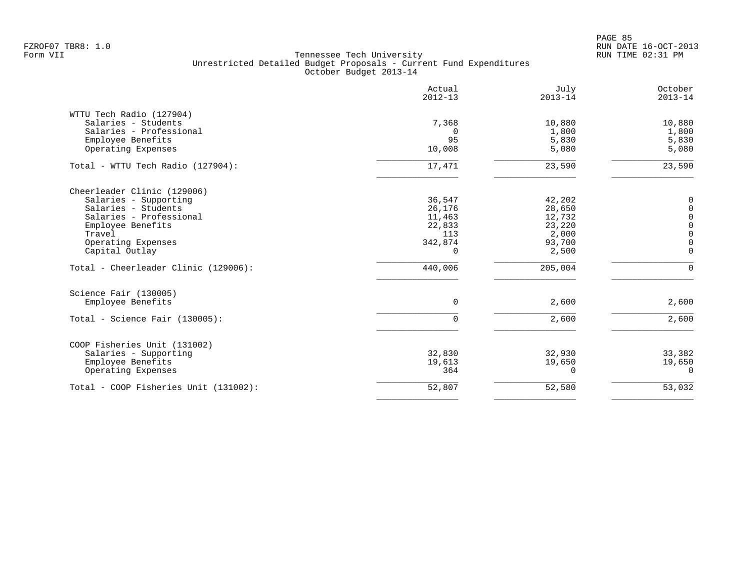Tennessee Tech University
Unrestricted Detailed Budget Proposals - Current Fund Expenditures
October Budget 2013-14

| | Actual 2012-13 | July 2013-14 | October 2013-14 |
|---|---|---|---|
| **WTTU Tech Radio (127904)** | | | |
| Salaries - Students | 7,368 | 10,880 | 10,880 |
| Salaries - Professional | 0 | 1,800 | 1,800 |
| Employee Benefits | 95 | 5,830 | 5,830 |
| Operating Expenses | 10,008 | 5,080 | 5,080 |
| Total - WTTU Tech Radio (127904): | 17,471 | 23,590 | 23,590 |
| **Cheerleader Clinic (129006)** | | | |
| Salaries - Supporting | 36,547 | 42,202 | 0 |
| Salaries - Students | 26,176 | 28,650 | 0 |
| Salaries - Professional | 11,463 | 12,732 | 0 |
| Employee Benefits | 22,833 | 23,220 | 0 |
| Travel | 113 | 2,000 | 0 |
| Operating Expenses | 342,874 | 93,700 | 0 |
| Capital Outlay | 0 | 2,500 | 0 |
| Total - Cheerleader Clinic (129006): | 440,006 | 205,004 | 0 |
| **Science Fair (130005)** | | | |
| Employee Benefits | 0 | 2,600 | 2,600 |
| Total - Science Fair (130005): | 0 | 2,600 | 2,600 |
| **COOP Fisheries Unit (131002)** | | | |
| Salaries - Supporting | 32,830 | 32,930 | 33,382 |
| Employee Benefits | 19,613 | 19,650 | 19,650 |
| Operating Expenses | 364 | 0 | 0 |
| Total - COOP Fisheries Unit (131002): | 52,807 | 52,580 | 53,032 |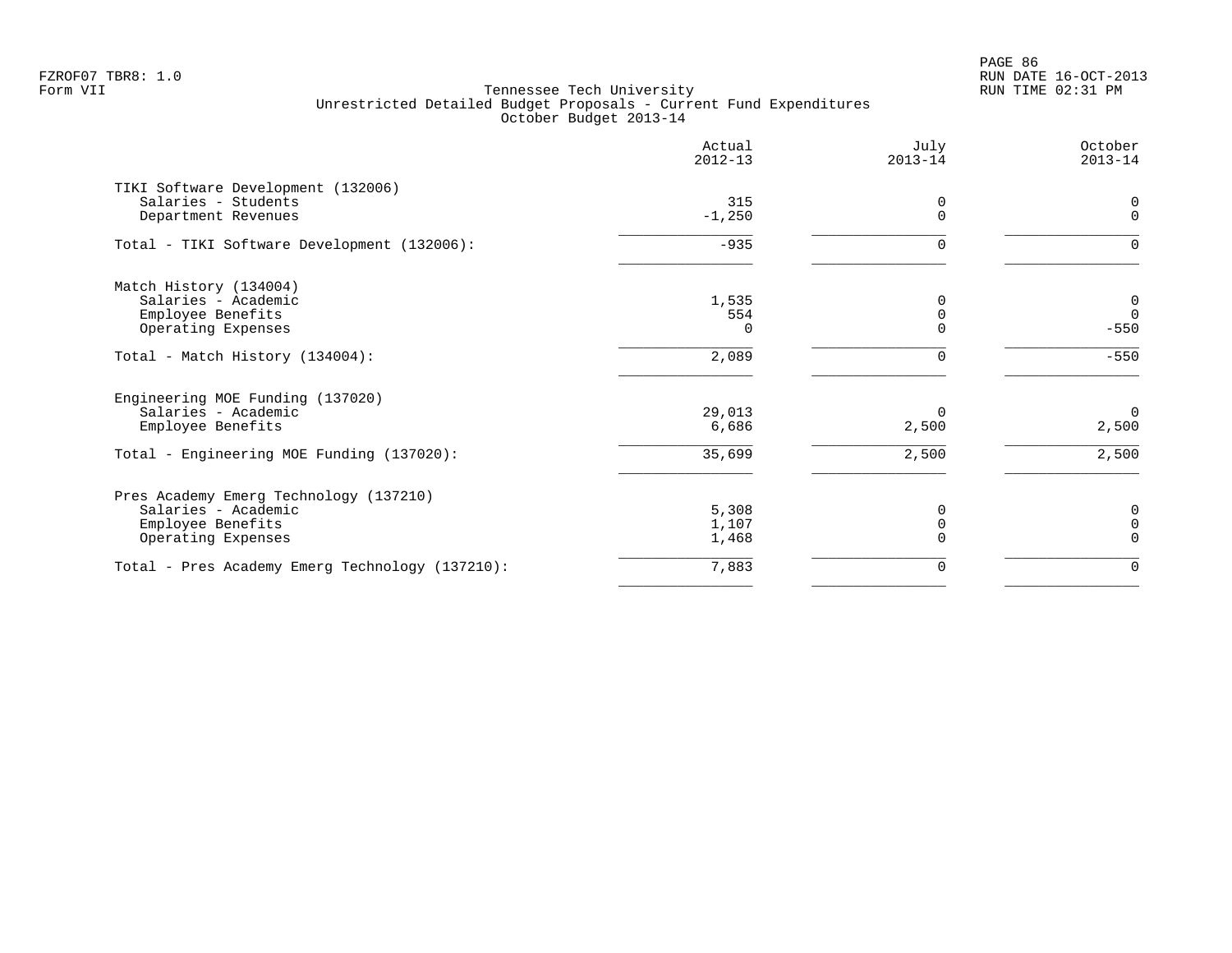Tennessee Tech University
Unrestricted Detailed Budget Proposals - Current Fund Expenditures
October Budget 2013-14

Form VII

| | Actual 2012-13 | July 2013-14 | October 2013-14 |
|---|---|---|---|
| **TIKI Software Development (132006)** | | | |
| Salaries - Students | 315 | 0 | 0 |
| Department Revenues | -1,250 | 0 | 0 |
| Total - TIKI Software Development (132006): | -935 | 0 | 0 |
| **Match History (134004)** | | | |
| Salaries - Academic | 1,535 | 0 | 0 |
| Employee Benefits | 554 | 0 | 0 |
| Operating Expenses | 0 | 0 | -550 |
| Total - Match History (134004): | 2,089 | 0 | -550 |
| **Engineering MOE Funding (137020)** | | | |
| Salaries - Academic | 29,013 | 0 | 0 |
| Employee Benefits | 6,686 | 2,500 | 2,500 |
| Total - Engineering MOE Funding (137020): | 35,699 | 2,500 | 2,500 |
| **Pres Academy Emerg Technology (137210)** | | | |
| Salaries - Academic | 5,308 | 0 | 0 |
| Employee Benefits | 1,107 | 0 | 0 |
| Operating Expenses | 1,468 | 0 | 0 |
| Total - Pres Academy Emerg Technology (137210): | 7,883 | 0 | 0 |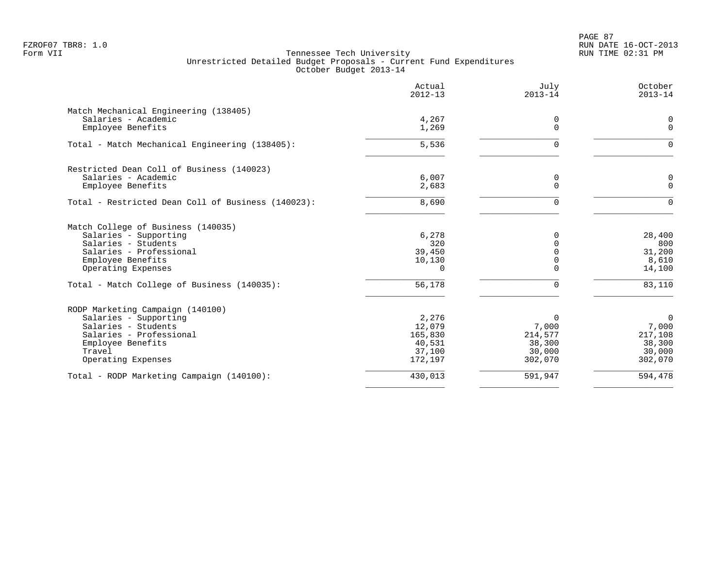Tennessee Tech University
Unrestricted Detailed Budget Proposals - Current Fund Expenditures
October Budget 2013-14

| | Actual 2012-13 | July 2013-14 | October 2013-14 |
|---|---|---|---|
| **Match Mechanical Engineering (138405)** | | | |
| Salaries - Academic | 4,267 | 0 | 0 |
| Employee Benefits | 1,269 | 0 | 0 |
| Total - Match Mechanical Engineering (138405): | 5,536 | 0 | 0 |
| **Restricted Dean Coll of Business (140023)** | | | |
| Salaries - Academic | 6,007 | 0 | 0 |
| Employee Benefits | 2,683 | 0 | 0 |
| Total - Restricted Dean Coll of Business (140023): | 8,690 | 0 | 0 |
| **Match College of Business (140035)** | | | |
| Salaries - Supporting | 6,278 | 0 | 28,400 |
| Salaries - Students | 320 | 0 | 800 |
| Salaries - Professional | 39,450 | 0 | 31,200 |
| Employee Benefits | 10,130 | 0 | 8,610 |
| Operating Expenses | 0 | 0 | 14,100 |
| Total - Match College of Business (140035): | 56,178 | 0 | 83,110 |
| **RODP Marketing Campaign (140100)** | | | |
| Salaries - Supporting | 2,276 | 0 | 0 |
| Salaries - Students | 12,079 | 7,000 | 7,000 |
| Salaries - Professional | 165,830 | 214,577 | 217,108 |
| Employee Benefits | 40,531 | 38,300 | 38,300 |
| Travel | 37,100 | 30,000 | 30,000 |
| Operating Expenses | 172,197 | 302,070 | 302,070 |
| Total - RODP Marketing Campaign (140100): | 430,013 | 591,947 | 594,478 |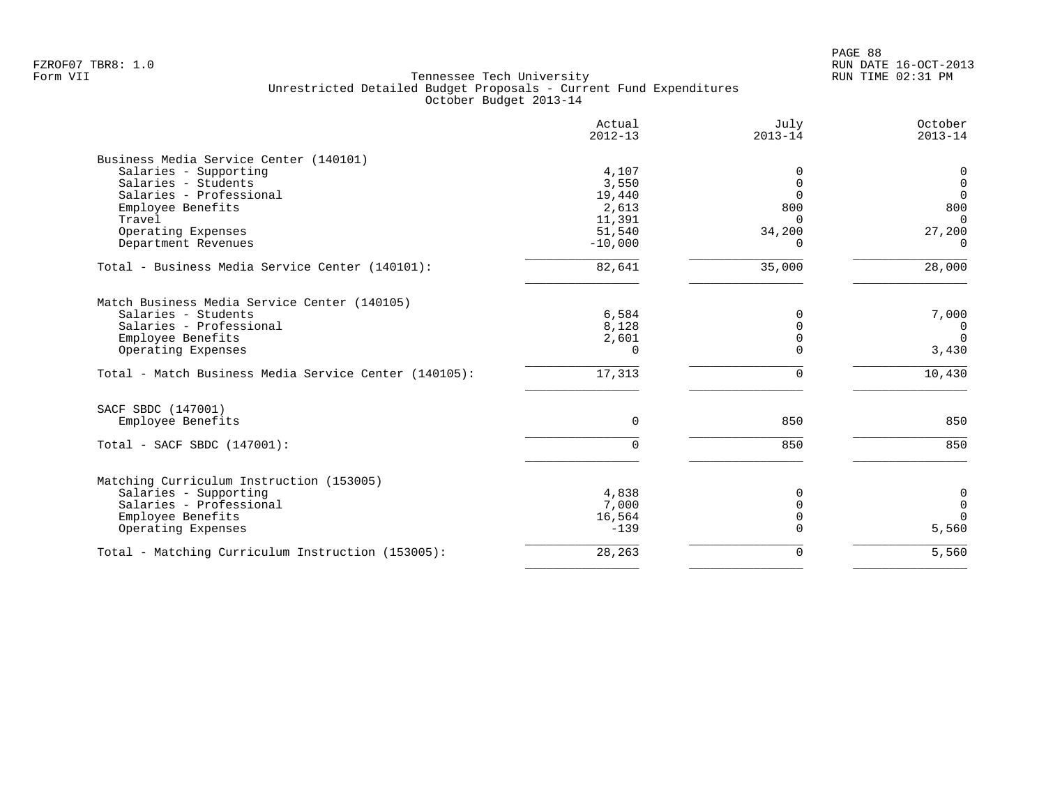FZROF07 TBR8: 1.0
Form VII

Tennessee Tech University
Unrestricted Detailed Budget Proposals - Current Fund Expenditures
October Budget 2013-14

RUN DATE 16-OCT-2013
RUN TIME 02:31 PM

| | Actual 2012-13 | July 2013-14 | October 2013-14 |
|---|---|---|---|
| **Business Media Service Center (140101)** | | | |
| Salaries - Supporting | 4,107 | 0 | 0 |
| Salaries - Students | 3,550 | 0 | 0 |
| Salaries - Professional | 19,440 | 0 | 0 |
| Employee Benefits | 2,613 | 800 | 800 |
| Travel | 11,391 | 0 | 0 |
| Operating Expenses | 51,540 | 34,200 | 27,200 |
| Department Revenues | -10,000 | 0 | 0 |
| Total - Business Media Service Center (140101): | 82,641 | 35,000 | 28,000 |
| **Match Business Media Service Center (140105)** | | | |
| Salaries - Students | 6,584 | 0 | 7,000 |
| Salaries - Professional | 8,128 | 0 | 0 |
| Employee Benefits | 2,601 | 0 | 0 |
| Operating Expenses | 0 | 0 | 3,430 |
| Total - Match Business Media Service Center (140105): | 17,313 | 0 | 10,430 |
| **SACF SBDC (147001)** | | | |
| Employee Benefits | 0 | 850 | 850 |
| Total - SACF SBDC (147001): | 0 | 850 | 850 |
| **Matching Curriculum Instruction (153005)** | | | |
| Salaries - Supporting | 4,838 | 0 | 0 |
| Salaries - Professional | 7,000 | 0 | 0 |
| Employee Benefits | 16,564 | 0 | 0 |
| Operating Expenses | -139 | 0 | 5,560 |
| Total - Matching Curriculum Instruction (153005): | 28,263 | 0 | 5,560 |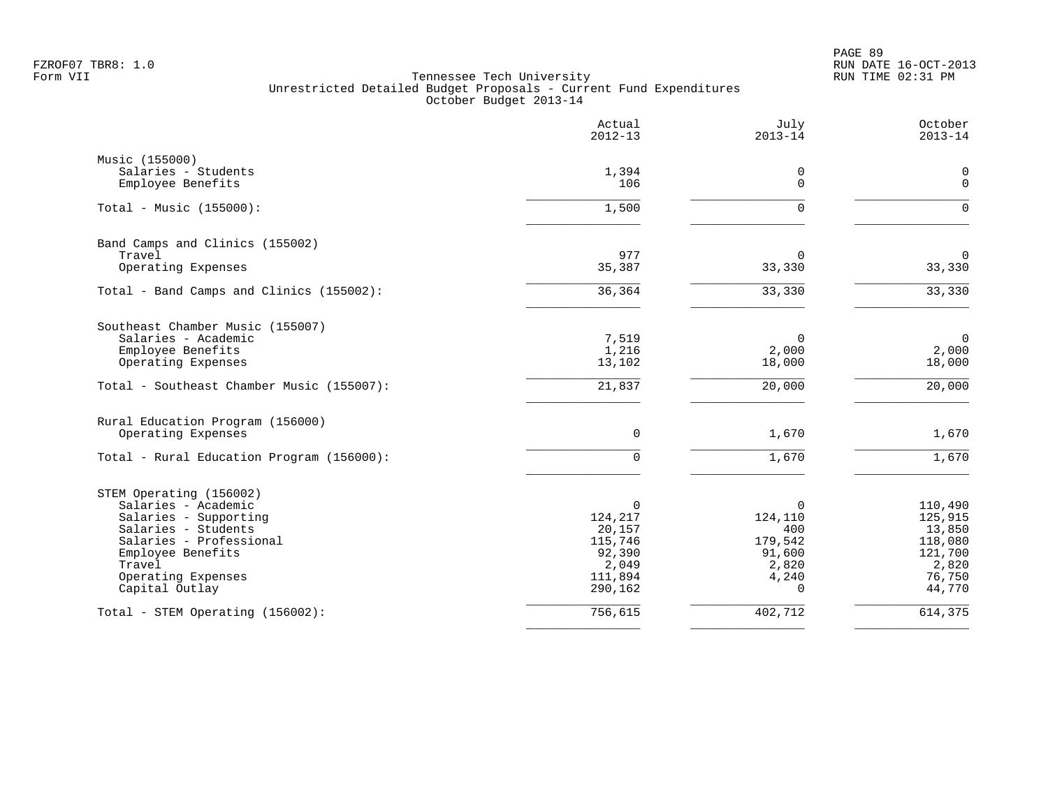FZROF07 TBR8: 1.0
Form VII

Tennessee Tech University
Unrestricted Detailed Budget Proposals - Current Fund Expenditures
October Budget 2013-14

RUN DATE 16-OCT-2013
RUN TIME 02:31 PM

| | Actual 2012-13 | July 2013-14 | October 2013-14 |
|---|---|---|---|
| **Music (155000)** | | | |
| Salaries - Students | 1,394 | 0 | 0 |
| Employee Benefits | 106 | 0 | 0 |
| Total - Music (155000): | 1,500 | 0 | 0 |
| **Band Camps and Clinics (155002)** | | | |
| Travel | 977 | 0 | 0 |
| Operating Expenses | 35,387 | 33,330 | 33,330 |
| Total - Band Camps and Clinics (155002): | 36,364 | 33,330 | 33,330 |
| **Southeast Chamber Music (155007)** | | | |
| Salaries - Academic | 7,519 | 0 | 0 |
| Employee Benefits | 1,216 | 2,000 | 2,000 |
| Operating Expenses | 13,102 | 18,000 | 18,000 |
| Total - Southeast Chamber Music (155007): | 21,837 | 20,000 | 20,000 |
| **Rural Education Program (156000)** | | | |
| Operating Expenses | 0 | 1,670 | 1,670 |
| Total - Rural Education Program (156000): | 0 | 1,670 | 1,670 |
| **STEM Operating (156002)** | | | |
| Salaries - Academic | 0 | 0 | 110,490 |
| Salaries - Supporting | 124,217 | 124,110 | 125,915 |
| Salaries - Students | 20,157 | 400 | 13,850 |
| Salaries - Professional | 115,746 | 179,542 | 118,080 |
| Employee Benefits | 92,390 | 91,600 | 121,700 |
| Travel | 2,049 | 2,820 | 2,820 |
| Operating Expenses | 111,894 | 4,240 | 76,750 |
| Capital Outlay | 290,162 | 0 | 44,770 |
| Total - STEM Operating (156002): | 756,615 | 402,712 | 614,375 |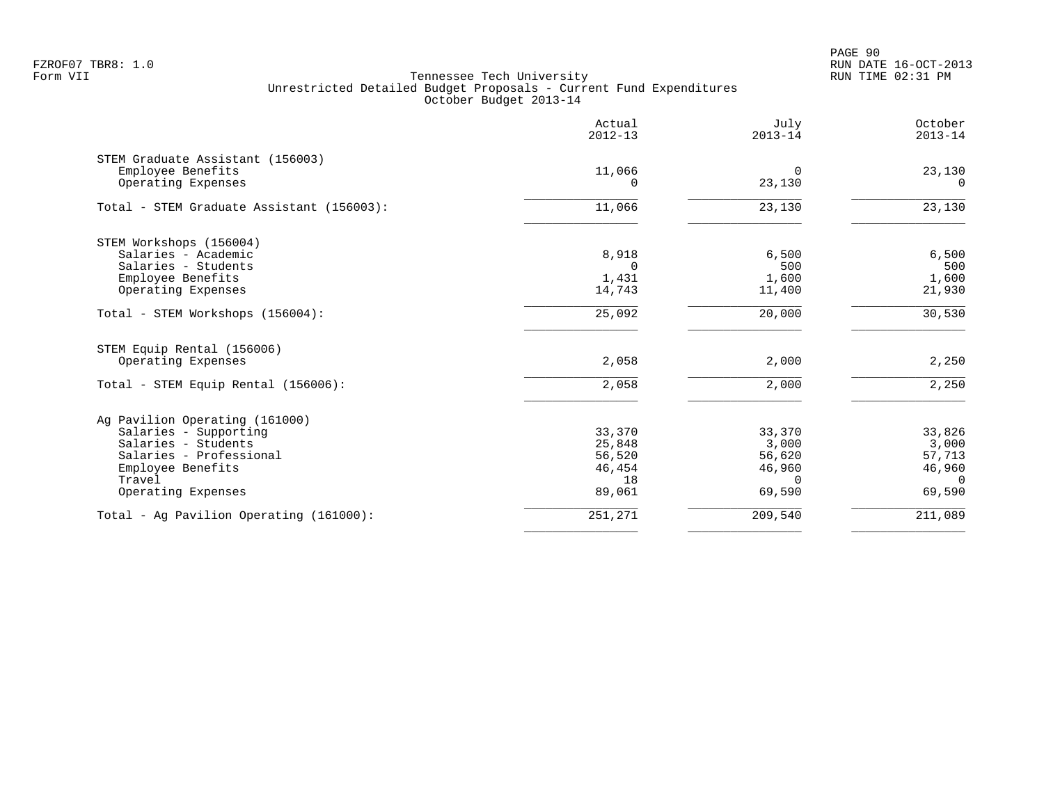Tennessee Tech University
Unrestricted Detailed Budget Proposals - Current Fund Expenditures
October Budget 2013-14

| | Actual 2012-13 | July 2013-14 | October 2013-14 |
|---|---|---|---|
| **STEM Graduate Assistant (156003)** | | | |
| Employee Benefits | 11,066 | 0 | 23,130 |
| Operating Expenses | 0 | 23,130 | 0 |
| Total - STEM Graduate Assistant (156003): | 11,066 | 23,130 | 23,130 |
| **STEM Workshops (156004)** | | | |
| Salaries - Academic | 8,918 | 6,500 | 6,500 |
| Salaries - Students | 0 | 500 | 500 |
| Employee Benefits | 1,431 | 1,600 | 1,600 |
| Operating Expenses | 14,743 | 11,400 | 21,930 |
| Total - STEM Workshops (156004): | 25,092 | 20,000 | 30,530 |
| **STEM Equip Rental (156006)** | | | |
| Operating Expenses | 2,058 | 2,000 | 2,250 |
| Total - STEM Equip Rental (156006): | 2,058 | 2,000 | 2,250 |
| **Ag Pavilion Operating (161000)** | | | |
| Salaries - Supporting | 33,370 | 33,370 | 33,826 |
| Salaries - Students | 25,848 | 3,000 | 3,000 |
| Salaries - Professional | 56,520 | 56,620 | 57,713 |
| Employee Benefits | 46,454 | 46,960 | 46,960 |
| Travel | 18 | 0 | 0 |
| Operating Expenses | 89,061 | 69,590 | 69,590 |
| Total - Ag Pavilion Operating (161000): | 251,271 | 209,540 | 211,089 |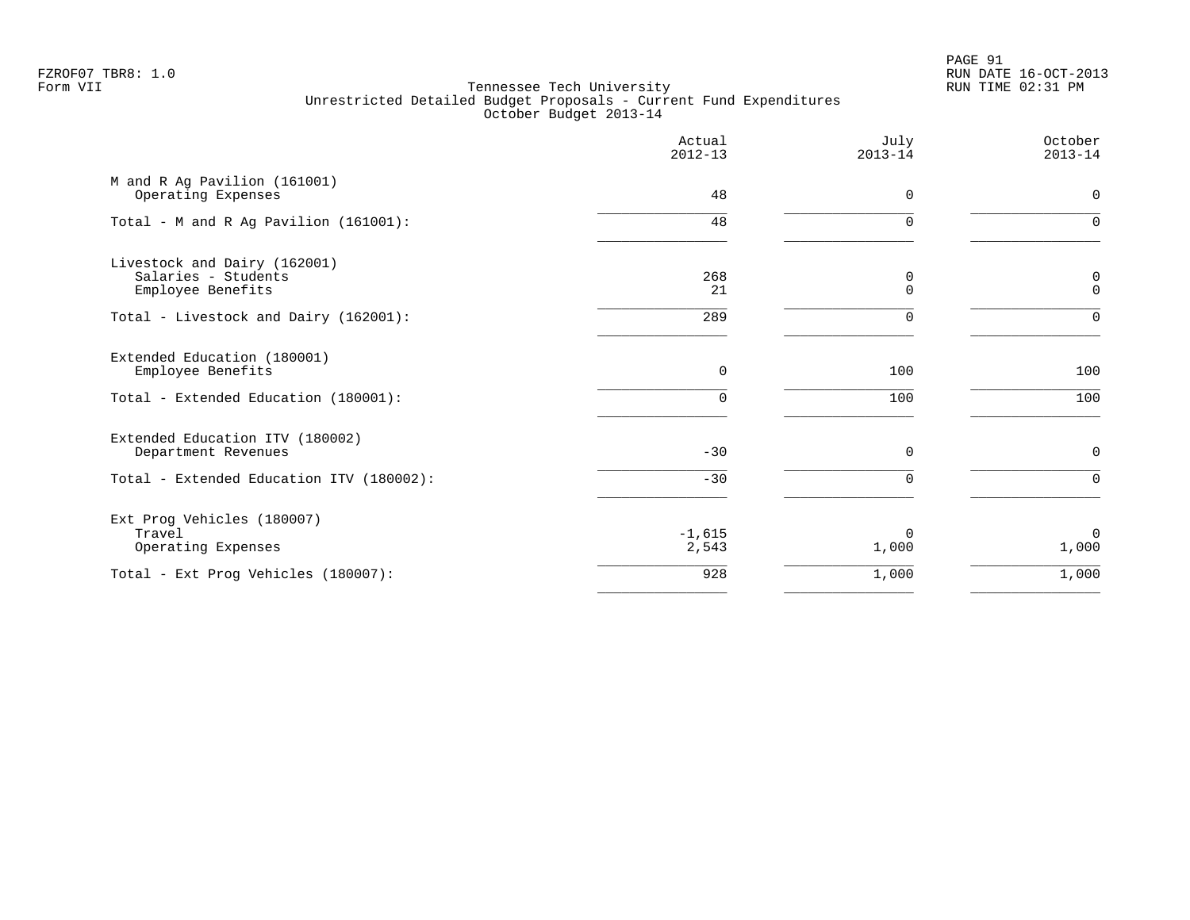Tennessee Tech University
Unrestricted Detailed Budget Proposals - Current Fund Expenditures
October Budget 2013-14

| | Actual 2012-13 | July 2013-14 | October 2013-14 |
|---|---|---|---|
| **M and R Ag Pavilion (161001)** | | | |
| Operating Expenses | 48 | 0 | 0 |
| Total - M and R Ag Pavilion (161001): | 48 | 0 | 0 |
| **Livestock and Dairy (162001)** | | | |
| Salaries - Students | 268 | 0 | 0 |
| Employee Benefits | 21 | 0 | 0 |
| Total - Livestock and Dairy (162001): | 289 | 0 | 0 |
| **Extended Education (180001)** | | | |
| Employee Benefits | 0 | 100 | 100 |
| Total - Extended Education (180001): | 0 | 100 | 100 |
| **Extended Education ITV (180002)** | | | |
| Department Revenues | -30 | 0 | 0 |
| Total - Extended Education ITV (180002): | -30 | 0 | 0 |
| **Ext Prog Vehicles (180007)** | | | |
| Travel | -1,615 | 0 | 0 |
| Operating Expenses | 2,543 | 1,000 | 1,000 |
| Total - Ext Prog Vehicles (180007): | 928 | 1,000 | 1,000 |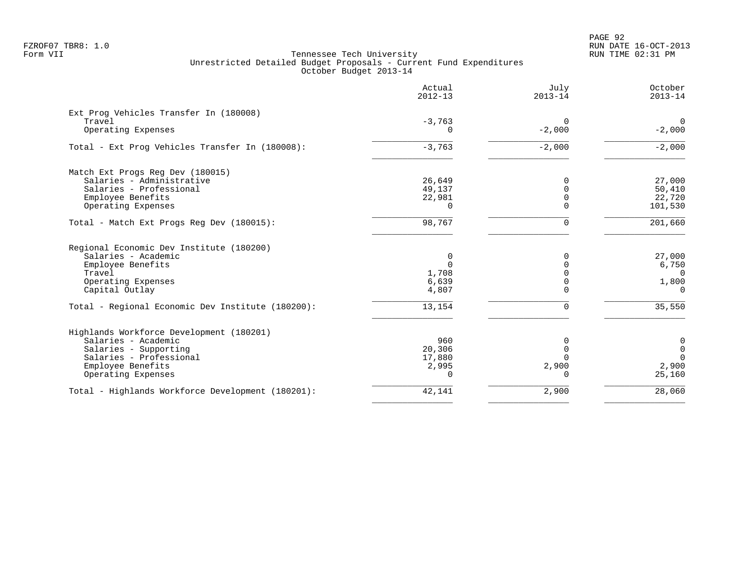Tennessee Tech University
Unrestricted Detailed Budget Proposals - Current Fund Expenditures
October Budget 2013-14

| | Actual 2012-13 | July 2013-14 | October 2013-14 |
|---|---|---|---|
| **Ext Prog Vehicles Transfer In (180008)** | | | |
| Travel | -3,763 | 0 | 0 |
| Operating Expenses | 0 | -2,000 | -2,000 |
| Total - Ext Prog Vehicles Transfer In (180008): | -3,763 | -2,000 | -2,000 |
| **Match Ext Progs Reg Dev (180015)** | | | |
| Salaries - Administrative | 26,649 | 0 | 27,000 |
| Salaries - Professional | 49,137 | 0 | 50,410 |
| Employee Benefits | 22,981 | 0 | 22,720 |
| Operating Expenses | 0 | 0 | 101,530 |
| Total - Match Ext Progs Reg Dev (180015): | 98,767 | 0 | 201,660 |
| **Regional Economic Dev Institute (180200)** | | | |
| Salaries - Academic | 0 | 0 | 27,000 |
| Employee Benefits | 0 | 0 | 6,750 |
| Travel | 1,708 | 0 | 0 |
| Operating Expenses | 6,639 | 0 | 1,800 |
| Capital Outlay | 4,807 | 0 | 0 |
| Total - Regional Economic Dev Institute (180200): | 13,154 | 0 | 35,550 |
| **Highlands Workforce Development (180201)** | | | |
| Salaries - Academic | 960 | 0 | 0 |
| Salaries - Supporting | 20,306 | 0 | 0 |
| Salaries - Professional | 17,880 | 0 | 0 |
| Employee Benefits | 2,995 | 2,900 | 2,900 |
| Operating Expenses | 0 | 0 | 25,160 |
| Total - Highlands Workforce Development (180201): | 42,141 | 2,900 | 28,060 |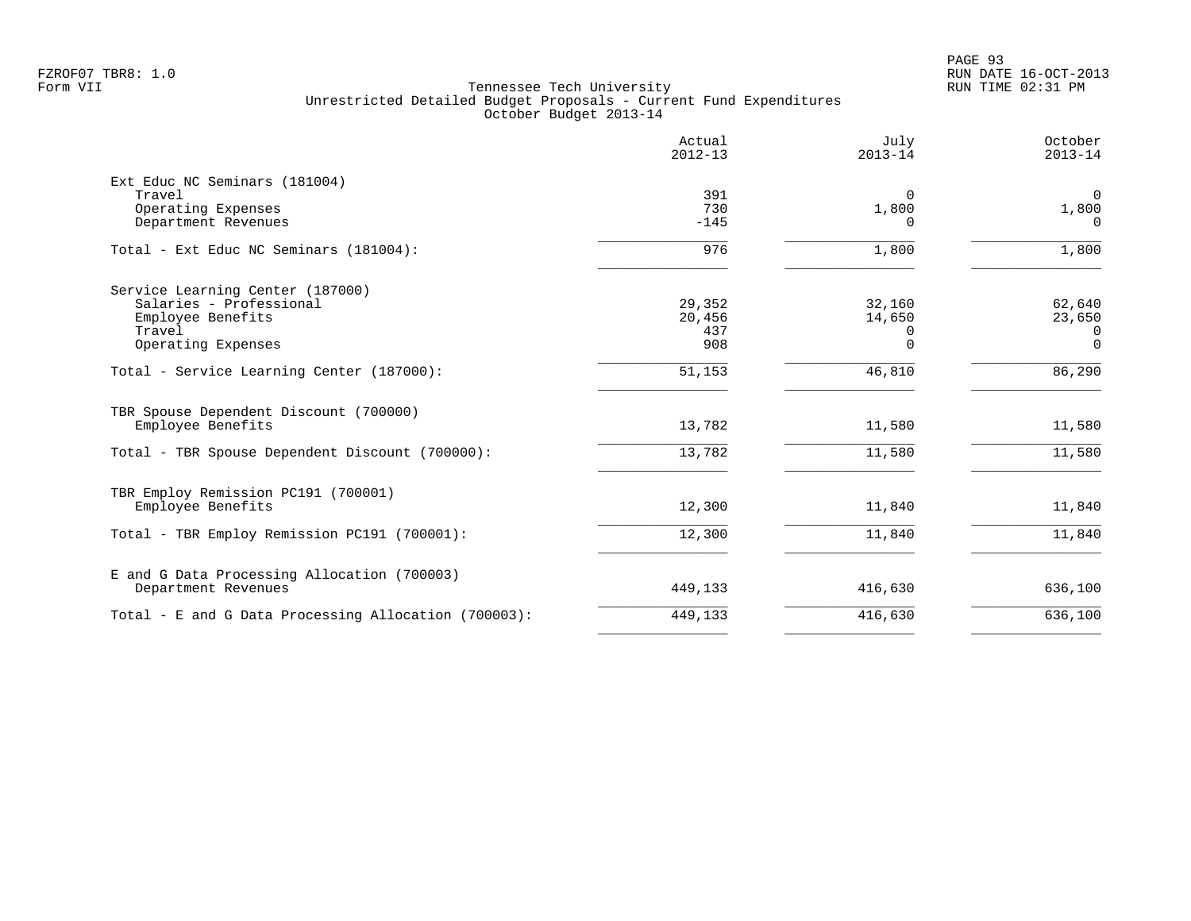Tennessee Tech University
Unrestricted Detailed Budget Proposals - Current Fund Expenditures
October Budget 2013-14

|  | Actual 2012-13 | July 2013-14 | October 2013-14 |
|---|---|---|---|
| Ext Educ NC Seminars (181004) | | | |
| Travel | 391 | 0 | 0 |
| Operating Expenses | 730 | 1,800 | 1,800 |
| Department Revenues | -145 | 0 | 0 |
| Total - Ext Educ NC Seminars (181004): | 976 | 1,800 | 1,800 |
| Service Learning Center (187000) | | | |
| Salaries - Professional | 29,352 | 32,160 | 62,640 |
| Employee Benefits | 20,456 | 14,650 | 23,650 |
| Travel | 437 | 0 | 0 |
| Operating Expenses | 908 | 0 | 0 |
| Total - Service Learning Center (187000): | 51,153 | 46,810 | 86,290 |
| TBR Spouse Dependent Discount (700000) | | | |
| Employee Benefits | 13,782 | 11,580 | 11,580 |
| Total - TBR Spouse Dependent Discount (700000): | 13,782 | 11,580 | 11,580 |
| TBR Employ Remission PC191 (700001) | | | |
| Employee Benefits | 12,300 | 11,840 | 11,840 |
| Total - TBR Employ Remission PC191 (700001): | 12,300 | 11,840 | 11,840 |
| E and G Data Processing Allocation (700003) | | | |
| Department Revenues | 449,133 | 416,630 | 636,100 |
| Total - E and G Data Processing Allocation (700003): | 449,133 | 416,630 | 636,100 |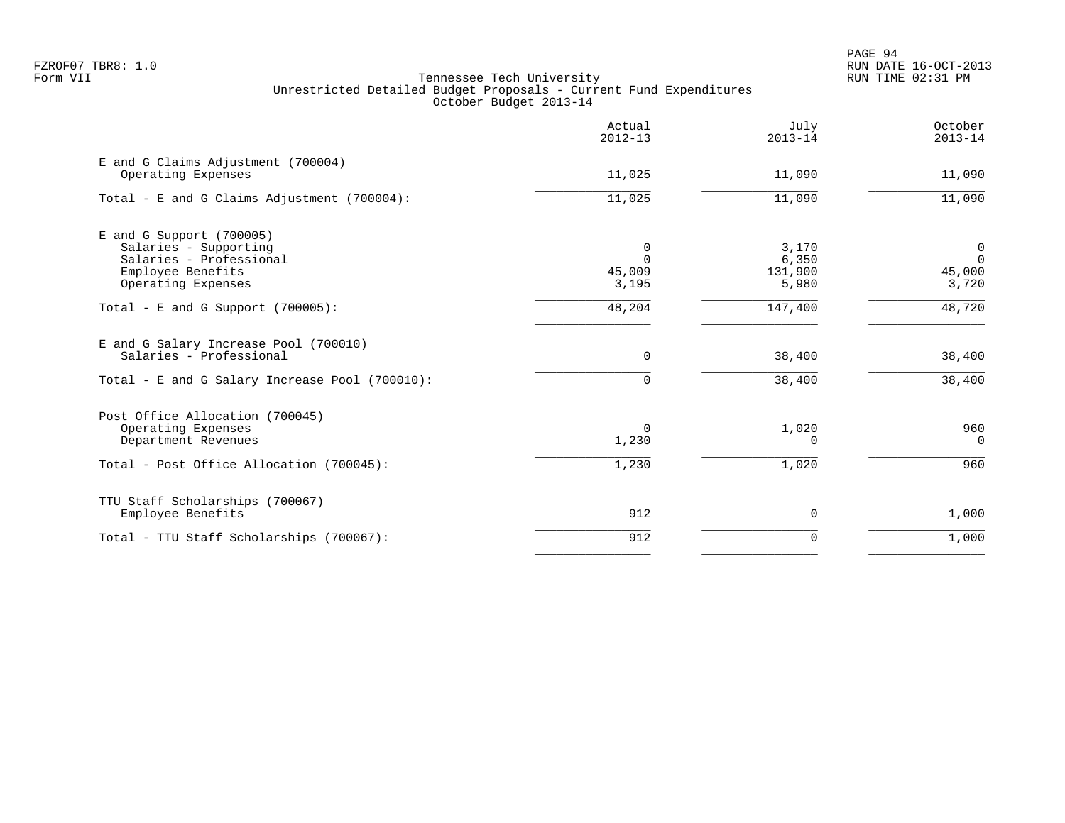FZROF07 TBR8: 1.0
Form VII

# Tennessee Tech University
## Unrestricted Detailed Budget Proposals - Current Fund Expenditures
### October Budget 2013-14

| | Actual 2012-13 | July 2013-14 | October 2013-14 |
|---|---|---|---|
| **E and G Claims Adjustment (700004)** | | | |
| Operating Expenses | 11,025 | 11,090 | 11,090 |
| Total - E and G Claims Adjustment (700004): | 11,025 | 11,090 | 11,090 |
| **E and G Support (700005)** | | | |
| Salaries - Supporting | 0 | 3,170 | 0 |
| Salaries - Professional | 0 | 6,350 | 0 |
| Employee Benefits | 45,009 | 131,900 | 45,000 |
| Operating Expenses | 3,195 | 5,980 | 3,720 |
| Total - E and G Support (700005): | 48,204 | 147,400 | 48,720 |
| **E and G Salary Increase Pool (700010)** | | | |
| Salaries - Professional | 0 | 38,400 | 38,400 |
| Total - E and G Salary Increase Pool (700010): | 0 | 38,400 | 38,400 |
| **Post Office Allocation (700045)** | | | |
| Operating Expenses | 0 | 1,020 | 960 |
| Department Revenues | 1,230 | 0 | 0 |
| Total - Post Office Allocation (700045): | 1,230 | 1,020 | 960 |
| **TTU Staff Scholarships (700067)** | | | |
| Employee Benefits | 912 | 0 | 1,000 |
| Total - TTU Staff Scholarships (700067): | 912 | 0 | 1,000 |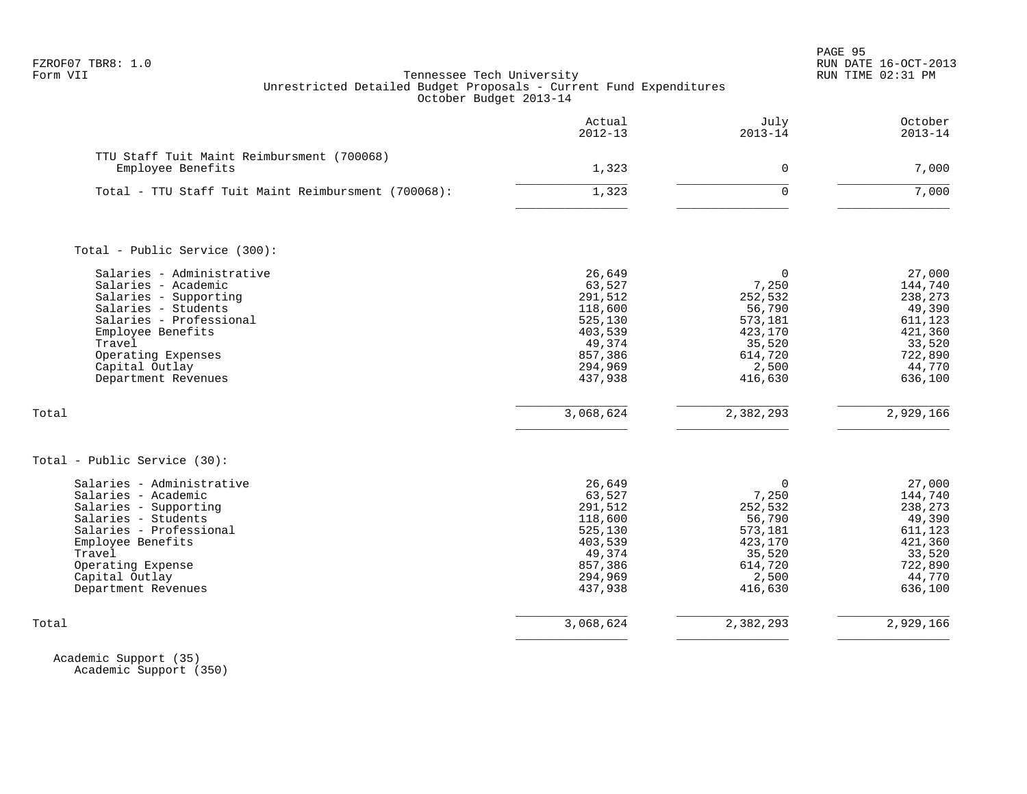Tennessee Tech University
Unrestricted Detailed Budget Proposals - Current Fund Expenditures
October Budget 2013-14

| | Actual 2012-13 | July 2013-14 | October 2013-14 |
|---|---|---|---|
| TTU Staff Tuit Maint Reimbursment (700068) | | | |
| Employee Benefits | 1,323 | 0 | 7,000 |
| Total - TTU Staff Tuit Maint Reimbursment (700068): | 1,323 | 0 | 7,000 |
| | | | |
| **Total - Public Service (300):** | | | |
| Salaries - Administrative | 26,649 | 0 | 27,000 |
| Salaries - Academic | 63,527 | 7,250 | 144,740 |
| Salaries - Supporting | 291,512 | 252,532 | 238,273 |
| Salaries - Students | 118,600 | 56,790 | 49,390 |
| Salaries - Professional | 525,130 | 573,181 | 611,123 |
| Employee Benefits | 403,539 | 423,170 | 421,360 |
| Travel | 49,374 | 35,520 | 33,520 |
| Operating Expenses | 857,386 | 614,720 | 722,890 |
| Capital Outlay | 294,969 | 2,500 | 44,770 |
| Department Revenues | 437,938 | 416,630 | 636,100 |
| Total | 3,068,624 | 2,382,293 | 2,929,166 |
| | | | |
| **Total - Public Service (30):** | | | |
| Salaries - Administrative | 26,649 | 0 | 27,000 |
| Salaries - Academic | 63,527 | 7,250 | 144,740 |
| Salaries - Supporting | 291,512 | 252,532 | 238,273 |
| Salaries - Students | 118,600 | 56,790 | 49,390 |
| Salaries - Professional | 525,130 | 573,181 | 611,123 |
| Employee Benefits | 403,539 | 423,170 | 421,360 |
| Travel | 49,374 | 35,520 | 33,520 |
| Operating Expense | 857,386 | 614,720 | 722,890 |
| Capital Outlay | 294,969 | 2,500 | 44,770 |
| Department Revenues | 437,938 | 416,630 | 636,100 |
| Total | 3,068,624 | 2,382,293 | 2,929,166 |

Academic Support (35)
Academic Support (350)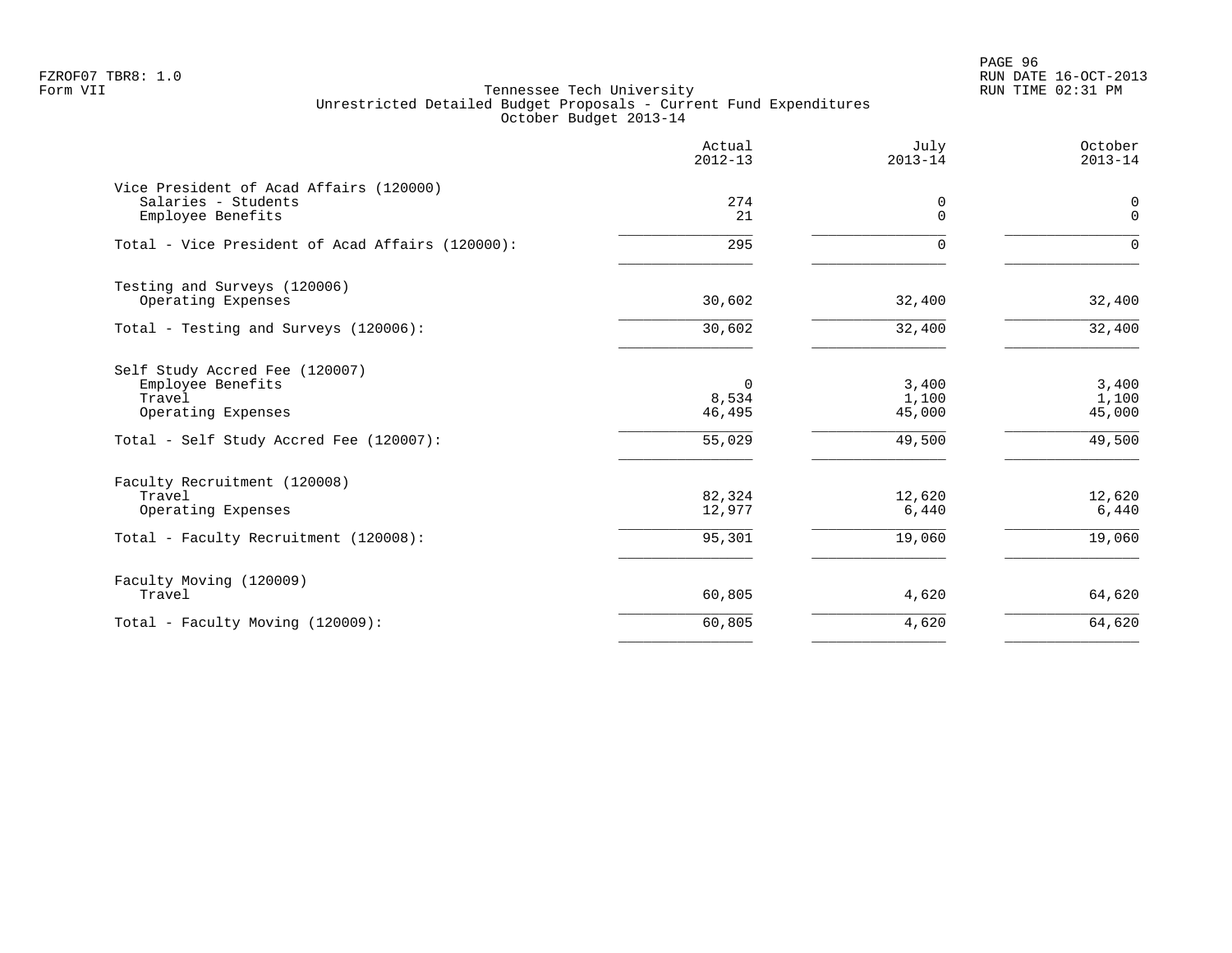Tennessee Tech University
Unrestricted Detailed Budget Proposals - Current Fund Expenditures
October Budget 2013-14

| | Actual 2012-13 | July 2013-14 | October 2013-14 |
|---|---|---|---|
| **Vice President of Acad Affairs (120000)** | | | |
| Salaries - Students | 274 | 0 | 0 |
| Employee Benefits | 21 | 0 | 0 |
| Total - Vice President of Acad Affairs (120000): | 295 | 0 | 0 |
| **Testing and Surveys (120006)** | | | |
| Operating Expenses | 30,602 | 32,400 | 32,400 |
| Total - Testing and Surveys (120006): | 30,602 | 32,400 | 32,400 |
| **Self Study Accred Fee (120007)** | | | |
| Employee Benefits | 0 | 3,400 | 3,400 |
| Travel | 8,534 | 1,100 | 1,100 |
| Operating Expenses | 46,495 | 45,000 | 45,000 |
| Total - Self Study Accred Fee (120007): | 55,029 | 49,500 | 49,500 |
| **Faculty Recruitment (120008)** | | | |
| Travel | 82,324 | 12,620 | 12,620 |
| Operating Expenses | 12,977 | 6,440 | 6,440 |
| Total - Faculty Recruitment (120008): | 95,301 | 19,060 | 19,060 |
| **Faculty Moving (120009)** | | | |
| Travel | 60,805 | 4,620 | 64,620 |
| Total - Faculty Moving (120009): | 60,805 | 4,620 | 64,620 |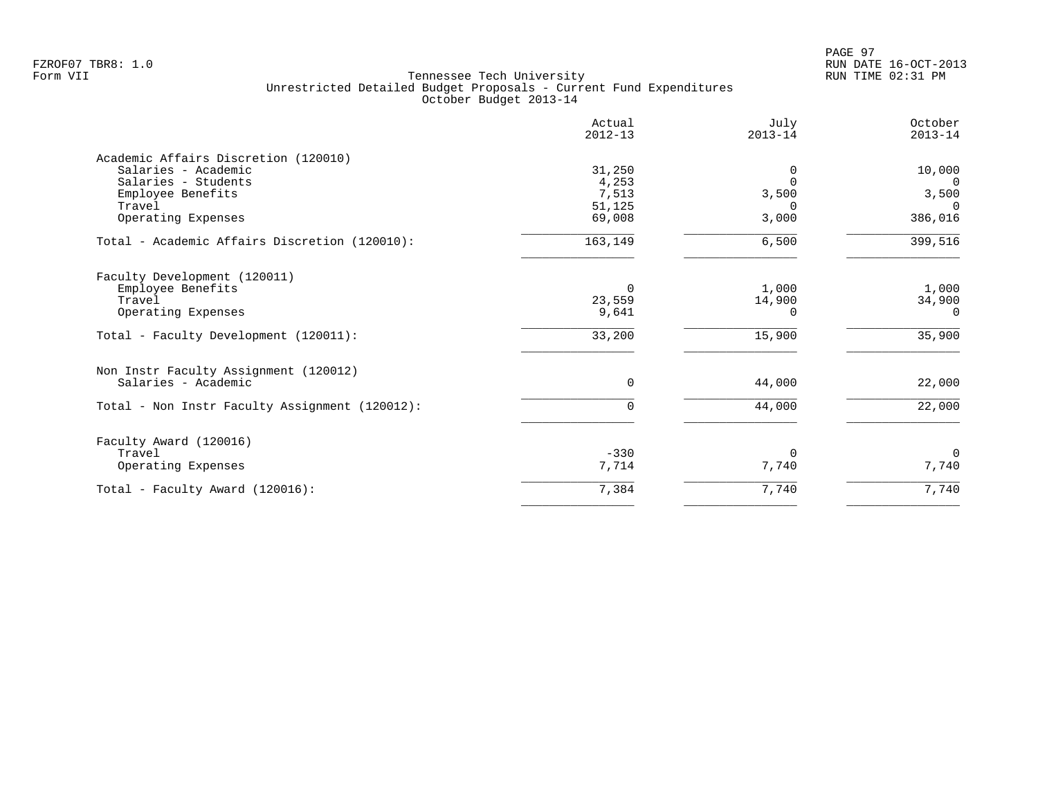FZROF07 TBR8: 1.0
Form VII

# Tennessee Tech University
## Unrestricted Detailed Budget Proposals - Current Fund Expenditures
### October Budget 2013-14

| | Actual 2012-13 | July 2013-14 | October 2013-14 |
|---|---|---|---|
| **Academic Affairs Discretion (120010)** | | | |
| Salaries - Academic | 31,250 | 0 | 10,000 |
| Salaries - Students | 4,253 | 0 | 0 |
| Employee Benefits | 7,513 | 3,500 | 3,500 |
| Travel | 51,125 | 0 | 0 |
| Operating Expenses | 69,008 | 3,000 | 386,016 |
| Total - Academic Affairs Discretion (120010): | 163,149 | 6,500 | 399,516 |
| **Faculty Development (120011)** | | | |
| Employee Benefits | 0 | 1,000 | 1,000 |
| Travel | 23,559 | 14,900 | 34,900 |
| Operating Expenses | 9,641 | 0 | 0 |
| Total - Faculty Development (120011): | 33,200 | 15,900 | 35,900 |
| **Non Instr Faculty Assignment (120012)** | | | |
| Salaries - Academic | 0 | 44,000 | 22,000 |
| Total - Non Instr Faculty Assignment (120012): | 0 | 44,000 | 22,000 |
| **Faculty Award (120016)** | | | |
| Travel | -330 | 0 | 0 |
| Operating Expenses | 7,714 | 7,740 | 7,740 |
| Total - Faculty Award (120016): | 7,384 | 7,740 | 7,740 |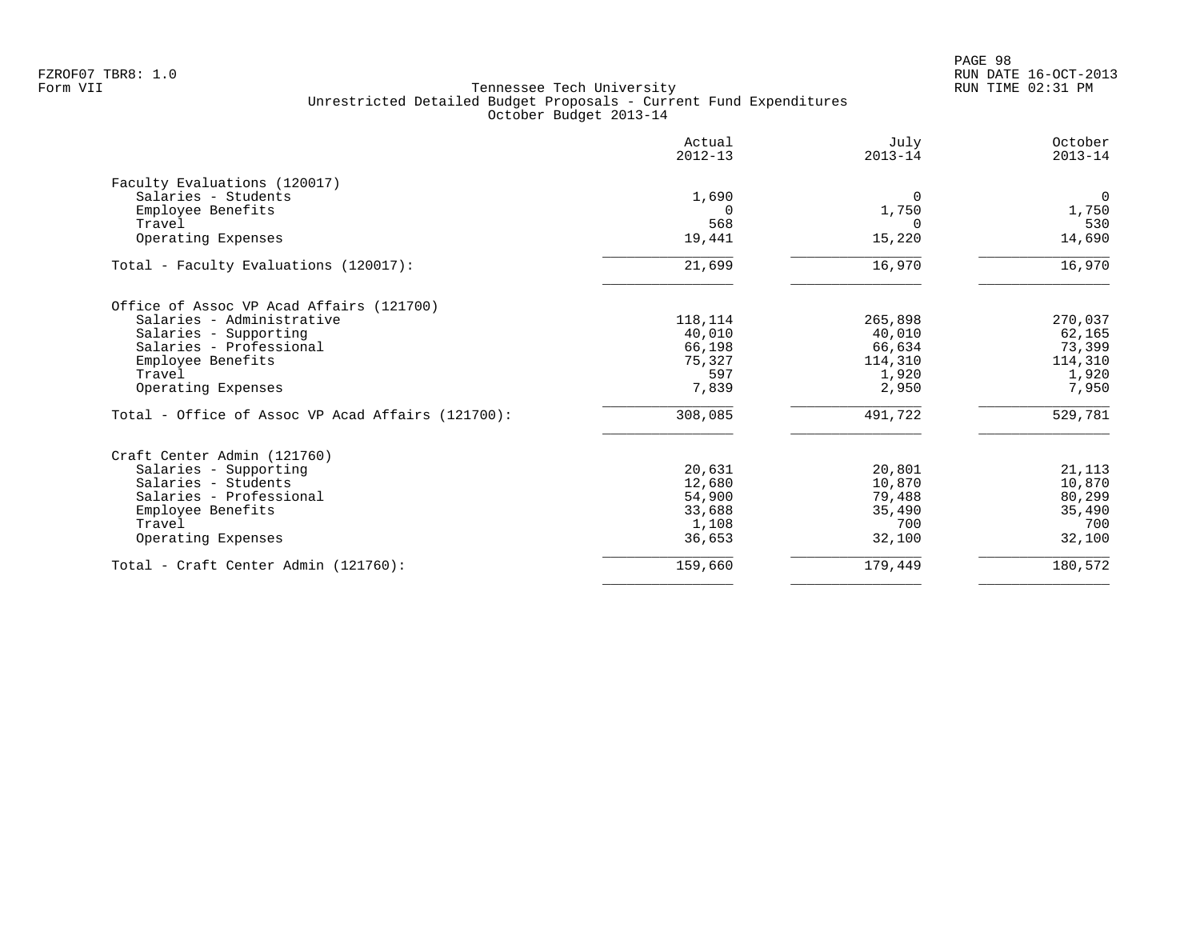Tennessee Tech University
Unrestricted Detailed Budget Proposals - Current Fund Expenditures
October Budget 2013-14

| | Actual 2012-13 | July 2013-14 | October 2013-14 |
|---|---|---|---|
| **Faculty Evaluations (120017)** | | | |
| Salaries - Students | 1,690 | 0 | 0 |
| Employee Benefits | 0 | 1,750 | 1,750 |
| Travel | 568 | 0 | 530 |
| Operating Expenses | 19,441 | 15,220 | 14,690 |
| Total - Faculty Evaluations (120017): | 21,699 | 16,970 | 16,970 |
| **Office of Assoc VP Acad Affairs (121700)** | | | |
| Salaries - Administrative | 118,114 | 265,898 | 270,037 |
| Salaries - Supporting | 40,010 | 40,010 | 62,165 |
| Salaries - Professional | 66,198 | 66,634 | 73,399 |
| Employee Benefits | 75,327 | 114,310 | 114,310 |
| Travel | 597 | 1,920 | 1,920 |
| Operating Expenses | 7,839 | 2,950 | 7,950 |
| Total - Office of Assoc VP Acad Affairs (121700): | 308,085 | 491,722 | 529,781 |
| **Craft Center Admin (121760)** | | | |
| Salaries - Supporting | 20,631 | 20,801 | 21,113 |
| Salaries - Students | 12,680 | 10,870 | 10,870 |
| Salaries - Professional | 54,900 | 79,488 | 80,299 |
| Employee Benefits | 33,688 | 35,490 | 35,490 |
| Travel | 1,108 | 700 | 700 |
| Operating Expenses | 36,653 | 32,100 | 32,100 |
| Total - Craft Center Admin (121760): | 159,660 | 179,449 | 180,572 |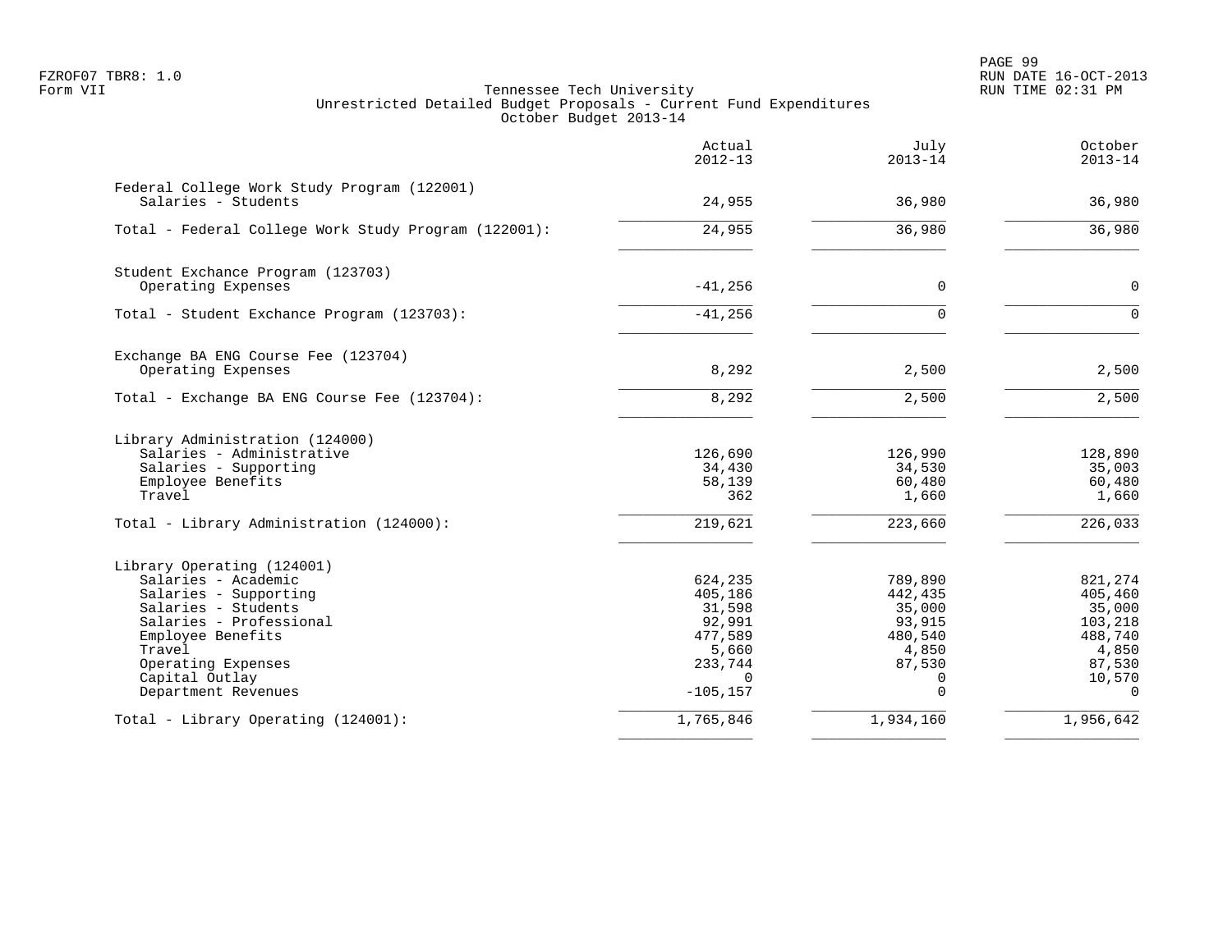Tennessee Tech University
Unrestricted Detailed Budget Proposals - Current Fund Expenditures
October Budget 2013-14

| | Actual 2012-13 | July 2013-14 | October 2013-14 |
|---|---|---|---|
| **Federal College Work Study Program (122001)** | | | |
| Salaries - Students | 24,955 | 36,980 | 36,980 |
| Total - Federal College Work Study Program (122001): | 24,955 | 36,980 | 36,980 |
| **Student Exchance Program (123703)** | | | |
| Operating Expenses | -41,256 | 0 | 0 |
| Total - Student Exchance Program (123703): | -41,256 | 0 | 0 |
| **Exchange BA ENG Course Fee (123704)** | | | |
| Operating Expenses | 8,292 | 2,500 | 2,500 |
| Total - Exchange BA ENG Course Fee (123704): | 8,292 | 2,500 | 2,500 |
| **Library Administration (124000)** | | | |
| Salaries - Administrative | 126,690 | 126,990 | 128,890 |
| Salaries - Supporting | 34,430 | 34,530 | 35,003 |
| Employee Benefits | 58,139 | 60,480 | 60,480 |
| Travel | 362 | 1,660 | 1,660 |
| Total - Library Administration (124000): | 219,621 | 223,660 | 226,033 |
| **Library Operating (124001)** | | | |
| Salaries - Academic | 624,235 | 789,890 | 821,274 |
| Salaries - Supporting | 405,186 | 442,435 | 405,460 |
| Salaries - Students | 31,598 | 35,000 | 35,000 |
| Salaries - Professional | 92,991 | 93,915 | 103,218 |
| Employee Benefits | 477,589 | 480,540 | 488,740 |
| Travel | 5,660 | 4,850 | 4,850 |
| Operating Expenses | 233,744 | 87,530 | 87,530 |
| Capital Outlay | 0 | 0 | 10,570 |
| Department Revenues | -105,157 | 0 | 0 |
| Total - Library Operating (124001): | 1,765,846 | 1,934,160 | 1,956,642 |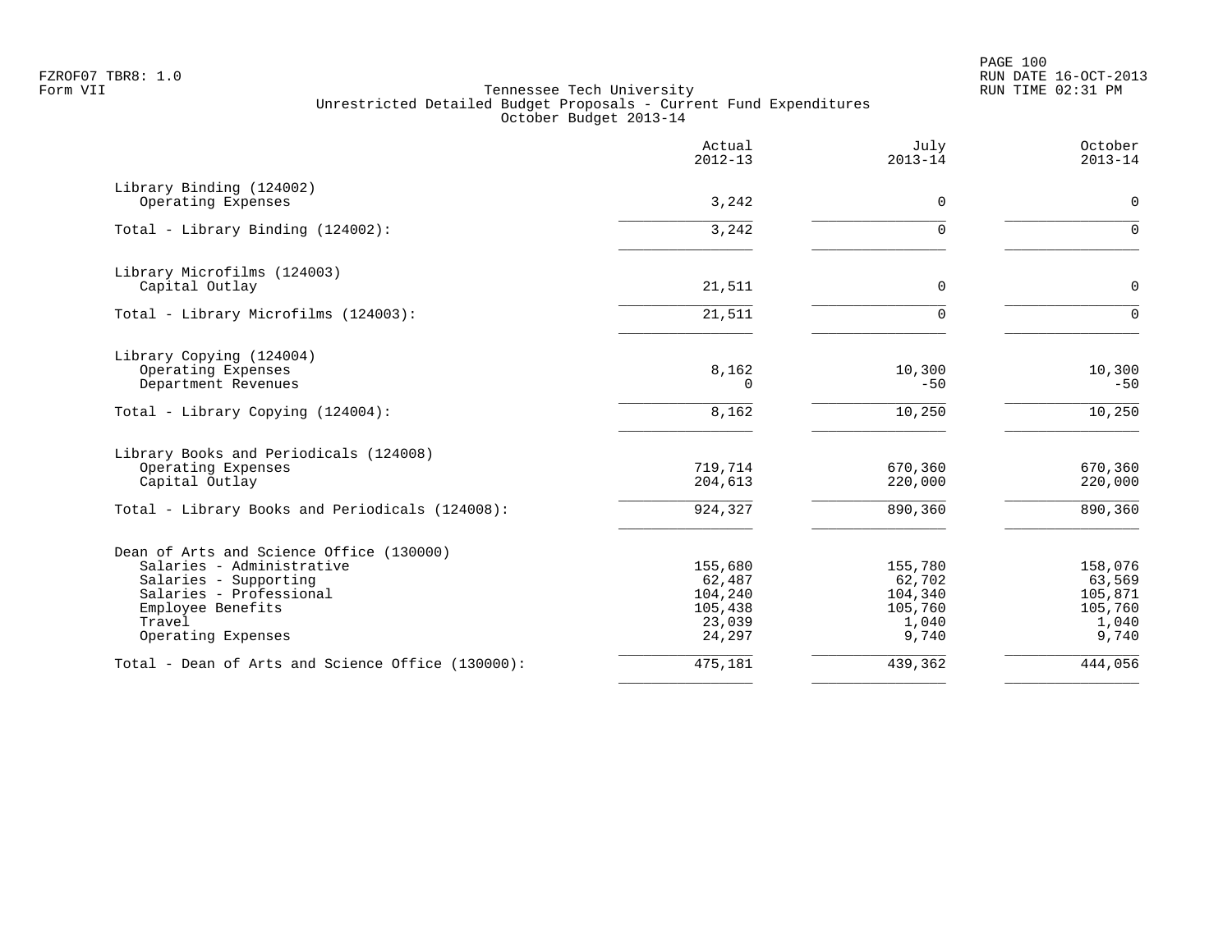FZROF07 TBR8: 1.0
Form VII

Tennessee Tech University
Unrestricted Detailed Budget Proposals - Current Fund Expenditures
October Budget 2013-14

RUN DATE 16-OCT-2013
RUN TIME 02:31 PM

| | Actual 2012-13 | July 2013-14 | October 2013-14 |
|---|---|---|---|
| **Library Binding (124002)** | | | |
| Operating Expenses | 3,242 | 0 | 0 |
| Total - Library Binding (124002): | 3,242 | 0 | 0 |
| **Library Microfilms (124003)** | | | |
| Capital Outlay | 21,511 | 0 | 0 |
| Total - Library Microfilms (124003): | 21,511 | 0 | 0 |
| **Library Copying (124004)** | | | |
| Operating Expenses | 8,162 | 10,300 | 10,300 |
| Department Revenues | 0 | -50 | -50 |
| Total - Library Copying (124004): | 8,162 | 10,250 | 10,250 |
| **Library Books and Periodicals (124008)** | | | |
| Operating Expenses | 719,714 | 670,360 | 670,360 |
| Capital Outlay | 204,613 | 220,000 | 220,000 |
| Total - Library Books and Periodicals (124008): | 924,327 | 890,360 | 890,360 |
| **Dean of Arts and Science Office (130000)** | | | |
| Salaries - Administrative | 155,680 | 155,780 | 158,076 |
| Salaries - Supporting | 62,487 | 62,702 | 63,569 |
| Salaries - Professional | 104,240 | 104,340 | 105,871 |
| Employee Benefits | 105,438 | 105,760 | 105,760 |
| Travel | 23,039 | 1,040 | 1,040 |
| Operating Expenses | 24,297 | 9,740 | 9,740 |
| Total - Dean of Arts and Science Office (130000): | 475,181 | 439,362 | 444,056 |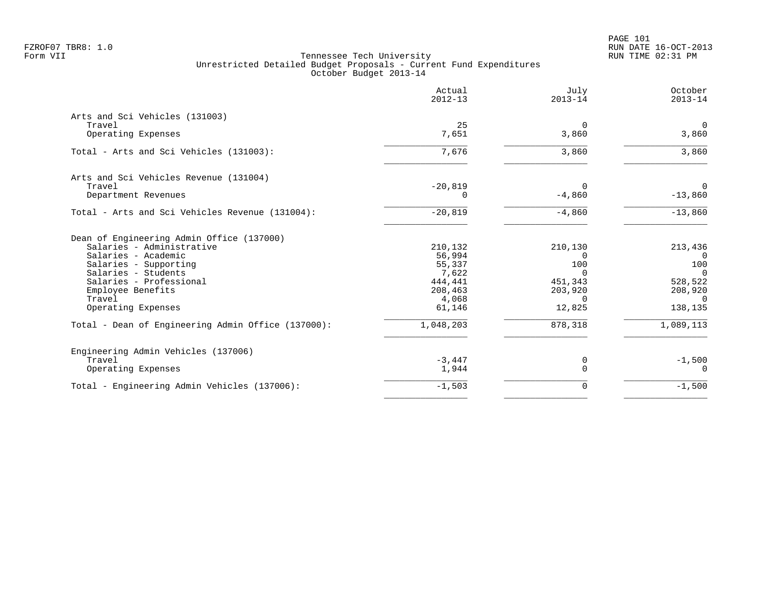Tennessee Tech University
Unrestricted Detailed Budget Proposals - Current Fund Expenditures
October Budget 2013-14

| | Actual 2012-13 | July 2013-14 | October 2013-14 |
|---|---|---|---|
| **Arts and Sci Vehicles (131003)** | | | |
| Travel | 25 | 0 | 0 |
| Operating Expenses | 7,651 | 3,860 | 3,860 |
| Total - Arts and Sci Vehicles (131003): | 7,676 | 3,860 | 3,860 |
| **Arts and Sci Vehicles Revenue (131004)** | | | |
| Travel | -20,819 | 0 | 0 |
| Department Revenues | 0 | -4,860 | -13,860 |
| Total - Arts and Sci Vehicles Revenue (131004): | -20,819 | -4,860 | -13,860 |
| **Dean of Engineering Admin Office (137000)** | | | |
| Salaries - Administrative | 210,132 | 210,130 | 213,436 |
| Salaries - Academic | 56,994 | 0 | 0 |
| Salaries - Supporting | 55,337 | 100 | 100 |
| Salaries - Students | 7,622 | 0 | 0 |
| Salaries - Professional | 444,441 | 451,343 | 528,522 |
| Employee Benefits | 208,463 | 203,920 | 208,920 |
| Travel | 4,068 | 0 | 0 |
| Operating Expenses | 61,146 | 12,825 | 138,135 |
| Total - Dean of Engineering Admin Office (137000): | 1,048,203 | 878,318 | 1,089,113 |
| **Engineering Admin Vehicles (137006)** | | | |
| Travel | -3,447 | 0 | -1,500 |
| Operating Expenses | 1,944 | 0 | 0 |
| Total - Engineering Admin Vehicles (137006): | -1,503 | 0 | -1,500 |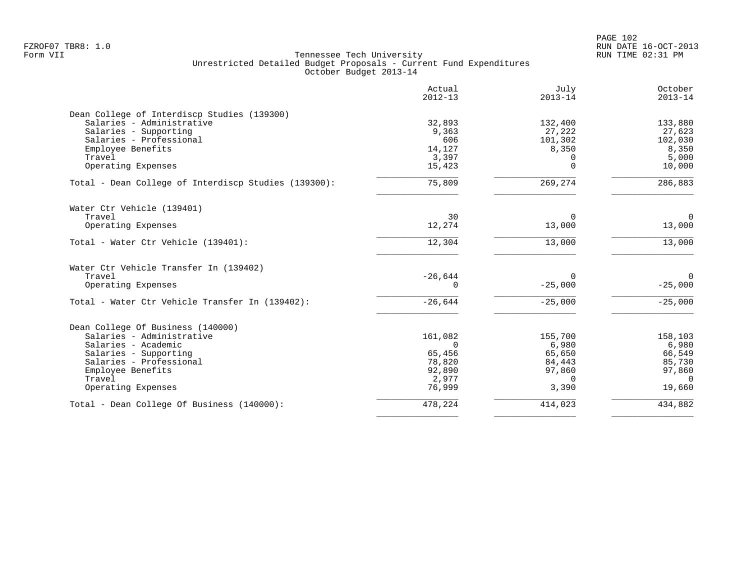Tennessee Tech University
Unrestricted Detailed Budget Proposals - Current Fund Expenditures
October Budget 2013-14

| | Actual 2012-13 | July 2013-14 | October 2013-14 |
|---|---|---|---|
| **Dean College of Interdiscp Studies (139300)** | | | |
| Salaries - Administrative | 32,893 | 132,400 | 133,880 |
| Salaries - Supporting | 9,363 | 27,222 | 27,623 |
| Salaries - Professional | 606 | 101,302 | 102,030 |
| Employee Benefits | 14,127 | 8,350 | 8,350 |
| Travel | 3,397 | 0 | 5,000 |
| Operating Expenses | 15,423 | 0 | 10,000 |
| Total - Dean College of Interdiscp Studies (139300): | 75,809 | 269,274 | 286,883 |
| **Water Ctr Vehicle (139401)** | | | |
| Travel | 30 | 0 | 0 |
| Operating Expenses | 12,274 | 13,000 | 13,000 |
| Total - Water Ctr Vehicle (139401): | 12,304 | 13,000 | 13,000 |
| **Water Ctr Vehicle Transfer In (139402)** | | | |
| Travel | -26,644 | 0 | 0 |
| Operating Expenses | 0 | -25,000 | -25,000 |
| Total - Water Ctr Vehicle Transfer In (139402): | -26,644 | -25,000 | -25,000 |
| **Dean College Of Business (140000)** | | | |
| Salaries - Administrative | 161,082 | 155,700 | 158,103 |
| Salaries - Academic | 0 | 6,980 | 6,980 |
| Salaries - Supporting | 65,456 | 65,650 | 66,549 |
| Salaries - Professional | 78,820 | 84,443 | 85,730 |
| Employee Benefits | 92,890 | 97,860 | 97,860 |
| Travel | 2,977 | 0 | 0 |
| Operating Expenses | 76,999 | 3,390 | 19,660 |
| Total - Dean College Of Business (140000): | 478,224 | 414,023 | 434,882 |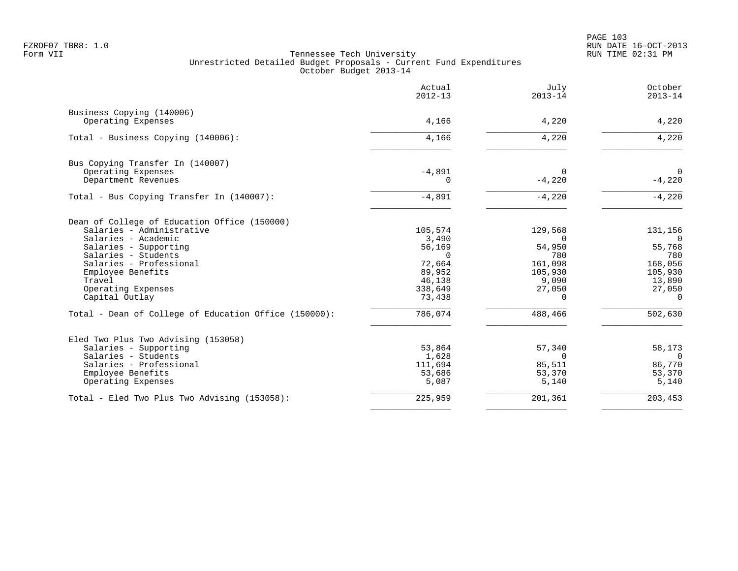Tennessee Tech University
Unrestricted Detailed Budget Proposals - Current Fund Expenditures
October Budget 2013-14

| | Actual 2012-13 | July 2013-14 | October 2013-14 |
|---|---|---|---|
| **Business Copying (140006)** | | | |
| Operating Expenses | 4,166 | 4,220 | 4,220 |
| Total - Business Copying (140006): | 4,166 | 4,220 | 4,220 |
| **Bus Copying Transfer In (140007)** | | | |
| Operating Expenses | -4,891 | 0 | 0 |
| Department Revenues | 0 | -4,220 | -4,220 |
| Total - Bus Copying Transfer In (140007): | -4,891 | -4,220 | -4,220 |
| **Dean of College of Education Office (150000)** | | | |
| Salaries - Administrative | 105,574 | 129,568 | 131,156 |
| Salaries - Academic | 3,490 | 0 | 0 |
| Salaries - Supporting | 56,169 | 54,950 | 55,768 |
| Salaries - Students | 0 | 780 | 780 |
| Salaries - Professional | 72,664 | 161,098 | 168,056 |
| Employee Benefits | 89,952 | 105,930 | 105,930 |
| Travel | 46,138 | 9,090 | 13,890 |
| Operating Expenses | 338,649 | 27,050 | 27,050 |
| Capital Outlay | 73,438 | 0 | 0 |
| Total - Dean of College of Education Office (150000): | 786,074 | 488,466 | 502,630 |
| **Eled Two Plus Two Advising (153058)** | | | |
| Salaries - Supporting | 53,864 | 57,340 | 58,173 |
| Salaries - Students | 1,628 | 0 | 0 |
| Salaries - Professional | 111,694 | 85,511 | 86,770 |
| Employee Benefits | 53,686 | 53,370 | 53,370 |
| Operating Expenses | 5,087 | 5,140 | 5,140 |
| Total - Eled Two Plus Two Advising (153058): | 225,959 | 201,361 | 203,453 |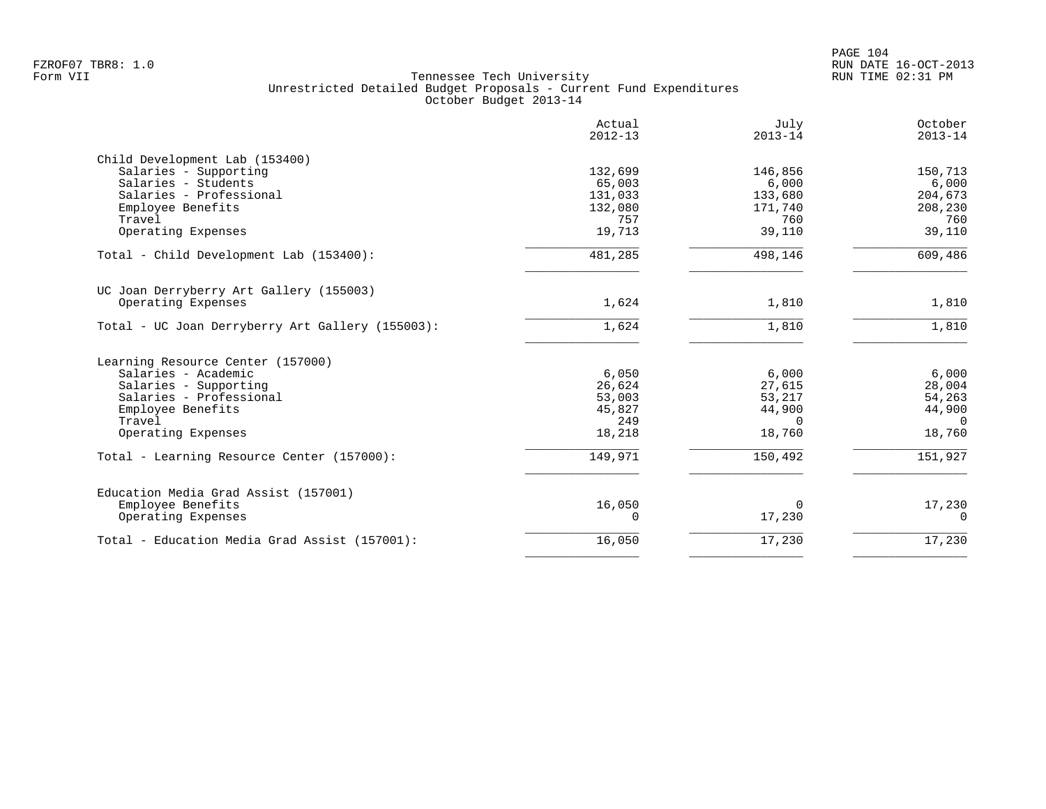FZROF07 TBR8: 1.0
Form VII

Tennessee Tech University
Unrestricted Detailed Budget Proposals - Current Fund Expenditures
October Budget 2013-14

RUN DATE 16-OCT-2013
RUN TIME 02:31 PM

| | Actual 2012-13 | July 2013-14 | October 2013-14 |
|---|---|---|---|
| **Child Development Lab (153400)** | | | |
| Salaries - Supporting | 132,699 | 146,856 | 150,713 |
| Salaries - Students | 65,003 | 6,000 | 6,000 |
| Salaries - Professional | 131,033 | 133,680 | 204,673 |
| Employee Benefits | 132,080 | 171,740 | 208,230 |
| Travel | 757 | 760 | 760 |
| Operating Expenses | 19,713 | 39,110 | 39,110 |
| Total - Child Development Lab (153400): | 481,285 | 498,146 | 609,486 |
| **UC Joan Derryberry Art Gallery (155003)** | | | |
| Operating Expenses | 1,624 | 1,810 | 1,810 |
| Total - UC Joan Derryberry Art Gallery (155003): | 1,624 | 1,810 | 1,810 |
| **Learning Resource Center (157000)** | | | |
| Salaries - Academic | 6,050 | 6,000 | 6,000 |
| Salaries - Supporting | 26,624 | 27,615 | 28,004 |
| Salaries - Professional | 53,003 | 53,217 | 54,263 |
| Employee Benefits | 45,827 | 44,900 | 44,900 |
| Travel | 249 | 0 | 0 |
| Operating Expenses | 18,218 | 18,760 | 18,760 |
| Total - Learning Resource Center (157000): | 149,971 | 150,492 | 151,927 |
| **Education Media Grad Assist (157001)** | | | |
| Employee Benefits | 16,050 | 0 | 17,230 |
| Operating Expenses | 0 | 17,230 | 0 |
| Total - Education Media Grad Assist (157001): | 16,050 | 17,230 | 17,230 |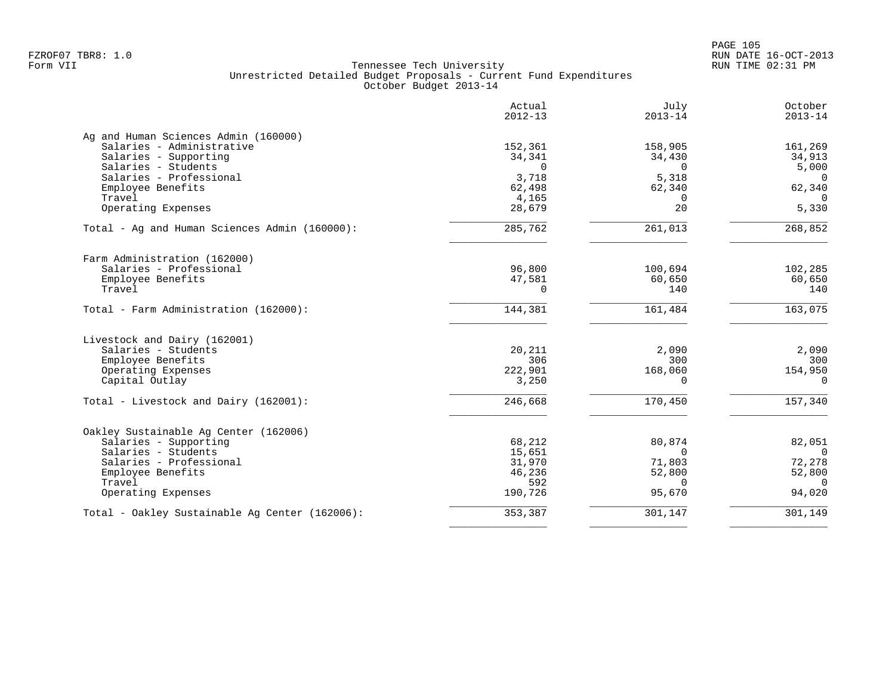FZROF07 TBR8: 1.0
Form VII

Tennessee Tech University
Unrestricted Detailed Budget Proposals - Current Fund Expenditures
October Budget 2013-14

RUN DATE 16-OCT-2013
RUN TIME 02:31 PM

| | Actual 2012-13 | July 2013-14 | October 2013-14 |
|---|---|---|---|
| **Ag and Human Sciences Admin (160000)** | | | |
| Salaries - Administrative | 152,361 | 158,905 | 161,269 |
| Salaries - Supporting | 34,341 | 34,430 | 34,913 |
| Salaries - Students | 0 | 0 | 5,000 |
| Salaries - Professional | 3,718 | 5,318 | 0 |
| Employee Benefits | 62,498 | 62,340 | 62,340 |
| Travel | 4,165 | 0 | 0 |
| Operating Expenses | 28,679 | 20 | 5,330 |
| Total - Ag and Human Sciences Admin (160000): | 285,762 | 261,013 | 268,852 |
| **Farm Administration (162000)** | | | |
| Salaries - Professional | 96,800 | 100,694 | 102,285 |
| Employee Benefits | 47,581 | 60,650 | 60,650 |
| Travel | 0 | 140 | 140 |
| Total - Farm Administration (162000): | 144,381 | 161,484 | 163,075 |
| **Livestock and Dairy (162001)** | | | |
| Salaries - Students | 20,211 | 2,090 | 2,090 |
| Employee Benefits | 306 | 300 | 300 |
| Operating Expenses | 222,901 | 168,060 | 154,950 |
| Capital Outlay | 3,250 | 0 | 0 |
| Total - Livestock and Dairy (162001): | 246,668 | 170,450 | 157,340 |
| **Oakley Sustainable Ag Center (162006)** | | | |
| Salaries - Supporting | 68,212 | 80,874 | 82,051 |
| Salaries - Students | 15,651 | 0 | 0 |
| Salaries - Professional | 31,970 | 71,803 | 72,278 |
| Employee Benefits | 46,236 | 52,800 | 52,800 |
| Travel | 592 | 0 | 0 |
| Operating Expenses | 190,726 | 95,670 | 94,020 |
| Total - Oakley Sustainable Ag Center (162006): | 353,387 | 301,147 | 301,149 |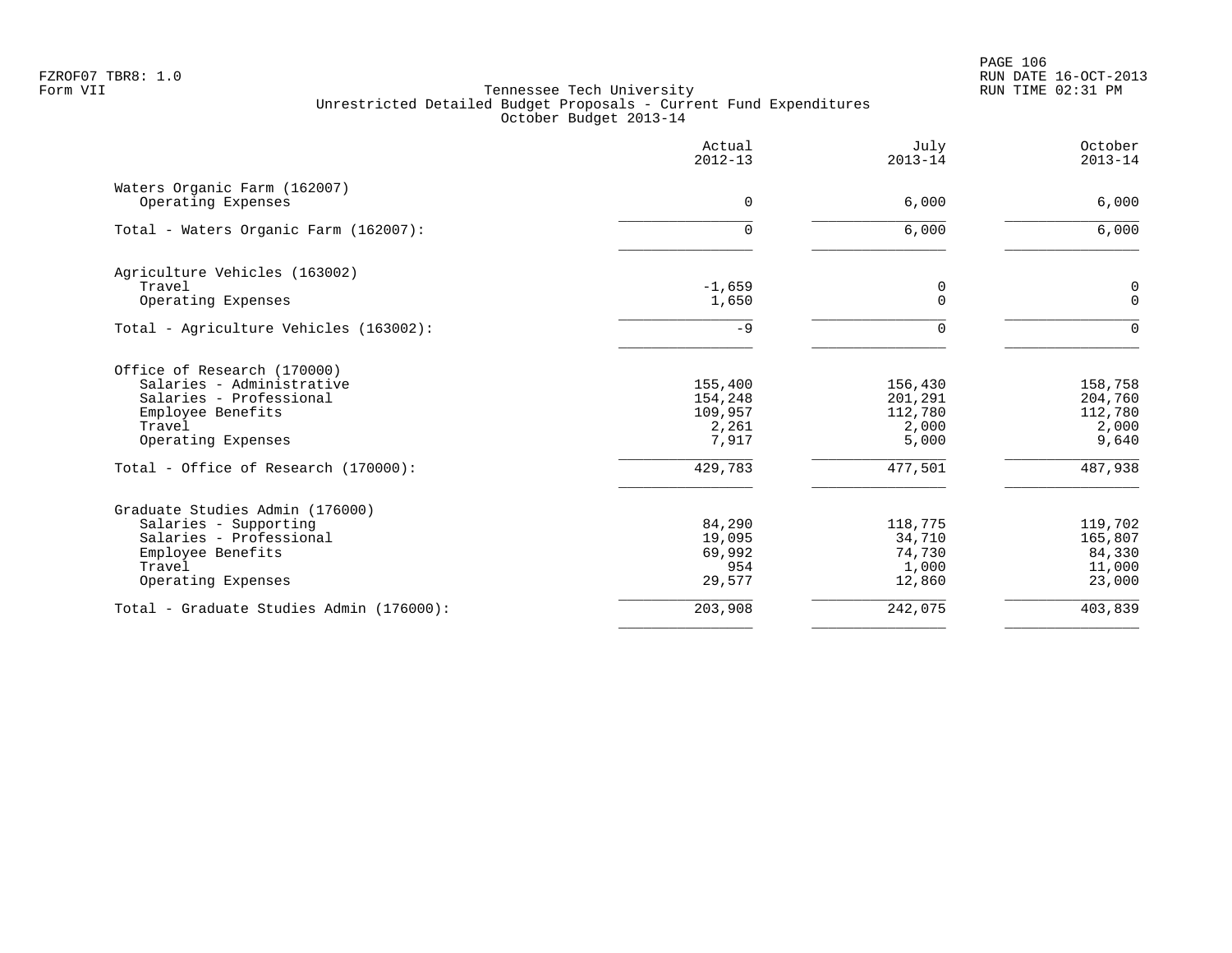FZROF07 TBR8: 1.0
Form VII

Tennessee Tech University
Unrestricted Detailed Budget Proposals - Current Fund Expenditures
October Budget 2013-14

| | Actual 2012-13 | July 2013-14 | October 2013-14 |
|---|---|---|---|
| **Waters Organic Farm (162007)** | | | |
| Operating Expenses | 0 | 6,000 | 6,000 |
| Total - Waters Organic Farm (162007): | 0 | 6,000 | 6,000 |
| **Agriculture Vehicles (163002)** | | | |
| Travel | -1,659 | 0 | 0 |
| Operating Expenses | 1,650 | 0 | 0 |
| Total - Agriculture Vehicles (163002): | -9 | 0 | 0 |
| **Office of Research (170000)** | | | |
| Salaries - Administrative | 155,400 | 156,430 | 158,758 |
| Salaries - Professional | 154,248 | 201,291 | 204,760 |
| Employee Benefits | 109,957 | 112,780 | 112,780 |
| Travel | 2,261 | 2,000 | 2,000 |
| Operating Expenses | 7,917 | 5,000 | 9,640 |
| Total - Office of Research (170000): | 429,783 | 477,501 | 487,938 |
| **Graduate Studies Admin (176000)** | | | |
| Salaries - Supporting | 84,290 | 118,775 | 119,702 |
| Salaries - Professional | 19,095 | 34,710 | 165,807 |
| Employee Benefits | 69,992 | 74,730 | 84,330 |
| Travel | 954 | 1,000 | 11,000 |
| Operating Expenses | 29,577 | 12,860 | 23,000 |
| Total - Graduate Studies Admin (176000): | 203,908 | 242,075 | 403,839 |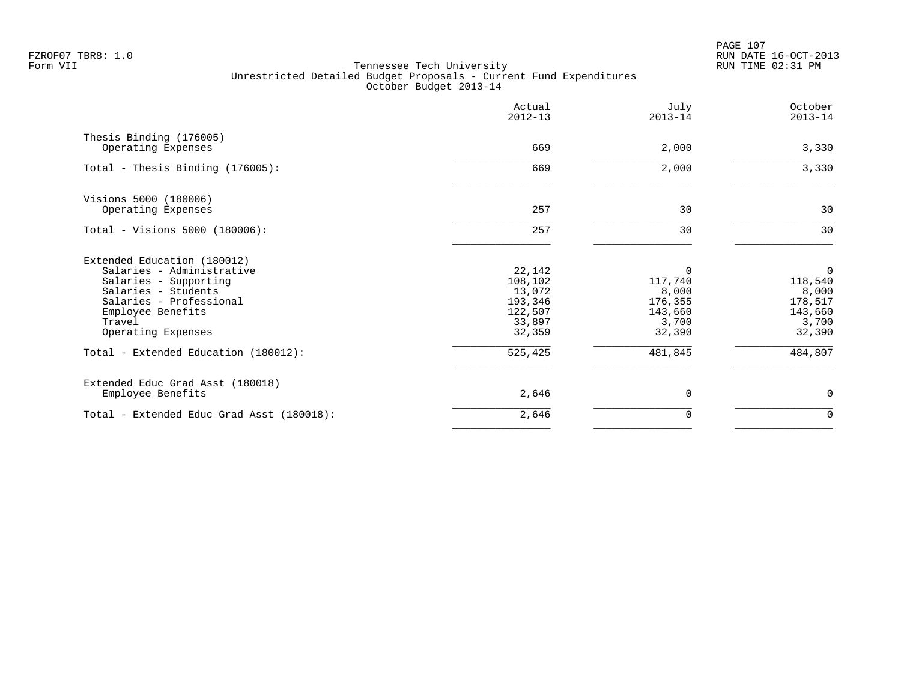Tennessee Tech University
Unrestricted Detailed Budget Proposals - Current Fund Expenditures
October Budget 2013-14

|  | Actual 2012-13 | July 2013-14 | October 2013-14 |
|---|---|---|---|
| Thesis Binding (176005) | | | |
| Operating Expenses | 669 | 2,000 | 3,330 |
| Total - Thesis Binding (176005): | 669 | 2,000 | 3,330 |
| Visions 5000 (180006) | | | |
| Operating Expenses | 257 | 30 | 30 |
| Total - Visions 5000 (180006): | 257 | 30 | 30 |
| Extended Education (180012) | | | |
| Salaries - Administrative | 22,142 | 0 | 0 |
| Salaries - Supporting | 108,102 | 117,740 | 118,540 |
| Salaries - Students | 13,072 | 8,000 | 8,000 |
| Salaries - Professional | 193,346 | 176,355 | 178,517 |
| Employee Benefits | 122,507 | 143,660 | 143,660 |
| Travel | 33,897 | 3,700 | 3,700 |
| Operating Expenses | 32,359 | 32,390 | 32,390 |
| Total - Extended Education (180012): | 525,425 | 481,845 | 484,807 |
| Extended Educ Grad Asst (180018) | | | |
| Employee Benefits | 2,646 | 0 | 0 |
| Total - Extended Educ Grad Asst (180018): | 2,646 | 0 | 0 |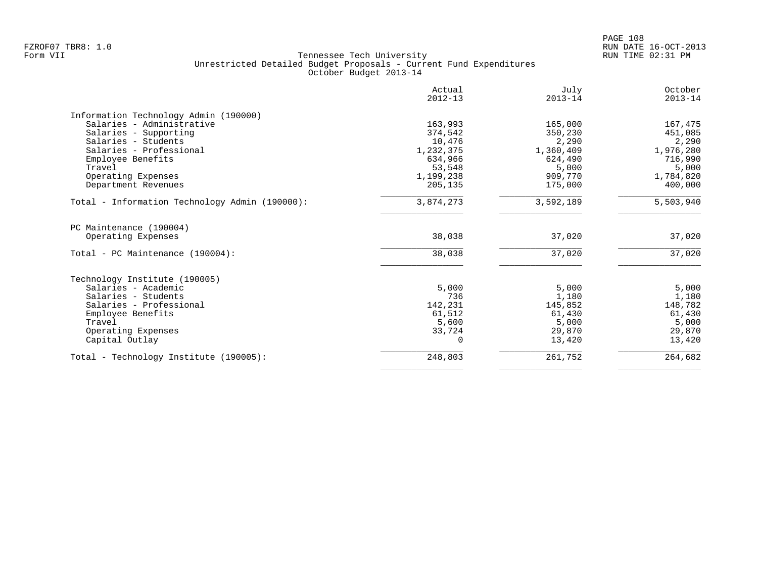FZROF07 TBR8: 1.0
Form VII

# Tennessee Tech University
## Unrestricted Detailed Budget Proposals - Current Fund Expenditures
### October Budget 2013-14

RUN DATE 16-OCT-2013
RUN TIME 02:31 PM

| | Actual 2012-13 | July 2013-14 | October 2013-14 |
|---|---:|---:|---:|
| **Information Technology Admin (190000)** | | | |
| Salaries - Administrative | 163,993 | 165,000 | 167,475 |
| Salaries - Supporting | 374,542 | 350,230 | 451,085 |
| Salaries - Students | 10,476 | 2,290 | 2,290 |
| Salaries - Professional | 1,232,375 | 1,360,409 | 1,976,280 |
| Employee Benefits | 634,966 | 624,490 | 716,990 |
| Travel | 53,548 | 5,000 | 5,000 |
| Operating Expenses | 1,199,238 | 909,770 | 1,784,820 |
| Department Revenues | 205,135 | 175,000 | 400,000 |
| Total - Information Technology Admin (190000): | 3,874,273 | 3,592,189 | 5,503,940 |
| **PC Maintenance (190004)** | | | |
| Operating Expenses | 38,038 | 37,020 | 37,020 |
| Total - PC Maintenance (190004): | 38,038 | 37,020 | 37,020 |
| **Technology Institute (190005)** | | | |
| Salaries - Academic | 5,000 | 5,000 | 5,000 |
| Salaries - Students | 736 | 1,180 | 1,180 |
| Salaries - Professional | 142,231 | 145,852 | 148,782 |
| Employee Benefits | 61,512 | 61,430 | 61,430 |
| Travel | 5,600 | 5,000 | 5,000 |
| Operating Expenses | 33,724 | 29,870 | 29,870 |
| Capital Outlay | 0 | 13,420 | 13,420 |
| Total - Technology Institute (190005): | 248,803 | 261,752 | 264,682 |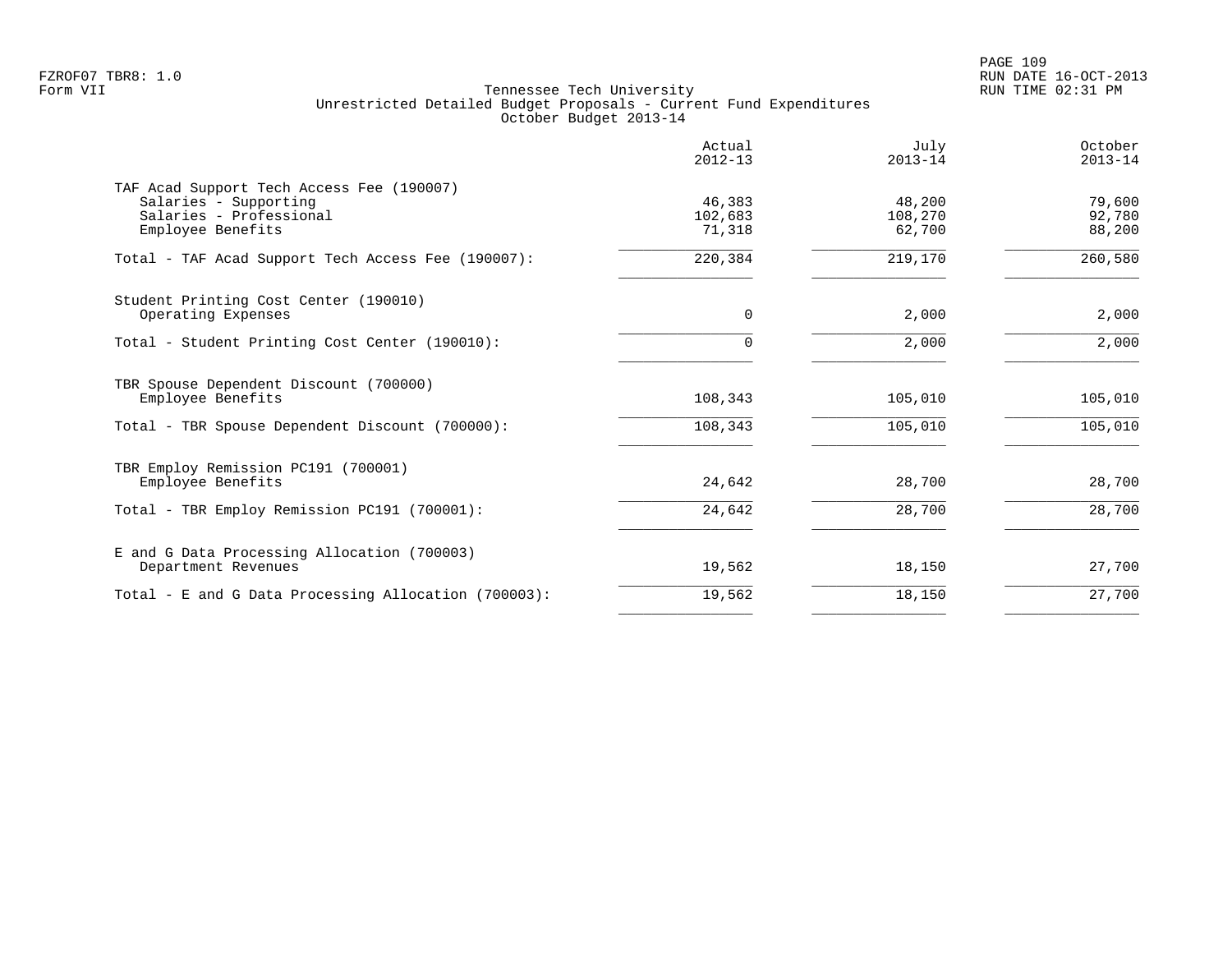Tennessee Tech University
Unrestricted Detailed Budget Proposals - Current Fund Expenditures
October Budget 2013-14

| | Actual 2012-13 | July 2013-14 | October 2013-14 |
|---|---|---|---|
| **TAF Acad Support Tech Access Fee (190007)** | | | |
| Salaries - Supporting | 46,383 | 48,200 | 79,600 |
| Salaries - Professional | 102,683 | 108,270 | 92,780 |
| Employee Benefits | 71,318 | 62,700 | 88,200 |
| Total - TAF Acad Support Tech Access Fee (190007): | 220,384 | 219,170 | 260,580 |
| **Student Printing Cost Center (190010)** | | | |
| Operating Expenses | 0 | 2,000 | 2,000 |
| Total - Student Printing Cost Center (190010): | 0 | 2,000 | 2,000 |
| **TBR Spouse Dependent Discount (700000)** | | | |
| Employee Benefits | 108,343 | 105,010 | 105,010 |
| Total - TBR Spouse Dependent Discount (700000): | 108,343 | 105,010 | 105,010 |
| **TBR Employ Remission PC191 (700001)** | | | |
| Employee Benefits | 24,642 | 28,700 | 28,700 |
| Total - TBR Employ Remission PC191 (700001): | 24,642 | 28,700 | 28,700 |
| **E and G Data Processing Allocation (700003)** | | | |
| Department Revenues | 19,562 | 18,150 | 27,700 |
| Total - E and G Data Processing Allocation (700003): | 19,562 | 18,150 | 27,700 |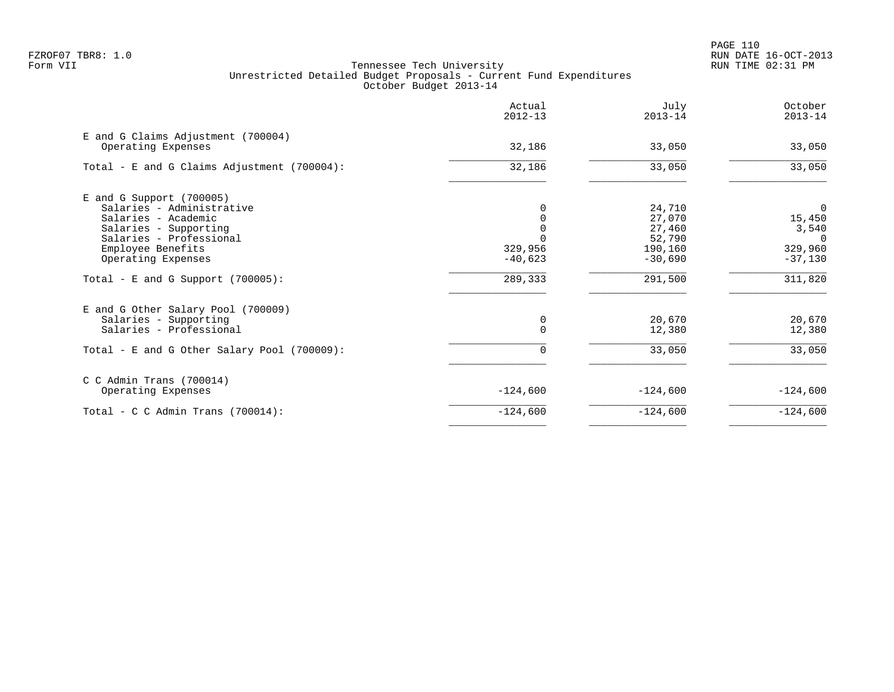FZROF07 TBR8: 1.0
Form VII

## Tennessee Tech University
### Unrestricted Detailed Budget Proposals - Current Fund Expenditures
### October Budget 2013-14

| | Actual 2012-13 | July 2013-14 | October 2013-14 |
|---|---|---|---|
| **E and G Claims Adjustment (700004)** | | | |
| Operating Expenses | 32,186 | 33,050 | 33,050 |
| Total - E and G Claims Adjustment (700004): | 32,186 | 33,050 | 33,050 |
| **E and G Support (700005)** | | | |
| Salaries - Administrative | 0 | 24,710 | 0 |
| Salaries - Academic | 0 | 27,070 | 15,450 |
| Salaries - Supporting | 0 | 27,460 | 3,540 |
| Salaries - Professional | 0 | 52,790 | 0 |
| Employee Benefits | 329,956 | 190,160 | 329,960 |
| Operating Expenses | -40,623 | -30,690 | -37,130 |
| Total - E and G Support (700005): | 289,333 | 291,500 | 311,820 |
| **E and G Other Salary Pool (700009)** | | | |
| Salaries - Supporting | 0 | 20,670 | 20,670 |
| Salaries - Professional | 0 | 12,380 | 12,380 |
| Total - E and G Other Salary Pool (700009): | 0 | 33,050 | 33,050 |
| **C C Admin Trans (700014)** | | | |
| Operating Expenses | -124,600 | -124,600 | -124,600 |
| Total - C C Admin Trans (700014): | -124,600 | -124,600 | -124,600 |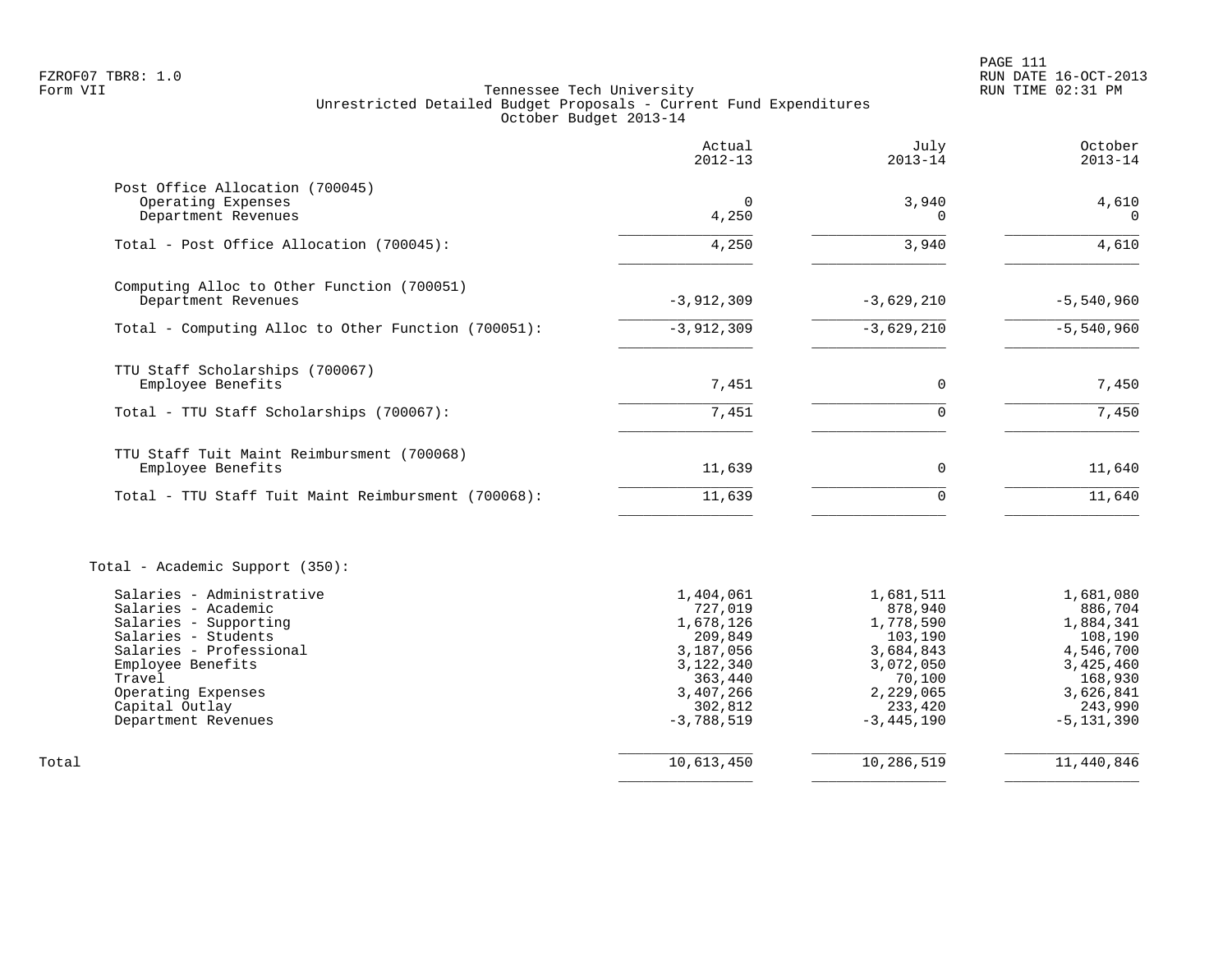Tennessee Tech University
Unrestricted Detailed Budget Proposals - Current Fund Expenditures
October Budget 2013-14

| | Actual 2012-13 | July 2013-14 | October 2013-14 |
|---|---|---|---|
| **Post Office Allocation (700045)** | | | |
| Operating Expenses | 0 | 3,940 | 4,610 |
| Department Revenues | 4,250 | 0 | 0 |
| Total - Post Office Allocation (700045): | 4,250 | 3,940 | 4,610 |
| **Computing Alloc to Other Function (700051)** | | | |
| Department Revenues | -3,912,309 | -3,629,210 | -5,540,960 |
| Total - Computing Alloc to Other Function (700051): | -3,912,309 | -3,629,210 | -5,540,960 |
| **TTU Staff Scholarships (700067)** | | | |
| Employee Benefits | 7,451 | 0 | 7,450 |
| Total - TTU Staff Scholarships (700067): | 7,451 | 0 | 7,450 |
| **TTU Staff Tuit Maint Reimbursment (700068)** | | | |
| Employee Benefits | 11,639 | 0 | 11,640 |
| Total - TTU Staff Tuit Maint Reimbursment (700068): | 11,639 | 0 | 11,640 |
| **Total - Academic Support (350):** | | | |
| Salaries - Administrative | 1,404,061 | 1,681,511 | 1,681,080 |
| Salaries - Academic | 727,019 | 878,940 | 886,704 |
| Salaries - Supporting | 1,678,126 | 1,778,590 | 1,884,341 |
| Salaries - Students | 209,849 | 103,190 | 108,190 |
| Salaries - Professional | 3,187,056 | 3,684,843 | 4,546,700 |
| Employee Benefits | 3,122,340 | 3,072,050 | 3,425,460 |
| Travel | 363,440 | 70,100 | 168,930 |
| Operating Expenses | 3,407,266 | 2,229,065 | 3,626,841 |
| Capital Outlay | 302,812 | 233,420 | 243,990 |
| Department Revenues | -3,788,519 | -3,445,190 | -5,131,390 |
| **Total** | 10,613,450 | 10,286,519 | 11,440,846 |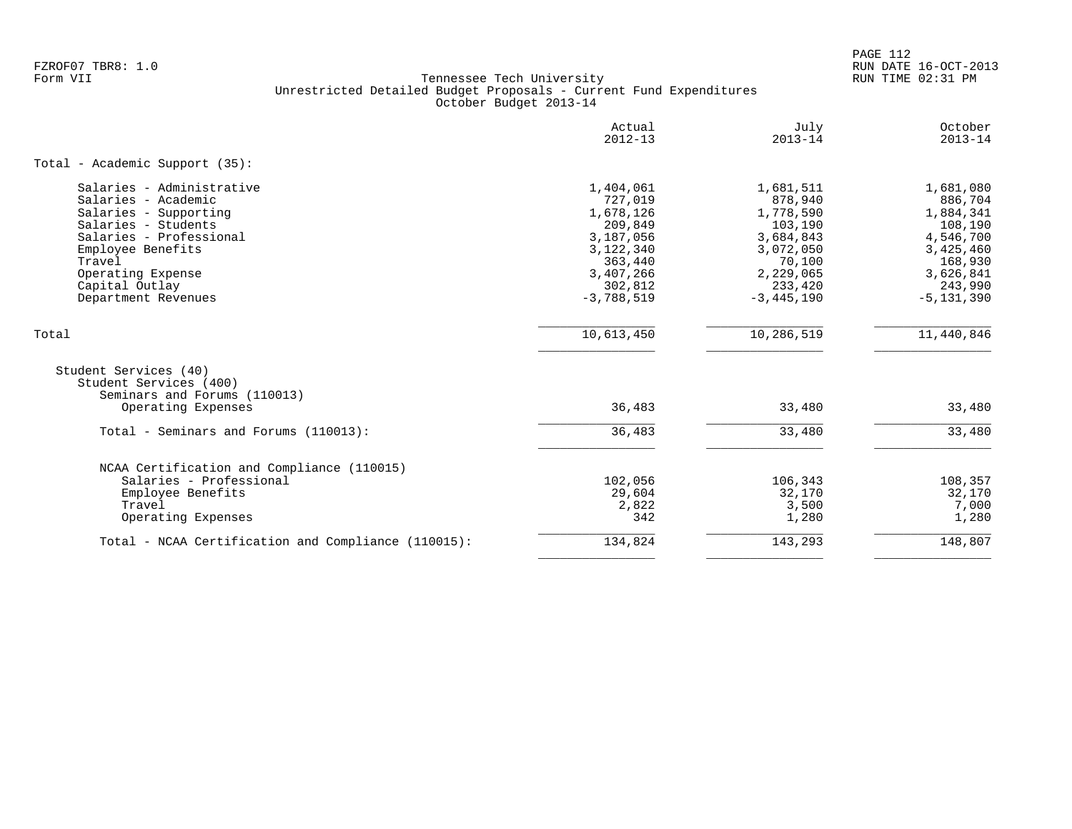Tennessee Tech University
Unrestricted Detailed Budget Proposals - Current Fund Expenditures
October Budget 2013-14

| | Actual 2012-13 | July 2013-14 | October 2013-14 |
|---|---|---|---|
| **Total - Academic Support (35):** | | | |
| Salaries - Administrative | 1,404,061 | 1,681,511 | 1,681,080 |
| Salaries - Academic | 727,019 | 878,940 | 886,704 |
| Salaries - Supporting | 1,678,126 | 1,778,590 | 1,884,341 |
| Salaries - Students | 209,849 | 103,190 | 108,190 |
| Salaries - Professional | 3,187,056 | 3,684,843 | 4,546,700 |
| Employee Benefits | 3,122,340 | 3,072,050 | 3,425,460 |
| Travel | 363,440 | 70,100 | 168,930 |
| Operating Expense | 3,407,266 | 2,229,065 | 3,626,841 |
| Capital Outlay | 302,812 | 233,420 | 243,990 |
| Department Revenues | -3,788,519 | -3,445,190 | -5,131,390 |
| Total | 10,613,450 | 10,286,519 | 11,440,846 |
| Student Services (40) | | | |
| Student Services (400) | | | |
| Seminars and Forums (110013) | | | |
| Operating Expenses | 36,483 | 33,480 | 33,480 |
| Total - Seminars and Forums (110013): | 36,483 | 33,480 | 33,480 |
| NCAA Certification and Compliance (110015) | | | |
| Salaries - Professional | 102,056 | 106,343 | 108,357 |
| Employee Benefits | 29,604 | 32,170 | 32,170 |
| Travel | 2,822 | 3,500 | 7,000 |
| Operating Expenses | 342 | 1,280 | 1,280 |
| Total - NCAA Certification and Compliance (110015): | 134,824 | 143,293 | 148,807 |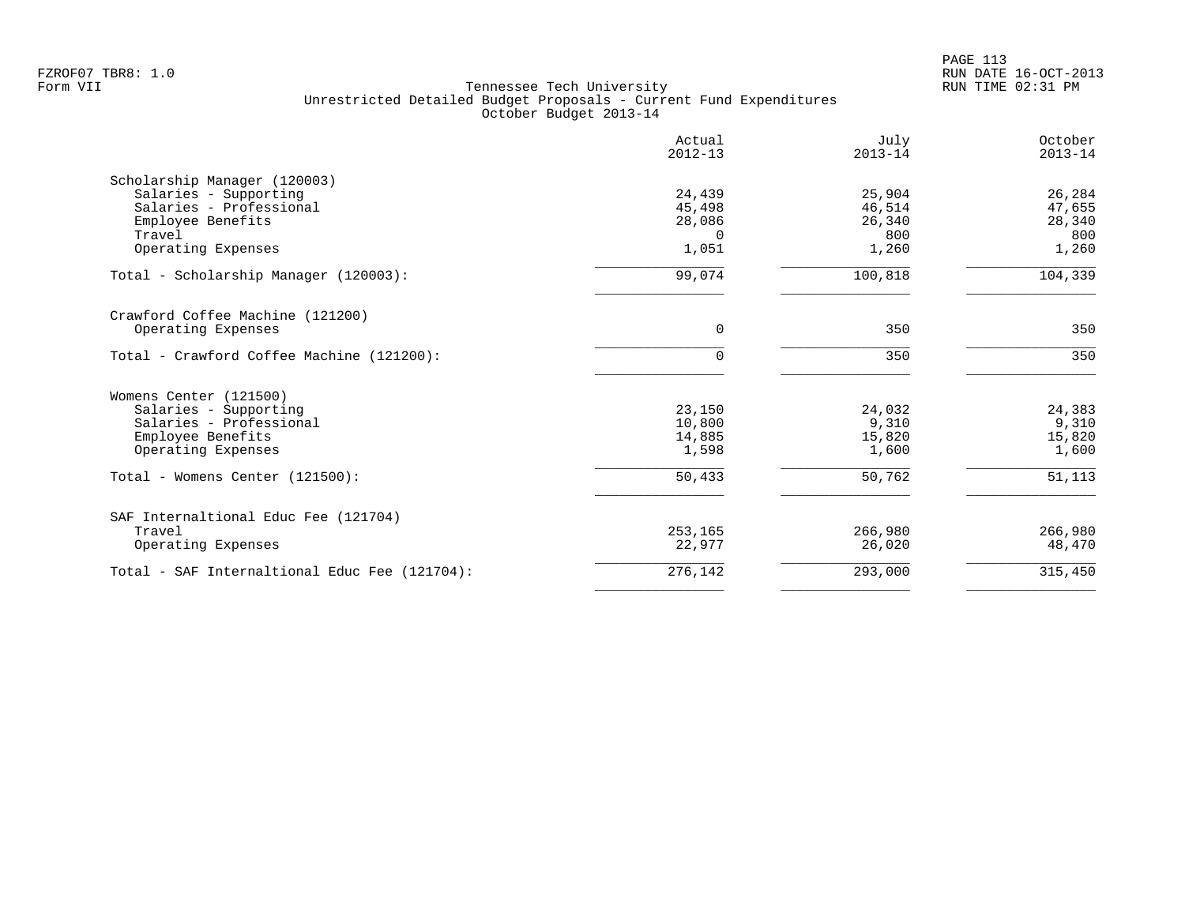Tennessee Tech University
Unrestricted Detailed Budget Proposals - Current Fund Expenditures
October Budget 2013-14

| | Actual 2012-13 | July 2013-14 | October 2013-14 |
|---|---|---|---|
| **Scholarship Manager (120003)** | | | |
| Salaries - Supporting | 24,439 | 25,904 | 26,284 |
| Salaries - Professional | 45,498 | 46,514 | 47,655 |
| Employee Benefits | 28,086 | 26,340 | 28,340 |
| Travel | 0 | 800 | 800 |
| Operating Expenses | 1,051 | 1,260 | 1,260 |
| Total - Scholarship Manager (120003): | 99,074 | 100,818 | 104,339 |
| **Crawford Coffee Machine (121200)** | | | |
| Operating Expenses | 0 | 350 | 350 |
| Total - Crawford Coffee Machine (121200): | 0 | 350 | 350 |
| **Womens Center (121500)** | | | |
| Salaries - Supporting | 23,150 | 24,032 | 24,383 |
| Salaries - Professional | 10,800 | 9,310 | 9,310 |
| Employee Benefits | 14,885 | 15,820 | 15,820 |
| Operating Expenses | 1,598 | 1,600 | 1,600 |
| Total - Womens Center (121500): | 50,433 | 50,762 | 51,113 |
| **SAF Internaltional Educ Fee (121704)** | | | |
| Travel | 253,165 | 266,980 | 266,980 |
| Operating Expenses | 22,977 | 26,020 | 48,470 |
| Total - SAF Internaltional Educ Fee (121704): | 276,142 | 293,000 | 315,450 |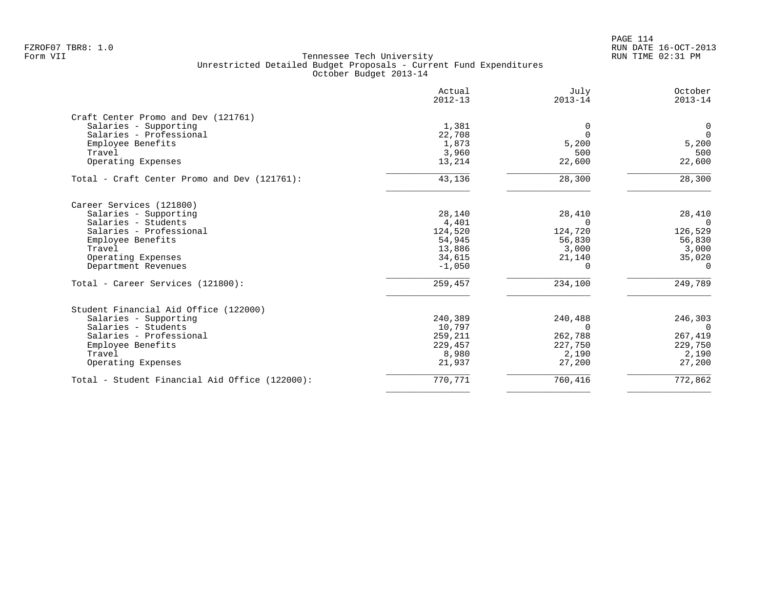Tennessee Tech University
Unrestricted Detailed Budget Proposals - Current Fund Expenditures
October Budget 2013-14

| | Actual 2012-13 | July 2013-14 | October 2013-14 |
|---|---|---|---|
| **Craft Center Promo and Dev (121761)** | | | |
| Salaries - Supporting | 1,381 | 0 | 0 |
| Salaries - Professional | 22,708 | 0 | 0 |
| Employee Benefits | 1,873 | 5,200 | 5,200 |
| Travel | 3,960 | 500 | 500 |
| Operating Expenses | 13,214 | 22,600 | 22,600 |
| Total - Craft Center Promo and Dev (121761): | 43,136 | 28,300 | 28,300 |
| **Career Services (121800)** | | | |
| Salaries - Supporting | 28,140 | 28,410 | 28,410 |
| Salaries - Students | 4,401 | 0 | 0 |
| Salaries - Professional | 124,520 | 124,720 | 126,529 |
| Employee Benefits | 54,945 | 56,830 | 56,830 |
| Travel | 13,886 | 3,000 | 3,000 |
| Operating Expenses | 34,615 | 21,140 | 35,020 |
| Department Revenues | -1,050 | 0 | 0 |
| Total - Career Services (121800): | 259,457 | 234,100 | 249,789 |
| **Student Financial Aid Office (122000)** | | | |
| Salaries - Supporting | 240,389 | 240,488 | 246,303 |
| Salaries - Students | 10,797 | 0 | 0 |
| Salaries - Professional | 259,211 | 262,788 | 267,419 |
| Employee Benefits | 229,457 | 227,750 | 229,750 |
| Travel | 8,980 | 2,190 | 2,190 |
| Operating Expenses | 21,937 | 27,200 | 27,200 |
| Total - Student Financial Aid Office (122000): | 770,771 | 760,416 | 772,862 |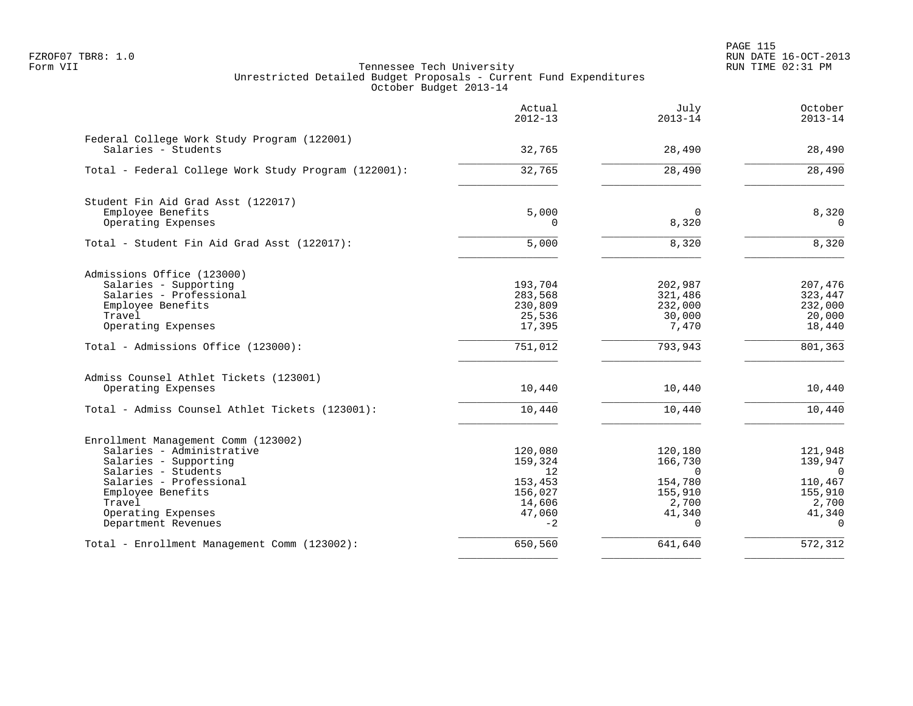Tennessee Tech University
Unrestricted Detailed Budget Proposals - Current Fund Expenditures
October Budget 2013-14

Form VII

| | Actual 2012-13 | July 2013-14 | October 2013-14 |
|---|---:|---:|---:|
| **Federal College Work Study Program (122001)** | | | |
| Salaries - Students | 32,765 | 28,490 | 28,490 |
| Total - Federal College Work Study Program (122001): | 32,765 | 28,490 | 28,490 |
| **Student Fin Aid Grad Asst (122017)** | | | |
| Employee Benefits | 5,000 | 0 | 8,320 |
| Operating Expenses | 0 | 8,320 | 0 |
| Total - Student Fin Aid Grad Asst (122017): | 5,000 | 8,320 | 8,320 |
| **Admissions Office (123000)** | | | |
| Salaries - Supporting | 193,704 | 202,987 | 207,476 |
| Salaries - Professional | 283,568 | 321,486 | 323,447 |
| Employee Benefits | 230,809 | 232,000 | 232,000 |
| Travel | 25,536 | 30,000 | 20,000 |
| Operating Expenses | 17,395 | 7,470 | 18,440 |
| Total - Admissions Office (123000): | 751,012 | 793,943 | 801,363 |
| **Admiss Counsel Athlet Tickets (123001)** | | | |
| Operating Expenses | 10,440 | 10,440 | 10,440 |
| Total - Admiss Counsel Athlet Tickets (123001): | 10,440 | 10,440 | 10,440 |
| **Enrollment Management Comm (123002)** | | | |
| Salaries - Administrative | 120,080 | 120,180 | 121,948 |
| Salaries - Supporting | 159,324 | 166,730 | 139,947 |
| Salaries - Students | 12 | 0 | 0 |
| Salaries - Professional | 153,453 | 154,780 | 110,467 |
| Employee Benefits | 156,027 | 155,910 | 155,910 |
| Travel | 14,606 | 2,700 | 2,700 |
| Operating Expenses | 47,060 | 41,340 | 41,340 |
| Department Revenues | -2 | 0 | 0 |
| Total - Enrollment Management Comm (123002): | 650,560 | 641,640 | 572,312 |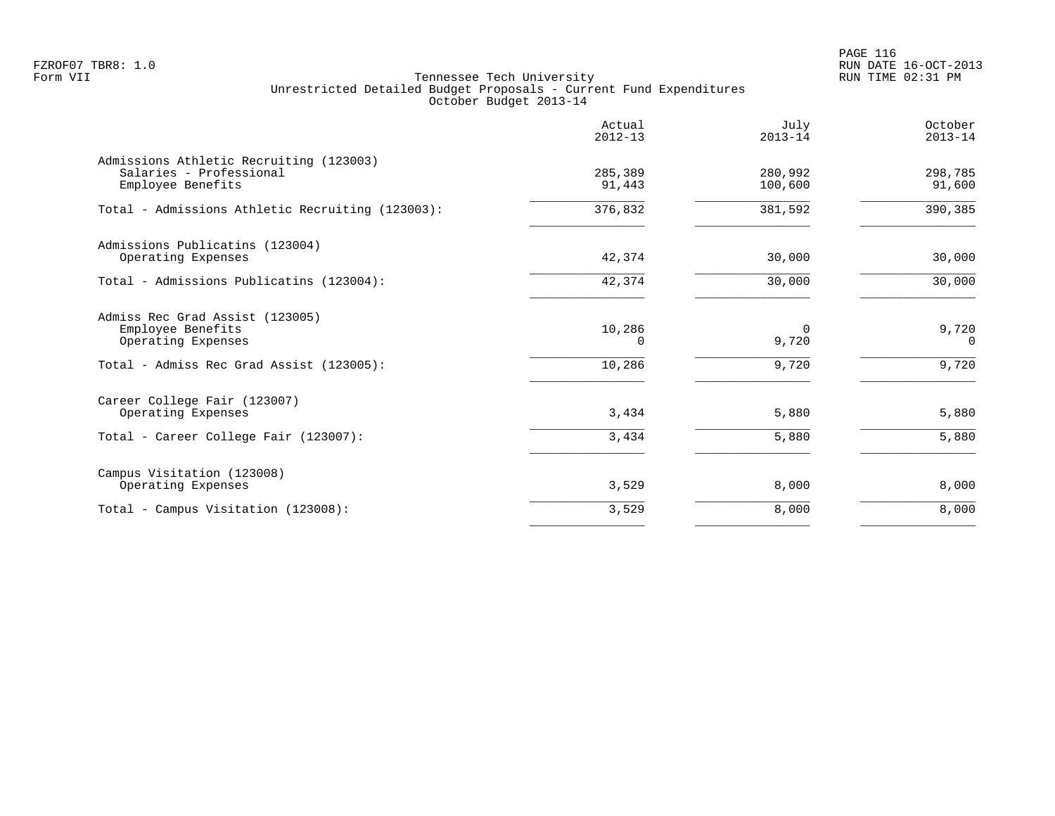Tennessee Tech University
Unrestricted Detailed Budget Proposals - Current Fund Expenditures
October Budget 2013-14

| | Actual 2012-13 | July 2013-14 | October 2013-14 |
|---|---|---|---|
| **Admissions Athletic Recruiting (123003)** | | | |
| Salaries - Professional | 285,389 | 280,992 | 298,785 |
| Employee Benefits | 91,443 | 100,600 | 91,600 |
| Total - Admissions Athletic Recruiting (123003): | 376,832 | 381,592 | 390,385 |
| **Admissions Publicatins (123004)** | | | |
| Operating Expenses | 42,374 | 30,000 | 30,000 |
| Total - Admissions Publicatins (123004): | 42,374 | 30,000 | 30,000 |
| **Admiss Rec Grad Assist (123005)** | | | |
| Employee Benefits | 10,286 | 0 | 9,720 |
| Operating Expenses | 0 | 9,720 | 0 |
| Total - Admiss Rec Grad Assist (123005): | 10,286 | 9,720 | 9,720 |
| **Career College Fair (123007)** | | | |
| Operating Expenses | 3,434 | 5,880 | 5,880 |
| Total - Career College Fair (123007): | 3,434 | 5,880 | 5,880 |
| **Campus Visitation (123008)** | | | |
| Operating Expenses | 3,529 | 8,000 | 8,000 |
| Total - Campus Visitation (123008): | 3,529 | 8,000 | 8,000 |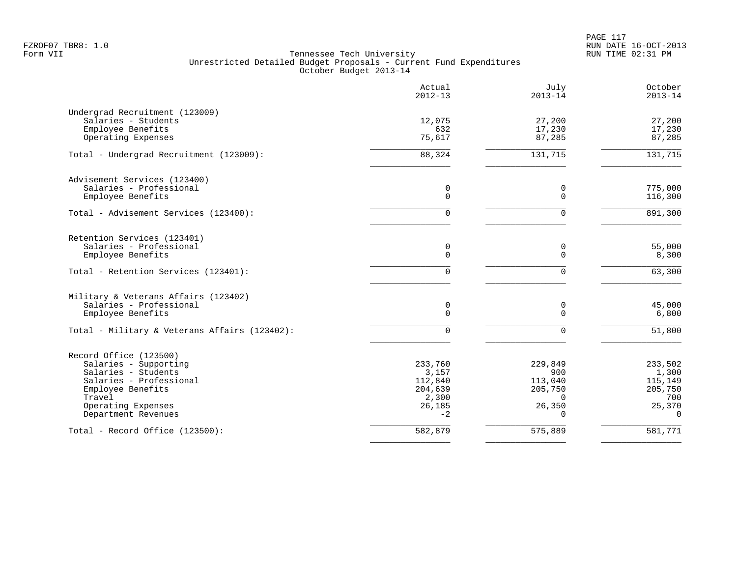FZROF07 TBR8: 1.0
Form VII

# Tennessee Tech University
## Unrestricted Detailed Budget Proposals - Current Fund Expenditures
### October Budget 2013-14

RUN DATE 16-OCT-2013
RUN TIME 02:31 PM

| | Actual 2012-13 | July 2013-14 | October 2013-14 |
|---|---:|---:|---:|
| **Undergrad Recruitment (123009)** | | | |
| Salaries - Students | 12,075 | 27,200 | 27,200 |
| Employee Benefits | 632 | 17,230 | 17,230 |
| Operating Expenses | 75,617 | 87,285 | 87,285 |
| Total - Undergrad Recruitment (123009): | 88,324 | 131,715 | 131,715 |
| **Advisement Services (123400)** | | | |
| Salaries - Professional | 0 | 0 | 775,000 |
| Employee Benefits | 0 | 0 | 116,300 |
| Total - Advisement Services (123400): | 0 | 0 | 891,300 |
| **Retention Services (123401)** | | | |
| Salaries - Professional | 0 | 0 | 55,000 |
| Employee Benefits | 0 | 0 | 8,300 |
| Total - Retention Services (123401): | 0 | 0 | 63,300 |
| **Military & Veterans Affairs (123402)** | | | |
| Salaries - Professional | 0 | 0 | 45,000 |
| Employee Benefits | 0 | 0 | 6,800 |
| Total - Military & Veterans Affairs (123402): | 0 | 0 | 51,800 |
| **Record Office (123500)** | | | |
| Salaries - Supporting | 233,760 | 229,849 | 233,502 |
| Salaries - Students | 3,157 | 900 | 1,300 |
| Salaries - Professional | 112,840 | 113,040 | 115,149 |
| Employee Benefits | 204,639 | 205,750 | 205,750 |
| Travel | 2,300 | 0 | 700 |
| Operating Expenses | 26,185 | 26,350 | 25,370 |
| Department Revenues | -2 | 0 | 0 |
| Total - Record Office (123500): | 582,879 | 575,889 | 581,771 |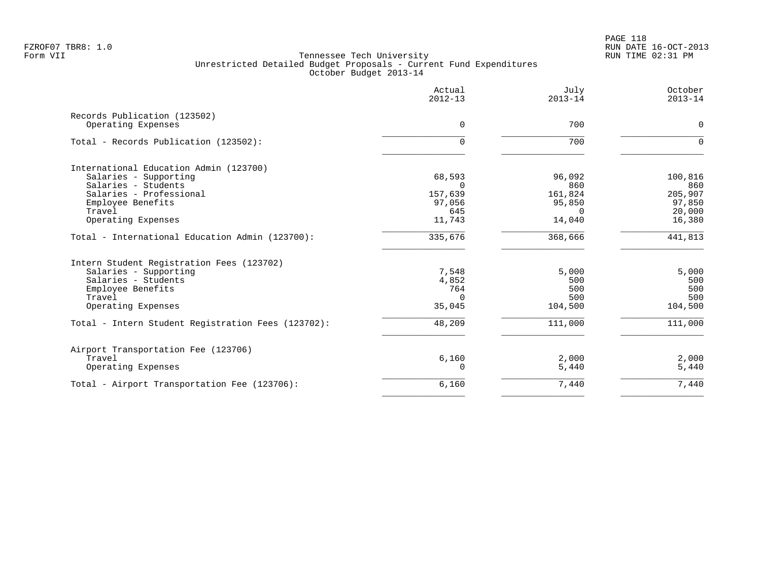Tennessee Tech University
Unrestricted Detailed Budget Proposals - Current Fund Expenditures
October Budget 2013-14

| | Actual 2012-13 | July 2013-14 | October 2013-14 |
|---|---|---|---|
| **Records Publication (123502)** | | | |
| Operating Expenses | 0 | 700 | 0 |
| Total - Records Publication (123502): | 0 | 700 | 0 |
| **International Education Admin (123700)** | | | |
| Salaries - Supporting | 68,593 | 96,092 | 100,816 |
| Salaries - Students | 0 | 860 | 860 |
| Salaries - Professional | 157,639 | 161,824 | 205,907 |
| Employee Benefits | 97,056 | 95,850 | 97,850 |
| Travel | 645 | 0 | 20,000 |
| Operating Expenses | 11,743 | 14,040 | 16,380 |
| Total - International Education Admin (123700): | 335,676 | 368,666 | 441,813 |
| **Intern Student Registration Fees (123702)** | | | |
| Salaries - Supporting | 7,548 | 5,000 | 5,000 |
| Salaries - Students | 4,852 | 500 | 500 |
| Employee Benefits | 764 | 500 | 500 |
| Travel | 0 | 500 | 500 |
| Operating Expenses | 35,045 | 104,500 | 104,500 |
| Total - Intern Student Registration Fees (123702): | 48,209 | 111,000 | 111,000 |
| **Airport Transportation Fee (123706)** | | | |
| Travel | 6,160 | 2,000 | 2,000 |
| Operating Expenses | 0 | 5,440 | 5,440 |
| Total - Airport Transportation Fee (123706): | 6,160 | 7,440 | 7,440 |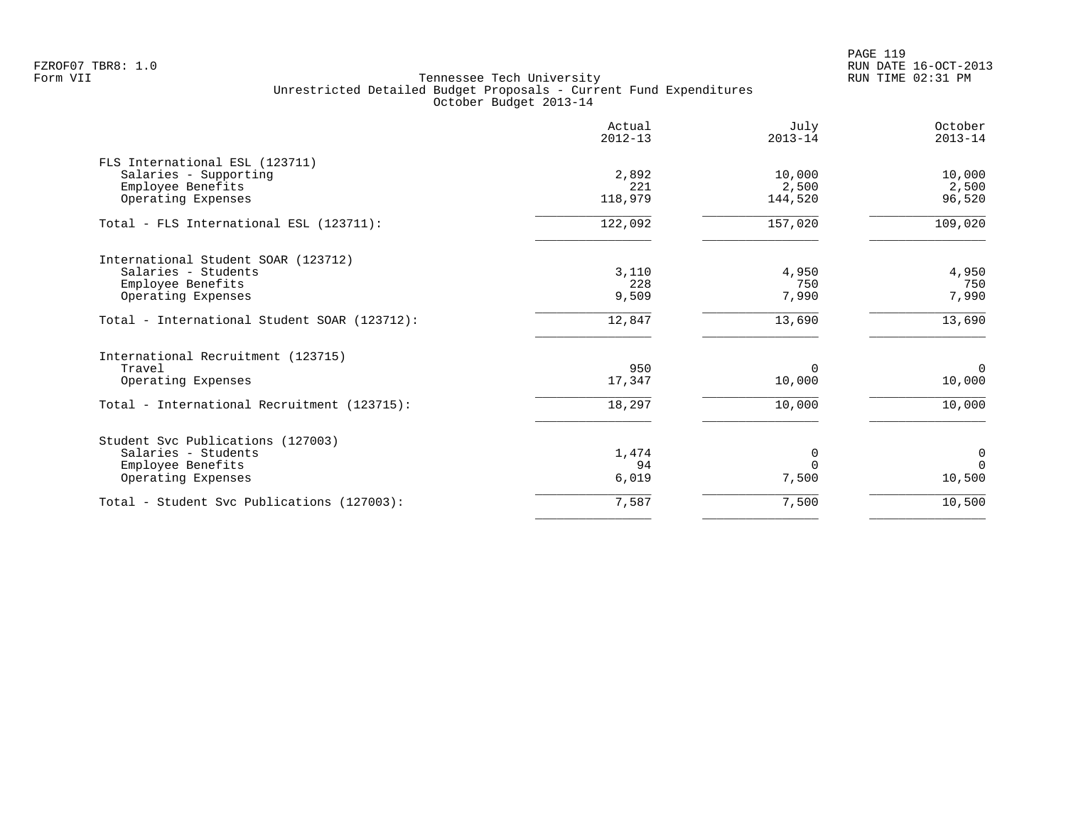FZROF07 TBR8: 1.0
Form VII

Tennessee Tech University
Unrestricted Detailed Budget Proposals - Current Fund Expenditures
October Budget 2013-14

RUN DATE 16-OCT-2013
RUN TIME 02:31 PM

| | Actual 2012-13 | July 2013-14 | October 2013-14 |
|---|---|---|---|
| **FLS International ESL (123711)** | | | |
| Salaries - Supporting | 2,892 | 10,000 | 10,000 |
| Employee Benefits | 221 | 2,500 | 2,500 |
| Operating Expenses | 118,979 | 144,520 | 96,520 |
| Total - FLS International ESL (123711): | 122,092 | 157,020 | 109,020 |
| **International Student SOAR (123712)** | | | |
| Salaries - Students | 3,110 | 4,950 | 4,950 |
| Employee Benefits | 228 | 750 | 750 |
| Operating Expenses | 9,509 | 7,990 | 7,990 |
| Total - International Student SOAR (123712): | 12,847 | 13,690 | 13,690 |
| **International Recruitment (123715)** | | | |
| Travel | 950 | 0 | 0 |
| Operating Expenses | 17,347 | 10,000 | 10,000 |
| Total - International Recruitment (123715): | 18,297 | 10,000 | 10,000 |
| **Student Svc Publications (127003)** | | | |
| Salaries - Students | 1,474 | 0 | 0 |
| Employee Benefits | 94 | 0 | 0 |
| Operating Expenses | 6,019 | 7,500 | 10,500 |
| Total - Student Svc Publications (127003): | 7,587 | 7,500 | 10,500 |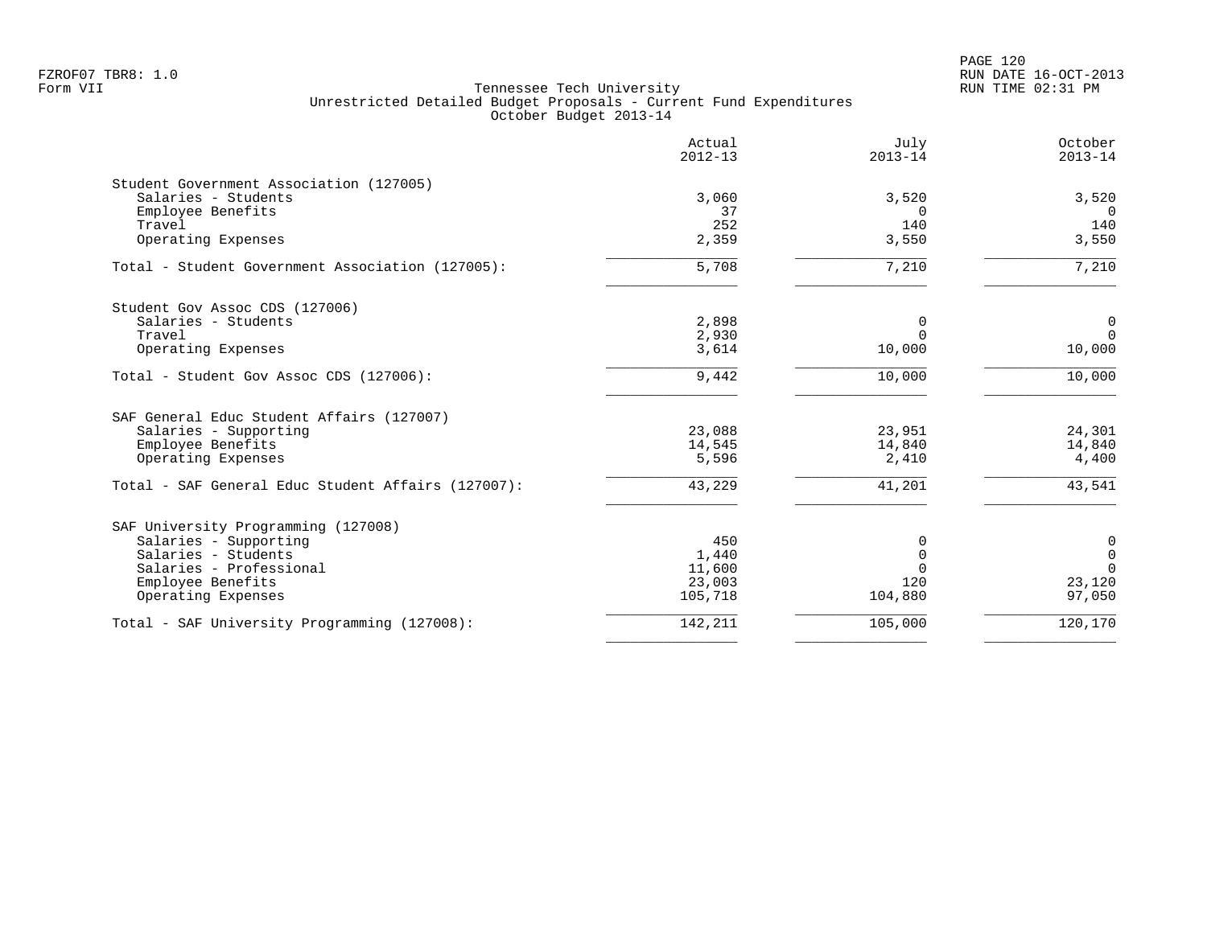FZROF07 TBR8: 1.0
Form VII

Tennessee Tech University
Unrestricted Detailed Budget Proposals - Current Fund Expenditures
October Budget 2013-14

RUN DATE 16-OCT-2013
RUN TIME 02:31 PM

| | Actual 2012-13 | July 2013-14 | October 2013-14 |
|---|---|---|---|
| **Student Government Association (127005)** | | | |
| Salaries - Students | 3,060 | 3,520 | 3,520 |
| Employee Benefits | 37 | 0 | 0 |
| Travel | 252 | 140 | 140 |
| Operating Expenses | 2,359 | 3,550 | 3,550 |
| Total - Student Government Association (127005): | 5,708 | 7,210 | 7,210 |
| **Student Gov Assoc CDS (127006)** | | | |
| Salaries - Students | 2,898 | 0 | 0 |
| Travel | 2,930 | 0 | 0 |
| Operating Expenses | 3,614 | 10,000 | 10,000 |
| Total - Student Gov Assoc CDS (127006): | 9,442 | 10,000 | 10,000 |
| **SAF General Educ Student Affairs (127007)** | | | |
| Salaries - Supporting | 23,088 | 23,951 | 24,301 |
| Employee Benefits | 14,545 | 14,840 | 14,840 |
| Operating Expenses | 5,596 | 2,410 | 4,400 |
| Total - SAF General Educ Student Affairs (127007): | 43,229 | 41,201 | 43,541 |
| **SAF University Programming (127008)** | | | |
| Salaries - Supporting | 450 | 0 | 0 |
| Salaries - Students | 1,440 | 0 | 0 |
| Salaries - Professional | 11,600 | 0 | 0 |
| Employee Benefits | 23,003 | 120 | 23,120 |
| Operating Expenses | 105,718 | 104,880 | 97,050 |
| Total - SAF University Programming (127008): | 142,211 | 105,000 | 120,170 |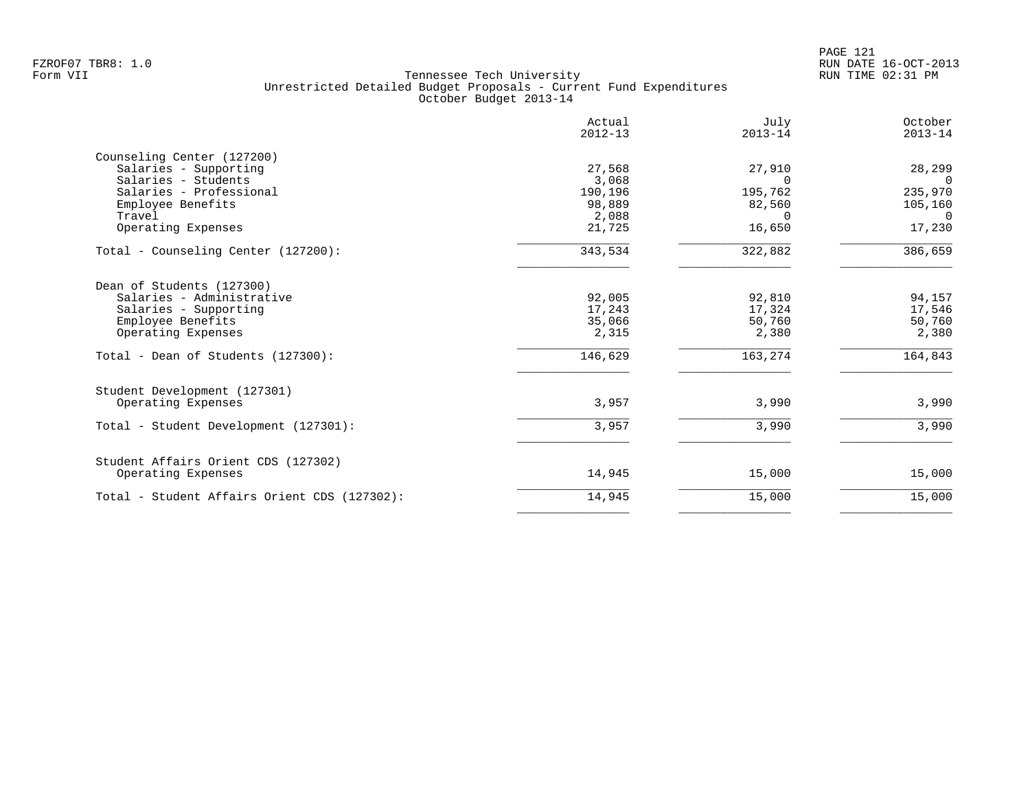Tennessee Tech University
Unrestricted Detailed Budget Proposals - Current Fund Expenditures
October Budget 2013-14

| | Actual 2012-13 | July 2013-14 | October 2013-14 |
|---|---|---|---|
| **Counseling Center (127200)** | | | |
| Salaries - Supporting | 27,568 | 27,910 | 28,299 |
| Salaries - Students | 3,068 | 0 | 0 |
| Salaries - Professional | 190,196 | 195,762 | 235,970 |
| Employee Benefits | 98,889 | 82,560 | 105,160 |
| Travel | 2,088 | 0 | 0 |
| Operating Expenses | 21,725 | 16,650 | 17,230 |
| Total - Counseling Center (127200): | 343,534 | 322,882 | 386,659 |
| **Dean of Students (127300)** | | | |
| Salaries - Administrative | 92,005 | 92,810 | 94,157 |
| Salaries - Supporting | 17,243 | 17,324 | 17,546 |
| Employee Benefits | 35,066 | 50,760 | 50,760 |
| Operating Expenses | 2,315 | 2,380 | 2,380 |
| Total - Dean of Students (127300): | 146,629 | 163,274 | 164,843 |
| **Student Development (127301)** | | | |
| Operating Expenses | 3,957 | 3,990 | 3,990 |
| Total - Student Development (127301): | 3,957 | 3,990 | 3,990 |
| **Student Affairs Orient CDS (127302)** | | | |
| Operating Expenses | 14,945 | 15,000 | 15,000 |
| Total - Student Affairs Orient CDS (127302): | 14,945 | 15,000 | 15,000 |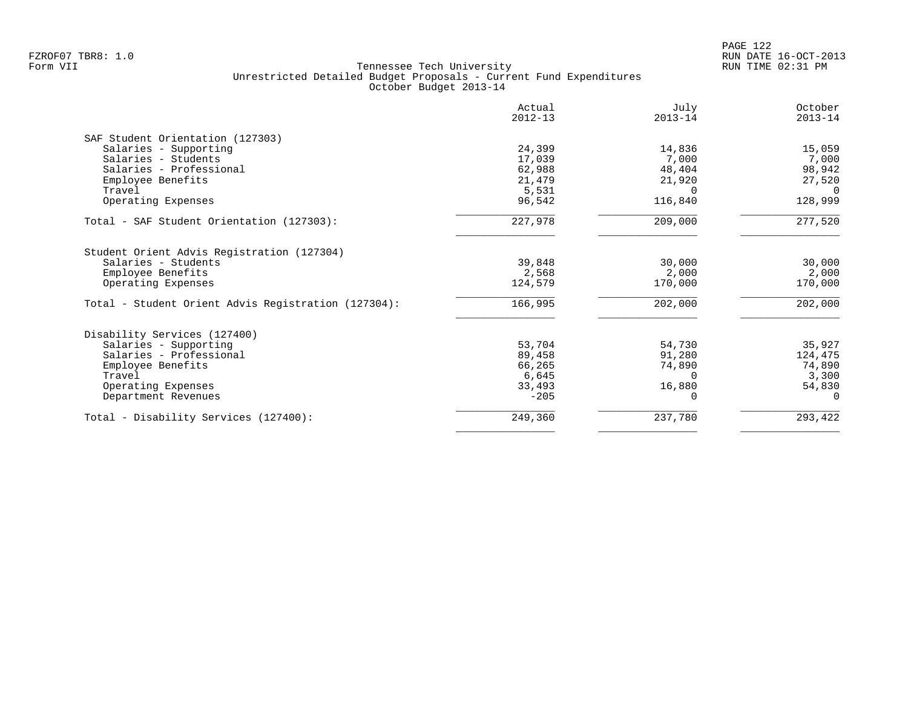FZROF07 TBR8: 1.0
Form VII

# Tennessee Tech University
## Unrestricted Detailed Budget Proposals - Current Fund Expenditures
### October Budget 2013-14

RUN DATE 16-OCT-2013
RUN TIME 02:31 PM

| | Actual 2012-13 | July 2013-14 | October 2013-14 |
|---|---|---|---|
| **SAF Student Orientation (127303)** | | | |
| Salaries - Supporting | 24,399 | 14,836 | 15,059 |
| Salaries - Students | 17,039 | 7,000 | 7,000 |
| Salaries - Professional | 62,988 | 48,404 | 98,942 |
| Employee Benefits | 21,479 | 21,920 | 27,520 |
| Travel | 5,531 | 0 | 0 |
| Operating Expenses | 96,542 | 116,840 | 128,999 |
| Total - SAF Student Orientation (127303): | 227,978 | 209,000 | 277,520 |
| **Student Orient Advis Registration (127304)** | | | |
| Salaries - Students | 39,848 | 30,000 | 30,000 |
| Employee Benefits | 2,568 | 2,000 | 2,000 |
| Operating Expenses | 124,579 | 170,000 | 170,000 |
| Total - Student Orient Advis Registration (127304): | 166,995 | 202,000 | 202,000 |
| **Disability Services (127400)** | | | |
| Salaries - Supporting | 53,704 | 54,730 | 35,927 |
| Salaries - Professional | 89,458 | 91,280 | 124,475 |
| Employee Benefits | 66,265 | 74,890 | 74,890 |
| Travel | 6,645 | 0 | 3,300 |
| Operating Expenses | 33,493 | 16,880 | 54,830 |
| Department Revenues | -205 | 0 | 0 |
| Total - Disability Services (127400): | 249,360 | 237,780 | 293,422 |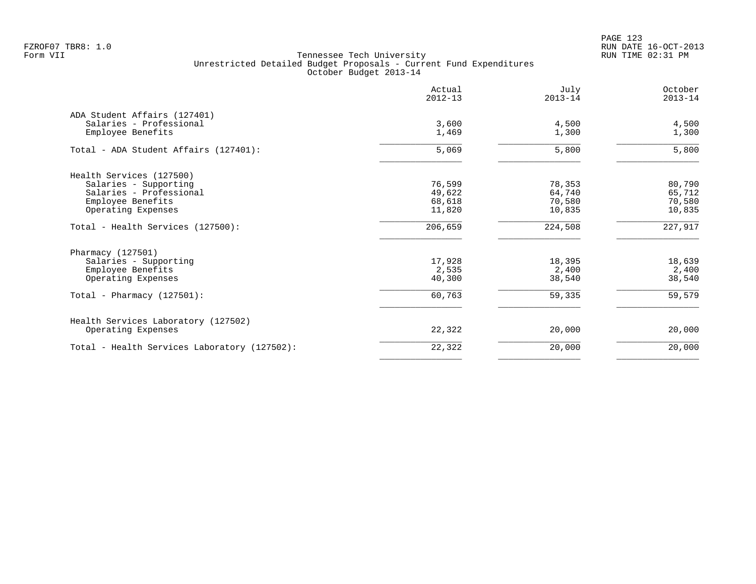Tennessee Tech University
Unrestricted Detailed Budget Proposals - Current Fund Expenditures
October Budget 2013-14

| | Actual 2012-13 | July 2013-14 | October 2013-14 |
|---|---|---|---|
| ADA Student Affairs (127401) | | | |
| Salaries - Professional | 3,600 | 4,500 | 4,500 |
| Employee Benefits | 1,469 | 1,300 | 1,300 |
| Total - ADA Student Affairs (127401): | 5,069 | 5,800 | 5,800 |
| Health Services (127500) | | | |
| Salaries - Supporting | 76,599 | 78,353 | 80,790 |
| Salaries - Professional | 49,622 | 64,740 | 65,712 |
| Employee Benefits | 68,618 | 70,580 | 70,580 |
| Operating Expenses | 11,820 | 10,835 | 10,835 |
| Total - Health Services (127500): | 206,659 | 224,508 | 227,917 |
| Pharmacy (127501) | | | |
| Salaries - Supporting | 17,928 | 18,395 | 18,639 |
| Employee Benefits | 2,535 | 2,400 | 2,400 |
| Operating Expenses | 40,300 | 38,540 | 38,540 |
| Total - Pharmacy (127501): | 60,763 | 59,335 | 59,579 |
| Health Services Laboratory (127502) | | | |
| Operating Expenses | 22,322 | 20,000 | 20,000 |
| Total - Health Services Laboratory (127502): | 22,322 | 20,000 | 20,000 |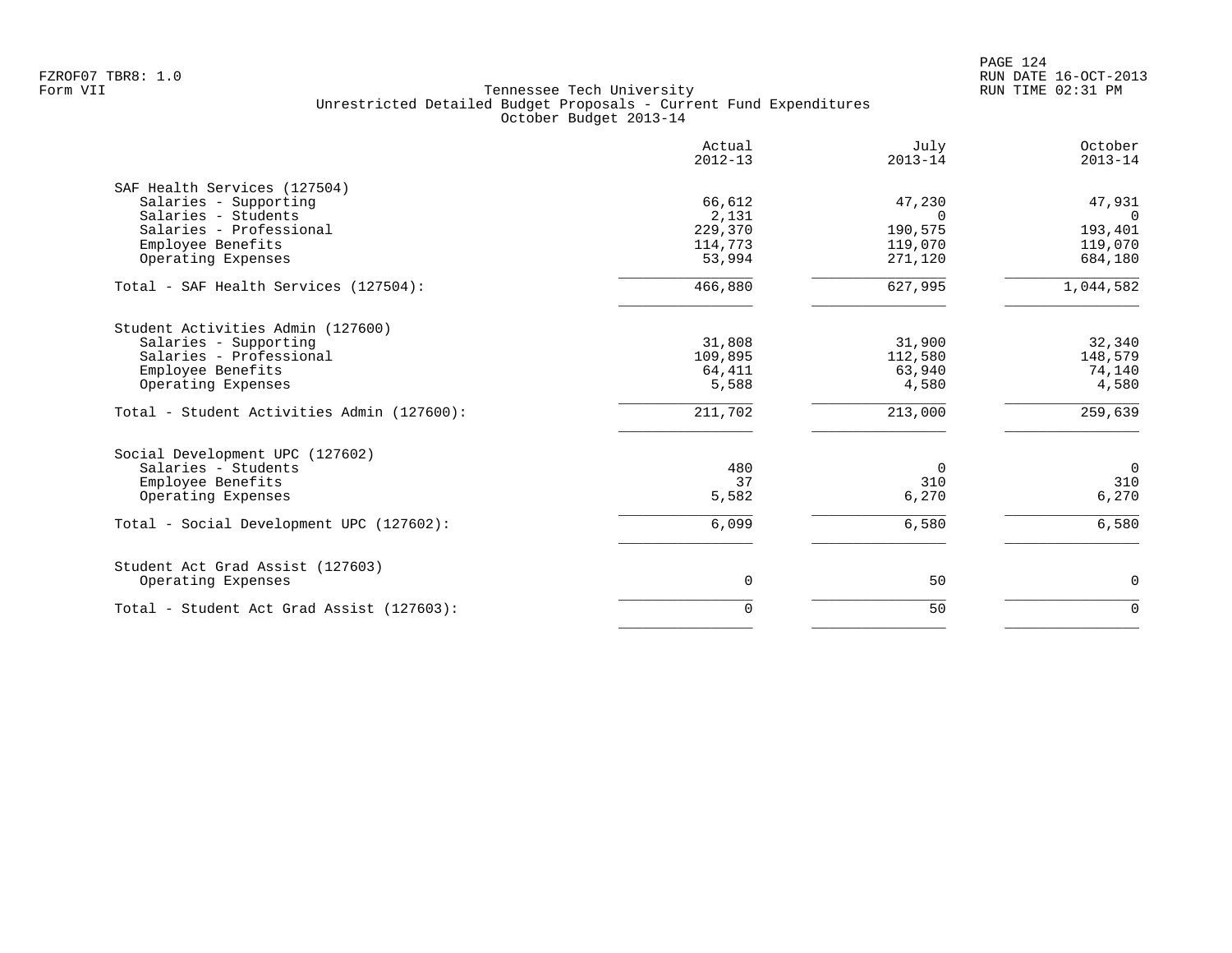FZROF07 TBR8: 1.0
Form VII

Tennessee Tech University
Unrestricted Detailed Budget Proposals - Current Fund Expenditures
October Budget 2013-14

RUN DATE 16-OCT-2013
RUN TIME 02:31 PM

| | Actual 2012-13 | July 2013-14 | October 2013-14 |
|---|---|---|---|
| SAF Health Services (127504) | | | |
| Salaries - Supporting | 66,612 | 47,230 | 47,931 |
| Salaries - Students | 2,131 | 0 | 0 |
| Salaries - Professional | 229,370 | 190,575 | 193,401 |
| Employee Benefits | 114,773 | 119,070 | 119,070 |
| Operating Expenses | 53,994 | 271,120 | 684,180 |
| Total - SAF Health Services (127504): | 466,880 | 627,995 | 1,044,582 |
| Student Activities Admin (127600) | | | |
| Salaries - Supporting | 31,808 | 31,900 | 32,340 |
| Salaries - Professional | 109,895 | 112,580 | 148,579 |
| Employee Benefits | 64,411 | 63,940 | 74,140 |
| Operating Expenses | 5,588 | 4,580 | 4,580 |
| Total - Student Activities Admin (127600): | 211,702 | 213,000 | 259,639 |
| Social Development UPC (127602) | | | |
| Salaries - Students | 480 | 0 | 0 |
| Employee Benefits | 37 | 310 | 310 |
| Operating Expenses | 5,582 | 6,270 | 6,270 |
| Total - Social Development UPC (127602): | 6,099 | 6,580 | 6,580 |
| Student Act Grad Assist (127603) | | | |
| Operating Expenses | 0 | 50 | 0 |
| Total - Student Act Grad Assist (127603): | 0 | 50 | 0 |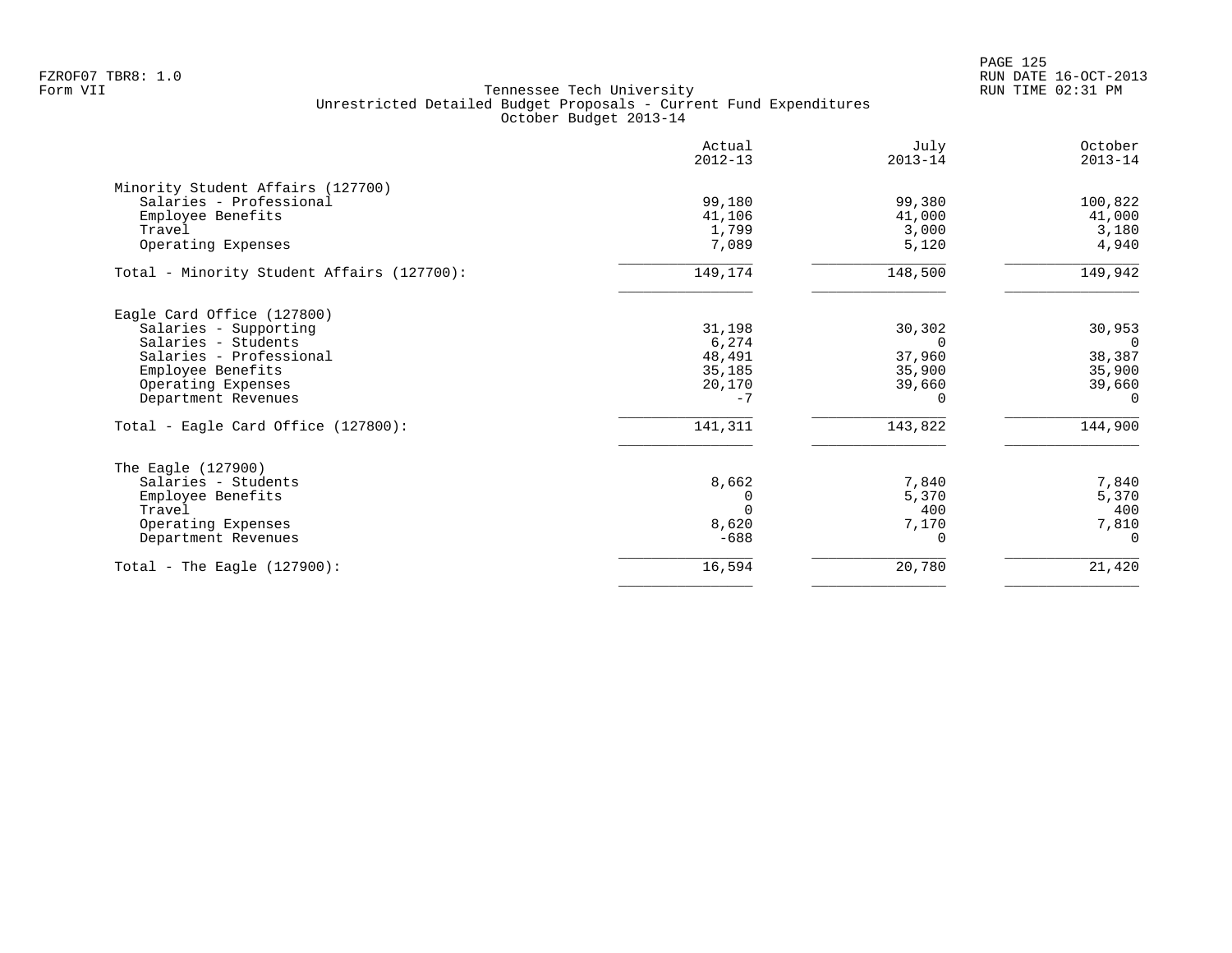Tennessee Tech University
Unrestricted Detailed Budget Proposals - Current Fund Expenditures
October Budget 2013-14

| | Actual 2012-13 | July 2013-14 | October 2013-14 |
|---|---|---|---|
| **Minority Student Affairs (127700)** | | | |
| Salaries - Professional | 99,180 | 99,380 | 100,822 |
| Employee Benefits | 41,106 | 41,000 | 41,000 |
| Travel | 1,799 | 3,000 | 3,180 |
| Operating Expenses | 7,089 | 5,120 | 4,940 |
| Total - Minority Student Affairs (127700): | 149,174 | 148,500 | 149,942 |
| **Eagle Card Office (127800)** | | | |
| Salaries - Supporting | 31,198 | 30,302 | 30,953 |
| Salaries - Students | 6,274 | 0 | 0 |
| Salaries - Professional | 48,491 | 37,960 | 38,387 |
| Employee Benefits | 35,185 | 35,900 | 35,900 |
| Operating Expenses | 20,170 | 39,660 | 39,660 |
| Department Revenues | -7 | 0 | 0 |
| Total - Eagle Card Office (127800): | 141,311 | 143,822 | 144,900 |
| **The Eagle (127900)** | | | |
| Salaries - Students | 8,662 | 7,840 | 7,840 |
| Employee Benefits | 0 | 5,370 | 5,370 |
| Travel | 0 | 400 | 400 |
| Operating Expenses | 8,620 | 7,170 | 7,810 |
| Department Revenues | -688 | 0 | 0 |
| Total - The Eagle (127900): | 16,594 | 20,780 | 21,420 |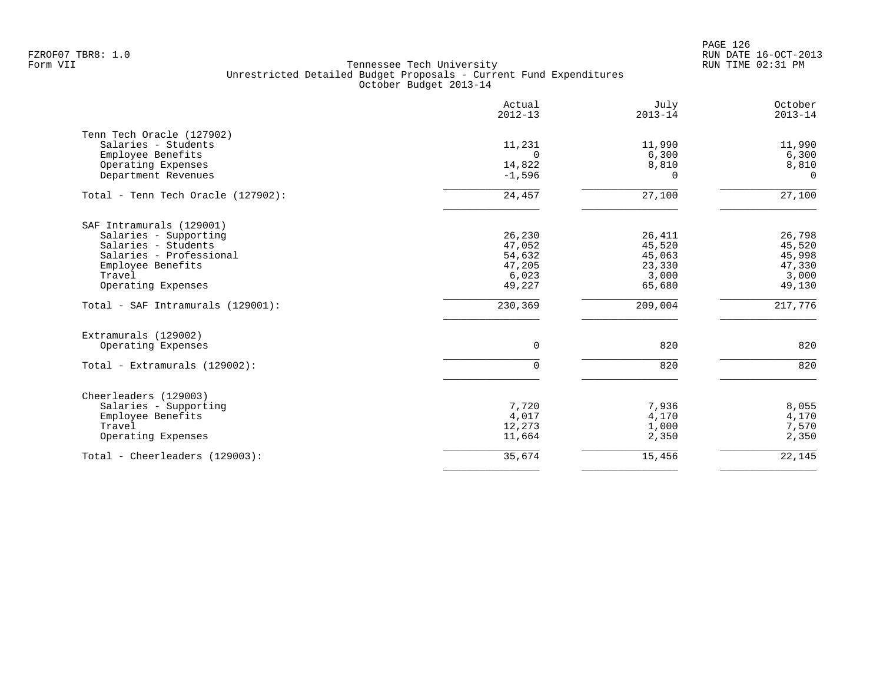Tennessee Tech University
Unrestricted Detailed Budget Proposals - Current Fund Expenditures
October Budget 2013-14

| | Actual 2012-13 | July 2013-14 | October 2013-14 |
|---|---|---|---|
| **Tenn Tech Oracle (127902)** | | | |
| Salaries - Students | 11,231 | 11,990 | 11,990 |
| Employee Benefits | 0 | 6,300 | 6,300 |
| Operating Expenses | 14,822 | 8,810 | 8,810 |
| Department Revenues | -1,596 | 0 | 0 |
| Total - Tenn Tech Oracle (127902): | 24,457 | 27,100 | 27,100 |
| **SAF Intramurals (129001)** | | | |
| Salaries - Supporting | 26,230 | 26,411 | 26,798 |
| Salaries - Students | 47,052 | 45,520 | 45,520 |
| Salaries - Professional | 54,632 | 45,063 | 45,998 |
| Employee Benefits | 47,205 | 23,330 | 47,330 |
| Travel | 6,023 | 3,000 | 3,000 |
| Operating Expenses | 49,227 | 65,680 | 49,130 |
| Total - SAF Intramurals (129001): | 230,369 | 209,004 | 217,776 |
| **Extramurals (129002)** | | | |
| Operating Expenses | 0 | 820 | 820 |
| Total - Extramurals (129002): | 0 | 820 | 820 |
| **Cheerleaders (129003)** | | | |
| Salaries - Supporting | 7,720 | 7,936 | 8,055 |
| Employee Benefits | 4,017 | 4,170 | 4,170 |
| Travel | 12,273 | 1,000 | 7,570 |
| Operating Expenses | 11,664 | 2,350 | 2,350 |
| Total - Cheerleaders (129003): | 35,674 | 15,456 | 22,145 |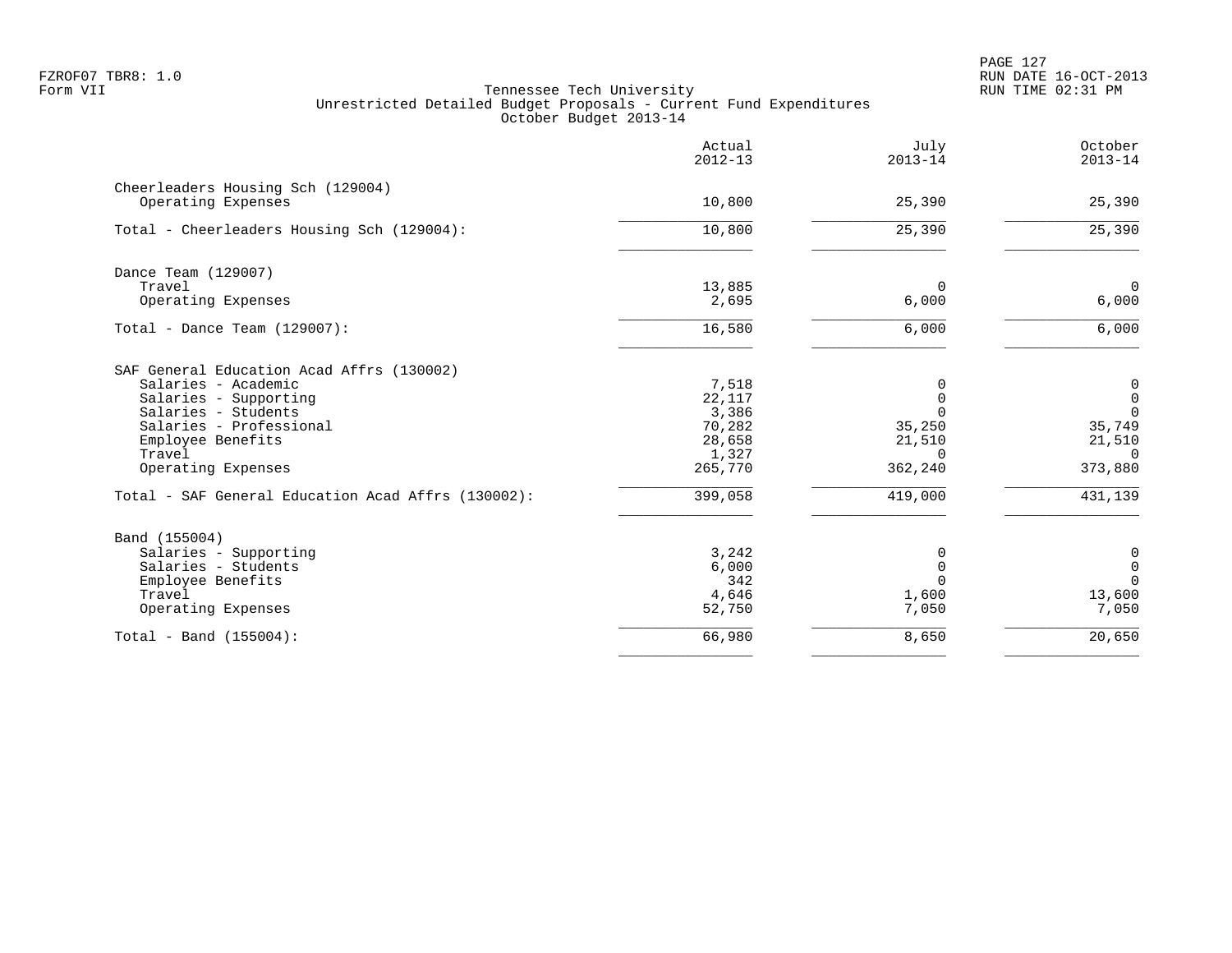Tennessee Tech University
Unrestricted Detailed Budget Proposals - Current Fund Expenditures
October Budget 2013-14

| | Actual 2012-13 | July 2013-14 | October 2013-14 |
|---|---|---|---|
| **Cheerleaders Housing Sch (129004)** | | | |
| Operating Expenses | 10,800 | 25,390 | 25,390 |
| Total - Cheerleaders Housing Sch (129004): | 10,800 | 25,390 | 25,390 |
| **Dance Team (129007)** | | | |
| Travel | 13,885 | 0 | 0 |
| Operating Expenses | 2,695 | 6,000 | 6,000 |
| Total - Dance Team (129007): | 16,580 | 6,000 | 6,000 |
| **SAF General Education Acad Affrs (130002)** | | | |
| Salaries - Academic | 7,518 | 0 | 0 |
| Salaries - Supporting | 22,117 | 0 | 0 |
| Salaries - Students | 3,386 | 0 | 0 |
| Salaries - Professional | 70,282 | 35,250 | 35,749 |
| Employee Benefits | 28,658 | 21,510 | 21,510 |
| Travel | 1,327 | 0 | 0 |
| Operating Expenses | 265,770 | 362,240 | 373,880 |
| Total - SAF General Education Acad Affrs (130002): | 399,058 | 419,000 | 431,139 |
| **Band (155004)** | | | |
| Salaries - Supporting | 3,242 | 0 | 0 |
| Salaries - Students | 6,000 | 0 | 0 |
| Employee Benefits | 342 | 0 | 0 |
| Travel | 4,646 | 1,600 | 13,600 |
| Operating Expenses | 52,750 | 7,050 | 7,050 |
| Total - Band (155004): | 66,980 | 8,650 | 20,650 |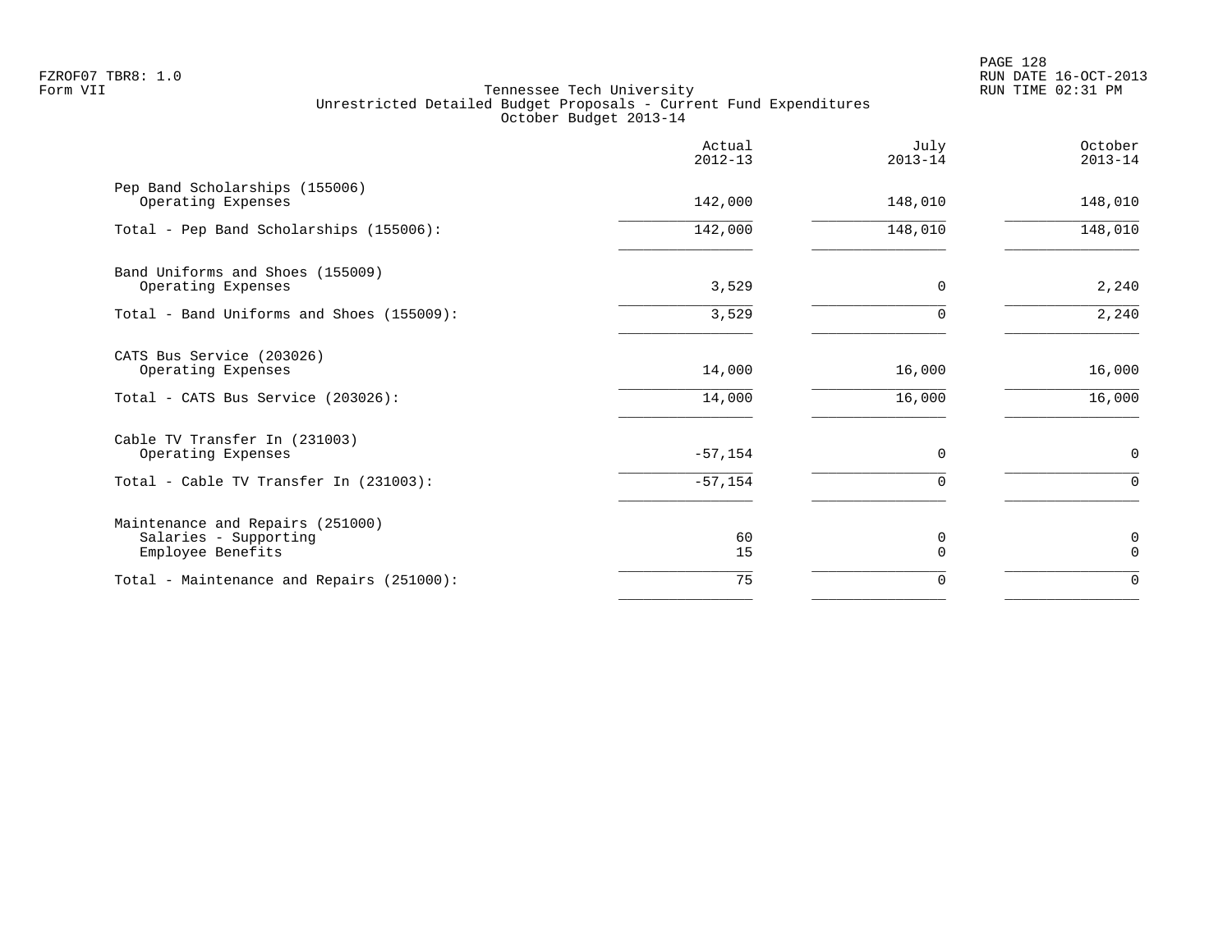FZROF07 TBR8: 1.0
Form VII

Tennessee Tech University
Unrestricted Detailed Budget Proposals - Current Fund Expenditures
October Budget 2013-14

|  | Actual 2012-13 | July 2013-14 | October 2013-14 |
|---|---|---|---|
| **Pep Band Scholarships (155006)** | | | |
| Operating Expenses | 142,000 | 148,010 | 148,010 |
| Total - Pep Band Scholarships (155006): | 142,000 | 148,010 | 148,010 |
| **Band Uniforms and Shoes (155009)** | | | |
| Operating Expenses | 3,529 | 0 | 2,240 |
| Total - Band Uniforms and Shoes (155009): | 3,529 | 0 | 2,240 |
| **CATS Bus Service (203026)** | | | |
| Operating Expenses | 14,000 | 16,000 | 16,000 |
| Total - CATS Bus Service (203026): | 14,000 | 16,000 | 16,000 |
| **Cable TV Transfer In (231003)** | | | |
| Operating Expenses | -57,154 | 0 | 0 |
| Total - Cable TV Transfer In (231003): | -57,154 | 0 | 0 |
| **Maintenance and Repairs (251000)** | | | |
| Salaries - Supporting | 60 | 0 | 0 |
| Employee Benefits | 15 | 0 | 0 |
| Total - Maintenance and Repairs (251000): | 75 | 0 | 0 |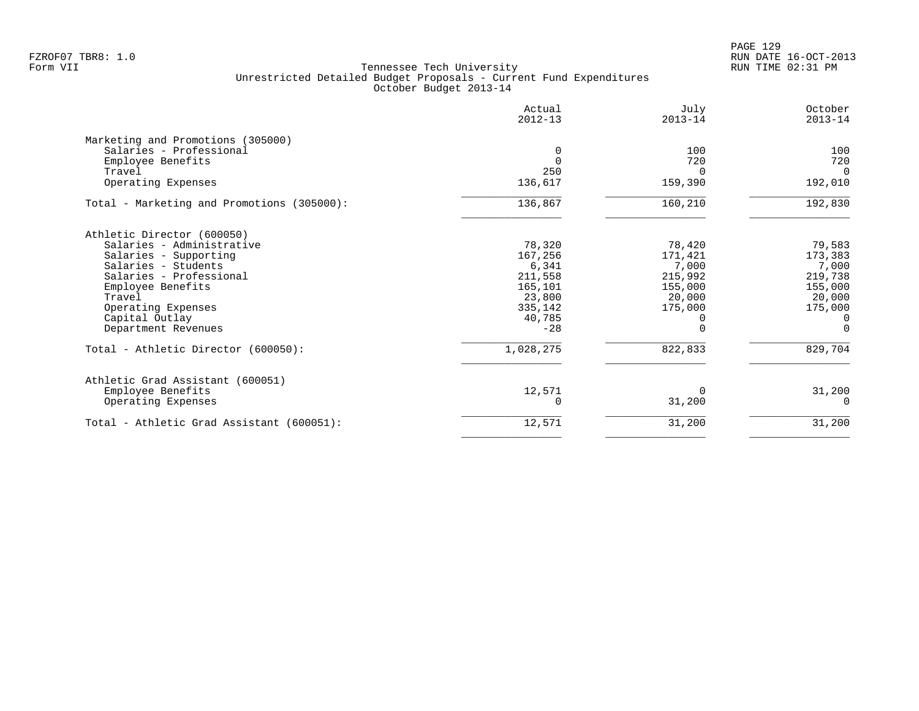Tennessee Tech University
Unrestricted Detailed Budget Proposals - Current Fund Expenditures
October Budget 2013-14

| | Actual 2012-13 | July 2013-14 | October 2013-14 |
|---|---|---|---|
| **Marketing and Promotions (305000)** | | | |
| Salaries - Professional | 0 | 100 | 100 |
| Employee Benefits | 0 | 720 | 720 |
| Travel | 250 | 0 | 0 |
| Operating Expenses | 136,617 | 159,390 | 192,010 |
| Total - Marketing and Promotions (305000): | 136,867 | 160,210 | 192,830 |
| **Athletic Director (600050)** | | | |
| Salaries - Administrative | 78,320 | 78,420 | 79,583 |
| Salaries - Supporting | 167,256 | 171,421 | 173,383 |
| Salaries - Students | 6,341 | 7,000 | 7,000 |
| Salaries - Professional | 211,558 | 215,992 | 219,738 |
| Employee Benefits | 165,101 | 155,000 | 155,000 |
| Travel | 23,800 | 20,000 | 20,000 |
| Operating Expenses | 335,142 | 175,000 | 175,000 |
| Capital Outlay | 40,785 | 0 | 0 |
| Department Revenues | -28 | 0 | 0 |
| Total - Athletic Director (600050): | 1,028,275 | 822,833 | 829,704 |
| **Athletic Grad Assistant (600051)** | | | |
| Employee Benefits | 12,571 | 0 | 31,200 |
| Operating Expenses | 0 | 31,200 | 0 |
| Total - Athletic Grad Assistant (600051): | 12,571 | 31,200 | 31,200 |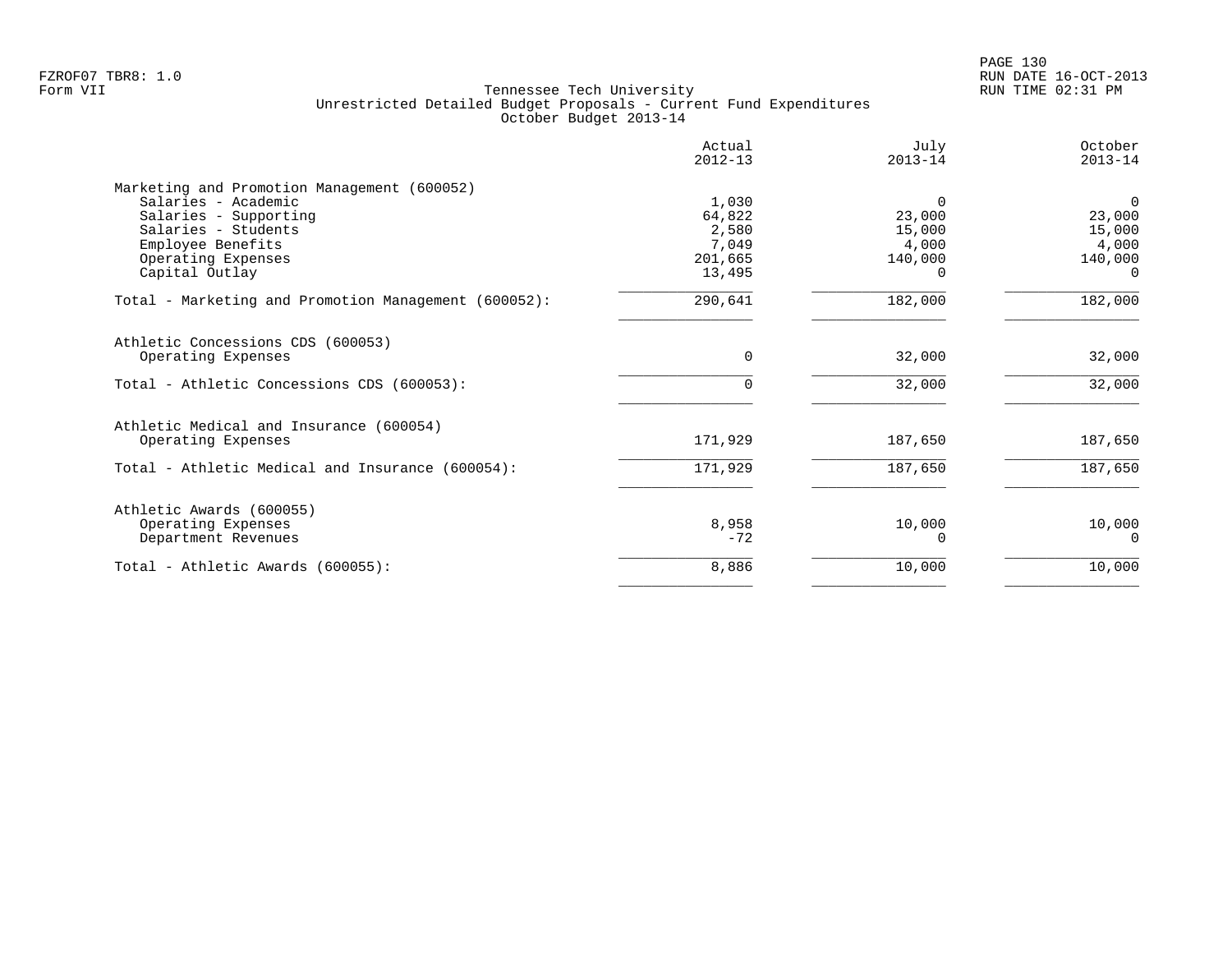Tennessee Tech University
Unrestricted Detailed Budget Proposals - Current Fund Expenditures
October Budget 2013-14

Form VII

| | Actual 2012-13 | July 2013-14 | October 2013-14 |
|---|---|---|---|
| **Marketing and Promotion Management (600052)** | | | |
| Salaries - Academic | 1,030 | 0 | 0 |
| Salaries - Supporting | 64,822 | 23,000 | 23,000 |
| Salaries - Students | 2,580 | 15,000 | 15,000 |
| Employee Benefits | 7,049 | 4,000 | 4,000 |
| Operating Expenses | 201,665 | 140,000 | 140,000 |
| Capital Outlay | 13,495 | 0 | 0 |
| Total - Marketing and Promotion Management (600052): | 290,641 | 182,000 | 182,000 |
| **Athletic Concessions CDS (600053)** | | | |
| Operating Expenses | 0 | 32,000 | 32,000 |
| Total - Athletic Concessions CDS (600053): | 0 | 32,000 | 32,000 |
| **Athletic Medical and Insurance (600054)** | | | |
| Operating Expenses | 171,929 | 187,650 | 187,650 |
| Total - Athletic Medical and Insurance (600054): | 171,929 | 187,650 | 187,650 |
| **Athletic Awards (600055)** | | | |
| Operating Expenses | 8,958 | 10,000 | 10,000 |
| Department Revenues | -72 | 0 | 0 |
| Total - Athletic Awards (600055): | 8,886 | 10,000 | 10,000 |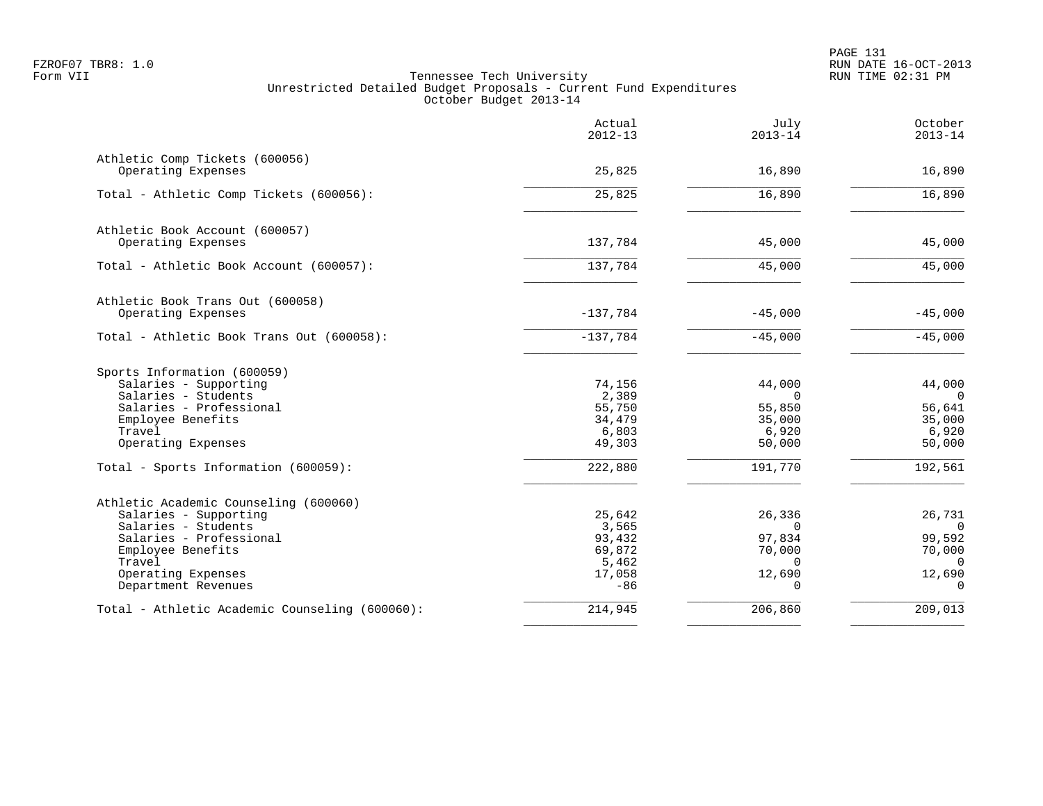FZROF07 TBR8: 1.0
Form VII

Tennessee Tech University
Unrestricted Detailed Budget Proposals - Current Fund Expenditures
October Budget 2013-14

RUN DATE 16-OCT-2013
RUN TIME 02:31 PM

| | Actual 2012-13 | July 2013-14 | October 2013-14 |
|---|---|---|---|
| **Athletic Comp Tickets (600056)** | | | |
| Operating Expenses | 25,825 | 16,890 | 16,890 |
| Total - Athletic Comp Tickets (600056): | 25,825 | 16,890 | 16,890 |
| **Athletic Book Account (600057)** | | | |
| Operating Expenses | 137,784 | 45,000 | 45,000 |
| Total - Athletic Book Account (600057): | 137,784 | 45,000 | 45,000 |
| **Athletic Book Trans Out (600058)** | | | |
| Operating Expenses | -137,784 | -45,000 | -45,000 |
| Total - Athletic Book Trans Out (600058): | -137,784 | -45,000 | -45,000 |
| **Sports Information (600059)** | | | |
| Salaries - Supporting | 74,156 | 44,000 | 44,000 |
| Salaries - Students | 2,389 | 0 | 0 |
| Salaries - Professional | 55,750 | 55,850 | 56,641 |
| Employee Benefits | 34,479 | 35,000 | 35,000 |
| Travel | 6,803 | 6,920 | 6,920 |
| Operating Expenses | 49,303 | 50,000 | 50,000 |
| Total - Sports Information (600059): | 222,880 | 191,770 | 192,561 |
| **Athletic Academic Counseling (600060)** | | | |
| Salaries - Supporting | 25,642 | 26,336 | 26,731 |
| Salaries - Students | 3,565 | 0 | 0 |
| Salaries - Professional | 93,432 | 97,834 | 99,592 |
| Employee Benefits | 69,872 | 70,000 | 70,000 |
| Travel | 5,462 | 0 | 0 |
| Operating Expenses | 17,058 | 12,690 | 12,690 |
| Department Revenues | -86 | 0 | 0 |
| Total - Athletic Academic Counseling (600060): | 214,945 | 206,860 | 209,013 |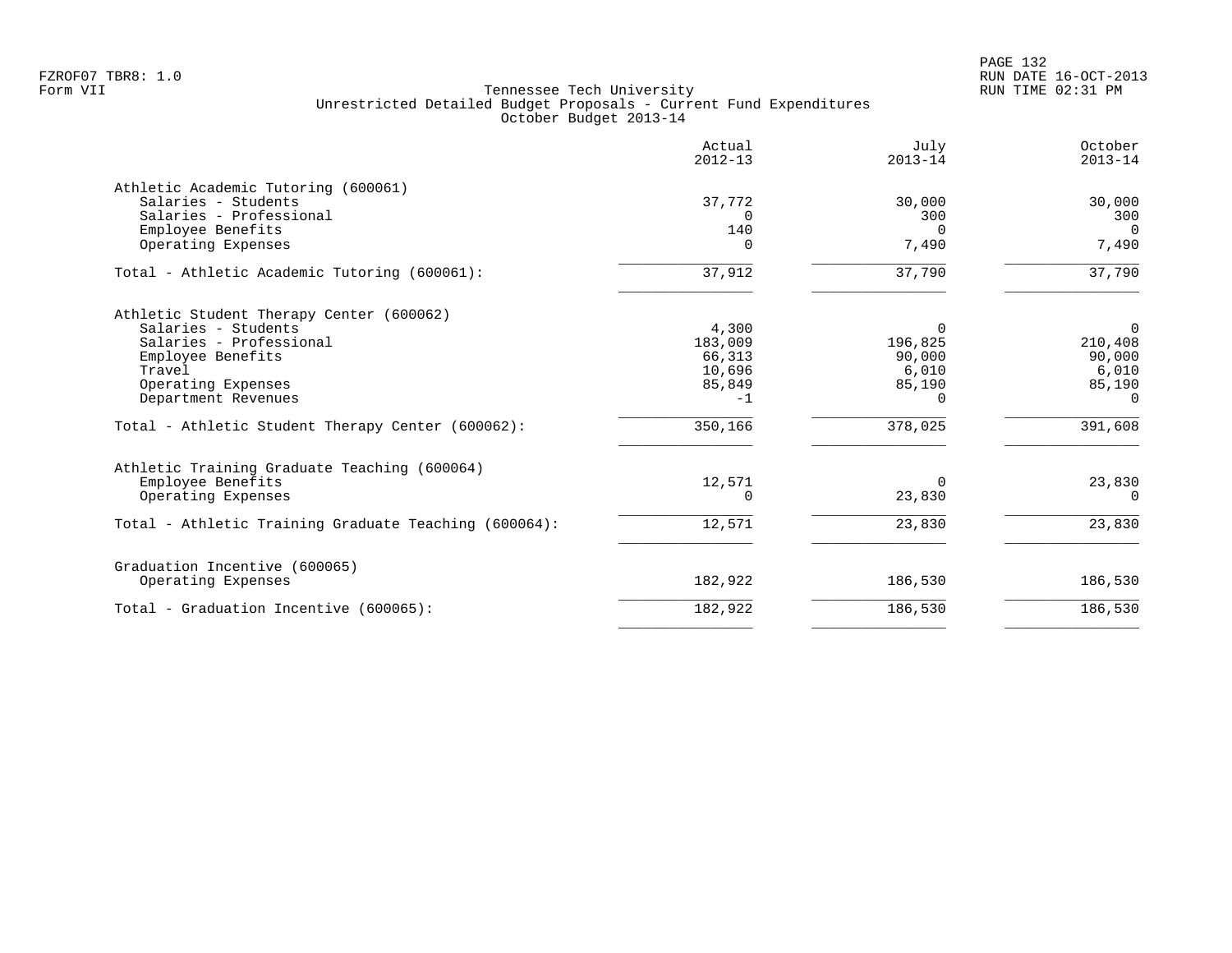Tennessee Tech University
Unrestricted Detailed Budget Proposals - Current Fund Expenditures
October Budget 2013-14

| | Actual 2012-13 | July 2013-14 | October 2013-14 |
|---|---|---|---|
| **Athletic Academic Tutoring (600061)** | | | |
| Salaries - Students | 37,772 | 30,000 | 30,000 |
| Salaries - Professional | 0 | 300 | 300 |
| Employee Benefits | 140 | 0 | 0 |
| Operating Expenses | 0 | 7,490 | 7,490 |
| Total - Athletic Academic Tutoring (600061): | 37,912 | 37,790 | 37,790 |
| **Athletic Student Therapy Center (600062)** | | | |
| Salaries - Students | 4,300 | 0 | 0 |
| Salaries - Professional | 183,009 | 196,825 | 210,408 |
| Employee Benefits | 66,313 | 90,000 | 90,000 |
| Travel | 10,696 | 6,010 | 6,010 |
| Operating Expenses | 85,849 | 85,190 | 85,190 |
| Department Revenues | -1 | 0 | 0 |
| Total - Athletic Student Therapy Center (600062): | 350,166 | 378,025 | 391,608 |
| **Athletic Training Graduate Teaching (600064)** | | | |
| Employee Benefits | 12,571 | 0 | 23,830 |
| Operating Expenses | 0 | 23,830 | 0 |
| Total - Athletic Training Graduate Teaching (600064): | 12,571 | 23,830 | 23,830 |
| **Graduation Incentive (600065)** | | | |
| Operating Expenses | 182,922 | 186,530 | 186,530 |
| Total - Graduation Incentive (600065): | 182,922 | 186,530 | 186,530 |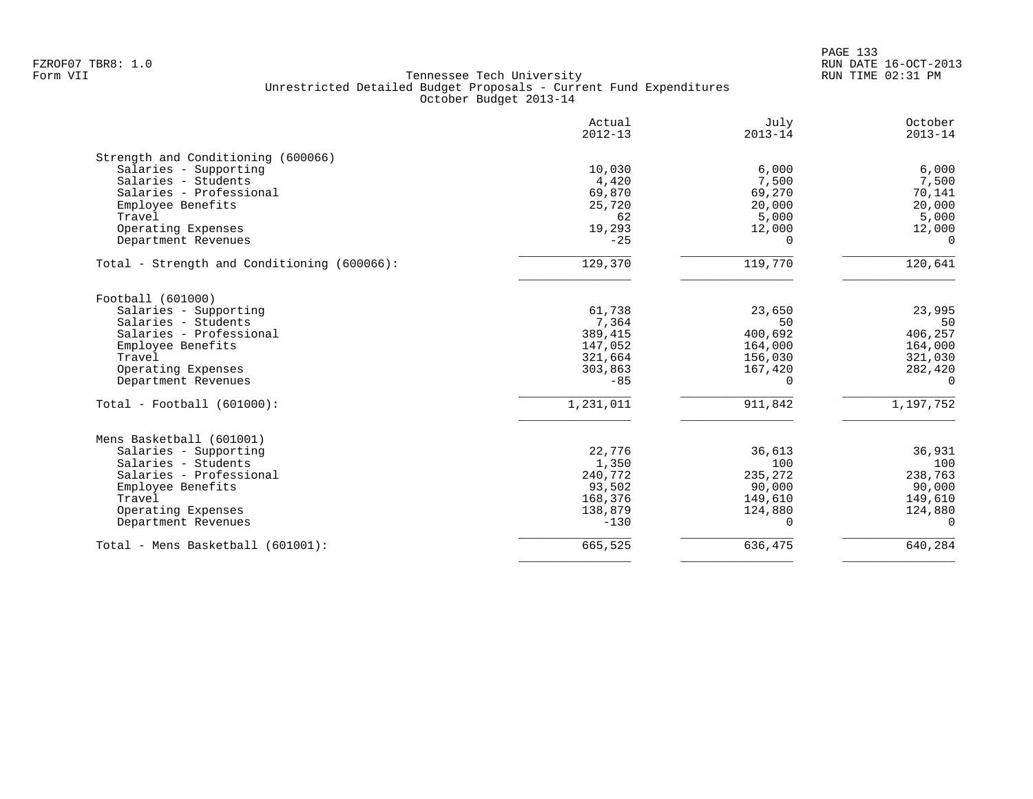Tennessee Tech University
Unrestricted Detailed Budget Proposals - Current Fund Expenditures
October Budget 2013-14

| | Actual 2012-13 | July 2013-14 | October 2013-14 |
|---|---|---|---|
| **Strength and Conditioning (600066)** | | | |
| Salaries - Supporting | 10,030 | 6,000 | 6,000 |
| Salaries - Students | 4,420 | 7,500 | 7,500 |
| Salaries - Professional | 69,870 | 69,270 | 70,141 |
| Employee Benefits | 25,720 | 20,000 | 20,000 |
| Travel | 62 | 5,000 | 5,000 |
| Operating Expenses | 19,293 | 12,000 | 12,000 |
| Department Revenues | -25 | 0 | 0 |
| Total - Strength and Conditioning (600066): | 129,370 | 119,770 | 120,641 |
| **Football (601000)** | | | |
| Salaries - Supporting | 61,738 | 23,650 | 23,995 |
| Salaries - Students | 7,364 | 50 | 50 |
| Salaries - Professional | 389,415 | 400,692 | 406,257 |
| Employee Benefits | 147,052 | 164,000 | 164,000 |
| Travel | 321,664 | 156,030 | 321,030 |
| Operating Expenses | 303,863 | 167,420 | 282,420 |
| Department Revenues | -85 | 0 | 0 |
| Total - Football (601000): | 1,231,011 | 911,842 | 1,197,752 |
| **Mens Basketball (601001)** | | | |
| Salaries - Supporting | 22,776 | 36,613 | 36,931 |
| Salaries - Students | 1,350 | 100 | 100 |
| Salaries - Professional | 240,772 | 235,272 | 238,763 |
| Employee Benefits | 93,502 | 90,000 | 90,000 |
| Travel | 168,376 | 149,610 | 149,610 |
| Operating Expenses | 138,879 | 124,880 | 124,880 |
| Department Revenues | -130 | 0 | 0 |
| Total - Mens Basketball (601001): | 665,525 | 636,475 | 640,284 |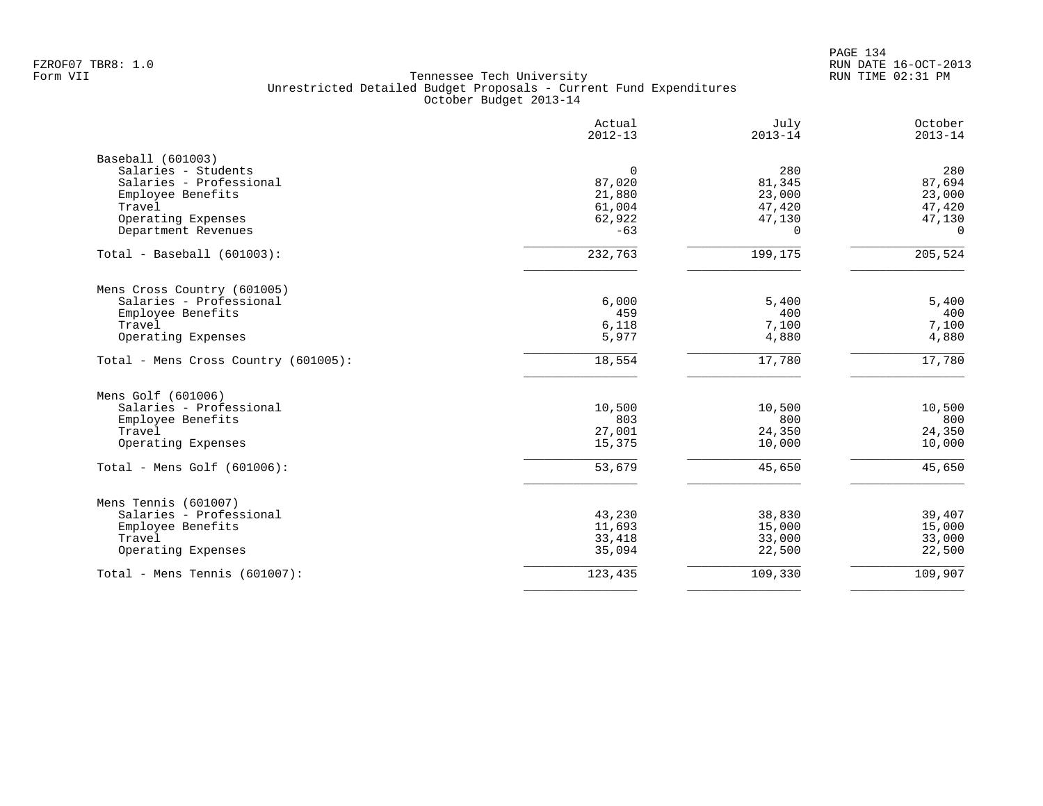FZROF07 TBR8: 1.0
Form VII

Tennessee Tech University
Unrestricted Detailed Budget Proposals - Current Fund Expenditures
October Budget 2013-14

RUN DATE 16-OCT-2013
RUN TIME 02:31 PM

| | Actual 2012-13 | July 2013-14 | October 2013-14 |
|---|---|---|---|
| **Baseball (601003)** | | | |
| Salaries - Students | 0 | 280 | 280 |
| Salaries - Professional | 87,020 | 81,345 | 87,694 |
| Employee Benefits | 21,880 | 23,000 | 23,000 |
| Travel | 61,004 | 47,420 | 47,420 |
| Operating Expenses | 62,922 | 47,130 | 47,130 |
| Department Revenues | -63 | 0 | 0 |
| Total - Baseball (601003): | 232,763 | 199,175 | 205,524 |
| **Mens Cross Country (601005)** | | | |
| Salaries - Professional | 6,000 | 5,400 | 5,400 |
| Employee Benefits | 459 | 400 | 400 |
| Travel | 6,118 | 7,100 | 7,100 |
| Operating Expenses | 5,977 | 4,880 | 4,880 |
| Total - Mens Cross Country (601005): | 18,554 | 17,780 | 17,780 |
| **Mens Golf (601006)** | | | |
| Salaries - Professional | 10,500 | 10,500 | 10,500 |
| Employee Benefits | 803 | 800 | 800 |
| Travel | 27,001 | 24,350 | 24,350 |
| Operating Expenses | 15,375 | 10,000 | 10,000 |
| Total - Mens Golf (601006): | 53,679 | 45,650 | 45,650 |
| **Mens Tennis (601007)** | | | |
| Salaries - Professional | 43,230 | 38,830 | 39,407 |
| Employee Benefits | 11,693 | 15,000 | 15,000 |
| Travel | 33,418 | 33,000 | 33,000 |
| Operating Expenses | 35,094 | 22,500 | 22,500 |
| Total - Mens Tennis (601007): | 123,435 | 109,330 | 109,907 |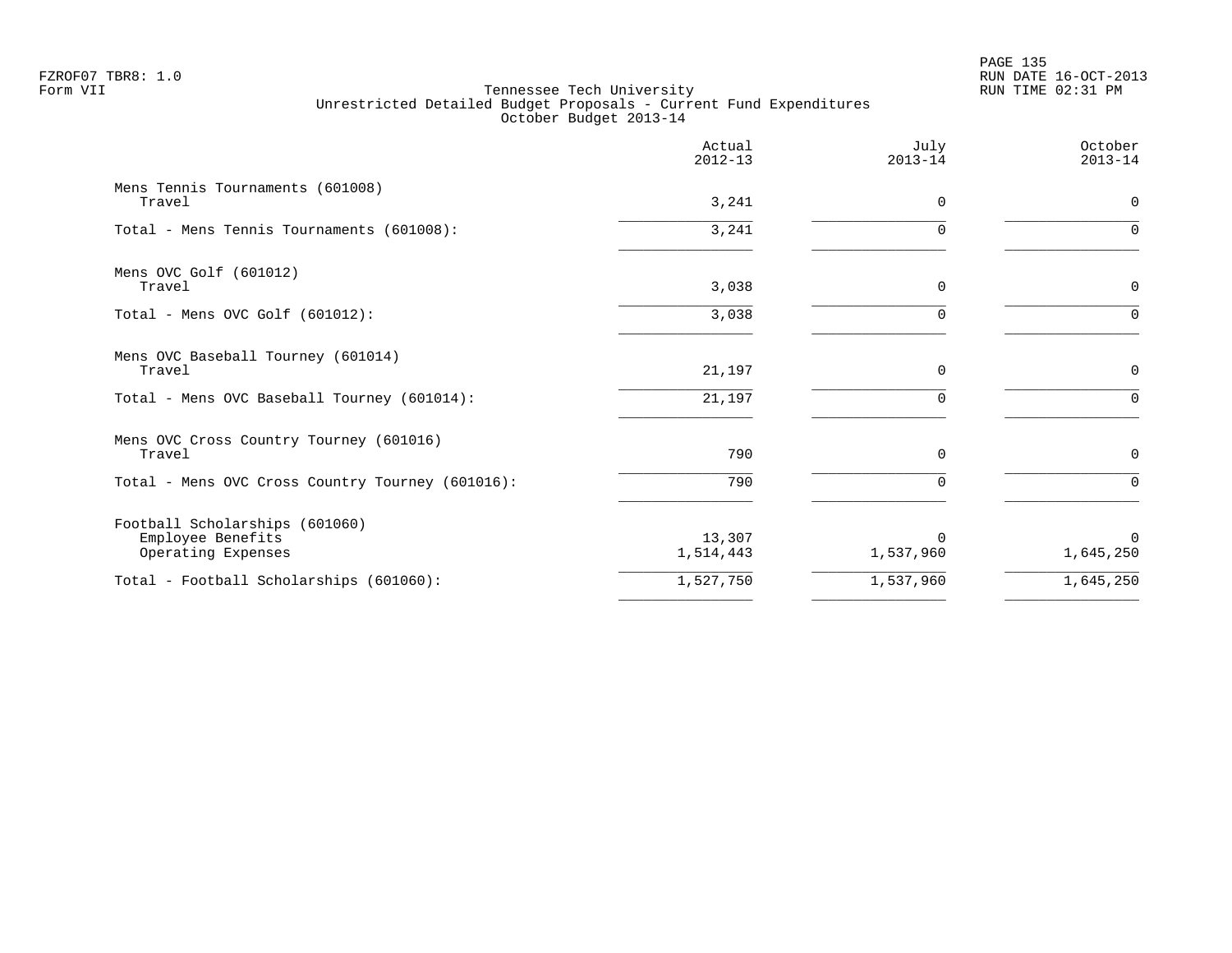FZROF07 TBR8: 1.0
Form VII

# Tennessee Tech University
## Unrestricted Detailed Budget Proposals - Current Fund Expenditures
### October Budget 2013-14

| | Actual 2012-13 | July 2013-14 | October 2013-14 |
|---|---|---|---|
| **Mens Tennis Tournaments (601008)** | | | |
| Travel | 3,241 | 0 | 0 |
| Total - Mens Tennis Tournaments (601008): | 3,241 | 0 | 0 |
| **Mens OVC Golf (601012)** | | | |
| Travel | 3,038 | 0 | 0 |
| Total - Mens OVC Golf (601012): | 3,038 | 0 | 0 |
| **Mens OVC Baseball Tourney (601014)** | | | |
| Travel | 21,197 | 0 | 0 |
| Total - Mens OVC Baseball Tourney (601014): | 21,197 | 0 | 0 |
| **Mens OVC Cross Country Tourney (601016)** | | | |
| Travel | 790 | 0 | 0 |
| Total - Mens OVC Cross Country Tourney (601016): | 790 | 0 | 0 |
| **Football Scholarships (601060)** | | | |
| Employee Benefits | 13,307 | 0 | 0 |
| Operating Expenses | 1,514,443 | 1,537,960 | 1,645,250 |
| Total - Football Scholarships (601060): | 1,527,750 | 1,537,960 | 1,645,250 |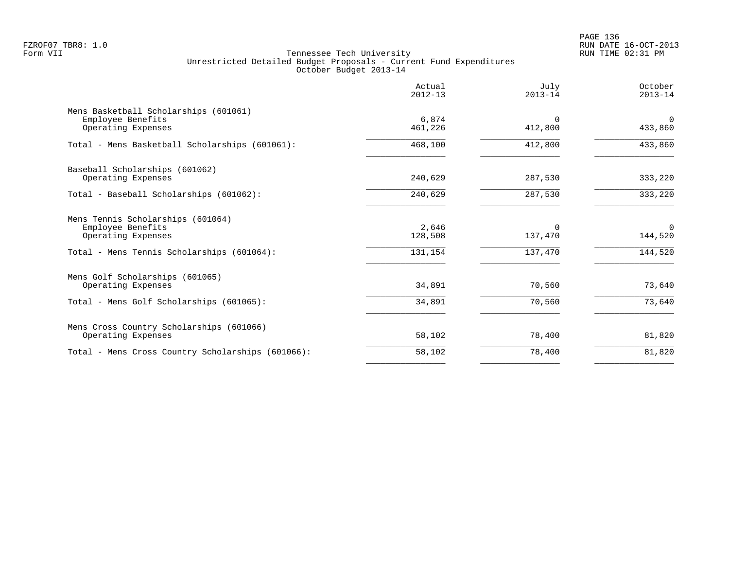Tennessee Tech University
Unrestricted Detailed Budget Proposals - Current Fund Expenditures
October Budget 2013-14

| | Actual 2012-13 | July 2013-14 | October 2013-14 |
|---|---|---|---|
| **Mens Basketball Scholarships (601061)** | | | |
| Employee Benefits | 6,874 | 0 | 0 |
| Operating Expenses | 461,226 | 412,800 | 433,860 |
| Total - Mens Basketball Scholarships (601061): | 468,100 | 412,800 | 433,860 |
| **Baseball Scholarships (601062)** | | | |
| Operating Expenses | 240,629 | 287,530 | 333,220 |
| Total - Baseball Scholarships (601062): | 240,629 | 287,530 | 333,220 |
| **Mens Tennis Scholarships (601064)** | | | |
| Employee Benefits | 2,646 | 0 | 0 |
| Operating Expenses | 128,508 | 137,470 | 144,520 |
| Total - Mens Tennis Scholarships (601064): | 131,154 | 137,470 | 144,520 |
| **Mens Golf Scholarships (601065)** | | | |
| Operating Expenses | 34,891 | 70,560 | 73,640 |
| Total - Mens Golf Scholarships (601065): | 34,891 | 70,560 | 73,640 |
| **Mens Cross Country Scholarships (601066)** | | | |
| Operating Expenses | 58,102 | 78,400 | 81,820 |
| Total - Mens Cross Country Scholarships (601066): | 58,102 | 78,400 | 81,820 |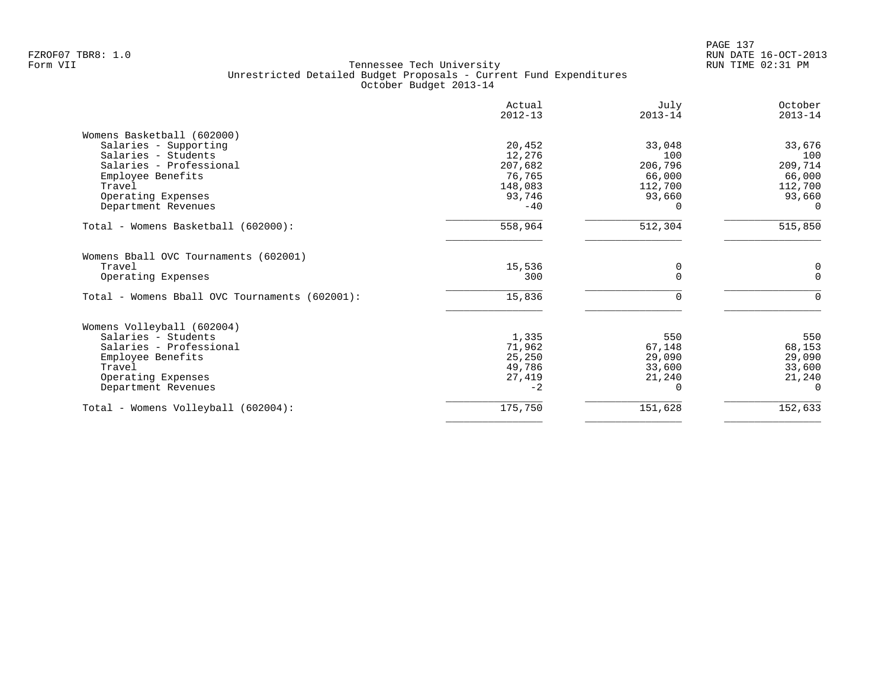Tennessee Tech University
Unrestricted Detailed Budget Proposals - Current Fund Expenditures
October Budget 2013-14

| | Actual 2012-13 | July 2013-14 | October 2013-14 |
|---|---|---|---|
| **Womens Basketball (602000)** | | | |
| Salaries - Supporting | 20,452 | 33,048 | 33,676 |
| Salaries - Students | 12,276 | 100 | 100 |
| Salaries - Professional | 207,682 | 206,796 | 209,714 |
| Employee Benefits | 76,765 | 66,000 | 66,000 |
| Travel | 148,083 | 112,700 | 112,700 |
| Operating Expenses | 93,746 | 93,660 | 93,660 |
| Department Revenues | -40 | 0 | 0 |
| Total - Womens Basketball (602000): | 558,964 | 512,304 | 515,850 |
| **Womens Bball OVC Tournaments (602001)** | | | |
| Travel | 15,536 | 0 | 0 |
| Operating Expenses | 300 | 0 | 0 |
| Total - Womens Bball OVC Tournaments (602001): | 15,836 | 0 | 0 |
| **Womens Volleyball (602004)** | | | |
| Salaries - Students | 1,335 | 550 | 550 |
| Salaries - Professional | 71,962 | 67,148 | 68,153 |
| Employee Benefits | 25,250 | 29,090 | 29,090 |
| Travel | 49,786 | 33,600 | 33,600 |
| Operating Expenses | 27,419 | 21,240 | 21,240 |
| Department Revenues | -2 | 0 | 0 |
| Total - Womens Volleyball (602004): | 175,750 | 151,628 | 152,633 |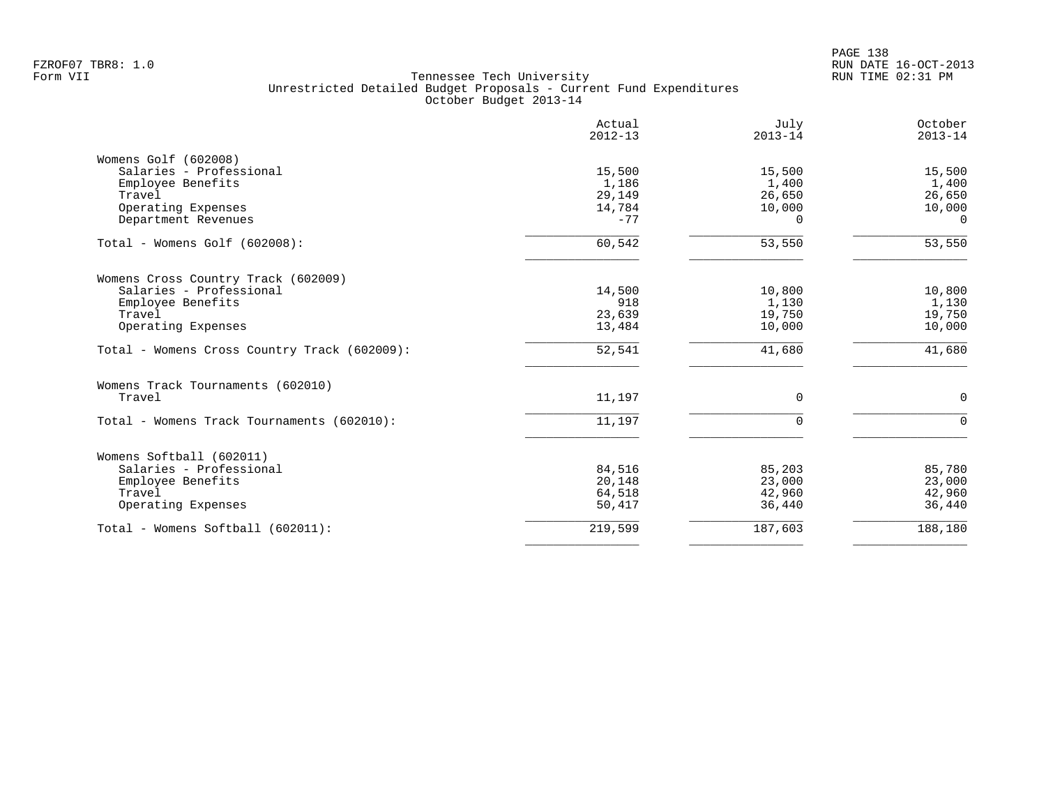Tennessee Tech University
Unrestricted Detailed Budget Proposals - Current Fund Expenditures
October Budget 2013-14

| | Actual 2012-13 | July 2013-14 | October 2013-14 |
|---|---|---|---|
| **Womens Golf (602008)** | | | |
| Salaries - Professional | 15,500 | 15,500 | 15,500 |
| Employee Benefits | 1,186 | 1,400 | 1,400 |
| Travel | 29,149 | 26,650 | 26,650 |
| Operating Expenses | 14,784 | 10,000 | 10,000 |
| Department Revenues | -77 | 0 | 0 |
| Total - Womens Golf (602008): | 60,542 | 53,550 | 53,550 |
| **Womens Cross Country Track (602009)** | | | |
| Salaries - Professional | 14,500 | 10,800 | 10,800 |
| Employee Benefits | 918 | 1,130 | 1,130 |
| Travel | 23,639 | 19,750 | 19,750 |
| Operating Expenses | 13,484 | 10,000 | 10,000 |
| Total - Womens Cross Country Track (602009): | 52,541 | 41,680 | 41,680 |
| **Womens Track Tournaments (602010)** | | | |
| Travel | 11,197 | 0 | 0 |
| Total - Womens Track Tournaments (602010): | 11,197 | 0 | 0 |
| **Womens Softball (602011)** | | | |
| Salaries - Professional | 84,516 | 85,203 | 85,780 |
| Employee Benefits | 20,148 | 23,000 | 23,000 |
| Travel | 64,518 | 42,960 | 42,960 |
| Operating Expenses | 50,417 | 36,440 | 36,440 |
| Total - Womens Softball (602011): | 219,599 | 187,603 | 188,180 |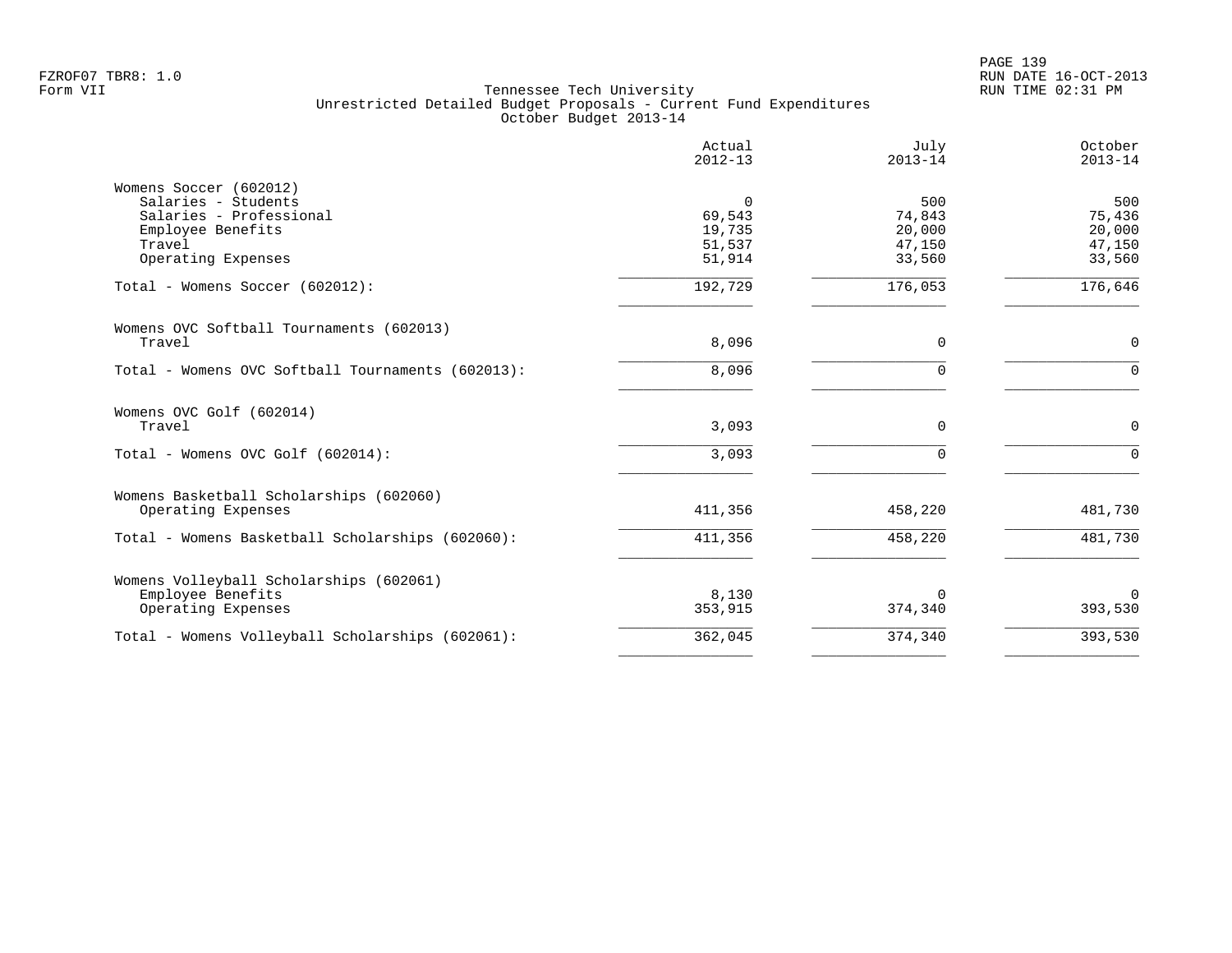Tennessee Tech University
Unrestricted Detailed Budget Proposals - Current Fund Expenditures
October Budget 2013-14

| | Actual 2012-13 | July 2013-14 | October 2013-14 |
|---|---|---|---|
| **Womens Soccer (602012)** | | | |
| Salaries - Students | 0 | 500 | 500 |
| Salaries - Professional | 69,543 | 74,843 | 75,436 |
| Employee Benefits | 19,735 | 20,000 | 20,000 |
| Travel | 51,537 | 47,150 | 47,150 |
| Operating Expenses | 51,914 | 33,560 | 33,560 |
| Total - Womens Soccer (602012): | 192,729 | 176,053 | 176,646 |
| **Womens OVC Softball Tournaments (602013)** | | | |
| Travel | 8,096 | 0 | 0 |
| Total - Womens OVC Softball Tournaments (602013): | 8,096 | 0 | 0 |
| **Womens OVC Golf (602014)** | | | |
| Travel | 3,093 | 0 | 0 |
| Total - Womens OVC Golf (602014): | 3,093 | 0 | 0 |
| **Womens Basketball Scholarships (602060)** | | | |
| Operating Expenses | 411,356 | 458,220 | 481,730 |
| Total - Womens Basketball Scholarships (602060): | 411,356 | 458,220 | 481,730 |
| **Womens Volleyball Scholarships (602061)** | | | |
| Employee Benefits | 8,130 | 0 | 0 |
| Operating Expenses | 353,915 | 374,340 | 393,530 |
| Total - Womens Volleyball Scholarships (602061): | 362,045 | 374,340 | 393,530 |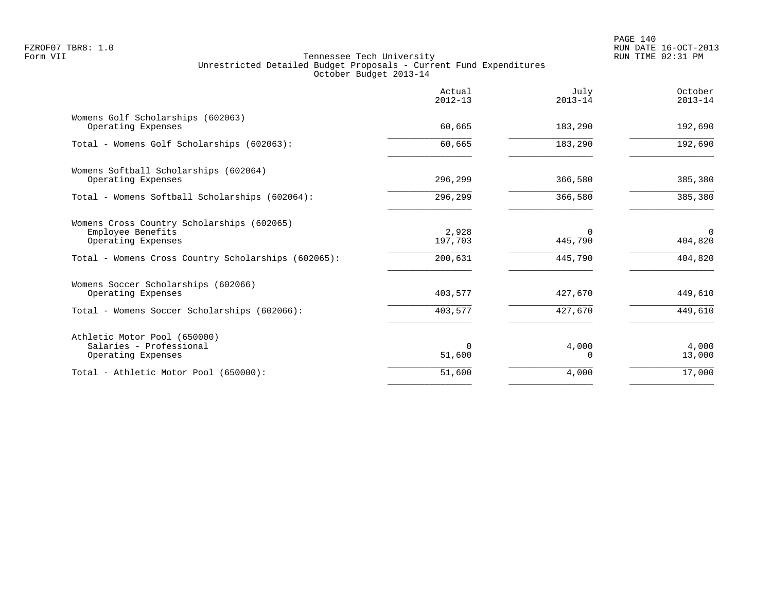Tennessee Tech University
Unrestricted Detailed Budget Proposals - Current Fund Expenditures
October Budget 2013-14

| | Actual 2012-13 | July 2013-14 | October 2013-14 |
|---|---|---|---|
| **Womens Golf Scholarships (602063)** | | | |
| Operating Expenses | 60,665 | 183,290 | 192,690 |
| Total - Womens Golf Scholarships (602063): | 60,665 | 183,290 | 192,690 |
| **Womens Softball Scholarships (602064)** | | | |
| Operating Expenses | 296,299 | 366,580 | 385,380 |
| Total - Womens Softball Scholarships (602064): | 296,299 | 366,580 | 385,380 |
| **Womens Cross Country Scholarships (602065)** | | | |
| Employee Benefits | 2,928 | 0 | 0 |
| Operating Expenses | 197,703 | 445,790 | 404,820 |
| Total - Womens Cross Country Scholarships (602065): | 200,631 | 445,790 | 404,820 |
| **Womens Soccer Scholarships (602066)** | | | |
| Operating Expenses | 403,577 | 427,670 | 449,610 |
| Total - Womens Soccer Scholarships (602066): | 403,577 | 427,670 | 449,610 |
| **Athletic Motor Pool (650000)** | | | |
| Salaries - Professional | 0 | 4,000 | 4,000 |
| Operating Expenses | 51,600 | 0 | 13,000 |
| Total - Athletic Motor Pool (650000): | 51,600 | 4,000 | 17,000 |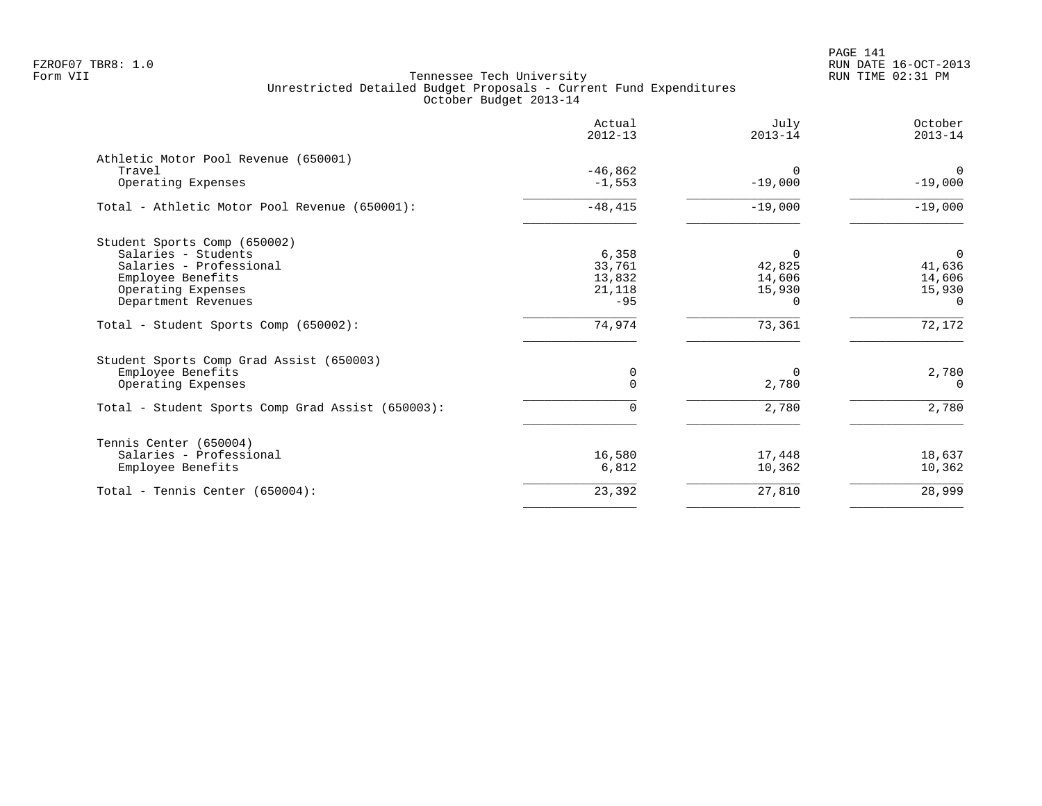FZROF07 TBR8: 1.0
Form VII

Tennessee Tech University
Unrestricted Detailed Budget Proposals - Current Fund Expenditures
October Budget 2013-14

RUN DATE 16-OCT-2013
RUN TIME 02:31 PM

| | Actual 2012-13 | July 2013-14 | October 2013-14 |
|---|---|---|---|
| **Athletic Motor Pool Revenue (650001)** | | | |
| Travel | -46,862 | 0 | 0 |
| Operating Expenses | -1,553 | -19,000 | -19,000 |
| Total - Athletic Motor Pool Revenue (650001): | -48,415 | -19,000 | -19,000 |
| **Student Sports Comp (650002)** | | | |
| Salaries - Students | 6,358 | 0 | 0 |
| Salaries - Professional | 33,761 | 42,825 | 41,636 |
| Employee Benefits | 13,832 | 14,606 | 14,606 |
| Operating Expenses | 21,118 | 15,930 | 15,930 |
| Department Revenues | -95 | 0 | 0 |
| Total - Student Sports Comp (650002): | 74,974 | 73,361 | 72,172 |
| **Student Sports Comp Grad Assist (650003)** | | | |
| Employee Benefits | 0 | 0 | 2,780 |
| Operating Expenses | 0 | 2,780 | 0 |
| Total - Student Sports Comp Grad Assist (650003): | 0 | 2,780 | 2,780 |
| **Tennis Center (650004)** | | | |
| Salaries - Professional | 16,580 | 17,448 | 18,637 |
| Employee Benefits | 6,812 | 10,362 | 10,362 |
| Total - Tennis Center (650004): | 23,392 | 27,810 | 28,999 |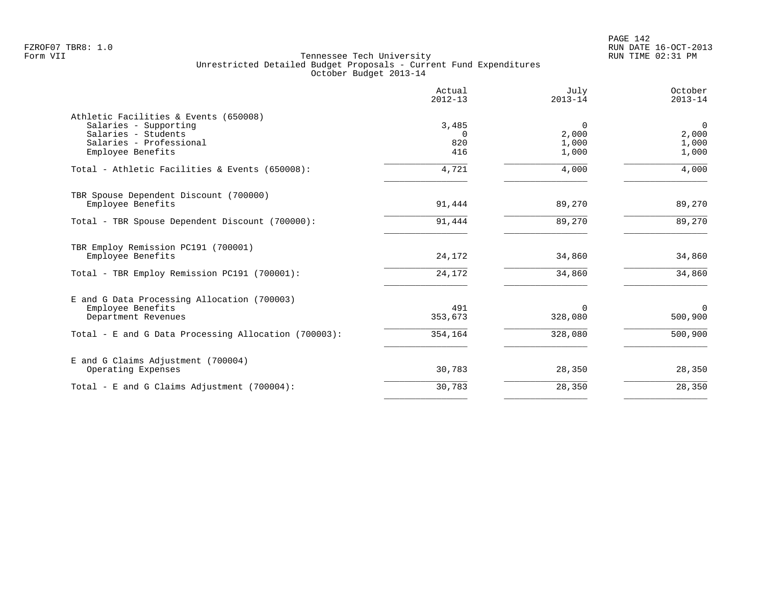Tennessee Tech University
Unrestricted Detailed Budget Proposals - Current Fund Expenditures
October Budget 2013-14

| | Actual 2012-13 | July 2013-14 | October 2013-14 |
|---|---|---|---|
| Athletic Facilities & Events (650008) | | | |
| Salaries - Supporting | 3,485 | 0 | 0 |
| Salaries - Students | 0 | 2,000 | 2,000 |
| Salaries - Professional | 820 | 1,000 | 1,000 |
| Employee Benefits | 416 | 1,000 | 1,000 |
| Total - Athletic Facilities & Events (650008): | 4,721 | 4,000 | 4,000 |
| TBR Spouse Dependent Discount (700000) | | | |
| Employee Benefits | 91,444 | 89,270 | 89,270 |
| Total - TBR Spouse Dependent Discount (700000): | 91,444 | 89,270 | 89,270 |
| TBR Employ Remission PC191 (700001) | | | |
| Employee Benefits | 24,172 | 34,860 | 34,860 |
| Total - TBR Employ Remission PC191 (700001): | 24,172 | 34,860 | 34,860 |
| E and G Data Processing Allocation (700003) | | | |
| Employee Benefits | 491 | 0 | 0 |
| Department Revenues | 353,673 | 328,080 | 500,900 |
| Total - E and G Data Processing Allocation (700003): | 354,164 | 328,080 | 500,900 |
| E and G Claims Adjustment (700004) | | | |
| Operating Expenses | 30,783 | 28,350 | 28,350 |
| Total - E and G Claims Adjustment (700004): | 30,783 | 28,350 | 28,350 |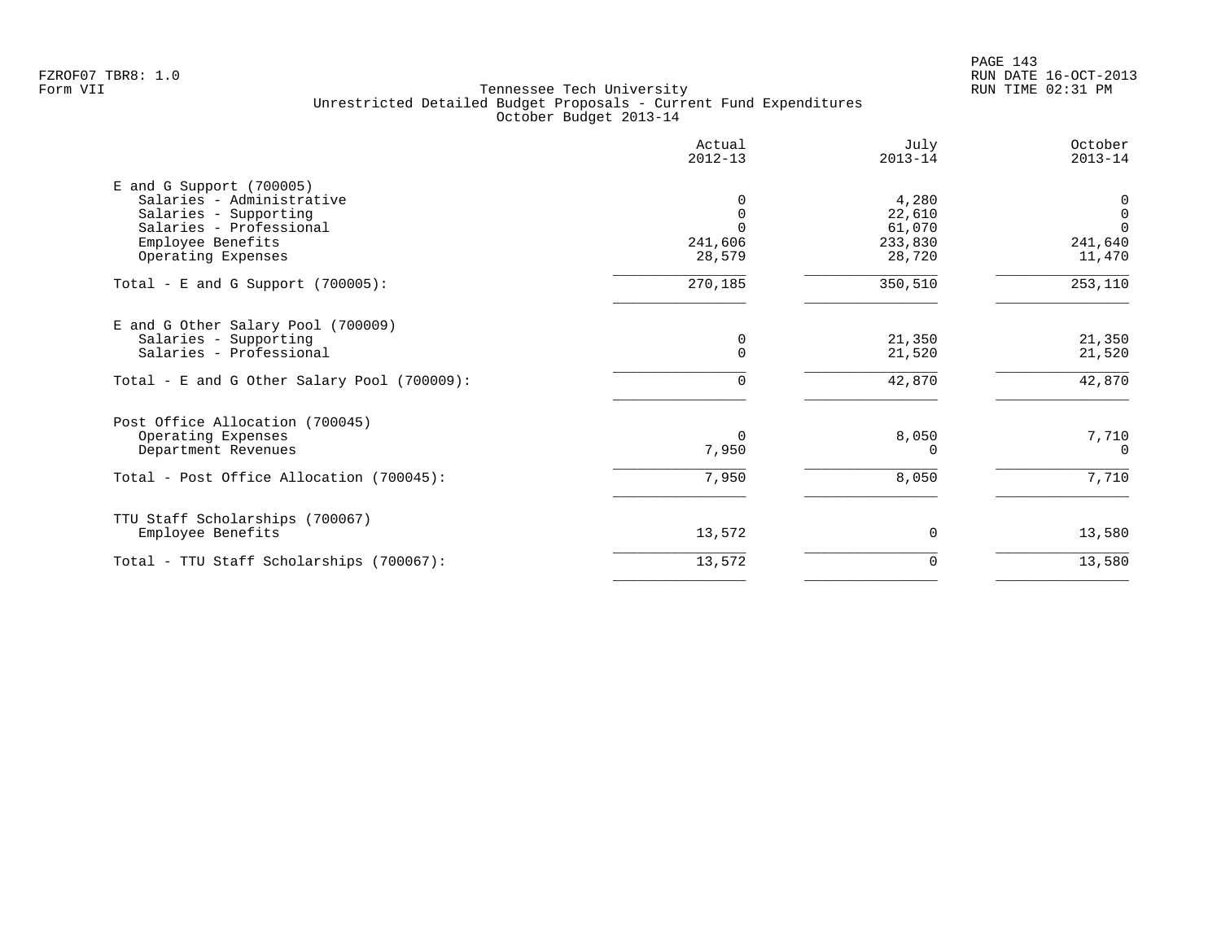FZROF07 TBR8: 1.0
Form VII

Tennessee Tech University
Unrestricted Detailed Budget Proposals - Current Fund Expenditures
October Budget 2013-14

RUN DATE 16-OCT-2013
RUN TIME 02:31 PM

| | Actual 2012-13 | July 2013-14 | October 2013-14 |
|---|---|---|---|
| **E and G Support (700005)** | | | |
| Salaries - Administrative | 0 | 4,280 | 0 |
| Salaries - Supporting | 0 | 22,610 | 0 |
| Salaries - Professional | 0 | 61,070 | 0 |
| Employee Benefits | 241,606 | 233,830 | 241,640 |
| Operating Expenses | 28,579 | 28,720 | 11,470 |
| Total - E and G Support (700005): | 270,185 | 350,510 | 253,110 |
| **E and G Other Salary Pool (700009)** | | | |
| Salaries - Supporting | 0 | 21,350 | 21,350 |
| Salaries - Professional | 0 | 21,520 | 21,520 |
| Total - E and G Other Salary Pool (700009): | 0 | 42,870 | 42,870 |
| **Post Office Allocation (700045)** | | | |
| Operating Expenses | 0 | 8,050 | 7,710 |
| Department Revenues | 7,950 | 0 | 0 |
| Total - Post Office Allocation (700045): | 7,950 | 8,050 | 7,710 |
| **TTU Staff Scholarships (700067)** | | | |
| Employee Benefits | 13,572 | 0 | 13,580 |
| Total - TTU Staff Scholarships (700067): | 13,572 | 0 | 13,580 |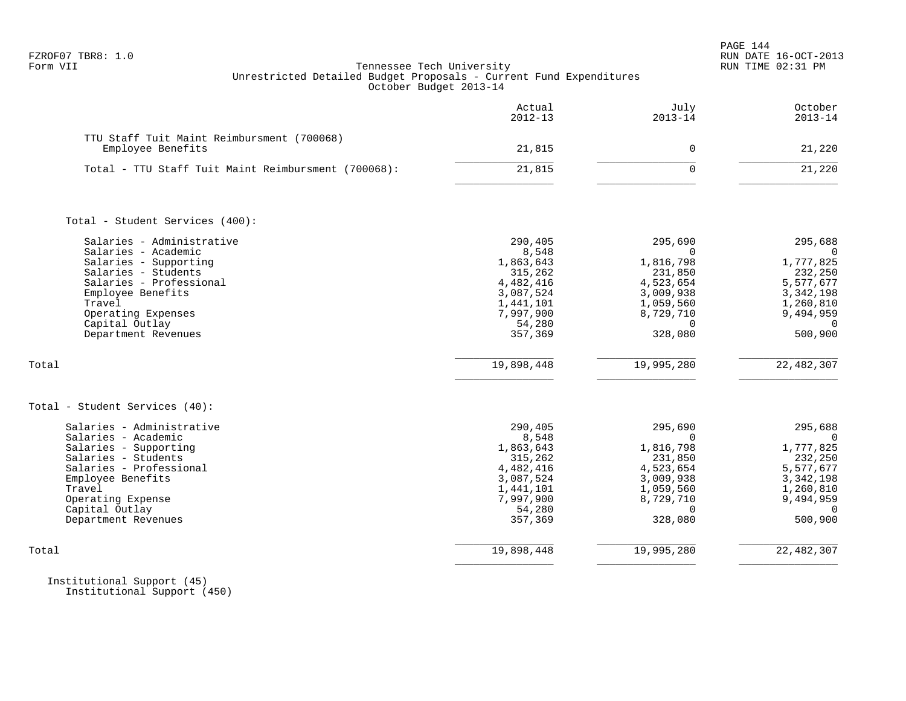FZROF07 TBR8: 1.0
Form VII

Tennessee Tech University
Unrestricted Detailed Budget Proposals - Current Fund Expenditures
October Budget 2013-14

RUN DATE 16-OCT-2013
RUN TIME 02:31 PM

| | Actual 2012-13 | July 2013-14 | October 2013-14 |
|---|---|---|---|
| TTU Staff Tuit Maint Reimbursment (700068) | | | |
| Employee Benefits | 21,815 | 0 | 21,220 |
| Total - TTU Staff Tuit Maint Reimbursment (700068): | 21,815 | 0 | 21,220 |
| | | | |
| Total - Student Services (400): | | | |
| Salaries - Administrative | 290,405 | 295,690 | 295,688 |
| Salaries - Academic | 8,548 | 0 | 0 |
| Salaries - Supporting | 1,863,643 | 1,816,798 | 1,777,825 |
| Salaries - Students | 315,262 | 231,850 | 232,250 |
| Salaries - Professional | 4,482,416 | 4,523,654 | 5,577,677 |
| Employee Benefits | 3,087,524 | 3,009,938 | 3,342,198 |
| Travel | 1,441,101 | 1,059,560 | 1,260,810 |
| Operating Expenses | 7,997,900 | 8,729,710 | 9,494,959 |
| Capital Outlay | 54,280 | 0 | 0 |
| Department Revenues | 357,369 | 328,080 | 500,900 |
| Total | 19,898,448 | 19,995,280 | 22,482,307 |
| | | | |
| Total - Student Services (40): | | | |
| Salaries - Administrative | 290,405 | 295,690 | 295,688 |
| Salaries - Academic | 8,548 | 0 | 0 |
| Salaries - Supporting | 1,863,643 | 1,816,798 | 1,777,825 |
| Salaries - Students | 315,262 | 231,850 | 232,250 |
| Salaries - Professional | 4,482,416 | 4,523,654 | 5,577,677 |
| Employee Benefits | 3,087,524 | 3,009,938 | 3,342,198 |
| Travel | 1,441,101 | 1,059,560 | 1,260,810 |
| Operating Expense | 7,997,900 | 8,729,710 | 9,494,959 |
| Capital Outlay | 54,280 | 0 | 0 |
| Department Revenues | 357,369 | 328,080 | 500,900 |
| Total | 19,898,448 | 19,995,280 | 22,482,307 |

Institutional Support (45)
Institutional Support (450)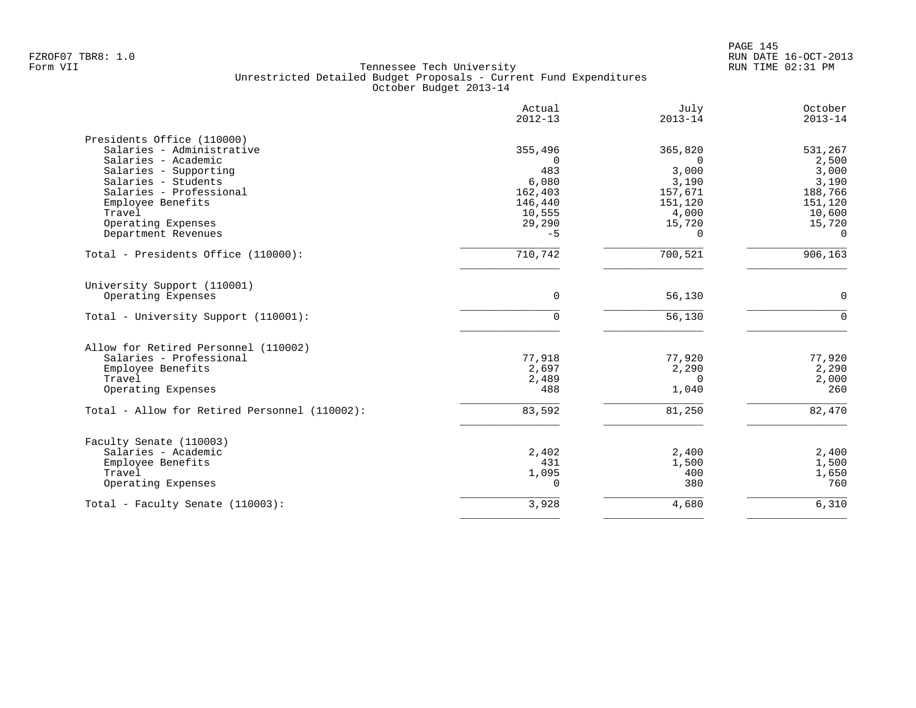Tennessee Tech University
Unrestricted Detailed Budget Proposals - Current Fund Expenditures
October Budget 2013-14

| | Actual 2012-13 | July 2013-14 | October 2013-14 |
|---|---|---|---|
| **Presidents Office (110000)** | | | |
| Salaries - Administrative | 355,496 | 365,820 | 531,267 |
| Salaries - Academic | 0 | 0 | 2,500 |
| Salaries - Supporting | 483 | 3,000 | 3,000 |
| Salaries - Students | 6,080 | 3,190 | 3,190 |
| Salaries - Professional | 162,403 | 157,671 | 188,766 |
| Employee Benefits | 146,440 | 151,120 | 151,120 |
| Travel | 10,555 | 4,000 | 10,600 |
| Operating Expenses | 29,290 | 15,720 | 15,720 |
| Department Revenues | -5 | 0 | 0 |
| Total - Presidents Office (110000): | 710,742 | 700,521 | 906,163 |
| **University Support (110001)** | | | |
| Operating Expenses | 0 | 56,130 | 0 |
| Total - University Support (110001): | 0 | 56,130 | 0 |
| **Allow for Retired Personnel (110002)** | | | |
| Salaries - Professional | 77,918 | 77,920 | 77,920 |
| Employee Benefits | 2,697 | 2,290 | 2,290 |
| Travel | 2,489 | 0 | 2,000 |
| Operating Expenses | 488 | 1,040 | 260 |
| Total - Allow for Retired Personnel (110002): | 83,592 | 81,250 | 82,470 |
| **Faculty Senate (110003)** | | | |
| Salaries - Academic | 2,402 | 2,400 | 2,400 |
| Employee Benefits | 431 | 1,500 | 1,500 |
| Travel | 1,095 | 400 | 1,650 |
| Operating Expenses | 0 | 380 | 760 |
| Total - Faculty Senate (110003): | 3,928 | 4,680 | 6,310 |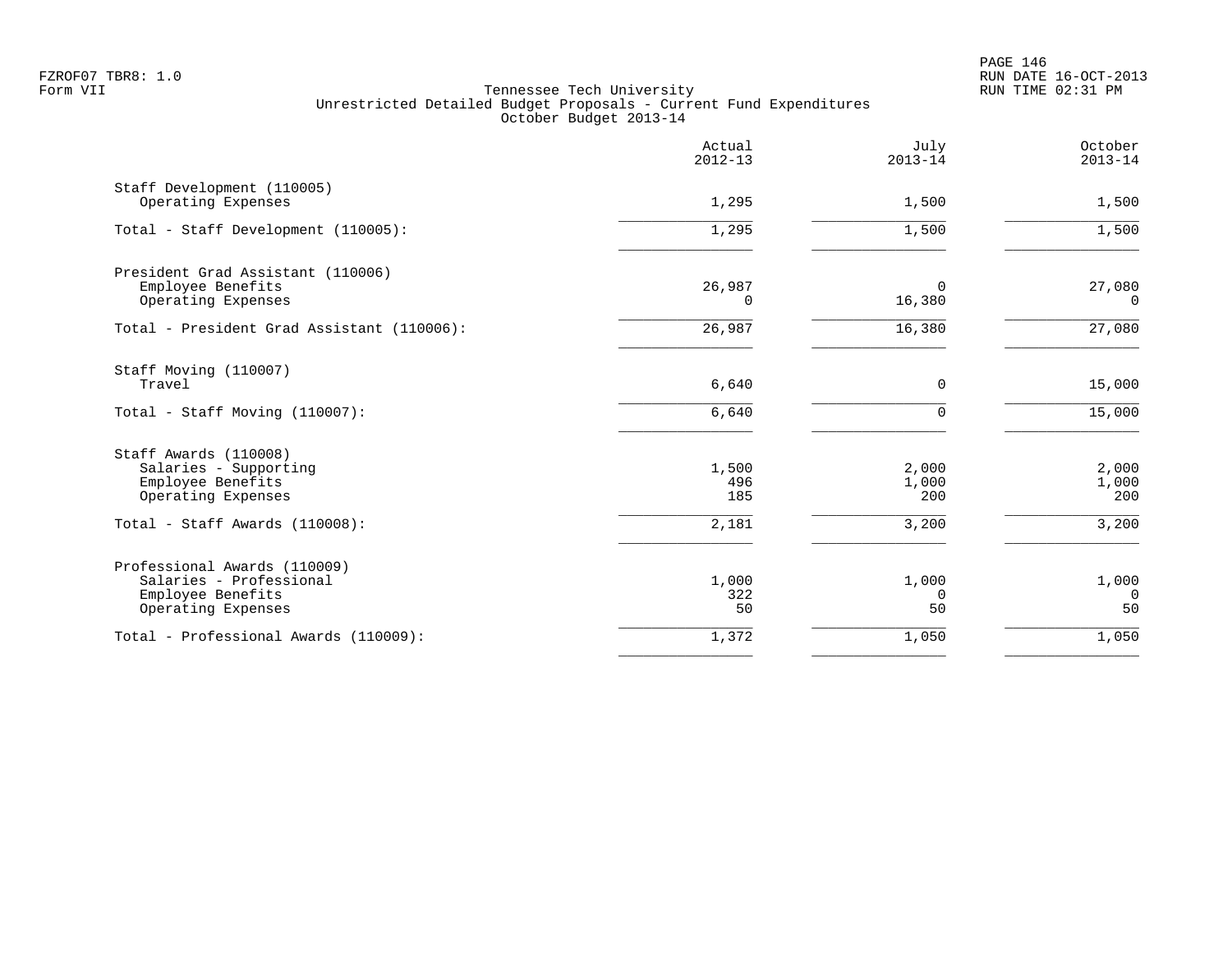FZROF07 TBR8: 1.0
Form VII

Tennessee Tech University
Unrestricted Detailed Budget Proposals - Current Fund Expenditures
October Budget 2013-14

RUN DATE 16-OCT-2013
RUN TIME 02:31 PM

| | Actual 2012-13 | July 2013-14 | October 2013-14 |
|---|---|---|---|
| Staff Development (110005) | | | |
| Operating Expenses | 1,295 | 1,500 | 1,500 |
| Total - Staff Development (110005): | 1,295 | 1,500 | 1,500 |
| President Grad Assistant (110006) | | | |
| Employee Benefits | 26,987 | 0 | 27,080 |
| Operating Expenses | 0 | 16,380 | 0 |
| Total - President Grad Assistant (110006): | 26,987 | 16,380 | 27,080 |
| Staff Moving (110007) | | | |
| Travel | 6,640 | 0 | 15,000 |
| Total - Staff Moving (110007): | 6,640 | 0 | 15,000 |
| Staff Awards (110008) | | | |
| Salaries - Supporting | 1,500 | 2,000 | 2,000 |
| Employee Benefits | 496 | 1,000 | 1,000 |
| Operating Expenses | 185 | 200 | 200 |
| Total - Staff Awards (110008): | 2,181 | 3,200 | 3,200 |
| Professional Awards (110009) | | | |
| Salaries - Professional | 1,000 | 1,000 | 1,000 |
| Employee Benefits | 322 | 0 | 0 |
| Operating Expenses | 50 | 50 | 50 |
| Total - Professional Awards (110009): | 1,372 | 1,050 | 1,050 |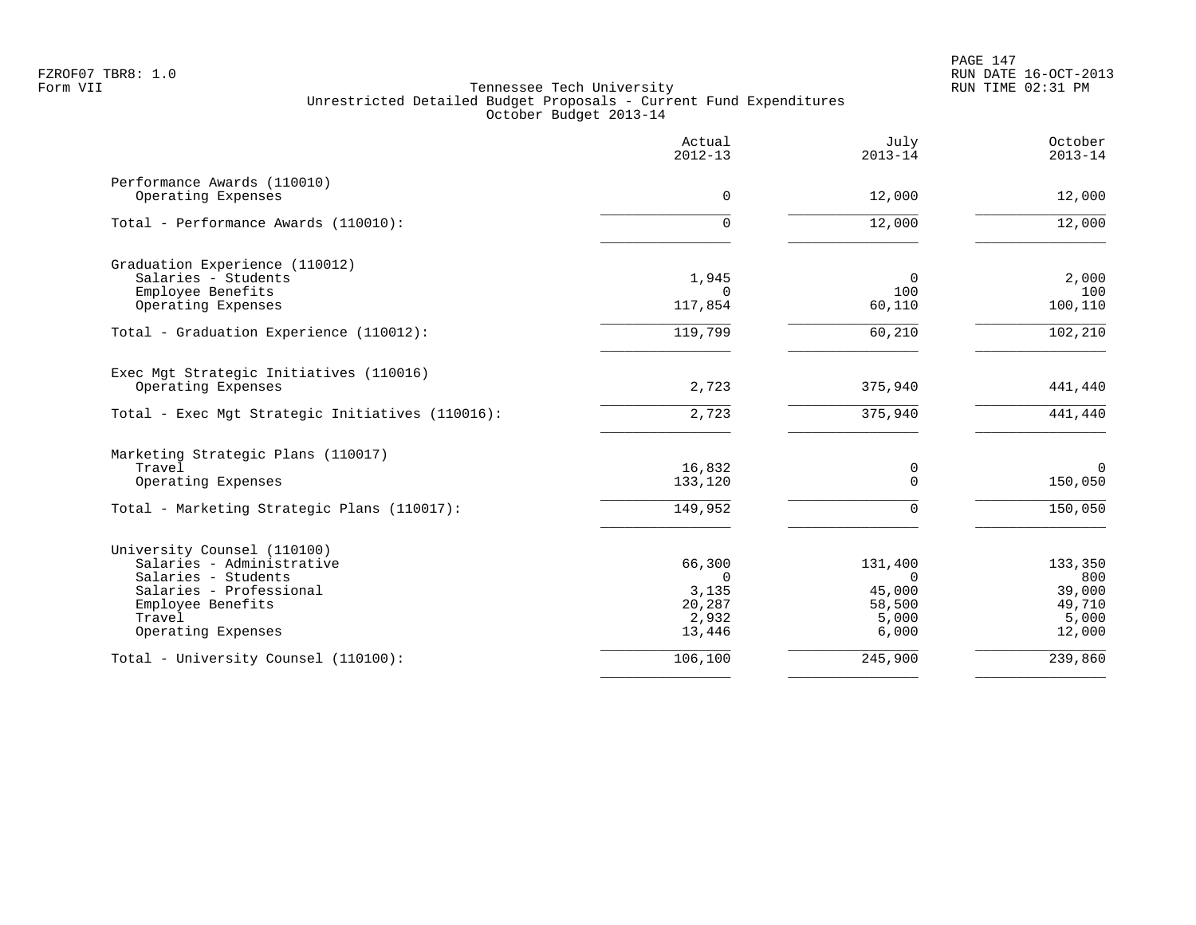FZROF07 TBR8: 1.0
Form VII

Tennessee Tech University
Unrestricted Detailed Budget Proposals - Current Fund Expenditures
October Budget 2013-14

RUN DATE 16-OCT-2013
RUN TIME 02:31 PM

| | Actual 2012-13 | July 2013-14 | October 2013-14 |
|---|---|---|---|
| Performance Awards (110010) | | | |
| Operating Expenses | 0 | 12,000 | 12,000 |
| Total - Performance Awards (110010): | 0 | 12,000 | 12,000 |
| Graduation Experience (110012) | | | |
| Salaries - Students | 1,945 | 0 | 2,000 |
| Employee Benefits | 0 | 100 | 100 |
| Operating Expenses | 117,854 | 60,110 | 100,110 |
| Total - Graduation Experience (110012): | 119,799 | 60,210 | 102,210 |
| Exec Mgt Strategic Initiatives (110016) | | | |
| Operating Expenses | 2,723 | 375,940 | 441,440 |
| Total - Exec Mgt Strategic Initiatives (110016): | 2,723 | 375,940 | 441,440 |
| Marketing Strategic Plans (110017) | | | |
| Travel | 16,832 | 0 | 0 |
| Operating Expenses | 133,120 | 0 | 150,050 |
| Total - Marketing Strategic Plans (110017): | 149,952 | 0 | 150,050 |
| University Counsel (110100) | | | |
| Salaries - Administrative | 66,300 | 131,400 | 133,350 |
| Salaries - Students | 0 | 0 | 800 |
| Salaries - Professional | 3,135 | 45,000 | 39,000 |
| Employee Benefits | 20,287 | 58,500 | 49,710 |
| Travel | 2,932 | 5,000 | 5,000 |
| Operating Expenses | 13,446 | 6,000 | 12,000 |
| Total - University Counsel (110100): | 106,100 | 245,900 | 239,860 |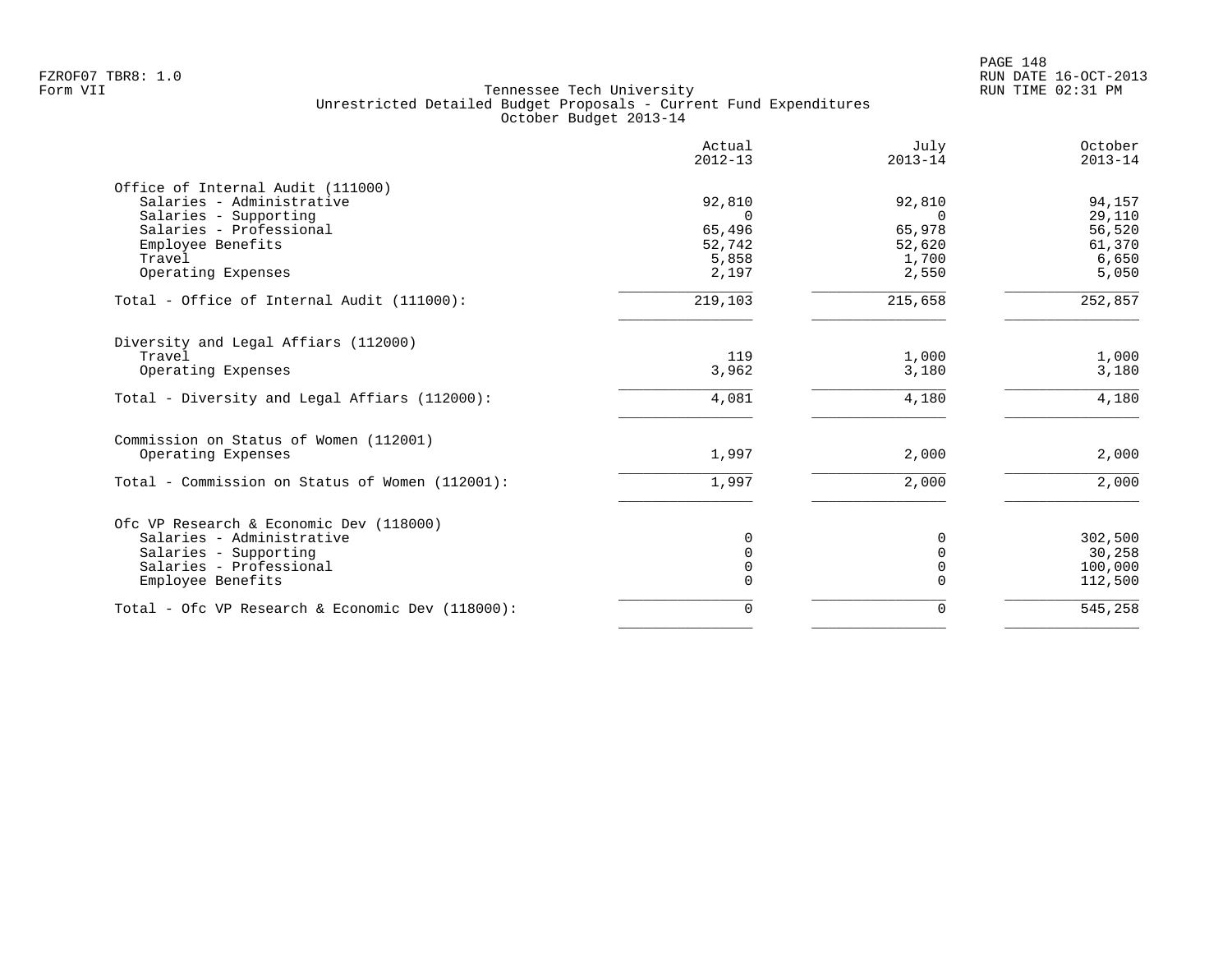Tennessee Tech University
Unrestricted Detailed Budget Proposals - Current Fund Expenditures
October Budget 2013-14

| | Actual 2012-13 | July 2013-14 | October 2013-14 |
|---|---|---|---|
| **Office of Internal Audit (111000)** | | | |
| Salaries - Administrative | 92,810 | 92,810 | 94,157 |
| Salaries - Supporting | 0 | 0 | 29,110 |
| Salaries - Professional | 65,496 | 65,978 | 56,520 |
| Employee Benefits | 52,742 | 52,620 | 61,370 |
| Travel | 5,858 | 1,700 | 6,650 |
| Operating Expenses | 2,197 | 2,550 | 5,050 |
| Total - Office of Internal Audit (111000): | 219,103 | 215,658 | 252,857 |
| **Diversity and Legal Affiars (112000)** | | | |
| Travel | 119 | 1,000 | 1,000 |
| Operating Expenses | 3,962 | 3,180 | 3,180 |
| Total - Diversity and Legal Affiars (112000): | 4,081 | 4,180 | 4,180 |
| **Commission on Status of Women (112001)** | | | |
| Operating Expenses | 1,997 | 2,000 | 2,000 |
| Total - Commission on Status of Women (112001): | 1,997 | 2,000 | 2,000 |
| **Ofc VP Research & Economic Dev (118000)** | | | |
| Salaries - Administrative | 0 | 0 | 302,500 |
| Salaries - Supporting | 0 | 0 | 30,258 |
| Salaries - Professional | 0 | 0 | 100,000 |
| Employee Benefits | 0 | 0 | 112,500 |
| Total - Ofc VP Research & Economic Dev (118000): | 0 | 0 | 545,258 |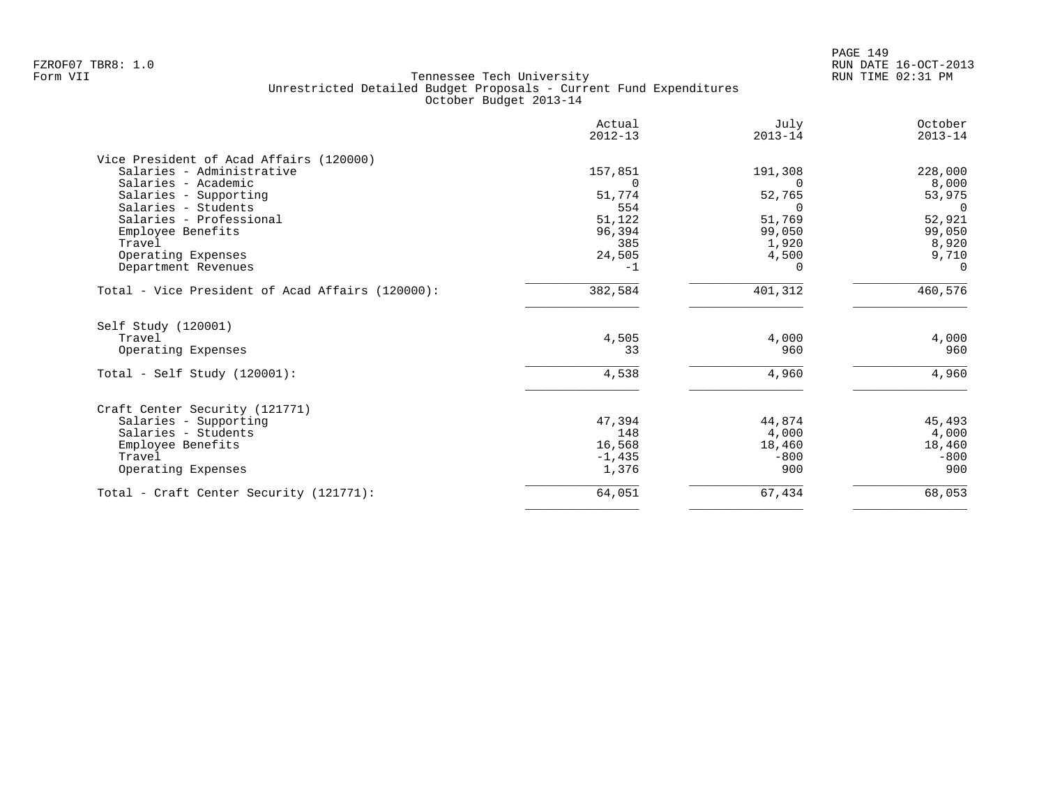FZROF07 TBR8: 1.0
Form VII

RUN DATE 16-OCT-2013
RUN TIME 02:31 PM

# Tennessee Tech University
## Unrestricted Detailed Budget Proposals - Current Fund Expenditures
### October Budget 2013-14

| | Actual 2012-13 | July 2013-14 | October 2013-14 |
|---|---|---|---|
| **Vice President of Acad Affairs (120000)** | | | |
| Salaries - Administrative | 157,851 | 191,308 | 228,000 |
| Salaries - Academic | 0 | 0 | 8,000 |
| Salaries - Supporting | 51,774 | 52,765 | 53,975 |
| Salaries - Students | 554 | 0 | 0 |
| Salaries - Professional | 51,122 | 51,769 | 52,921 |
| Employee Benefits | 96,394 | 99,050 | 99,050 |
| Travel | 385 | 1,920 | 8,920 |
| Operating Expenses | 24,505 | 4,500 | 9,710 |
| Department Revenues | -1 | 0 | 0 |
| Total - Vice President of Acad Affairs (120000): | 382,584 | 401,312 | 460,576 |
| **Self Study (120001)** | | | |
| Travel | 4,505 | 4,000 | 4,000 |
| Operating Expenses | 33 | 960 | 960 |
| Total - Self Study (120001): | 4,538 | 4,960 | 4,960 |
| **Craft Center Security (121771)** | | | |
| Salaries - Supporting | 47,394 | 44,874 | 45,493 |
| Salaries - Students | 148 | 4,000 | 4,000 |
| Employee Benefits | 16,568 | 18,460 | 18,460 |
| Travel | -1,435 | -800 | -800 |
| Operating Expenses | 1,376 | 900 | 900 |
| Total - Craft Center Security (121771): | 64,051 | 67,434 | 68,053 |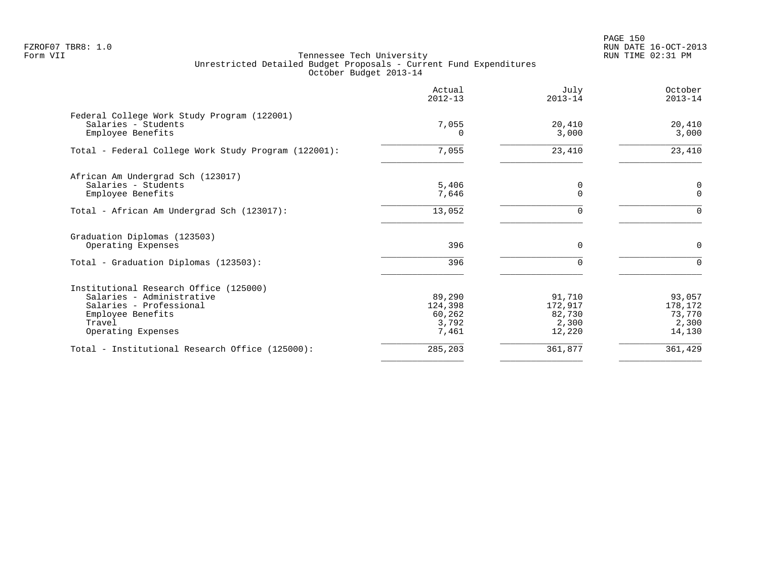Tennessee Tech University
Unrestricted Detailed Budget Proposals - Current Fund Expenditures
October Budget 2013-14

| | Actual 2012-13 | July 2013-14 | October 2013-14 |
|---|---|---|---|
| **Federal College Work Study Program (122001)** | | | |
| Salaries - Students | 7,055 | 20,410 | 20,410 |
| Employee Benefits | 0 | 3,000 | 3,000 |
| Total - Federal College Work Study Program (122001): | 7,055 | 23,410 | 23,410 |
| **African Am Undergrad Sch (123017)** | | | |
| Salaries - Students | 5,406 | 0 | 0 |
| Employee Benefits | 7,646 | 0 | 0 |
| Total - African Am Undergrad Sch (123017): | 13,052 | 0 | 0 |
| **Graduation Diplomas (123503)** | | | |
| Operating Expenses | 396 | 0 | 0 |
| Total - Graduation Diplomas (123503): | 396 | 0 | 0 |
| **Institutional Research Office (125000)** | | | |
| Salaries - Administrative | 89,290 | 91,710 | 93,057 |
| Salaries - Professional | 124,398 | 172,917 | 178,172 |
| Employee Benefits | 60,262 | 82,730 | 73,770 |
| Travel | 3,792 | 2,300 | 2,300 |
| Operating Expenses | 7,461 | 12,220 | 14,130 |
| Total - Institutional Research Office (125000): | 285,203 | 361,877 | 361,429 |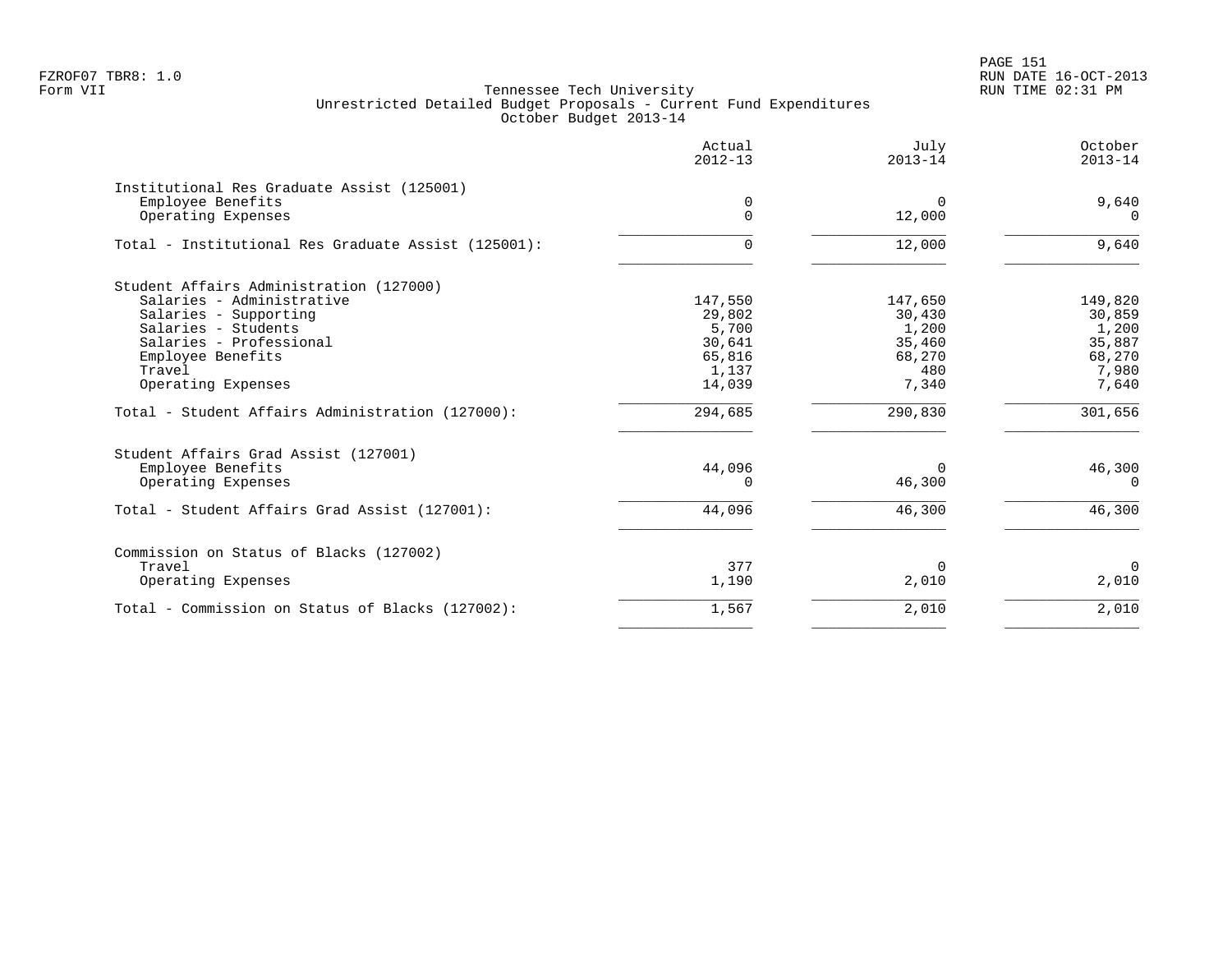FZROF07 TBR8: 1.0
Form VII

Tennessee Tech University
Unrestricted Detailed Budget Proposals - Current Fund Expenditures
October Budget 2013-14

RUN DATE 16-OCT-2013
RUN TIME 02:31 PM

| | Actual 2012-13 | July 2013-14 | October 2013-14 |
|---|---|---|---|
| **Institutional Res Graduate Assist (125001)** | | | |
| Employee Benefits | 0 | 0 | 9,640 |
| Operating Expenses | 0 | 12,000 | 0 |
| Total - Institutional Res Graduate Assist (125001): | 0 | 12,000 | 9,640 |
| **Student Affairs Administration (127000)** | | | |
| Salaries - Administrative | 147,550 | 147,650 | 149,820 |
| Salaries - Supporting | 29,802 | 30,430 | 30,859 |
| Salaries - Students | 5,700 | 1,200 | 1,200 |
| Salaries - Professional | 30,641 | 35,460 | 35,887 |
| Employee Benefits | 65,816 | 68,270 | 68,270 |
| Travel | 1,137 | 480 | 7,980 |
| Operating Expenses | 14,039 | 7,340 | 7,640 |
| Total - Student Affairs Administration (127000): | 294,685 | 290,830 | 301,656 |
| **Student Affairs Grad Assist (127001)** | | | |
| Employee Benefits | 44,096 | 0 | 46,300 |
| Operating Expenses | 0 | 46,300 | 0 |
| Total - Student Affairs Grad Assist (127001): | 44,096 | 46,300 | 46,300 |
| **Commission on Status of Blacks (127002)** | | | |
| Travel | 377 | 0 | 0 |
| Operating Expenses | 1,190 | 2,010 | 2,010 |
| Total - Commission on Status of Blacks (127002): | 1,567 | 2,010 | 2,010 |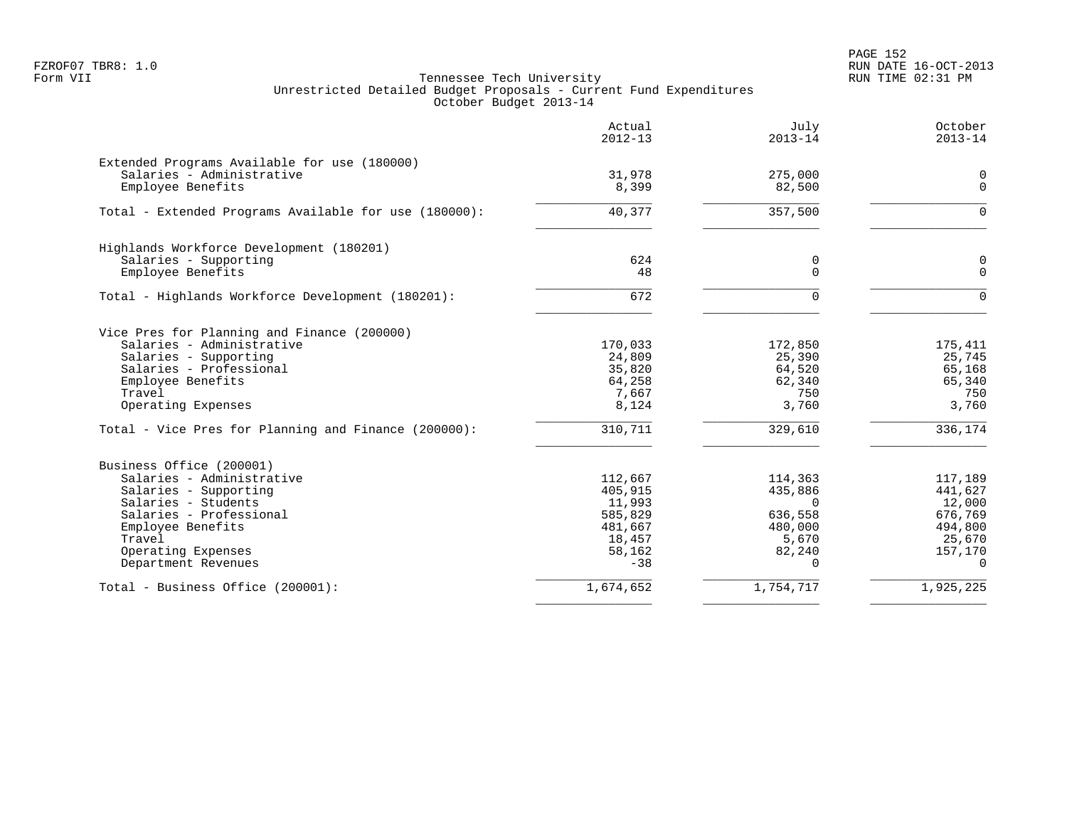Tennessee Tech University
Unrestricted Detailed Budget Proposals - Current Fund Expenditures
October Budget 2013-14

| | Actual 2012-13 | July 2013-14 | October 2013-14 |
|---|---|---|---|
| **Extended Programs Available for use (180000)** | | | |
| Salaries - Administrative | 31,978 | 275,000 | 0 |
| Employee Benefits | 8,399 | 82,500 | 0 |
| Total - Extended Programs Available for use (180000): | 40,377 | 357,500 | 0 |
| **Highlands Workforce Development (180201)** | | | |
| Salaries - Supporting | 624 | 0 | 0 |
| Employee Benefits | 48 | 0 | 0 |
| Total - Highlands Workforce Development (180201): | 672 | 0 | 0 |
| **Vice Pres for Planning and Finance (200000)** | | | |
| Salaries - Administrative | 170,033 | 172,850 | 175,411 |
| Salaries - Supporting | 24,809 | 25,390 | 25,745 |
| Salaries - Professional | 35,820 | 64,520 | 65,168 |
| Employee Benefits | 64,258 | 62,340 | 65,340 |
| Travel | 7,667 | 750 | 750 |
| Operating Expenses | 8,124 | 3,760 | 3,760 |
| Total - Vice Pres for Planning and Finance (200000): | 310,711 | 329,610 | 336,174 |
| **Business Office (200001)** | | | |
| Salaries - Administrative | 112,667 | 114,363 | 117,189 |
| Salaries - Supporting | 405,915 | 435,886 | 441,627 |
| Salaries - Students | 11,993 | 0 | 12,000 |
| Salaries - Professional | 585,829 | 636,558 | 676,769 |
| Employee Benefits | 481,667 | 480,000 | 494,800 |
| Travel | 18,457 | 5,670 | 25,670 |
| Operating Expenses | 58,162 | 82,240 | 157,170 |
| Department Revenues | -38 | 0 | 0 |
| Total - Business Office (200001): | 1,674,652 | 1,754,717 | 1,925,225 |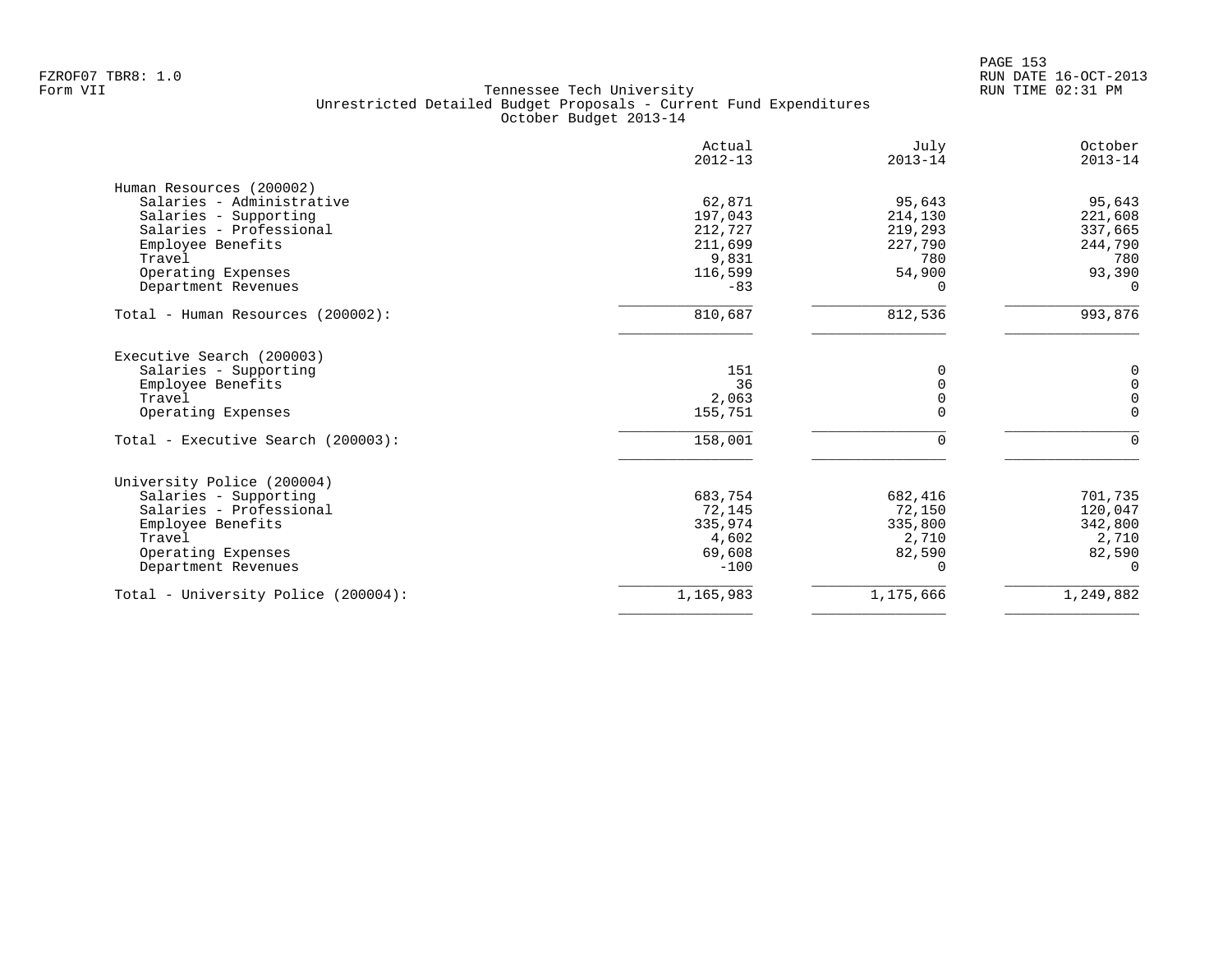Tennessee Tech University
Unrestricted Detailed Budget Proposals - Current Fund Expenditures
October Budget 2013-14

| | Actual 2012-13 | July 2013-14 | October 2013-14 |
|---|---|---|---|
| **Human Resources (200002)** | | | |
| Salaries - Administrative | 62,871 | 95,643 | 95,643 |
| Salaries - Supporting | 197,043 | 214,130 | 221,608 |
| Salaries - Professional | 212,727 | 219,293 | 337,665 |
| Employee Benefits | 211,699 | 227,790 | 244,790 |
| Travel | 9,831 | 780 | 780 |
| Operating Expenses | 116,599 | 54,900 | 93,390 |
| Department Revenues | -83 | 0 | 0 |
| Total - Human Resources (200002): | 810,687 | 812,536 | 993,876 |
| **Executive Search (200003)** | | | |
| Salaries - Supporting | 151 | 0 | 0 |
| Employee Benefits | 36 | 0 | 0 |
| Travel | 2,063 | 0 | 0 |
| Operating Expenses | 155,751 | 0 | 0 |
| Total - Executive Search (200003): | 158,001 | 0 | 0 |
| **University Police (200004)** | | | |
| Salaries - Supporting | 683,754 | 682,416 | 701,735 |
| Salaries - Professional | 72,145 | 72,150 | 120,047 |
| Employee Benefits | 335,974 | 335,800 | 342,800 |
| Travel | 4,602 | 2,710 | 2,710 |
| Operating Expenses | 69,608 | 82,590 | 82,590 |
| Department Revenues | -100 | 0 | 0 |
| Total - University Police (200004): | 1,165,983 | 1,175,666 | 1,249,882 |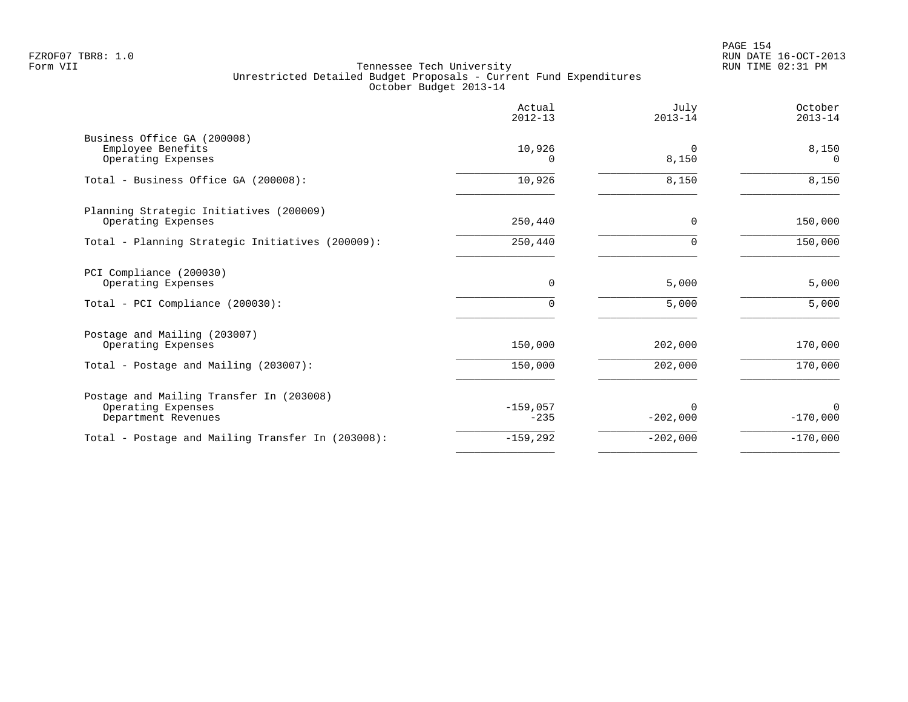FZROF07 TBR8: 1.0
Form VII

Tennessee Tech University
Unrestricted Detailed Budget Proposals - Current Fund Expenditures
October Budget 2013-14

RUN DATE 16-OCT-2013
RUN TIME 02:31 PM

| | Actual 2012-13 | July 2013-14 | October 2013-14 |
|---|---:|---:|---:|
| **Business Office GA (200008)** | | | |
| Employee Benefits | 10,926 | 0 | 8,150 |
| Operating Expenses | 0 | 8,150 | 0 |
| Total - Business Office GA (200008): | 10,926 | 8,150 | 8,150 |
| **Planning Strategic Initiatives (200009)** | | | |
| Operating Expenses | 250,440 | 0 | 150,000 |
| Total - Planning Strategic Initiatives (200009): | 250,440 | 0 | 150,000 |
| **PCI Compliance (200030)** | | | |
| Operating Expenses | 0 | 5,000 | 5,000 |
| Total - PCI Compliance (200030): | 0 | 5,000 | 5,000 |
| **Postage and Mailing (203007)** | | | |
| Operating Expenses | 150,000 | 202,000 | 170,000 |
| Total - Postage and Mailing (203007): | 150,000 | 202,000 | 170,000 |
| **Postage and Mailing Transfer In (203008)** | | | |
| Operating Expenses | -159,057 | 0 | 0 |
| Department Revenues | -235 | -202,000 | -170,000 |
| Total - Postage and Mailing Transfer In (203008): | -159,292 | -202,000 | -170,000 |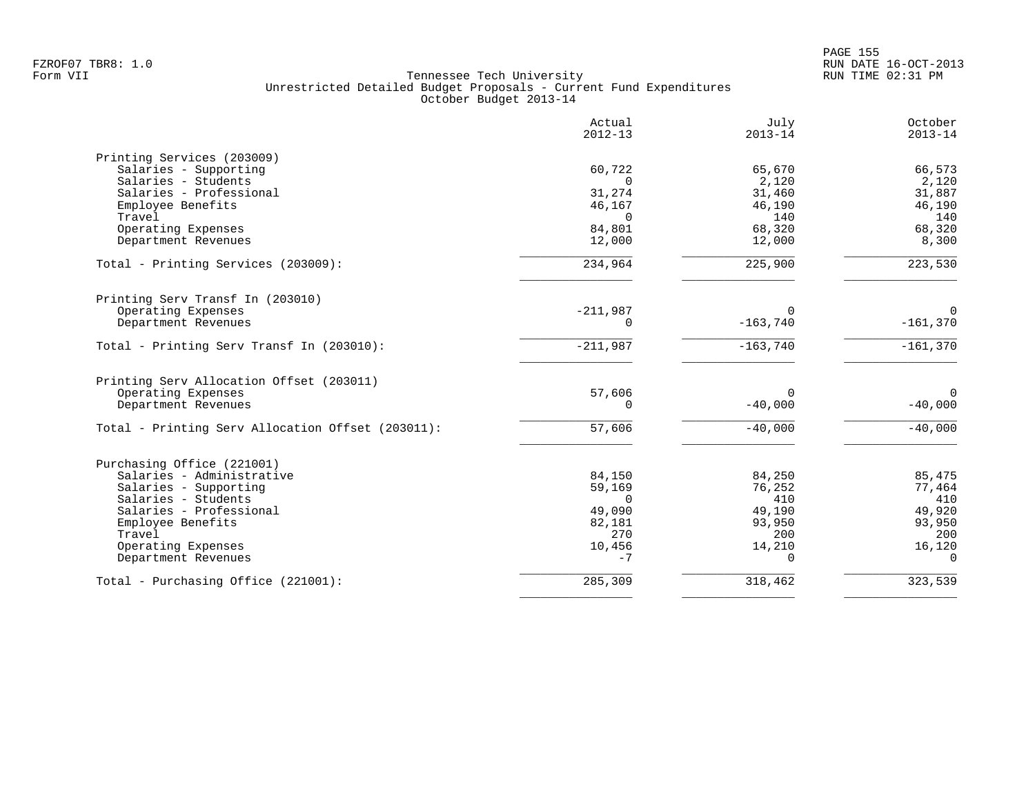Tennessee Tech University
Unrestricted Detailed Budget Proposals - Current Fund Expenditures
October Budget 2013-14

FZROF07 TBR8: 1.0
Form VII

RUN DATE 16-OCT-2013
RUN TIME 02:31 PM

| | Actual 2012-13 | July 2013-14 | October 2013-14 |
|---|---|---|---|
| **Printing Services (203009)** | | | |
| Salaries - Supporting | 60,722 | 65,670 | 66,573 |
| Salaries - Students | 0 | 2,120 | 2,120 |
| Salaries - Professional | 31,274 | 31,460 | 31,887 |
| Employee Benefits | 46,167 | 46,190 | 46,190 |
| Travel | 0 | 140 | 140 |
| Operating Expenses | 84,801 | 68,320 | 68,320 |
| Department Revenues | 12,000 | 12,000 | 8,300 |
| Total - Printing Services (203009): | 234,964 | 225,900 | 223,530 |
| **Printing Serv Transf In (203010)** | | | |
| Operating Expenses | -211,987 | 0 | 0 |
| Department Revenues | 0 | -163,740 | -161,370 |
| Total - Printing Serv Transf In (203010): | -211,987 | -163,740 | -161,370 |
| **Printing Serv Allocation Offset (203011)** | | | |
| Operating Expenses | 57,606 | 0 | 0 |
| Department Revenues | 0 | -40,000 | -40,000 |
| Total - Printing Serv Allocation Offset (203011): | 57,606 | -40,000 | -40,000 |
| **Purchasing Office (221001)** | | | |
| Salaries - Administrative | 84,150 | 84,250 | 85,475 |
| Salaries - Supporting | 59,169 | 76,252 | 77,464 |
| Salaries - Students | 0 | 410 | 410 |
| Salaries - Professional | 49,090 | 49,190 | 49,920 |
| Employee Benefits | 82,181 | 93,950 | 93,950 |
| Travel | 270 | 200 | 200 |
| Operating Expenses | 10,456 | 14,210 | 16,120 |
| Department Revenues | -7 | 0 | 0 |
| Total - Purchasing Office (221001): | 285,309 | 318,462 | 323,539 |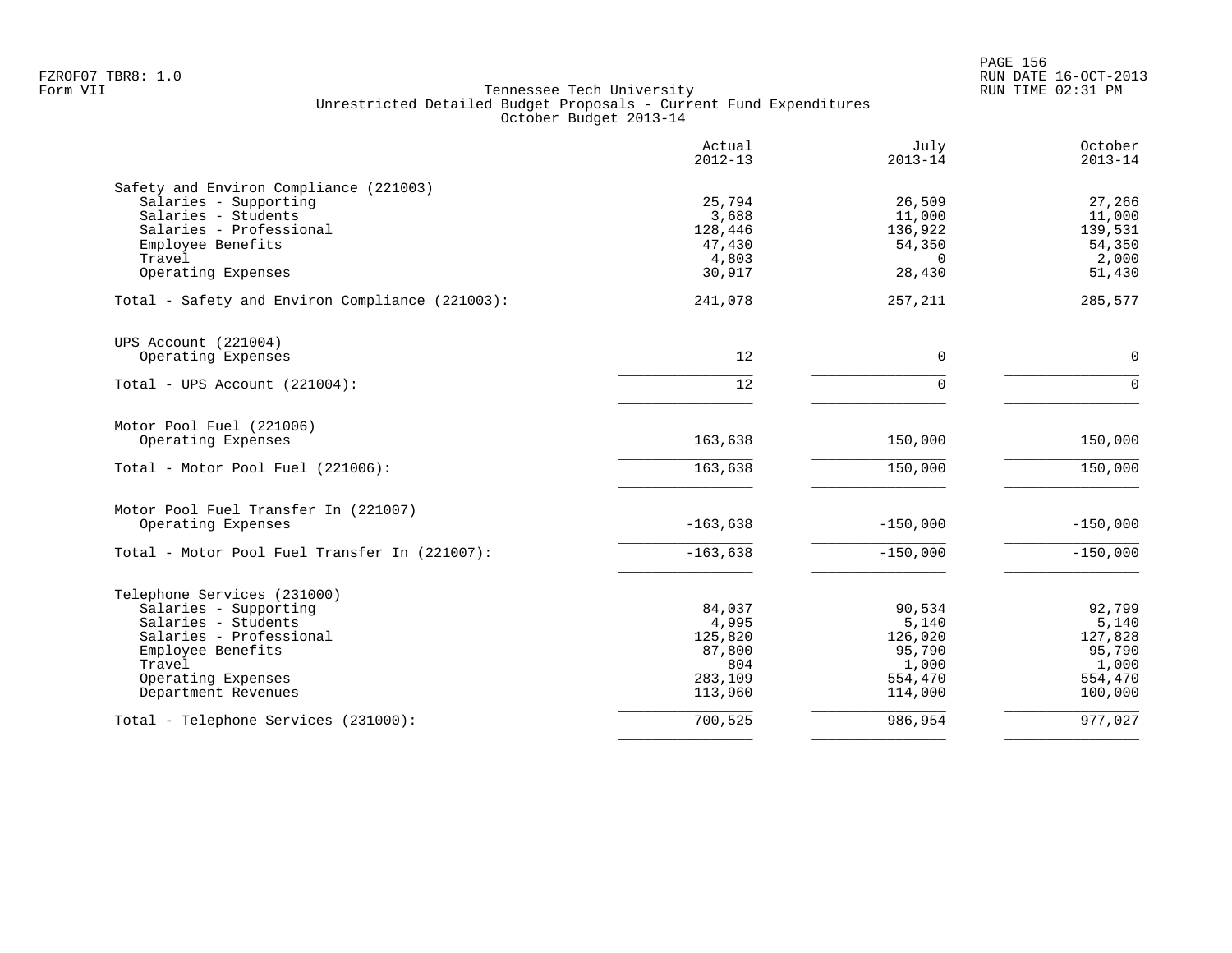Tennessee Tech University
Unrestricted Detailed Budget Proposals - Current Fund Expenditures
October Budget 2013-14

| | Actual 2012-13 | July 2013-14 | October 2013-14 |
|---|---|---|---|
| **Safety and Environ Compliance (221003)** | | | |
| Salaries - Supporting | 25,794 | 26,509 | 27,266 |
| Salaries - Students | 3,688 | 11,000 | 11,000 |
| Salaries - Professional | 128,446 | 136,922 | 139,531 |
| Employee Benefits | 47,430 | 54,350 | 54,350 |
| Travel | 4,803 | 0 | 2,000 |
| Operating Expenses | 30,917 | 28,430 | 51,430 |
| Total - Safety and Environ Compliance (221003): | 241,078 | 257,211 | 285,577 |
| **UPS Account (221004)** | | | |
| Operating Expenses | 12 | 0 | 0 |
| Total - UPS Account (221004): | 12 | 0 | 0 |
| **Motor Pool Fuel (221006)** | | | |
| Operating Expenses | 163,638 | 150,000 | 150,000 |
| Total - Motor Pool Fuel (221006): | 163,638 | 150,000 | 150,000 |
| **Motor Pool Fuel Transfer In (221007)** | | | |
| Operating Expenses | -163,638 | -150,000 | -150,000 |
| Total - Motor Pool Fuel Transfer In (221007): | -163,638 | -150,000 | -150,000 |
| **Telephone Services (231000)** | | | |
| Salaries - Supporting | 84,037 | 90,534 | 92,799 |
| Salaries - Students | 4,995 | 5,140 | 5,140 |
| Salaries - Professional | 125,820 | 126,020 | 127,828 |
| Employee Benefits | 87,800 | 95,790 | 95,790 |
| Travel | 804 | 1,000 | 1,000 |
| Operating Expenses | 283,109 | 554,470 | 554,470 |
| Department Revenues | 113,960 | 114,000 | 100,000 |
| Total - Telephone Services (231000): | 700,525 | 986,954 | 977,027 |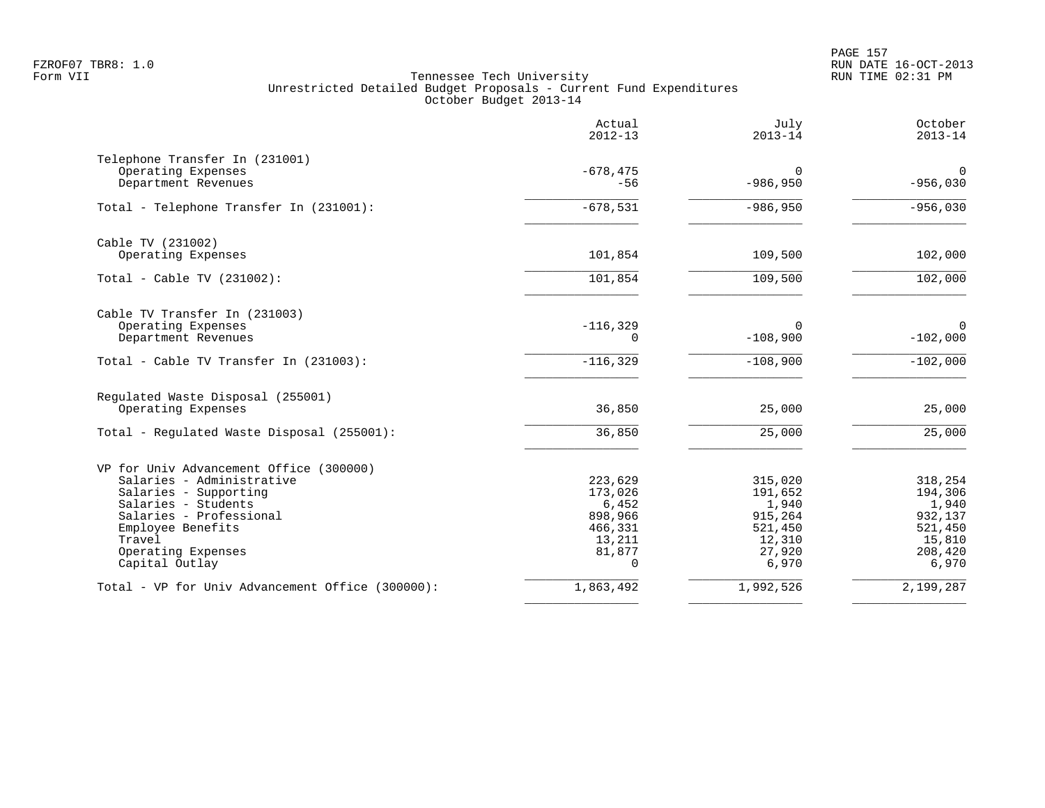Tennessee Tech University
Unrestricted Detailed Budget Proposals - Current Fund Expenditures
October Budget 2013-14

| | Actual 2012-13 | July 2013-14 | October 2013-14 |
|---|---|---|---|
| **Telephone Transfer In (231001)** | | | |
| Operating Expenses | -678,475 | 0 | 0 |
| Department Revenues | -56 | -986,950 | -956,030 |
| Total - Telephone Transfer In (231001): | -678,531 | -986,950 | -956,030 |
| **Cable TV (231002)** | | | |
| Operating Expenses | 101,854 | 109,500 | 102,000 |
| Total - Cable TV (231002): | 101,854 | 109,500 | 102,000 |
| **Cable TV Transfer In (231003)** | | | |
| Operating Expenses | -116,329 | 0 | 0 |
| Department Revenues | 0 | -108,900 | -102,000 |
| Total - Cable TV Transfer In (231003): | -116,329 | -108,900 | -102,000 |
| **Regulated Waste Disposal (255001)** | | | |
| Operating Expenses | 36,850 | 25,000 | 25,000 |
| Total - Regulated Waste Disposal (255001): | 36,850 | 25,000 | 25,000 |
| **VP for Univ Advancement Office (300000)** | | | |
| Salaries - Administrative | 223,629 | 315,020 | 318,254 |
| Salaries - Supporting | 173,026 | 191,652 | 194,306 |
| Salaries - Students | 6,452 | 1,940 | 1,940 |
| Salaries - Professional | 898,966 | 915,264 | 932,137 |
| Employee Benefits | 466,331 | 521,450 | 521,450 |
| Travel | 13,211 | 12,310 | 15,810 |
| Operating Expenses | 81,877 | 27,920 | 208,420 |
| Capital Outlay | 0 | 6,970 | 6,970 |
| Total - VP for Univ Advancement Office (300000): | 1,863,492 | 1,992,526 | 2,199,287 |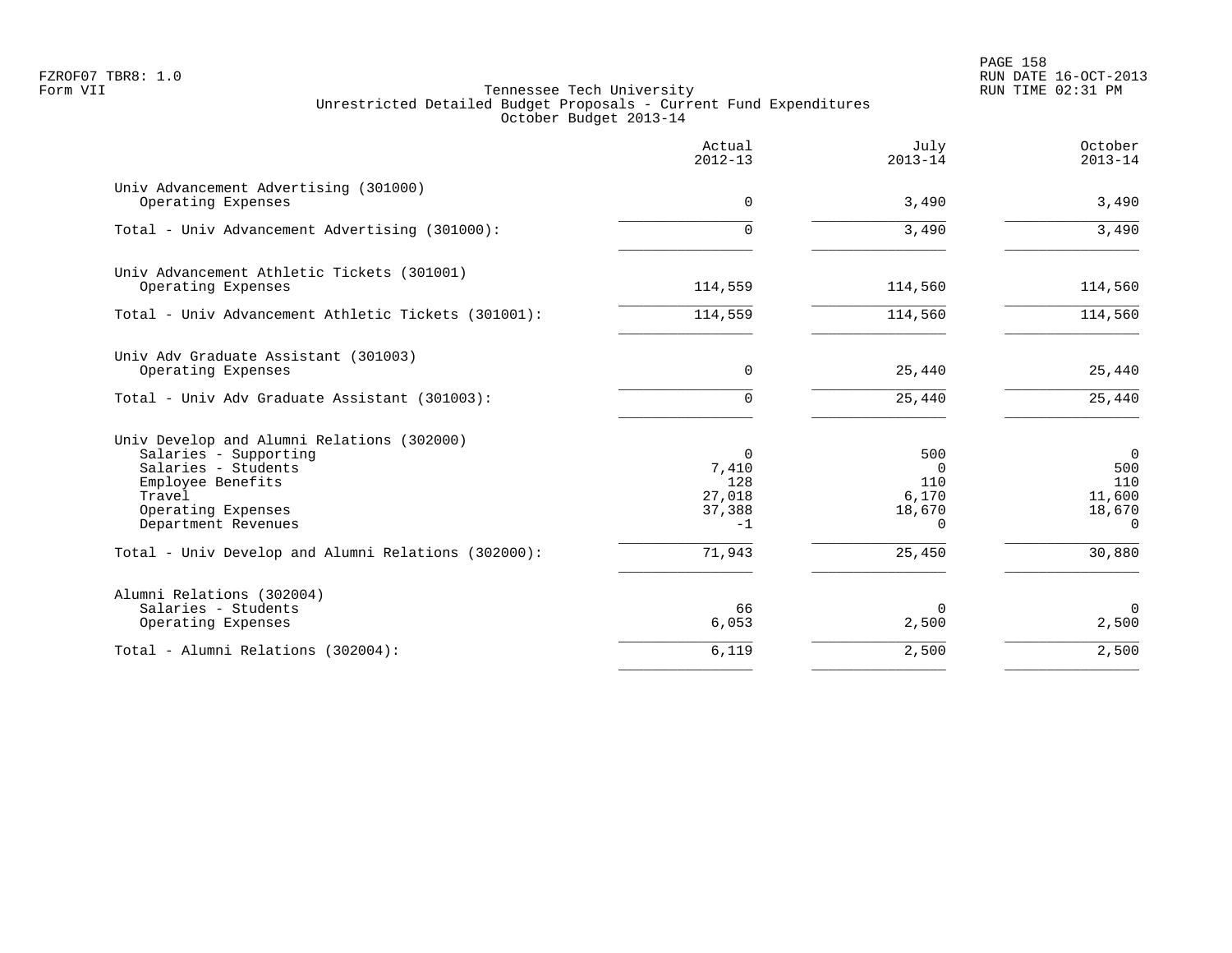FZROF07 TBR8: 1.0
Form VII

Tennessee Tech University
Unrestricted Detailed Budget Proposals - Current Fund Expenditures
October Budget 2013-14

RUN DATE 16-OCT-2013
RUN TIME 02:31 PM

| | Actual 2012-13 | July 2013-14 | October 2013-14 |
|---|---|---|---|
| **Univ Advancement Advertising (301000)** | | | |
| Operating Expenses | 0 | 3,490 | 3,490 |
| Total - Univ Advancement Advertising (301000): | 0 | 3,490 | 3,490 |
| **Univ Advancement Athletic Tickets (301001)** | | | |
| Operating Expenses | 114,559 | 114,560 | 114,560 |
| Total - Univ Advancement Athletic Tickets (301001): | 114,559 | 114,560 | 114,560 |
| **Univ Adv Graduate Assistant (301003)** | | | |
| Operating Expenses | 0 | 25,440 | 25,440 |
| Total - Univ Adv Graduate Assistant (301003): | 0 | 25,440 | 25,440 |
| **Univ Develop and Alumni Relations (302000)** | | | |
| Salaries - Supporting | 0 | 500 | 0 |
| Salaries - Students | 7,410 | 0 | 500 |
| Employee Benefits | 128 | 110 | 110 |
| Travel | 27,018 | 6,170 | 11,600 |
| Operating Expenses | 37,388 | 18,670 | 18,670 |
| Department Revenues | -1 | 0 | 0 |
| Total - Univ Develop and Alumni Relations (302000): | 71,943 | 25,450 | 30,880 |
| **Alumni Relations (302004)** | | | |
| Salaries - Students | 66 | 0 | 0 |
| Operating Expenses | 6,053 | 2,500 | 2,500 |
| Total - Alumni Relations (302004): | 6,119 | 2,500 | 2,500 |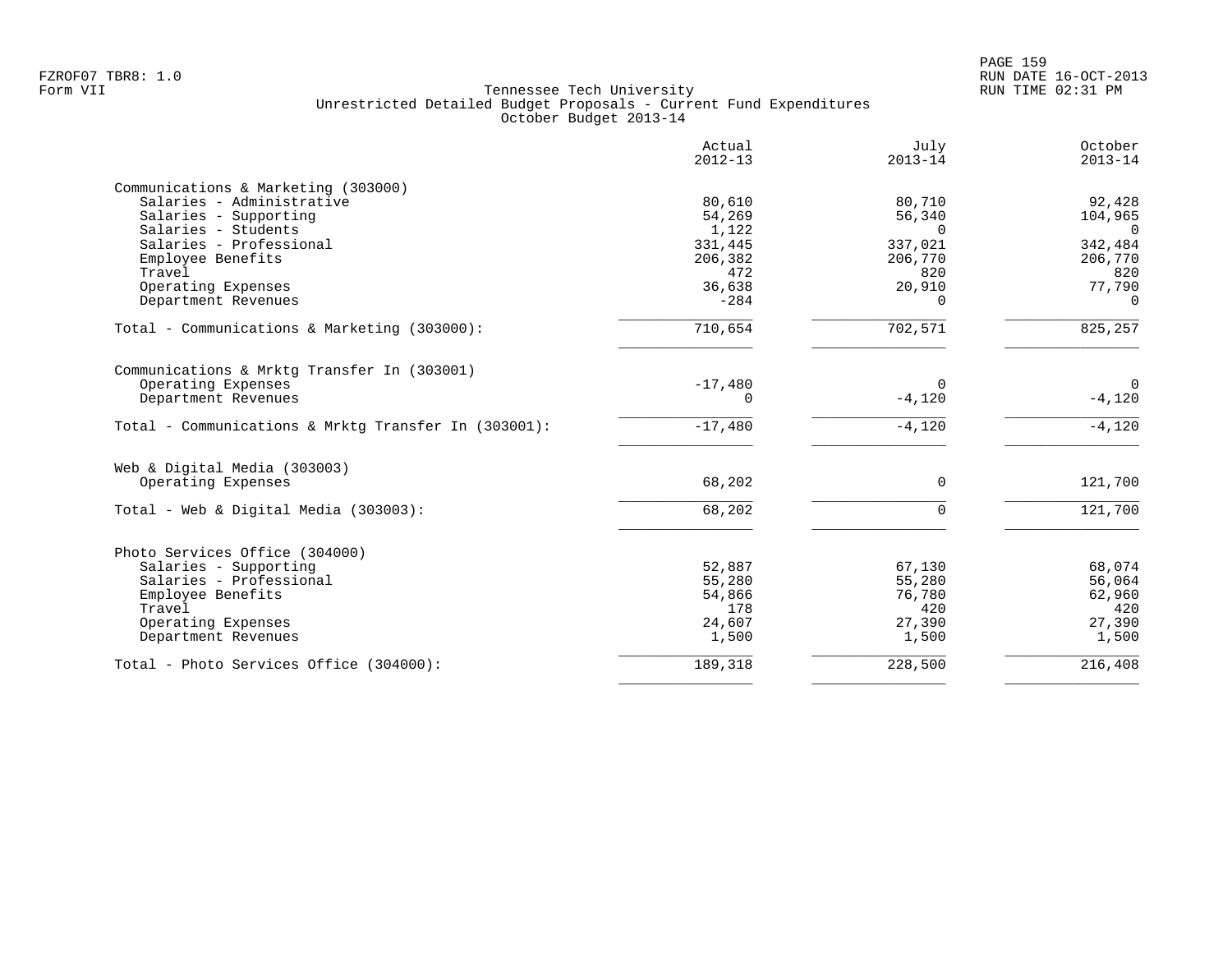Tennessee Tech University
Unrestricted Detailed Budget Proposals - Current Fund Expenditures
October Budget 2013-14

| | Actual 2012-13 | July 2013-14 | October 2013-14 |
|---|---|---|---|
| **Communications & Marketing (303000)** | | | |
| Salaries - Administrative | 80,610 | 80,710 | 92,428 |
| Salaries - Supporting | 54,269 | 56,340 | 104,965 |
| Salaries - Students | 1,122 | 0 | 0 |
| Salaries - Professional | 331,445 | 337,021 | 342,484 |
| Employee Benefits | 206,382 | 206,770 | 206,770 |
| Travel | 472 | 820 | 820 |
| Operating Expenses | 36,638 | 20,910 | 77,790 |
| Department Revenues | -284 | 0 | 0 |
| Total - Communications & Marketing (303000): | 710,654 | 702,571 | 825,257 |
| **Communications & Mrktg Transfer In (303001)** | | | |
| Operating Expenses | -17,480 | 0 | 0 |
| Department Revenues | 0 | -4,120 | -4,120 |
| Total - Communications & Mrktg Transfer In (303001): | -17,480 | -4,120 | -4,120 |
| **Web & Digital Media (303003)** | | | |
| Operating Expenses | 68,202 | 0 | 121,700 |
| Total - Web & Digital Media (303003): | 68,202 | 0 | 121,700 |
| **Photo Services Office (304000)** | | | |
| Salaries - Supporting | 52,887 | 67,130 | 68,074 |
| Salaries - Professional | 55,280 | 55,280 | 56,064 |
| Employee Benefits | 54,866 | 76,780 | 62,960 |
| Travel | 178 | 420 | 420 |
| Operating Expenses | 24,607 | 27,390 | 27,390 |
| Department Revenues | 1,500 | 1,500 | 1,500 |
| Total - Photo Services Office (304000): | 189,318 | 228,500 | 216,408 |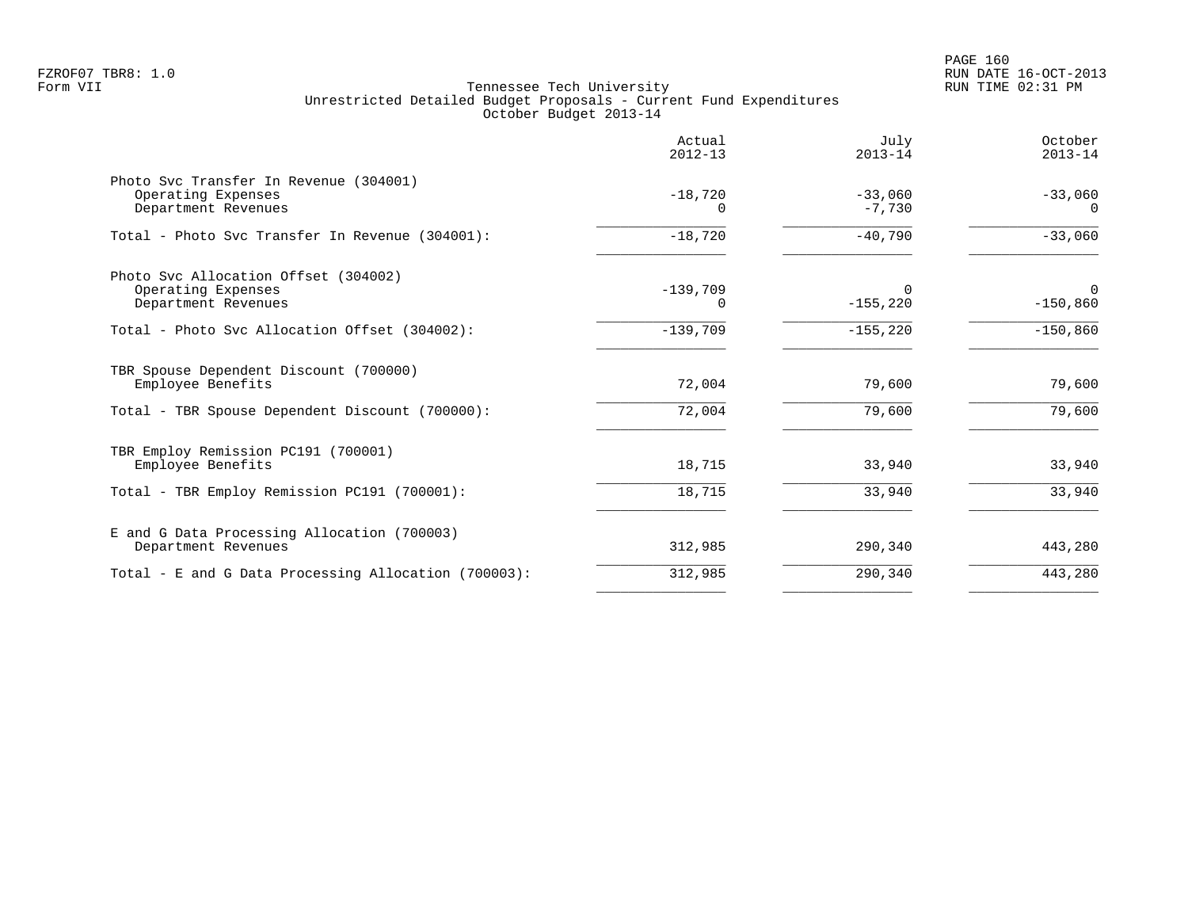Tennessee Tech University
Unrestricted Detailed Budget Proposals - Current Fund Expenditures
October Budget 2013-14

| | Actual 2012-13 | July 2013-14 | October 2013-14 |
|---|---|---|---|
| Photo Svc Transfer In Revenue (304001) | | | |
| Operating Expenses | -18,720 | -33,060 | -33,060 |
| Department Revenues | 0 | -7,730 | 0 |
| Total - Photo Svc Transfer In Revenue (304001): | -18,720 | -40,790 | -33,060 |
| Photo Svc Allocation Offset (304002) | | | |
| Operating Expenses | -139,709 | 0 | 0 |
| Department Revenues | 0 | -155,220 | -150,860 |
| Total - Photo Svc Allocation Offset (304002): | -139,709 | -155,220 | -150,860 |
| TBR Spouse Dependent Discount (700000) | | | |
| Employee Benefits | 72,004 | 79,600 | 79,600 |
| Total - TBR Spouse Dependent Discount (700000): | 72,004 | 79,600 | 79,600 |
| TBR Employ Remission PC191 (700001) | | | |
| Employee Benefits | 18,715 | 33,940 | 33,940 |
| Total - TBR Employ Remission PC191 (700001): | 18,715 | 33,940 | 33,940 |
| E and G Data Processing Allocation (700003) | | | |
| Department Revenues | 312,985 | 290,340 | 443,280 |
| Total - E and G Data Processing Allocation (700003): | 312,985 | 290,340 | 443,280 |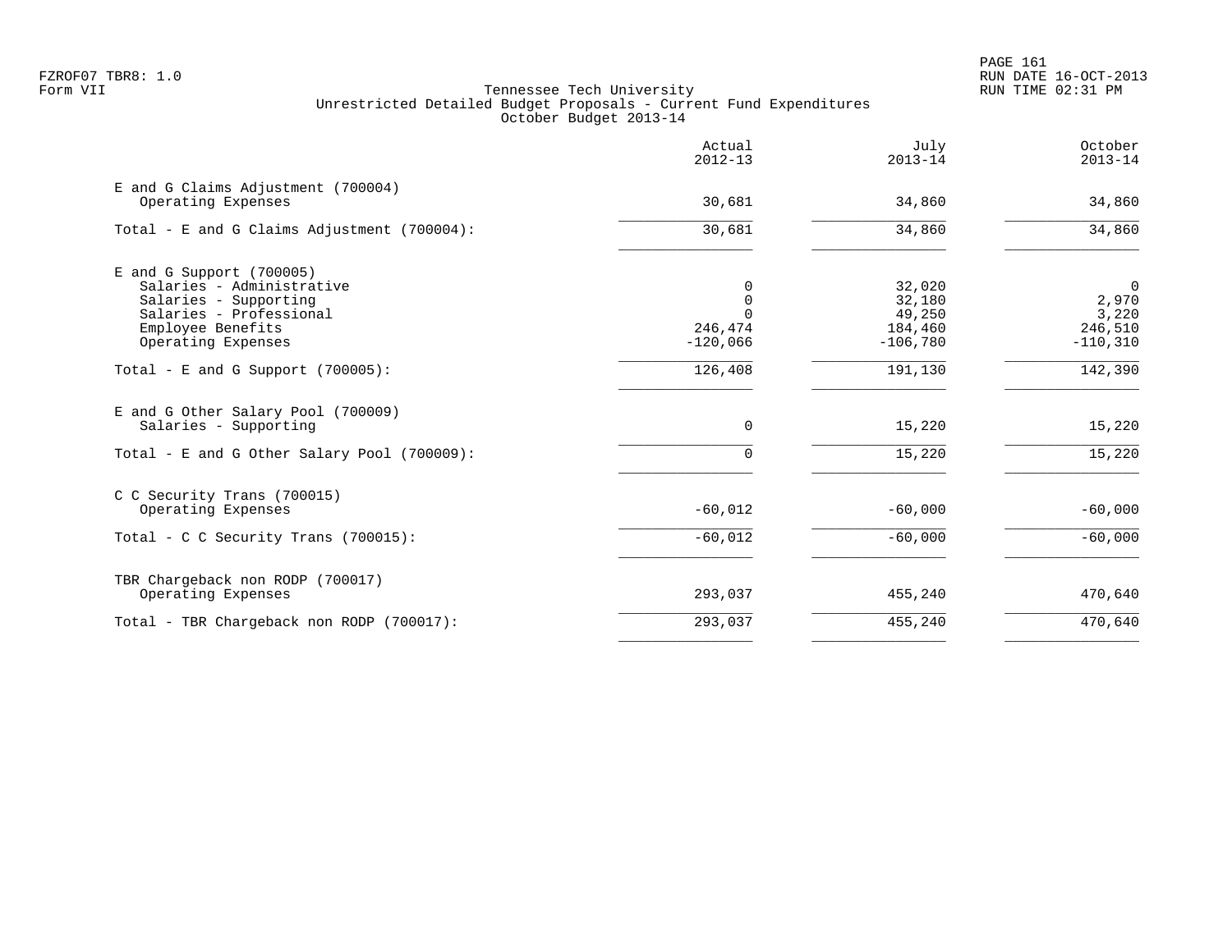Tennessee Tech University
Unrestricted Detailed Budget Proposals - Current Fund Expenditures
October Budget 2013-14

| | Actual 2012-13 | July 2013-14 | October 2013-14 |
|---|---|---|---|
| E and G Claims Adjustment (700004) | | | |
| Operating Expenses | 30,681 | 34,860 | 34,860 |
| Total - E and G Claims Adjustment (700004): | 30,681 | 34,860 | 34,860 |
| E and G Support (700005) | | | |
| Salaries - Administrative | 0 | 32,020 | 0 |
| Salaries - Supporting | 0 | 32,180 | 2,970 |
| Salaries - Professional | 0 | 49,250 | 3,220 |
| Employee Benefits | 246,474 | 184,460 | 246,510 |
| Operating Expenses | -120,066 | -106,780 | -110,310 |
| Total - E and G Support (700005): | 126,408 | 191,130 | 142,390 |
| E and G Other Salary Pool (700009) | | | |
| Salaries - Supporting | 0 | 15,220 | 15,220 |
| Total - E and G Other Salary Pool (700009): | 0 | 15,220 | 15,220 |
| C C Security Trans (700015) | | | |
| Operating Expenses | -60,012 | -60,000 | -60,000 |
| Total - C C Security Trans (700015): | -60,012 | -60,000 | -60,000 |
| TBR Chargeback non RODP (700017) | | | |
| Operating Expenses | 293,037 | 455,240 | 470,640 |
| Total - TBR Chargeback non RODP (700017): | 293,037 | 455,240 | 470,640 |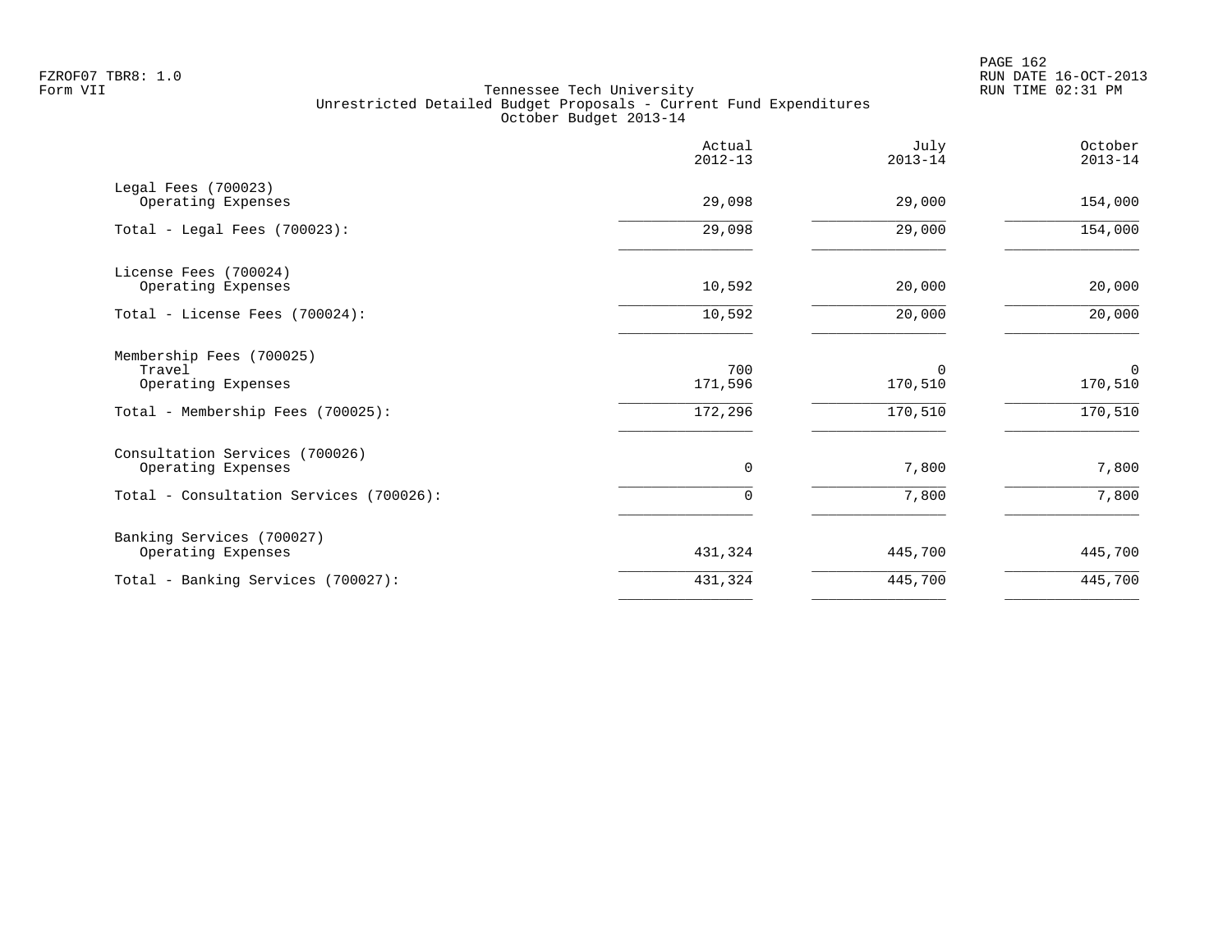FZROF07 TBR8: 1.0
Form VII

Tennessee Tech University
Unrestricted Detailed Budget Proposals - Current Fund Expenditures
October Budget 2013-14

| | Actual 2012-13 | July 2013-14 | October 2013-14 |
|---|---|---|---|
| Legal Fees (700023) | | | |
| Operating Expenses | 29,098 | 29,000 | 154,000 |
| Total - Legal Fees (700023): | 29,098 | 29,000 | 154,000 |
| License Fees (700024) | | | |
| Operating Expenses | 10,592 | 20,000 | 20,000 |
| Total - License Fees (700024): | 10,592 | 20,000 | 20,000 |
| Membership Fees (700025) | | | |
| Travel | 700 | 0 | 0 |
| Operating Expenses | 171,596 | 170,510 | 170,510 |
| Total - Membership Fees (700025): | 172,296 | 170,510 | 170,510 |
| Consultation Services (700026) | | | |
| Operating Expenses | 0 | 7,800 | 7,800 |
| Total - Consultation Services (700026): | 0 | 7,800 | 7,800 |
| Banking Services (700027) | | | |
| Operating Expenses | 431,324 | 445,700 | 445,700 |
| Total - Banking Services (700027): | 431,324 | 445,700 | 445,700 |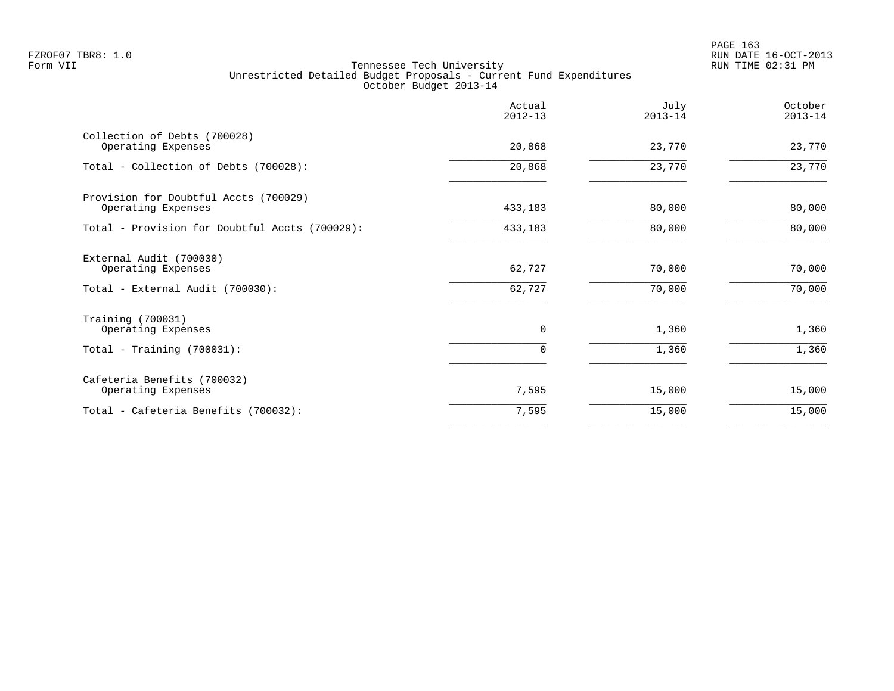Tennessee Tech University
Unrestricted Detailed Budget Proposals - Current Fund Expenditures
October Budget 2013-14

| | Actual 2012-13 | July 2013-14 | October 2013-14 |
|---|---|---|---|
| Collection of Debts (700028) | | | |
| Operating Expenses | 20,868 | 23,770 | 23,770 |
| Total - Collection of Debts (700028): | 20,868 | 23,770 | 23,770 |
| Provision for Doubtful Accts (700029) | | | |
| Operating Expenses | 433,183 | 80,000 | 80,000 |
| Total - Provision for Doubtful Accts (700029): | 433,183 | 80,000 | 80,000 |
| External Audit (700030) | | | |
| Operating Expenses | 62,727 | 70,000 | 70,000 |
| Total - External Audit (700030): | 62,727 | 70,000 | 70,000 |
| Training (700031) | | | |
| Operating Expenses | 0 | 1,360 | 1,360 |
| Total - Training (700031): | 0 | 1,360 | 1,360 |
| Cafeteria Benefits (700032) | | | |
| Operating Expenses | 7,595 | 15,000 | 15,000 |
| Total - Cafeteria Benefits (700032): | 7,595 | 15,000 | 15,000 |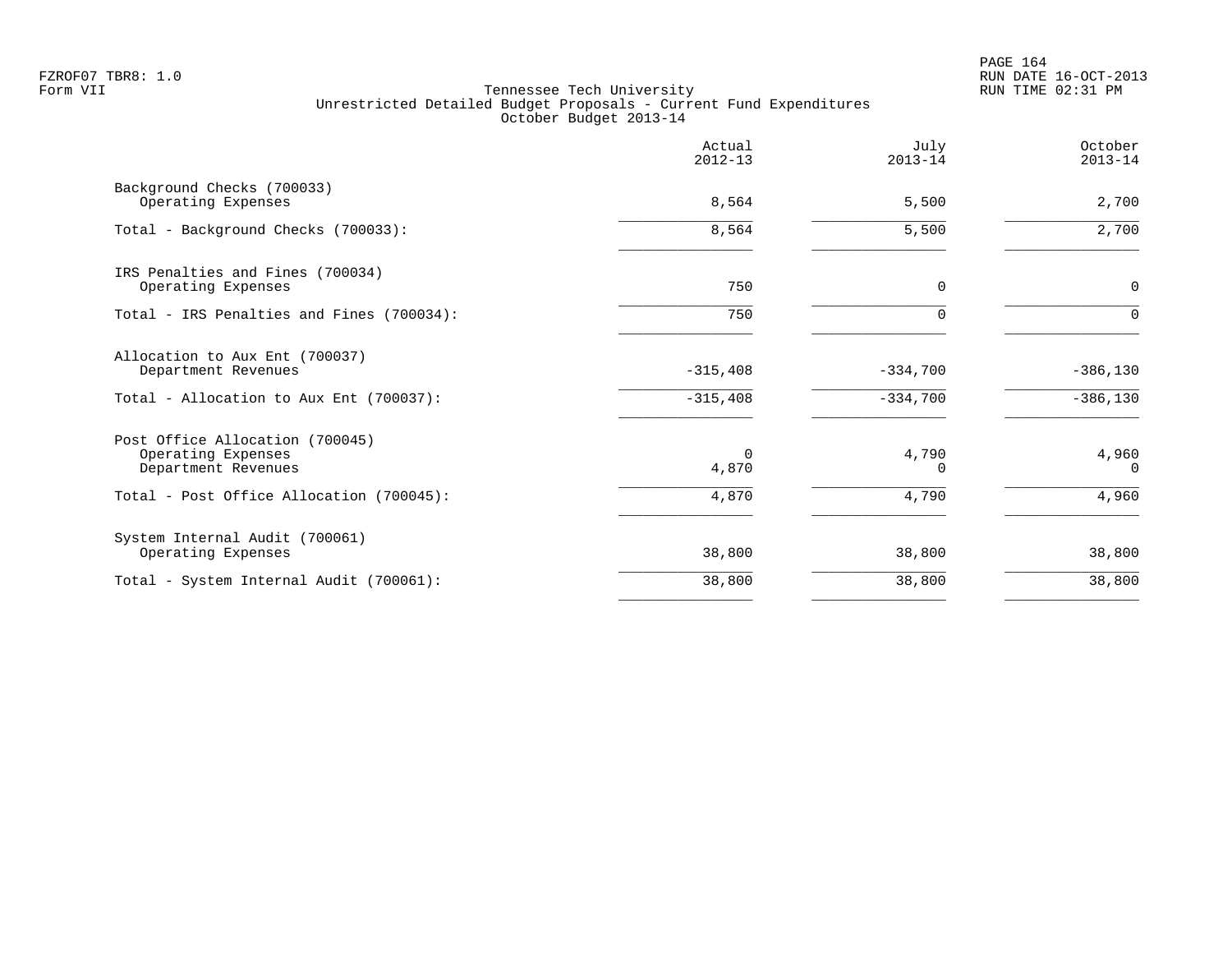Tennessee Tech University
Unrestricted Detailed Budget Proposals - Current Fund Expenditures
October Budget 2013-14

| | Actual 2012-13 | July 2013-14 | October 2013-14 |
|---|---|---|---|
| Background Checks (700033) | | | |
| Operating Expenses | 8,564 | 5,500 | 2,700 |
| Total - Background Checks (700033): | 8,564 | 5,500 | 2,700 |
| IRS Penalties and Fines (700034) | | | |
| Operating Expenses | 750 | 0 | 0 |
| Total - IRS Penalties and Fines (700034): | 750 | 0 | 0 |
| Allocation to Aux Ent (700037) | | | |
| Department Revenues | -315,408 | -334,700 | -386,130 |
| Total - Allocation to Aux Ent (700037): | -315,408 | -334,700 | -386,130 |
| Post Office Allocation (700045) | | | |
| Operating Expenses | 0 | 4,790 | 4,960 |
| Department Revenues | 4,870 | 0 | 0 |
| Total - Post Office Allocation (700045): | 4,870 | 4,790 | 4,960 |
| System Internal Audit (700061) | | | |
| Operating Expenses | 38,800 | 38,800 | 38,800 |
| Total - System Internal Audit (700061): | 38,800 | 38,800 | 38,800 |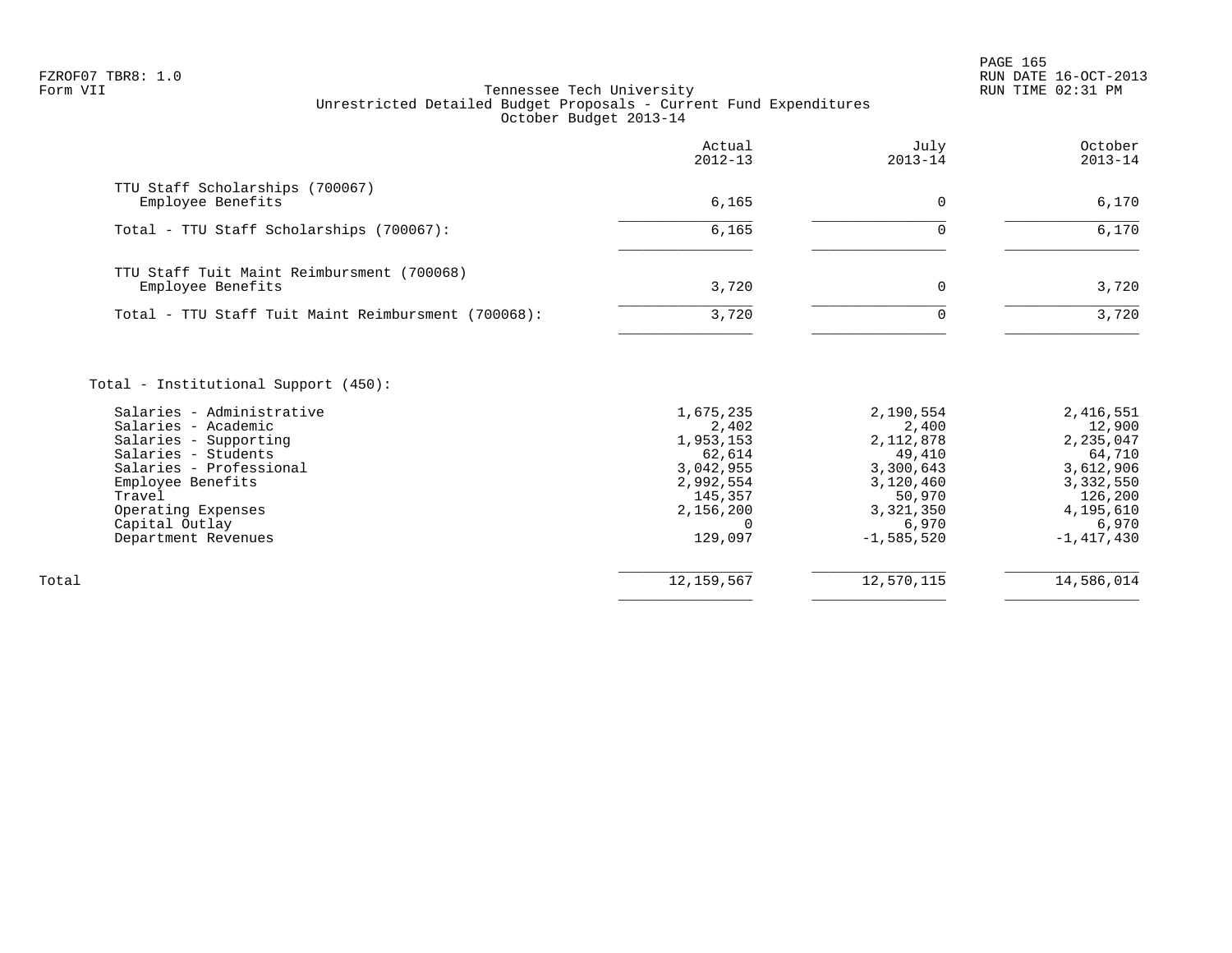Tennessee Tech University
Unrestricted Detailed Budget Proposals - Current Fund Expenditures
October Budget 2013-14

FZROF07 TBR8: 1.0
Form VII

RUN DATE 16-OCT-2013
RUN TIME 02:31 PM

| | Actual 2012-13 | July 2013-14 | October 2013-14 |
|---|---|---|---|
| **TTU Staff Scholarships (700067)** | | | |
| Employee Benefits | 6,165 | 0 | 6,170 |
| Total - TTU Staff Scholarships (700067): | 6,165 | 0 | 6,170 |
| **TTU Staff Tuit Maint Reimbursment (700068)** | | | |
| Employee Benefits | 3,720 | 0 | 3,720 |
| Total - TTU Staff Tuit Maint Reimbursment (700068): | 3,720 | 0 | 3,720 |
| **Total - Institutional Support (450):** | | | |
| Salaries - Administrative | 1,675,235 | 2,190,554 | 2,416,551 |
| Salaries - Academic | 2,402 | 2,400 | 12,900 |
| Salaries - Supporting | 1,953,153 | 2,112,878 | 2,235,047 |
| Salaries - Students | 62,614 | 49,410 | 64,710 |
| Salaries - Professional | 3,042,955 | 3,300,643 | 3,612,906 |
| Employee Benefits | 2,992,554 | 3,120,460 | 3,332,550 |
| Travel | 145,357 | 50,970 | 126,200 |
| Operating Expenses | 2,156,200 | 3,321,350 | 4,195,610 |
| Capital Outlay | 0 | 6,970 | 6,970 |
| Department Revenues | 129,097 | -1,585,520 | -1,417,430 |
| Total | 12,159,567 | 12,570,115 | 14,586,014 |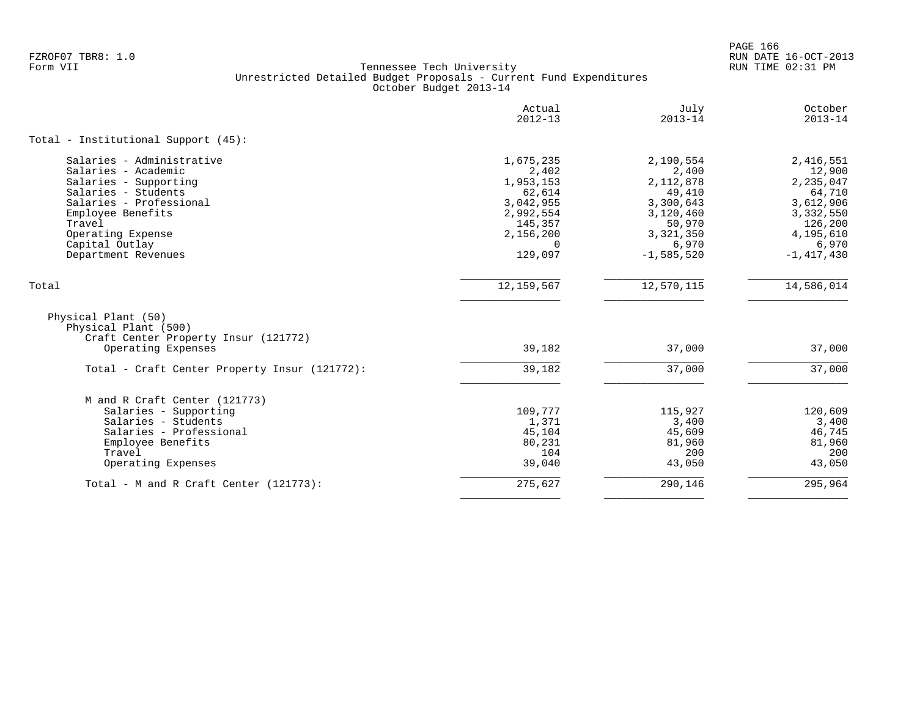FZROF07 TBR8: 1.0
Form VII

Tennessee Tech University
Unrestricted Detailed Budget Proposals - Current Fund Expenditures
October Budget 2013-14

RUN DATE 16-OCT-2013
RUN TIME 02:31 PM

| | Actual 2012-13 | July 2013-14 | October 2013-14 |
|---|---|---|---|
| **Total - Institutional Support (45):** | | | |
| Salaries - Administrative | 1,675,235 | 2,190,554 | 2,416,551 |
| Salaries - Academic | 2,402 | 2,400 | 12,900 |
| Salaries - Supporting | 1,953,153 | 2,112,878 | 2,235,047 |
| Salaries - Students | 62,614 | 49,410 | 64,710 |
| Salaries - Professional | 3,042,955 | 3,300,643 | 3,612,906 |
| Employee Benefits | 2,992,554 | 3,120,460 | 3,332,550 |
| Travel | 145,357 | 50,970 | 126,200 |
| Operating Expense | 2,156,200 | 3,321,350 | 4,195,610 |
| Capital Outlay | 0 | 6,970 | 6,970 |
| Department Revenues | 129,097 | -1,585,520 | -1,417,430 |
| Total | 12,159,567 | 12,570,115 | 14,586,014 |
| Physical Plant (50) | | | |
| Physical Plant (500) | | | |
| Craft Center Property Insur (121772) | | | |
| Operating Expenses | 39,182 | 37,000 | 37,000 |
| Total - Craft Center Property Insur (121772): | 39,182 | 37,000 | 37,000 |
| M and R Craft Center (121773) | | | |
| Salaries - Supporting | 109,777 | 115,927 | 120,609 |
| Salaries - Students | 1,371 | 3,400 | 3,400 |
| Salaries - Professional | 45,104 | 45,609 | 46,745 |
| Employee Benefits | 80,231 | 81,960 | 81,960 |
| Travel | 104 | 200 | 200 |
| Operating Expenses | 39,040 | 43,050 | 43,050 |
| Total - M and R Craft Center (121773): | 275,627 | 290,146 | 295,964 |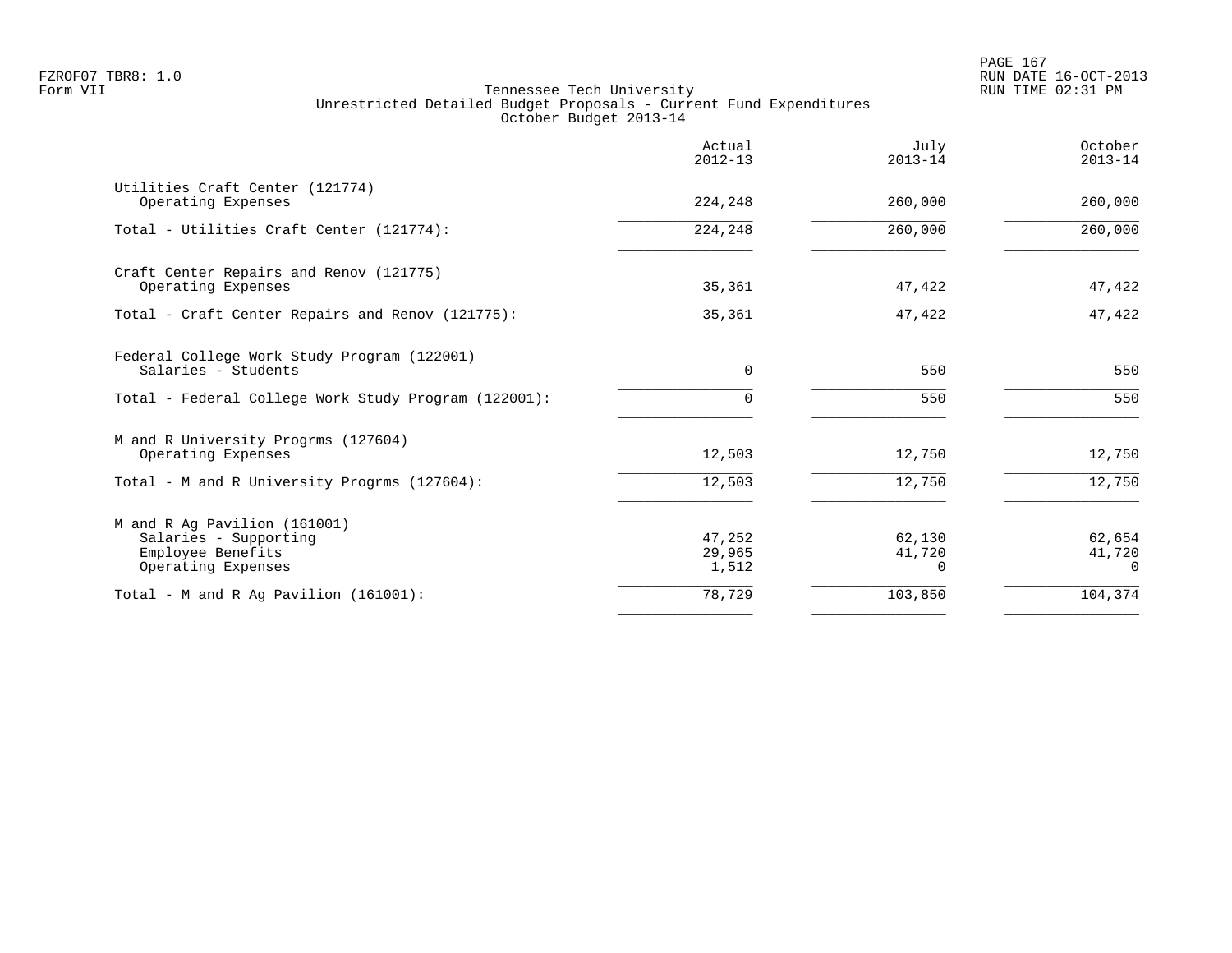Tennessee Tech University
Unrestricted Detailed Budget Proposals - Current Fund Expenditures
October Budget 2013-14

| | Actual 2012-13 | July 2013-14 | October 2013-14 |
|---|---|---|---|
| Utilities Craft Center (121774) | | | |
| Operating Expenses | 224,248 | 260,000 | 260,000 |
| Total - Utilities Craft Center (121774): | 224,248 | 260,000 | 260,000 |
| Craft Center Repairs and Renov (121775) | | | |
| Operating Expenses | 35,361 | 47,422 | 47,422 |
| Total - Craft Center Repairs and Renov (121775): | 35,361 | 47,422 | 47,422 |
| Federal College Work Study Program (122001) | | | |
| Salaries - Students | 0 | 550 | 550 |
| Total - Federal College Work Study Program (122001): | 0 | 550 | 550 |
| M and R University Progrms (127604) | | | |
| Operating Expenses | 12,503 | 12,750 | 12,750 |
| Total - M and R University Progrms (127604): | 12,503 | 12,750 | 12,750 |
| M and R Ag Pavilion (161001) | | | |
| Salaries - Supporting | 47,252 | 62,130 | 62,654 |
| Employee Benefits | 29,965 | 41,720 | 41,720 |
| Operating Expenses | 1,512 | 0 | 0 |
| Total - M and R Ag Pavilion (161001): | 78,729 | 103,850 | 104,374 |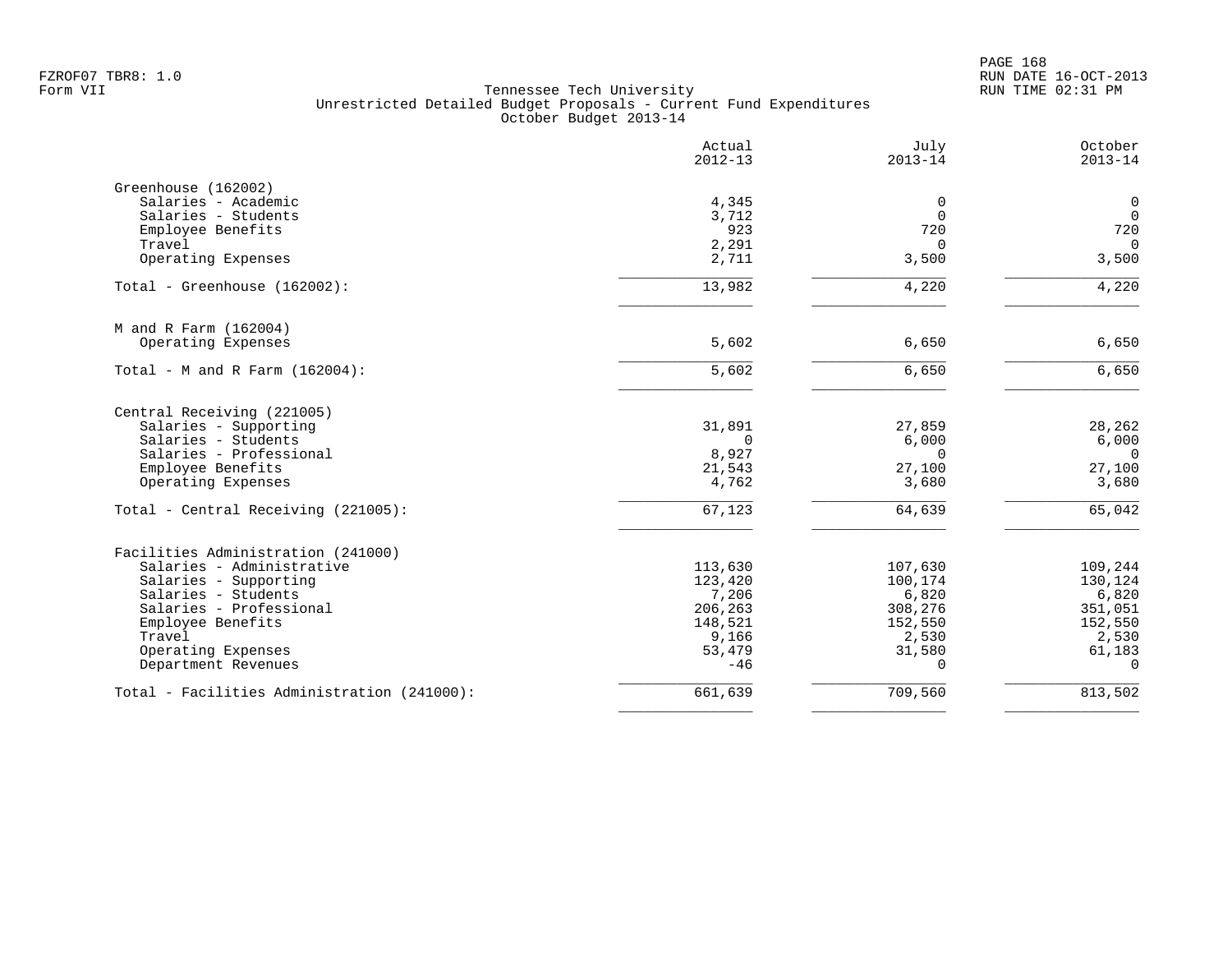Tennessee Tech University
Unrestricted Detailed Budget Proposals - Current Fund Expenditures
October Budget 2013-14

| | Actual 2012-13 | July 2013-14 | October 2013-14 |
|---|---|---|---|
| **Greenhouse (162002)** | | | |
| Salaries - Academic | 4,345 | 0 | 0 |
| Salaries - Students | 3,712 | 0 | 0 |
| Employee Benefits | 923 | 720 | 720 |
| Travel | 2,291 | 0 | 0 |
| Operating Expenses | 2,711 | 3,500 | 3,500 |
| Total - Greenhouse (162002): | 13,982 | 4,220 | 4,220 |
| **M and R Farm (162004)** | | | |
| Operating Expenses | 5,602 | 6,650 | 6,650 |
| Total - M and R Farm (162004): | 5,602 | 6,650 | 6,650 |
| **Central Receiving (221005)** | | | |
| Salaries - Supporting | 31,891 | 27,859 | 28,262 |
| Salaries - Students | 0 | 6,000 | 6,000 |
| Salaries - Professional | 8,927 | 0 | 0 |
| Employee Benefits | 21,543 | 27,100 | 27,100 |
| Operating Expenses | 4,762 | 3,680 | 3,680 |
| Total - Central Receiving (221005): | 67,123 | 64,639 | 65,042 |
| **Facilities Administration (241000)** | | | |
| Salaries - Administrative | 113,630 | 107,630 | 109,244 |
| Salaries - Supporting | 123,420 | 100,174 | 130,124 |
| Salaries - Students | 7,206 | 6,820 | 6,820 |
| Salaries - Professional | 206,263 | 308,276 | 351,051 |
| Employee Benefits | 148,521 | 152,550 | 152,550 |
| Travel | 9,166 | 2,530 | 2,530 |
| Operating Expenses | 53,479 | 31,580 | 61,183 |
| Department Revenues | -46 | 0 | 0 |
| Total - Facilities Administration (241000): | 661,639 | 709,560 | 813,502 |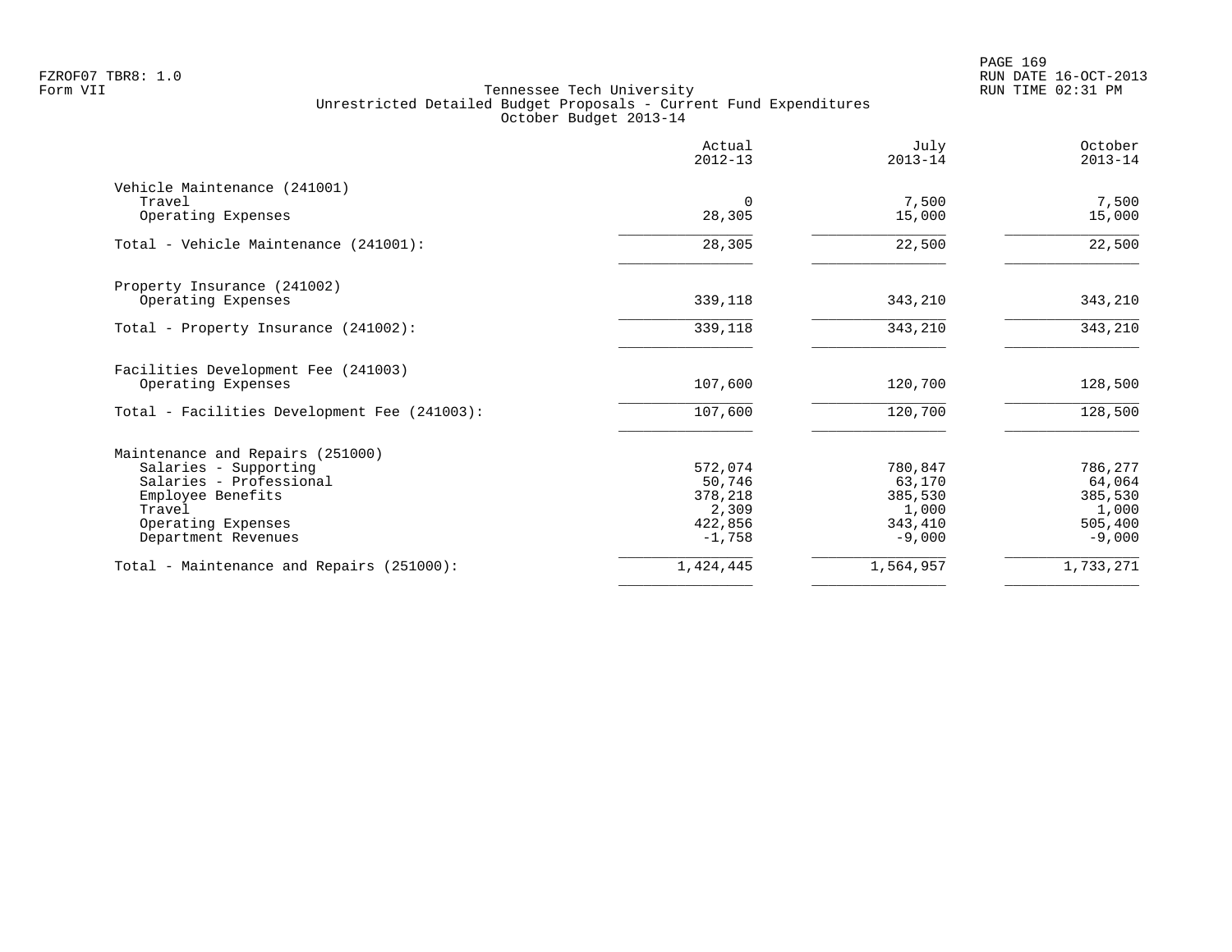FZROF07 TBR8: 1.0
Form VII

Tennessee Tech University
Unrestricted Detailed Budget Proposals - Current Fund Expenditures
October Budget 2013-14

RUN DATE 16-OCT-2013
RUN TIME 02:31 PM

| | Actual 2012-13 | July 2013-14 | October 2013-14 |
|---|---|---|---|
| **Vehicle Maintenance (241001)** | | | |
| Travel | 0 | 7,500 | 7,500 |
| Operating Expenses | 28,305 | 15,000 | 15,000 |
| Total - Vehicle Maintenance (241001): | 28,305 | 22,500 | 22,500 |
| **Property Insurance (241002)** | | | |
| Operating Expenses | 339,118 | 343,210 | 343,210 |
| Total - Property Insurance (241002): | 339,118 | 343,210 | 343,210 |
| **Facilities Development Fee (241003)** | | | |
| Operating Expenses | 107,600 | 120,700 | 128,500 |
| Total - Facilities Development Fee (241003): | 107,600 | 120,700 | 128,500 |
| **Maintenance and Repairs (251000)** | | | |
| Salaries - Supporting | 572,074 | 780,847 | 786,277 |
| Salaries - Professional | 50,746 | 63,170 | 64,064 |
| Employee Benefits | 378,218 | 385,530 | 385,530 |
| Travel | 2,309 | 1,000 | 1,000 |
| Operating Expenses | 422,856 | 343,410 | 505,400 |
| Department Revenues | -1,758 | -9,000 | -9,000 |
| Total - Maintenance and Repairs (251000): | 1,424,445 | 1,564,957 | 1,733,271 |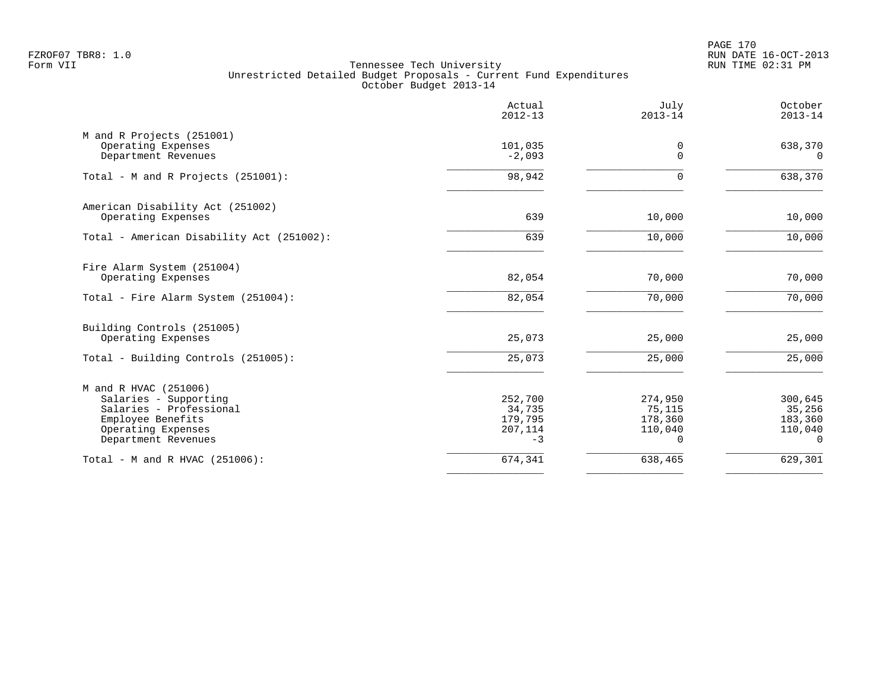FZROF07 TBR8: 1.0
Form VII

Tennessee Tech University
Unrestricted Detailed Budget Proposals - Current Fund Expenditures
October Budget 2013-14

RUN DATE 16-OCT-2013
RUN TIME 02:31 PM

| | Actual 2012-13 | July 2013-14 | October 2013-14 |
|---|---|---|---|
| **M and R Projects (251001)** | | | |
| Operating Expenses | 101,035 | 0 | 638,370 |
| Department Revenues | -2,093 | 0 | 0 |
| Total - M and R Projects (251001): | 98,942 | 0 | 638,370 |
| **American Disability Act (251002)** | | | |
| Operating Expenses | 639 | 10,000 | 10,000 |
| Total - American Disability Act (251002): | 639 | 10,000 | 10,000 |
| **Fire Alarm System (251004)** | | | |
| Operating Expenses | 82,054 | 70,000 | 70,000 |
| Total - Fire Alarm System (251004): | 82,054 | 70,000 | 70,000 |
| **Building Controls (251005)** | | | |
| Operating Expenses | 25,073 | 25,000 | 25,000 |
| Total - Building Controls (251005): | 25,073 | 25,000 | 25,000 |
| **M and R HVAC (251006)** | | | |
| Salaries - Supporting | 252,700 | 274,950 | 300,645 |
| Salaries - Professional | 34,735 | 75,115 | 35,256 |
| Employee Benefits | 179,795 | 178,360 | 183,360 |
| Operating Expenses | 207,114 | 110,040 | 110,040 |
| Department Revenues | -3 | 0 | 0 |
| Total - M and R HVAC (251006): | 674,341 | 638,465 | 629,301 |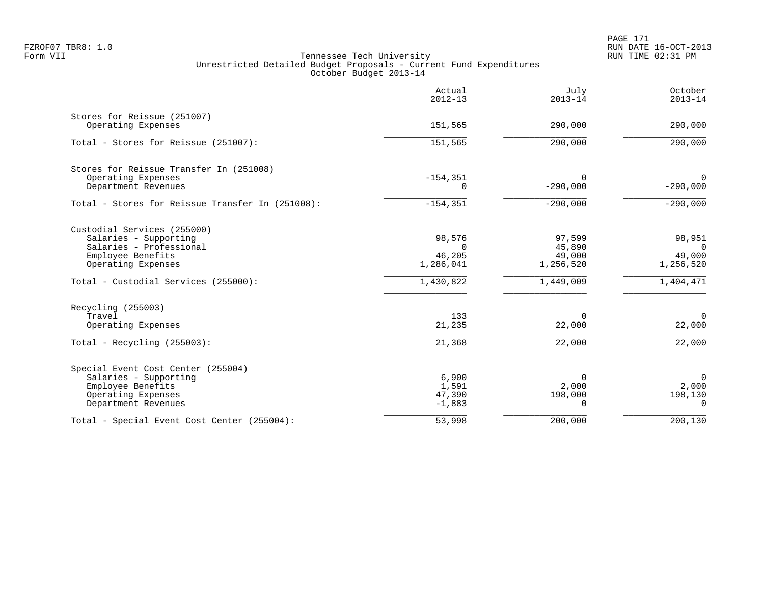Tennessee Tech University
Unrestricted Detailed Budget Proposals - Current Fund Expenditures
October Budget 2013-14

| | Actual 2012-13 | July 2013-14 | October 2013-14 |
|---|---|---|---|
| **Stores for Reissue (251007)** | | | |
| Operating Expenses | 151,565 | 290,000 | 290,000 |
| Total - Stores for Reissue (251007): | 151,565 | 290,000 | 290,000 |
| **Stores for Reissue Transfer In (251008)** | | | |
| Operating Expenses | -154,351 | 0 | 0 |
| Department Revenues | 0 | -290,000 | -290,000 |
| Total - Stores for Reissue Transfer In (251008): | -154,351 | -290,000 | -290,000 |
| **Custodial Services (255000)** | | | |
| Salaries - Supporting | 98,576 | 97,599 | 98,951 |
| Salaries - Professional | 0 | 45,890 | 0 |
| Employee Benefits | 46,205 | 49,000 | 49,000 |
| Operating Expenses | 1,286,041 | 1,256,520 | 1,256,520 |
| Total - Custodial Services (255000): | 1,430,822 | 1,449,009 | 1,404,471 |
| **Recycling (255003)** | | | |
| Travel | 133 | 0 | 0 |
| Operating Expenses | 21,235 | 22,000 | 22,000 |
| Total - Recycling (255003): | 21,368 | 22,000 | 22,000 |
| **Special Event Cost Center (255004)** | | | |
| Salaries - Supporting | 6,900 | 0 | 0 |
| Employee Benefits | 1,591 | 2,000 | 2,000 |
| Operating Expenses | 47,390 | 198,000 | 198,130 |
| Department Revenues | -1,883 | 0 | 0 |
| Total - Special Event Cost Center (255004): | 53,998 | 200,000 | 200,130 |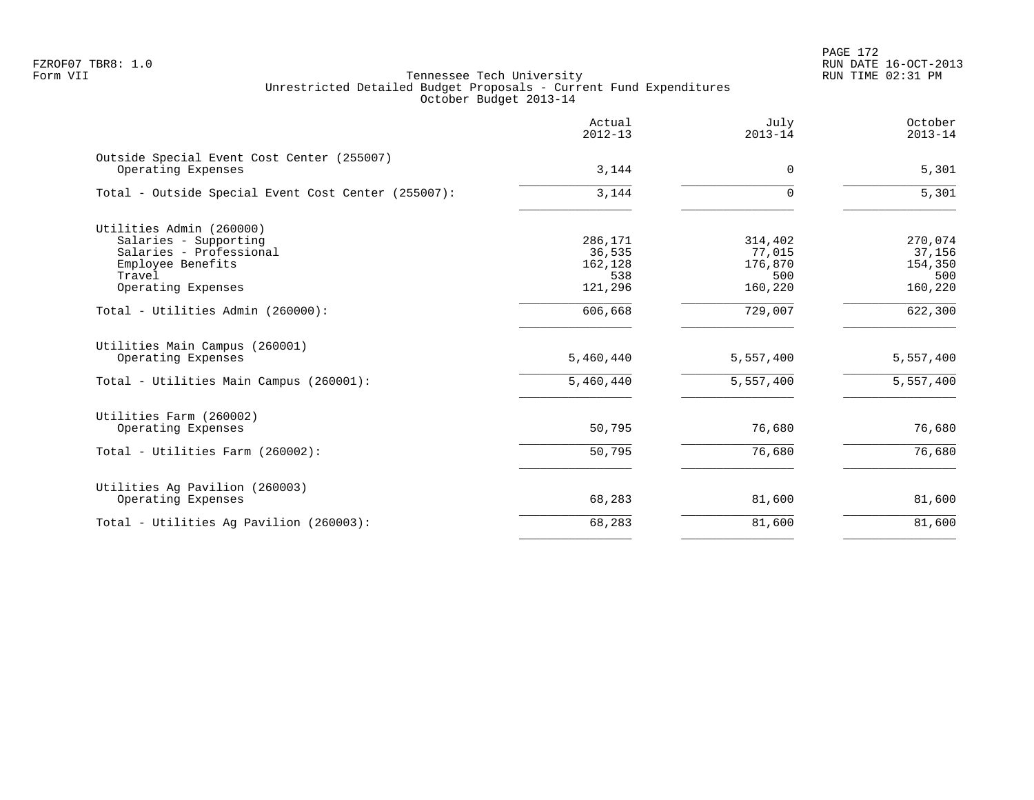FZROF07 TBR8: 1.0
Form VII

Tennessee Tech University
Unrestricted Detailed Budget Proposals - Current Fund Expenditures
October Budget 2013-14

RUN DATE 16-OCT-2013
RUN TIME 02:31 PM

| | Actual 2012-13 | July 2013-14 | October 2013-14 |
|---|---|---|---|
| **Outside Special Event Cost Center (255007)** | | | |
| Operating Expenses | 3,144 | 0 | 5,301 |
| Total - Outside Special Event Cost Center (255007): | 3,144 | 0 | 5,301 |
| **Utilities Admin (260000)** | | | |
| Salaries - Supporting | 286,171 | 314,402 | 270,074 |
| Salaries - Professional | 36,535 | 77,015 | 37,156 |
| Employee Benefits | 162,128 | 176,870 | 154,350 |
| Travel | 538 | 500 | 500 |
| Operating Expenses | 121,296 | 160,220 | 160,220 |
| Total - Utilities Admin (260000): | 606,668 | 729,007 | 622,300 |
| **Utilities Main Campus (260001)** | | | |
| Operating Expenses | 5,460,440 | 5,557,400 | 5,557,400 |
| Total - Utilities Main Campus (260001): | 5,460,440 | 5,557,400 | 5,557,400 |
| **Utilities Farm (260002)** | | | |
| Operating Expenses | 50,795 | 76,680 | 76,680 |
| Total - Utilities Farm (260002): | 50,795 | 76,680 | 76,680 |
| **Utilities Ag Pavilion (260003)** | | | |
| Operating Expenses | 68,283 | 81,600 | 81,600 |
| Total - Utilities Ag Pavilion (260003): | 68,283 | 81,600 | 81,600 |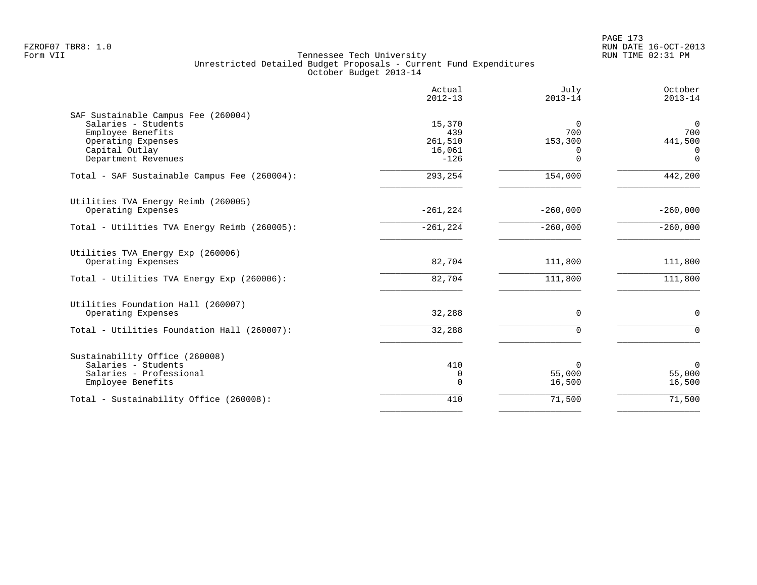FZROF07 TBR8: 1.0
Form VII

Tennessee Tech University
Unrestricted Detailed Budget Proposals - Current Fund Expenditures
October Budget 2013-14

| | Actual 2012-13 | July 2013-14 | October 2013-14 |
|---|---|---|---|
| **SAF Sustainable Campus Fee (260004)** | | | |
| Salaries - Students | 15,370 | 0 | 0 |
| Employee Benefits | 439 | 700 | 700 |
| Operating Expenses | 261,510 | 153,300 | 441,500 |
| Capital Outlay | 16,061 | 0 | 0 |
| Department Revenues | -126 | 0 | 0 |
| Total - SAF Sustainable Campus Fee (260004): | 293,254 | 154,000 | 442,200 |
| **Utilities TVA Energy Reimb (260005)** | | | |
| Operating Expenses | -261,224 | -260,000 | -260,000 |
| Total - Utilities TVA Energy Reimb (260005): | -261,224 | -260,000 | -260,000 |
| **Utilities TVA Energy Exp (260006)** | | | |
| Operating Expenses | 82,704 | 111,800 | 111,800 |
| Total - Utilities TVA Energy Exp (260006): | 82,704 | 111,800 | 111,800 |
| **Utilities Foundation Hall (260007)** | | | |
| Operating Expenses | 32,288 | 0 | 0 |
| Total - Utilities Foundation Hall (260007): | 32,288 | 0 | 0 |
| **Sustainability Office (260008)** | | | |
| Salaries - Students | 410 | 0 | 0 |
| Salaries - Professional | 0 | 55,000 | 55,000 |
| Employee Benefits | 0 | 16,500 | 16,500 |
| Total - Sustainability Office (260008): | 410 | 71,500 | 71,500 |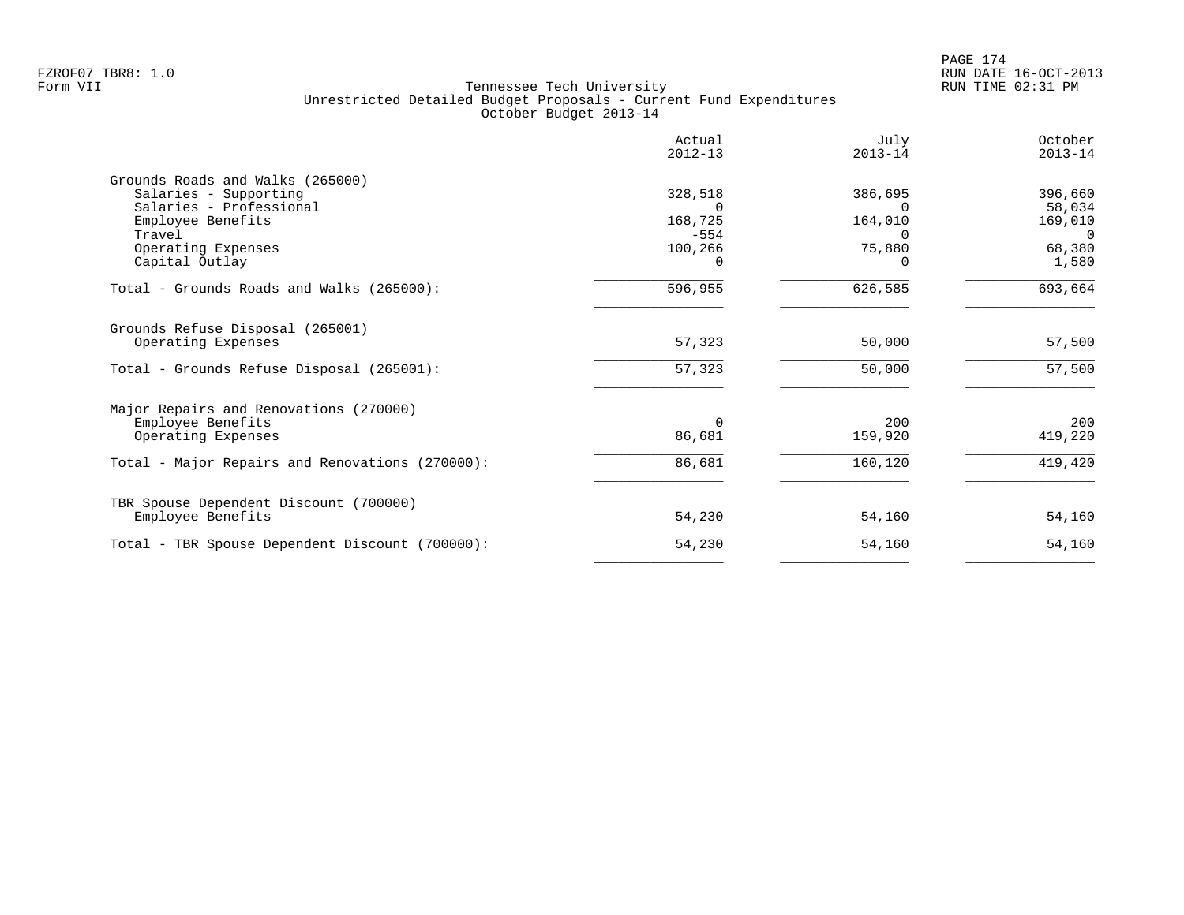Tennessee Tech University
Unrestricted Detailed Budget Proposals - Current Fund Expenditures
October Budget 2013-14

FZROF07 TBR8: 1.0
Form VII

RUN DATE 16-OCT-2013
RUN TIME 02:31 PM

| | Actual 2012-13 | July 2013-14 | October 2013-14 |
|---|---|---|---|
| **Grounds Roads and Walks (265000)** | | | |
| Salaries - Supporting | 328,518 | 386,695 | 396,660 |
| Salaries - Professional | 0 | 0 | 58,034 |
| Employee Benefits | 168,725 | 164,010 | 169,010 |
| Travel | -554 | 0 | 0 |
| Operating Expenses | 100,266 | 75,880 | 68,380 |
| Capital Outlay | 0 | 0 | 1,580 |
| Total - Grounds Roads and Walks (265000): | 596,955 | 626,585 | 693,664 |
| **Grounds Refuse Disposal (265001)** | | | |
| Operating Expenses | 57,323 | 50,000 | 57,500 |
| Total - Grounds Refuse Disposal (265001): | 57,323 | 50,000 | 57,500 |
| **Major Repairs and Renovations (270000)** | | | |
| Employee Benefits | 0 | 200 | 200 |
| Operating Expenses | 86,681 | 159,920 | 419,220 |
| Total - Major Repairs and Renovations (270000): | 86,681 | 160,120 | 419,420 |
| **TBR Spouse Dependent Discount (700000)** | | | |
| Employee Benefits | 54,230 | 54,160 | 54,160 |
| Total - TBR Spouse Dependent Discount (700000): | 54,230 | 54,160 | 54,160 |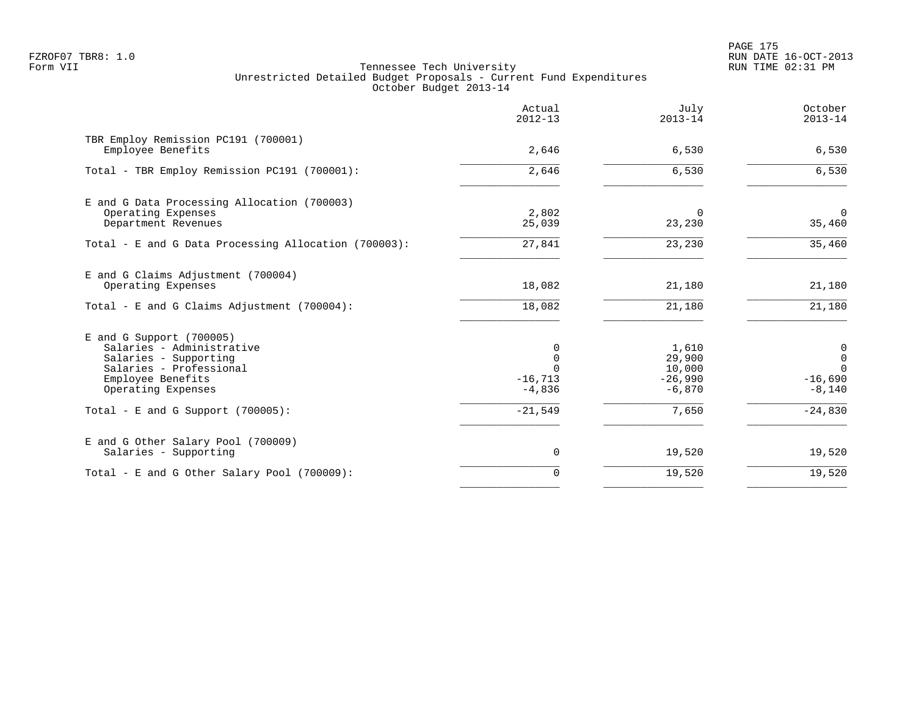FZROF07 TBR8: 1.0
Form VII

Tennessee Tech University
Unrestricted Detailed Budget Proposals - Current Fund Expenditures
October Budget 2013-14

RUN DATE 16-OCT-2013
RUN TIME 02:31 PM

| | Actual 2012-13 | July 2013-14 | October 2013-14 |
|---|---|---|---|
| **TBR Employ Remission PC191 (700001)** | | | |
| Employee Benefits | 2,646 | 6,530 | 6,530 |
| Total - TBR Employ Remission PC191 (700001): | 2,646 | 6,530 | 6,530 |
| **E and G Data Processing Allocation (700003)** | | | |
| Operating Expenses | 2,802 | 0 | 0 |
| Department Revenues | 25,039 | 23,230 | 35,460 |
| Total - E and G Data Processing Allocation (700003): | 27,841 | 23,230 | 35,460 |
| **E and G Claims Adjustment (700004)** | | | |
| Operating Expenses | 18,082 | 21,180 | 21,180 |
| Total - E and G Claims Adjustment (700004): | 18,082 | 21,180 | 21,180 |
| **E and G Support (700005)** | | | |
| Salaries - Administrative | 0 | 1,610 | 0 |
| Salaries - Supporting | 0 | 29,900 | 0 |
| Salaries - Professional | 0 | 10,000 | 0 |
| Employee Benefits | -16,713 | -26,990 | -16,690 |
| Operating Expenses | -4,836 | -6,870 | -8,140 |
| Total - E and G Support (700005): | -21,549 | 7,650 | -24,830 |
| **E and G Other Salary Pool (700009)** | | | |
| Salaries - Supporting | 0 | 19,520 | 19,520 |
| Total - E and G Other Salary Pool (700009): | 0 | 19,520 | 19,520 |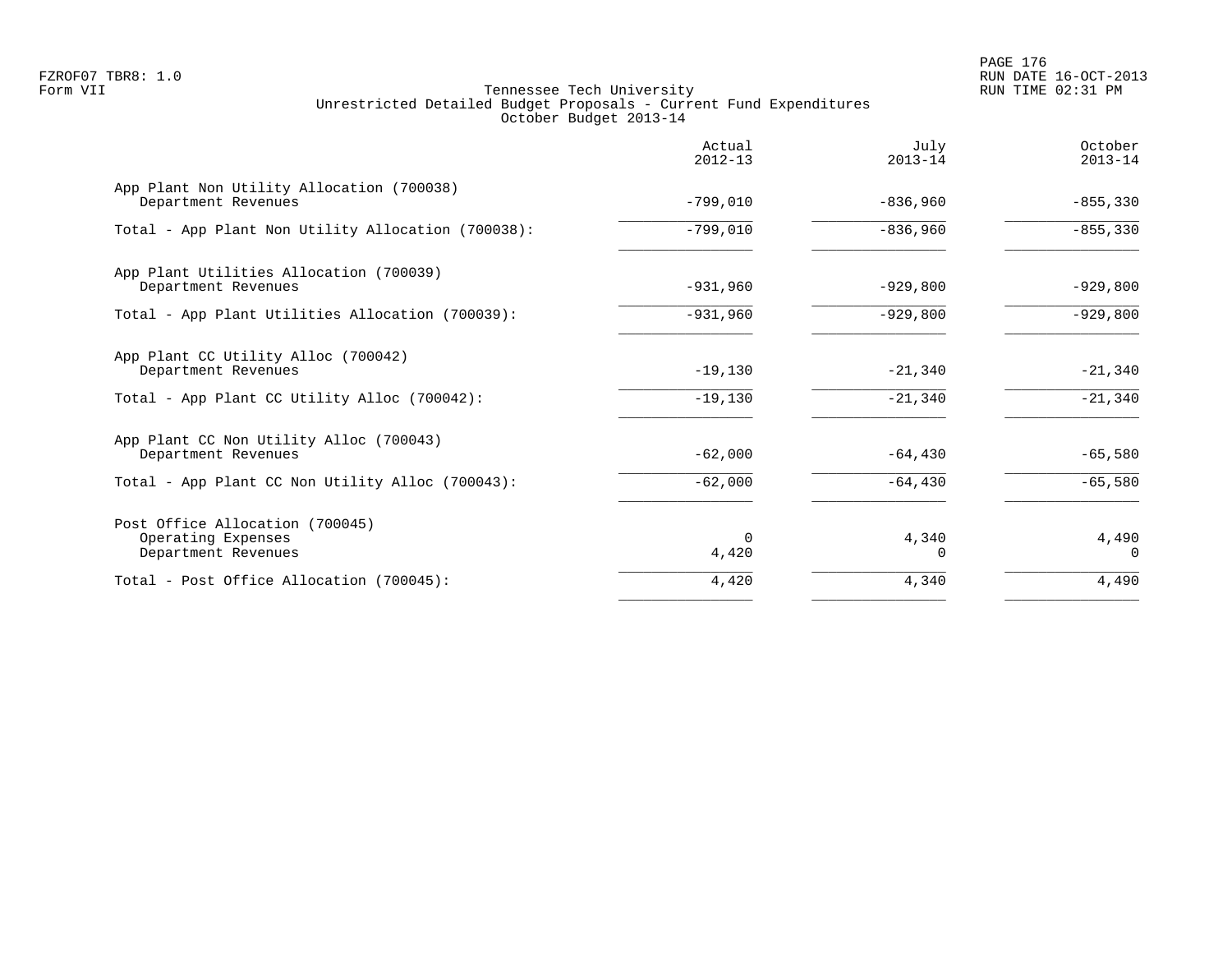Tennessee Tech University
Unrestricted Detailed Budget Proposals - Current Fund Expenditures
October Budget 2013-14

| | Actual 2012-13 | July 2013-14 | October 2013-14 |
|---|---|---|---|
| **App Plant Non Utility Allocation (700038)** | | | |
| Department Revenues | -799,010 | -836,960 | -855,330 |
| Total - App Plant Non Utility Allocation (700038): | -799,010 | -836,960 | -855,330 |
| **App Plant Utilities Allocation (700039)** | | | |
| Department Revenues | -931,960 | -929,800 | -929,800 |
| Total - App Plant Utilities Allocation (700039): | -931,960 | -929,800 | -929,800 |
| **App Plant CC Utility Alloc (700042)** | | | |
| Department Revenues | -19,130 | -21,340 | -21,340 |
| Total - App Plant CC Utility Alloc (700042): | -19,130 | -21,340 | -21,340 |
| **App Plant CC Non Utility Alloc (700043)** | | | |
| Department Revenues | -62,000 | -64,430 | -65,580 |
| Total - App Plant CC Non Utility Alloc (700043): | -62,000 | -64,430 | -65,580 |
| **Post Office Allocation (700045)** | | | |
| Operating Expenses | 0 | 4,340 | 4,490 |
| Department Revenues | 4,420 | 0 | 0 |
| Total - Post Office Allocation (700045): | 4,420 | 4,340 | 4,490 |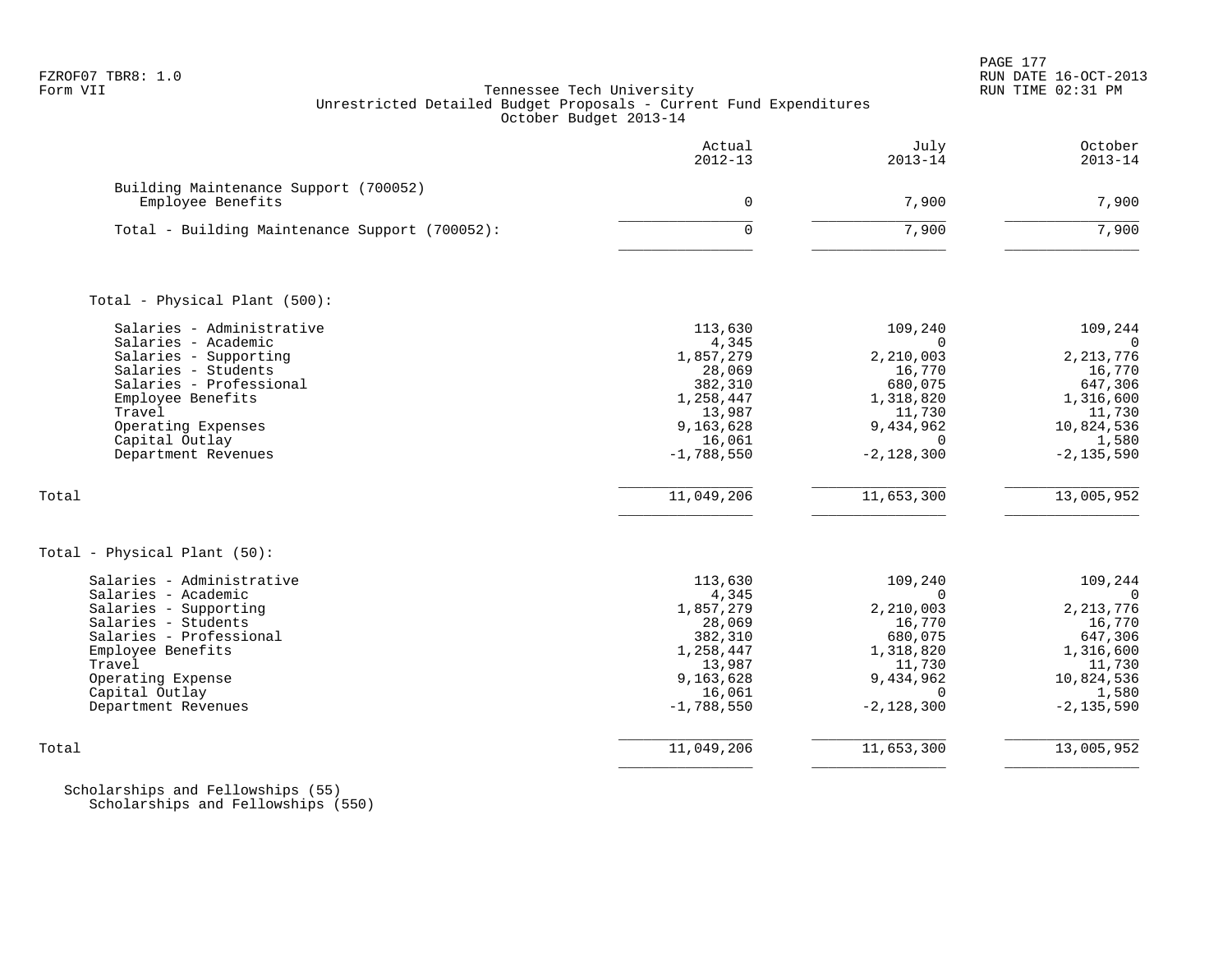FZROF07 TBR8: 1.0
Form VII

Tennessee Tech University
Unrestricted Detailed Budget Proposals - Current Fund Expenditures
October Budget 2013-14

RUN DATE 16-OCT-2013
RUN TIME 02:31 PM

| | Actual 2012-13 | July 2013-14 | October 2013-14 |
|---|---|---|---|
| Building Maintenance Support (700052) | | | |
| Employee Benefits | 0 | 7,900 | 7,900 |
| Total - Building Maintenance Support (700052): | 0 | 7,900 | 7,900 |
| | | | |
| Total - Physical Plant (500): | | | |
| Salaries - Administrative | 113,630 | 109,240 | 109,244 |
| Salaries - Academic | 4,345 | 0 | 0 |
| Salaries - Supporting | 1,857,279 | 2,210,003 | 2,213,776 |
| Salaries - Students | 28,069 | 16,770 | 16,770 |
| Salaries - Professional | 382,310 | 680,075 | 647,306 |
| Employee Benefits | 1,258,447 | 1,318,820 | 1,316,600 |
| Travel | 13,987 | 11,730 | 11,730 |
| Operating Expenses | 9,163,628 | 9,434,962 | 10,824,536 |
| Capital Outlay | 16,061 | 0 | 1,580 |
| Department Revenues | -1,788,550 | -2,128,300 | -2,135,590 |
| Total | 11,049,206 | 11,653,300 | 13,005,952 |
| | | | |
| Total - Physical Plant (50): | | | |
| Salaries - Administrative | 113,630 | 109,240 | 109,244 |
| Salaries - Academic | 4,345 | 0 | 0 |
| Salaries - Supporting | 1,857,279 | 2,210,003 | 2,213,776 |
| Salaries - Students | 28,069 | 16,770 | 16,770 |
| Salaries - Professional | 382,310 | 680,075 | 647,306 |
| Employee Benefits | 1,258,447 | 1,318,820 | 1,316,600 |
| Travel | 13,987 | 11,730 | 11,730 |
| Operating Expense | 9,163,628 | 9,434,962 | 10,824,536 |
| Capital Outlay | 16,061 | 0 | 1,580 |
| Department Revenues | -1,788,550 | -2,128,300 | -2,135,590 |
| Total | 11,049,206 | 11,653,300 | 13,005,952 |

Scholarships and Fellowships (55)
Scholarships and Fellowships (550)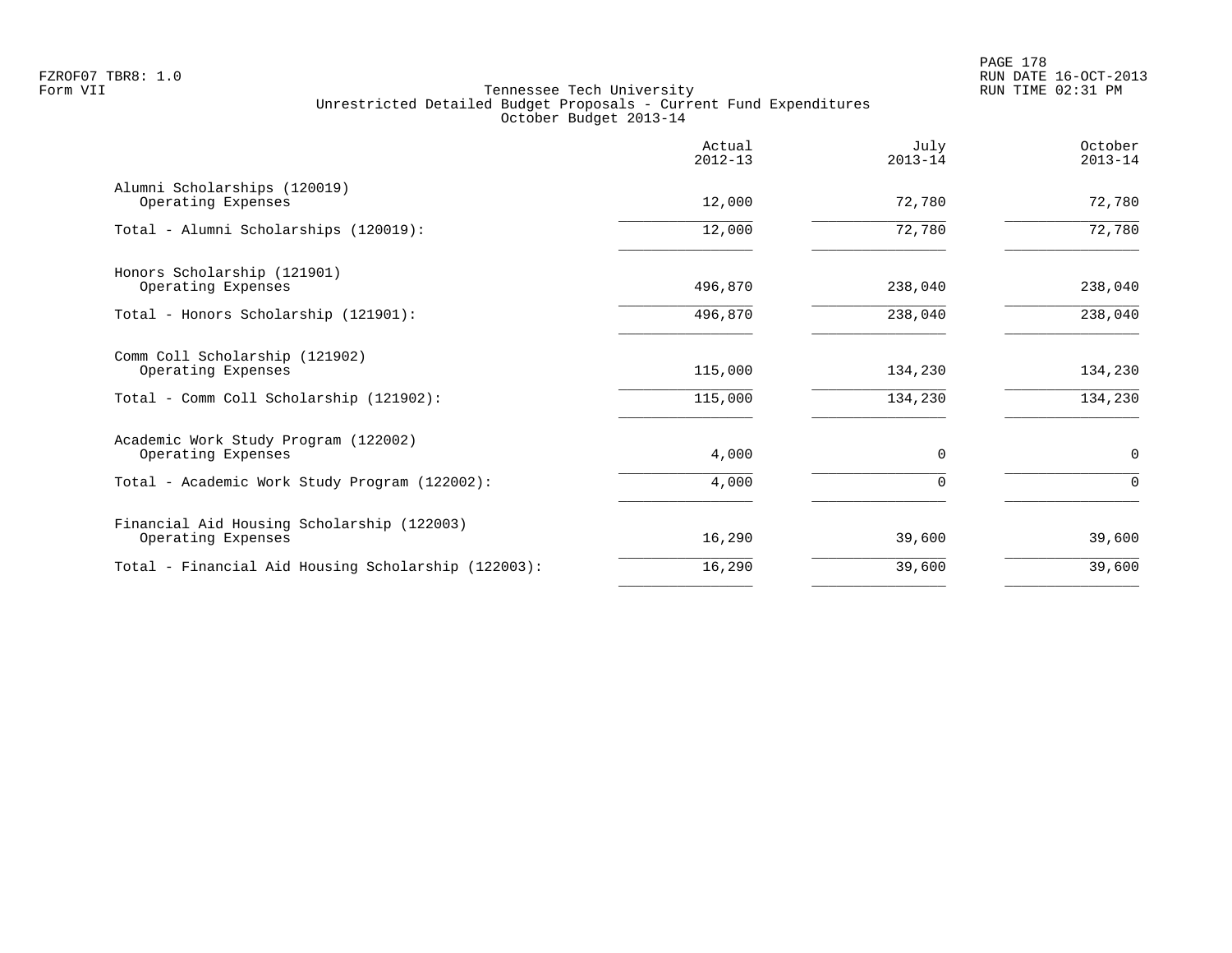Tennessee Tech University
Unrestricted Detailed Budget Proposals - Current Fund Expenditures
October Budget 2013-14

| | Actual 2012-13 | July 2013-14 | October 2013-14 |
|---|---|---|---|
| Alumni Scholarships (120019) | | | |
| Operating Expenses | 12,000 | 72,780 | 72,780 |
| Total - Alumni Scholarships (120019): | 12,000 | 72,780 | 72,780 |
| Honors Scholarship (121901) | | | |
| Operating Expenses | 496,870 | 238,040 | 238,040 |
| Total - Honors Scholarship (121901): | 496,870 | 238,040 | 238,040 |
| Comm Coll Scholarship (121902) | | | |
| Operating Expenses | 115,000 | 134,230 | 134,230 |
| Total - Comm Coll Scholarship (121902): | 115,000 | 134,230 | 134,230 |
| Academic Work Study Program (122002) | | | |
| Operating Expenses | 4,000 | 0 | 0 |
| Total - Academic Work Study Program (122002): | 4,000 | 0 | 0 |
| Financial Aid Housing Scholarship (122003) | | | |
| Operating Expenses | 16,290 | 39,600 | 39,600 |
| Total - Financial Aid Housing Scholarship (122003): | 16,290 | 39,600 | 39,600 |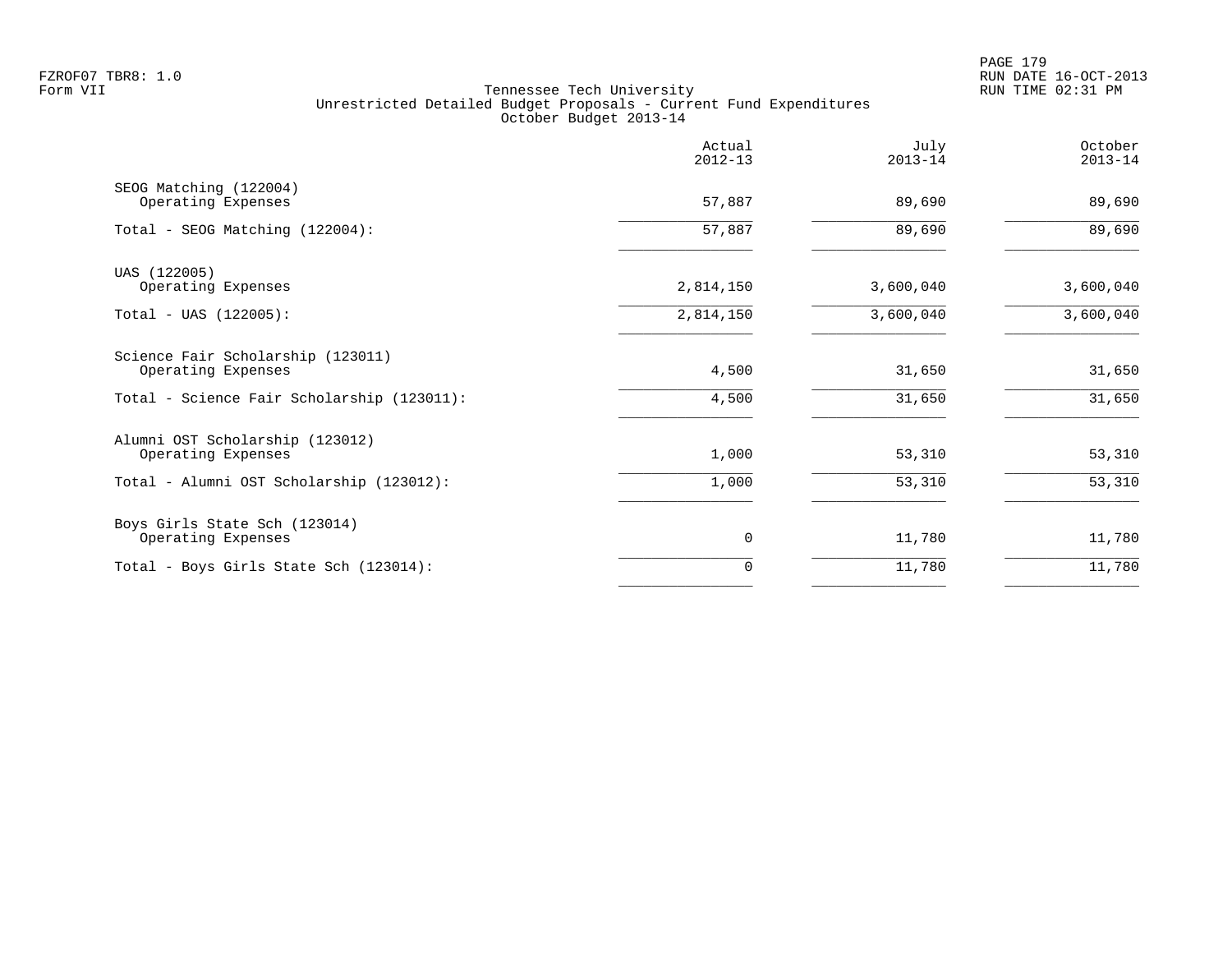FZROF07 TBR8: 1.0
Form VII

Tennessee Tech University
Unrestricted Detailed Budget Proposals - Current Fund Expenditures
October Budget 2013-14

RUN DATE 16-OCT-2013
RUN TIME 02:31 PM

| | Actual 2012-13 | July 2013-14 | October 2013-14 |
|---|---|---|---|
| SEOG Matching (122004) | | | |
| Operating Expenses | 57,887 | 89,690 | 89,690 |
| Total - SEOG Matching (122004): | 57,887 | 89,690 | 89,690 |
| UAS (122005) | | | |
| Operating Expenses | 2,814,150 | 3,600,040 | 3,600,040 |
| Total - UAS (122005): | 2,814,150 | 3,600,040 | 3,600,040 |
| Science Fair Scholarship (123011) | | | |
| Operating Expenses | 4,500 | 31,650 | 31,650 |
| Total - Science Fair Scholarship (123011): | 4,500 | 31,650 | 31,650 |
| Alumni OST Scholarship (123012) | | | |
| Operating Expenses | 1,000 | 53,310 | 53,310 |
| Total - Alumni OST Scholarship (123012): | 1,000 | 53,310 | 53,310 |
| Boys Girls State Sch (123014) | | | |
| Operating Expenses | 0 | 11,780 | 11,780 |
| Total - Boys Girls State Sch (123014): | 0 | 11,780 | 11,780 |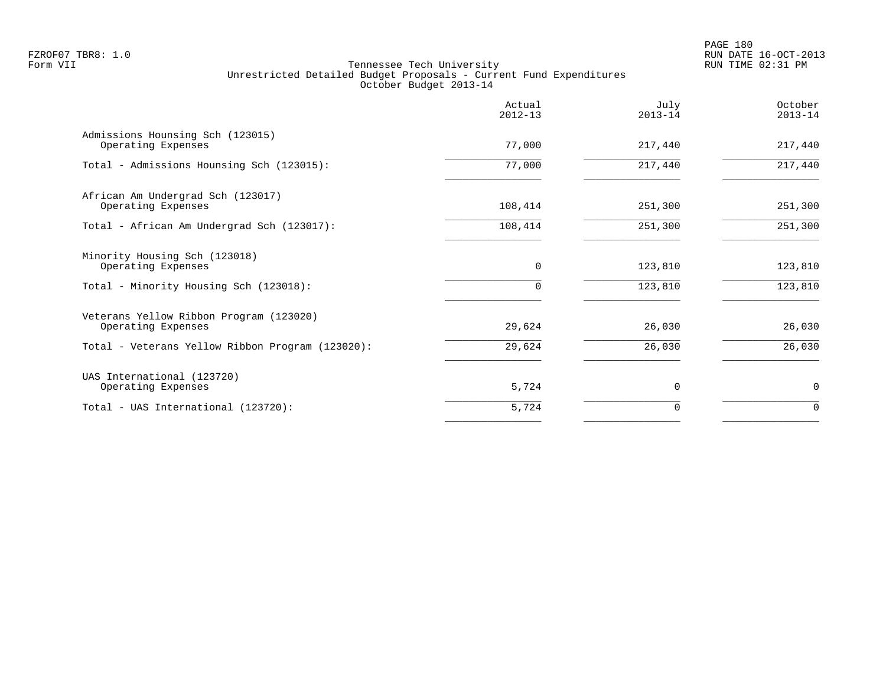FZROF07 TBR8: 1.0
Form VII

Tennessee Tech University
Unrestricted Detailed Budget Proposals - Current Fund Expenditures
October Budget 2013-14

RUN DATE 16-OCT-2013
RUN TIME 02:31 PM

| | Actual 2012-13 | July 2013-14 | October 2013-14 |
|---|---|---|---|
| Admissions Hounsing Sch (123015) | | | |
| Operating Expenses | 77,000 | 217,440 | 217,440 |
| Total - Admissions Hounsing Sch (123015): | 77,000 | 217,440 | 217,440 |
| African Am Undergrad Sch (123017) | | | |
| Operating Expenses | 108,414 | 251,300 | 251,300 |
| Total - African Am Undergrad Sch (123017): | 108,414 | 251,300 | 251,300 |
| Minority Housing Sch (123018) | | | |
| Operating Expenses | 0 | 123,810 | 123,810 |
| Total - Minority Housing Sch (123018): | 0 | 123,810 | 123,810 |
| Veterans Yellow Ribbon Program (123020) | | | |
| Operating Expenses | 29,624 | 26,030 | 26,030 |
| Total - Veterans Yellow Ribbon Program (123020): | 29,624 | 26,030 | 26,030 |
| UAS International (123720) | | | |
| Operating Expenses | 5,724 | 0 | 0 |
| Total - UAS International (123720): | 5,724 | 0 | 0 |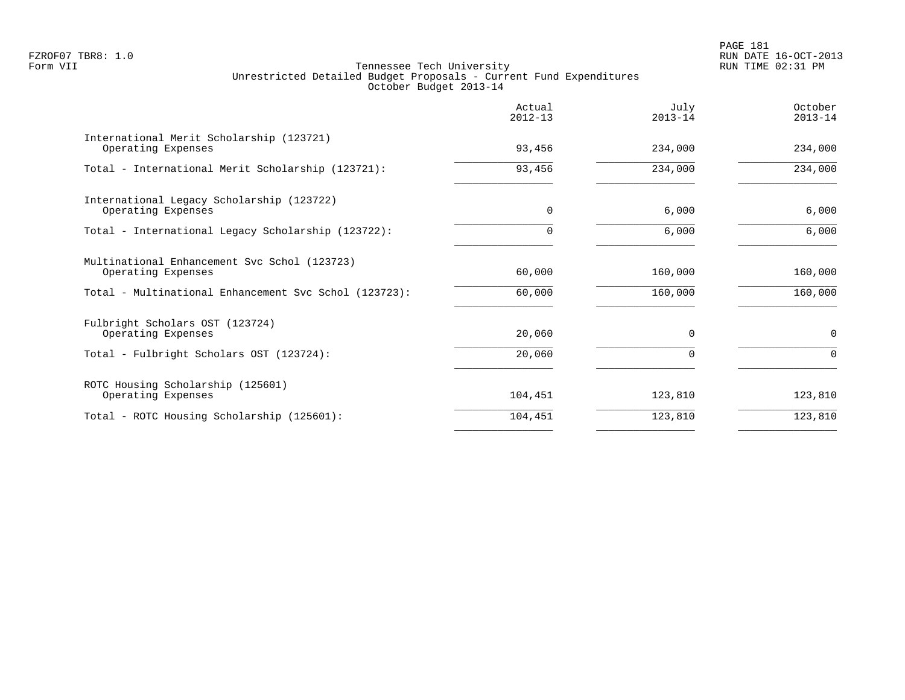Tennessee Tech University
Unrestricted Detailed Budget Proposals - Current Fund Expenditures
October Budget 2013-14

| | Actual 2012-13 | July 2013-14 | October 2013-14 |
|---|---|---|---|
| International Merit Scholarship (123721) | | | |
| Operating Expenses | 93,456 | 234,000 | 234,000 |
| Total - International Merit Scholarship (123721): | 93,456 | 234,000 | 234,000 |
| International Legacy Scholarship (123722) | | | |
| Operating Expenses | 0 | 6,000 | 6,000 |
| Total - International Legacy Scholarship (123722): | 0 | 6,000 | 6,000 |
| Multinational Enhancement Svc Schol (123723) | | | |
| Operating Expenses | 60,000 | 160,000 | 160,000 |
| Total - Multinational Enhancement Svc Schol (123723): | 60,000 | 160,000 | 160,000 |
| Fulbright Scholars OST (123724) | | | |
| Operating Expenses | 20,060 | 0 | 0 |
| Total - Fulbright Scholars OST (123724): | 20,060 | 0 | 0 |
| ROTC Housing Scholarship (125601) | | | |
| Operating Expenses | 104,451 | 123,810 | 123,810 |
| Total - ROTC Housing Scholarship (125601): | 104,451 | 123,810 | 123,810 |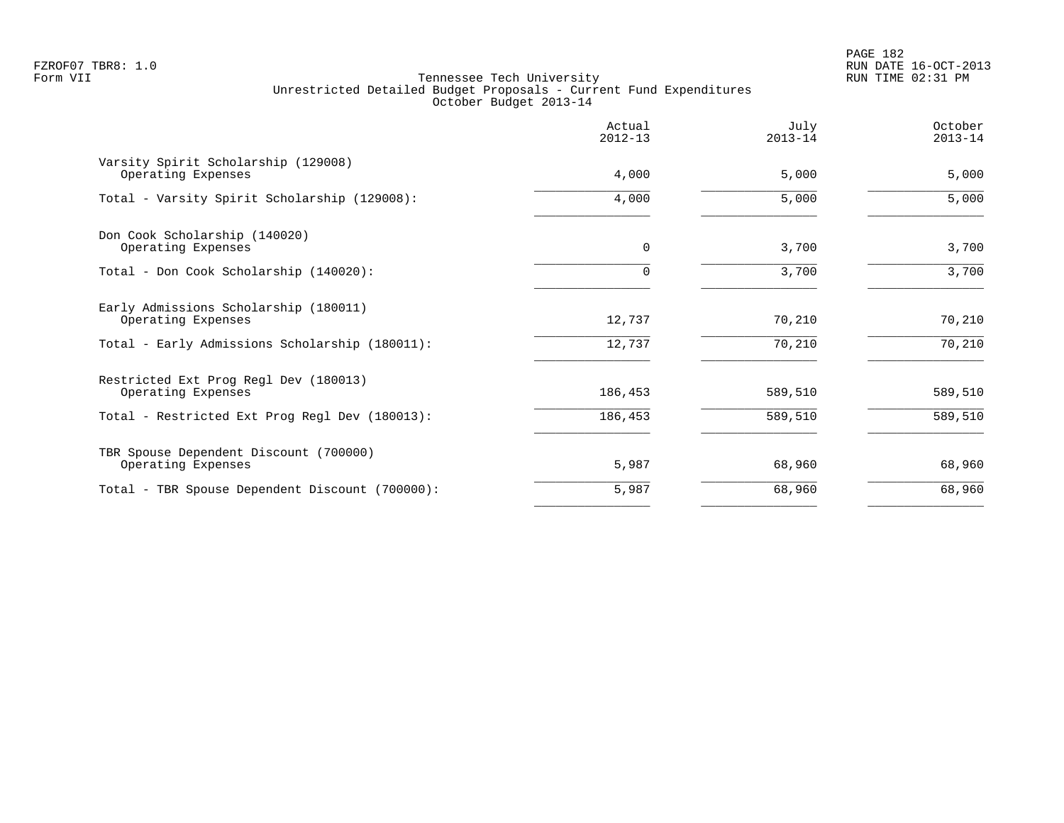FZROF07 TBR8: 1.0
Form VII

Tennessee Tech University
Unrestricted Detailed Budget Proposals - Current Fund Expenditures
October Budget 2013-14

RUN DATE 16-OCT-2013
RUN TIME 02:31 PM

| | Actual 2012-13 | July 2013-14 | October 2013-14 |
|---|---|---|---|
| Varsity Spirit Scholarship (129008) | | | |
| Operating Expenses | 4,000 | 5,000 | 5,000 |
| Total - Varsity Spirit Scholarship (129008): | 4,000 | 5,000 | 5,000 |
| Don Cook Scholarship (140020) | | | |
| Operating Expenses | 0 | 3,700 | 3,700 |
| Total - Don Cook Scholarship (140020): | 0 | 3,700 | 3,700 |
| Early Admissions Scholarship (180011) | | | |
| Operating Expenses | 12,737 | 70,210 | 70,210 |
| Total - Early Admissions Scholarship (180011): | 12,737 | 70,210 | 70,210 |
| Restricted Ext Prog Regl Dev (180013) | | | |
| Operating Expenses | 186,453 | 589,510 | 589,510 |
| Total - Restricted Ext Prog Regl Dev (180013): | 186,453 | 589,510 | 589,510 |
| TBR Spouse Dependent Discount (700000) | | | |
| Operating Expenses | 5,987 | 68,960 | 68,960 |
| Total - TBR Spouse Dependent Discount (700000): | 5,987 | 68,960 | 68,960 |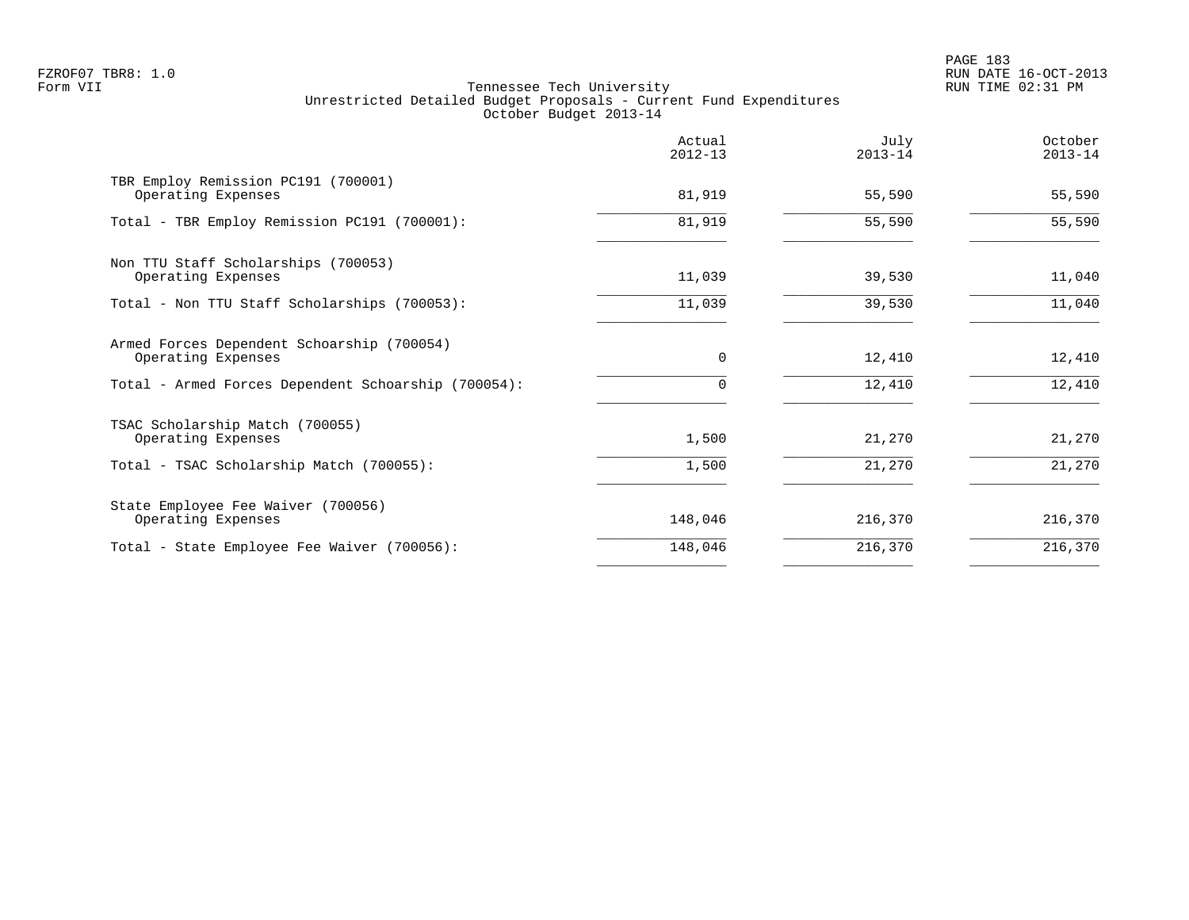FZROF07 TBR8: 1.0
Form VII

# Tennessee Tech University
## Unrestricted Detailed Budget Proposals - Current Fund Expenditures
### October Budget 2013-14

PAGE 183
RUN DATE 16-OCT-2013
RUN TIME 02:31 PM

| | Actual 2012-13 | July 2013-14 | October 2013-14 |
|---|---|---|---|
| TBR Employ Remission PC191 (700001) | | | |
| Operating Expenses | 81,919 | 55,590 | 55,590 |
| Total - TBR Employ Remission PC191 (700001): | 81,919 | 55,590 | 55,590 |
| Non TTU Staff Scholarships (700053) | | | |
| Operating Expenses | 11,039 | 39,530 | 11,040 |
| Total - Non TTU Staff Scholarships (700053): | 11,039 | 39,530 | 11,040 |
| Armed Forces Dependent Schoarship (700054) | | | |
| Operating Expenses | 0 | 12,410 | 12,410 |
| Total - Armed Forces Dependent Schoarship (700054): | 0 | 12,410 | 12,410 |
| TSAC Scholarship Match (700055) | | | |
| Operating Expenses | 1,500 | 21,270 | 21,270 |
| Total - TSAC Scholarship Match (700055): | 1,500 | 21,270 | 21,270 |
| State Employee Fee Waiver (700056) | | | |
| Operating Expenses | 148,046 | 216,370 | 216,370 |
| Total - State Employee Fee Waiver (700056): | 148,046 | 216,370 | 216,370 |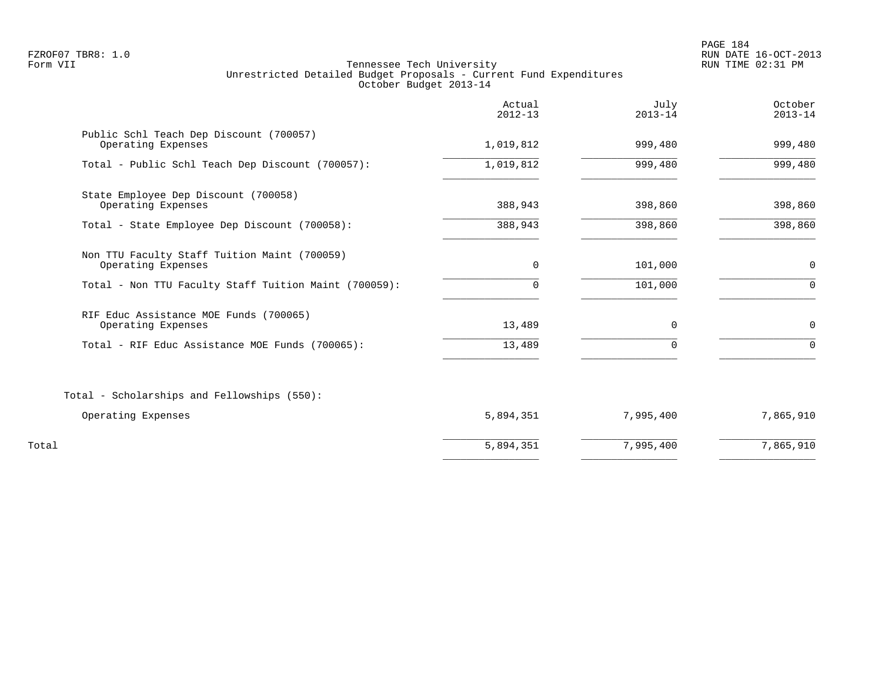Tennessee Tech University
Unrestricted Detailed Budget Proposals - Current Fund Expenditures
October Budget 2013-14

| | Actual 2012-13 | July 2013-14 | October 2013-14 |
|---|---|---|---|
| Public Schl Teach Dep Discount (700057) | | | |
| Operating Expenses | 1,019,812 | 999,480 | 999,480 |
| Total - Public Schl Teach Dep Discount (700057): | 1,019,812 | 999,480 | 999,480 |
| State Employee Dep Discount (700058) | | | |
| Operating Expenses | 388,943 | 398,860 | 398,860 |
| Total - State Employee Dep Discount (700058): | 388,943 | 398,860 | 398,860 |
| Non TTU Faculty Staff Tuition Maint (700059) | | | |
| Operating Expenses | 0 | 101,000 | 0 |
| Total - Non TTU Faculty Staff Tuition Maint (700059): | 0 | 101,000 | 0 |
| RIF Educ Assistance MOE Funds (700065) | | | |
| Operating Expenses | 13,489 | 0 | 0 |
| Total - RIF Educ Assistance MOE Funds (700065): | 13,489 | 0 | 0 |
| Total - Scholarships and Fellowships (550): | | | |
| Operating Expenses | 5,894,351 | 7,995,400 | 7,865,910 |
| Total | 5,894,351 | 7,995,400 | 7,865,910 |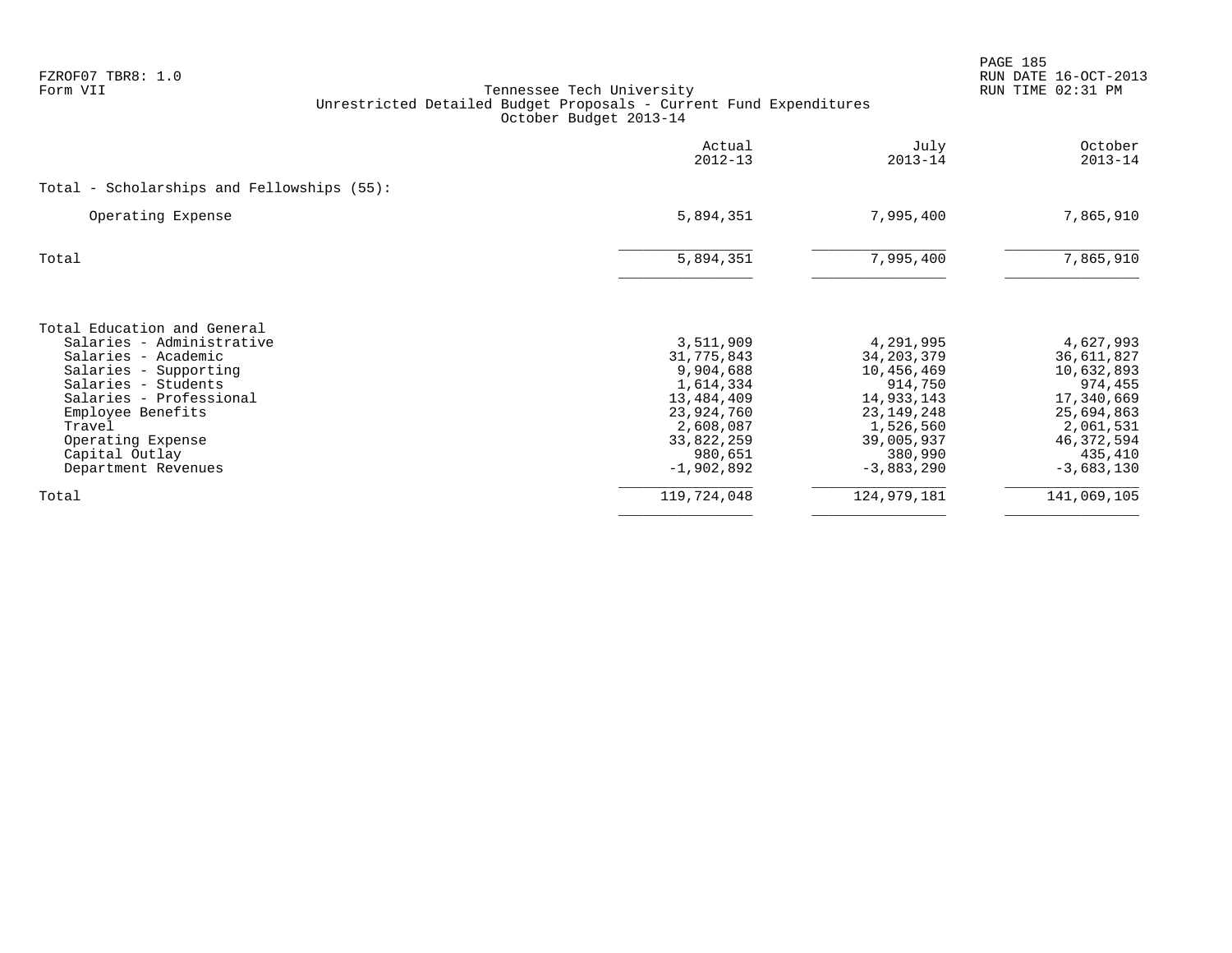FZROF07 TBR8: 1.0
Form VII

# Tennessee Tech University
## Unrestricted Detailed Budget Proposals - Current Fund Expenditures
### October Budget 2013-14

| | Actual 2012-13 | July 2013-14 | October 2013-14 |
|---|---|---|---|
| **Total - Scholarships and Fellowships (55):** | | | |
| Operating Expense | 5,894,351 | 7,995,400 | 7,865,910 |
| Total | 5,894,351 | 7,995,400 | 7,865,910 |

| | Actual 2012-13 | July 2013-14 | October 2013-14 |
|---|---|---|---|
| **Total Education and General** | | | |
| Salaries - Administrative | 3,511,909 | 4,291,995 | 4,627,993 |
| Salaries - Academic | 31,775,843 | 34,203,379 | 36,611,827 |
| Salaries - Supporting | 9,904,688 | 10,456,469 | 10,632,893 |
| Salaries - Students | 1,614,334 | 914,750 | 974,455 |
| Salaries - Professional | 13,484,409 | 14,933,143 | 17,340,669 |
| Employee Benefits | 23,924,760 | 23,149,248 | 25,694,863 |
| Travel | 2,608,087 | 1,526,560 | 2,061,531 |
| Operating Expense | 33,822,259 | 39,005,937 | 46,372,594 |
| Capital Outlay | 980,651 | 380,990 | 435,410 |
| Department Revenues | -1,902,892 | -3,883,290 | -3,683,130 |
| Total | 119,724,048 | 124,979,181 | 141,069,105 |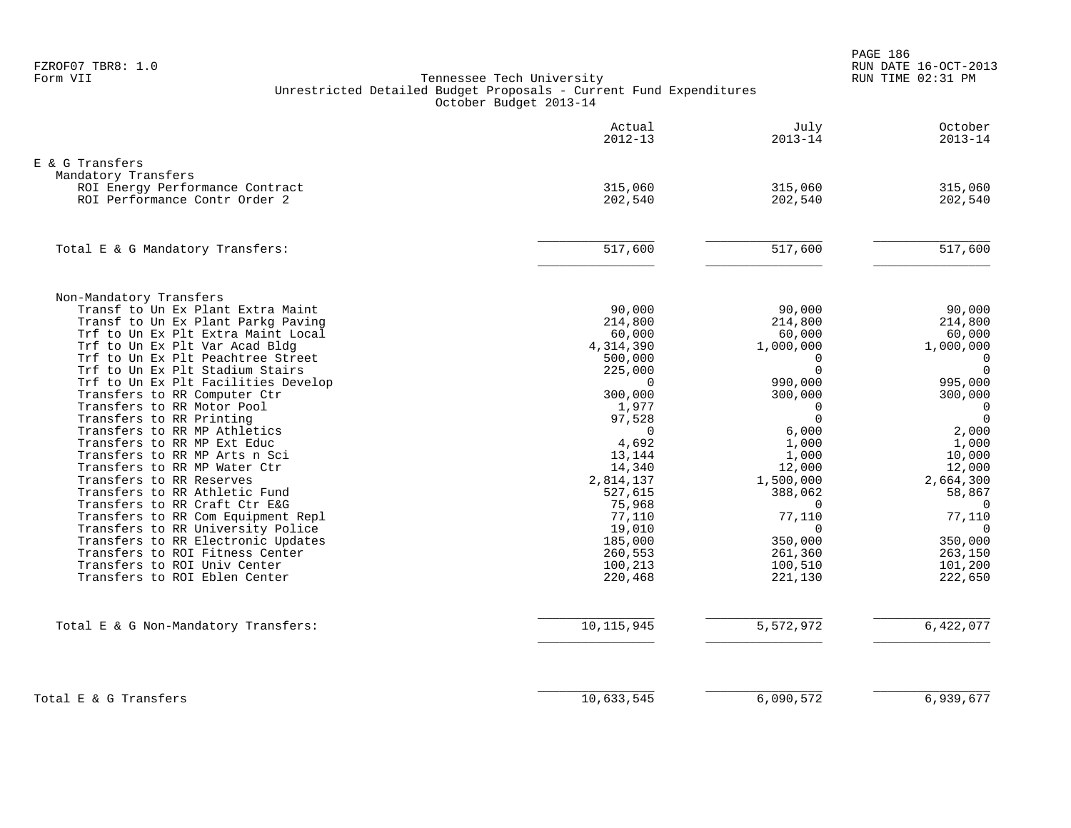FZROF07 TBR8: 1.0
Form VII

Tennessee Tech University
Unrestricted Detailed Budget Proposals - Current Fund Expenditures
October Budget 2013-14

RUN DATE 16-OCT-2013
RUN TIME 02:31 PM

| | Actual 2012-13 | July 2013-14 | October 2013-14 |
|---|---|---|---|
| **E & G Transfers** | | | |
| Mandatory Transfers | | | |
| ROI Energy Performance Contract | 315,060 | 315,060 | 315,060 |
| ROI Performance Contr Order 2 | 202,540 | 202,540 | 202,540 |
| Total E & G Mandatory Transfers: | 517,600 | 517,600 | 517,600 |
| Non-Mandatory Transfers | | | |
| Transf to Un Ex Plant Extra Maint | 90,000 | 90,000 | 90,000 |
| Transf to Un Ex Plant Parkg Paving | 214,800 | 214,800 | 214,800 |
| Trf to Un Ex Plt Extra Maint Local | 60,000 | 60,000 | 60,000 |
| Trf to Un Ex Plt Var Acad Bldg | 4,314,390 | 1,000,000 | 1,000,000 |
| Trf to Un Ex Plt Peachtree Street | 500,000 | 0 | 0 |
| Trf to Un Ex Plt Stadium Stairs | 225,000 | 0 | 0 |
| Trf to Un Ex Plt Facilities Develop | 0 | 990,000 | 995,000 |
| Transfers to RR Computer Ctr | 300,000 | 300,000 | 300,000 |
| Transfers to RR Motor Pool | 1,977 | 0 | 0 |
| Transfers to RR Printing | 97,528 | 0 | 0 |
| Transfers to RR MP Athletics | 0 | 6,000 | 2,000 |
| Transfers to RR MP Ext Educ | 4,692 | 1,000 | 1,000 |
| Transfers to RR MP Arts n Sci | 13,144 | 1,000 | 10,000 |
| Transfers to RR MP Water Ctr | 14,340 | 12,000 | 12,000 |
| Transfers to RR Reserves | 2,814,137 | 1,500,000 | 2,664,300 |
| Transfers to RR Athletic Fund | 527,615 | 388,062 | 58,867 |
| Transfers to RR Craft Ctr E&G | 75,968 | 0 | 0 |
| Transfers to RR Com Equipment Repl | 77,110 | 77,110 | 77,110 |
| Transfers to RR University Police | 19,010 | 0 | 0 |
| Transfers to RR Electronic Updates | 185,000 | 350,000 | 350,000 |
| Transfers to ROI Fitness Center | 260,553 | 261,360 | 263,150 |
| Transfers to ROI Univ Center | 100,213 | 100,510 | 101,200 |
| Transfers to ROI Eblen Center | 220,468 | 221,130 | 222,650 |
| Total E & G Non-Mandatory Transfers: | 10,115,945 | 5,572,972 | 6,422,077 |
| **Total E & G Transfers** | 10,633,545 | 6,090,572 | 6,939,677 |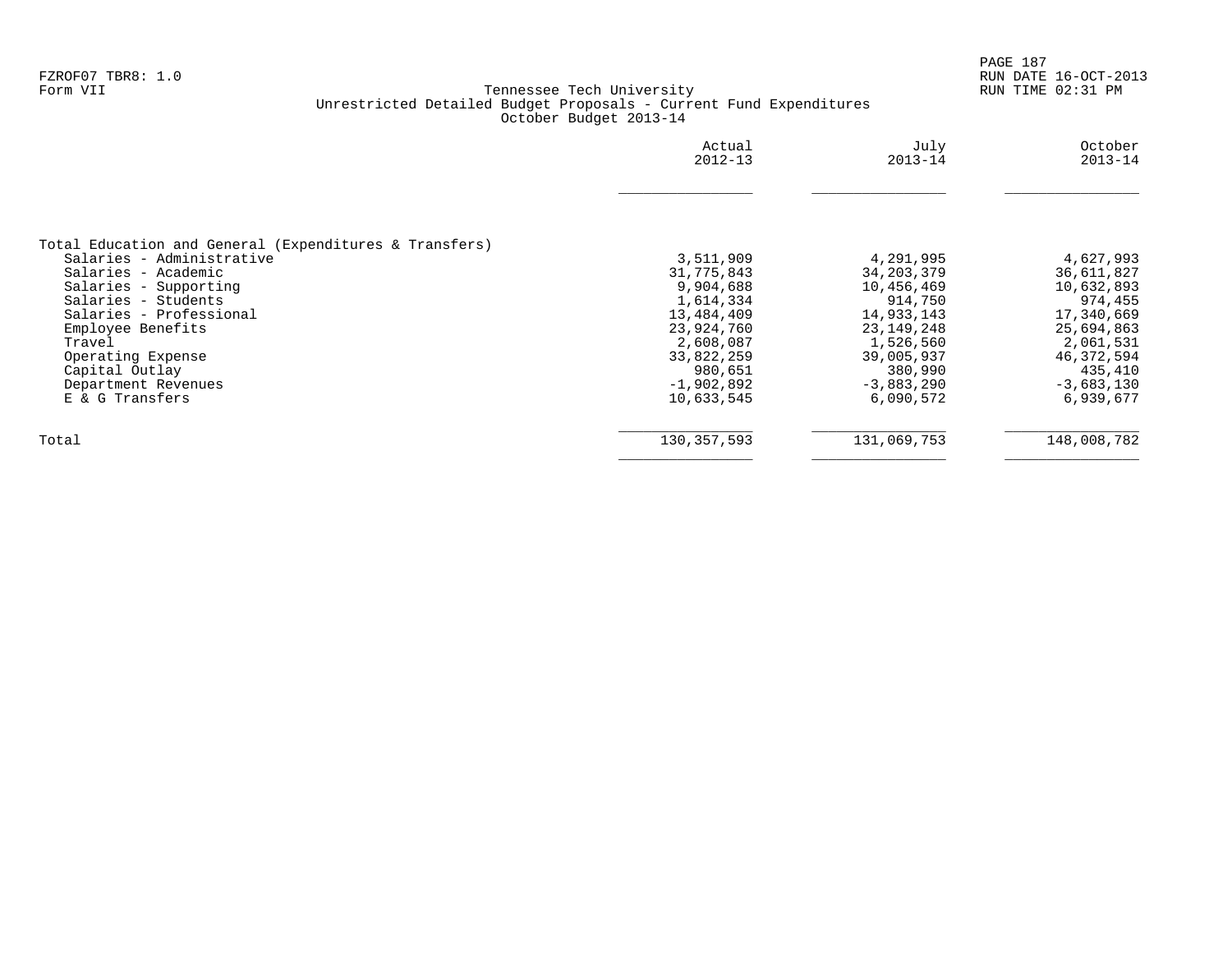FZROF07 TBR8: 1.0
Form VII

Tennessee Tech University
Unrestricted Detailed Budget Proposals - Current Fund Expenditures
October Budget 2013-14

RUN DATE 16-OCT-2013
RUN TIME 02:31 PM

| | Actual 2012-13 | July 2013-14 | October 2013-14 |
|---|---|---|---|
| Total Education and General (Expenditures & Transfers) | | | |
| Salaries - Administrative | 3,511,909 | 4,291,995 | 4,627,993 |
| Salaries - Academic | 31,775,843 | 34,203,379 | 36,611,827 |
| Salaries - Supporting | 9,904,688 | 10,456,469 | 10,632,893 |
| Salaries - Students | 1,614,334 | 914,750 | 974,455 |
| Salaries - Professional | 13,484,409 | 14,933,143 | 17,340,669 |
| Employee Benefits | 23,924,760 | 23,149,248 | 25,694,863 |
| Travel | 2,608,087 | 1,526,560 | 2,061,531 |
| Operating Expense | 33,822,259 | 39,005,937 | 46,372,594 |
| Capital Outlay | 980,651 | 380,990 | 435,410 |
| Department Revenues | -1,902,892 | -3,883,290 | -3,683,130 |
| E & G Transfers | 10,633,545 | 6,090,572 | 6,939,677 |
| Total | 130,357,593 | 131,069,753 | 148,008,782 |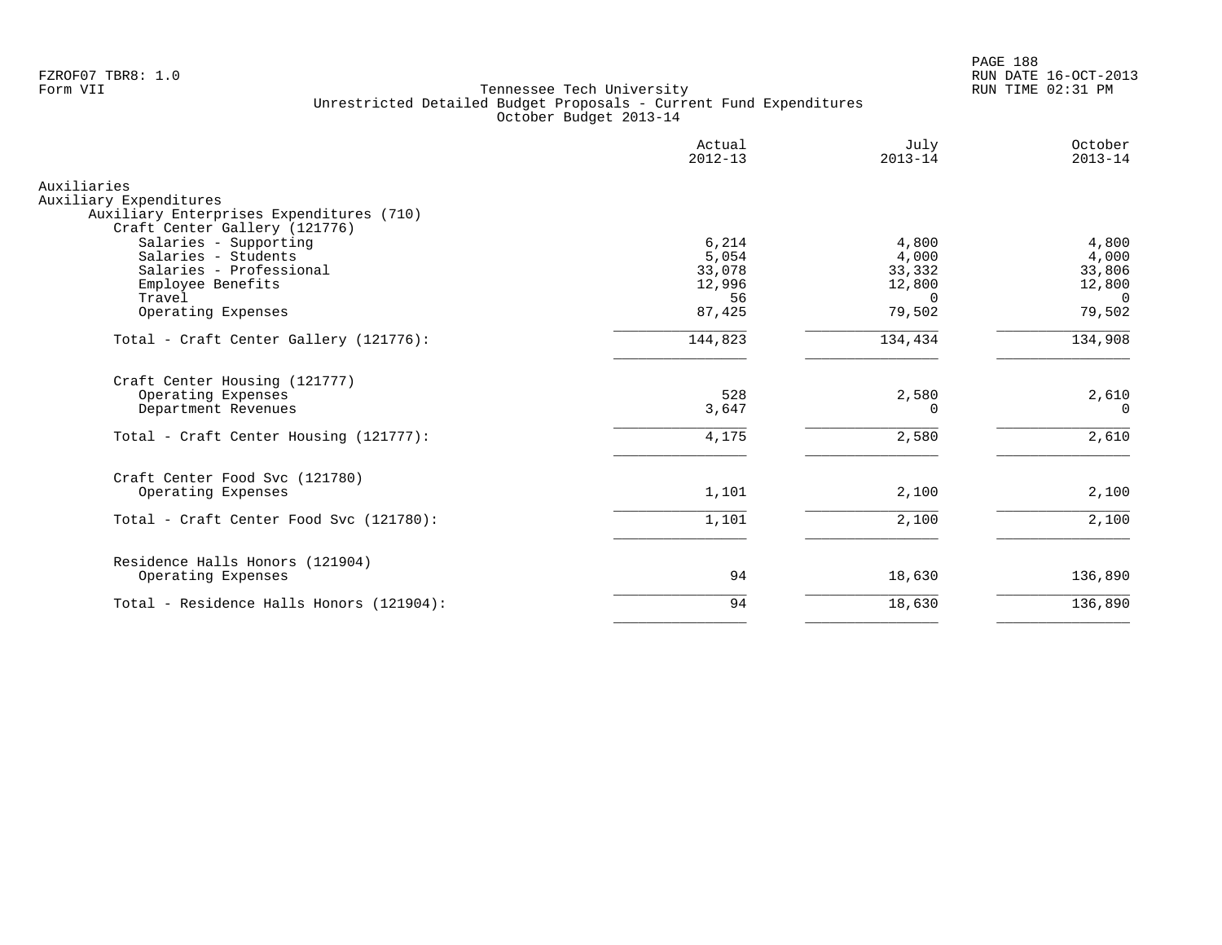FZROF07 TBR8: 1.0
Form VII

Tennessee Tech University
Unrestricted Detailed Budget Proposals - Current Fund Expenditures
October Budget 2013-14

RUN DATE 16-OCT-2013
RUN TIME 02:31 PM

| | Actual 2012-13 | July 2013-14 | October 2013-14 |
|---|---|---|---|
| Auxiliaries | | | |
| Auxiliary Expenditures | | | |
| Auxiliary Enterprises Expenditures (710) | | | |
| Craft Center Gallery (121776) | | | |
| Salaries - Supporting | 6,214 | 4,800 | 4,800 |
| Salaries - Students | 5,054 | 4,000 | 4,000 |
| Salaries - Professional | 33,078 | 33,332 | 33,806 |
| Employee Benefits | 12,996 | 12,800 | 12,800 |
| Travel | 56 | 0 | 0 |
| Operating Expenses | 87,425 | 79,502 | 79,502 |
| Total - Craft Center Gallery (121776): | 144,823 | 134,434 | 134,908 |
| Craft Center Housing (121777) | | | |
| Operating Expenses | 528 | 2,580 | 2,610 |
| Department Revenues | 3,647 | 0 | 0 |
| Total - Craft Center Housing (121777): | 4,175 | 2,580 | 2,610 |
| Craft Center Food Svc (121780) | | | |
| Operating Expenses | 1,101 | 2,100 | 2,100 |
| Total - Craft Center Food Svc (121780): | 1,101 | 2,100 | 2,100 |
| Residence Halls Honors (121904) | | | |
| Operating Expenses | 94 | 18,630 | 136,890 |
| Total - Residence Halls Honors (121904): | 94 | 18,630 | 136,890 |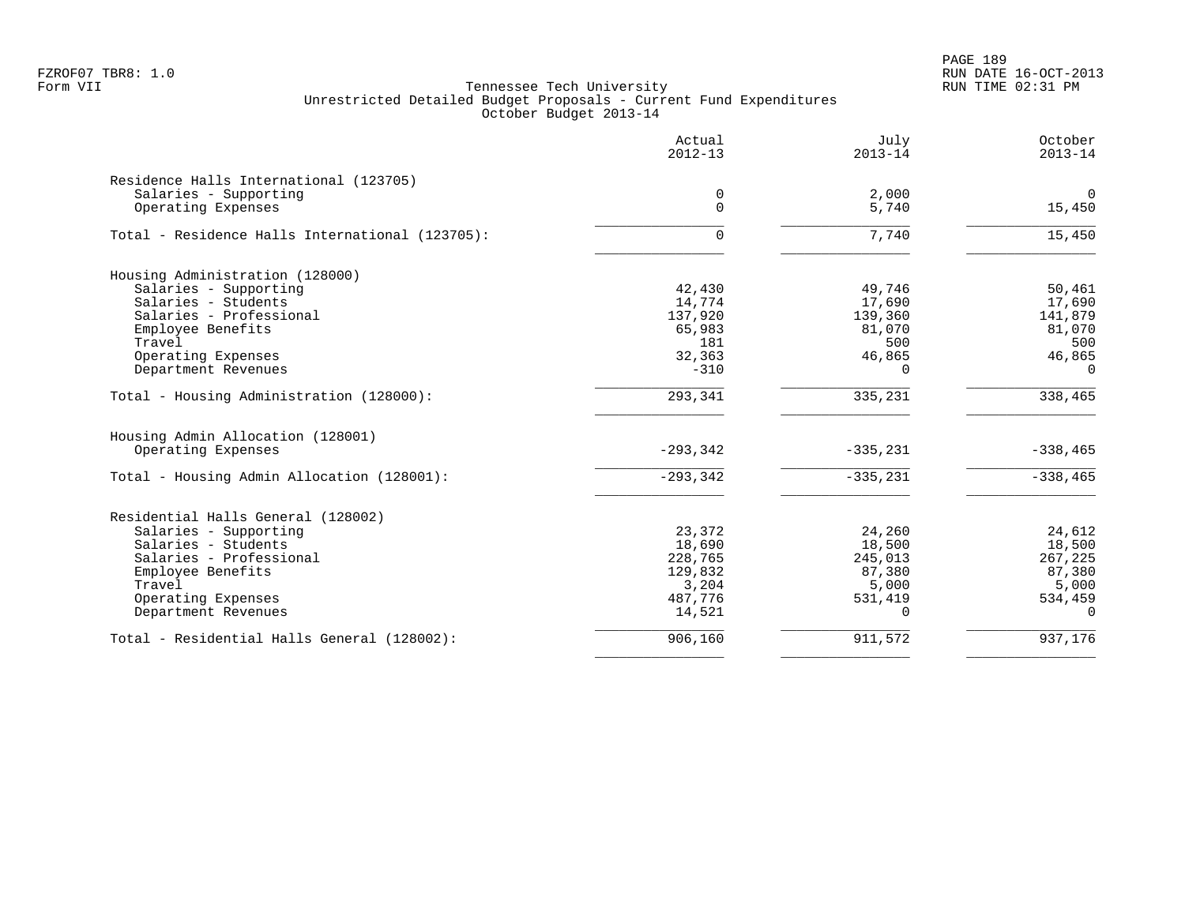Tennessee Tech University
Unrestricted Detailed Budget Proposals - Current Fund Expenditures
October Budget 2013-14

| | Actual 2012-13 | July 2013-14 | October 2013-14 |
|---|---|---|---|
| Residence Halls International (123705) | | | |
| Salaries - Supporting | 0 | 2,000 | 0 |
| Operating Expenses | 0 | 5,740 | 15,450 |
| Total - Residence Halls International (123705): | 0 | 7,740 | 15,450 |
| Housing Administration (128000) | | | |
| Salaries - Supporting | 42,430 | 49,746 | 50,461 |
| Salaries - Students | 14,774 | 17,690 | 17,690 |
| Salaries - Professional | 137,920 | 139,360 | 141,879 |
| Employee Benefits | 65,983 | 81,070 | 81,070 |
| Travel | 181 | 500 | 500 |
| Operating Expenses | 32,363 | 46,865 | 46,865 |
| Department Revenues | -310 | 0 | 0 |
| Total - Housing Administration (128000): | 293,341 | 335,231 | 338,465 |
| Housing Admin Allocation (128001) | | | |
| Operating Expenses | -293,342 | -335,231 | -338,465 |
| Total - Housing Admin Allocation (128001): | -293,342 | -335,231 | -338,465 |
| Residential Halls General (128002) | | | |
| Salaries - Supporting | 23,372 | 24,260 | 24,612 |
| Salaries - Students | 18,690 | 18,500 | 18,500 |
| Salaries - Professional | 228,765 | 245,013 | 267,225 |
| Employee Benefits | 129,832 | 87,380 | 87,380 |
| Travel | 3,204 | 5,000 | 5,000 |
| Operating Expenses | 487,776 | 531,419 | 534,459 |
| Department Revenues | 14,521 | 0 | 0 |
| Total - Residential Halls General (128002): | 906,160 | 911,572 | 937,176 |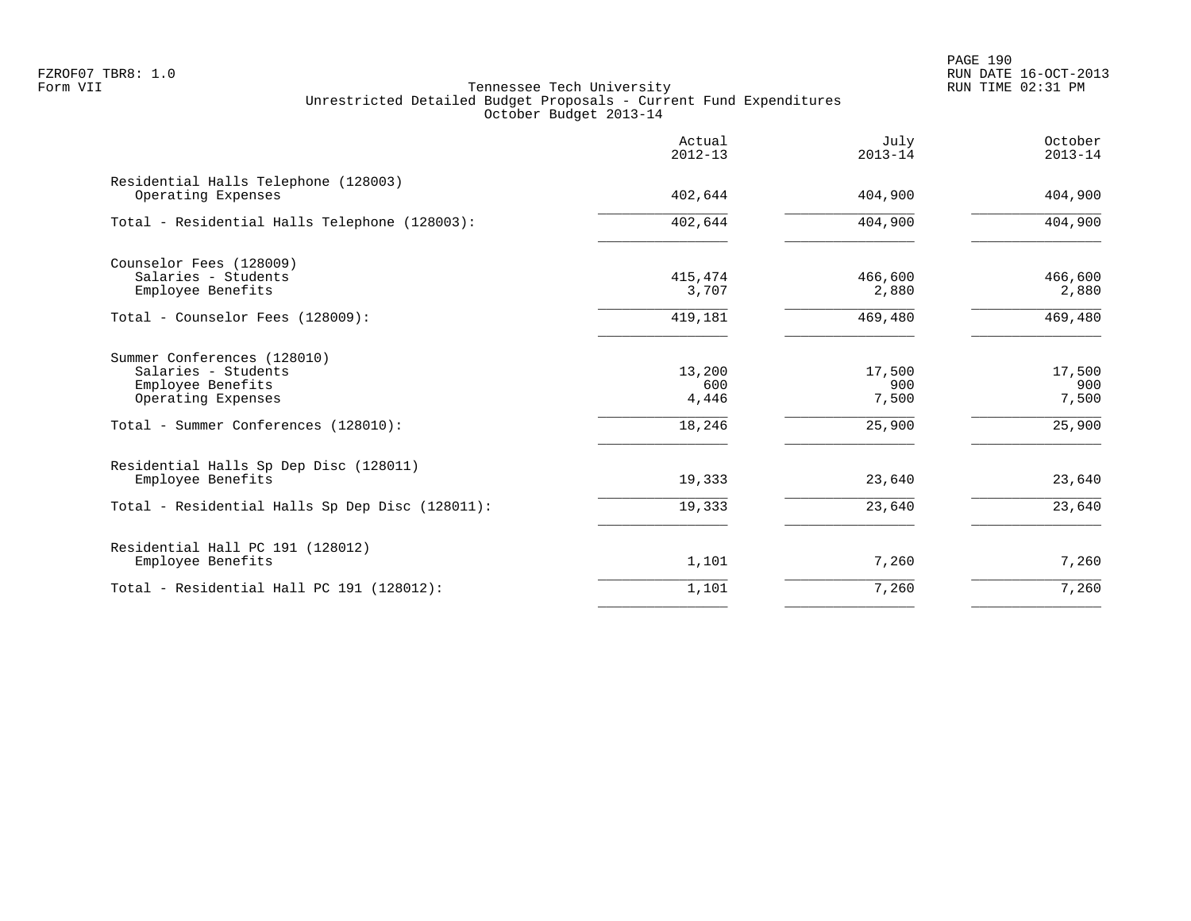Tennessee Tech University
Unrestricted Detailed Budget Proposals - Current Fund Expenditures
October Budget 2013-14

| | Actual 2012-13 | July 2013-14 | October 2013-14 |
|---|---|---|---|
| **Residential Halls Telephone (128003)** | | | |
| Operating Expenses | 402,644 | 404,900 | 404,900 |
| Total - Residential Halls Telephone (128003): | 402,644 | 404,900 | 404,900 |
| **Counselor Fees (128009)** | | | |
| Salaries - Students | 415,474 | 466,600 | 466,600 |
| Employee Benefits | 3,707 | 2,880 | 2,880 |
| Total - Counselor Fees (128009): | 419,181 | 469,480 | 469,480 |
| **Summer Conferences (128010)** | | | |
| Salaries - Students | 13,200 | 17,500 | 17,500 |
| Employee Benefits | 600 | 900 | 900 |
| Operating Expenses | 4,446 | 7,500 | 7,500 |
| Total - Summer Conferences (128010): | 18,246 | 25,900 | 25,900 |
| **Residential Halls Sp Dep Disc (128011)** | | | |
| Employee Benefits | 19,333 | 23,640 | 23,640 |
| Total - Residential Halls Sp Dep Disc (128011): | 19,333 | 23,640 | 23,640 |
| **Residential Hall PC 191 (128012)** | | | |
| Employee Benefits | 1,101 | 7,260 | 7,260 |
| Total - Residential Hall PC 191 (128012): | 1,101 | 7,260 | 7,260 |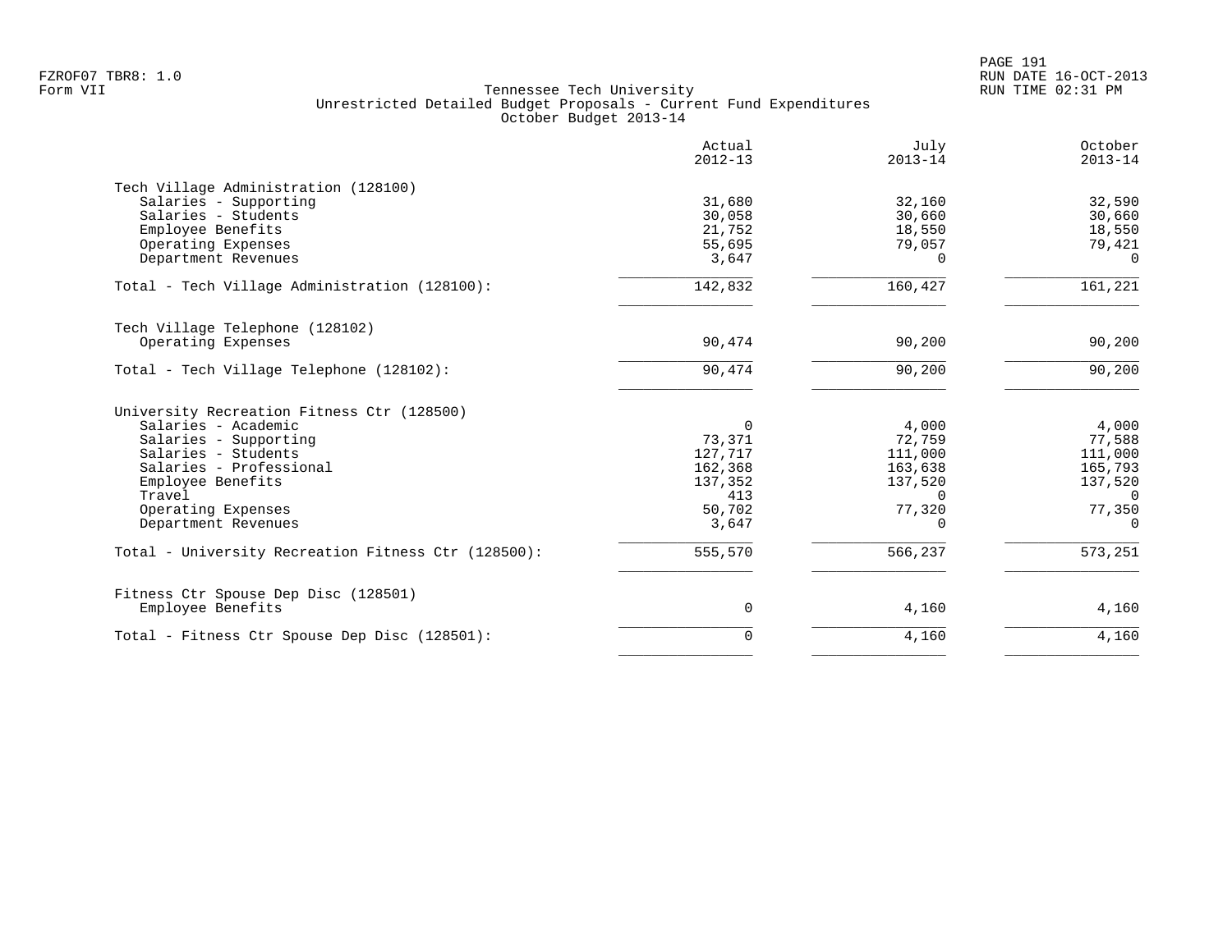FZROF07 TBR8: 1.0
Form VII

Tennessee Tech University
Unrestricted Detailed Budget Proposals - Current Fund Expenditures
October Budget 2013-14

| | Actual 2012-13 | July 2013-14 | October 2013-14 |
|---|---|---|---|
| **Tech Village Administration (128100)** | | | |
| Salaries - Supporting | 31,680 | 32,160 | 32,590 |
| Salaries - Students | 30,058 | 30,660 | 30,660 |
| Employee Benefits | 21,752 | 18,550 | 18,550 |
| Operating Expenses | 55,695 | 79,057 | 79,421 |
| Department Revenues | 3,647 | 0 | 0 |
| Total - Tech Village Administration (128100): | 142,832 | 160,427 | 161,221 |
| **Tech Village Telephone (128102)** | | | |
| Operating Expenses | 90,474 | 90,200 | 90,200 |
| Total - Tech Village Telephone (128102): | 90,474 | 90,200 | 90,200 |
| **University Recreation Fitness Ctr (128500)** | | | |
| Salaries - Academic | 0 | 4,000 | 4,000 |
| Salaries - Supporting | 73,371 | 72,759 | 77,588 |
| Salaries - Students | 127,717 | 111,000 | 111,000 |
| Salaries - Professional | 162,368 | 163,638 | 165,793 |
| Employee Benefits | 137,352 | 137,520 | 137,520 |
| Travel | 413 | 0 | 0 |
| Operating Expenses | 50,702 | 77,320 | 77,350 |
| Department Revenues | 3,647 | 0 | 0 |
| Total - University Recreation Fitness Ctr (128500): | 555,570 | 566,237 | 573,251 |
| **Fitness Ctr Spouse Dep Disc (128501)** | | | |
| Employee Benefits | 0 | 4,160 | 4,160 |
| Total - Fitness Ctr Spouse Dep Disc (128501): | 0 | 4,160 | 4,160 |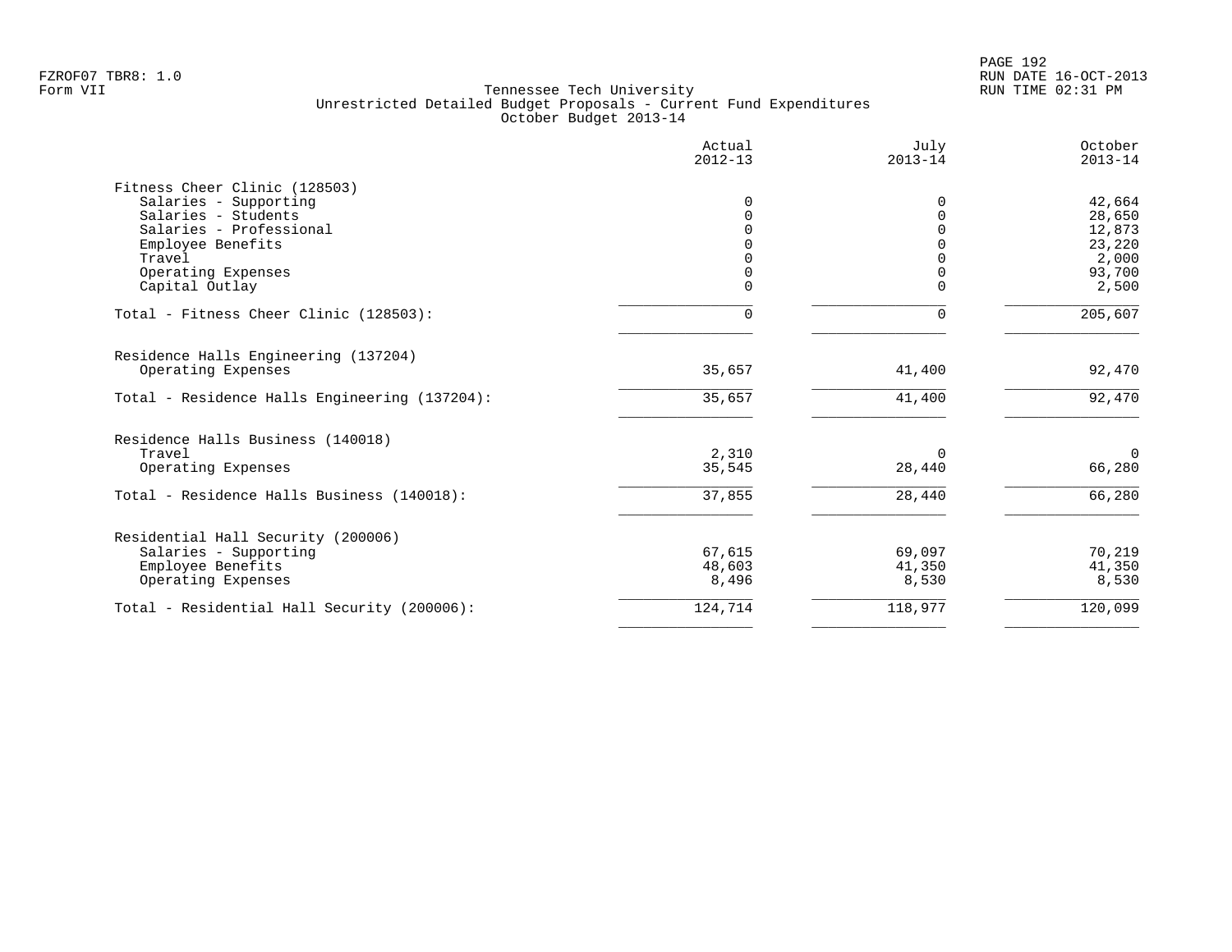FZROF07 TBR8: 1.0
Form VII

# Tennessee Tech University
## Unrestricted Detailed Budget Proposals - Current Fund Expenditures
### October Budget 2013-14

| | Actual 2012-13 | July 2013-14 | October 2013-14 |
|---|---|---|---|
| **Fitness Cheer Clinic (128503)** | | | |
| Salaries - Supporting | 0 | 0 | 42,664 |
| Salaries - Students | 0 | 0 | 28,650 |
| Salaries - Professional | 0 | 0 | 12,873 |
| Employee Benefits | 0 | 0 | 23,220 |
| Travel | 0 | 0 | 2,000 |
| Operating Expenses | 0 | 0 | 93,700 |
| Capital Outlay | 0 | 0 | 2,500 |
| Total - Fitness Cheer Clinic (128503): | 0 | 0 | 205,607 |
| **Residence Halls Engineering (137204)** | | | |
| Operating Expenses | 35,657 | 41,400 | 92,470 |
| Total - Residence Halls Engineering (137204): | 35,657 | 41,400 | 92,470 |
| **Residence Halls Business (140018)** | | | |
| Travel | 2,310 | 0 | 0 |
| Operating Expenses | 35,545 | 28,440 | 66,280 |
| Total - Residence Halls Business (140018): | 37,855 | 28,440 | 66,280 |
| **Residential Hall Security (200006)** | | | |
| Salaries - Supporting | 67,615 | 69,097 | 70,219 |
| Employee Benefits | 48,603 | 41,350 | 41,350 |
| Operating Expenses | 8,496 | 8,530 | 8,530 |
| Total - Residential Hall Security (200006): | 124,714 | 118,977 | 120,099 |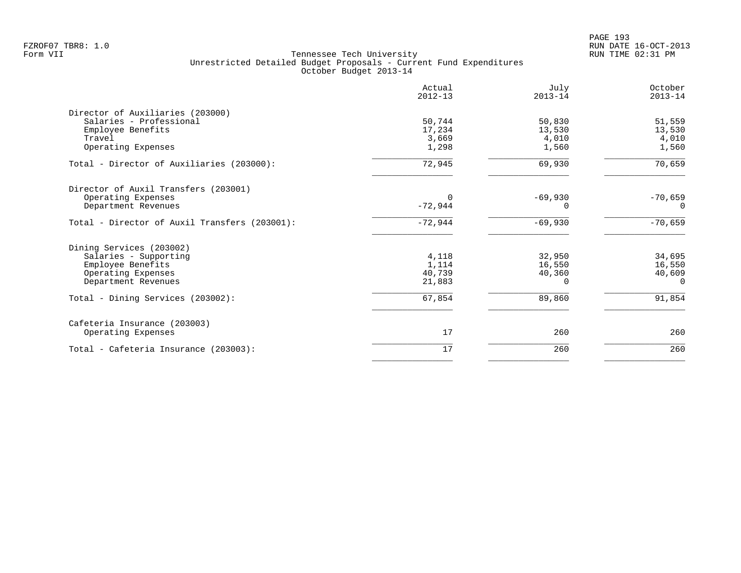FZROF07 TBR8: 1.0
Form VII

Tennessee Tech University
Unrestricted Detailed Budget Proposals - Current Fund Expenditures
October Budget 2013-14

RUN DATE 16-OCT-2013
RUN TIME 02:31 PM

| | Actual 2012-13 | July 2013-14 | October 2013-14 |
|---|---|---|---|
| **Director of Auxiliaries (203000)** | | | |
| Salaries - Professional | 50,744 | 50,830 | 51,559 |
| Employee Benefits | 17,234 | 13,530 | 13,530 |
| Travel | 3,669 | 4,010 | 4,010 |
| Operating Expenses | 1,298 | 1,560 | 1,560 |
| Total - Director of Auxiliaries (203000): | 72,945 | 69,930 | 70,659 |
| **Director of Auxil Transfers (203001)** | | | |
| Operating Expenses | 0 | -69,930 | -70,659 |
| Department Revenues | -72,944 | 0 | 0 |
| Total - Director of Auxil Transfers (203001): | -72,944 | -69,930 | -70,659 |
| **Dining Services (203002)** | | | |
| Salaries - Supporting | 4,118 | 32,950 | 34,695 |
| Employee Benefits | 1,114 | 16,550 | 16,550 |
| Operating Expenses | 40,739 | 40,360 | 40,609 |
| Department Revenues | 21,883 | 0 | 0 |
| Total - Dining Services (203002): | 67,854 | 89,860 | 91,854 |
| **Cafeteria Insurance (203003)** | | | |
| Operating Expenses | 17 | 260 | 260 |
| Total - Cafeteria Insurance (203003): | 17 | 260 | 260 |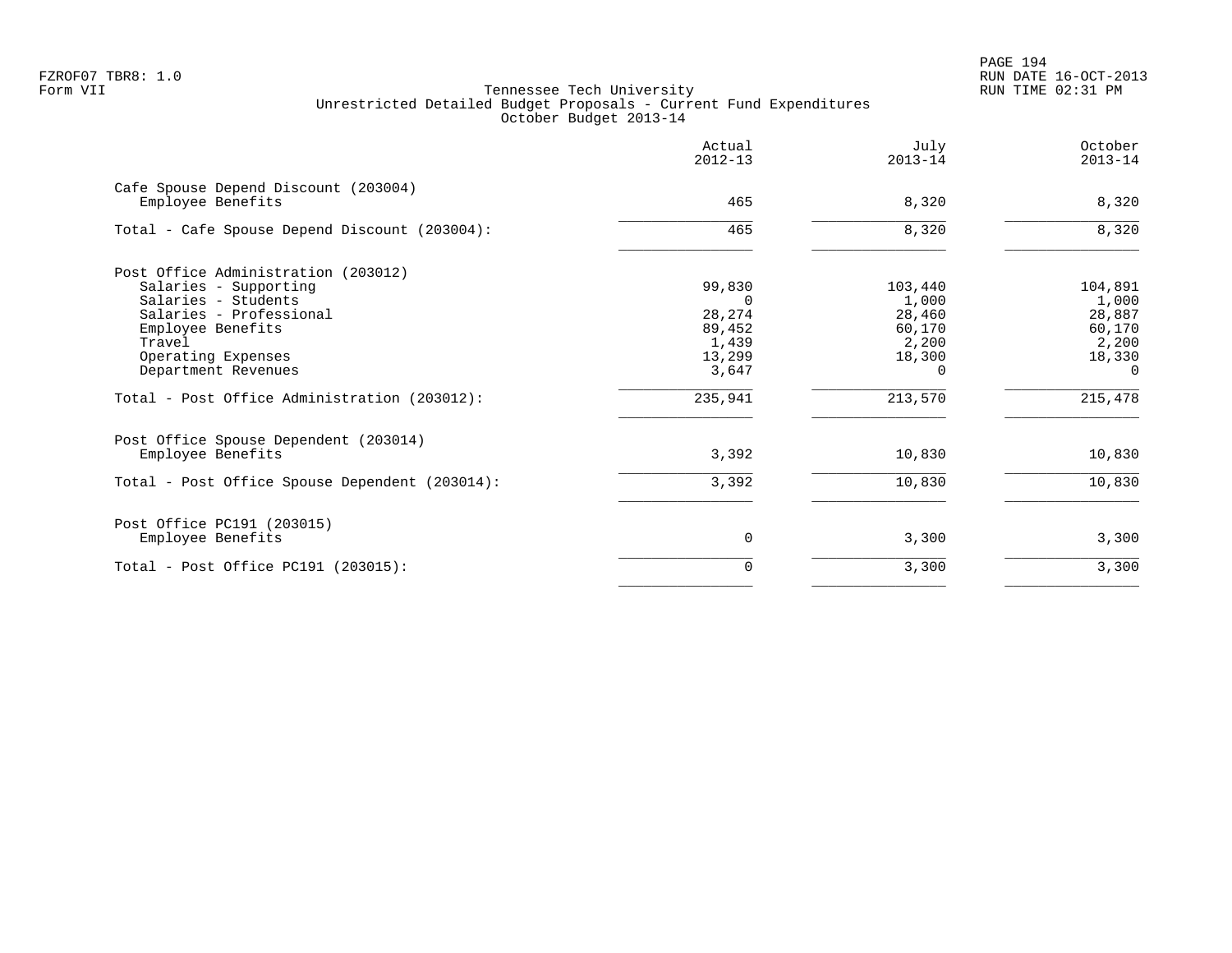Tennessee Tech University
Unrestricted Detailed Budget Proposals - Current Fund Expenditures
October Budget 2013-14

| | Actual 2012-13 | July 2013-14 | October 2013-14 |
|---|---|---|---|
| **Cafe Spouse Depend Discount (203004)** | | | |
| Employee Benefits | 465 | 8,320 | 8,320 |
| Total - Cafe Spouse Depend Discount (203004): | 465 | 8,320 | 8,320 |
| **Post Office Administration (203012)** | | | |
| Salaries - Supporting | 99,830 | 103,440 | 104,891 |
| Salaries - Students | 0 | 1,000 | 1,000 |
| Salaries - Professional | 28,274 | 28,460 | 28,887 |
| Employee Benefits | 89,452 | 60,170 | 60,170 |
| Travel | 1,439 | 2,200 | 2,200 |
| Operating Expenses | 13,299 | 18,300 | 18,330 |
| Department Revenues | 3,647 | 0 | 0 |
| Total - Post Office Administration (203012): | 235,941 | 213,570 | 215,478 |
| **Post Office Spouse Dependent (203014)** | | | |
| Employee Benefits | 3,392 | 10,830 | 10,830 |
| Total - Post Office Spouse Dependent (203014): | 3,392 | 10,830 | 10,830 |
| **Post Office PC191 (203015)** | | | |
| Employee Benefits | 0 | 3,300 | 3,300 |
| Total - Post Office PC191 (203015): | 0 | 3,300 | 3,300 |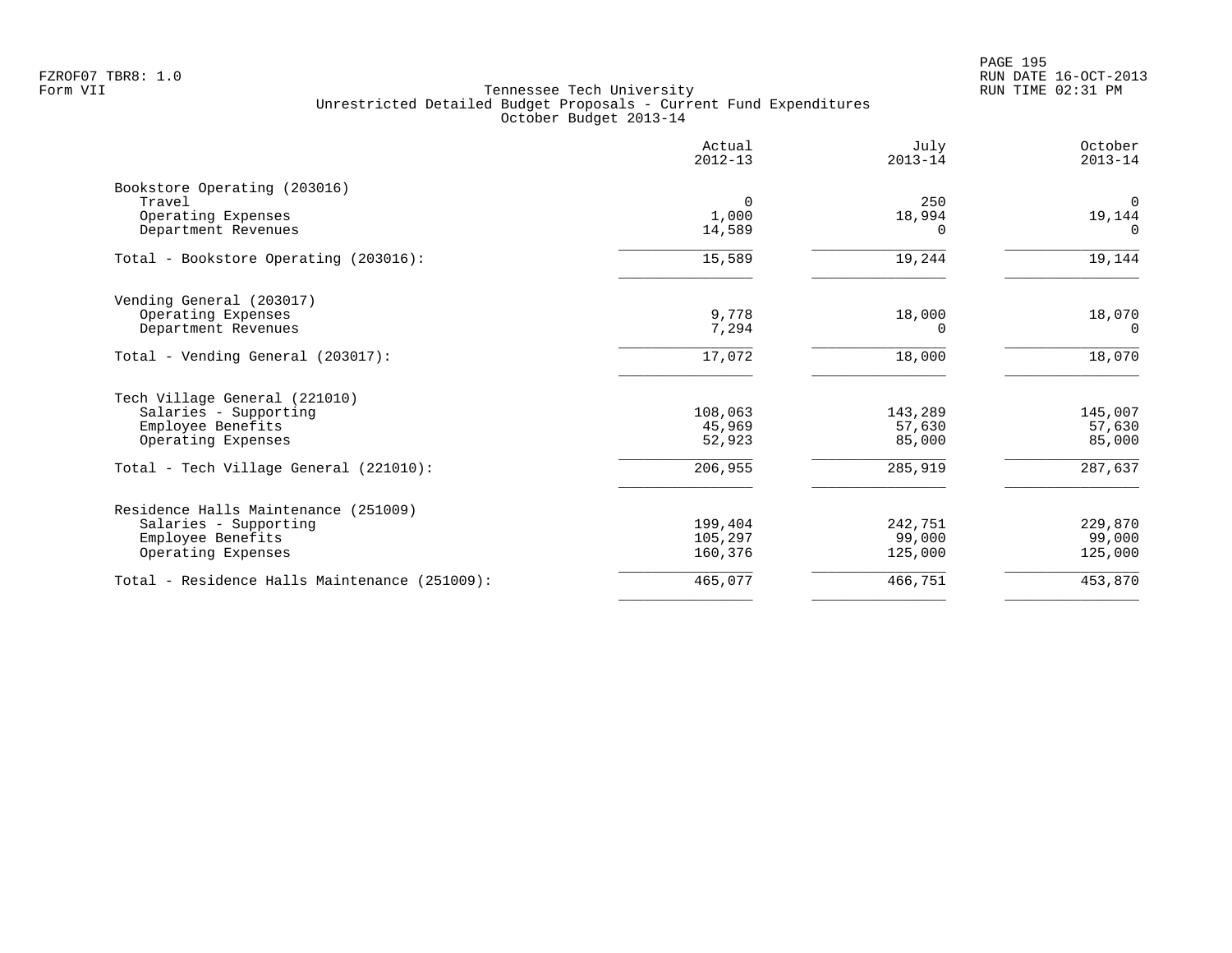Tennessee Tech University
Unrestricted Detailed Budget Proposals - Current Fund Expenditures
October Budget 2013-14

| | Actual 2012-13 | July 2013-14 | October 2013-14 |
|---|---|---|---|
| Bookstore Operating (203016) | | | |
| Travel | 0 | 250 | 0 |
| Operating Expenses | 1,000 | 18,994 | 19,144 |
| Department Revenues | 14,589 | 0 | 0 |
| Total - Bookstore Operating (203016): | 15,589 | 19,244 | 19,144 |
| Vending General (203017) | | | |
| Operating Expenses | 9,778 | 18,000 | 18,070 |
| Department Revenues | 7,294 | 0 | 0 |
| Total - Vending General (203017): | 17,072 | 18,000 | 18,070 |
| Tech Village General (221010) | | | |
| Salaries - Supporting | 108,063 | 143,289 | 145,007 |
| Employee Benefits | 45,969 | 57,630 | 57,630 |
| Operating Expenses | 52,923 | 85,000 | 85,000 |
| Total - Tech Village General (221010): | 206,955 | 285,919 | 287,637 |
| Residence Halls Maintenance (251009) | | | |
| Salaries - Supporting | 199,404 | 242,751 | 229,870 |
| Employee Benefits | 105,297 | 99,000 | 99,000 |
| Operating Expenses | 160,376 | 125,000 | 125,000 |
| Total - Residence Halls Maintenance (251009): | 465,077 | 466,751 | 453,870 |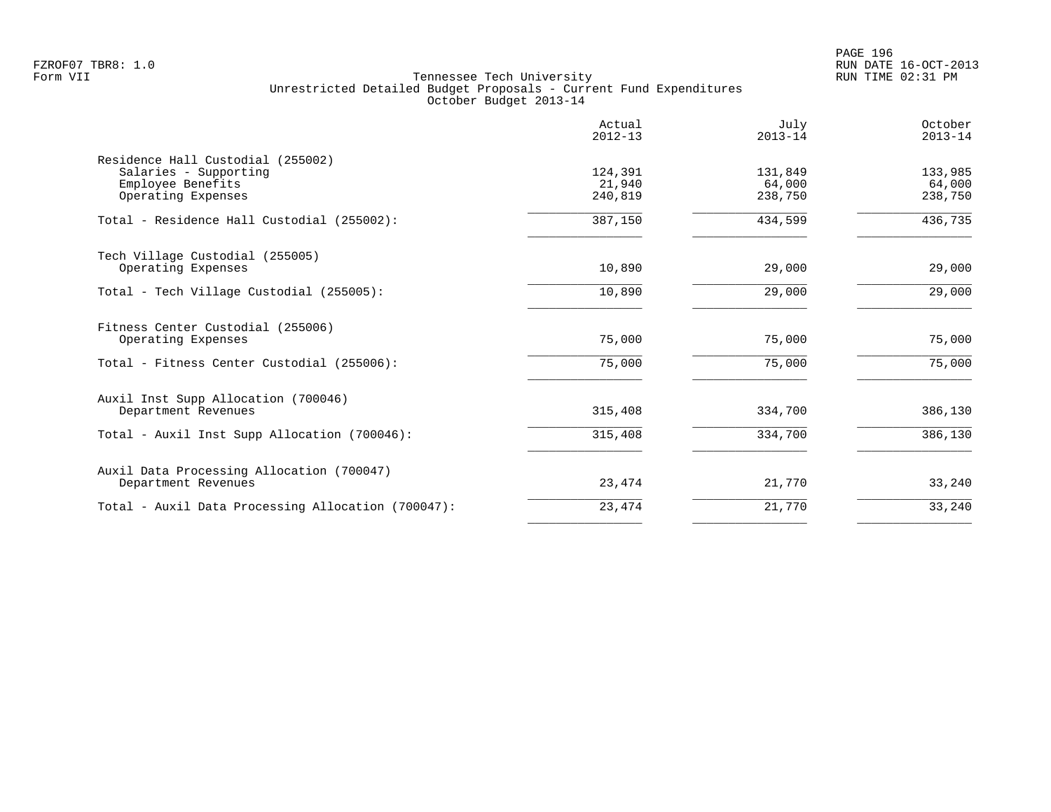Tennessee Tech University
Unrestricted Detailed Budget Proposals - Current Fund Expenditures
October Budget 2013-14

| | Actual 2012-13 | July 2013-14 | October 2013-14 |
|---|---|---|---|
| **Residence Hall Custodial (255002)** | | | |
| Salaries - Supporting | 124,391 | 131,849 | 133,985 |
| Employee Benefits | 21,940 | 64,000 | 64,000 |
| Operating Expenses | 240,819 | 238,750 | 238,750 |
| Total - Residence Hall Custodial (255002): | 387,150 | 434,599 | 436,735 |
| **Tech Village Custodial (255005)** | | | |
| Operating Expenses | 10,890 | 29,000 | 29,000 |
| Total - Tech Village Custodial (255005): | 10,890 | 29,000 | 29,000 |
| **Fitness Center Custodial (255006)** | | | |
| Operating Expenses | 75,000 | 75,000 | 75,000 |
| Total - Fitness Center Custodial (255006): | 75,000 | 75,000 | 75,000 |
| **Auxil Inst Supp Allocation (700046)** | | | |
| Department Revenues | 315,408 | 334,700 | 386,130 |
| Total - Auxil Inst Supp Allocation (700046): | 315,408 | 334,700 | 386,130 |
| **Auxil Data Processing Allocation (700047)** | | | |
| Department Revenues | 23,474 | 21,770 | 33,240 |
| Total - Auxil Data Processing Allocation (700047): | 23,474 | 21,770 | 33,240 |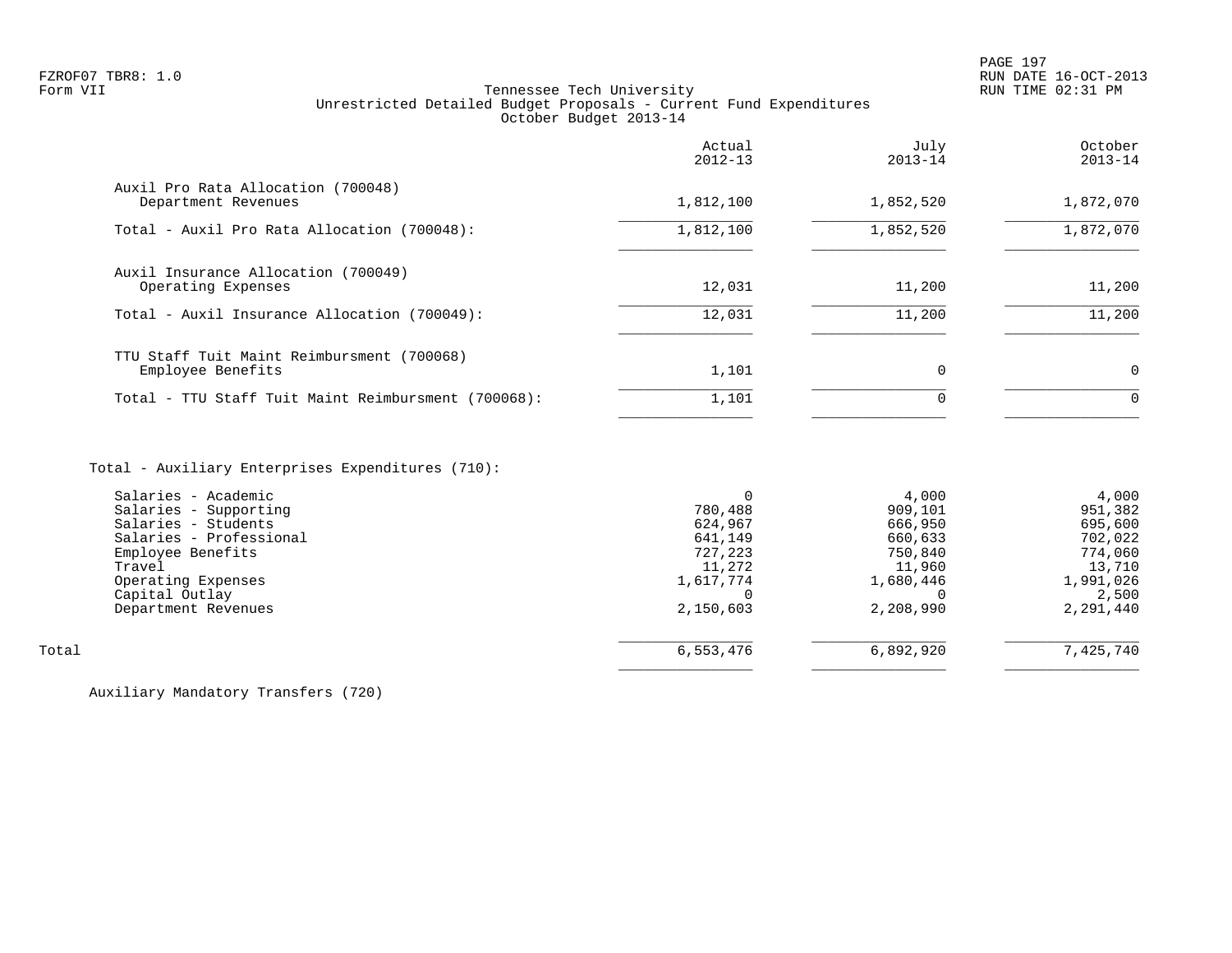FZROF07 TBR8: 1.0
Form VII

Tennessee Tech University
Unrestricted Detailed Budget Proposals - Current Fund Expenditures
October Budget 2013-14

RUN DATE 16-OCT-2013
RUN TIME 02:31 PM

| | Actual 2012-13 | July 2013-14 | October 2013-14 |
|---|---|---|---|
| **Auxil Pro Rata Allocation (700048)** | | | |
| Department Revenues | 1,812,100 | 1,852,520 | 1,872,070 |
| Total - Auxil Pro Rata Allocation (700048): | 1,812,100 | 1,852,520 | 1,872,070 |
| **Auxil Insurance Allocation (700049)** | | | |
| Operating Expenses | 12,031 | 11,200 | 11,200 |
| Total - Auxil Insurance Allocation (700049): | 12,031 | 11,200 | 11,200 |
| **TTU Staff Tuit Maint Reimbursment (700068)** | | | |
| Employee Benefits | 1,101 | 0 | 0 |
| Total - TTU Staff Tuit Maint Reimbursment (700068): | 1,101 | 0 | 0 |
| **Total - Auxiliary Enterprises Expenditures (710):** | | | |
| Salaries - Academic | 0 | 4,000 | 4,000 |
| Salaries - Supporting | 780,488 | 909,101 | 951,382 |
| Salaries - Students | 624,967 | 666,950 | 695,600 |
| Salaries - Professional | 641,149 | 660,633 | 702,022 |
| Employee Benefits | 727,223 | 750,840 | 774,060 |
| Travel | 11,272 | 11,960 | 13,710 |
| Operating Expenses | 1,617,774 | 1,680,446 | 1,991,026 |
| Capital Outlay | 0 | 0 | 2,500 |
| Department Revenues | 2,150,603 | 2,208,990 | 2,291,440 |
| Total | 6,553,476 | 6,892,920 | 7,425,740 |

Auxiliary Mandatory Transfers (720)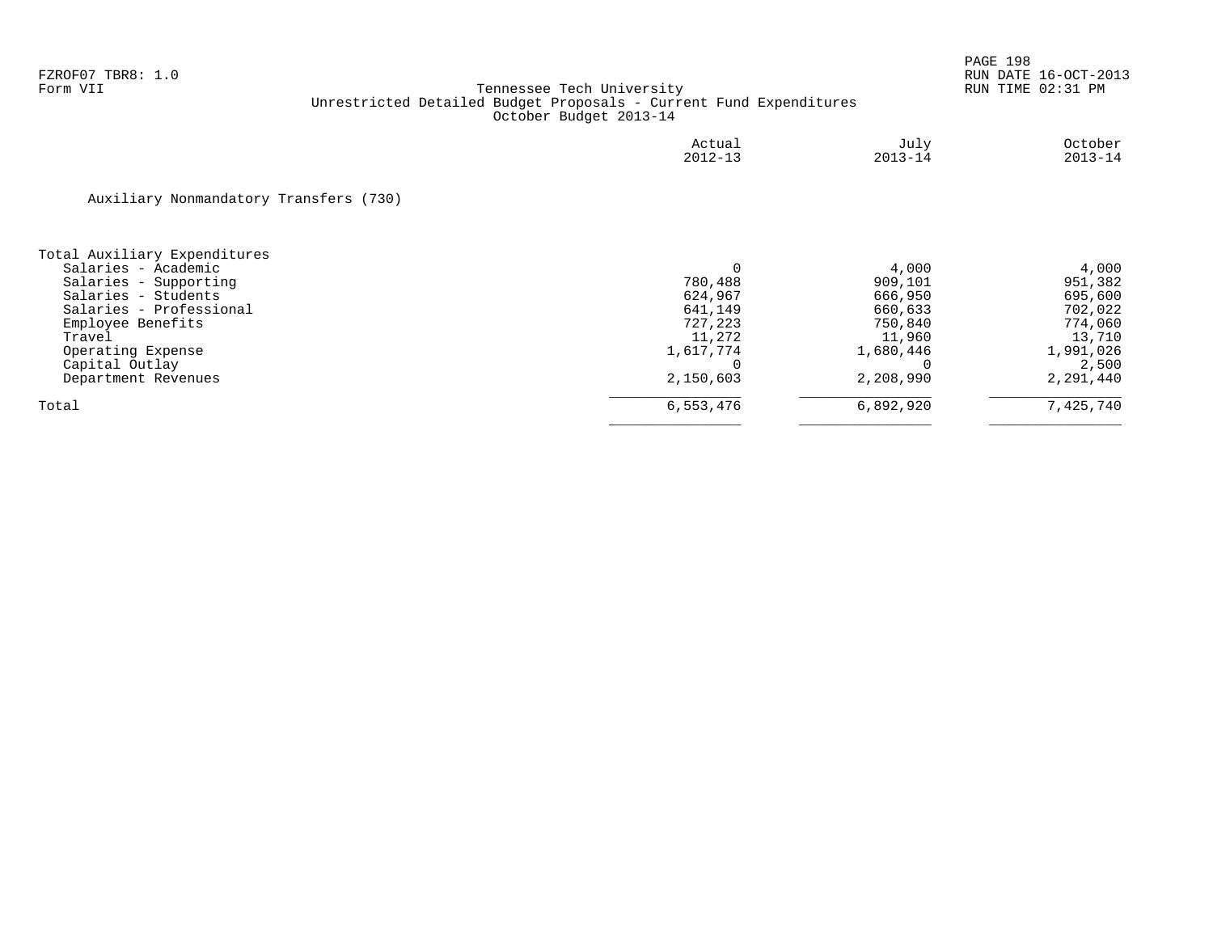FZROF07 TBR8: 1.0
Form VII

Tennessee Tech University
Unrestricted Detailed Budget Proposals - Current Fund Expenditures
October Budget 2013-14

RUN DATE 16-OCT-2013
RUN TIME 02:31 PM

Auxiliary Nonmandatory Transfers (730)

| | Actual 2012-13 | July 2013-14 | October 2013-14 |
|---|---|---|---|
| **Total Auxiliary Expenditures** | | | |
| Salaries - Academic | 0 | 4,000 | 4,000 |
| Salaries - Supporting | 780,488 | 909,101 | 951,382 |
| Salaries - Students | 624,967 | 666,950 | 695,600 |
| Salaries - Professional | 641,149 | 660,633 | 702,022 |
| Employee Benefits | 727,223 | 750,840 | 774,060 |
| Travel | 11,272 | 11,960 | 13,710 |
| Operating Expense | 1,617,774 | 1,680,446 | 1,991,026 |
| Capital Outlay | 0 | 0 | 2,500 |
| Department Revenues | 2,150,603 | 2,208,990 | 2,291,440 |
| Total | 6,553,476 | 6,892,920 | 7,425,740 |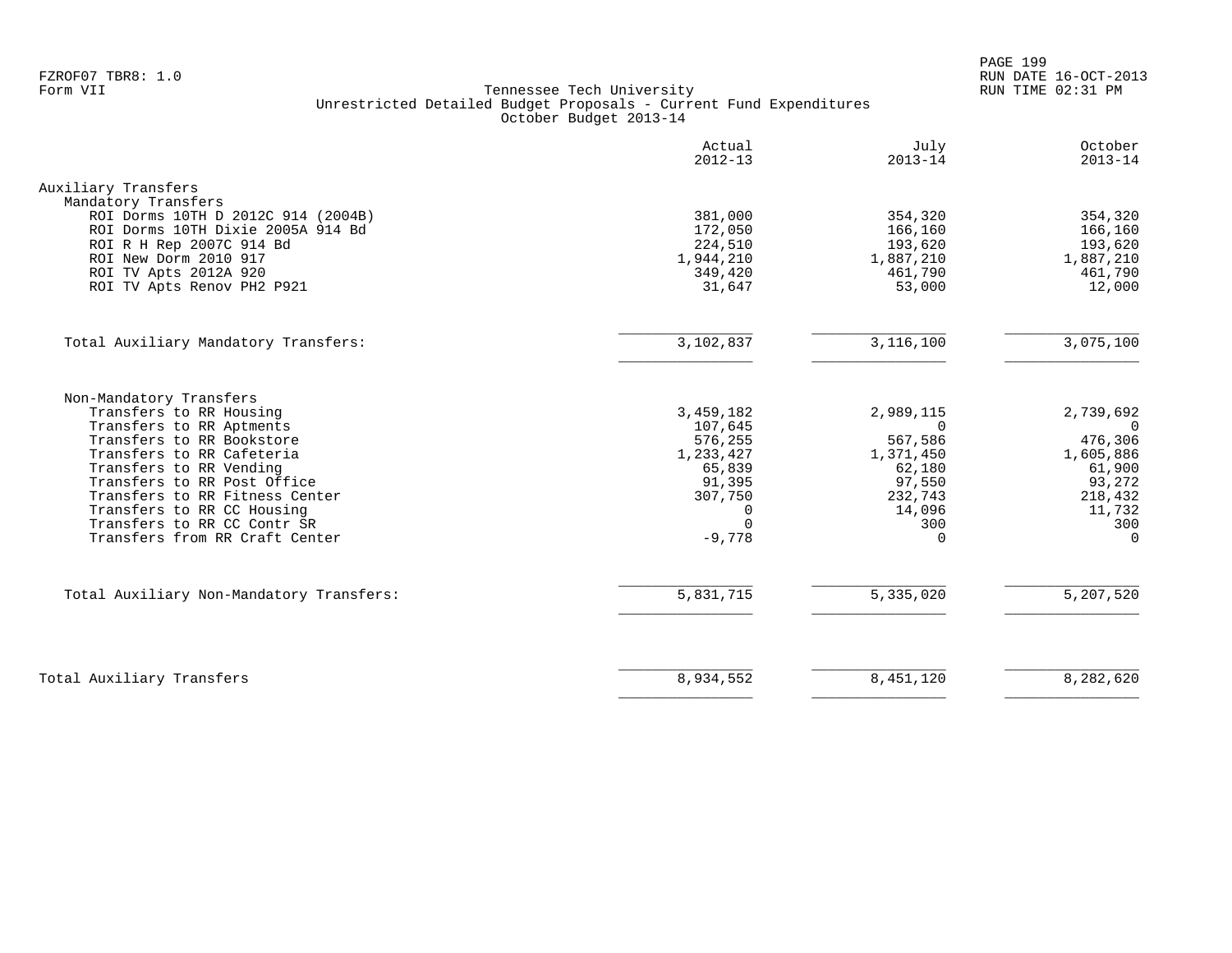Tennessee Tech University
Unrestricted Detailed Budget Proposals - Current Fund Expenditures
October Budget 2013-14

| | Actual 2012-13 | July 2013-14 | October 2013-14 |
|---|---|---|---|
| **Auxiliary Transfers** | | | |
| Mandatory Transfers | | | |
| ROI Dorms 10TH D 2012C 914 (2004B) | 381,000 | 354,320 | 354,320 |
| ROI Dorms 10TH Dixie 2005A 914 Bd | 172,050 | 166,160 | 166,160 |
| ROI R H Rep 2007C 914 Bd | 224,510 | 193,620 | 193,620 |
| ROI New Dorm 2010 917 | 1,944,210 | 1,887,210 | 1,887,210 |
| ROI TV Apts 2012A 920 | 349,420 | 461,790 | 461,790 |
| ROI TV Apts Renov PH2 P921 | 31,647 | 53,000 | 12,000 |
| Total Auxiliary Mandatory Transfers: | 3,102,837 | 3,116,100 | 3,075,100 |
| Non-Mandatory Transfers | | | |
| Transfers to RR Housing | 3,459,182 | 2,989,115 | 2,739,692 |
| Transfers to RR Aptments | 107,645 | 0 | 0 |
| Transfers to RR Bookstore | 576,255 | 567,586 | 476,306 |
| Transfers to RR Cafeteria | 1,233,427 | 1,371,450 | 1,605,886 |
| Transfers to RR Vending | 65,839 | 62,180 | 61,900 |
| Transfers to RR Post Office | 91,395 | 97,550 | 93,272 |
| Transfers to RR Fitness Center | 307,750 | 232,743 | 218,432 |
| Transfers to RR CC Housing | 0 | 14,096 | 11,732 |
| Transfers to RR CC Contr SR | 0 | 300 | 300 |
| Transfers from RR Craft Center | -9,778 | 0 | 0 |
| Total Auxiliary Non-Mandatory Transfers: | 5,831,715 | 5,335,020 | 5,207,520 |
| **Total Auxiliary Transfers** | 8,934,552 | 8,451,120 | 8,282,620 |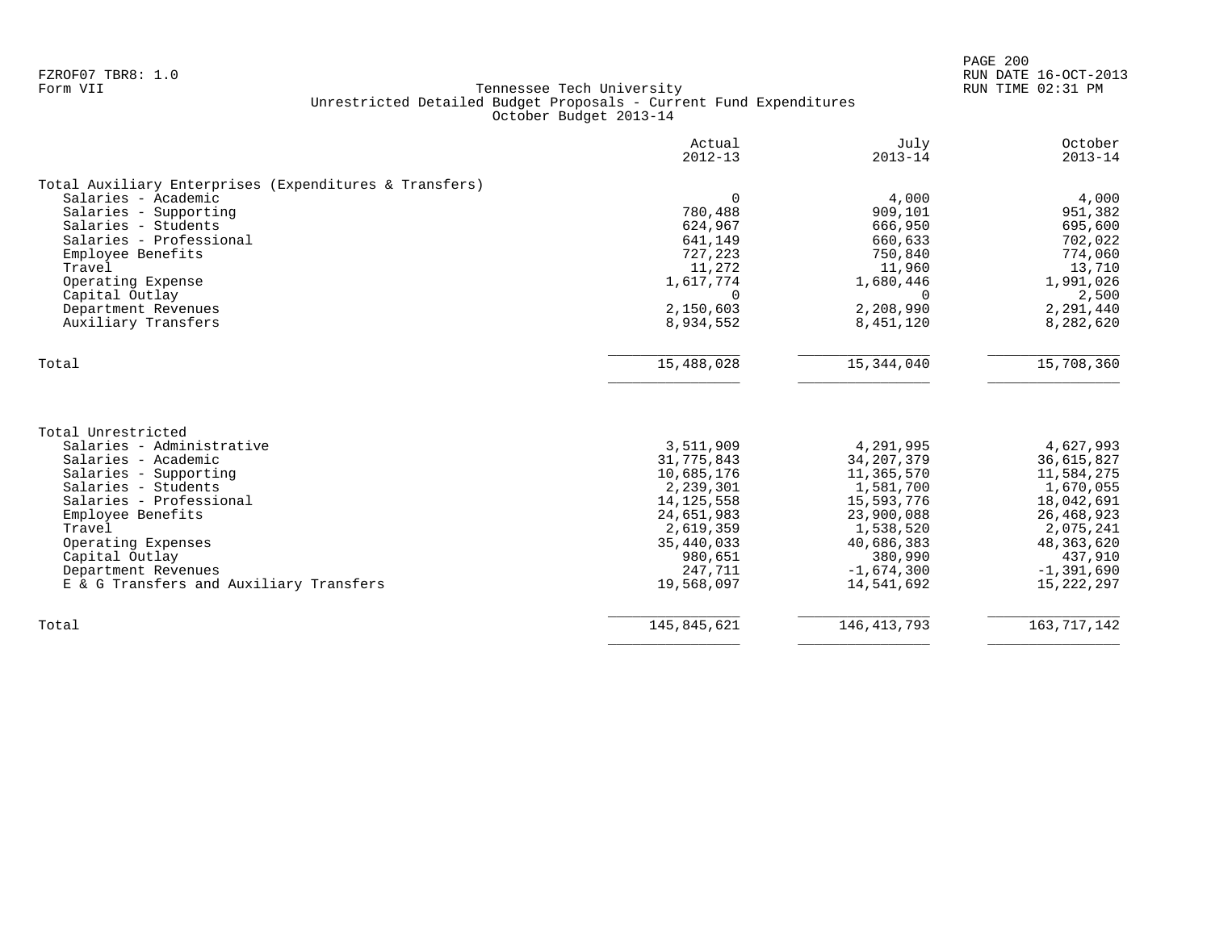FZROF07 TBR8: 1.0
Form VII

# Tennessee Tech University
## Unrestricted Detailed Budget Proposals - Current Fund Expenditures
### October Budget 2013-14

| | Actual 2012-13 | July 2013-14 | October 2013-14 |
|---|---|---|---|
| **Total Auxiliary Enterprises (Expenditures & Transfers)** | | | |
| Salaries - Academic | 0 | 4,000 | 4,000 |
| Salaries - Supporting | 780,488 | 909,101 | 951,382 |
| Salaries - Students | 624,967 | 666,950 | 695,600 |
| Salaries - Professional | 641,149 | 660,633 | 702,022 |
| Employee Benefits | 727,223 | 750,840 | 774,060 |
| Travel | 11,272 | 11,960 | 13,710 |
| Operating Expense | 1,617,774 | 1,680,446 | 1,991,026 |
| Capital Outlay | 0 | 0 | 2,500 |
| Department Revenues | 2,150,603 | 2,208,990 | 2,291,440 |
| Auxiliary Transfers | 8,934,552 | 8,451,120 | 8,282,620 |
| Total | 15,488,028 | 15,344,040 | 15,708,360 |
| **Total Unrestricted** | | | |
| Salaries - Administrative | 3,511,909 | 4,291,995 | 4,627,993 |
| Salaries - Academic | 31,775,843 | 34,207,379 | 36,615,827 |
| Salaries - Supporting | 10,685,176 | 11,365,570 | 11,584,275 |
| Salaries - Students | 2,239,301 | 1,581,700 | 1,670,055 |
| Salaries - Professional | 14,125,558 | 15,593,776 | 18,042,691 |
| Employee Benefits | 24,651,983 | 23,900,088 | 26,468,923 |
| Travel | 2,619,359 | 1,538,520 | 2,075,241 |
| Operating Expenses | 35,440,033 | 40,686,383 | 48,363,620 |
| Capital Outlay | 980,651 | 380,990 | 437,910 |
| Department Revenues | 247,711 | -1,674,300 | -1,391,690 |
| E & G Transfers and Auxiliary Transfers | 19,568,097 | 14,541,692 | 15,222,297 |
| Total | 145,845,621 | 146,413,793 | 163,717,142 |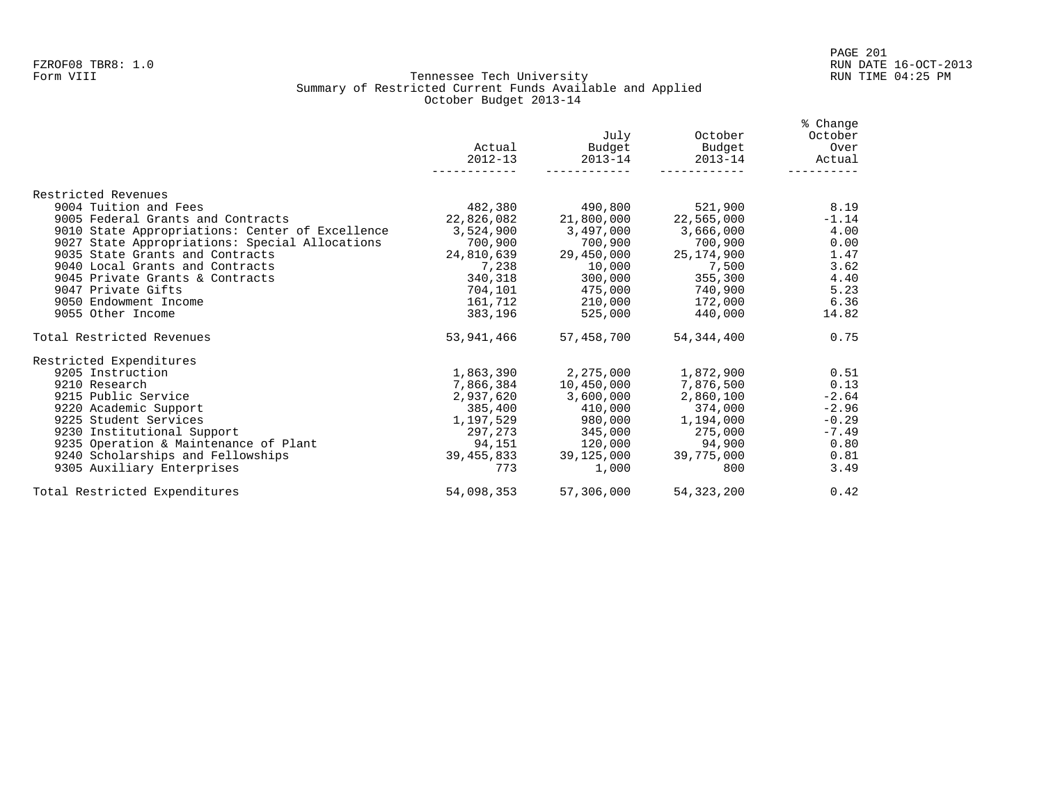FZROF08 TBR8: 1.0
Form VIII

Tennessee Tech University
Summary of Restricted Current Funds Available and Applied
October Budget 2013-14

RUN DATE 16-OCT-2013
RUN TIME 04:25 PM

| | Actual 2012-13 | July Budget 2013-14 | October Budget 2013-14 | % Change October Over Actual |
|---|---|---|---|---|
| Restricted Revenues | | | | |
| 9004 Tuition and Fees | 482,380 | 490,800 | 521,900 | 8.19 |
| 9005 Federal Grants and Contracts | 22,826,082 | 21,800,000 | 22,565,000 | -1.14 |
| 9010 State Appropriations: Center of Excellence | 3,524,900 | 3,497,000 | 3,666,000 | 4.00 |
| 9027 State Appropriations: Special Allocations | 700,900 | 700,900 | 700,900 | 0.00 |
| 9035 State Grants and Contracts | 24,810,639 | 29,450,000 | 25,174,900 | 1.47 |
| 9040 Local Grants and Contracts | 7,238 | 10,000 | 7,500 | 3.62 |
| 9045 Private Grants & Contracts | 340,318 | 300,000 | 355,300 | 4.40 |
| 9047 Private Gifts | 704,101 | 475,000 | 740,900 | 5.23 |
| 9050 Endowment Income | 161,712 | 210,000 | 172,000 | 6.36 |
| 9055 Other Income | 383,196 | 525,000 | 440,000 | 14.82 |
| Total Restricted Revenues | 53,941,466 | 57,458,700 | 54,344,400 | 0.75 |
| Restricted Expenditures | | | | |
| 9205 Instruction | 1,863,390 | 2,275,000 | 1,872,900 | 0.51 |
| 9210 Research | 7,866,384 | 10,450,000 | 7,876,500 | 0.13 |
| 9215 Public Service | 2,937,620 | 3,600,000 | 2,860,100 | -2.64 |
| 9220 Academic Support | 385,400 | 410,000 | 374,000 | -2.96 |
| 9225 Student Services | 1,197,529 | 980,000 | 1,194,000 | -0.29 |
| 9230 Institutional Support | 297,273 | 345,000 | 275,000 | -7.49 |
| 9235 Operation & Maintenance of Plant | 94,151 | 120,000 | 94,900 | 0.80 |
| 9240 Scholarships and Fellowships | 39,455,833 | 39,125,000 | 39,775,000 | 0.81 |
| 9305 Auxiliary Enterprises | 773 | 1,000 | 800 | 3.49 |
| Total Restricted Expenditures | 54,098,353 | 57,306,000 | 54,323,200 | 0.42 |